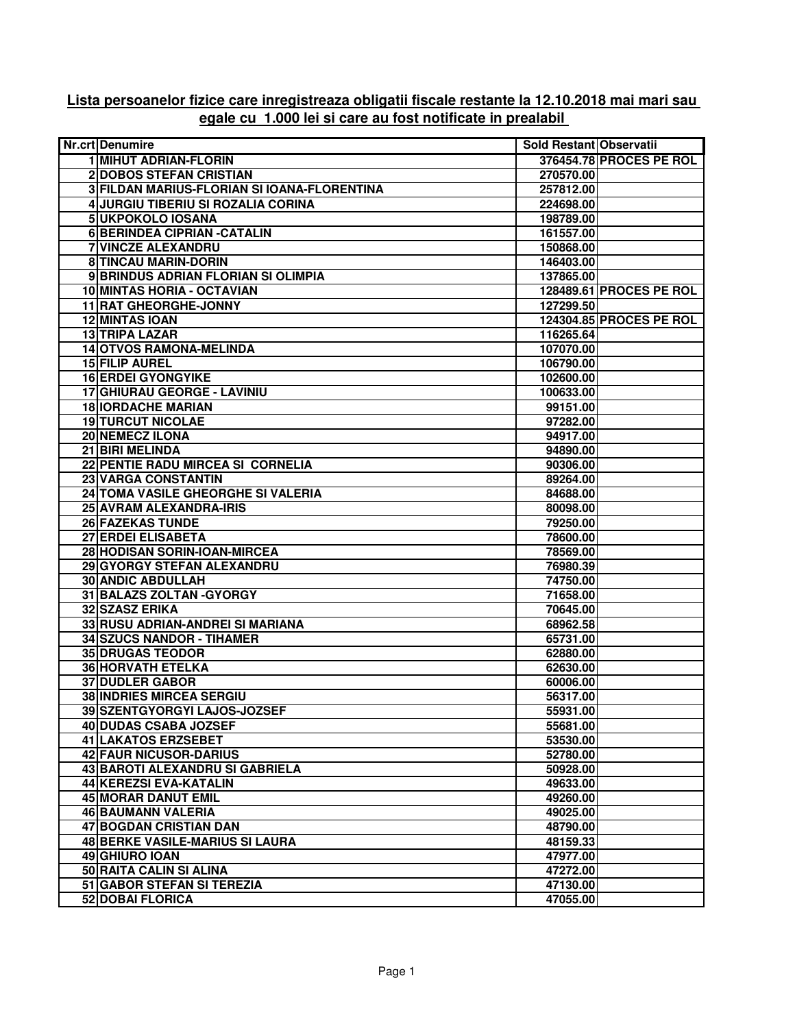**Lista persoanelor fizice care inregistreaza obligatii fiscale restante la 12.10.2018 mai mari sau egale cu 1.000 lei si care au fost notificate in prealabil**

| Nr.crt | Denumire | Sold Restant | Observatii |
|---|---|---|---|
| 1 | MIHUT ADRIAN-FLORIN | 376454.78 | PROCES PE ROL |
| 2 | DOBOS STEFAN CRISTIAN | 270570.00 | |
| 3 | FILDAN MARIUS-FLORIAN SI IOANA-FLORENTINA | 257812.00 | |
| 4 | JURGIU TIBERIU SI ROZALIA CORINA | 224698.00 | |
| 5 | UKPOKOLO IOSANA | 198789.00 | |
| 6 | BERINDEA CIPRIAN -CATALIN | 161557.00 | |
| 7 | VINCZE ALEXANDRU | 150868.00 | |
| 8 | TINCAU MARIN-DORIN | 146403.00 | |
| 9 | BRINDUS ADRIAN FLORIAN SI OLIMPIA | 137865.00 | |
| 10 | MINTAS HORIA - OCTAVIAN | 128489.61 | PROCES PE ROL |
| 11 | RAT GHEORGHE-JONNY | 127299.50 | |
| 12 | MINTAS IOAN | 124304.85 | PROCES PE ROL |
| 13 | TRIPA LAZAR | 116265.64 | |
| 14 | OTVOS RAMONA-MELINDA | 107070.00 | |
| 15 | FILIP AUREL | 106790.00 | |
| 16 | ERDEI GYONGYIKE | 102600.00 | |
| 17 | GHIURAU GEORGE - LAVINIU | 100633.00 | |
| 18 | IORDACHE MARIAN | 99151.00 | |
| 19 | TURCUT NICOLAE | 97282.00 | |
| 20 | NEMECZ ILONA | 94917.00 | |
| 21 | BIRI MELINDA | 94890.00 | |
| 22 | PENTIE RADU MIRCEA SI CORNELIA | 90306.00 | |
| 23 | VARGA CONSTANTIN | 89264.00 | |
| 24 | TOMA VASILE GHEORGHE SI VALERIA | 84688.00 | |
| 25 | AVRAM ALEXANDRA-IRIS | 80098.00 | |
| 26 | FAZEKAS TUNDE | 79250.00 | |
| 27 | ERDEI ELISABETA | 78600.00 | |
| 28 | HODISAN SORIN-IOAN-MIRCEA | 78569.00 | |
| 29 | GYORGY STEFAN ALEXANDRU | 76980.39 | |
| 30 | ANDIC ABDULLAH | 74750.00 | |
| 31 | BALAZS ZOLTAN -GYORGY | 71658.00 | |
| 32 | SZASZ ERIKA | 70645.00 | |
| 33 | RUSU ADRIAN-ANDREI SI MARIANA | 68962.58 | |
| 34 | SZUCS NANDOR - TIHAMER | 65731.00 | |
| 35 | DRUGAS TEODOR | 62880.00 | |
| 36 | HORVATH ETELKA | 62630.00 | |
| 37 | DUDLER GABOR | 60006.00 | |
| 38 | INDRIES MIRCEA SERGIU | 56317.00 | |
| 39 | SZENTGYORGYI LAJOS-JOZSEF | 55931.00 | |
| 40 | DUDAS CSABA JOZSEF | 55681.00 | |
| 41 | LAKATOS ERZSEBET | 53530.00 | |
| 42 | FAUR NICUSOR-DARIUS | 52780.00 | |
| 43 | BAROTI ALEXANDRU SI GABRIELA | 50928.00 | |
| 44 | KEREZSI EVA-KATALIN | 49633.00 | |
| 45 | MORAR DANUT EMIL | 49260.00 | |
| 46 | BAUMANN VALERIA | 49025.00 | |
| 47 | BOGDAN CRISTIAN DAN | 48790.00 | |
| 48 | BERKE VASILE-MARIUS SI LAURA | 48159.33 | |
| 49 | GHIURO IOAN | 47977.00 | |
| 50 | RAITA CALIN SI ALINA | 47272.00 | |
| 51 | GABOR STEFAN SI TEREZIA | 47130.00 | |
| 52 | DOBAI FLORICA | 47055.00 | |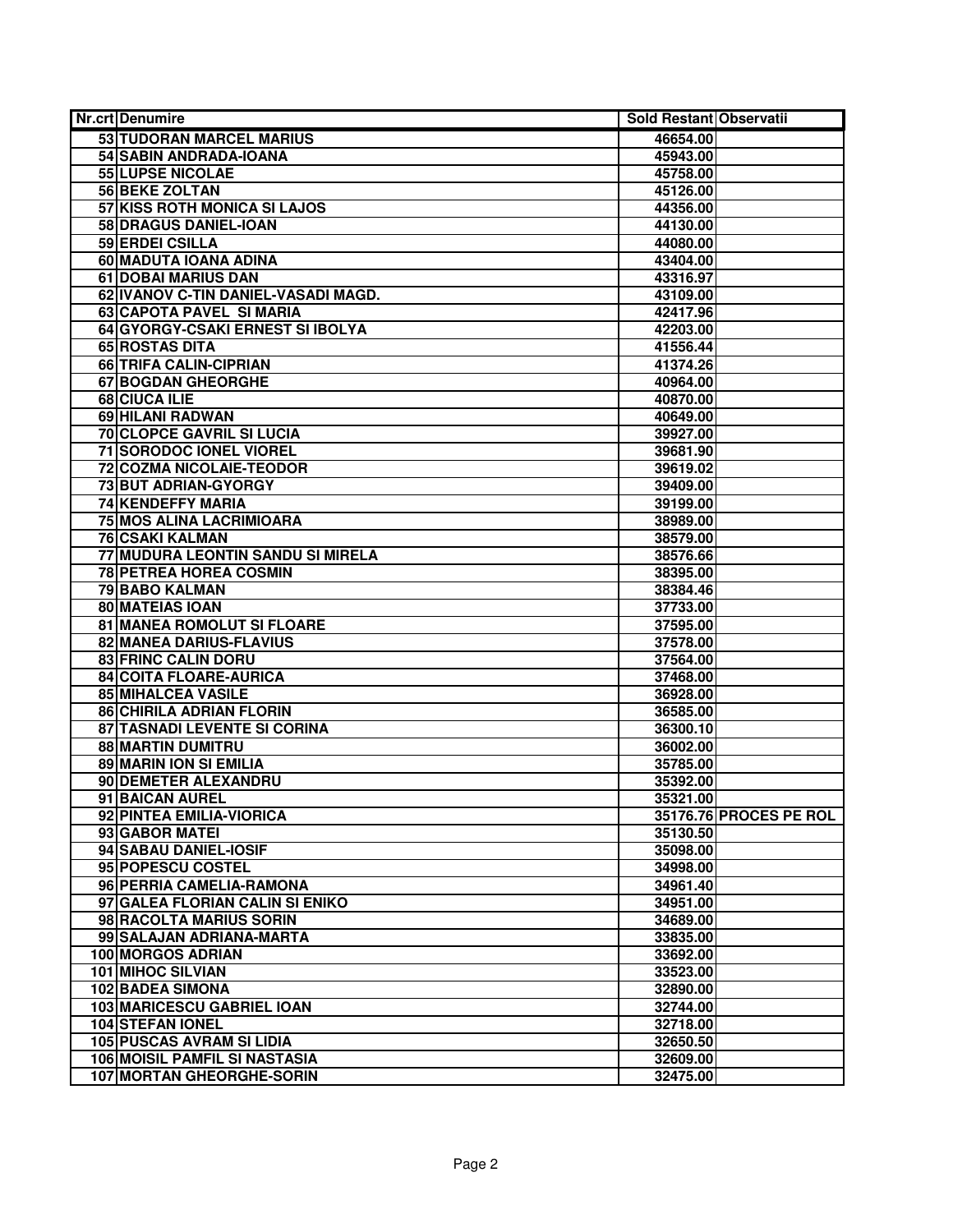| Nr.crt | Denumire | Sold Restant | Observatii |
|---|---|---|---|
| 53 | TUDORAN MARCEL MARIUS | 46654.00 | |
| 54 | SABIN ANDRADA-IOANA | 45943.00 | |
| 55 | LUPSE NICOLAE | 45758.00 | |
| 56 | BEKE ZOLTAN | 45126.00 | |
| 57 | KISS ROTH MONICA SI LAJOS | 44356.00 | |
| 58 | DRAGUS DANIEL-IOAN | 44130.00 | |
| 59 | ERDEI CSILLA | 44080.00 | |
| 60 | MADUTA IOANA ADINA | 43404.00 | |
| 61 | DOBAI MARIUS DAN | 43316.97 | |
| 62 | IVANOV C-TIN DANIEL-VASADI MAGD. | 43109.00 | |
| 63 | CAPOTA PAVEL SI MARIA | 42417.96 | |
| 64 | GYORGY-CSAKI ERNEST SI IBOLYA | 42203.00 | |
| 65 | ROSTAS DITA | 41556.44 | |
| 66 | TRIFA CALIN-CIPRIAN | 41374.26 | |
| 67 | BOGDAN GHEORGHE | 40964.00 | |
| 68 | CIUCA ILIE | 40870.00 | |
| 69 | HILANI RADWAN | 40649.00 | |
| 70 | CLOPCE GAVRIL SI LUCIA | 39927.00 | |
| 71 | SORODOC IONEL VIOREL | 39681.90 | |
| 72 | COZMA NICOLAIE-TEODOR | 39619.02 | |
| 73 | BUT ADRIAN-GYORGY | 39409.00 | |
| 74 | KENDEFFY MARIA | 39199.00 | |
| 75 | MOS ALINA LACRIMIOARA | 38989.00 | |
| 76 | CSAKI KALMAN | 38579.00 | |
| 77 | MUDURA LEONTIN SANDU SI MIRELA | 38576.66 | |
| 78 | PETREA HOREA COSMIN | 38395.00 | |
| 79 | BABO KALMAN | 38384.46 | |
| 80 | MATEIAS IOAN | 37733.00 | |
| 81 | MANEA ROMOLUT SI FLOARE | 37595.00 | |
| 82 | MANEA DARIUS-FLAVIUS | 37578.00 | |
| 83 | FRINC CALIN DORU | 37564.00 | |
| 84 | COITA FLOARE-AURICA | 37468.00 | |
| 85 | MIHALCEA VASILE | 36928.00 | |
| 86 | CHIRILA ADRIAN FLORIN | 36585.00 | |
| 87 | TASNADI LEVENTE SI CORINA | 36300.10 | |
| 88 | MARTIN DUMITRU | 36002.00 | |
| 89 | MARIN ION SI EMILIA | 35785.00 | |
| 90 | DEMETER ALEXANDRU | 35392.00 | |
| 91 | BAICAN AUREL | 35321.00 | |
| 92 | PINTEA EMILIA-VIORICA | 35176.76 | PROCES PE ROL |
| 93 | GABOR MATEI | 35130.50 | |
| 94 | SABAU DANIEL-IOSIF | 35098.00 | |
| 95 | POPESCU COSTEL | 34998.00 | |
| 96 | PERRIA CAMELIA-RAMONA | 34961.40 | |
| 97 | GALEA FLORIAN CALIN SI ENIKO | 34951.00 | |
| 98 | RACOLTA MARIUS SORIN | 34689.00 | |
| 99 | SALAJAN ADRIANA-MARTA | 33835.00 | |
| 100 | MORGOS ADRIAN | 33692.00 | |
| 101 | MIHOC SILVIAN | 33523.00 | |
| 102 | BADEA SIMONA | 32890.00 | |
| 103 | MARICESCU GABRIEL IOAN | 32744.00 | |
| 104 | STEFAN IONEL | 32718.00 | |
| 105 | PUSCAS AVRAM SI LIDIA | 32650.50 | |
| 106 | MOISIL PAMFIL SI NASTASIA | 32609.00 | |
| 107 | MORTAN GHEORGHE-SORIN | 32475.00 | |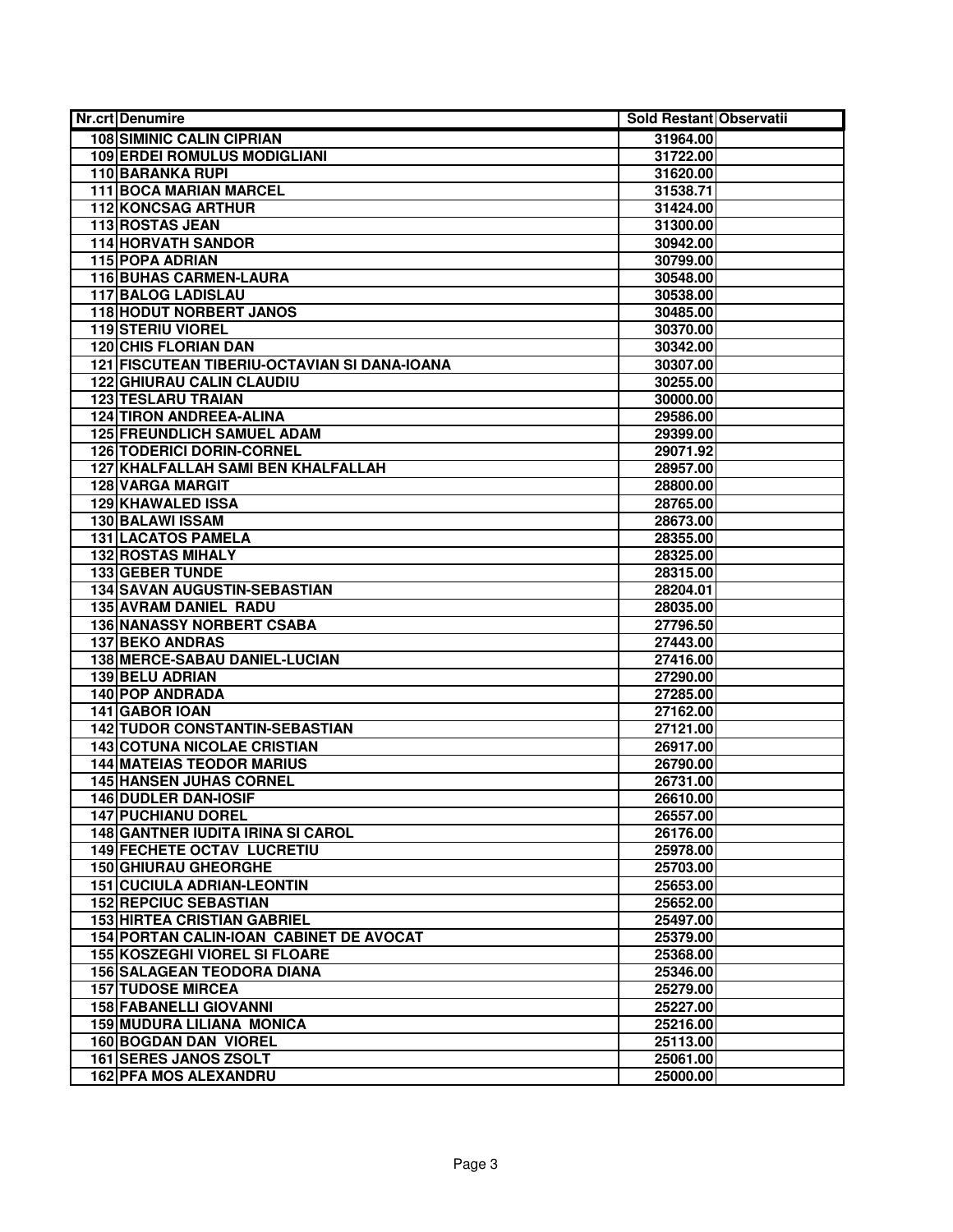| Nr.crt | Denumire | Sold Restant | Observatii |
|---|---|---|---|
| 108 | SIMINIC CALIN CIPRIAN | 31964.00 | |
| 109 | ERDEI ROMULUS MODIGLIANI | 31722.00 | |
| 110 | BARANKA RUPI | 31620.00 | |
| 111 | BOCA MARIAN MARCEL | 31538.71 | |
| 112 | KONCSAG ARTHUR | 31424.00 | |
| 113 | ROSTAS JEAN | 31300.00 | |
| 114 | HORVATH SANDOR | 30942.00 | |
| 115 | POPA ADRIAN | 30799.00 | |
| 116 | BUHAS CARMEN-LAURA | 30548.00 | |
| 117 | BALOG LADISLAU | 30538.00 | |
| 118 | HODUT NORBERT JANOS | 30485.00 | |
| 119 | STERIU VIOREL | 30370.00 | |
| 120 | CHIS FLORIAN DAN | 30342.00 | |
| 121 | FISCUTEAN TIBERIU-OCTAVIAN SI DANA-IOANA | 30307.00 | |
| 122 | GHIURAU CALIN CLAUDIU | 30255.00 | |
| 123 | TESLARU TRAIAN | 30000.00 | |
| 124 | TIRON ANDREEA-ALINA | 29586.00 | |
| 125 | FREUNDLICH SAMUEL ADAM | 29399.00 | |
| 126 | TODERICI DORIN-CORNEL | 29071.92 | |
| 127 | KHALFALLAH SAMI BEN KHALFALLAH | 28957.00 | |
| 128 | VARGA MARGIT | 28800.00 | |
| 129 | KHAWALED ISSA | 28765.00 | |
| 130 | BALAWI ISSAM | 28673.00 | |
| 131 | LACATOS PAMELA | 28355.00 | |
| 132 | ROSTAS MIHALY | 28325.00 | |
| 133 | GEBER TUNDE | 28315.00 | |
| 134 | SAVAN AUGUSTIN-SEBASTIAN | 28204.01 | |
| 135 | AVRAM DANIEL RADU | 28035.00 | |
| 136 | NANASSY NORBERT CSABA | 27796.50 | |
| 137 | BEKO ANDRAS | 27443.00 | |
| 138 | MERCE-SABAU DANIEL-LUCIAN | 27416.00 | |
| 139 | BELU ADRIAN | 27290.00 | |
| 140 | POP ANDRADA | 27285.00 | |
| 141 | GABOR IOAN | 27162.00 | |
| 142 | TUDOR CONSTANTIN-SEBASTIAN | 27121.00 | |
| 143 | COTUNA NICOLAE CRISTIAN | 26917.00 | |
| 144 | MATEIAS TEODOR MARIUS | 26790.00 | |
| 145 | HANSEN JUHAS CORNEL | 26731.00 | |
| 146 | DUDLER DAN-IOSIF | 26610.00 | |
| 147 | PUCHIANU DOREL | 26557.00 | |
| 148 | GANTNER IUDITA IRINA SI CAROL | 26176.00 | |
| 149 | FECHETE OCTAV LUCRETIU | 25978.00 | |
| 150 | GHIURAU GHEORGHE | 25703.00 | |
| 151 | CUCIULA ADRIAN-LEONTIN | 25653.00 | |
| 152 | REPCIUC SEBASTIAN | 25652.00 | |
| 153 | HIRTEA CRISTIAN GABRIEL | 25497.00 | |
| 154 | PORTAN CALIN-IOAN CABINET DE AVOCAT | 25379.00 | |
| 155 | KOSZEGHI VIOREL SI FLOARE | 25368.00 | |
| 156 | SALAGEAN TEODORA DIANA | 25346.00 | |
| 157 | TUDOSE MIRCEA | 25279.00 | |
| 158 | FABANELLI GIOVANNI | 25227.00 | |
| 159 | MUDURA LILIANA MONICA | 25216.00 | |
| 160 | BOGDAN DAN VIOREL | 25113.00 | |
| 161 | SERES JANOS ZSOLT | 25061.00 | |
| 162 | PFA MOS ALEXANDRU | 25000.00 | |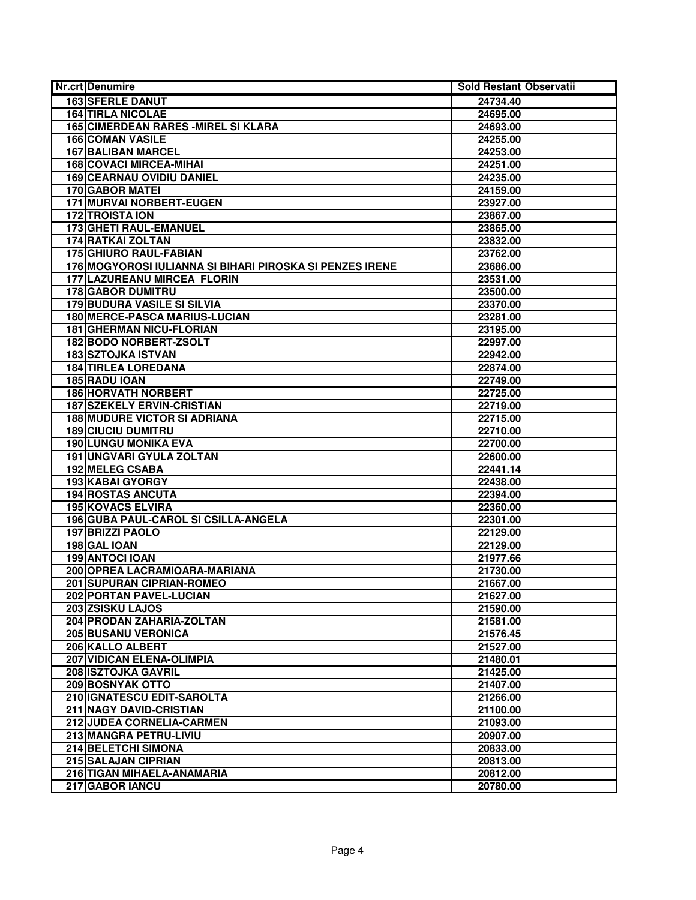| Nr.crt | Denumire | Sold Restant | Observatii |
|---|---|---|---|
| 163 | SFERLE DANUT | 24734.40 | |
| 164 | TIRLA NICOLAE | 24695.00 | |
| 165 | CIMERDEAN RARES -MIREL SI KLARA | 24693.00 | |
| 166 | COMAN VASILE | 24255.00 | |
| 167 | BALIBAN MARCEL | 24253.00 | |
| 168 | COVACI MIRCEA-MIHAI | 24251.00 | |
| 169 | CEARNAU OVIDIU DANIEL | 24235.00 | |
| 170 | GABOR MATEI | 24159.00 | |
| 171 | MURVAI NORBERT-EUGEN | 23927.00 | |
| 172 | TROISTA ION | 23867.00 | |
| 173 | GHETI RAUL-EMANUEL | 23865.00 | |
| 174 | RATKAI ZOLTAN | 23832.00 | |
| 175 | GHIURO RAUL-FABIAN | 23762.00 | |
| 176 | MOGYOROSI IULIANNA SI BIHARI PIROSKA SI PENZES IRENE | 23686.00 | |
| 177 | LAZUREANU MIRCEA FLORIN | 23531.00 | |
| 178 | GABOR DUMITRU | 23500.00 | |
| 179 | BUDURA VASILE SI SILVIA | 23370.00 | |
| 180 | MERCE-PASCA MARIUS-LUCIAN | 23281.00 | |
| 181 | GHERMAN NICU-FLORIAN | 23195.00 | |
| 182 | BODO NORBERT-ZSOLT | 22997.00 | |
| 183 | SZTOJKA ISTVAN | 22942.00 | |
| 184 | TIRLEA LOREDANA | 22874.00 | |
| 185 | RADU IOAN | 22749.00 | |
| 186 | HORVATH NORBERT | 22725.00 | |
| 187 | SZEKELY ERVIN-CRISTIAN | 22719.00 | |
| 188 | MUDURE VICTOR SI ADRIANA | 22715.00 | |
| 189 | CIUCIU DUMITRU | 22710.00 | |
| 190 | LUNGU MONIKA EVA | 22700.00 | |
| 191 | UNGVARI GYULA ZOLTAN | 22600.00 | |
| 192 | MELEG CSABA | 22441.14 | |
| 193 | KABAI GYORGY | 22438.00 | |
| 194 | ROSTAS ANCUTA | 22394.00 | |
| 195 | KOVACS ELVIRA | 22360.00 | |
| 196 | GUBA PAUL-CAROL SI CSILLA-ANGELA | 22301.00 | |
| 197 | BRIZZI PAOLO | 22129.00 | |
| 198 | GAL IOAN | 22129.00 | |
| 199 | ANTOCI IOAN | 21977.66 | |
| 200 | OPREA LACRAMIOARA-MARIANA | 21730.00 | |
| 201 | SUPURAN CIPRIAN-ROMEO | 21667.00 | |
| 202 | PORTAN PAVEL-LUCIAN | 21627.00 | |
| 203 | ZSISKU LAJOS | 21590.00 | |
| 204 | PRODAN ZAHARIA-ZOLTAN | 21581.00 | |
| 205 | BUSANU VERONICA | 21576.45 | |
| 206 | KALLO ALBERT | 21527.00 | |
| 207 | VIDICAN ELENA-OLIMPIA | 21480.01 | |
| 208 | ISZTOJKA GAVRIL | 21425.00 | |
| 209 | BOSNYAK OTTO | 21407.00 | |
| 210 | IGNATESCU EDIT-SAROLTA | 21266.00 | |
| 211 | NAGY DAVID-CRISTIAN | 21100.00 | |
| 212 | JUDEA CORNELIA-CARMEN | 21093.00 | |
| 213 | MANGRA PETRU-LIVIU | 20907.00 | |
| 214 | BELETCHI SIMONA | 20833.00 | |
| 215 | SALAJAN CIPRIAN | 20813.00 | |
| 216 | TIGAN MIHAELA-ANAMARIA | 20812.00 | |
| 217 | GABOR IANCU | 20780.00 | |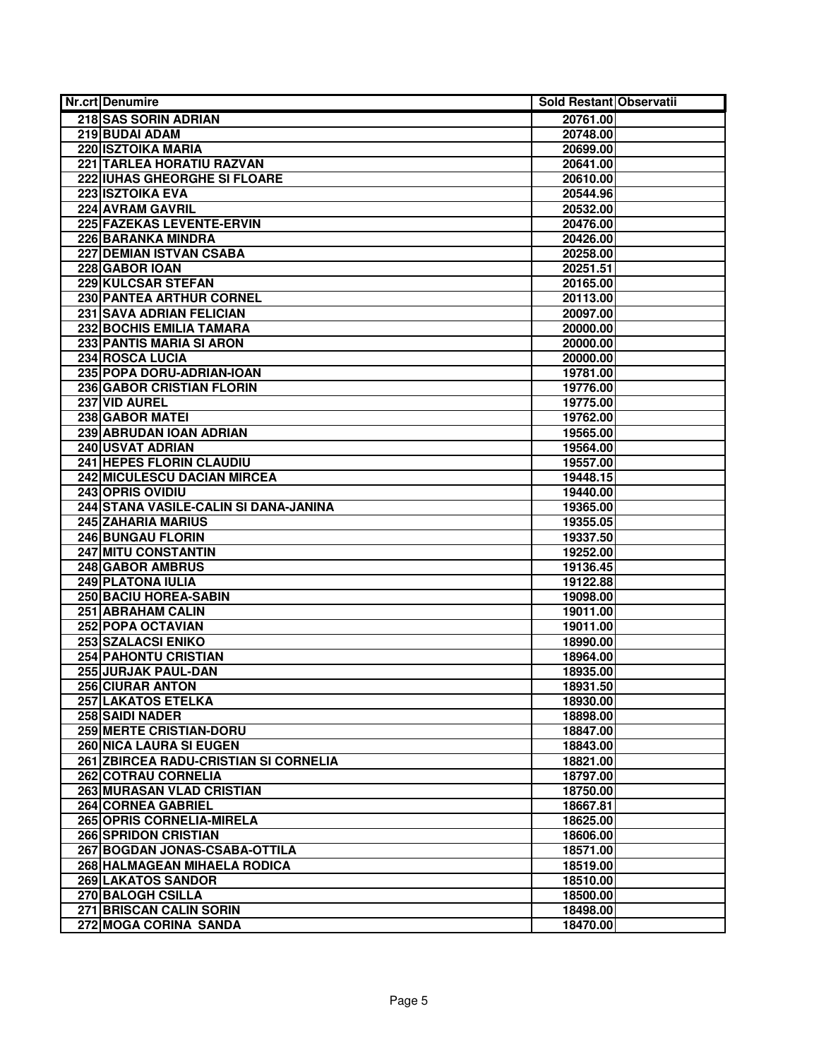| Nr.crt | Denumire | Sold Restant | Observatii |
|---|---|---|---|
| 218 | SAS SORIN ADRIAN | 20761.00 | |
| 219 | BUDAI ADAM | 20748.00 | |
| 220 | ISZTOIKA MARIA | 20699.00 | |
| 221 | TARLEA HORATIU RAZVAN | 20641.00 | |
| 222 | IUHAS GHEORGHE SI FLOARE | 20610.00 | |
| 223 | ISZTOIKA EVA | 20544.96 | |
| 224 | AVRAM GAVRIL | 20532.00 | |
| 225 | FAZEKAS LEVENTE-ERVIN | 20476.00 | |
| 226 | BARANKA MINDRA | 20426.00 | |
| 227 | DEMIAN ISTVAN CSABA | 20258.00 | |
| 228 | GABOR IOAN | 20251.51 | |
| 229 | KULCSAR STEFAN | 20165.00 | |
| 230 | PANTEA ARTHUR CORNEL | 20113.00 | |
| 231 | SAVA ADRIAN FELICIAN | 20097.00 | |
| 232 | BOCHIS EMILIA TAMARA | 20000.00 | |
| 233 | PANTIS MARIA SI ARON | 20000.00 | |
| 234 | ROSCA LUCIA | 20000.00 | |
| 235 | POPA DORU-ADRIAN-IOAN | 19781.00 | |
| 236 | GABOR CRISTIAN FLORIN | 19776.00 | |
| 237 | VID AUREL | 19775.00 | |
| 238 | GABOR MATEI | 19762.00 | |
| 239 | ABRUDAN IOAN ADRIAN | 19565.00 | |
| 240 | USVAT ADRIAN | 19564.00 | |
| 241 | HEPES FLORIN CLAUDIU | 19557.00 | |
| 242 | MICULESCU DACIAN MIRCEA | 19448.15 | |
| 243 | OPRIS OVIDIU | 19440.00 | |
| 244 | STANA VASILE-CALIN SI DANA-JANINA | 19365.00 | |
| 245 | ZAHARIA MARIUS | 19355.05 | |
| 246 | BUNGAU FLORIN | 19337.50 | |
| 247 | MITU CONSTANTIN | 19252.00 | |
| 248 | GABOR AMBRUS | 19136.45 | |
| 249 | PLATONA IULIA | 19122.88 | |
| 250 | BACIU HOREA-SABIN | 19098.00 | |
| 251 | ABRAHAM CALIN | 19011.00 | |
| 252 | POPA OCTAVIAN | 19011.00 | |
| 253 | SZALACSI ENIKO | 18990.00 | |
| 254 | PAHONTU CRISTIAN | 18964.00 | |
| 255 | JURJAK PAUL-DAN | 18935.00 | |
| 256 | CIURAR ANTON | 18931.50 | |
| 257 | LAKATOS ETELKA | 18930.00 | |
| 258 | SAIDI NADER | 18898.00 | |
| 259 | MERTE CRISTIAN-DORU | 18847.00 | |
| 260 | NICA LAURA SI EUGEN | 18843.00 | |
| 261 | ZBIRCEA RADU-CRISTIAN SI CORNELIA | 18821.00 | |
| 262 | COTRAU CORNELIA | 18797.00 | |
| 263 | MURASAN VLAD CRISTIAN | 18750.00 | |
| 264 | CORNEA GABRIEL | 18667.81 | |
| 265 | OPRIS CORNELIA-MIRELA | 18625.00 | |
| 266 | SPRIDON CRISTIAN | 18606.00 | |
| 267 | BOGDAN JONAS-CSABA-OTTILA | 18571.00 | |
| 268 | HALMAGEAN MIHAELA RODICA | 18519.00 | |
| 269 | LAKATOS SANDOR | 18510.00 | |
| 270 | BALOGH CSILLA | 18500.00 | |
| 271 | BRISCAN CALIN SORIN | 18498.00 | |
| 272 | MOGA CORINA SANDA | 18470.00 | |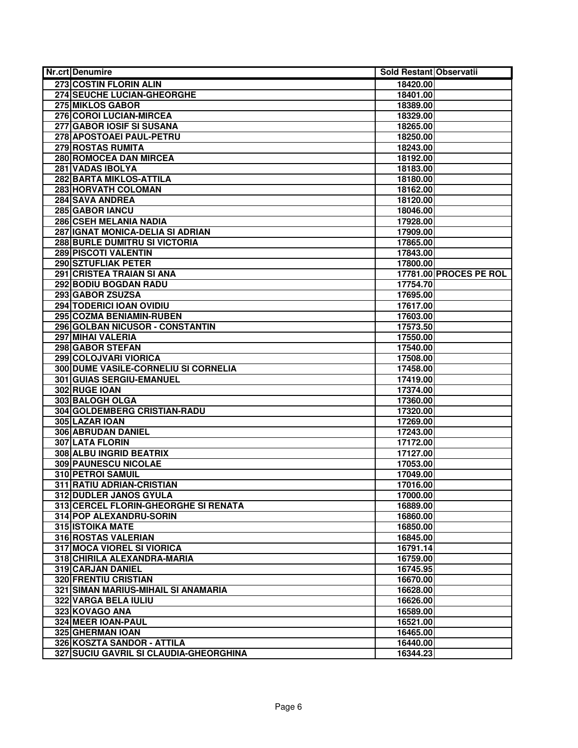| Nr.crt | Denumire | Sold Restant | Observatii |
|---|---|---|---|
| 273 | COSTIN FLORIN ALIN | 18420.00 | |
| 274 | SEUCHE LUCIAN-GHEORGHE | 18401.00 | |
| 275 | MIKLOS GABOR | 18389.00 | |
| 276 | COROI LUCIAN-MIRCEA | 18329.00 | |
| 277 | GABOR IOSIF SI SUSANA | 18265.00 | |
| 278 | APOSTOAEI PAUL-PETRU | 18250.00 | |
| 279 | ROSTAS RUMITA | 18243.00 | |
| 280 | ROMOCEA DAN MIRCEA | 18192.00 | |
| 281 | VADAS IBOLYA | 18183.00 | |
| 282 | BARTA MIKLOS-ATTILA | 18180.00 | |
| 283 | HORVATH COLOMAN | 18162.00 | |
| 284 | SAVA ANDREA | 18120.00 | |
| 285 | GABOR IANCU | 18046.00 | |
| 286 | CSEH MELANIA NADIA | 17928.00 | |
| 287 | IGNAT MONICA-DELIA SI ADRIAN | 17909.00 | |
| 288 | BURLE DUMITRU SI VICTORIA | 17865.00 | |
| 289 | PISCOTI VALENTIN | 17843.00 | |
| 290 | SZTUFLIAK PETER | 17800.00 | |
| 291 | CRISTEA TRAIAN SI ANA | 17781.00 | PROCES PE ROL |
| 292 | BODIU BOGDAN RADU | 17754.70 | |
| 293 | GABOR ZSUZSA | 17695.00 | |
| 294 | TODERICI IOAN OVIDIU | 17617.00 | |
| 295 | COZMA BENIAMIN-RUBEN | 17603.00 | |
| 296 | GOLBAN NICUSOR - CONSTANTIN | 17573.50 | |
| 297 | MIHAI VALERIA | 17550.00 | |
| 298 | GABOR STEFAN | 17540.00 | |
| 299 | COLOJVARI VIORICA | 17508.00 | |
| 300 | DUME VASILE-CORNELIU SI CORNELIA | 17458.00 | |
| 301 | GUIAS SERGIU-EMANUEL | 17419.00 | |
| 302 | RUGE IOAN | 17374.00 | |
| 303 | BALOGH OLGA | 17360.00 | |
| 304 | GOLDEMBERG CRISTIAN-RADU | 17320.00 | |
| 305 | LAZAR IOAN | 17269.00 | |
| 306 | ABRUDAN DANIEL | 17243.00 | |
| 307 | LATA FLORIN | 17172.00 | |
| 308 | ALBU INGRID BEATRIX | 17127.00 | |
| 309 | PAUNESCU NICOLAE | 17053.00 | |
| 310 | PETROI SAMUIL | 17049.00 | |
| 311 | RATIU ADRIAN-CRISTIAN | 17016.00 | |
| 312 | DUDLER JANOS GYULA | 17000.00 | |
| 313 | CERCEL FLORIN-GHEORGHE SI RENATA | 16889.00 | |
| 314 | POP ALEXANDRU-SORIN | 16860.00 | |
| 315 | ISTOIKA MATE | 16850.00 | |
| 316 | ROSTAS VALERIAN | 16845.00 | |
| 317 | MOCA VIOREL SI VIORICA | 16791.14 | |
| 318 | CHIRILA ALEXANDRA-MARIA | 16759.00 | |
| 319 | CARJAN DANIEL | 16745.95 | |
| 320 | FRENTIU CRISTIAN | 16670.00 | |
| 321 | SIMAN MARIUS-MIHAIL SI ANAMARIA | 16628.00 | |
| 322 | VARGA BELA IULIU | 16626.00 | |
| 323 | KOVAGO ANA | 16589.00 | |
| 324 | MEER IOAN-PAUL | 16521.00 | |
| 325 | GHERMAN IOAN | 16465.00 | |
| 326 | KOSZTA SANDOR - ATTILA | 16440.00 | |
| 327 | SUCIU GAVRIL SI CLAUDIA-GHEORGHINA | 16344.23 | |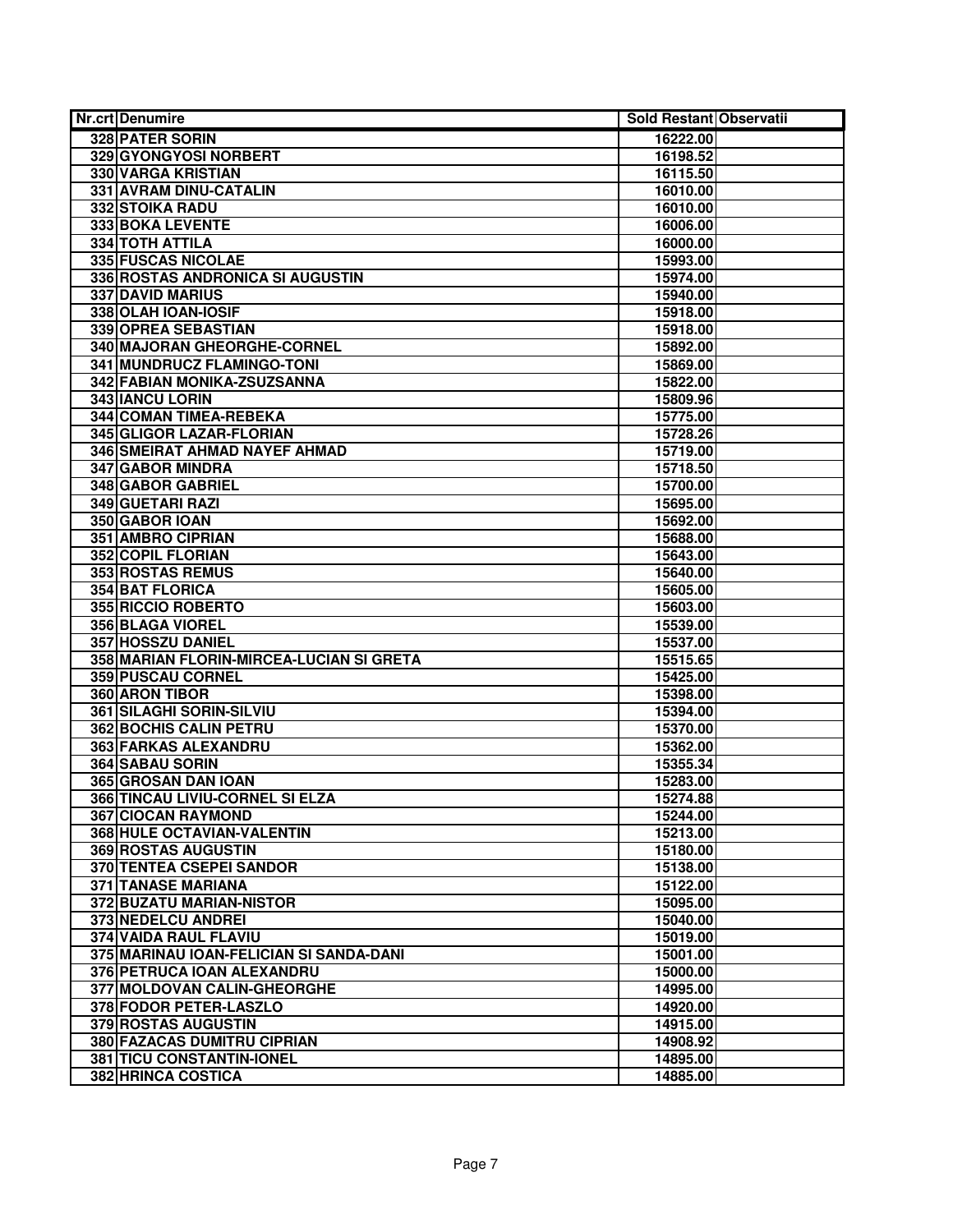| Nr.crt | Denumire | Sold Restant | Observatii |
|---|---|---|---|
| 328 | PATER SORIN | 16222.00 | |
| 329 | GYONGYOSI NORBERT | 16198.52 | |
| 330 | VARGA KRISTIAN | 16115.50 | |
| 331 | AVRAM DINU-CATALIN | 16010.00 | |
| 332 | STOIKA RADU | 16010.00 | |
| 333 | BOKA LEVENTE | 16006.00 | |
| 334 | TOTH ATTILA | 16000.00 | |
| 335 | FUSCAS NICOLAE | 15993.00 | |
| 336 | ROSTAS ANDRONICA SI AUGUSTIN | 15974.00 | |
| 337 | DAVID MARIUS | 15940.00 | |
| 338 | OLAH IOAN-IOSIF | 15918.00 | |
| 339 | OPREA SEBASTIAN | 15918.00 | |
| 340 | MAJORAN GHEORGHE-CORNEL | 15892.00 | |
| 341 | MUNDRUCZ FLAMINGO-TONI | 15869.00 | |
| 342 | FABIAN MONIKA-ZSUZSANNA | 15822.00 | |
| 343 | IANCU LORIN | 15809.96 | |
| 344 | COMAN TIMEA-REBEKA | 15775.00 | |
| 345 | GLIGOR LAZAR-FLORIAN | 15728.26 | |
| 346 | SMEIRAT AHMAD NAYEF AHMAD | 15719.00 | |
| 347 | GABOR MINDRA | 15718.50 | |
| 348 | GABOR GABRIEL | 15700.00 | |
| 349 | GUETARI RAZI | 15695.00 | |
| 350 | GABOR IOAN | 15692.00 | |
| 351 | AMBRO CIPRIAN | 15688.00 | |
| 352 | COPIL FLORIAN | 15643.00 | |
| 353 | ROSTAS REMUS | 15640.00 | |
| 354 | BAT FLORICA | 15605.00 | |
| 355 | RICCIO ROBERTO | 15603.00 | |
| 356 | BLAGA VIOREL | 15539.00 | |
| 357 | HOSSZU DANIEL | 15537.00 | |
| 358 | MARIAN FLORIN-MIRCEA-LUCIAN SI GRETA | 15515.65 | |
| 359 | PUSCAU CORNEL | 15425.00 | |
| 360 | ARON TIBOR | 15398.00 | |
| 361 | SILAGHI SORIN-SILVIU | 15394.00 | |
| 362 | BOCHIS CALIN PETRU | 15370.00 | |
| 363 | FARKAS ALEXANDRU | 15362.00 | |
| 364 | SABAU SORIN | 15355.34 | |
| 365 | GROSAN DAN IOAN | 15283.00 | |
| 366 | TINCAU LIVIU-CORNEL SI ELZA | 15274.88 | |
| 367 | CIOCAN RAYMOND | 15244.00 | |
| 368 | HULE OCTAVIAN-VALENTIN | 15213.00 | |
| 369 | ROSTAS AUGUSTIN | 15180.00 | |
| 370 | TENTEA CSEPEI SANDOR | 15138.00 | |
| 371 | TANASE MARIANA | 15122.00 | |
| 372 | BUZATU MARIAN-NISTOR | 15095.00 | |
| 373 | NEDELCU ANDREI | 15040.00 | |
| 374 | VAIDA RAUL FLAVIU | 15019.00 | |
| 375 | MARINAU IOAN-FELICIAN SI SANDA-DANI | 15001.00 | |
| 376 | PETRUCA IOAN ALEXANDRU | 15000.00 | |
| 377 | MOLDOVAN CALIN-GHEORGHE | 14995.00 | |
| 378 | FODOR PETER-LASZLO | 14920.00 | |
| 379 | ROSTAS AUGUSTIN | 14915.00 | |
| 380 | FAZACAS DUMITRU CIPRIAN | 14908.92 | |
| 381 | TICU CONSTANTIN-IONEL | 14895.00 | |
| 382 | HRINCA COSTICA | 14885.00 | |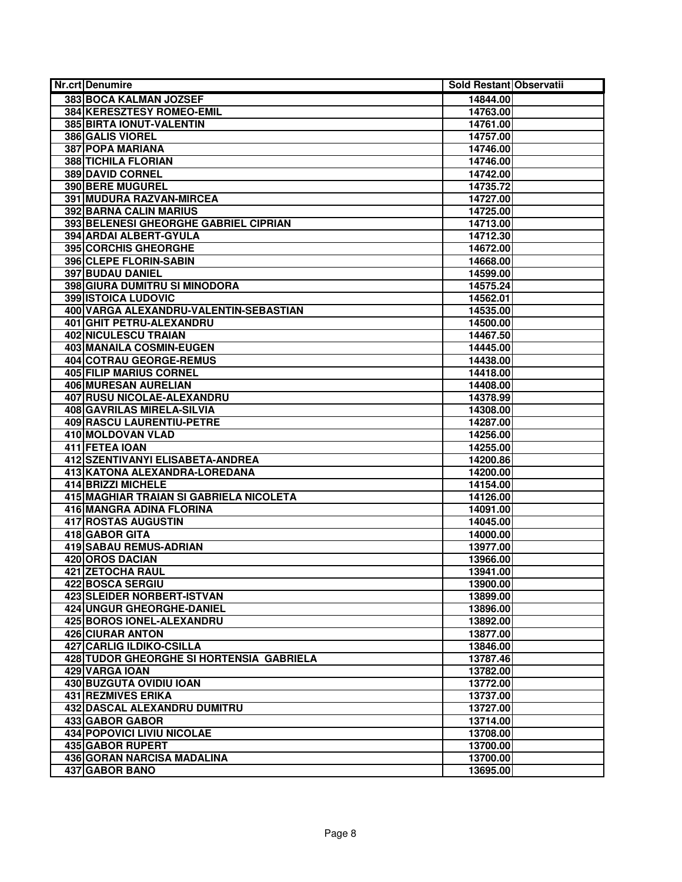| Nr.crt | Denumire | Sold Restant | Observatii |
|---|---|---|---|
| 383 | BOCA KALMAN JOZSEF | 14844.00 | |
| 384 | KERESZTESY ROMEO-EMIL | 14763.00 | |
| 385 | BIRTA IONUT-VALENTIN | 14761.00 | |
| 386 | GALIS VIOREL | 14757.00 | |
| 387 | POPA MARIANA | 14746.00 | |
| 388 | TICHILA FLORIAN | 14746.00 | |
| 389 | DAVID CORNEL | 14742.00 | |
| 390 | BERE MUGUREL | 14735.72 | |
| 391 | MUDURA RAZVAN-MIRCEA | 14727.00 | |
| 392 | BARNA CALIN MARIUS | 14725.00 | |
| 393 | BELENESI GHEORGHE GABRIEL CIPRIAN | 14713.00 | |
| 394 | ARDAI ALBERT-GYULA | 14712.30 | |
| 395 | CORCHIS GHEORGHE | 14672.00 | |
| 396 | CLEPE FLORIN-SABIN | 14668.00 | |
| 397 | BUDAU DANIEL | 14599.00 | |
| 398 | GIURA DUMITRU SI MINODORA | 14575.24 | |
| 399 | ISTOICA LUDOVIC | 14562.01 | |
| 400 | VARGA ALEXANDRU-VALENTIN-SEBASTIAN | 14535.00 | |
| 401 | GHIT PETRU-ALEXANDRU | 14500.00 | |
| 402 | NICULESCU TRAIAN | 14467.50 | |
| 403 | MANAILA COSMIN-EUGEN | 14445.00 | |
| 404 | COTRAU GEORGE-REMUS | 14438.00 | |
| 405 | FILIP MARIUS CORNEL | 14418.00 | |
| 406 | MURESAN AURELIAN | 14408.00 | |
| 407 | RUSU NICOLAE-ALEXANDRU | 14378.99 | |
| 408 | GAVRILAS MIRELA-SILVIA | 14308.00 | |
| 409 | RASCU LAURENTIU-PETRE | 14287.00 | |
| 410 | MOLDOVAN VLAD | 14256.00 | |
| 411 | FETEA IOAN | 14255.00 | |
| 412 | SZENTIVANYI ELISABETA-ANDREA | 14200.86 | |
| 413 | KATONA ALEXANDRA-LOREDANA | 14200.00 | |
| 414 | BRIZZI MICHELE | 14154.00 | |
| 415 | MAGHIAR TRAIAN SI GABRIELA NICOLETA | 14126.00 | |
| 416 | MANGRA ADINA FLORINA | 14091.00 | |
| 417 | ROSTAS AUGUSTIN | 14045.00 | |
| 418 | GABOR GITA | 14000.00 | |
| 419 | SABAU REMUS-ADRIAN | 13977.00 | |
| 420 | OROS DACIAN | 13966.00 | |
| 421 | ZETOCHA RAUL | 13941.00 | |
| 422 | BOSCA SERGIU | 13900.00 | |
| 423 | SLEIDER NORBERT-ISTVAN | 13899.00 | |
| 424 | UNGUR GHEORGHE-DANIEL | 13896.00 | |
| 425 | BOROS IONEL-ALEXANDRU | 13892.00 | |
| 426 | CIURAR ANTON | 13877.00 | |
| 427 | CARLIG ILDIKO-CSILLA | 13846.00 | |
| 428 | TUDOR GHEORGHE SI HORTENSIA GABRIELA | 13787.46 | |
| 429 | VARGA IOAN | 13782.00 | |
| 430 | BUZGUTA OVIDIU IOAN | 13772.00 | |
| 431 | REZMIVES ERIKA | 13737.00 | |
| 432 | DASCAL ALEXANDRU DUMITRU | 13727.00 | |
| 433 | GABOR GABOR | 13714.00 | |
| 434 | POPOVICI LIVIU NICOLAE | 13708.00 | |
| 435 | GABOR RUPERT | 13700.00 | |
| 436 | GORAN NARCISA MADALINA | 13700.00 | |
| 437 | GABOR BANO | 13695.00 | |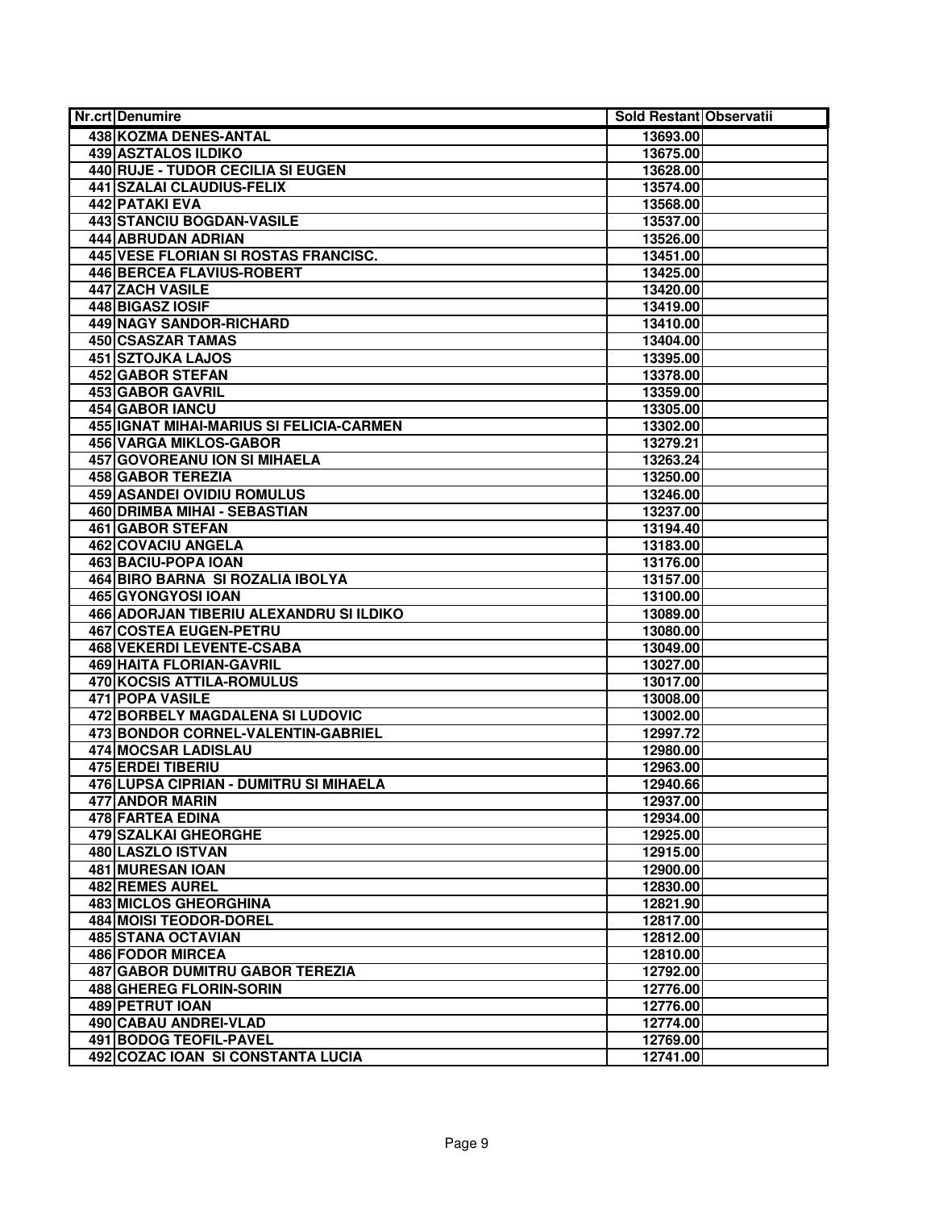| Nr.crt | Denumire | Sold Restant | Observatii |
|---|---|---|---|
| 438 | KOZMA DENES-ANTAL | 13693.00 | |
| 439 | ASZTALOS ILDIKO | 13675.00 | |
| 440 | RUJE - TUDOR CECILIA SI EUGEN | 13628.00 | |
| 441 | SZALAI CLAUDIUS-FELIX | 13574.00 | |
| 442 | PATAKI EVA | 13568.00 | |
| 443 | STANCIU BOGDAN-VASILE | 13537.00 | |
| 444 | ABRUDAN ADRIAN | 13526.00 | |
| 445 | VESE FLORIAN SI ROSTAS FRANCISC. | 13451.00 | |
| 446 | BERCEA FLAVIUS-ROBERT | 13425.00 | |
| 447 | ZACH VASILE | 13420.00 | |
| 448 | BIGASZ IOSIF | 13419.00 | |
| 449 | NAGY SANDOR-RICHARD | 13410.00 | |
| 450 | CSASZAR TAMAS | 13404.00 | |
| 451 | SZTOJKA LAJOS | 13395.00 | |
| 452 | GABOR STEFAN | 13378.00 | |
| 453 | GABOR GAVRIL | 13359.00 | |
| 454 | GABOR IANCU | 13305.00 | |
| 455 | IGNAT MIHAI-MARIUS SI FELICIA-CARMEN | 13302.00 | |
| 456 | VARGA MIKLOS-GABOR | 13279.21 | |
| 457 | GOVOREANU ION SI MIHAELA | 13263.24 | |
| 458 | GABOR TEREZIA | 13250.00 | |
| 459 | ASANDEI OVIDIU ROMULUS | 13246.00 | |
| 460 | DRIMBA MIHAI - SEBASTIAN | 13237.00 | |
| 461 | GABOR STEFAN | 13194.40 | |
| 462 | COVACIU ANGELA | 13183.00 | |
| 463 | BACIU-POPA IOAN | 13176.00 | |
| 464 | BIRO BARNA SI ROZALIA IBOLYA | 13157.00 | |
| 465 | GYONGYOSI IOAN | 13100.00 | |
| 466 | ADORJAN TIBERIU ALEXANDRU SI ILDIKO | 13089.00 | |
| 467 | COSTEA EUGEN-PETRU | 13080.00 | |
| 468 | VEKERDI LEVENTE-CSABA | 13049.00 | |
| 469 | HAITA FLORIAN-GAVRIL | 13027.00 | |
| 470 | KOCSIS ATTILA-ROMULUS | 13017.00 | |
| 471 | POPA VASILE | 13008.00 | |
| 472 | BORBELY MAGDALENA SI LUDOVIC | 13002.00 | |
| 473 | BONDOR CORNEL-VALENTIN-GABRIEL | 12997.72 | |
| 474 | MOCSAR LADISLAU | 12980.00 | |
| 475 | ERDEI TIBERIU | 12963.00 | |
| 476 | LUPSA CIPRIAN - DUMITRU SI MIHAELA | 12940.66 | |
| 477 | ANDOR MARIN | 12937.00 | |
| 478 | FARTEA EDINA | 12934.00 | |
| 479 | SZALKAI GHEORGHE | 12925.00 | |
| 480 | LASZLO ISTVAN | 12915.00 | |
| 481 | MURESAN IOAN | 12900.00 | |
| 482 | REMES AUREL | 12830.00 | |
| 483 | MICLOS GHEORGHINA | 12821.90 | |
| 484 | MOISI TEODOR-DOREL | 12817.00 | |
| 485 | STANA OCTAVIAN | 12812.00 | |
| 486 | FODOR MIRCEA | 12810.00 | |
| 487 | GABOR DUMITRU GABOR TEREZIA | 12792.00 | |
| 488 | GHEREG FLORIN-SORIN | 12776.00 | |
| 489 | PETRUT IOAN | 12776.00 | |
| 490 | CABAU ANDREI-VLAD | 12774.00 | |
| 491 | BODOG TEOFIL-PAVEL | 12769.00 | |
| 492 | COZAC IOAN SI CONSTANTA LUCIA | 12741.00 | |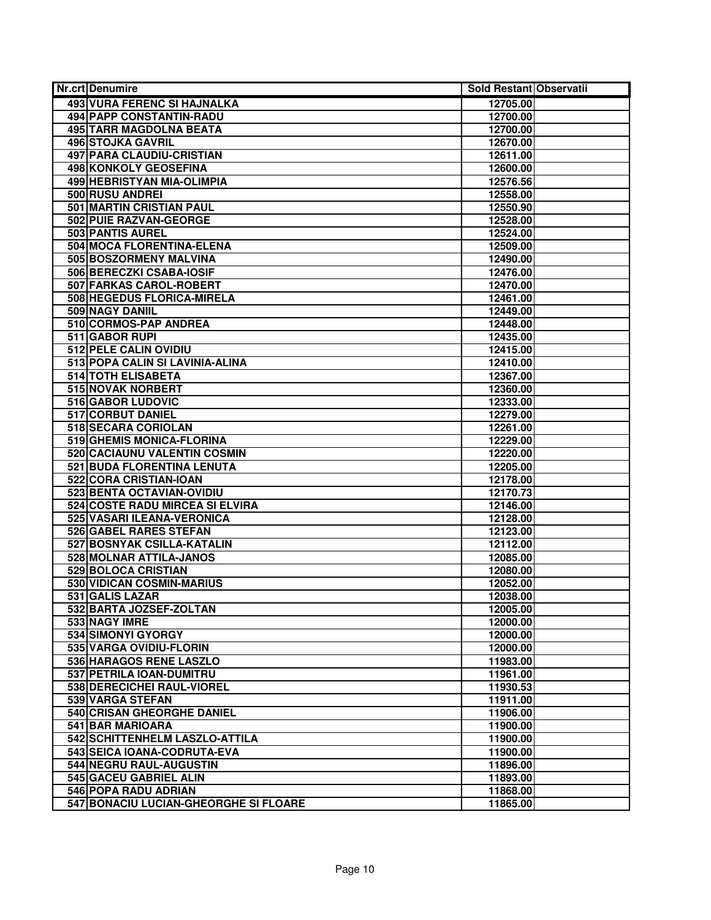| Nr.crt | Denumire | Sold Restant | Observatii |
|---|---|---|---|
| 493 | VURA FERENC SI HAJNALKA | 12705.00 | |
| 494 | PAPP CONSTANTIN-RADU | 12700.00 | |
| 495 | TARR MAGDOLNA BEATA | 12700.00 | |
| 496 | STOJKA GAVRIL | 12670.00 | |
| 497 | PARA CLAUDIU-CRISTIAN | 12611.00 | |
| 498 | KONKOLY GEOSEFINA | 12600.00 | |
| 499 | HEBRISTYAN MIA-OLIMPIA | 12576.56 | |
| 500 | RUSU ANDREI | 12558.00 | |
| 501 | MARTIN CRISTIAN PAUL | 12550.90 | |
| 502 | PUIE RAZVAN-GEORGE | 12528.00 | |
| 503 | PANTIS AUREL | 12524.00 | |
| 504 | MOCA FLORENTINA-ELENA | 12509.00 | |
| 505 | BOSZORMENY MALVINA | 12490.00 | |
| 506 | BERECZKI CSABA-IOSIF | 12476.00 | |
| 507 | FARKAS CAROL-ROBERT | 12470.00 | |
| 508 | HEGEDUS FLORICA-MIRELA | 12461.00 | |
| 509 | NAGY DANIIL | 12449.00 | |
| 510 | CORMOS-PAP ANDREA | 12448.00 | |
| 511 | GABOR RUPI | 12435.00 | |
| 512 | PELE CALIN OVIDIU | 12415.00 | |
| 513 | POPA CALIN SI LAVINIA-ALINA | 12410.00 | |
| 514 | TOTH ELISABETA | 12367.00 | |
| 515 | NOVAK NORBERT | 12360.00 | |
| 516 | GABOR LUDOVIC | 12333.00 | |
| 517 | CORBUT DANIEL | 12279.00 | |
| 518 | SECARA CORIOLAN | 12261.00 | |
| 519 | GHEMIS MONICA-FLORINA | 12229.00 | |
| 520 | CACIAUNU VALENTIN COSMIN | 12220.00 | |
| 521 | BUDA FLORENTINA LENUTA | 12205.00 | |
| 522 | CORA CRISTIAN-IOAN | 12178.00 | |
| 523 | BENTA OCTAVIAN-OVIDIU | 12170.73 | |
| 524 | COSTE RADU MIRCEA SI ELVIRA | 12146.00 | |
| 525 | VASARI ILEANA-VERONICA | 12128.00 | |
| 526 | GABEL RARES STEFAN | 12123.00 | |
| 527 | BOSNYAK CSILLA-KATALIN | 12112.00 | |
| 528 | MOLNAR ATTILA-JANOS | 12085.00 | |
| 529 | BOLOCA CRISTIAN | 12080.00 | |
| 530 | VIDICAN COSMIN-MARIUS | 12052.00 | |
| 531 | GALIS LAZAR | 12038.00 | |
| 532 | BARTA JOZSEF-ZOLTAN | 12005.00 | |
| 533 | NAGY IMRE | 12000.00 | |
| 534 | SIMONYI GYORGY | 12000.00 | |
| 535 | VARGA OVIDIU-FLORIN | 12000.00 | |
| 536 | HARAGOS RENE LASZLO | 11983.00 | |
| 537 | PETRILA IOAN-DUMITRU | 11961.00 | |
| 538 | DERECICHEI RAUL-VIOREL | 11930.53 | |
| 539 | VARGA STEFAN | 11911.00 | |
| 540 | CRISAN GHEORGHE DANIEL | 11906.00 | |
| 541 | BAR MARIOARA | 11900.00 | |
| 542 | SCHITTENHELM LASZLO-ATTILA | 11900.00 | |
| 543 | SEICA IOANA-CODRUTA-EVA | 11900.00 | |
| 544 | NEGRU RAUL-AUGUSTIN | 11896.00 | |
| 545 | GACEU GABRIEL ALIN | 11893.00 | |
| 546 | POPA RADU ADRIAN | 11868.00 | |
| 547 | BONACIU LUCIAN-GHEORGHE SI FLOARE | 11865.00 | |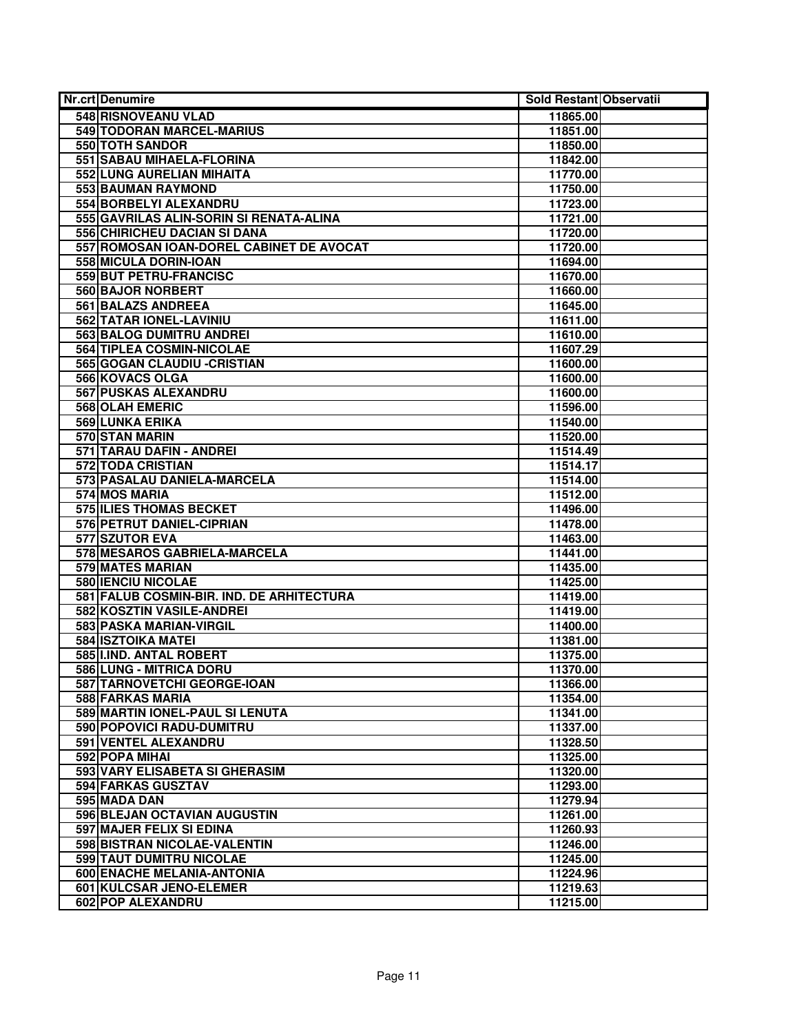| Nr.crt | Denumire | Sold Restant | Observatii |
|---|---|---|---|
| 548 | RISNOVEANU VLAD | 11865.00 | |
| 549 | TODORAN MARCEL-MARIUS | 11851.00 | |
| 550 | TOTH SANDOR | 11850.00 | |
| 551 | SABAU MIHAELA-FLORINA | 11842.00 | |
| 552 | LUNG AURELIAN MIHAITA | 11770.00 | |
| 553 | BAUMAN RAYMOND | 11750.00 | |
| 554 | BORBELYI ALEXANDRU | 11723.00 | |
| 555 | GAVRILAS ALIN-SORIN SI RENATA-ALINA | 11721.00 | |
| 556 | CHIRICHEU DACIAN SI DANA | 11720.00 | |
| 557 | ROMOSAN IOAN-DOREL CABINET DE AVOCAT | 11720.00 | |
| 558 | MICULA DORIN-IOAN | 11694.00 | |
| 559 | BUT PETRU-FRANCISC | 11670.00 | |
| 560 | BAJOR NORBERT | 11660.00 | |
| 561 | BALAZS ANDREEA | 11645.00 | |
| 562 | TATAR IONEL-LAVINIU | 11611.00 | |
| 563 | BALOG DUMITRU ANDREI | 11610.00 | |
| 564 | TIPLEA COSMIN-NICOLAE | 11607.29 | |
| 565 | GOGAN CLAUDIU -CRISTIAN | 11600.00 | |
| 566 | KOVACS OLGA | 11600.00 | |
| 567 | PUSKAS ALEXANDRU | 11600.00 | |
| 568 | OLAH EMERIC | 11596.00 | |
| 569 | LUNKA ERIKA | 11540.00 | |
| 570 | STAN MARIN | 11520.00 | |
| 571 | TARAU DAFIN - ANDREI | 11514.49 | |
| 572 | TODA CRISTIAN | 11514.17 | |
| 573 | PASALAU DANIELA-MARCELA | 11514.00 | |
| 574 | MOS MARIA | 11512.00 | |
| 575 | ILIES THOMAS BECKET | 11496.00 | |
| 576 | PETRUT DANIEL-CIPRIAN | 11478.00 | |
| 577 | SZUTOR EVA | 11463.00 | |
| 578 | MESAROS GABRIELA-MARCELA | 11441.00 | |
| 579 | MATES MARIAN | 11435.00 | |
| 580 | IENCIU NICOLAE | 11425.00 | |
| 581 | FALUB COSMIN-BIR. IND. DE ARHITECTURA | 11419.00 | |
| 582 | KOSZTIN VASILE-ANDREI | 11419.00 | |
| 583 | PASKA MARIAN-VIRGIL | 11400.00 | |
| 584 | ISZTOIKA MATEI | 11381.00 | |
| 585 | I.IND. ANTAL ROBERT | 11375.00 | |
| 586 | LUNG - MITRICA DORU | 11370.00 | |
| 587 | TARNOVETCHI GEORGE-IOAN | 11366.00 | |
| 588 | FARKAS MARIA | 11354.00 | |
| 589 | MARTIN IONEL-PAUL SI LENUTA | 11341.00 | |
| 590 | POPOVICI RADU-DUMITRU | 11337.00 | |
| 591 | VENTEL ALEXANDRU | 11328.50 | |
| 592 | POPA MIHAI | 11325.00 | |
| 593 | VARY ELISABETA SI GHERASIM | 11320.00 | |
| 594 | FARKAS GUSZTAV | 11293.00 | |
| 595 | MADA DAN | 11279.94 | |
| 596 | BLEJAN OCTAVIAN AUGUSTIN | 11261.00 | |
| 597 | MAJER FELIX SI EDINA | 11260.93 | |
| 598 | BISTRAN NICOLAE-VALENTIN | 11246.00 | |
| 599 | TAUT DUMITRU NICOLAE | 11245.00 | |
| 600 | ENACHE MELANIA-ANTONIA | 11224.96 | |
| 601 | KULCSAR JENO-ELEMER | 11219.63 | |
| 602 | POP ALEXANDRU | 11215.00 | |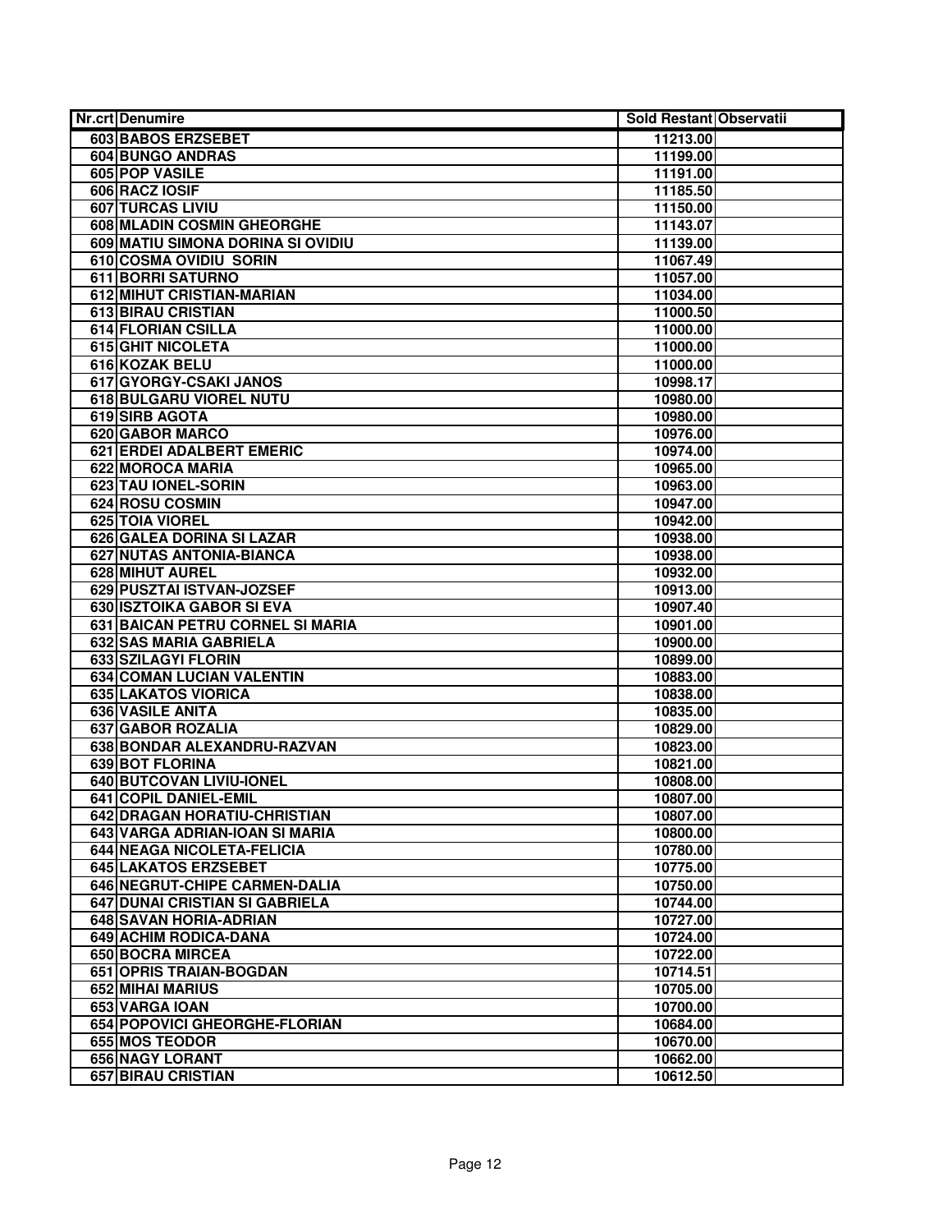| Nr.crt | Denumire | Sold Restant | Observatii |
|---|---|---|---|
| 603 | BABOS ERZSEBET | 11213.00 | |
| 604 | BUNGO ANDRAS | 11199.00 | |
| 605 | POP VASILE | 11191.00 | |
| 606 | RACZ IOSIF | 11185.50 | |
| 607 | TURCAS LIVIU | 11150.00 | |
| 608 | MLADIN COSMIN GHEORGHE | 11143.07 | |
| 609 | MATIU SIMONA DORINA SI OVIDIU | 11139.00 | |
| 610 | COSMA OVIDIU SORIN | 11067.49 | |
| 611 | BORRI SATURNO | 11057.00 | |
| 612 | MIHUT CRISTIAN-MARIAN | 11034.00 | |
| 613 | BIRAU CRISTIAN | 11000.50 | |
| 614 | FLORIAN CSILLA | 11000.00 | |
| 615 | GHIT NICOLETA | 11000.00 | |
| 616 | KOZAK BELU | 11000.00 | |
| 617 | GYORGY-CSAKI JANOS | 10998.17 | |
| 618 | BULGARU VIOREL NUTU | 10980.00 | |
| 619 | SIRB AGOTA | 10980.00 | |
| 620 | GABOR MARCO | 10976.00 | |
| 621 | ERDEI ADALBERT EMERIC | 10974.00 | |
| 622 | MOROCA MARIA | 10965.00 | |
| 623 | TAU IONEL-SORIN | 10963.00 | |
| 624 | ROSU COSMIN | 10947.00 | |
| 625 | TOIA VIOREL | 10942.00 | |
| 626 | GALEA DORINA SI LAZAR | 10938.00 | |
| 627 | NUTAS ANTONIA-BIANCA | 10938.00 | |
| 628 | MIHUT AUREL | 10932.00 | |
| 629 | PUSZTAI ISTVAN-JOZSEF | 10913.00 | |
| 630 | ISZTOIKA GABOR SI EVA | 10907.40 | |
| 631 | BAICAN PETRU CORNEL SI MARIA | 10901.00 | |
| 632 | SAS MARIA GABRIELA | 10900.00 | |
| 633 | SZILAGYI FLORIN | 10899.00 | |
| 634 | COMAN LUCIAN VALENTIN | 10883.00 | |
| 635 | LAKATOS VIORICA | 10838.00 | |
| 636 | VASILE ANITA | 10835.00 | |
| 637 | GABOR ROZALIA | 10829.00 | |
| 638 | BONDAR ALEXANDRU-RAZVAN | 10823.00 | |
| 639 | BOT FLORINA | 10821.00 | |
| 640 | BUTCOVAN LIVIU-IONEL | 10808.00 | |
| 641 | COPIL DANIEL-EMIL | 10807.00 | |
| 642 | DRAGAN HORATIU-CHRISTIAN | 10807.00 | |
| 643 | VARGA ADRIAN-IOAN SI MARIA | 10800.00 | |
| 644 | NEAGA NICOLETA-FELICIA | 10780.00 | |
| 645 | LAKATOS ERZSEBET | 10775.00 | |
| 646 | NEGRUT-CHIPE CARMEN-DALIA | 10750.00 | |
| 647 | DUNAI CRISTIAN SI GABRIELA | 10744.00 | |
| 648 | SAVAN HORIA-ADRIAN | 10727.00 | |
| 649 | ACHIM RODICA-DANA | 10724.00 | |
| 650 | BOCRA MIRCEA | 10722.00 | |
| 651 | OPRIS TRAIAN-BOGDAN | 10714.51 | |
| 652 | MIHAI MARIUS | 10705.00 | |
| 653 | VARGA IOAN | 10700.00 | |
| 654 | POPOVICI GHEORGHE-FLORIAN | 10684.00 | |
| 655 | MOS TEODOR | 10670.00 | |
| 656 | NAGY LORANT | 10662.00 | |
| 657 | BIRAU CRISTIAN | 10612.50 | |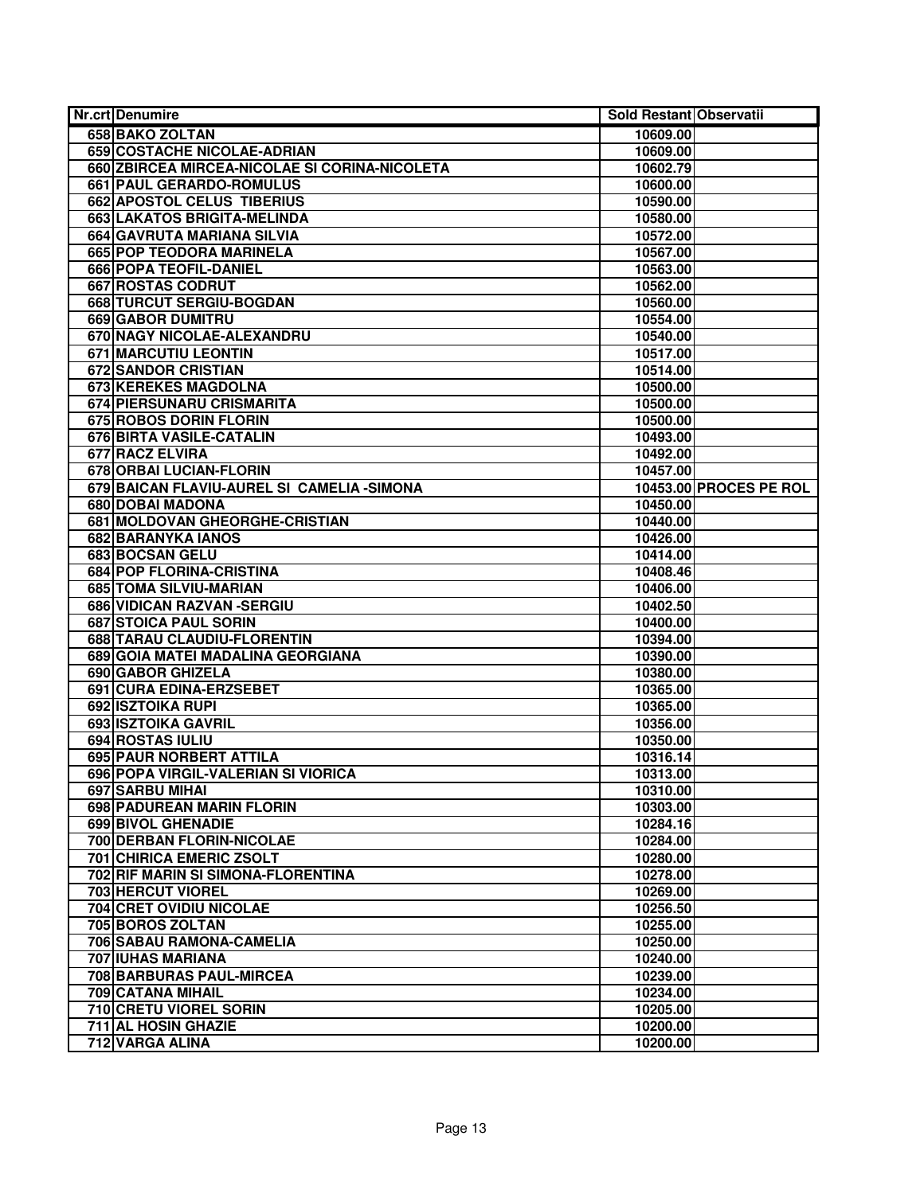| Nr.crt | Denumire | Sold Restant | Observatii |
|---|---|---|---|
| 658 | BAKO ZOLTAN | 10609.00 | |
| 659 | COSTACHE NICOLAE-ADRIAN | 10609.00 | |
| 660 | ZBIRCEA MIRCEA-NICOLAE SI CORINA-NICOLETA | 10602.79 | |
| 661 | PAUL GERARDO-ROMULUS | 10600.00 | |
| 662 | APOSTOL CELUS TIBERIUS | 10590.00 | |
| 663 | LAKATOS BRIGITA-MELINDA | 10580.00 | |
| 664 | GAVRUTA MARIANA SILVIA | 10572.00 | |
| 665 | POP TEODORA MARINELA | 10567.00 | |
| 666 | POPA TEOFIL-DANIEL | 10563.00 | |
| 667 | ROSTAS CODRUT | 10562.00 | |
| 668 | TURCUT SERGIU-BOGDAN | 10560.00 | |
| 669 | GABOR DUMITRU | 10554.00 | |
| 670 | NAGY NICOLAE-ALEXANDRU | 10540.00 | |
| 671 | MARCUTIU LEONTIN | 10517.00 | |
| 672 | SANDOR CRISTIAN | 10514.00 | |
| 673 | KEREKES MAGDOLNA | 10500.00 | |
| 674 | PIERSUNARU CRISMARITA | 10500.00 | |
| 675 | ROBOS DORIN FLORIN | 10500.00 | |
| 676 | BIRTA VASILE-CATALIN | 10493.00 | |
| 677 | RACZ ELVIRA | 10492.00 | |
| 678 | ORBAI LUCIAN-FLORIN | 10457.00 | |
| 679 | BAICAN FLAVIU-AUREL SI CAMELIA -SIMONA | 10453.00 | PROCES PE ROL |
| 680 | DOBAI MADONA | 10450.00 | |
| 681 | MOLDOVAN GHEORGHE-CRISTIAN | 10440.00 | |
| 682 | BARANYKA IANOS | 10426.00 | |
| 683 | BOCSAN GELU | 10414.00 | |
| 684 | POP FLORINA-CRISTINA | 10408.46 | |
| 685 | TOMA SILVIU-MARIAN | 10406.00 | |
| 686 | VIDICAN RAZVAN -SERGIU | 10402.50 | |
| 687 | STOICA PAUL SORIN | 10400.00 | |
| 688 | TARAU CLAUDIU-FLORENTIN | 10394.00 | |
| 689 | GOIA MATEI MADALINA GEORGIANA | 10390.00 | |
| 690 | GABOR GHIZELA | 10380.00 | |
| 691 | CURA EDINA-ERZSEBET | 10365.00 | |
| 692 | ISZTOIKA RUPI | 10365.00 | |
| 693 | ISZTOIKA GAVRIL | 10356.00 | |
| 694 | ROSTAS IULIU | 10350.00 | |
| 695 | PAUR NORBERT ATTILA | 10316.14 | |
| 696 | POPA VIRGIL-VALERIAN SI VIORICA | 10313.00 | |
| 697 | SARBU MIHAI | 10310.00 | |
| 698 | PADUREAN MARIN FLORIN | 10303.00 | |
| 699 | BIVOL GHENADIE | 10284.16 | |
| 700 | DERBAN FLORIN-NICOLAE | 10284.00 | |
| 701 | CHIRICA EMERIC ZSOLT | 10280.00 | |
| 702 | RIF MARIN SI SIMONA-FLORENTINA | 10278.00 | |
| 703 | HERCUT VIOREL | 10269.00 | |
| 704 | CRET OVIDIU NICOLAE | 10256.50 | |
| 705 | BOROS ZOLTAN | 10255.00 | |
| 706 | SABAU RAMONA-CAMELIA | 10250.00 | |
| 707 | IUHAS MARIANA | 10240.00 | |
| 708 | BARBURAS PAUL-MIRCEA | 10239.00 | |
| 709 | CATANA MIHAIL | 10234.00 | |
| 710 | CRETU VIOREL SORIN | 10205.00 | |
| 711 | AL HOSIN GHAZIE | 10200.00 | |
| 712 | VARGA ALINA | 10200.00 | |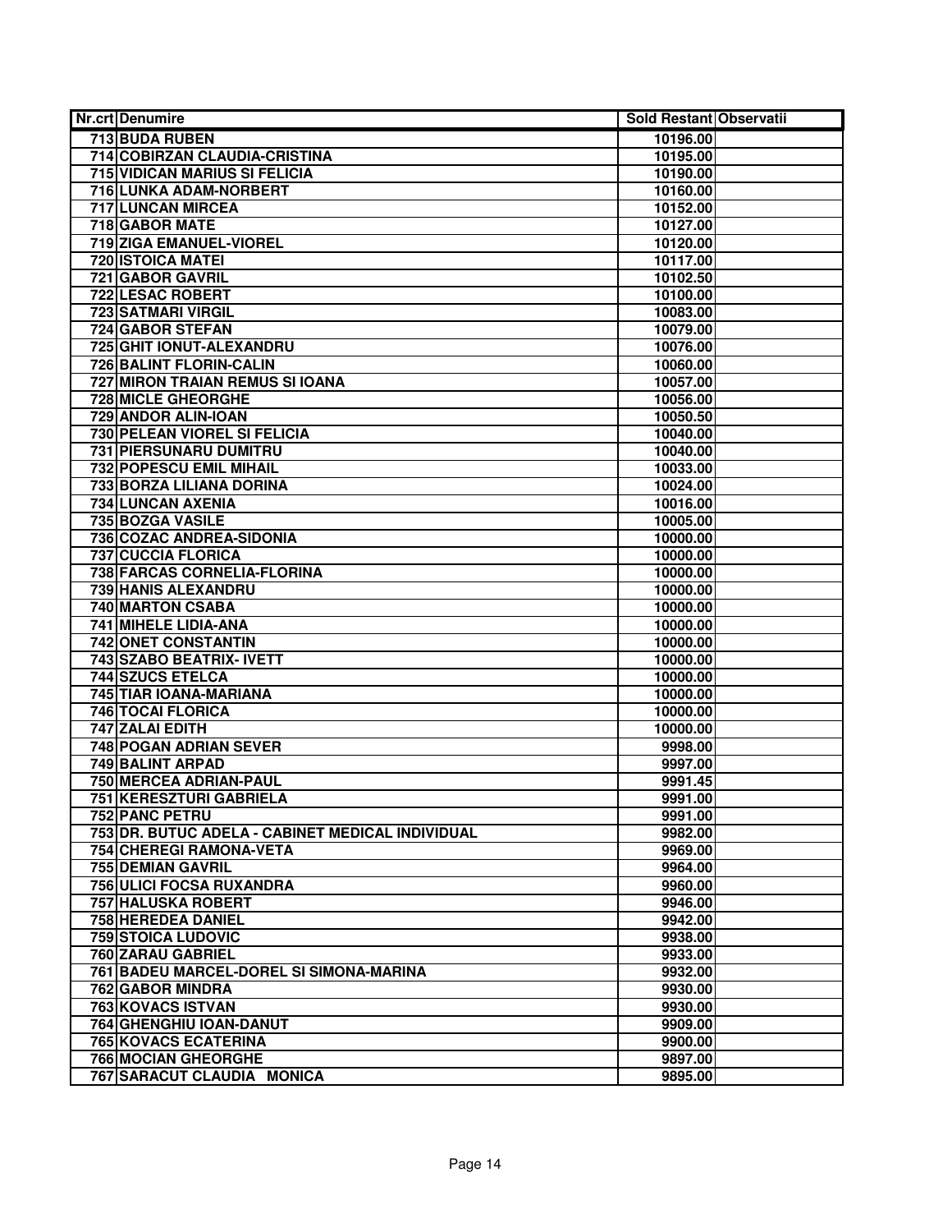| Nr.crt | Denumire | Sold Restant | Observatii |
|---|---|---|---|
| 713 | BUDA RUBEN | 10196.00 | |
| 714 | COBIRZAN CLAUDIA-CRISTINA | 10195.00 | |
| 715 | VIDICAN MARIUS SI FELICIA | 10190.00 | |
| 716 | LUNKA ADAM-NORBERT | 10160.00 | |
| 717 | LUNCAN MIRCEA | 10152.00 | |
| 718 | GABOR MATE | 10127.00 | |
| 719 | ZIGA EMANUEL-VIOREL | 10120.00 | |
| 720 | ISTOICA MATEI | 10117.00 | |
| 721 | GABOR GAVRIL | 10102.50 | |
| 722 | LESAC ROBERT | 10100.00 | |
| 723 | SATMARI VIRGIL | 10083.00 | |
| 724 | GABOR STEFAN | 10079.00 | |
| 725 | GHIT IONUT-ALEXANDRU | 10076.00 | |
| 726 | BALINT FLORIN-CALIN | 10060.00 | |
| 727 | MIRON TRAIAN REMUS SI IOANA | 10057.00 | |
| 728 | MICLE GHEORGHE | 10056.00 | |
| 729 | ANDOR ALIN-IOAN | 10050.50 | |
| 730 | PELEAN VIOREL SI FELICIA | 10040.00 | |
| 731 | PIERSUNARU DUMITRU | 10040.00 | |
| 732 | POPESCU EMIL MIHAIL | 10033.00 | |
| 733 | BORZA LILIANA DORINA | 10024.00 | |
| 734 | LUNCAN AXENIA | 10016.00 | |
| 735 | BOZGA VASILE | 10005.00 | |
| 736 | COZAC ANDREA-SIDONIA | 10000.00 | |
| 737 | CUCCIA FLORICA | 10000.00 | |
| 738 | FARCAS CORNELIA-FLORINA | 10000.00 | |
| 739 | HANIS ALEXANDRU | 10000.00 | |
| 740 | MARTON CSABA | 10000.00 | |
| 741 | MIHELE LIDIA-ANA | 10000.00 | |
| 742 | ONET CONSTANTIN | 10000.00 | |
| 743 | SZABO BEATRIX- IVETT | 10000.00 | |
| 744 | SZUCS ETELCA | 10000.00 | |
| 745 | TIAR IOANA-MARIANA | 10000.00 | |
| 746 | TOCAI FLORICA | 10000.00 | |
| 747 | ZALAI EDITH | 10000.00 | |
| 748 | POGAN ADRIAN SEVER | 9998.00 | |
| 749 | BALINT ARPAD | 9997.00 | |
| 750 | MERCEA ADRIAN-PAUL | 9991.45 | |
| 751 | KERESZTURI GABRIELA | 9991.00 | |
| 752 | PANC PETRU | 9991.00 | |
| 753 | DR. BUTUC ADELA - CABINET MEDICAL INDIVIDUAL | 9982.00 | |
| 754 | CHEREGI RAMONA-VETA | 9969.00 | |
| 755 | DEMIAN GAVRIL | 9964.00 | |
| 756 | ULICI FOCSA RUXANDRA | 9960.00 | |
| 757 | HALUSKA ROBERT | 9946.00 | |
| 758 | HEREDEA DANIEL | 9942.00 | |
| 759 | STOICA LUDOVIC | 9938.00 | |
| 760 | ZARAU GABRIEL | 9933.00 | |
| 761 | BADEU MARCEL-DOREL SI SIMONA-MARINA | 9932.00 | |
| 762 | GABOR MINDRA | 9930.00 | |
| 763 | KOVACS ISTVAN | 9930.00 | |
| 764 | GHENGHIU IOAN-DANUT | 9909.00 | |
| 765 | KOVACS ECATERINA | 9900.00 | |
| 766 | MOCIAN GHEORGHE | 9897.00 | |
| 767 | SARACUT CLAUDIA MONICA | 9895.00 | |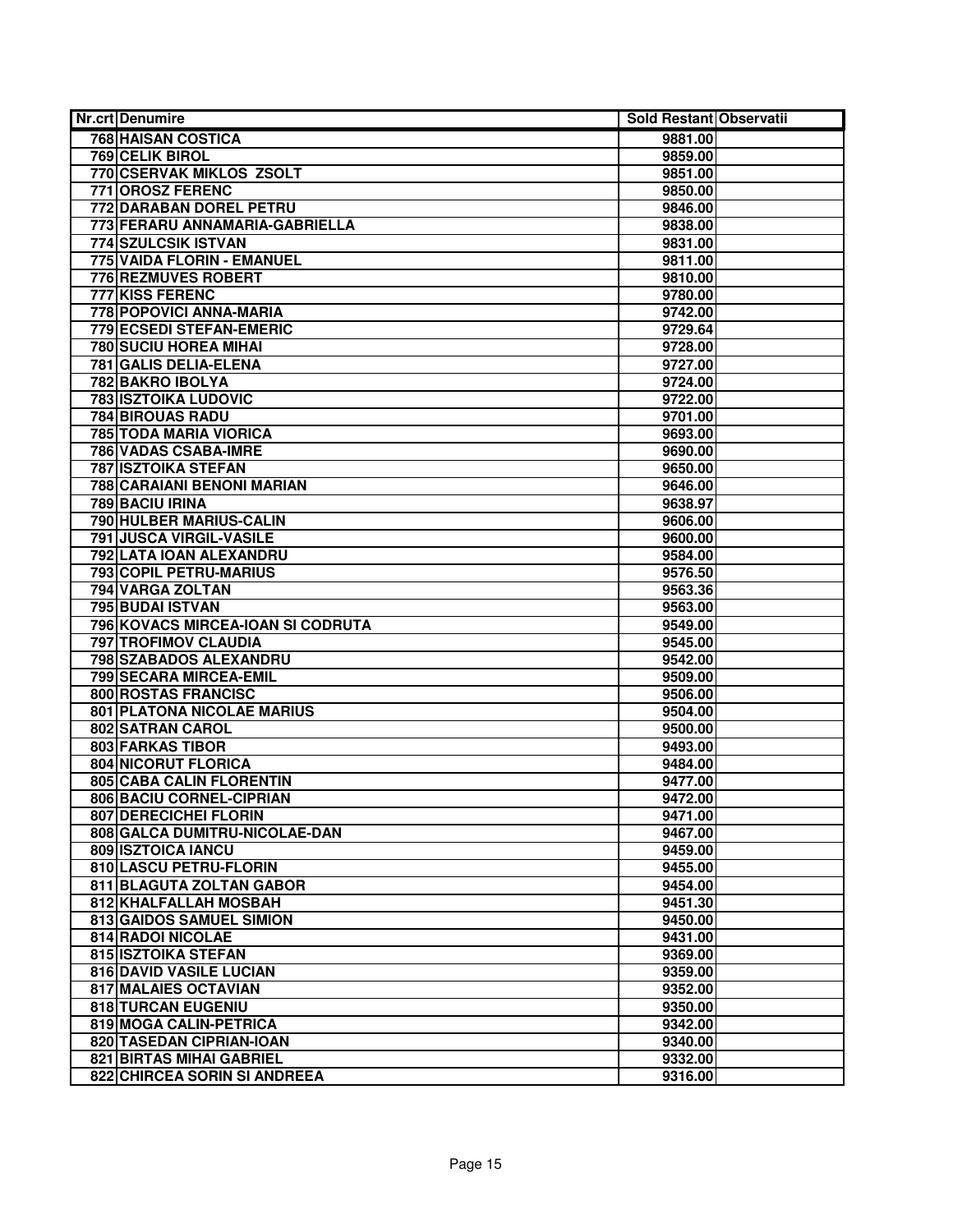| Nr.crt | Denumire | Sold Restant | Observatii |
|---|---|---|---|
| 768 | HAISAN COSTICA | 9881.00 | |
| 769 | CELIK BIROL | 9859.00 | |
| 770 | CSERVAK MIKLOS ZSOLT | 9851.00 | |
| 771 | OROSZ FERENC | 9850.00 | |
| 772 | DARABAN DOREL PETRU | 9846.00 | |
| 773 | FERARU ANNAMARIA-GABRIELLA | 9838.00 | |
| 774 | SZULCSIK ISTVAN | 9831.00 | |
| 775 | VAIDA FLORIN - EMANUEL | 9811.00 | |
| 776 | REZMUVES ROBERT | 9810.00 | |
| 777 | KISS FERENC | 9780.00 | |
| 778 | POPOVICI ANNA-MARIA | 9742.00 | |
| 779 | ECSEDI STEFAN-EMERIC | 9729.64 | |
| 780 | SUCIU HOREA MIHAI | 9728.00 | |
| 781 | GALIS DELIA-ELENA | 9727.00 | |
| 782 | BAKRO IBOLYA | 9724.00 | |
| 783 | ISZTOIKA LUDOVIC | 9722.00 | |
| 784 | BIROUAS RADU | 9701.00 | |
| 785 | TODA MARIA VIORICA | 9693.00 | |
| 786 | VADAS CSABA-IMRE | 9690.00 | |
| 787 | ISZTOIKA STEFAN | 9650.00 | |
| 788 | CARAIANI BENONI MARIAN | 9646.00 | |
| 789 | BACIU IRINA | 9638.97 | |
| 790 | HULBER MARIUS-CALIN | 9606.00 | |
| 791 | JUSCA VIRGIL-VASILE | 9600.00 | |
| 792 | LATA IOAN ALEXANDRU | 9584.00 | |
| 793 | COPIL PETRU-MARIUS | 9576.50 | |
| 794 | VARGA ZOLTAN | 9563.36 | |
| 795 | BUDAI ISTVAN | 9563.00 | |
| 796 | KOVACS MIRCEA-IOAN SI CODRUTA | 9549.00 | |
| 797 | TROFIMOV CLAUDIA | 9545.00 | |
| 798 | SZABADOS ALEXANDRU | 9542.00 | |
| 799 | SECARA MIRCEA-EMIL | 9509.00 | |
| 800 | ROSTAS FRANCISC | 9506.00 | |
| 801 | PLATONA NICOLAE MARIUS | 9504.00 | |
| 802 | SATRAN CAROL | 9500.00 | |
| 803 | FARKAS TIBOR | 9493.00 | |
| 804 | NICORUT FLORICA | 9484.00 | |
| 805 | CABA CALIN FLORENTIN | 9477.00 | |
| 806 | BACIU CORNEL-CIPRIAN | 9472.00 | |
| 807 | DERECICHEI FLORIN | 9471.00 | |
| 808 | GALCA DUMITRU-NICOLAE-DAN | 9467.00 | |
| 809 | ISZTOICA IANCU | 9459.00 | |
| 810 | LASCU PETRU-FLORIN | 9455.00 | |
| 811 | BLAGUTA ZOLTAN GABOR | 9454.00 | |
| 812 | KHALFALLAH MOSBAH | 9451.30 | |
| 813 | GAIDOS SAMUEL SIMION | 9450.00 | |
| 814 | RADOI NICOLAE | 9431.00 | |
| 815 | ISZTOIKA STEFAN | 9369.00 | |
| 816 | DAVID VASILE LUCIAN | 9359.00 | |
| 817 | MALAIES OCTAVIAN | 9352.00 | |
| 818 | TURCAN EUGENIU | 9350.00 | |
| 819 | MOGA CALIN-PETRICA | 9342.00 | |
| 820 | TASEDAN CIPRIAN-IOAN | 9340.00 | |
| 821 | BIRTAS MIHAI GABRIEL | 9332.00 | |
| 822 | CHIRCEA SORIN SI ANDREEA | 9316.00 | |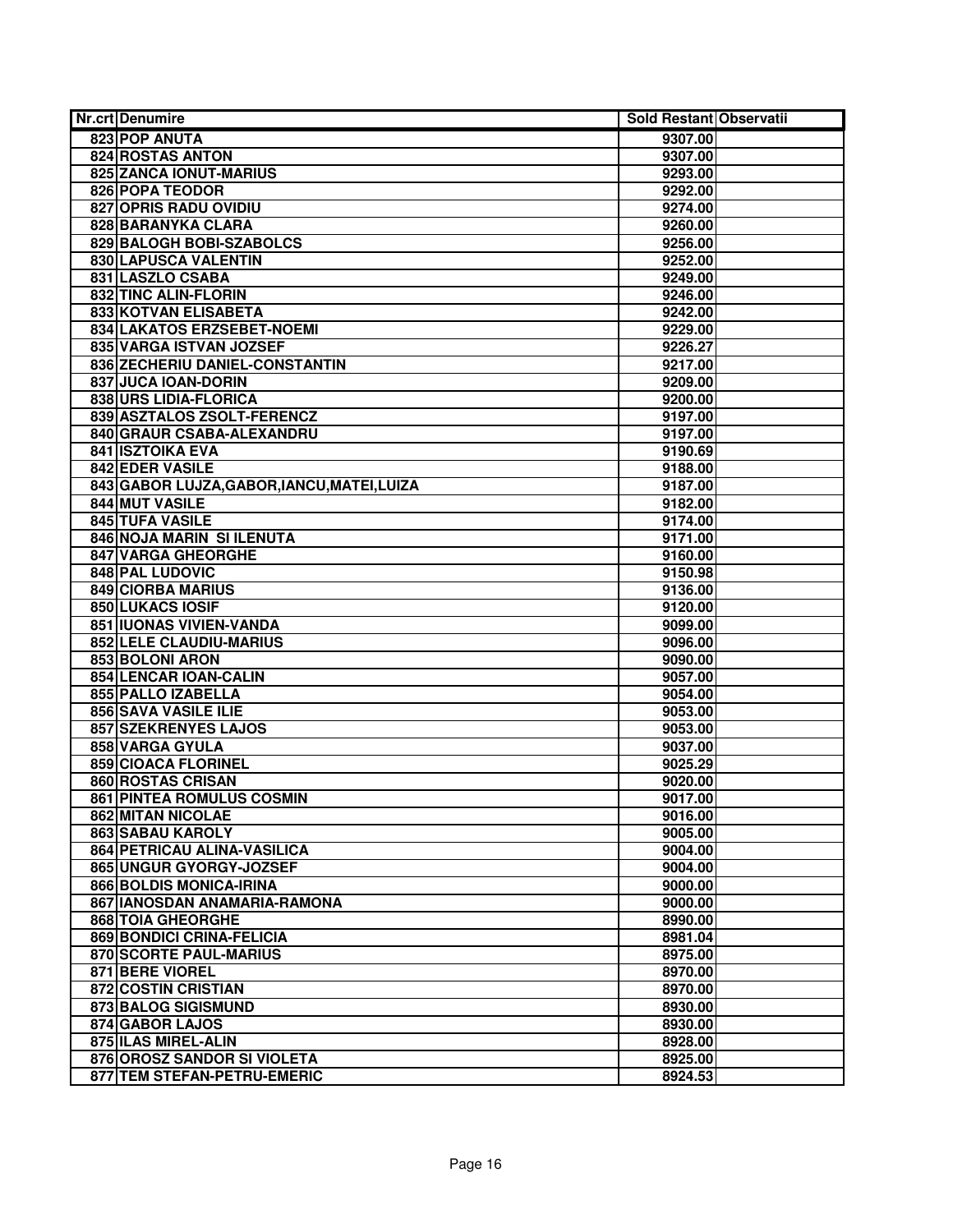| Nr.crt | Denumire | Sold Restant | Observatii |
|---|---|---|---|
| 823 | POP ANUTA | 9307.00 | |
| 824 | ROSTAS ANTON | 9307.00 | |
| 825 | ZANCA IONUT-MARIUS | 9293.00 | |
| 826 | POPA TEODOR | 9292.00 | |
| 827 | OPRIS RADU OVIDIU | 9274.00 | |
| 828 | BARANYKA CLARA | 9260.00 | |
| 829 | BALOGH BOBI-SZABOLCS | 9256.00 | |
| 830 | LAPUSCA VALENTIN | 9252.00 | |
| 831 | LASZLO CSABA | 9249.00 | |
| 832 | TINC ALIN-FLORIN | 9246.00 | |
| 833 | KOTVAN ELISABETA | 9242.00 | |
| 834 | LAKATOS ERZSEBET-NOEMI | 9229.00 | |
| 835 | VARGA ISTVAN JOZSEF | 9226.27 | |
| 836 | ZECHERIU DANIEL-CONSTANTIN | 9217.00 | |
| 837 | JUCA IOAN-DORIN | 9209.00 | |
| 838 | URS LIDIA-FLORICA | 9200.00 | |
| 839 | ASZTALOS ZSOLT-FERENCZ | 9197.00 | |
| 840 | GRAUR CSABA-ALEXANDRU | 9197.00 | |
| 841 | ISZTOIKA EVA | 9190.69 | |
| 842 | EDER VASILE | 9188.00 | |
| 843 | GABOR LUJZA,GABOR,IANCU,MATEI,LUIZA | 9187.00 | |
| 844 | MUT VASILE | 9182.00 | |
| 845 | TUFA VASILE | 9174.00 | |
| 846 | NOJA MARIN SI ILENUTA | 9171.00 | |
| 847 | VARGA GHEORGHE | 9160.00 | |
| 848 | PAL LUDOVIC | 9150.98 | |
| 849 | CIORBA MARIUS | 9136.00 | |
| 850 | LUKACS IOSIF | 9120.00 | |
| 851 | IUONAS VIVIEN-VANDA | 9099.00 | |
| 852 | LELE CLAUDIU-MARIUS | 9096.00 | |
| 853 | BOLONI ARON | 9090.00 | |
| 854 | LENCAR IOAN-CALIN | 9057.00 | |
| 855 | PALLO IZABELLA | 9054.00 | |
| 856 | SAVA VASILE ILIE | 9053.00 | |
| 857 | SZEKRENYES LAJOS | 9053.00 | |
| 858 | VARGA GYULA | 9037.00 | |
| 859 | CIOACA FLORINEL | 9025.29 | |
| 860 | ROSTAS CRISAN | 9020.00 | |
| 861 | PINTEA ROMULUS COSMIN | 9017.00 | |
| 862 | MITAN NICOLAE | 9016.00 | |
| 863 | SABAU KAROLY | 9005.00 | |
| 864 | PETRICAU ALINA-VASILICA | 9004.00 | |
| 865 | UNGUR GYORGY-JOZSEF | 9004.00 | |
| 866 | BOLDIS MONICA-IRINA | 9000.00 | |
| 867 | IANOSDAN ANAMARIA-RAMONA | 9000.00 | |
| 868 | TOIA GHEORGHE | 8990.00 | |
| 869 | BONDICI CRINA-FELICIA | 8981.04 | |
| 870 | SCORTE PAUL-MARIUS | 8975.00 | |
| 871 | BERE VIOREL | 8970.00 | |
| 872 | COSTIN CRISTIAN | 8970.00 | |
| 873 | BALOG SIGISMUND | 8930.00 | |
| 874 | GABOR LAJOS | 8930.00 | |
| 875 | ILAS MIREL-ALIN | 8928.00 | |
| 876 | OROSZ SANDOR SI VIOLETA | 8925.00 | |
| 877 | TEM STEFAN-PETRU-EMERIC | 8924.53 | |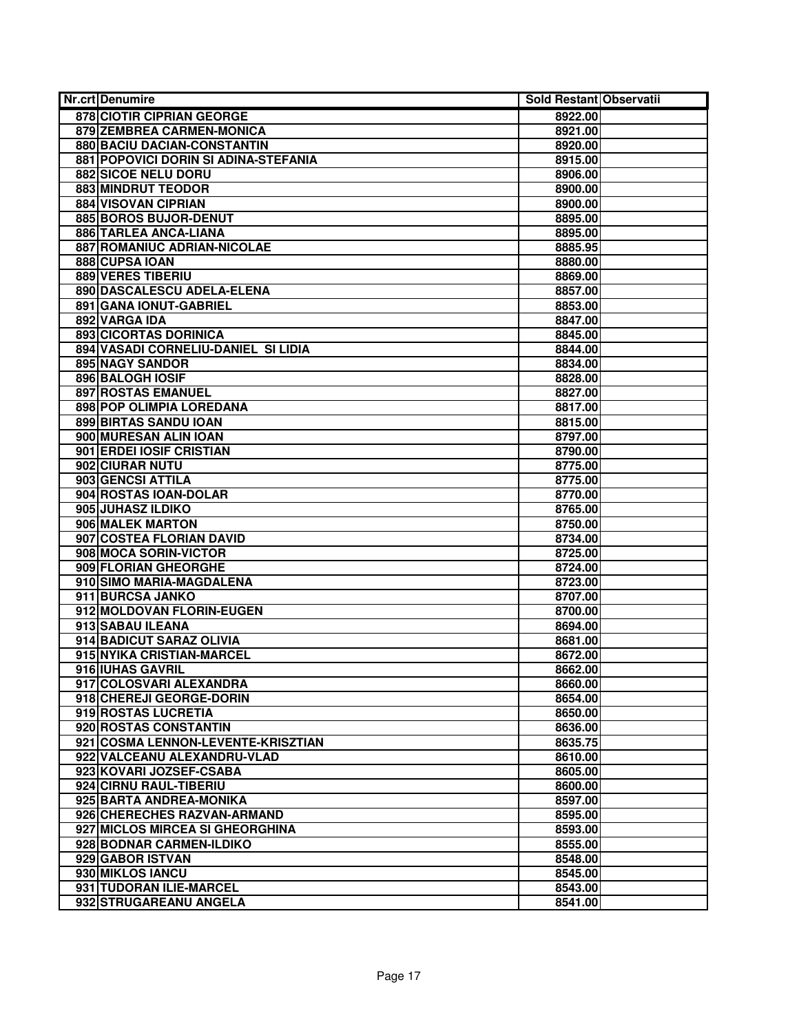| Nr.crt | Denumire | Sold Restant | Observatii |
|---|---|---|---|
| 878 | CIOTIR CIPRIAN GEORGE | 8922.00 | |
| 879 | ZEMBREA CARMEN-MONICA | 8921.00 | |
| 880 | BACIU DACIAN-CONSTANTIN | 8920.00 | |
| 881 | POPOVICI DORIN SI ADINA-STEFANIA | 8915.00 | |
| 882 | SICOE NELU DORU | 8906.00 | |
| 883 | MINDRUT TEODOR | 8900.00 | |
| 884 | VISOVAN CIPRIAN | 8900.00 | |
| 885 | BOROS BUJOR-DENUT | 8895.00 | |
| 886 | TARLEA ANCA-LIANA | 8895.00 | |
| 887 | ROMANIUC ADRIAN-NICOLAE | 8885.95 | |
| 888 | CUPSA IOAN | 8880.00 | |
| 889 | VERES TIBERIU | 8869.00 | |
| 890 | DASCALESCU ADELA-ELENA | 8857.00 | |
| 891 | GANA IONUT-GABRIEL | 8853.00 | |
| 892 | VARGA IDA | 8847.00 | |
| 893 | CICORTAS DORINICA | 8845.00 | |
| 894 | VASADI CORNELIU-DANIEL SI LIDIA | 8844.00 | |
| 895 | NAGY SANDOR | 8834.00 | |
| 896 | BALOGH IOSIF | 8828.00 | |
| 897 | ROSTAS EMANUEL | 8827.00 | |
| 898 | POP OLIMPIA LOREDANA | 8817.00 | |
| 899 | BIRTAS SANDU IOAN | 8815.00 | |
| 900 | MURESAN ALIN IOAN | 8797.00 | |
| 901 | ERDEI IOSIF CRISTIAN | 8790.00 | |
| 902 | CIURAR NUTU | 8775.00 | |
| 903 | GENCSI ATTILA | 8775.00 | |
| 904 | ROSTAS IOAN-DOLAR | 8770.00 | |
| 905 | JUHASZ ILDIKO | 8765.00 | |
| 906 | MALEK MARTON | 8750.00 | |
| 907 | COSTEA FLORIAN DAVID | 8734.00 | |
| 908 | MOCA SORIN-VICTOR | 8725.00 | |
| 909 | FLORIAN GHEORGHE | 8724.00 | |
| 910 | SIMO MARIA-MAGDALENA | 8723.00 | |
| 911 | BURCSA JANKO | 8707.00 | |
| 912 | MOLDOVAN FLORIN-EUGEN | 8700.00 | |
| 913 | SABAU ILEANA | 8694.00 | |
| 914 | BADICUT SARAZ OLIVIA | 8681.00 | |
| 915 | NYIKA CRISTIAN-MARCEL | 8672.00 | |
| 916 | IUHAS GAVRIL | 8662.00 | |
| 917 | COLOSVARI ALEXANDRA | 8660.00 | |
| 918 | CHEREJI GEORGE-DORIN | 8654.00 | |
| 919 | ROSTAS LUCRETIA | 8650.00 | |
| 920 | ROSTAS CONSTANTIN | 8636.00 | |
| 921 | COSMA LENNON-LEVENTE-KRISZTIAN | 8635.75 | |
| 922 | VALCEANU ALEXANDRU-VLAD | 8610.00 | |
| 923 | KOVARI JOZSEF-CSABA | 8605.00 | |
| 924 | CIRNU RAUL-TIBERIU | 8600.00 | |
| 925 | BARTA ANDREA-MONIKA | 8597.00 | |
| 926 | CHERECHES RAZVAN-ARMAND | 8595.00 | |
| 927 | MICLOS MIRCEA SI GHEORGHINA | 8593.00 | |
| 928 | BODNAR CARMEN-ILDIKO | 8555.00 | |
| 929 | GABOR ISTVAN | 8548.00 | |
| 930 | MIKLOS IANCU | 8545.00 | |
| 931 | TUDORAN ILIE-MARCEL | 8543.00 | |
| 932 | STRUGAREANU ANGELA | 8541.00 | |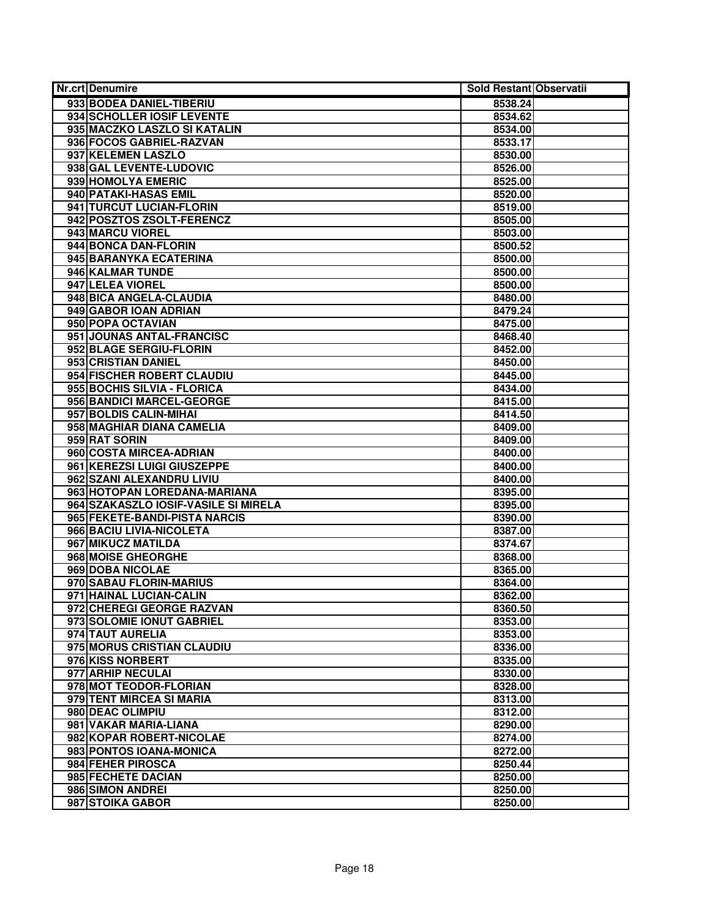| Nr.crt | Denumire | Sold Restant | Observatii |
|---|---|---|---|
| 933 | BODEA DANIEL-TIBERIU | 8538.24 | |
| 934 | SCHOLLER IOSIF LEVENTE | 8534.62 | |
| 935 | MACZKO LASZLO SI KATALIN | 8534.00 | |
| 936 | FOCOS GABRIEL-RAZVAN | 8533.17 | |
| 937 | KELEMEN LASZLO | 8530.00 | |
| 938 | GAL LEVENTE-LUDOVIC | 8526.00 | |
| 939 | HOMOLYA EMERIC | 8525.00 | |
| 940 | PATAKI-HASAS EMIL | 8520.00 | |
| 941 | TURCUT LUCIAN-FLORIN | 8519.00 | |
| 942 | POSZTOS ZSOLT-FERENCZ | 8505.00 | |
| 943 | MARCU VIOREL | 8503.00 | |
| 944 | BONCA DAN-FLORIN | 8500.52 | |
| 945 | BARANYKA ECATERINA | 8500.00 | |
| 946 | KALMAR TUNDE | 8500.00 | |
| 947 | LELEA VIOREL | 8500.00 | |
| 948 | BICA ANGELA-CLAUDIA | 8480.00 | |
| 949 | GABOR IOAN ADRIAN | 8479.24 | |
| 950 | POPA OCTAVIAN | 8475.00 | |
| 951 | JOUNAS ANTAL-FRANCISC | 8468.40 | |
| 952 | BLAGE SERGIU-FLORIN | 8452.00 | |
| 953 | CRISTIAN DANIEL | 8450.00 | |
| 954 | FISCHER ROBERT CLAUDIU | 8445.00 | |
| 955 | BOCHIS SILVIA - FLORICA | 8434.00 | |
| 956 | BANDICI MARCEL-GEORGE | 8415.00 | |
| 957 | BOLDIS CALIN-MIHAI | 8414.50 | |
| 958 | MAGHIAR DIANA CAMELIA | 8409.00 | |
| 959 | RAT SORIN | 8409.00 | |
| 960 | COSTA MIRCEA-ADRIAN | 8400.00 | |
| 961 | KEREZSI LUIGI GIUSZEPPE | 8400.00 | |
| 962 | SZANI ALEXANDRU LIVIU | 8400.00 | |
| 963 | HOTOPAN LOREDANA-MARIANA | 8395.00 | |
| 964 | SZAKASZLO IOSIF-VASILE SI MIRELA | 8395.00 | |
| 965 | FEKETE-BANDI-PISTA NARCIS | 8390.00 | |
| 966 | BACIU LIVIA-NICOLETA | 8387.00 | |
| 967 | MIKUCZ MATILDA | 8374.67 | |
| 968 | MOISE GHEORGHE | 8368.00 | |
| 969 | DOBA NICOLAE | 8365.00 | |
| 970 | SABAU FLORIN-MARIUS | 8364.00 | |
| 971 | HAINAL LUCIAN-CALIN | 8362.00 | |
| 972 | CHEREGI GEORGE RAZVAN | 8360.50 | |
| 973 | SOLOMIE IONUT GABRIEL | 8353.00 | |
| 974 | TAUT AURELIA | 8353.00 | |
| 975 | MORUS CRISTIAN CLAUDIU | 8336.00 | |
| 976 | KISS NORBERT | 8335.00 | |
| 977 | ARHIP NECULAI | 8330.00 | |
| 978 | MOT TEODOR-FLORIAN | 8328.00 | |
| 979 | TENT MIRCEA SI MARIA | 8313.00 | |
| 980 | DEAC OLIMPIU | 8312.00 | |
| 981 | VAKAR MARIA-LIANA | 8290.00 | |
| 982 | KOPAR ROBERT-NICOLAE | 8274.00 | |
| 983 | PONTOS IOANA-MONICA | 8272.00 | |
| 984 | FEHER PIROSCA | 8250.44 | |
| 985 | FECHETE DACIAN | 8250.00 | |
| 986 | SIMON ANDREI | 8250.00 | |
| 987 | STOIKA GABOR | 8250.00 | |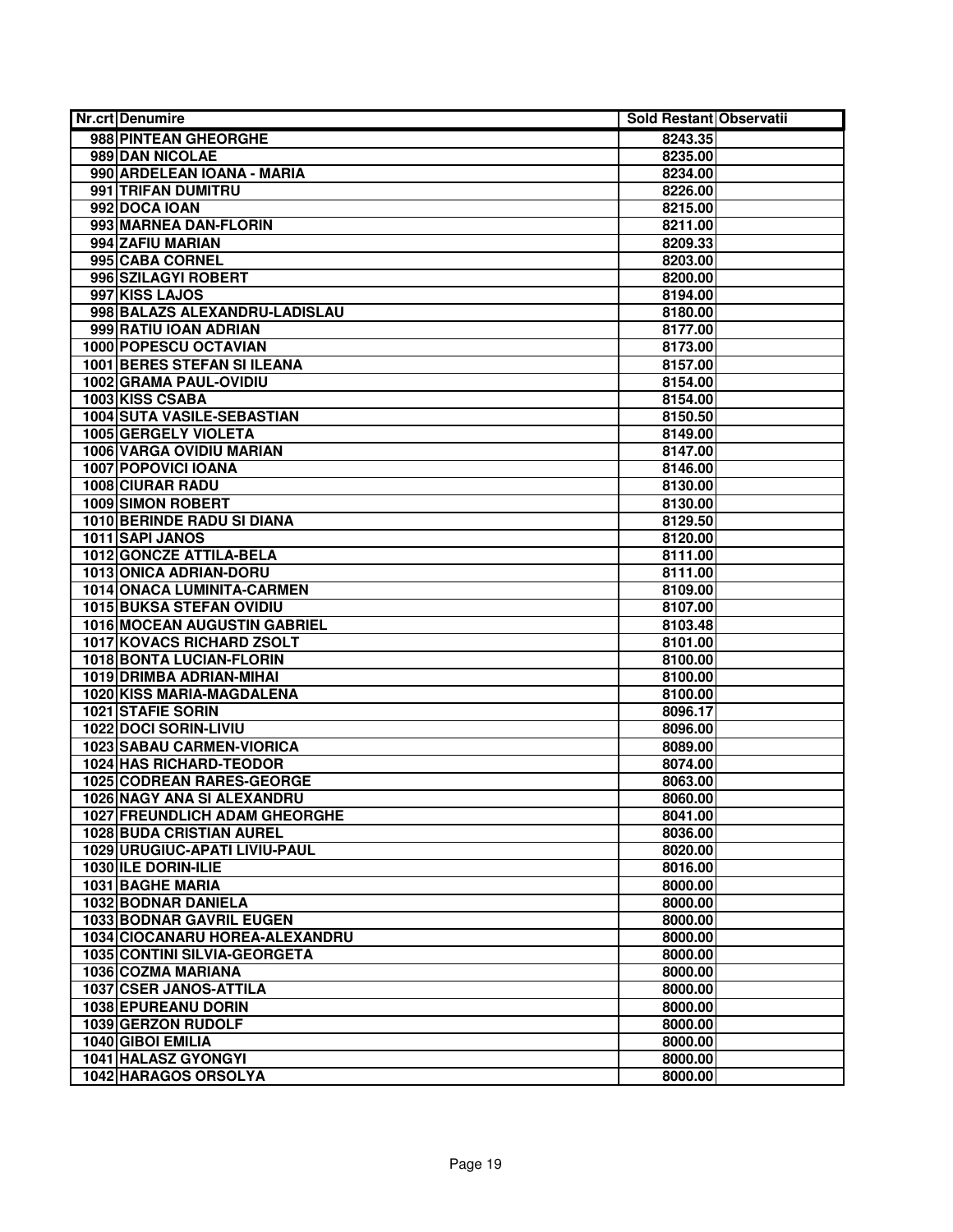| Nr.crt | Denumire | Sold Restant | Observatii |
|---|---|---|---|
| 988 | PINTEAN GHEORGHE | 8243.35 | |
| 989 | DAN NICOLAE | 8235.00 | |
| 990 | ARDELEAN IOANA - MARIA | 8234.00 | |
| 991 | TRIFAN DUMITRU | 8226.00 | |
| 992 | DOCA IOAN | 8215.00 | |
| 993 | MARNEA DAN-FLORIN | 8211.00 | |
| 994 | ZAFIU MARIAN | 8209.33 | |
| 995 | CABA CORNEL | 8203.00 | |
| 996 | SZILAGYI ROBERT | 8200.00 | |
| 997 | KISS LAJOS | 8194.00 | |
| 998 | BALAZS ALEXANDRU-LADISLAU | 8180.00 | |
| 999 | RATIU IOAN ADRIAN | 8177.00 | |
| 1000 | POPESCU OCTAVIAN | 8173.00 | |
| 1001 | BERES STEFAN SI ILEANA | 8157.00 | |
| 1002 | GRAMA PAUL-OVIDIU | 8154.00 | |
| 1003 | KISS CSABA | 8154.00 | |
| 1004 | SUTA VASILE-SEBASTIAN | 8150.50 | |
| 1005 | GERGELY VIOLETA | 8149.00 | |
| 1006 | VARGA OVIDIU MARIAN | 8147.00 | |
| 1007 | POPOVICI IOANA | 8146.00 | |
| 1008 | CIURAR RADU | 8130.00 | |
| 1009 | SIMON ROBERT | 8130.00 | |
| 1010 | BERINDE RADU SI DIANA | 8129.50 | |
| 1011 | SAPI JANOS | 8120.00 | |
| 1012 | GONCZE ATTILA-BELA | 8111.00 | |
| 1013 | ONICA ADRIAN-DORU | 8111.00 | |
| 1014 | ONACA LUMINITA-CARMEN | 8109.00 | |
| 1015 | BUKSA STEFAN OVIDIU | 8107.00 | |
| 1016 | MOCEAN AUGUSTIN GABRIEL | 8103.48 | |
| 1017 | KOVACS RICHARD ZSOLT | 8101.00 | |
| 1018 | BONTA LUCIAN-FLORIN | 8100.00 | |
| 1019 | DRIMBA ADRIAN-MIHAI | 8100.00 | |
| 1020 | KISS MARIA-MAGDALENA | 8100.00 | |
| 1021 | STAFIE SORIN | 8096.17 | |
| 1022 | DOCI SORIN-LIVIU | 8096.00 | |
| 1023 | SABAU CARMEN-VIORICA | 8089.00 | |
| 1024 | HAS RICHARD-TEODOR | 8074.00 | |
| 1025 | CODREAN RARES-GEORGE | 8063.00 | |
| 1026 | NAGY ANA SI ALEXANDRU | 8060.00 | |
| 1027 | FREUNDLICH ADAM GHEORGHE | 8041.00 | |
| 1028 | BUDA CRISTIAN AUREL | 8036.00 | |
| 1029 | URUGIUC-APATI LIVIU-PAUL | 8020.00 | |
| 1030 | ILE DORIN-ILIE | 8016.00 | |
| 1031 | BAGHE MARIA | 8000.00 | |
| 1032 | BODNAR DANIELA | 8000.00 | |
| 1033 | BODNAR GAVRIL EUGEN | 8000.00 | |
| 1034 | CIOCANARU HOREA-ALEXANDRU | 8000.00 | |
| 1035 | CONTINI SILVIA-GEORGETA | 8000.00 | |
| 1036 | COZMA MARIANA | 8000.00 | |
| 1037 | CSER JANOS-ATTILA | 8000.00 | |
| 1038 | EPUREANU DORIN | 8000.00 | |
| 1039 | GERZON RUDOLF | 8000.00 | |
| 1040 | GIBOI EMILIA | 8000.00 | |
| 1041 | HALASZ GYONGYI | 8000.00 | |
| 1042 | HARAGOS ORSOLYA | 8000.00 | |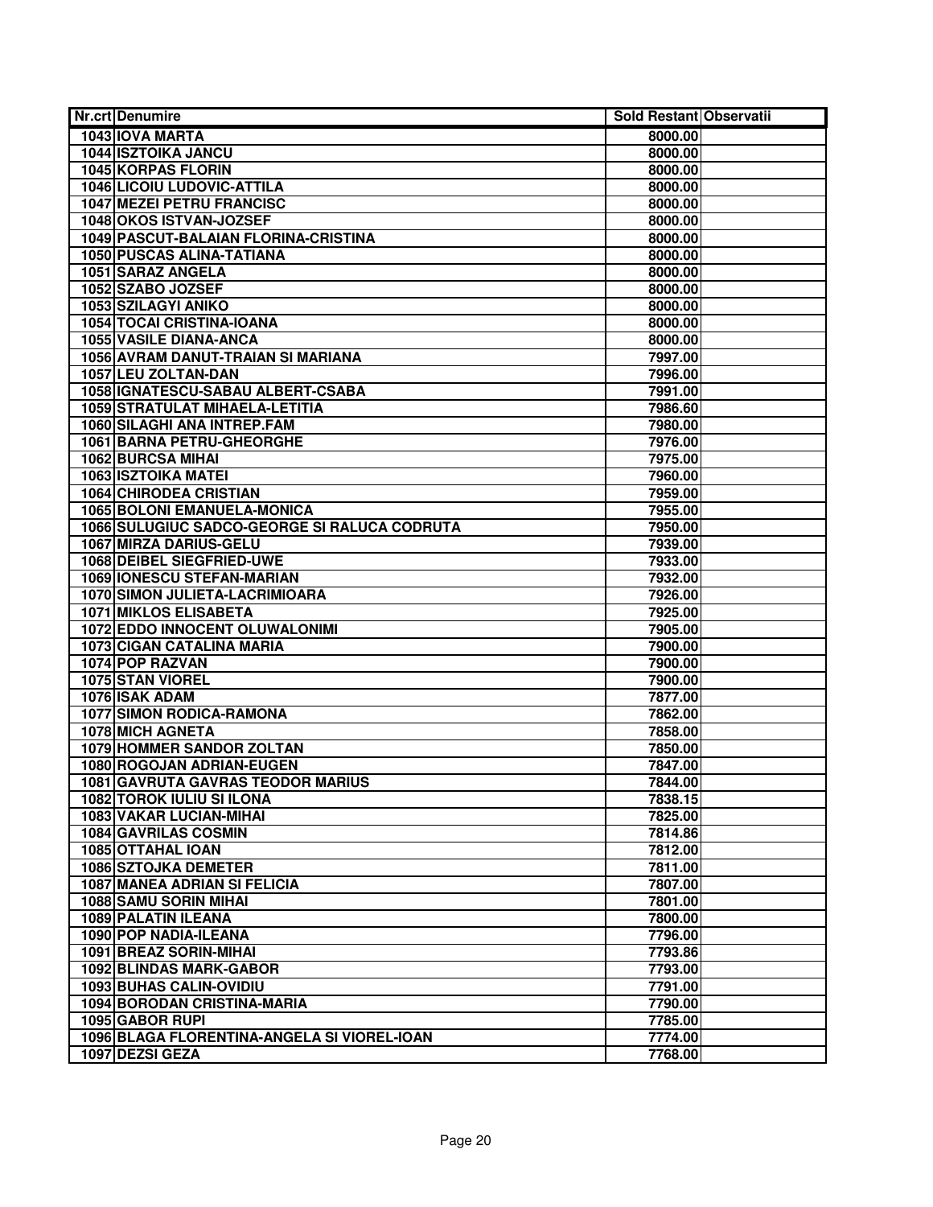| Nr.crt | Denumire | Sold Restant | Observatii |
| --- | --- | --- | --- |
| 1043 | IOVA MARTA | 8000.00 | |
| 1044 | ISZTOIKA JANCU | 8000.00 | |
| 1045 | KORPAS FLORIN | 8000.00 | |
| 1046 | LICOIU LUDOVIC-ATTILA | 8000.00 | |
| 1047 | MEZEI PETRU FRANCISC | 8000.00 | |
| 1048 | OKOS ISTVAN-JOZSEF | 8000.00 | |
| 1049 | PASCUT-BALAIAN FLORINA-CRISTINA | 8000.00 | |
| 1050 | PUSCAS ALINA-TATIANA | 8000.00 | |
| 1051 | SARAZ ANGELA | 8000.00 | |
| 1052 | SZABO JOZSEF | 8000.00 | |
| 1053 | SZILAGYI ANIKO | 8000.00 | |
| 1054 | TOCAI CRISTINA-IOANA | 8000.00 | |
| 1055 | VASILE DIANA-ANCA | 8000.00 | |
| 1056 | AVRAM DANUT-TRAIAN SI MARIANA | 7997.00 | |
| 1057 | LEU ZOLTAN-DAN | 7996.00 | |
| 1058 | IGNATESCU-SABAU ALBERT-CSABA | 7991.00 | |
| 1059 | STRATULAT MIHAELA-LETITIA | 7986.60 | |
| 1060 | SILAGHI ANA INTREP.FAM | 7980.00 | |
| 1061 | BARNA PETRU-GHEORGHE | 7976.00 | |
| 1062 | BURCSA MIHAI | 7975.00 | |
| 1063 | ISZTOIKA MATEI | 7960.00 | |
| 1064 | CHIRODEA CRISTIAN | 7959.00 | |
| 1065 | BOLONI EMANUELA-MONICA | 7955.00 | |
| 1066 | SULUGIUC SADCO-GEORGE SI RALUCA CODRUTA | 7950.00 | |
| 1067 | MIRZA DARIUS-GELU | 7939.00 | |
| 1068 | DEIBEL SIEGFRIED-UWE | 7933.00 | |
| 1069 | IONESCU STEFAN-MARIAN | 7932.00 | |
| 1070 | SIMON JULIETA-LACRIMIOARA | 7926.00 | |
| 1071 | MIKLOS ELISABETA | 7925.00 | |
| 1072 | EDDO INNOCENT OLUWALONIMI | 7905.00 | |
| 1073 | CIGAN CATALINA MARIA | 7900.00 | |
| 1074 | POP RAZVAN | 7900.00 | |
| 1075 | STAN VIOREL | 7900.00 | |
| 1076 | ISAK ADAM | 7877.00 | |
| 1077 | SIMON RODICA-RAMONA | 7862.00 | |
| 1078 | MICH AGNETA | 7858.00 | |
| 1079 | HOMMER SANDOR ZOLTAN | 7850.00 | |
| 1080 | ROGOJAN ADRIAN-EUGEN | 7847.00 | |
| 1081 | GAVRUTA GAVRAS TEODOR MARIUS | 7844.00 | |
| 1082 | TOROK IULIU SI ILONA | 7838.15 | |
| 1083 | VAKAR LUCIAN-MIHAI | 7825.00 | |
| 1084 | GAVRILAS COSMIN | 7814.86 | |
| 1085 | OTTAHAL IOAN | 7812.00 | |
| 1086 | SZTOJKA DEMETER | 7811.00 | |
| 1087 | MANEA ADRIAN SI FELICIA | 7807.00 | |
| 1088 | SAMU SORIN MIHAI | 7801.00 | |
| 1089 | PALATIN ILEANA | 7800.00 | |
| 1090 | POP NADIA-ILEANA | 7796.00 | |
| 1091 | BREAZ SORIN-MIHAI | 7793.86 | |
| 1092 | BLINDAS MARK-GABOR | 7793.00 | |
| 1093 | BUHAS CALIN-OVIDIU | 7791.00 | |
| 1094 | BORODAN CRISTINA-MARIA | 7790.00 | |
| 1095 | GABOR RUPI | 7785.00 | |
| 1096 | BLAGA FLORENTINA-ANGELA SI VIOREL-IOAN | 7774.00 | |
| 1097 | DEZSI GEZA | 7768.00 | |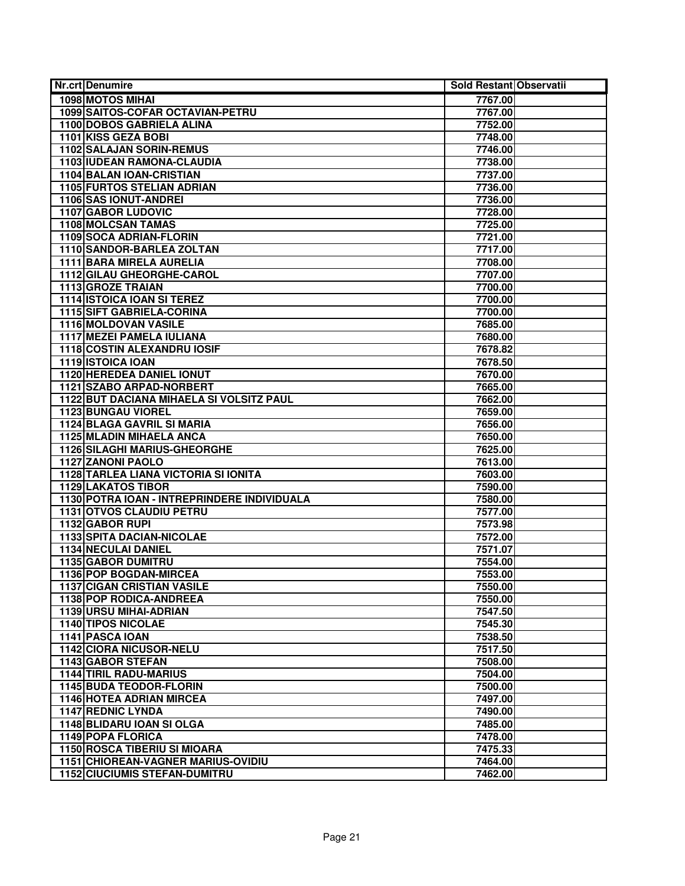| Nr.crt | Denumire | Sold Restant | Observatii |
|---|---|---|---|
| 1098 | MOTOS MIHAI | 7767.00 | |
| 1099 | SAITOS-COFAR OCTAVIAN-PETRU | 7767.00 | |
| 1100 | DOBOS GABRIELA ALINA | 7752.00 | |
| 1101 | KISS GEZA BOBI | 7748.00 | |
| 1102 | SALAJAN SORIN-REMUS | 7746.00 | |
| 1103 | IUDEAN RAMONA-CLAUDIA | 7738.00 | |
| 1104 | BALAN IOAN-CRISTIAN | 7737.00 | |
| 1105 | FURTOS STELIAN ADRIAN | 7736.00 | |
| 1106 | SAS IONUT-ANDREI | 7736.00 | |
| 1107 | GABOR LUDOVIC | 7728.00 | |
| 1108 | MOLCSAN TAMAS | 7725.00 | |
| 1109 | SOCA ADRIAN-FLORIN | 7721.00 | |
| 1110 | SANDOR-BARLEA ZOLTAN | 7717.00 | |
| 1111 | BARA MIRELA AURELIA | 7708.00 | |
| 1112 | GILAU GHEORGHE-CAROL | 7707.00 | |
| 1113 | GROZE TRAIAN | 7700.00 | |
| 1114 | ISTOICA IOAN SI TEREZ | 7700.00 | |
| 1115 | SIFT GABRIELA-CORINA | 7700.00 | |
| 1116 | MOLDOVAN VASILE | 7685.00 | |
| 1117 | MEZEI PAMELA IULIANA | 7680.00 | |
| 1118 | COSTIN ALEXANDRU IOSIF | 7678.82 | |
| 1119 | ISTOICA IOAN | 7678.50 | |
| 1120 | HEREDEA DANIEL IONUT | 7670.00 | |
| 1121 | SZABO ARPAD-NORBERT | 7665.00 | |
| 1122 | BUT DACIANA MIHAELA SI VOLSITZ PAUL | 7662.00 | |
| 1123 | BUNGAU VIOREL | 7659.00 | |
| 1124 | BLAGA GAVRIL SI MARIA | 7656.00 | |
| 1125 | MLADIN MIHAELA ANCA | 7650.00 | |
| 1126 | SILAGHI MARIUS-GHEORGHE | 7625.00 | |
| 1127 | ZANONI PAOLO | 7613.00 | |
| 1128 | TARLEA LIANA VICTORIA SI IONITA | 7603.00 | |
| 1129 | LAKATOS TIBOR | 7590.00 | |
| 1130 | POTRA IOAN - INTREPRINDERE INDIVIDUALA | 7580.00 | |
| 1131 | OTVOS CLAUDIU PETRU | 7577.00 | |
| 1132 | GABOR RUPI | 7573.98 | |
| 1133 | SPITA DACIAN-NICOLAE | 7572.00 | |
| 1134 | NECULAI DANIEL | 7571.07 | |
| 1135 | GABOR DUMITRU | 7554.00 | |
| 1136 | POP BOGDAN-MIRCEA | 7553.00 | |
| 1137 | CIGAN CRISTIAN VASILE | 7550.00 | |
| 1138 | POP RODICA-ANDREEA | 7550.00 | |
| 1139 | URSU MIHAI-ADRIAN | 7547.50 | |
| 1140 | TIPOS NICOLAE | 7545.30 | |
| 1141 | PASCA IOAN | 7538.50 | |
| 1142 | CIORA NICUSOR-NELU | 7517.50 | |
| 1143 | GABOR STEFAN | 7508.00 | |
| 1144 | TIRIL RADU-MARIUS | 7504.00 | |
| 1145 | BUDA TEODOR-FLORIN | 7500.00 | |
| 1146 | HOTEA ADRIAN MIRCEA | 7497.00 | |
| 1147 | REDNIC LYNDA | 7490.00 | |
| 1148 | BLIDARU IOAN SI OLGA | 7485.00 | |
| 1149 | POPA FLORICA | 7478.00 | |
| 1150 | ROSCA TIBERIU SI MIOARA | 7475.33 | |
| 1151 | CHIOREAN-VAGNER MARIUS-OVIDIU | 7464.00 | |
| 1152 | CIUCIUMIS STEFAN-DUMITRU | 7462.00 | |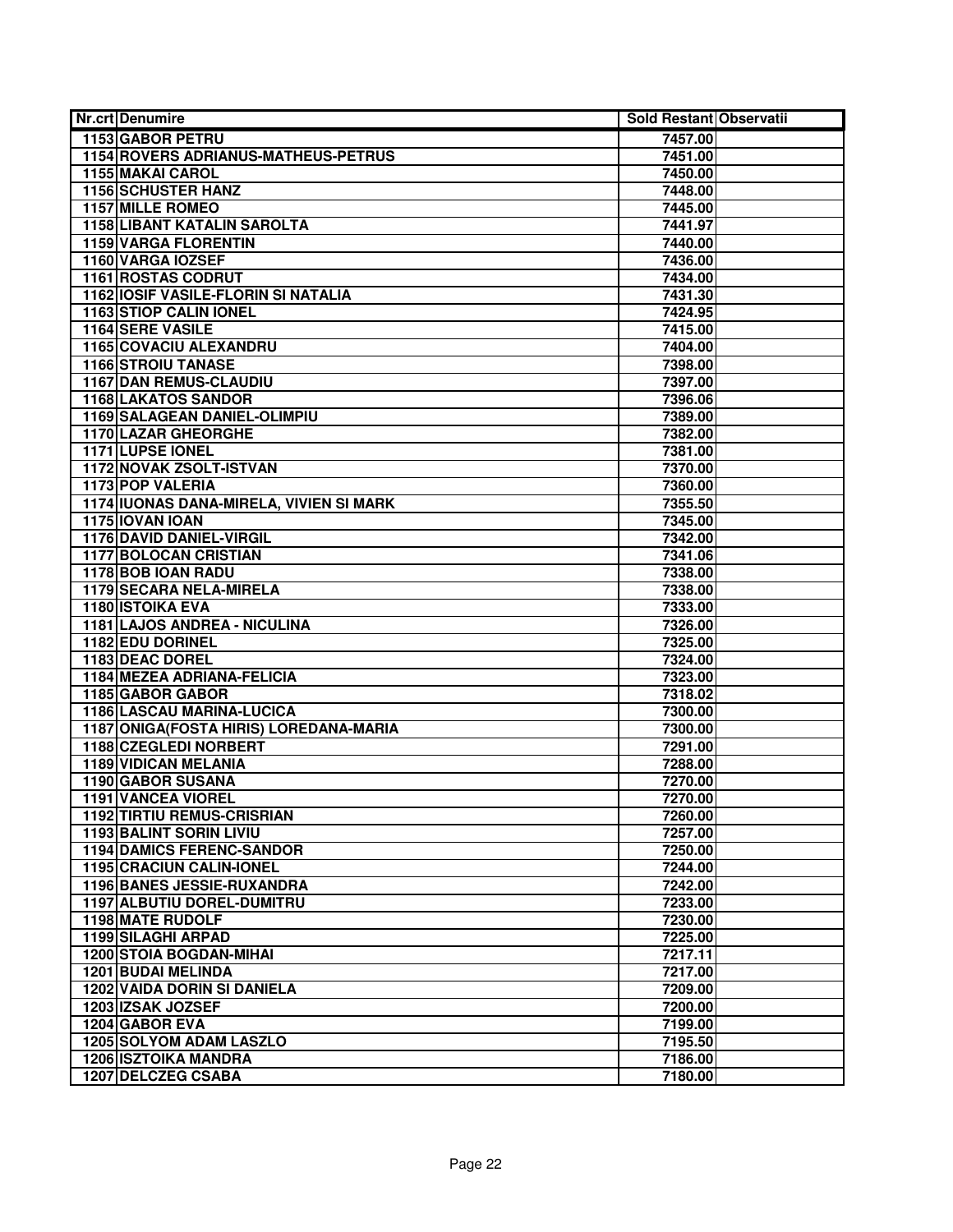| Nr.crt | Denumire | Sold Restant | Observatii |
|---|---|---|---|
| 1153 | GABOR PETRU | 7457.00 | |
| 1154 | ROVERS ADRIANUS-MATHEUS-PETRUS | 7451.00 | |
| 1155 | MAKAI CAROL | 7450.00 | |
| 1156 | SCHUSTER HANZ | 7448.00 | |
| 1157 | MILLE ROMEO | 7445.00 | |
| 1158 | LIBANT KATALIN SAROLTA | 7441.97 | |
| 1159 | VARGA FLORENTIN | 7440.00 | |
| 1160 | VARGA IOZSEF | 7436.00 | |
| 1161 | ROSTAS CODRUT | 7434.00 | |
| 1162 | IOSIF VASILE-FLORIN SI NATALIA | 7431.30 | |
| 1163 | STIOP CALIN IONEL | 7424.95 | |
| 1164 | SERE VASILE | 7415.00 | |
| 1165 | COVACIU ALEXANDRU | 7404.00 | |
| 1166 | STROIU TANASE | 7398.00 | |
| 1167 | DAN REMUS-CLAUDIU | 7397.00 | |
| 1168 | LAKATOS SANDOR | 7396.06 | |
| 1169 | SALAGEAN DANIEL-OLIMPIU | 7389.00 | |
| 1170 | LAZAR GHEORGHE | 7382.00 | |
| 1171 | LUPSE IONEL | 7381.00 | |
| 1172 | NOVAK ZSOLT-ISTVAN | 7370.00 | |
| 1173 | POP VALERIA | 7360.00 | |
| 1174 | IUONAS DANA-MIRELA, VIVIEN SI MARK | 7355.50 | |
| 1175 | IOVAN IOAN | 7345.00 | |
| 1176 | DAVID DANIEL-VIRGIL | 7342.00 | |
| 1177 | BOLOCAN CRISTIAN | 7341.06 | |
| 1178 | BOB IOAN RADU | 7338.00 | |
| 1179 | SECARA NELA-MIRELA | 7338.00 | |
| 1180 | ISTOIKA EVA | 7333.00 | |
| 1181 | LAJOS ANDREA - NICULINA | 7326.00 | |
| 1182 | EDU DORINEL | 7325.00 | |
| 1183 | DEAC DOREL | 7324.00 | |
| 1184 | MEZEA ADRIANA-FELICIA | 7323.00 | |
| 1185 | GABOR GABOR | 7318.02 | |
| 1186 | LASCAU MARINA-LUCICA | 7300.00 | |
| 1187 | ONIGA(FOSTA HIRIS) LOREDANA-MARIA | 7300.00 | |
| 1188 | CZEGLEDI NORBERT | 7291.00 | |
| 1189 | VIDICAN MELANIA | 7288.00 | |
| 1190 | GABOR SUSANA | 7270.00 | |
| 1191 | VANCEA VIOREL | 7270.00 | |
| 1192 | TIRTIU REMUS-CRISRIAN | 7260.00 | |
| 1193 | BALINT SORIN LIVIU | 7257.00 | |
| 1194 | DAMICS FERENC-SANDOR | 7250.00 | |
| 1195 | CRACIUN CALIN-IONEL | 7244.00 | |
| 1196 | BANES JESSIE-RUXANDRA | 7242.00 | |
| 1197 | ALBUTIU DOREL-DUMITRU | 7233.00 | |
| 1198 | MATE RUDOLF | 7230.00 | |
| 1199 | SILAGHI ARPAD | 7225.00 | |
| 1200 | STOIA BOGDAN-MIHAI | 7217.11 | |
| 1201 | BUDAI MELINDA | 7217.00 | |
| 1202 | VAIDA DORIN SI DANIELA | 7209.00 | |
| 1203 | IZSAK JOZSEF | 7200.00 | |
| 1204 | GABOR EVA | 7199.00 | |
| 1205 | SOLYOM ADAM LASZLO | 7195.50 | |
| 1206 | ISZTOIKA MANDRA | 7186.00 | |
| 1207 | DELCZEG CSABA | 7180.00 | |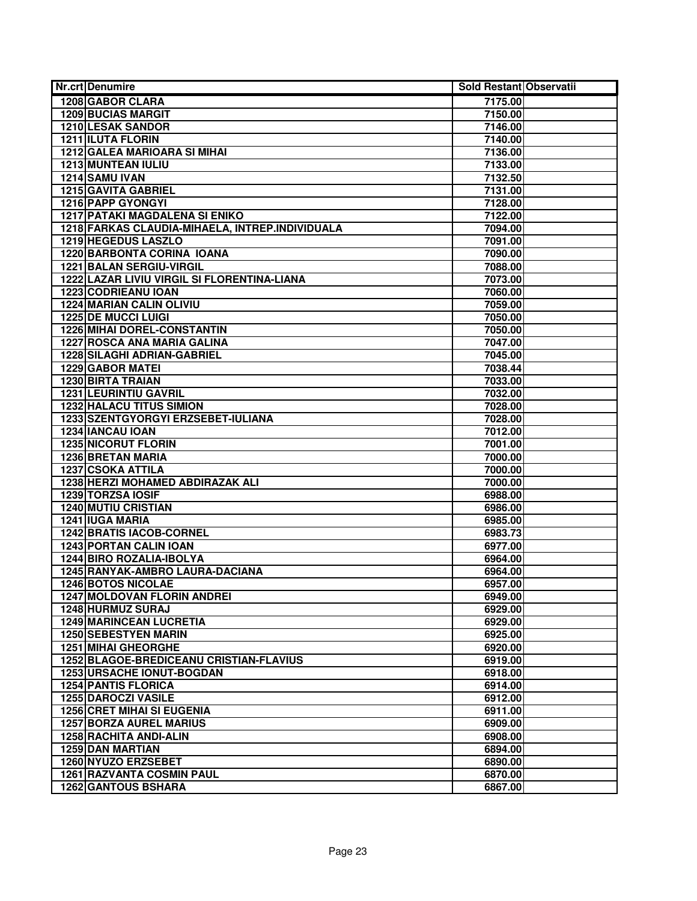| Nr.crt | Denumire | Sold Restant | Observatii |
|---|---|---|---|
| 1208 | GABOR CLARA | 7175.00 | |
| 1209 | BUCIAS MARGIT | 7150.00 | |
| 1210 | LESAK SANDOR | 7146.00 | |
| 1211 | ILUTA FLORIN | 7140.00 | |
| 1212 | GALEA MARIOARA SI MIHAI | 7136.00 | |
| 1213 | MUNTEAN IULIU | 7133.00 | |
| 1214 | SAMU IVAN | 7132.50 | |
| 1215 | GAVITA GABRIEL | 7131.00 | |
| 1216 | PAPP GYONGYI | 7128.00 | |
| 1217 | PATAKI MAGDALENA SI ENIKO | 7122.00 | |
| 1218 | FARKAS CLAUDIA-MIHAELA, INTREP.INDIVIDUALA | 7094.00 | |
| 1219 | HEGEDUS LASZLO | 7091.00 | |
| 1220 | BARBONTA CORINA IOANA | 7090.00 | |
| 1221 | BALAN SERGIU-VIRGIL | 7088.00 | |
| 1222 | LAZAR LIVIU VIRGIL SI FLORENTINA-LIANA | 7073.00 | |
| 1223 | CODRIEANU IOAN | 7060.00 | |
| 1224 | MARIAN CALIN OLIVIU | 7059.00 | |
| 1225 | DE MUCCI LUIGI | 7050.00 | |
| 1226 | MIHAI DOREL-CONSTANTIN | 7050.00 | |
| 1227 | ROSCA ANA MARIA GALINA | 7047.00 | |
| 1228 | SILAGHI ADRIAN-GABRIEL | 7045.00 | |
| 1229 | GABOR MATEI | 7038.44 | |
| 1230 | BIRTA TRAIAN | 7033.00 | |
| 1231 | LEURINTIU GAVRIL | 7032.00 | |
| 1232 | HALACU TITUS SIMION | 7028.00 | |
| 1233 | SZENTGYORGYI ERZSEBET-IULIANA | 7028.00 | |
| 1234 | IANCAU IOAN | 7012.00 | |
| 1235 | NICORUT FLORIN | 7001.00 | |
| 1236 | BRETAN MARIA | 7000.00 | |
| 1237 | CSOKA ATTILA | 7000.00 | |
| 1238 | HERZI MOHAMED ABDIRAZAK ALI | 7000.00 | |
| 1239 | TORZSA IOSIF | 6988.00 | |
| 1240 | MUTIU CRISTIAN | 6986.00 | |
| 1241 | IUGA MARIA | 6985.00 | |
| 1242 | BRATIS IACOB-CORNEL | 6983.73 | |
| 1243 | PORTAN CALIN IOAN | 6977.00 | |
| 1244 | BIRO ROZALIA-IBOLYA | 6964.00 | |
| 1245 | RANYAK-AMBRO LAURA-DACIANA | 6964.00 | |
| 1246 | BOTOS NICOLAE | 6957.00 | |
| 1247 | MOLDOVAN FLORIN ANDREI | 6949.00 | |
| 1248 | HURMUZ SURAJ | 6929.00 | |
| 1249 | MARINCEAN LUCRETIA | 6929.00 | |
| 1250 | SEBESTYEN MARIN | 6925.00 | |
| 1251 | MIHAI GHEORGHE | 6920.00 | |
| 1252 | BLAGOE-BREDICEANU CRISTIAN-FLAVIUS | 6919.00 | |
| 1253 | URSACHE IONUT-BOGDAN | 6918.00 | |
| 1254 | PANTIS FLORICA | 6914.00 | |
| 1255 | DAROCZI VASILE | 6912.00 | |
| 1256 | CRET MIHAI SI EUGENIA | 6911.00 | |
| 1257 | BORZA AUREL MARIUS | 6909.00 | |
| 1258 | RACHITA ANDI-ALIN | 6908.00 | |
| 1259 | DAN MARTIAN | 6894.00 | |
| 1260 | NYUZO ERZSEBET | 6890.00 | |
| 1261 | RAZVANTA COSMIN PAUL | 6870.00 | |
| 1262 | GANTOUS BSHARA | 6867.00 | |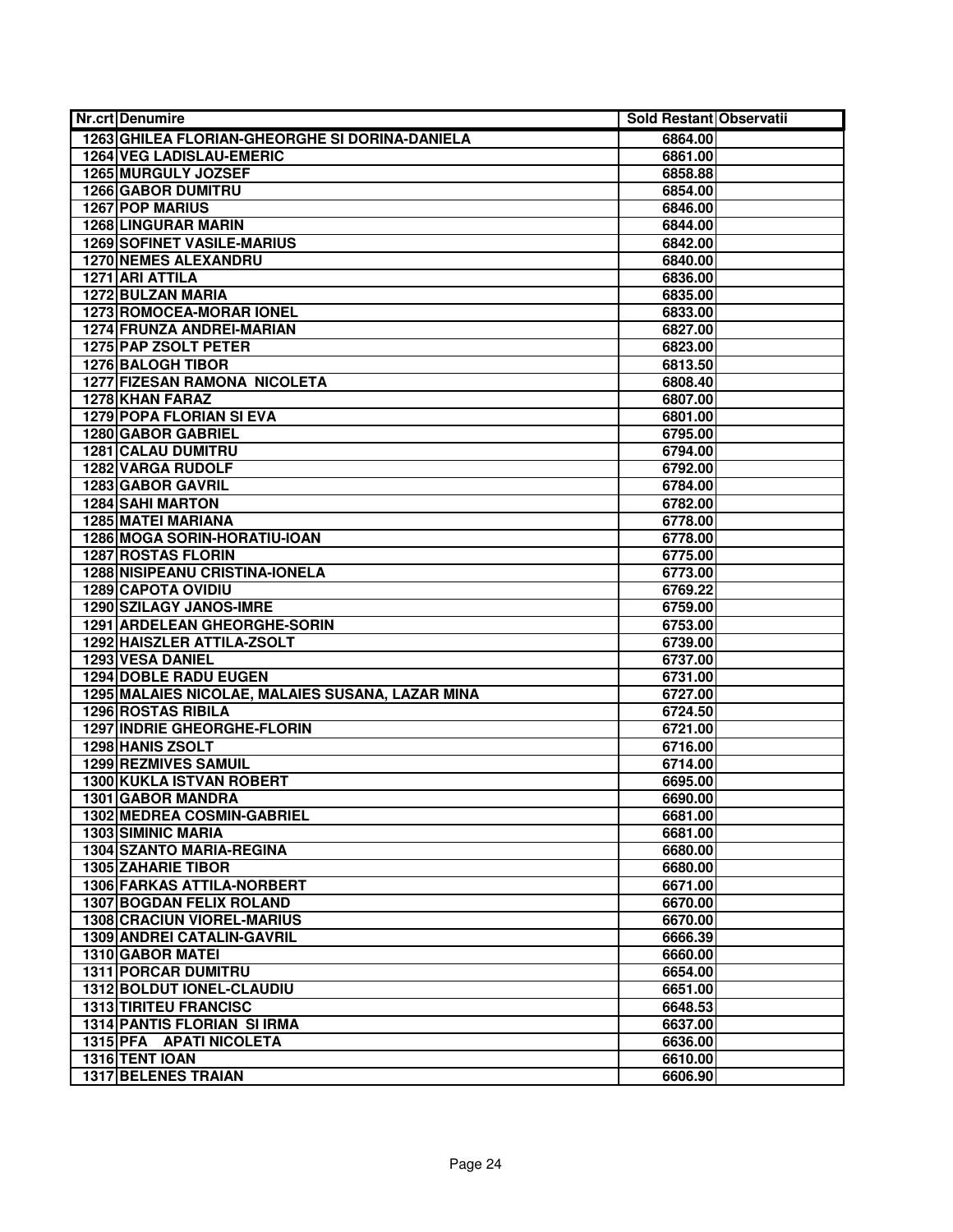| Nr.crt | Denumire | Sold Restant | Observatii |
|---|---|---|---|
| 1263 | GHILEA FLORIAN-GHEORGHE SI DORINA-DANIELA | 6864.00 | |
| 1264 | VEG LADISLAU-EMERIC | 6861.00 | |
| 1265 | MURGULY JOZSEF | 6858.88 | |
| 1266 | GABOR DUMITRU | 6854.00 | |
| 1267 | POP MARIUS | 6846.00 | |
| 1268 | LINGURAR MARIN | 6844.00 | |
| 1269 | SOFINET VASILE-MARIUS | 6842.00 | |
| 1270 | NEMES ALEXANDRU | 6840.00 | |
| 1271 | ARI ATTILA | 6836.00 | |
| 1272 | BULZAN MARIA | 6835.00 | |
| 1273 | ROMOCEA-MORAR IONEL | 6833.00 | |
| 1274 | FRUNZA ANDREI-MARIAN | 6827.00 | |
| 1275 | PAP ZSOLT PETER | 6823.00 | |
| 1276 | BALOGH TIBOR | 6813.50 | |
| 1277 | FIZESAN RAMONA NICOLETA | 6808.40 | |
| 1278 | KHAN FARAZ | 6807.00 | |
| 1279 | POPA FLORIAN SI EVA | 6801.00 | |
| 1280 | GABOR GABRIEL | 6795.00 | |
| 1281 | CALAU DUMITRU | 6794.00 | |
| 1282 | VARGA RUDOLF | 6792.00 | |
| 1283 | GABOR GAVRIL | 6784.00 | |
| 1284 | SAHI MARTON | 6782.00 | |
| 1285 | MATEI MARIANA | 6778.00 | |
| 1286 | MOGA SORIN-HORATIU-IOAN | 6778.00 | |
| 1287 | ROSTAS FLORIN | 6775.00 | |
| 1288 | NISIPEANU CRISTINA-IONELA | 6773.00 | |
| 1289 | CAPOTA OVIDIU | 6769.22 | |
| 1290 | SZILAGY JANOS-IMRE | 6759.00 | |
| 1291 | ARDELEAN GHEORGHE-SORIN | 6753.00 | |
| 1292 | HAISZLER ATTILA-ZSOLT | 6739.00 | |
| 1293 | VESA DANIEL | 6737.00 | |
| 1294 | DOBLE RADU EUGEN | 6731.00 | |
| 1295 | MALAIES NICOLAE, MALAIES SUSANA, LAZAR MINA | 6727.00 | |
| 1296 | ROSTAS RIBILA | 6724.50 | |
| 1297 | INDRIE GHEORGHE-FLORIN | 6721.00 | |
| 1298 | HANIS ZSOLT | 6716.00 | |
| 1299 | REZMIVES SAMUIL | 6714.00 | |
| 1300 | KUKLA ISTVAN ROBERT | 6695.00 | |
| 1301 | GABOR MANDRA | 6690.00 | |
| 1302 | MEDREA COSMIN-GABRIEL | 6681.00 | |
| 1303 | SIMINIC MARIA | 6681.00 | |
| 1304 | SZANTO MARIA-REGINA | 6680.00 | |
| 1305 | ZAHARIE TIBOR | 6680.00 | |
| 1306 | FARKAS ATTILA-NORBERT | 6671.00 | |
| 1307 | BOGDAN FELIX ROLAND | 6670.00 | |
| 1308 | CRACIUN VIOREL-MARIUS | 6670.00 | |
| 1309 | ANDREI CATALIN-GAVRIL | 6666.39 | |
| 1310 | GABOR MATEI | 6660.00 | |
| 1311 | PORCAR DUMITRU | 6654.00 | |
| 1312 | BOLDUT IONEL-CLAUDIU | 6651.00 | |
| 1313 | TIRITEU FRANCISC | 6648.53 | |
| 1314 | PANTIS FLORIAN SI IRMA | 6637.00 | |
| 1315 | PFA APATI NICOLETA | 6636.00 | |
| 1316 | TENT IOAN | 6610.00 | |
| 1317 | BELENES TRAIAN | 6606.90 | |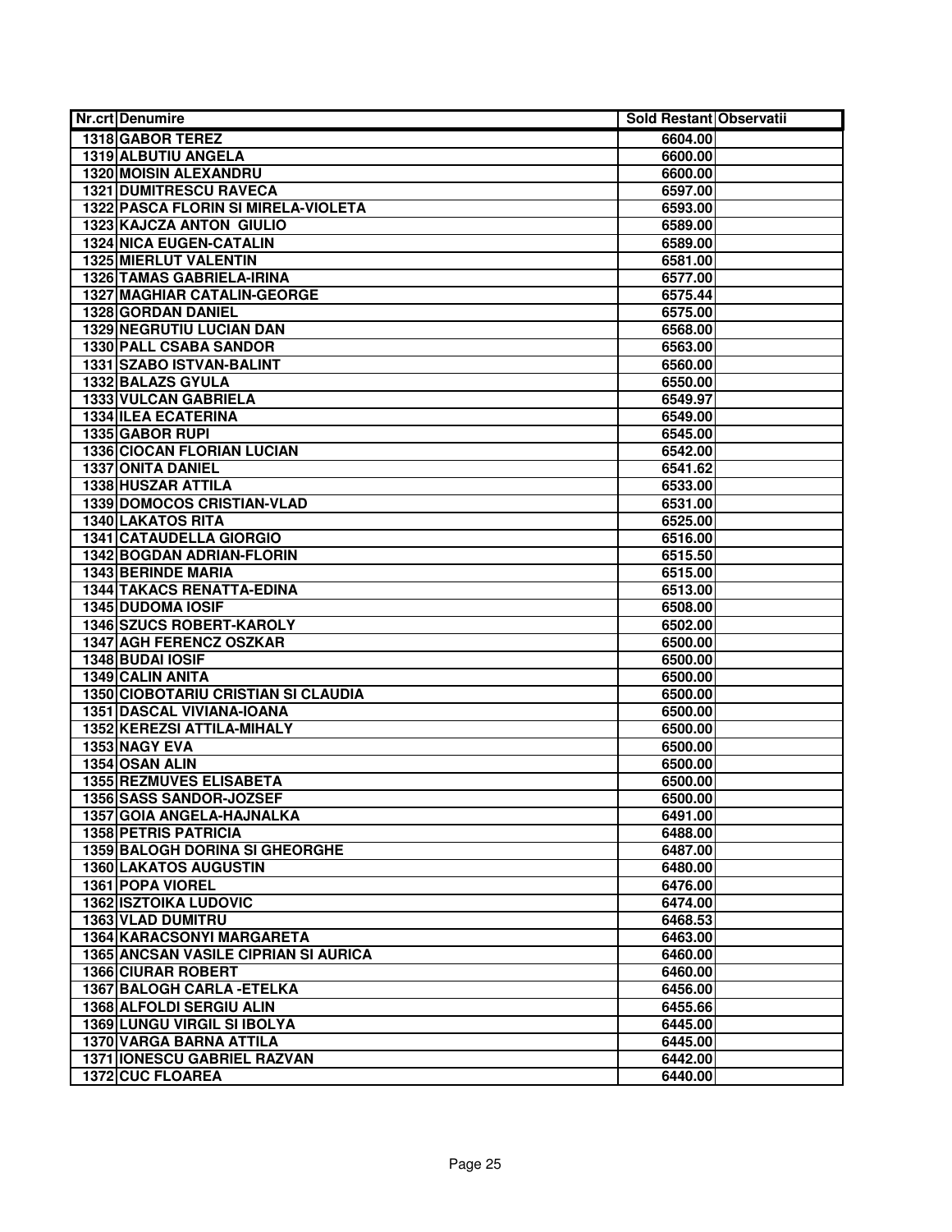| Nr.crt | Denumire | Sold Restant | Observatii |
|---|---|---|---|
| 1318 | GABOR TEREZ | 6604.00 | |
| 1319 | ALBUTIU ANGELA | 6600.00 | |
| 1320 | MOISIN ALEXANDRU | 6600.00 | |
| 1321 | DUMITRESCU RAVECA | 6597.00 | |
| 1322 | PASCA FLORIN SI MIRELA-VIOLETA | 6593.00 | |
| 1323 | KAJCZA ANTON GIULIO | 6589.00 | |
| 1324 | NICA EUGEN-CATALIN | 6589.00 | |
| 1325 | MIERLUT VALENTIN | 6581.00 | |
| 1326 | TAMAS GABRIELA-IRINA | 6577.00 | |
| 1327 | MAGHIAR CATALIN-GEORGE | 6575.44 | |
| 1328 | GORDAN DANIEL | 6575.00 | |
| 1329 | NEGRUTIU LUCIAN DAN | 6568.00 | |
| 1330 | PALL CSABA SANDOR | 6563.00 | |
| 1331 | SZABO ISTVAN-BALINT | 6560.00 | |
| 1332 | BALAZS GYULA | 6550.00 | |
| 1333 | VULCAN GABRIELA | 6549.97 | |
| 1334 | ILEA ECATERINA | 6549.00 | |
| 1335 | GABOR RUPI | 6545.00 | |
| 1336 | CIOCAN FLORIAN LUCIAN | 6542.00 | |
| 1337 | ONITA DANIEL | 6541.62 | |
| 1338 | HUSZAR ATTILA | 6533.00 | |
| 1339 | DOMOCOS CRISTIAN-VLAD | 6531.00 | |
| 1340 | LAKATOS RITA | 6525.00 | |
| 1341 | CATAUDELLA GIORGIO | 6516.00 | |
| 1342 | BOGDAN ADRIAN-FLORIN | 6515.50 | |
| 1343 | BERINDE MARIA | 6515.00 | |
| 1344 | TAKACS RENATTA-EDINA | 6513.00 | |
| 1345 | DUDOMA IOSIF | 6508.00 | |
| 1346 | SZUCS ROBERT-KAROLY | 6502.00 | |
| 1347 | AGH FERENCZ OSZKAR | 6500.00 | |
| 1348 | BUDAI IOSIF | 6500.00 | |
| 1349 | CALIN ANITA | 6500.00 | |
| 1350 | CIOBOTARIU CRISTIAN SI CLAUDIA | 6500.00 | |
| 1351 | DASCAL VIVIANA-IOANA | 6500.00 | |
| 1352 | KEREZSI ATTILA-MIHALY | 6500.00 | |
| 1353 | NAGY EVA | 6500.00 | |
| 1354 | OSAN ALIN | 6500.00 | |
| 1355 | REZMUVES ELISABETA | 6500.00 | |
| 1356 | SASS SANDOR-JOZSEF | 6500.00 | |
| 1357 | GOIA ANGELA-HAJNALKA | 6491.00 | |
| 1358 | PETRIS PATRICIA | 6488.00 | |
| 1359 | BALOGH DORINA SI GHEORGHE | 6487.00 | |
| 1360 | LAKATOS AUGUSTIN | 6480.00 | |
| 1361 | POPA VIOREL | 6476.00 | |
| 1362 | ISZTOIKA LUDOVIC | 6474.00 | |
| 1363 | VLAD DUMITRU | 6468.53 | |
| 1364 | KARACSONYI MARGARETA | 6463.00 | |
| 1365 | ANCSAN VASILE CIPRIAN SI AURICA | 6460.00 | |
| 1366 | CIURAR ROBERT | 6460.00 | |
| 1367 | BALOGH CARLA -ETELKA | 6456.00 | |
| 1368 | ALFOLDI SERGIU ALIN | 6455.66 | |
| 1369 | LUNGU VIRGIL SI IBOLYA | 6445.00 | |
| 1370 | VARGA BARNA ATTILA | 6445.00 | |
| 1371 | IONESCU GABRIEL RAZVAN | 6442.00 | |
| 1372 | CUC FLOAREA | 6440.00 | |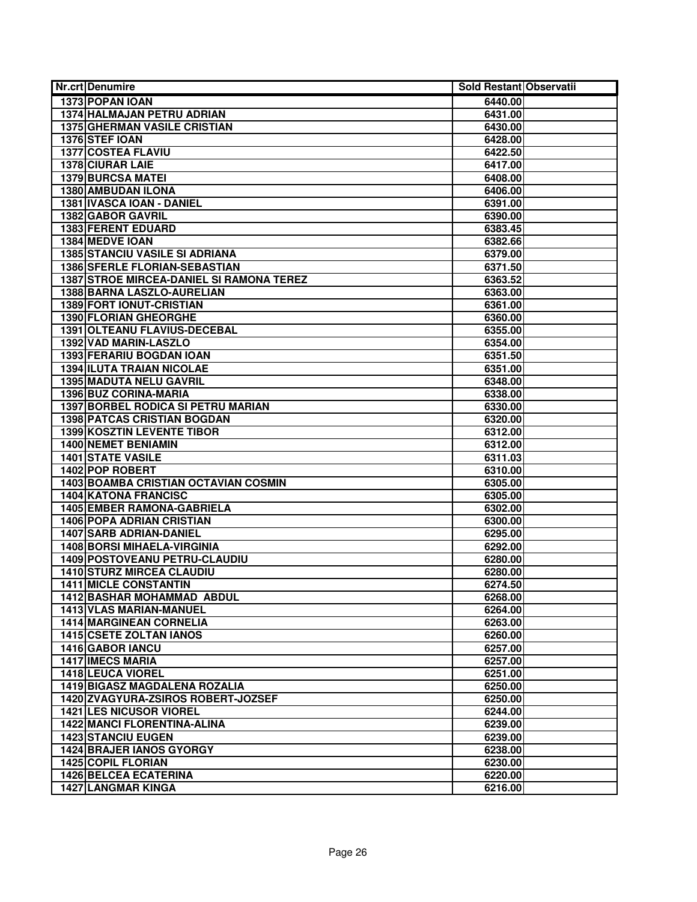| Nr.crt | Denumire | Sold Restant | Observatii |
|---|---|---|---|
| 1373 | POPAN IOAN | 6440.00 | |
| 1374 | HALMAJAN PETRU ADRIAN | 6431.00 | |
| 1375 | GHERMAN VASILE CRISTIAN | 6430.00 | |
| 1376 | STEF IOAN | 6428.00 | |
| 1377 | COSTEA FLAVIU | 6422.50 | |
| 1378 | CIURAR LAIE | 6417.00 | |
| 1379 | BURCSA MATEI | 6408.00 | |
| 1380 | AMBUDAN ILONA | 6406.00 | |
| 1381 | IVASCA IOAN - DANIEL | 6391.00 | |
| 1382 | GABOR GAVRIL | 6390.00 | |
| 1383 | FERENT EDUARD | 6383.45 | |
| 1384 | MEDVE IOAN | 6382.66 | |
| 1385 | STANCIU VASILE SI ADRIANA | 6379.00 | |
| 1386 | SFERLE FLORIAN-SEBASTIAN | 6371.50 | |
| 1387 | STROE MIRCEA-DANIEL SI RAMONA TEREZ | 6363.52 | |
| 1388 | BARNA LASZLO-AURELIAN | 6363.00 | |
| 1389 | FORT IONUT-CRISTIAN | 6361.00 | |
| 1390 | FLORIAN GHEORGHE | 6360.00 | |
| 1391 | OLTEANU FLAVIUS-DECEBAL | 6355.00 | |
| 1392 | VAD MARIN-LASZLO | 6354.00 | |
| 1393 | FERARIU BOGDAN IOAN | 6351.50 | |
| 1394 | ILUTA TRAIAN NICOLAE | 6351.00 | |
| 1395 | MADUTA NELU GAVRIL | 6348.00 | |
| 1396 | BUZ CORINA-MARIA | 6338.00 | |
| 1397 | BORBEL RODICA SI PETRU MARIAN | 6330.00 | |
| 1398 | PATCAS CRISTIAN BOGDAN | 6320.00 | |
| 1399 | KOSZTIN LEVENTE TIBOR | 6312.00 | |
| 1400 | NEMET BENIAMIN | 6312.00 | |
| 1401 | STATE VASILE | 6311.03 | |
| 1402 | POP ROBERT | 6310.00 | |
| 1403 | BOAMBA CRISTIAN OCTAVIAN COSMIN | 6305.00 | |
| 1404 | KATONA FRANCISC | 6305.00 | |
| 1405 | EMBER RAMONA-GABRIELA | 6302.00 | |
| 1406 | POPA ADRIAN CRISTIAN | 6300.00 | |
| 1407 | SARB ADRIAN-DANIEL | 6295.00 | |
| 1408 | BORSI MIHAELA-VIRGINIA | 6292.00 | |
| 1409 | POSTOVEANU PETRU-CLAUDIU | 6280.00 | |
| 1410 | STURZ MIRCEA CLAUDIU | 6280.00 | |
| 1411 | MICLE CONSTANTIN | 6274.50 | |
| 1412 | BASHAR MOHAMMAD ABDUL | 6268.00 | |
| 1413 | VLAS MARIAN-MANUEL | 6264.00 | |
| 1414 | MARGINEAN CORNELIA | 6263.00 | |
| 1415 | CSETE ZOLTAN IANOS | 6260.00 | |
| 1416 | GABOR IANCU | 6257.00 | |
| 1417 | IMECS MARIA | 6257.00 | |
| 1418 | LEUCA VIOREL | 6251.00 | |
| 1419 | BIGASZ MAGDALENA ROZALIA | 6250.00 | |
| 1420 | ZVAGYURA-ZSIROS ROBERT-JOZSEF | 6250.00 | |
| 1421 | LES NICUSOR VIOREL | 6244.00 | |
| 1422 | MANCI FLORENTINA-ALINA | 6239.00 | |
| 1423 | STANCIU EUGEN | 6239.00 | |
| 1424 | BRAJER IANOS GYORGY | 6238.00 | |
| 1425 | COPIL FLORIAN | 6230.00 | |
| 1426 | BELCEA ECATERINA | 6220.00 | |
| 1427 | LANGMAR KINGA | 6216.00 | |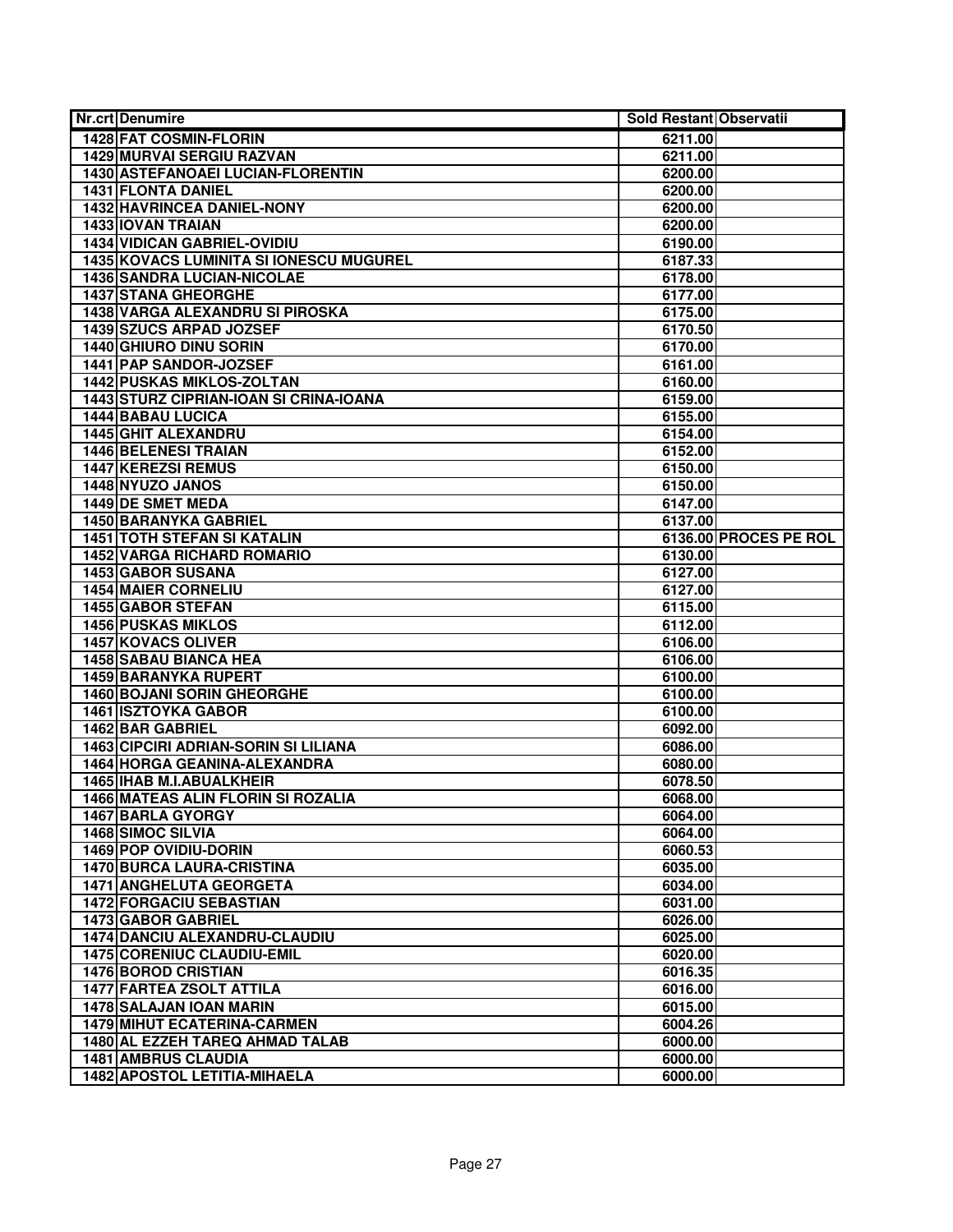| Nr.crt | Denumire | Sold Restant | Observatii |
|---|---|---|---|
| 1428 | FAT COSMIN-FLORIN | 6211.00 | |
| 1429 | MURVAI SERGIU RAZVAN | 6211.00 | |
| 1430 | ASTEFANOAEI LUCIAN-FLORENTIN | 6200.00 | |
| 1431 | FLONTA DANIEL | 6200.00 | |
| 1432 | HAVRINCEA DANIEL-NONY | 6200.00 | |
| 1433 | IOVAN TRAIAN | 6200.00 | |
| 1434 | VIDICAN GABRIEL-OVIDIU | 6190.00 | |
| 1435 | KOVACS LUMINITA SI IONESCU MUGUREL | 6187.33 | |
| 1436 | SANDRA LUCIAN-NICOLAE | 6178.00 | |
| 1437 | STANA GHEORGHE | 6177.00 | |
| 1438 | VARGA ALEXANDRU SI PIROSKA | 6175.00 | |
| 1439 | SZUCS ARPAD JOZSEF | 6170.50 | |
| 1440 | GHIURO DINU SORIN | 6170.00 | |
| 1441 | PAP SANDOR-JOZSEF | 6161.00 | |
| 1442 | PUSKAS MIKLOS-ZOLTAN | 6160.00 | |
| 1443 | STURZ CIPRIAN-IOAN SI CRINA-IOANA | 6159.00 | |
| 1444 | BABAU LUCICA | 6155.00 | |
| 1445 | GHIT ALEXANDRU | 6154.00 | |
| 1446 | BELENESI TRAIAN | 6152.00 | |
| 1447 | KEREZSI REMUS | 6150.00 | |
| 1448 | NYUZO JANOS | 6150.00 | |
| 1449 | DE SMET MEDA | 6147.00 | |
| 1450 | BARANYKA GABRIEL | 6137.00 | |
| 1451 | TOTH STEFAN SI KATALIN | 6136.00 | PROCES PE ROL |
| 1452 | VARGA RICHARD ROMARIO | 6130.00 | |
| 1453 | GABOR SUSANA | 6127.00 | |
| 1454 | MAIER CORNELIU | 6127.00 | |
| 1455 | GABOR STEFAN | 6115.00 | |
| 1456 | PUSKAS MIKLOS | 6112.00 | |
| 1457 | KOVACS OLIVER | 6106.00 | |
| 1458 | SABAU BIANCA HEA | 6106.00 | |
| 1459 | BARANYKA RUPERT | 6100.00 | |
| 1460 | BOJANI SORIN GHEORGHE | 6100.00 | |
| 1461 | ISZTOYKA GABOR | 6100.00 | |
| 1462 | BAR GABRIEL | 6092.00 | |
| 1463 | CIPCIRI ADRIAN-SORIN SI LILIANA | 6086.00 | |
| 1464 | HORGA GEANINA-ALEXANDRA | 6080.00 | |
| 1465 | IHAB M.I.ABUALKHEIR | 6078.50 | |
| 1466 | MATEAS ALIN FLORIN SI ROZALIA | 6068.00 | |
| 1467 | BARLA GYORGY | 6064.00 | |
| 1468 | SIMOC SILVIA | 6064.00 | |
| 1469 | POP OVIDIU-DORIN | 6060.53 | |
| 1470 | BURCA LAURA-CRISTINA | 6035.00 | |
| 1471 | ANGHELUTA GEORGETA | 6034.00 | |
| 1472 | FORGACIU SEBASTIAN | 6031.00 | |
| 1473 | GABOR GABRIEL | 6026.00 | |
| 1474 | DANCIU ALEXANDRU-CLAUDIU | 6025.00 | |
| 1475 | CORENIUC CLAUDIU-EMIL | 6020.00 | |
| 1476 | BOROD CRISTIAN | 6016.35 | |
| 1477 | FARTEA ZSOLT ATTILA | 6016.00 | |
| 1478 | SALAJAN IOAN MARIN | 6015.00 | |
| 1479 | MIHUT ECATERINA-CARMEN | 6004.26 | |
| 1480 | AL EZZEH TAREQ AHMAD TALAB | 6000.00 | |
| 1481 | AMBRUS CLAUDIA | 6000.00 | |
| 1482 | APOSTOL LETITIA-MIHAELA | 6000.00 | |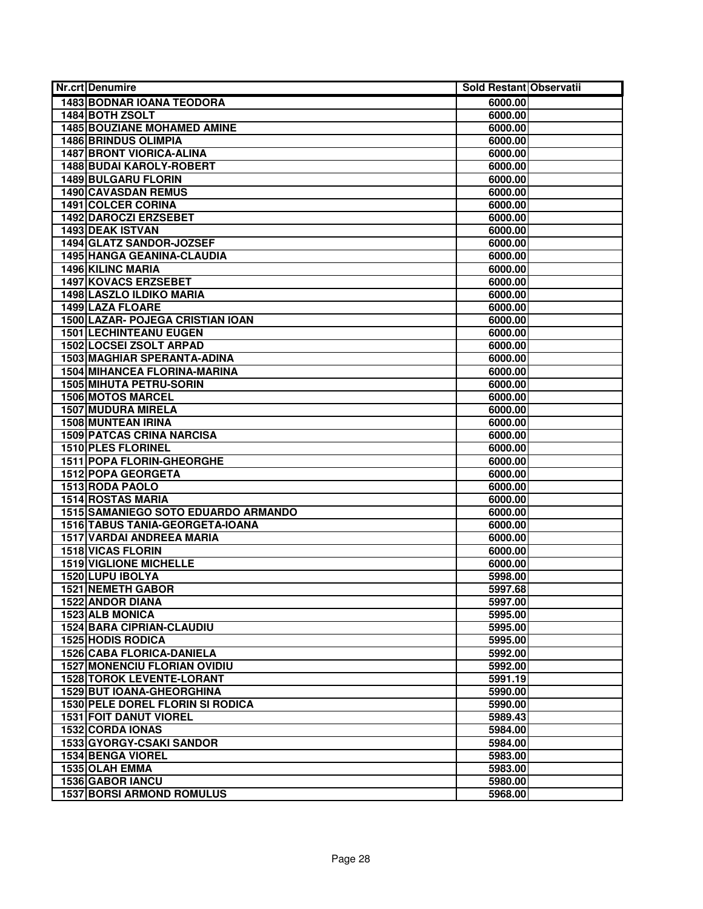| Nr.crt | Denumire | Sold Restant | Observatii |
|---|---|---|---|
| 1483 | BODNAR IOANA TEODORA | 6000.00 | |
| 1484 | BOTH ZSOLT | 6000.00 | |
| 1485 | BOUZIANE MOHAMED AMINE | 6000.00 | |
| 1486 | BRINDUS OLIMPIA | 6000.00 | |
| 1487 | BRONT VIORICA-ALINA | 6000.00 | |
| 1488 | BUDAI KAROLY-ROBERT | 6000.00 | |
| 1489 | BULGARU FLORIN | 6000.00 | |
| 1490 | CAVASDAN REMUS | 6000.00 | |
| 1491 | COLCER CORINA | 6000.00 | |
| 1492 | DAROCZI ERZSEBET | 6000.00 | |
| 1493 | DEAK ISTVAN | 6000.00 | |
| 1494 | GLATZ SANDOR-JOZSEF | 6000.00 | |
| 1495 | HANGA GEANINA-CLAUDIA | 6000.00 | |
| 1496 | KILINC MARIA | 6000.00 | |
| 1497 | KOVACS ERZSEBET | 6000.00 | |
| 1498 | LASZLO ILDIKO MARIA | 6000.00 | |
| 1499 | LAZA FLOARE | 6000.00 | |
| 1500 | LAZAR- POJEGA CRISTIAN IOAN | 6000.00 | |
| 1501 | LECHINTEANU EUGEN | 6000.00 | |
| 1502 | LOCSEI ZSOLT ARPAD | 6000.00 | |
| 1503 | MAGHIAR SPERANTA-ADINA | 6000.00 | |
| 1504 | MIHANCEA FLORINA-MARINA | 6000.00 | |
| 1505 | MIHUTA PETRU-SORIN | 6000.00 | |
| 1506 | MOTOS MARCEL | 6000.00 | |
| 1507 | MUDURA MIRELA | 6000.00 | |
| 1508 | MUNTEAN IRINA | 6000.00 | |
| 1509 | PATCAS CRINA NARCISA | 6000.00 | |
| 1510 | PLES FLORINEL | 6000.00 | |
| 1511 | POPA FLORIN-GHEORGHE | 6000.00 | |
| 1512 | POPA GEORGETA | 6000.00 | |
| 1513 | RODA PAOLO | 6000.00 | |
| 1514 | ROSTAS MARIA | 6000.00 | |
| 1515 | SAMANIEGO SOTO EDUARDO ARMANDO | 6000.00 | |
| 1516 | TABUS TANIA-GEORGETA-IOANA | 6000.00 | |
| 1517 | VARDAI ANDREEA MARIA | 6000.00 | |
| 1518 | VICAS FLORIN | 6000.00 | |
| 1519 | VIGLIONE MICHELLE | 6000.00 | |
| 1520 | LUPU IBOLYA | 5998.00 | |
| 1521 | NEMETH GABOR | 5997.68 | |
| 1522 | ANDOR DIANA | 5997.00 | |
| 1523 | ALB MONICA | 5995.00 | |
| 1524 | BARA CIPRIAN-CLAUDIU | 5995.00 | |
| 1525 | HODIS RODICA | 5995.00 | |
| 1526 | CABA FLORICA-DANIELA | 5992.00 | |
| 1527 | MONENCIU FLORIAN OVIDIU | 5992.00 | |
| 1528 | TOROK LEVENTE-LORANT | 5991.19 | |
| 1529 | BUT IOANA-GHEORGHINA | 5990.00 | |
| 1530 | PELE DOREL FLORIN SI RODICA | 5990.00 | |
| 1531 | FOIT DANUT VIOREL | 5989.43 | |
| 1532 | CORDA IONAS | 5984.00 | |
| 1533 | GYORGY-CSAKI SANDOR | 5984.00 | |
| 1534 | BENGA VIOREL | 5983.00 | |
| 1535 | OLAH EMMA | 5983.00 | |
| 1536 | GABOR IANCU | 5980.00 | |
| 1537 | BORSI ARMOND ROMULUS | 5968.00 | |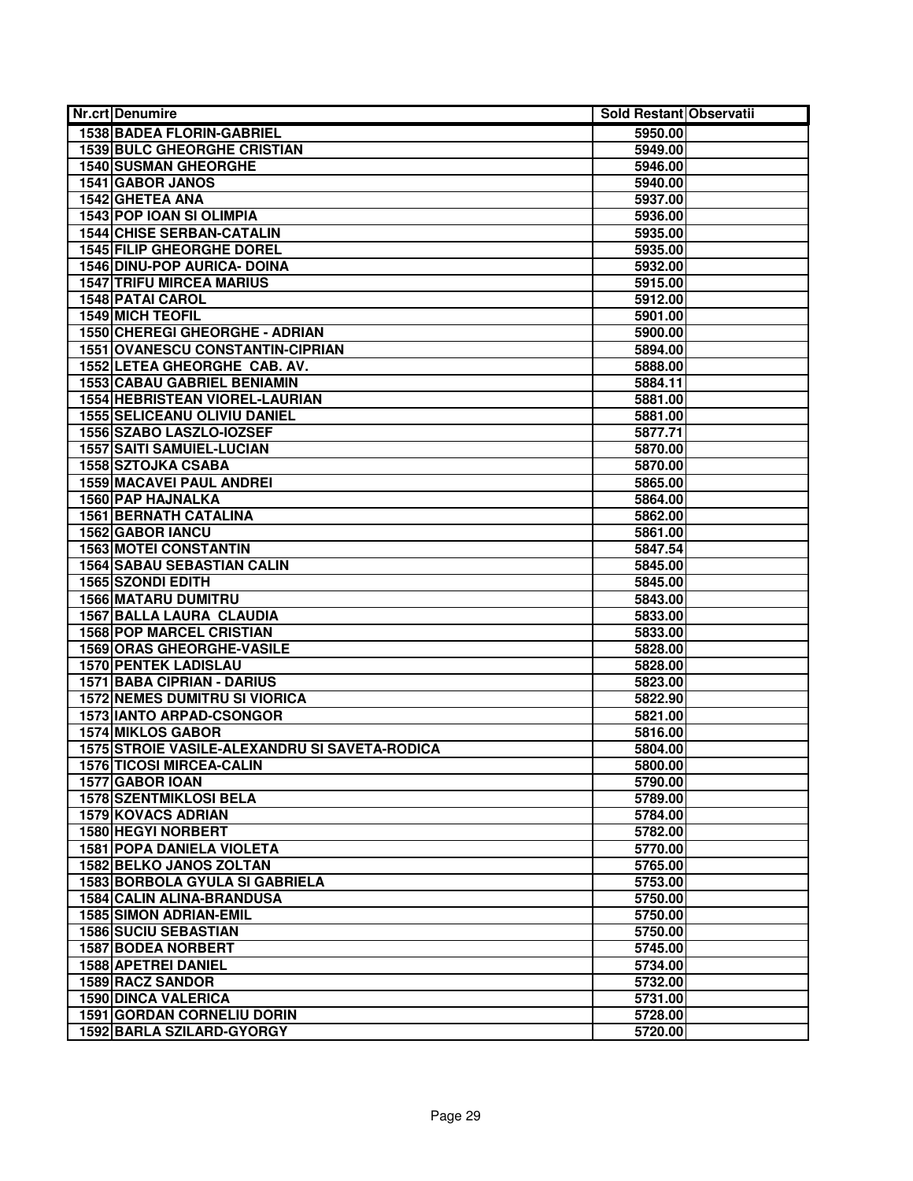| Nr.crt | Denumire | Sold Restant | Observatii |
|---|---|---|---|
| 1538 | BADEA FLORIN-GABRIEL | 5950.00 | |
| 1539 | BULC GHEORGHE CRISTIAN | 5949.00 | |
| 1540 | SUSMAN GHEORGHE | 5946.00 | |
| 1541 | GABOR JANOS | 5940.00 | |
| 1542 | GHETEA ANA | 5937.00 | |
| 1543 | POP IOAN SI OLIMPIA | 5936.00 | |
| 1544 | CHISE SERBAN-CATALIN | 5935.00 | |
| 1545 | FILIP GHEORGHE DOREL | 5935.00 | |
| 1546 | DINU-POP AURICA- DOINA | 5932.00 | |
| 1547 | TRIFU MIRCEA MARIUS | 5915.00 | |
| 1548 | PATAI CAROL | 5912.00 | |
| 1549 | MICH TEOFIL | 5901.00 | |
| 1550 | CHEREGI GHEORGHE - ADRIAN | 5900.00 | |
| 1551 | OVANESCU CONSTANTIN-CIPRIAN | 5894.00 | |
| 1552 | LETEA GHEORGHE CAB. AV. | 5888.00 | |
| 1553 | CABAU GABRIEL BENIAMIN | 5884.11 | |
| 1554 | HEBRISTEAN VIOREL-LAURIAN | 5881.00 | |
| 1555 | SELICEANU OLIVIU DANIEL | 5881.00 | |
| 1556 | SZABO LASZLO-IOZSEF | 5877.71 | |
| 1557 | SAITI SAMUIEL-LUCIAN | 5870.00 | |
| 1558 | SZTOJKA CSABA | 5870.00 | |
| 1559 | MACAVEI PAUL ANDREI | 5865.00 | |
| 1560 | PAP HAJNALKA | 5864.00 | |
| 1561 | BERNATH CATALINA | 5862.00 | |
| 1562 | GABOR IANCU | 5861.00 | |
| 1563 | MOTEI CONSTANTIN | 5847.54 | |
| 1564 | SABAU SEBASTIAN CALIN | 5845.00 | |
| 1565 | SZONDI EDITH | 5845.00 | |
| 1566 | MATARU DUMITRU | 5843.00 | |
| 1567 | BALLA LAURA CLAUDIA | 5833.00 | |
| 1568 | POP MARCEL CRISTIAN | 5833.00 | |
| 1569 | ORAS GHEORGHE-VASILE | 5828.00 | |
| 1570 | PENTEK LADISLAU | 5828.00 | |
| 1571 | BABA CIPRIAN - DARIUS | 5823.00 | |
| 1572 | NEMES DUMITRU SI VIORICA | 5822.90 | |
| 1573 | IANTO ARPAD-CSONGOR | 5821.00 | |
| 1574 | MIKLOS GABOR | 5816.00 | |
| 1575 | STROIE VASILE-ALEXANDRU SI SAVETA-RODICA | 5804.00 | |
| 1576 | TICOSI MIRCEA-CALIN | 5800.00 | |
| 1577 | GABOR IOAN | 5790.00 | |
| 1578 | SZENTMIKLOSI BELA | 5789.00 | |
| 1579 | KOVACS ADRIAN | 5784.00 | |
| 1580 | HEGYI NORBERT | 5782.00 | |
| 1581 | POPA DANIELA VIOLETA | 5770.00 | |
| 1582 | BELKO JANOS ZOLTAN | 5765.00 | |
| 1583 | BORBOLA GYULA SI GABRIELA | 5753.00 | |
| 1584 | CALIN ALINA-BRANDUSA | 5750.00 | |
| 1585 | SIMON ADRIAN-EMIL | 5750.00 | |
| 1586 | SUCIU SEBASTIAN | 5750.00 | |
| 1587 | BODEA NORBERT | 5745.00 | |
| 1588 | APETREI DANIEL | 5734.00 | |
| 1589 | RACZ SANDOR | 5732.00 | |
| 1590 | DINCA VALERICA | 5731.00 | |
| 1591 | GORDAN CORNELIU DORIN | 5728.00 | |
| 1592 | BARLA SZILARD-GYORGY | 5720.00 | |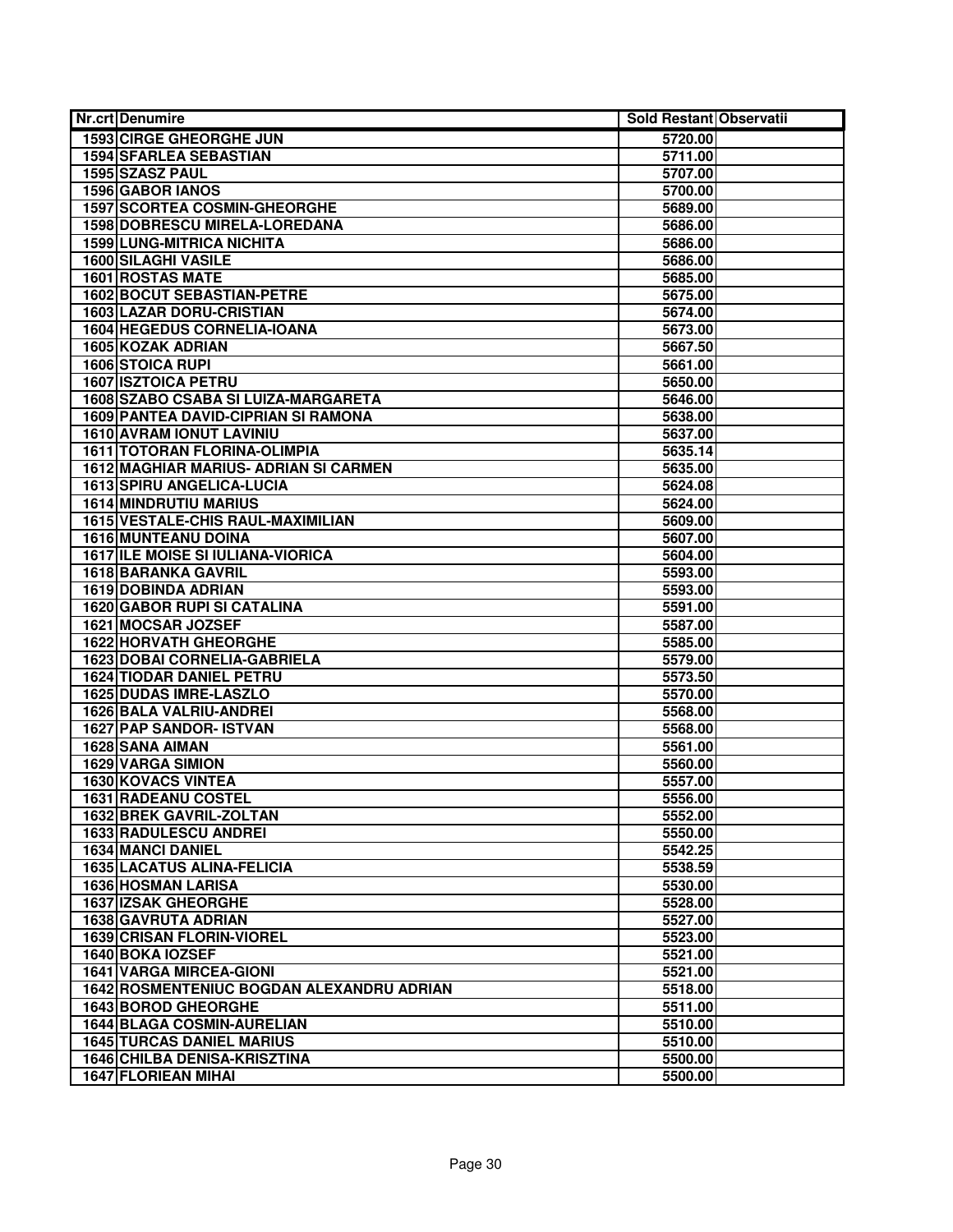| Nr.crt | Denumire | Sold Restant | Observatii |
|---|---|---|---|
| 1593 | CIRGE GHEORGHE JUN | 5720.00 | |
| 1594 | SFARLEA SEBASTIAN | 5711.00 | |
| 1595 | SZASZ PAUL | 5707.00 | |
| 1596 | GABOR IANOS | 5700.00 | |
| 1597 | SCORTEA COSMIN-GHEORGHE | 5689.00 | |
| 1598 | DOBRESCU MIRELA-LOREDANA | 5686.00 | |
| 1599 | LUNG-MITRICA NICHITA | 5686.00 | |
| 1600 | SILAGHI VASILE | 5686.00 | |
| 1601 | ROSTAS MATE | 5685.00 | |
| 1602 | BOCUT SEBASTIAN-PETRE | 5675.00 | |
| 1603 | LAZAR DORU-CRISTIAN | 5674.00 | |
| 1604 | HEGEDUS CORNELIA-IOANA | 5673.00 | |
| 1605 | KOZAK ADRIAN | 5667.50 | |
| 1606 | STOICA RUPI | 5661.00 | |
| 1607 | ISZTOICA PETRU | 5650.00 | |
| 1608 | SZABO CSABA SI LUIZA-MARGARETA | 5646.00 | |
| 1609 | PANTEA DAVID-CIPRIAN SI RAMONA | 5638.00 | |
| 1610 | AVRAM IONUT LAVINIU | 5637.00 | |
| 1611 | TOTORAN FLORINA-OLIMPIA | 5635.14 | |
| 1612 | MAGHIAR MARIUS- ADRIAN SI CARMEN | 5635.00 | |
| 1613 | SPIRU ANGELICA-LUCIA | 5624.08 | |
| 1614 | MINDRUTIU MARIUS | 5624.00 | |
| 1615 | VESTALE-CHIS RAUL-MAXIMILIAN | 5609.00 | |
| 1616 | MUNTEANU DOINA | 5607.00 | |
| 1617 | ILE MOISE SI IULIANA-VIORICA | 5604.00 | |
| 1618 | BARANKA GAVRIL | 5593.00 | |
| 1619 | DOBINDA ADRIAN | 5593.00 | |
| 1620 | GABOR RUPI SI CATALINA | 5591.00 | |
| 1621 | MOCSAR JOZSEF | 5587.00 | |
| 1622 | HORVATH GHEORGHE | 5585.00 | |
| 1623 | DOBAI CORNELIA-GABRIELA | 5579.00 | |
| 1624 | TIODAR DANIEL PETRU | 5573.50 | |
| 1625 | DUDAS IMRE-LASZLO | 5570.00 | |
| 1626 | BALA VALRIU-ANDREI | 5568.00 | |
| 1627 | PAP SANDOR- ISTVAN | 5568.00 | |
| 1628 | SANA AIMAN | 5561.00 | |
| 1629 | VARGA SIMION | 5560.00 | |
| 1630 | KOVACS VINTEA | 5557.00 | |
| 1631 | RADEANU COSTEL | 5556.00 | |
| 1632 | BREK GAVRIL-ZOLTAN | 5552.00 | |
| 1633 | RADULESCU ANDREI | 5550.00 | |
| 1634 | MANCI DANIEL | 5542.25 | |
| 1635 | LACATUS ALINA-FELICIA | 5538.59 | |
| 1636 | HOSMAN LARISA | 5530.00 | |
| 1637 | IZSAK GHEORGHE | 5528.00 | |
| 1638 | GAVRUTA ADRIAN | 5527.00 | |
| 1639 | CRISAN FLORIN-VIOREL | 5523.00 | |
| 1640 | BOKA IOZSEF | 5521.00 | |
| 1641 | VARGA MIRCEA-GIONI | 5521.00 | |
| 1642 | ROSMENTENIUC BOGDAN ALEXANDRU ADRIAN | 5518.00 | |
| 1643 | BOROD GHEORGHE | 5511.00 | |
| 1644 | BLAGA COSMIN-AURELIAN | 5510.00 | |
| 1645 | TURCAS DANIEL MARIUS | 5510.00 | |
| 1646 | CHILBA DENISA-KRISZTINA | 5500.00 | |
| 1647 | FLORIEAN MIHAI | 5500.00 | |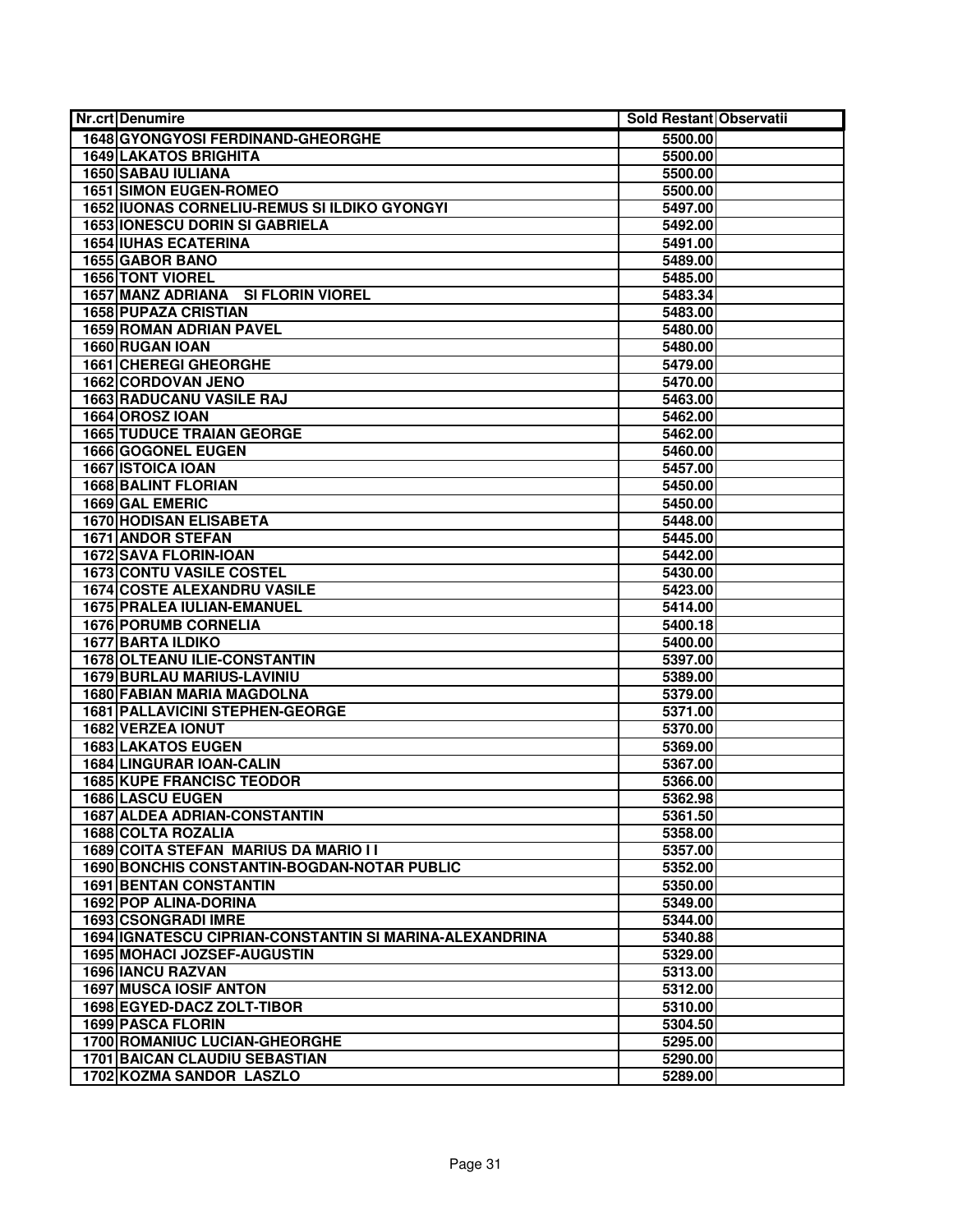| Nr.crt | Denumire | Sold Restant | Observatii |
|---|---|---|---|
| 1648 | GYONGYOSI FERDINAND-GHEORGHE | 5500.00 | |
| 1649 | LAKATOS BRIGHITA | 5500.00 | |
| 1650 | SABAU IULIANA | 5500.00 | |
| 1651 | SIMON EUGEN-ROMEO | 5500.00 | |
| 1652 | IUONAS CORNELIU-REMUS SI ILDIKO GYONGYI | 5497.00 | |
| 1653 | IONESCU DORIN SI GABRIELA | 5492.00 | |
| 1654 | IUHAS ECATERINA | 5491.00 | |
| 1655 | GABOR BANO | 5489.00 | |
| 1656 | TONT VIOREL | 5485.00 | |
| 1657 | MANZ ADRIANA SI FLORIN VIOREL | 5483.34 | |
| 1658 | PUPAZA CRISTIAN | 5483.00 | |
| 1659 | ROMAN ADRIAN PAVEL | 5480.00 | |
| 1660 | RUGAN IOAN | 5480.00 | |
| 1661 | CHEREGI GHEORGHE | 5479.00 | |
| 1662 | CORDOVAN JENO | 5470.00 | |
| 1663 | RADUCANU VASILE RAJ | 5463.00 | |
| 1664 | OROSZ IOAN | 5462.00 | |
| 1665 | TUDUCE TRAIAN GEORGE | 5462.00 | |
| 1666 | GOGONEL EUGEN | 5460.00 | |
| 1667 | ISTOICA IOAN | 5457.00 | |
| 1668 | BALINT FLORIAN | 5450.00 | |
| 1669 | GAL EMERIC | 5450.00 | |
| 1670 | HODISAN ELISABETA | 5448.00 | |
| 1671 | ANDOR STEFAN | 5445.00 | |
| 1672 | SAVA FLORIN-IOAN | 5442.00 | |
| 1673 | CONTU VASILE COSTEL | 5430.00 | |
| 1674 | COSTE ALEXANDRU VASILE | 5423.00 | |
| 1675 | PRALEA IULIAN-EMANUEL | 5414.00 | |
| 1676 | PORUMB CORNELIA | 5400.18 | |
| 1677 | BARTA ILDIKO | 5400.00 | |
| 1678 | OLTEANU ILIE-CONSTANTIN | 5397.00 | |
| 1679 | BURLAU MARIUS-LAVINIU | 5389.00 | |
| 1680 | FABIAN MARIA MAGDOLNA | 5379.00 | |
| 1681 | PALLAVICINI STEPHEN-GEORGE | 5371.00 | |
| 1682 | VERZEA IONUT | 5370.00 | |
| 1683 | LAKATOS EUGEN | 5369.00 | |
| 1684 | LINGURAR IOAN-CALIN | 5367.00 | |
| 1685 | KUPE FRANCISC TEODOR | 5366.00 | |
| 1686 | LASCU EUGEN | 5362.98 | |
| 1687 | ALDEA ADRIAN-CONSTANTIN | 5361.50 | |
| 1688 | COLTA ROZALIA | 5358.00 | |
| 1689 | COITA STEFAN MARIUS DA MARIO I I | 5357.00 | |
| 1690 | BONCHIS CONSTANTIN-BOGDAN-NOTAR PUBLIC | 5352.00 | |
| 1691 | BENTAN CONSTANTIN | 5350.00 | |
| 1692 | POP ALINA-DORINA | 5349.00 | |
| 1693 | CSONGRADI IMRE | 5344.00 | |
| 1694 | IGNATESCU CIPRIAN-CONSTANTIN SI MARINA-ALEXANDRINA | 5340.88 | |
| 1695 | MOHACI JOZSEF-AUGUSTIN | 5329.00 | |
| 1696 | IANCU RAZVAN | 5313.00 | |
| 1697 | MUSCA IOSIF ANTON | 5312.00 | |
| 1698 | EGYED-DACZ ZOLT-TIBOR | 5310.00 | |
| 1699 | PASCA FLORIN | 5304.50 | |
| 1700 | ROMANIUC LUCIAN-GHEORGHE | 5295.00 | |
| 1701 | BAICAN CLAUDIU SEBASTIAN | 5290.00 | |
| 1702 | KOZMA SANDOR LASZLO | 5289.00 | |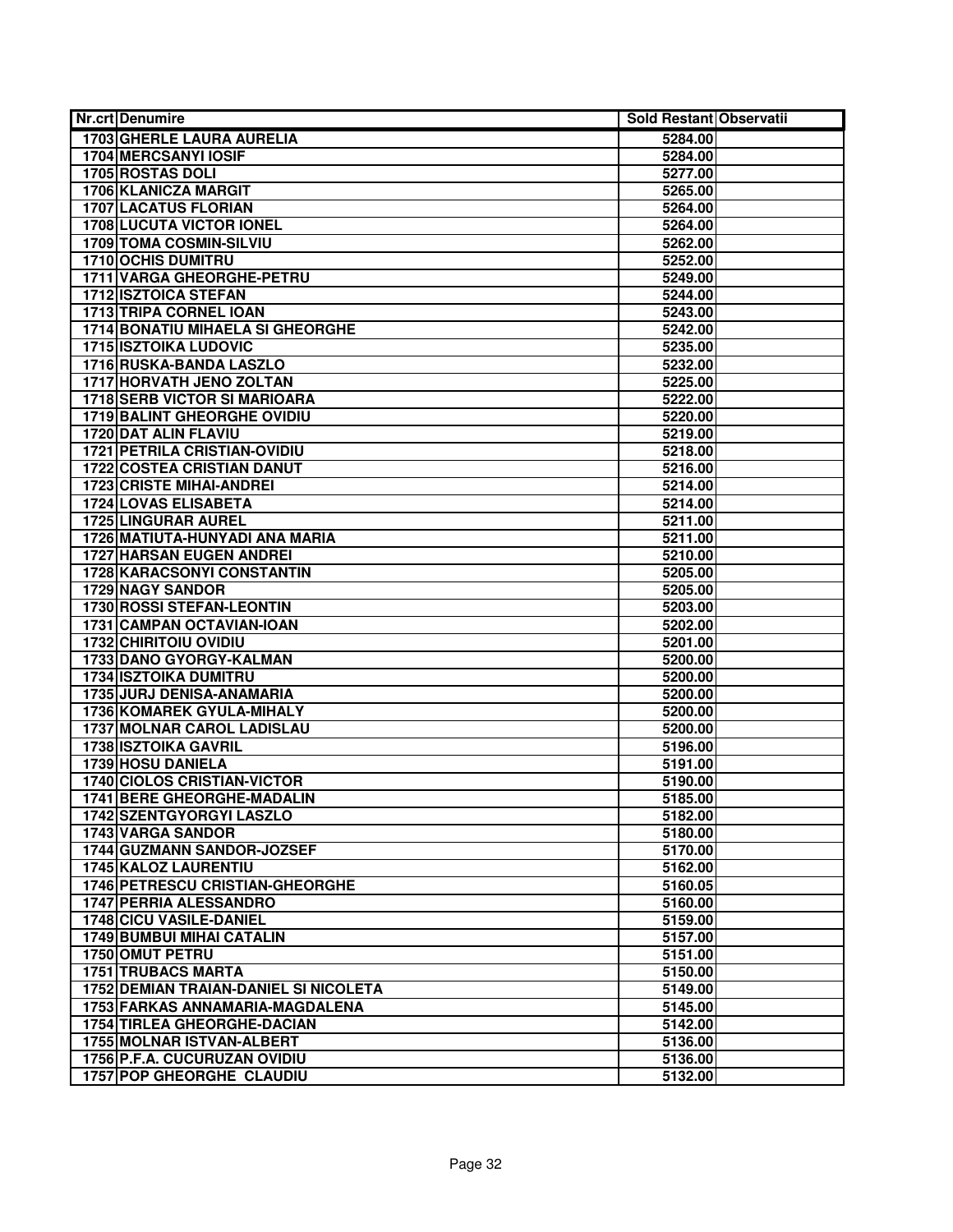| Nr.crt | Denumire | Sold Restant | Observatii |
|---|---|---|---|
| 1703 | GHERLE LAURA AURELIA | 5284.00 | |
| 1704 | MERCSANYI IOSIF | 5284.00 | |
| 1705 | ROSTAS DOLI | 5277.00 | |
| 1706 | KLANICZA MARGIT | 5265.00 | |
| 1707 | LACATUS FLORIAN | 5264.00 | |
| 1708 | LUCUTA VICTOR IONEL | 5264.00 | |
| 1709 | TOMA COSMIN-SILVIU | 5262.00 | |
| 1710 | OCHIS DUMITRU | 5252.00 | |
| 1711 | VARGA GHEORGHE-PETRU | 5249.00 | |
| 1712 | ISZTOICA STEFAN | 5244.00 | |
| 1713 | TRIPA CORNEL IOAN | 5243.00 | |
| 1714 | BONATIU MIHAELA SI GHEORGHE | 5242.00 | |
| 1715 | ISZTOIKA LUDOVIC | 5235.00 | |
| 1716 | RUSKA-BANDA LASZLO | 5232.00 | |
| 1717 | HORVATH JENO ZOLTAN | 5225.00 | |
| 1718 | SERB VICTOR SI MARIOARA | 5222.00 | |
| 1719 | BALINT GHEORGHE OVIDIU | 5220.00 | |
| 1720 | DAT ALIN FLAVIU | 5219.00 | |
| 1721 | PETRILA CRISTIAN-OVIDIU | 5218.00 | |
| 1722 | COSTEA CRISTIAN DANUT | 5216.00 | |
| 1723 | CRISTE MIHAI-ANDREI | 5214.00 | |
| 1724 | LOVAS ELISABETA | 5214.00 | |
| 1725 | LINGURAR AUREL | 5211.00 | |
| 1726 | MATIUTA-HUNYADI ANA MARIA | 5211.00 | |
| 1727 | HARSAN EUGEN ANDREI | 5210.00 | |
| 1728 | KARACSONYI CONSTANTIN | 5205.00 | |
| 1729 | NAGY SANDOR | 5205.00 | |
| 1730 | ROSSI STEFAN-LEONTIN | 5203.00 | |
| 1731 | CAMPAN OCTAVIAN-IOAN | 5202.00 | |
| 1732 | CHIRITOIU OVIDIU | 5201.00 | |
| 1733 | DANO GYORGY-KALMAN | 5200.00 | |
| 1734 | ISZTOIKA DUMITRU | 5200.00 | |
| 1735 | JURJ DENISA-ANAMARIA | 5200.00 | |
| 1736 | KOMAREK GYULA-MIHALY | 5200.00 | |
| 1737 | MOLNAR CAROL LADISLAU | 5200.00 | |
| 1738 | ISZTOIKA GAVRIL | 5196.00 | |
| 1739 | HOSU DANIELA | 5191.00 | |
| 1740 | CIOLOS CRISTIAN-VICTOR | 5190.00 | |
| 1741 | BERE GHEORGHE-MADALIN | 5185.00 | |
| 1742 | SZENTGYORGYI LASZLO | 5182.00 | |
| 1743 | VARGA SANDOR | 5180.00 | |
| 1744 | GUZMANN SANDOR-JOZSEF | 5170.00 | |
| 1745 | KALOZ LAURENTIU | 5162.00 | |
| 1746 | PETRESCU CRISTIAN-GHEORGHE | 5160.05 | |
| 1747 | PERRIA ALESSANDRO | 5160.00 | |
| 1748 | CICU VASILE-DANIEL | 5159.00 | |
| 1749 | BUMBUI MIHAI CATALIN | 5157.00 | |
| 1750 | OMUT PETRU | 5151.00 | |
| 1751 | TRUBACS MARTA | 5150.00 | |
| 1752 | DEMIAN TRAIAN-DANIEL SI NICOLETA | 5149.00 | |
| 1753 | FARKAS ANNAMARIA-MAGDALENA | 5145.00 | |
| 1754 | TIRLEA GHEORGHE-DACIAN | 5142.00 | |
| 1755 | MOLNAR ISTVAN-ALBERT | 5136.00 | |
| 1756 | P.F.A. CUCURUZAN OVIDIU | 5136.00 | |
| 1757 | POP GHEORGHE CLAUDIU | 5132.00 | |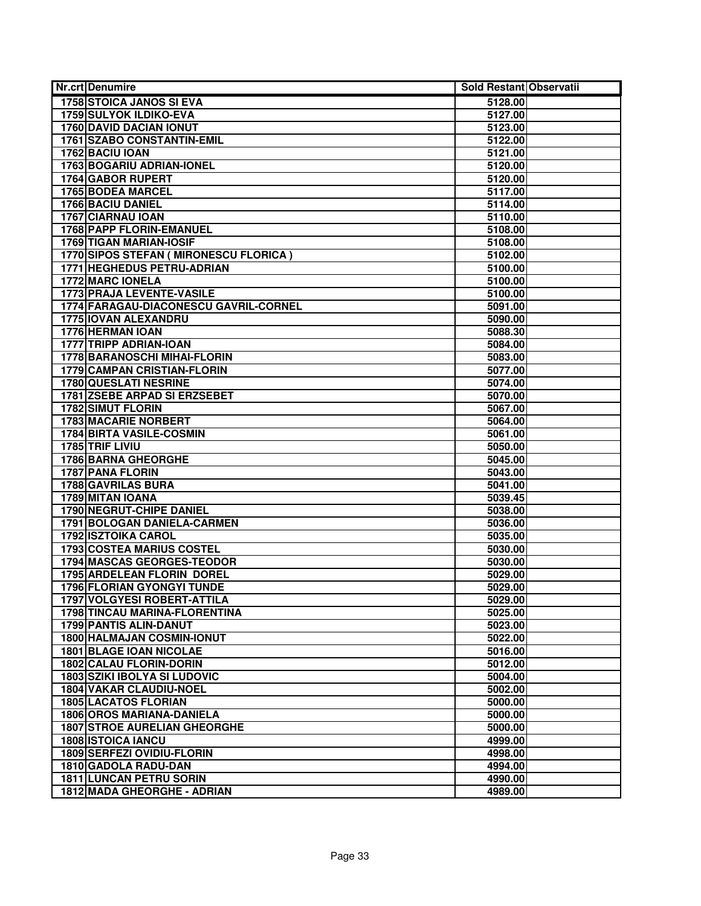| Nr.crt | Denumire | Sold Restant | Observatii |
|---|---|---|---|
| 1758 | STOICA JANOS SI EVA | 5128.00 | |
| 1759 | SULYOK ILDIKO-EVA | 5127.00 | |
| 1760 | DAVID DACIAN IONUT | 5123.00 | |
| 1761 | SZABO CONSTANTIN-EMIL | 5122.00 | |
| 1762 | BACIU IOAN | 5121.00 | |
| 1763 | BOGARIU ADRIAN-IONEL | 5120.00 | |
| 1764 | GABOR RUPERT | 5120.00 | |
| 1765 | BODEA MARCEL | 5117.00 | |
| 1766 | BACIU DANIEL | 5114.00 | |
| 1767 | CIARNAU IOAN | 5110.00 | |
| 1768 | PAPP FLORIN-EMANUEL | 5108.00 | |
| 1769 | TIGAN MARIAN-IOSIF | 5108.00 | |
| 1770 | SIPOS STEFAN ( MIRONESCU FLORICA ) | 5102.00 | |
| 1771 | HEGHEDUS PETRU-ADRIAN | 5100.00 | |
| 1772 | MARC IONELA | 5100.00 | |
| 1773 | PRAJA LEVENTE-VASILE | 5100.00 | |
| 1774 | FARAGAU-DIACONESCU GAVRIL-CORNEL | 5091.00 | |
| 1775 | IOVAN ALEXANDRU | 5090.00 | |
| 1776 | HERMAN IOAN | 5088.30 | |
| 1777 | TRIPP ADRIAN-IOAN | 5084.00 | |
| 1778 | BARANOSCHI MIHAI-FLORIN | 5083.00 | |
| 1779 | CAMPAN CRISTIAN-FLORIN | 5077.00 | |
| 1780 | QUESLATI NESRINE | 5074.00 | |
| 1781 | ZSEBE ARPAD SI ERZSEBET | 5070.00 | |
| 1782 | SIMUT FLORIN | 5067.00 | |
| 1783 | MACARIE NORBERT | 5064.00 | |
| 1784 | BIRTA VASILE-COSMIN | 5061.00 | |
| 1785 | TRIF LIVIU | 5050.00 | |
| 1786 | BARNA GHEORGHE | 5045.00 | |
| 1787 | PANA FLORIN | 5043.00 | |
| 1788 | GAVRILAS BURA | 5041.00 | |
| 1789 | MITAN IOANA | 5039.45 | |
| 1790 | NEGRUT-CHIPE DANIEL | 5038.00 | |
| 1791 | BOLOGAN DANIELA-CARMEN | 5036.00 | |
| 1792 | ISZTOIKA CAROL | 5035.00 | |
| 1793 | COSTEA MARIUS COSTEL | 5030.00 | |
| 1794 | MASCAS GEORGES-TEODOR | 5030.00 | |
| 1795 | ARDELEAN FLORIN DOREL | 5029.00 | |
| 1796 | FLORIAN GYONGYI TUNDE | 5029.00 | |
| 1797 | VOLGYESI ROBERT-ATTILA | 5029.00 | |
| 1798 | TINCAU MARINA-FLORENTINA | 5025.00 | |
| 1799 | PANTIS ALIN-DANUT | 5023.00 | |
| 1800 | HALMAJAN COSMIN-IONUT | 5022.00 | |
| 1801 | BLAGE IOAN NICOLAE | 5016.00 | |
| 1802 | CALAU FLORIN-DORIN | 5012.00 | |
| 1803 | SZIKI IBOLYA SI LUDOVIC | 5004.00 | |
| 1804 | VAKAR CLAUDIU-NOEL | 5002.00 | |
| 1805 | LACATOS FLORIAN | 5000.00 | |
| 1806 | OROS MARIANA-DANIELA | 5000.00 | |
| 1807 | STROE AURELIAN GHEORGHE | 5000.00 | |
| 1808 | ISTOICA IANCU | 4999.00 | |
| 1809 | SERFEZI OVIDIU-FLORIN | 4998.00 | |
| 1810 | GADOLA RADU-DAN | 4994.00 | |
| 1811 | LUNCAN PETRU SORIN | 4990.00 | |
| 1812 | MADA GHEORGHE - ADRIAN | 4989.00 | |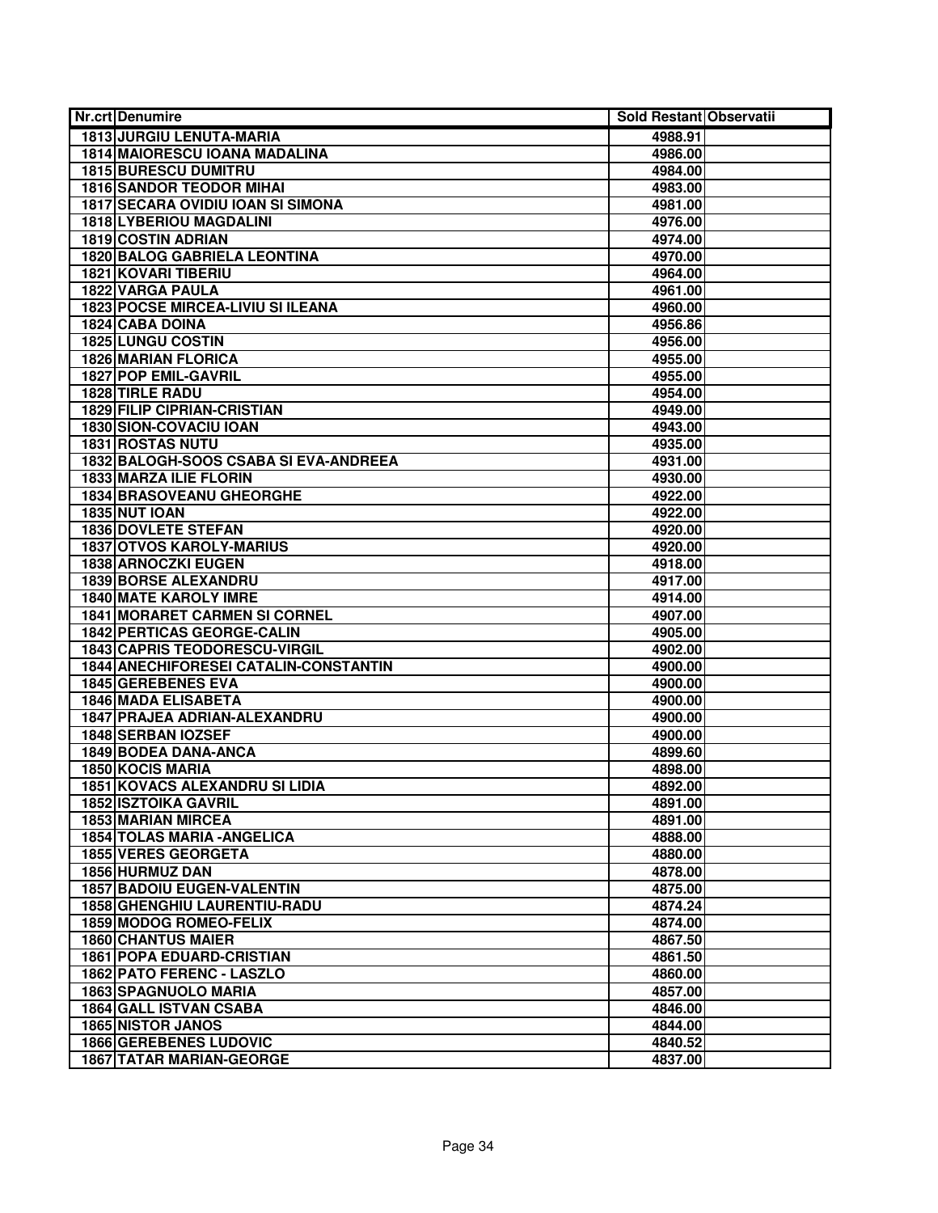| Nr.crt | Denumire | Sold Restant | Observatii |
|---|---|---|---|
| 1813 | JURGIU LENUTA-MARIA | 4988.91 | |
| 1814 | MAIORESCU IOANA MADALINA | 4986.00 | |
| 1815 | BURESCU DUMITRU | 4984.00 | |
| 1816 | SANDOR TEODOR MIHAI | 4983.00 | |
| 1817 | SECARA OVIDIU IOAN SI SIMONA | 4981.00 | |
| 1818 | LYBERIOU MAGDALINI | 4976.00 | |
| 1819 | COSTIN ADRIAN | 4974.00 | |
| 1820 | BALOG GABRIELA LEONTINA | 4970.00 | |
| 1821 | KOVARI TIBERIU | 4964.00 | |
| 1822 | VARGA PAULA | 4961.00 | |
| 1823 | POCSE MIRCEA-LIVIU SI ILEANA | 4960.00 | |
| 1824 | CABA DOINA | 4956.86 | |
| 1825 | LUNGU COSTIN | 4956.00 | |
| 1826 | MARIAN FLORICA | 4955.00 | |
| 1827 | POP EMIL-GAVRIL | 4955.00 | |
| 1828 | TIRLE RADU | 4954.00 | |
| 1829 | FILIP CIPRIAN-CRISTIAN | 4949.00 | |
| 1830 | SION-COVACIU IOAN | 4943.00 | |
| 1831 | ROSTAS NUTU | 4935.00 | |
| 1832 | BALOGH-SOOS CSABA SI EVA-ANDREEA | 4931.00 | |
| 1833 | MARZA ILIE FLORIN | 4930.00 | |
| 1834 | BRASOVEANU GHEORGHE | 4922.00 | |
| 1835 | NUT IOAN | 4922.00 | |
| 1836 | DOVLETE STEFAN | 4920.00 | |
| 1837 | OTVOS KAROLY-MARIUS | 4920.00 | |
| 1838 | ARNOCZKI EUGEN | 4918.00 | |
| 1839 | BORSE ALEXANDRU | 4917.00 | |
| 1840 | MATE KAROLY IMRE | 4914.00 | |
| 1841 | MORARET CARMEN SI CORNEL | 4907.00 | |
| 1842 | PERTICAS GEORGE-CALIN | 4905.00 | |
| 1843 | CAPRIS TEODORESCU-VIRGIL | 4902.00 | |
| 1844 | ANECHIFORESEI CATALIN-CONSTANTIN | 4900.00 | |
| 1845 | GEREBENES EVA | 4900.00 | |
| 1846 | MADA ELISABETA | 4900.00 | |
| 1847 | PRAJEA ADRIAN-ALEXANDRU | 4900.00 | |
| 1848 | SERBAN IOZSEF | 4900.00 | |
| 1849 | BODEA DANA-ANCA | 4899.60 | |
| 1850 | KOCIS MARIA | 4898.00 | |
| 1851 | KOVACS ALEXANDRU SI LIDIA | 4892.00 | |
| 1852 | ISZTOIKA GAVRIL | 4891.00 | |
| 1853 | MARIAN MIRCEA | 4891.00 | |
| 1854 | TOLAS MARIA -ANGELICA | 4888.00 | |
| 1855 | VERES GEORGETA | 4880.00 | |
| 1856 | HURMUZ DAN | 4878.00 | |
| 1857 | BADOIU EUGEN-VALENTIN | 4875.00 | |
| 1858 | GHENGHIU LAURENTIU-RADU | 4874.24 | |
| 1859 | MODOG ROMEO-FELIX | 4874.00 | |
| 1860 | CHANTUS MAIER | 4867.50 | |
| 1861 | POPA EDUARD-CRISTIAN | 4861.50 | |
| 1862 | PATO FERENC - LASZLO | 4860.00 | |
| 1863 | SPAGNUOLO MARIA | 4857.00 | |
| 1864 | GALL ISTVAN CSABA | 4846.00 | |
| 1865 | NISTOR JANOS | 4844.00 | |
| 1866 | GEREBENES LUDOVIC | 4840.52 | |
| 1867 | TATAR MARIAN-GEORGE | 4837.00 | |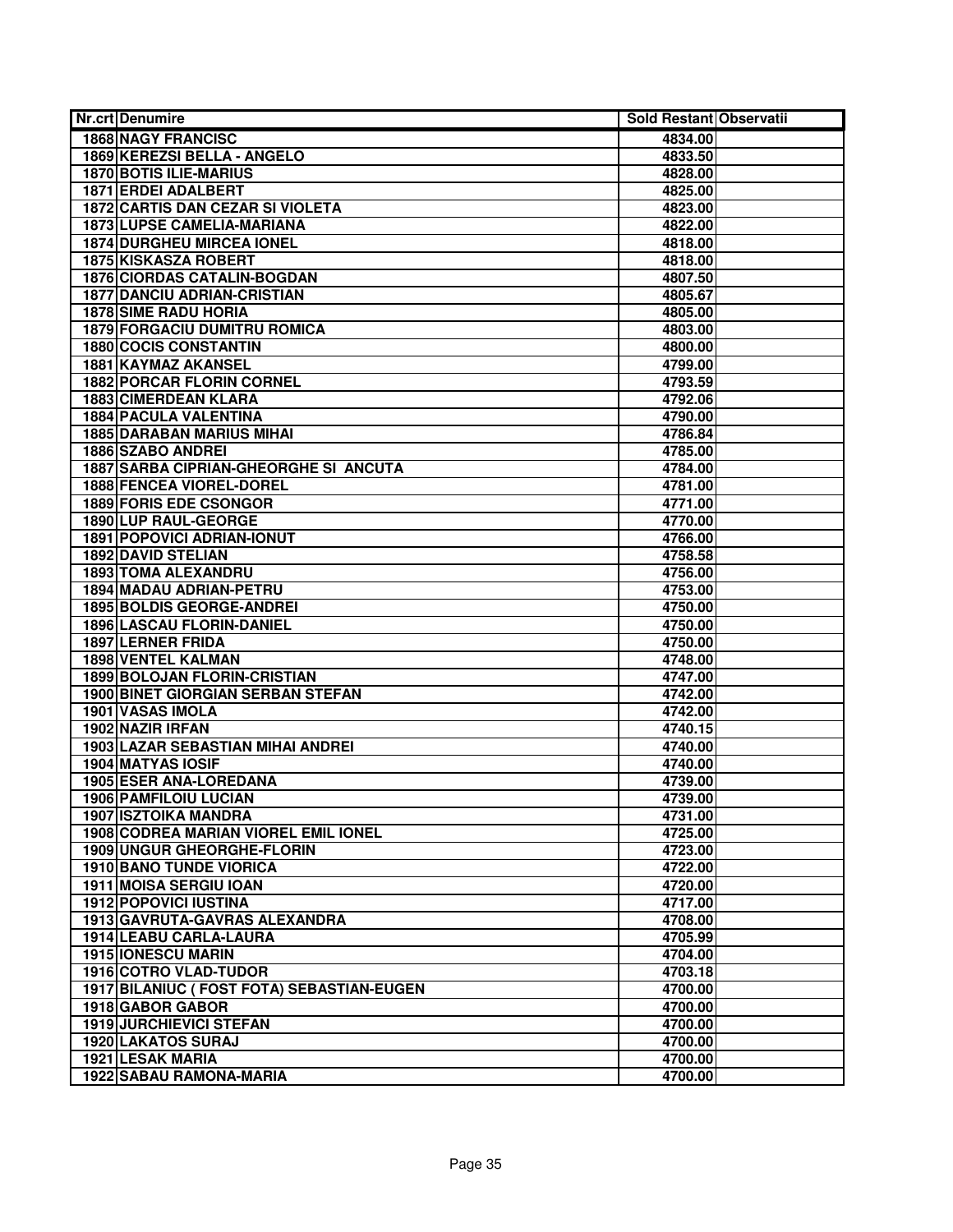| Nr.crt | Denumire | Sold Restant | Observatii |
|---|---|---|---|
| 1868 | NAGY FRANCISC | 4834.00 | |
| 1869 | KEREZSI BELLA - ANGELO | 4833.50 | |
| 1870 | BOTIS ILIE-MARIUS | 4828.00 | |
| 1871 | ERDEI ADALBERT | 4825.00 | |
| 1872 | CARTIS DAN CEZAR SI VIOLETA | 4823.00 | |
| 1873 | LUPSE CAMELIA-MARIANA | 4822.00 | |
| 1874 | DURGHEU MIRCEA IONEL | 4818.00 | |
| 1875 | KISKASZA ROBERT | 4818.00 | |
| 1876 | CIORDAS CATALIN-BOGDAN | 4807.50 | |
| 1877 | DANCIU ADRIAN-CRISTIAN | 4805.67 | |
| 1878 | SIME RADU HORIA | 4805.00 | |
| 1879 | FORGACIU DUMITRU ROMICA | 4803.00 | |
| 1880 | COCIS CONSTANTIN | 4800.00 | |
| 1881 | KAYMAZ AKANSEL | 4799.00 | |
| 1882 | PORCAR FLORIN CORNEL | 4793.59 | |
| 1883 | CIMERDEAN KLARA | 4792.06 | |
| 1884 | PACULA VALENTINA | 4790.00 | |
| 1885 | DARABAN MARIUS MIHAI | 4786.84 | |
| 1886 | SZABO ANDREI | 4785.00 | |
| 1887 | SARBA CIPRIAN-GHEORGHE SI ANCUTA | 4784.00 | |
| 1888 | FENCEA VIOREL-DOREL | 4781.00 | |
| 1889 | FORIS EDE CSONGOR | 4771.00 | |
| 1890 | LUP RAUL-GEORGE | 4770.00 | |
| 1891 | POPOVICI ADRIAN-IONUT | 4766.00 | |
| 1892 | DAVID STELIAN | 4758.58 | |
| 1893 | TOMA ALEXANDRU | 4756.00 | |
| 1894 | MADAU ADRIAN-PETRU | 4753.00 | |
| 1895 | BOLDIS GEORGE-ANDREI | 4750.00 | |
| 1896 | LASCAU FLORIN-DANIEL | 4750.00 | |
| 1897 | LERNER FRIDA | 4750.00 | |
| 1898 | VENTEL KALMAN | 4748.00 | |
| 1899 | BOLOJAN FLORIN-CRISTIAN | 4747.00 | |
| 1900 | BINET GIORGIAN SERBAN STEFAN | 4742.00 | |
| 1901 | VASAS IMOLA | 4742.00 | |
| 1902 | NAZIR IRFAN | 4740.15 | |
| 1903 | LAZAR SEBASTIAN MIHAI ANDREI | 4740.00 | |
| 1904 | MATYAS IOSIF | 4740.00 | |
| 1905 | ESER ANA-LOREDANA | 4739.00 | |
| 1906 | PAMFILOIU LUCIAN | 4739.00 | |
| 1907 | ISZTOIKA MANDRA | 4731.00 | |
| 1908 | CODREA MARIAN VIOREL EMIL IONEL | 4725.00 | |
| 1909 | UNGUR GHEORGHE-FLORIN | 4723.00 | |
| 1910 | BANO TUNDE VIORICA | 4722.00 | |
| 1911 | MOISA SERGIU IOAN | 4720.00 | |
| 1912 | POPOVICI IUSTINA | 4717.00 | |
| 1913 | GAVRUTA-GAVRAS ALEXANDRA | 4708.00 | |
| 1914 | LEABU CARLA-LAURA | 4705.99 | |
| 1915 | IONESCU MARIN | 4704.00 | |
| 1916 | COTRO VLAD-TUDOR | 4703.18 | |
| 1917 | BILANIUC ( FOST FOTA) SEBASTIAN-EUGEN | 4700.00 | |
| 1918 | GABOR GABOR | 4700.00 | |
| 1919 | JURCHIEVICI STEFAN | 4700.00 | |
| 1920 | LAKATOS SURAJ | 4700.00 | |
| 1921 | LESAK MARIA | 4700.00 | |
| 1922 | SABAU RAMONA-MARIA | 4700.00 | |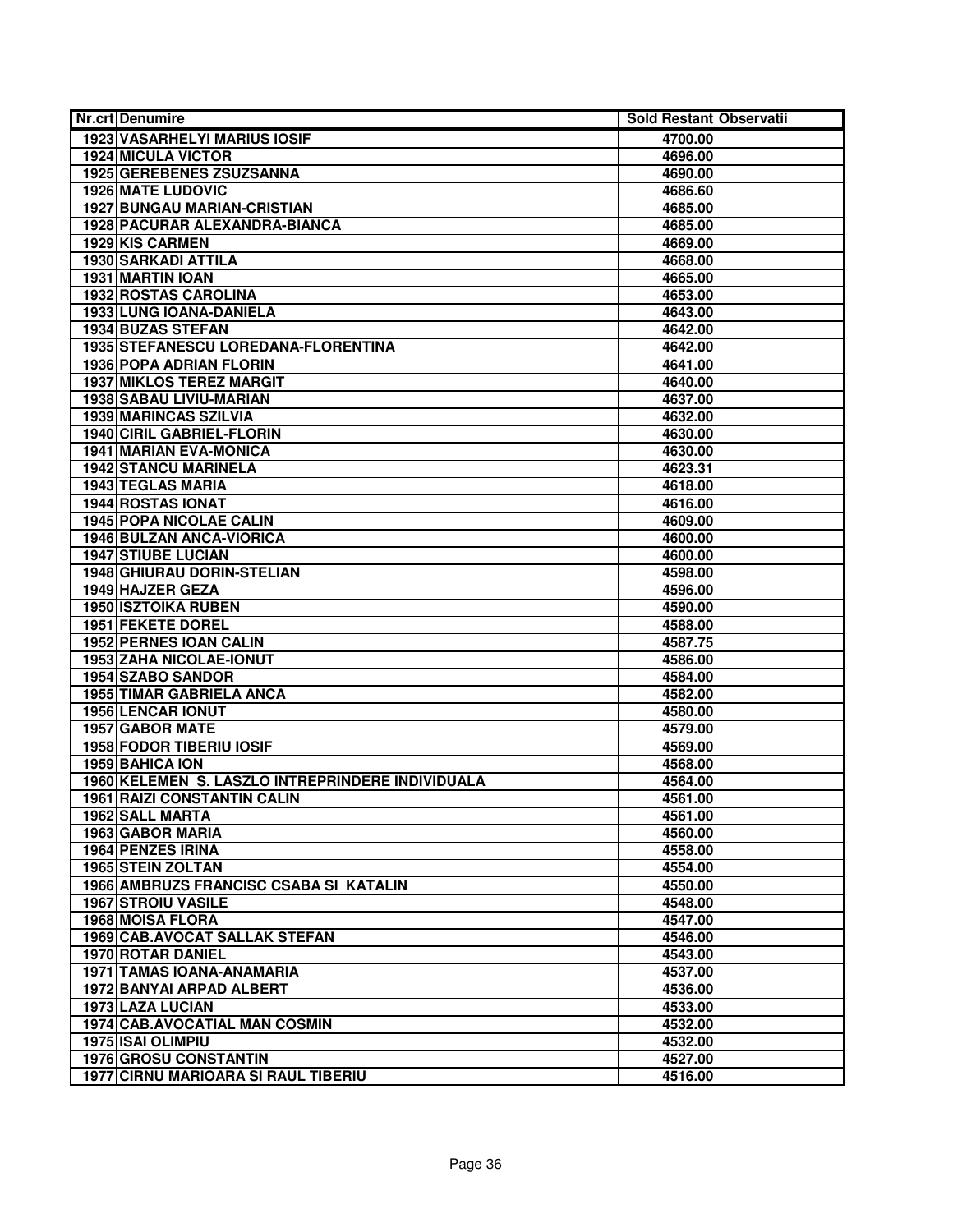| Nr.crt | Denumire | Sold Restant | Observatii |
|---|---|---|---|
| 1923 | VASARHELYI MARIUS IOSIF | 4700.00 | |
| 1924 | MICULA VICTOR | 4696.00 | |
| 1925 | GEREBENES ZSUZSANNA | 4690.00 | |
| 1926 | MATE LUDOVIC | 4686.60 | |
| 1927 | BUNGAU MARIAN-CRISTIAN | 4685.00 | |
| 1928 | PACURAR ALEXANDRA-BIANCA | 4685.00 | |
| 1929 | KIS CARMEN | 4669.00 | |
| 1930 | SARKADI ATTILA | 4668.00 | |
| 1931 | MARTIN IOAN | 4665.00 | |
| 1932 | ROSTAS CAROLINA | 4653.00 | |
| 1933 | LUNG IOANA-DANIELA | 4643.00 | |
| 1934 | BUZAS STEFAN | 4642.00 | |
| 1935 | STEFANESCU LOREDANA-FLORENTINA | 4642.00 | |
| 1936 | POPA ADRIAN FLORIN | 4641.00 | |
| 1937 | MIKLOS TEREZ MARGIT | 4640.00 | |
| 1938 | SABAU LIVIU-MARIAN | 4637.00 | |
| 1939 | MARINCAS SZILVIA | 4632.00 | |
| 1940 | CIRIL GABRIEL-FLORIN | 4630.00 | |
| 1941 | MARIAN EVA-MONICA | 4630.00 | |
| 1942 | STANCU MARINELA | 4623.31 | |
| 1943 | TEGLAS MARIA | 4618.00 | |
| 1944 | ROSTAS IONAT | 4616.00 | |
| 1945 | POPA NICOLAE CALIN | 4609.00 | |
| 1946 | BULZAN ANCA-VIORICA | 4600.00 | |
| 1947 | STIUBE LUCIAN | 4600.00 | |
| 1948 | GHIURAU DORIN-STELIAN | 4598.00 | |
| 1949 | HAJZER GEZA | 4596.00 | |
| 1950 | ISZTOIKA RUBEN | 4590.00 | |
| 1951 | FEKETE DOREL | 4588.00 | |
| 1952 | PERNES IOAN CALIN | 4587.75 | |
| 1953 | ZAHA NICOLAE-IONUT | 4586.00 | |
| 1954 | SZABO SANDOR | 4584.00 | |
| 1955 | TIMAR GABRIELA ANCA | 4582.00 | |
| 1956 | LENCAR IONUT | 4580.00 | |
| 1957 | GABOR MATE | 4579.00 | |
| 1958 | FODOR TIBERIU IOSIF | 4569.00 | |
| 1959 | BAHICA ION | 4568.00 | |
| 1960 | KELEMEN S. LASZLO INTREPRINDERE INDIVIDUALA | 4564.00 | |
| 1961 | RAIZI CONSTANTIN CALIN | 4561.00 | |
| 1962 | SALL MARTA | 4561.00 | |
| 1963 | GABOR MARIA | 4560.00 | |
| 1964 | PENZES IRINA | 4558.00 | |
| 1965 | STEIN ZOLTAN | 4554.00 | |
| 1966 | AMBRUZS FRANCISC CSABA SI KATALIN | 4550.00 | |
| 1967 | STROIU VASILE | 4548.00 | |
| 1968 | MOISA FLORA | 4547.00 | |
| 1969 | CAB.AVOCAT SALLAK STEFAN | 4546.00 | |
| 1970 | ROTAR DANIEL | 4543.00 | |
| 1971 | TAMAS IOANA-ANAMARIA | 4537.00 | |
| 1972 | BANYAI ARPAD ALBERT | 4536.00 | |
| 1973 | LAZA LUCIAN | 4533.00 | |
| 1974 | CAB.AVOCATIAL MAN COSMIN | 4532.00 | |
| 1975 | ISAI OLIMPIU | 4532.00 | |
| 1976 | GROSU CONSTANTIN | 4527.00 | |
| 1977 | CIRNU MARIOARA SI RAUL TIBERIU | 4516.00 | |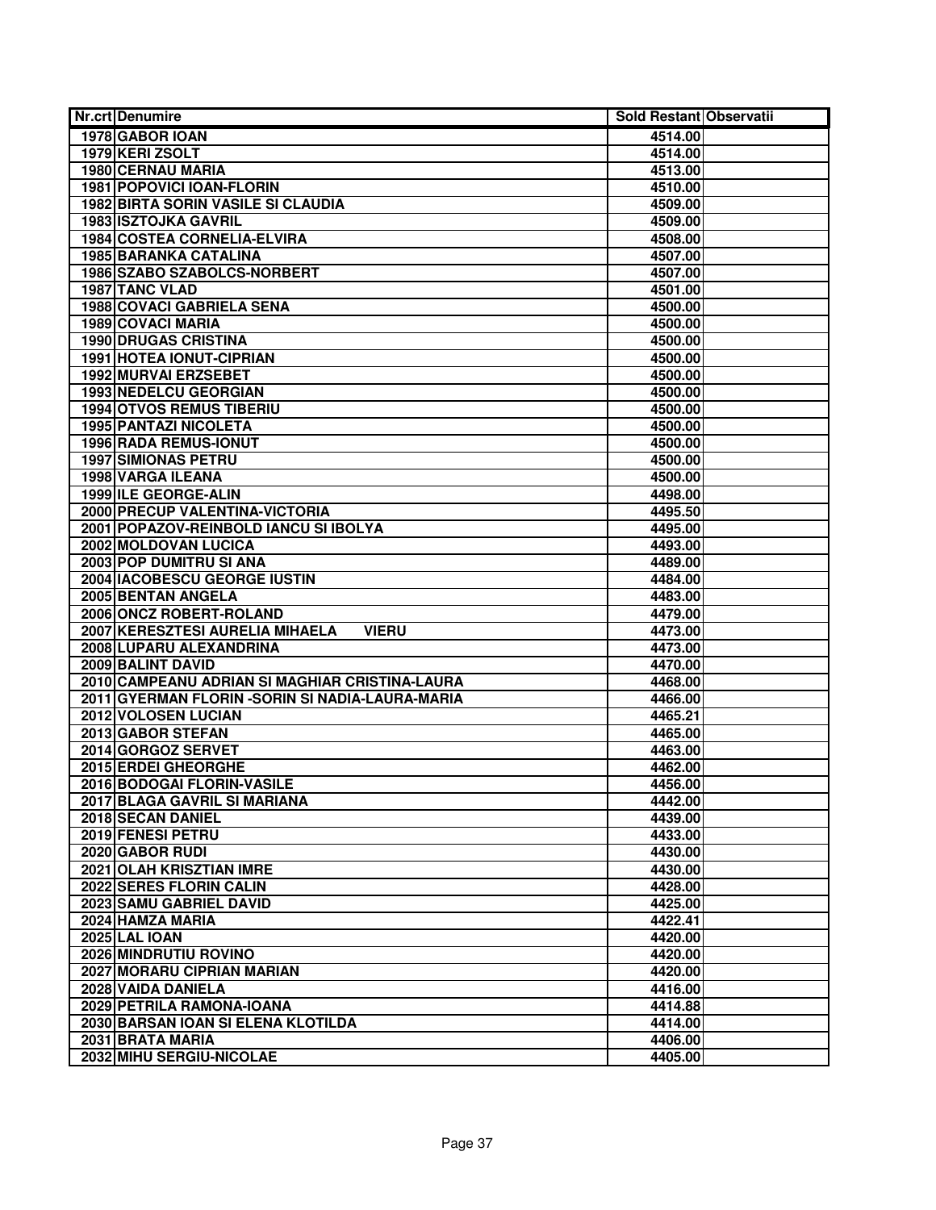| Nr.crt | Denumire | Sold Restant | Observatii |
|---|---|---|---|
| 1978 | GABOR IOAN | 4514.00 | |
| 1979 | KERI ZSOLT | 4514.00 | |
| 1980 | CERNAU MARIA | 4513.00 | |
| 1981 | POPOVICI IOAN-FLORIN | 4510.00 | |
| 1982 | BIRTA SORIN VASILE SI CLAUDIA | 4509.00 | |
| 1983 | ISZTOJKA GAVRIL | 4509.00 | |
| 1984 | COSTEA CORNELIA-ELVIRA | 4508.00 | |
| 1985 | BARANKA CATALINA | 4507.00 | |
| 1986 | SZABO SZABOLCS-NORBERT | 4507.00 | |
| 1987 | TANC VLAD | 4501.00 | |
| 1988 | COVACI GABRIELA SENA | 4500.00 | |
| 1989 | COVACI MARIA | 4500.00 | |
| 1990 | DRUGAS CRISTINA | 4500.00 | |
| 1991 | HOTEA IONUT-CIPRIAN | 4500.00 | |
| 1992 | MURVAI ERZSEBET | 4500.00 | |
| 1993 | NEDELCU GEORGIAN | 4500.00 | |
| 1994 | OTVOS REMUS TIBERIU | 4500.00 | |
| 1995 | PANTAZI NICOLETA | 4500.00 | |
| 1996 | RADA REMUS-IONUT | 4500.00 | |
| 1997 | SIMIONAS PETRU | 4500.00 | |
| 1998 | VARGA ILEANA | 4500.00 | |
| 1999 | ILE GEORGE-ALIN | 4498.00 | |
| 2000 | PRECUP VALENTINA-VICTORIA | 4495.50 | |
| 2001 | POPAZOV-REINBOLD IANCU SI IBOLYA | 4495.00 | |
| 2002 | MOLDOVAN LUCICA | 4493.00 | |
| 2003 | POP DUMITRU SI ANA | 4489.00 | |
| 2004 | IACOBESCU GEORGE IUSTIN | 4484.00 | |
| 2005 | BENTAN ANGELA | 4483.00 | |
| 2006 | ONCZ ROBERT-ROLAND | 4479.00 | |
| 2007 | KERESZTESI AURELIA MIHAELA VIERU | 4473.00 | |
| 2008 | LUPARU ALEXANDRINA | 4473.00 | |
| 2009 | BALINT DAVID | 4470.00 | |
| 2010 | CAMPEANU ADRIAN SI MAGHIAR CRISTINA-LAURA | 4468.00 | |
| 2011 | GYERMAN FLORIN -SORIN SI NADIA-LAURA-MARIA | 4466.00 | |
| 2012 | VOLOSEN LUCIAN | 4465.21 | |
| 2013 | GABOR STEFAN | 4465.00 | |
| 2014 | GORGOZ SERVET | 4463.00 | |
| 2015 | ERDEI GHEORGHE | 4462.00 | |
| 2016 | BODOGAI FLORIN-VASILE | 4456.00 | |
| 2017 | BLAGA GAVRIL SI MARIANA | 4442.00 | |
| 2018 | SECAN DANIEL | 4439.00 | |
| 2019 | FENESI PETRU | 4433.00 | |
| 2020 | GABOR RUDI | 4430.00 | |
| 2021 | OLAH KRISZTIAN IMRE | 4430.00 | |
| 2022 | SERES FLORIN CALIN | 4428.00 | |
| 2023 | SAMU GABRIEL DAVID | 4425.00 | |
| 2024 | HAMZA MARIA | 4422.41 | |
| 2025 | LAL IOAN | 4420.00 | |
| 2026 | MINDRUTIU ROVINO | 4420.00 | |
| 2027 | MORARU CIPRIAN MARIAN | 4420.00 | |
| 2028 | VAIDA DANIELA | 4416.00 | |
| 2029 | PETRILA RAMONA-IOANA | 4414.88 | |
| 2030 | BARSAN IOAN SI ELENA KLOTILDA | 4414.00 | |
| 2031 | BRATA MARIA | 4406.00 | |
| 2032 | MIHU SERGIU-NICOLAE | 4405.00 | |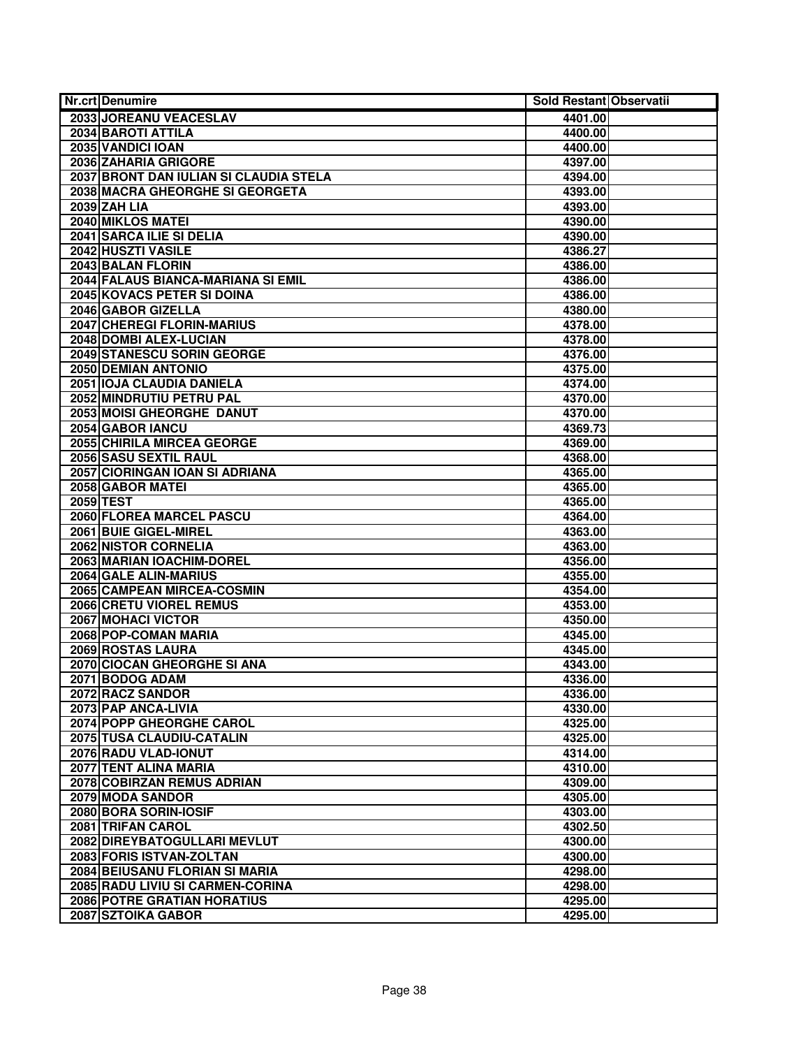| Nr.crt | Denumire | Sold Restant | Observatii |
| --- | --- | --- | --- |
| 2033 | JOREANU VEACESLAV | 4401.00 | |
| 2034 | BAROTI ATTILA | 4400.00 | |
| 2035 | VANDICI IOAN | 4400.00 | |
| 2036 | ZAHARIA GRIGORE | 4397.00 | |
| 2037 | BRONT DAN IULIAN SI CLAUDIA STELA | 4394.00 | |
| 2038 | MACRA GHEORGHE SI GEORGETA | 4393.00 | |
| 2039 | ZAH LIA | 4393.00 | |
| 2040 | MIKLOS MATEI | 4390.00 | |
| 2041 | SARCA ILIE SI DELIA | 4390.00 | |
| 2042 | HUSZTI VASILE | 4386.27 | |
| 2043 | BALAN FLORIN | 4386.00 | |
| 2044 | FALAUS BIANCA-MARIANA SI EMIL | 4386.00 | |
| 2045 | KOVACS PETER SI DOINA | 4386.00 | |
| 2046 | GABOR GIZELLA | 4380.00 | |
| 2047 | CHEREGI FLORIN-MARIUS | 4378.00 | |
| 2048 | DOMBI ALEX-LUCIAN | 4378.00 | |
| 2049 | STANESCU SORIN GEORGE | 4376.00 | |
| 2050 | DEMIAN ANTONIO | 4375.00 | |
| 2051 | IOJA CLAUDIA DANIELA | 4374.00 | |
| 2052 | MINDRUTIU PETRU PAL | 4370.00 | |
| 2053 | MOISI GHEORGHE DANUT | 4370.00 | |
| 2054 | GABOR IANCU | 4369.73 | |
| 2055 | CHIRILA MIRCEA GEORGE | 4369.00 | |
| 2056 | SASU SEXTIL RAUL | 4368.00 | |
| 2057 | CIORINGAN IOAN SI ADRIANA | 4365.00 | |
| 2058 | GABOR MATEI | 4365.00 | |
| 2059 | TEST | 4365.00 | |
| 2060 | FLOREA MARCEL PASCU | 4364.00 | |
| 2061 | BUIE GIGEL-MIREL | 4363.00 | |
| 2062 | NISTOR CORNELIA | 4363.00 | |
| 2063 | MARIAN IOACHIM-DOREL | 4356.00 | |
| 2064 | GALE ALIN-MARIUS | 4355.00 | |
| 2065 | CAMPEAN MIRCEA-COSMIN | 4354.00 | |
| 2066 | CRETU VIOREL REMUS | 4353.00 | |
| 2067 | MOHACI VICTOR | 4350.00 | |
| 2068 | POP-COMAN MARIA | 4345.00 | |
| 2069 | ROSTAS LAURA | 4345.00 | |
| 2070 | CIOCAN GHEORGHE SI ANA | 4343.00 | |
| 2071 | BODOG ADAM | 4336.00 | |
| 2072 | RACZ SANDOR | 4336.00 | |
| 2073 | PAP ANCA-LIVIA | 4330.00 | |
| 2074 | POPP GHEORGHE CAROL | 4325.00 | |
| 2075 | TUSA CLAUDIU-CATALIN | 4325.00 | |
| 2076 | RADU VLAD-IONUT | 4314.00 | |
| 2077 | TENT ALINA MARIA | 4310.00 | |
| 2078 | COBIRZAN REMUS ADRIAN | 4309.00 | |
| 2079 | MODA SANDOR | 4305.00 | |
| 2080 | BORA SORIN-IOSIF | 4303.00 | |
| 2081 | TRIFAN CAROL | 4302.50 | |
| 2082 | DIREYBATOGULLARI MEVLUT | 4300.00 | |
| 2083 | FORIS ISTVAN-ZOLTAN | 4300.00 | |
| 2084 | BEIUSANU FLORIAN SI MARIA | 4298.00 | |
| 2085 | RADU LIVIU SI CARMEN-CORINA | 4298.00 | |
| 2086 | POTRE GRATIAN HORATIUS | 4295.00 | |
| 2087 | SZTOIKA GABOR | 4295.00 | |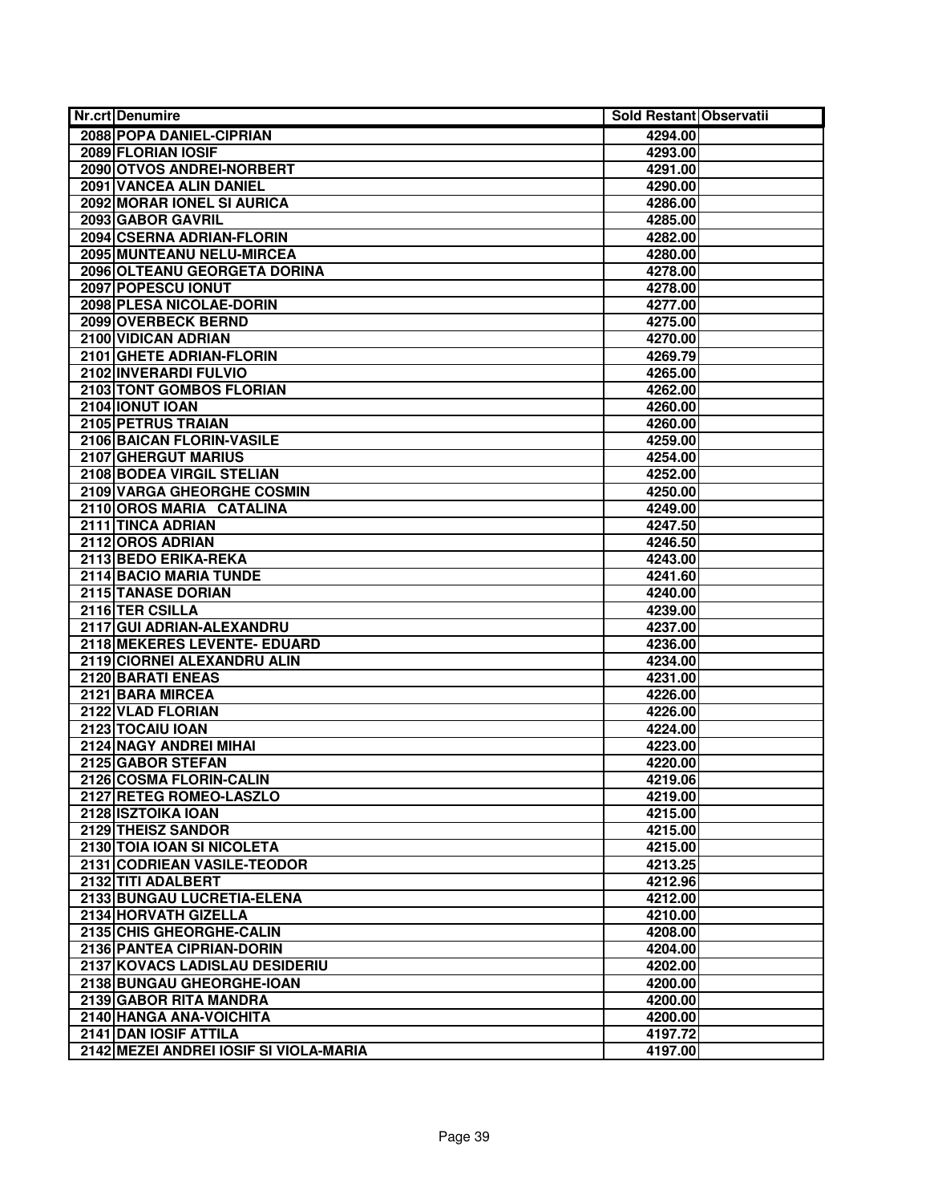| Nr.crt | Denumire | Sold Restant | Observatii |
|---|---|---|---|
| 2088 | POPA DANIEL-CIPRIAN | 4294.00 | |
| 2089 | FLORIAN IOSIF | 4293.00 | |
| 2090 | OTVOS ANDREI-NORBERT | 4291.00 | |
| 2091 | VANCEA ALIN DANIEL | 4290.00 | |
| 2092 | MORAR IONEL SI AURICA | 4286.00 | |
| 2093 | GABOR GAVRIL | 4285.00 | |
| 2094 | CSERNA ADRIAN-FLORIN | 4282.00 | |
| 2095 | MUNTEANU NELU-MIRCEA | 4280.00 | |
| 2096 | OLTEANU GEORGETA DORINA | 4278.00 | |
| 2097 | POPESCU IONUT | 4278.00 | |
| 2098 | PLESA NICOLAE-DORIN | 4277.00 | |
| 2099 | OVERBECK BERND | 4275.00 | |
| 2100 | VIDICAN ADRIAN | 4270.00 | |
| 2101 | GHETE ADRIAN-FLORIN | 4269.79 | |
| 2102 | INVERARDI FULVIO | 4265.00 | |
| 2103 | TONT GOMBOS FLORIAN | 4262.00 | |
| 2104 | IONUT IOAN | 4260.00 | |
| 2105 | PETRUS TRAIAN | 4260.00 | |
| 2106 | BAICAN FLORIN-VASILE | 4259.00 | |
| 2107 | GHERGUT MARIUS | 4254.00 | |
| 2108 | BODEA VIRGIL STELIAN | 4252.00 | |
| 2109 | VARGA GHEORGHE COSMIN | 4250.00 | |
| 2110 | OROS MARIA CATALINA | 4249.00 | |
| 2111 | TINCA ADRIAN | 4247.50 | |
| 2112 | OROS ADRIAN | 4246.50 | |
| 2113 | BEDO ERIKA-REKA | 4243.00 | |
| 2114 | BACIO MARIA TUNDE | 4241.60 | |
| 2115 | TANASE DORIAN | 4240.00 | |
| 2116 | TER CSILLA | 4239.00 | |
| 2117 | GUI ADRIAN-ALEXANDRU | 4237.00 | |
| 2118 | MEKERES LEVENTE- EDUARD | 4236.00 | |
| 2119 | CIORNEI ALEXANDRU ALIN | 4234.00 | |
| 2120 | BARATI ENEAS | 4231.00 | |
| 2121 | BARA MIRCEA | 4226.00 | |
| 2122 | VLAD FLORIAN | 4226.00 | |
| 2123 | TOCAIU IOAN | 4224.00 | |
| 2124 | NAGY ANDREI MIHAI | 4223.00 | |
| 2125 | GABOR STEFAN | 4220.00 | |
| 2126 | COSMA FLORIN-CALIN | 4219.06 | |
| 2127 | RETEG ROMEO-LASZLO | 4219.00 | |
| 2128 | ISZTOIKA IOAN | 4215.00 | |
| 2129 | THEISZ SANDOR | 4215.00 | |
| 2130 | TOIA IOAN SI NICOLETA | 4215.00 | |
| 2131 | CODRIEAN VASILE-TEODOR | 4213.25 | |
| 2132 | TITI ADALBERT | 4212.96 | |
| 2133 | BUNGAU LUCRETIA-ELENA | 4212.00 | |
| 2134 | HORVATH GIZELLA | 4210.00 | |
| 2135 | CHIS GHEORGHE-CALIN | 4208.00 | |
| 2136 | PANTEA CIPRIAN-DORIN | 4204.00 | |
| 2137 | KOVACS LADISLAU DESIDERIU | 4202.00 | |
| 2138 | BUNGAU GHEORGHE-IOAN | 4200.00 | |
| 2139 | GABOR RITA MANDRA | 4200.00 | |
| 2140 | HANGA ANA-VOICHITA | 4200.00 | |
| 2141 | DAN IOSIF ATTILA | 4197.72 | |
| 2142 | MEZEI ANDREI IOSIF SI VIOLA-MARIA | 4197.00 | |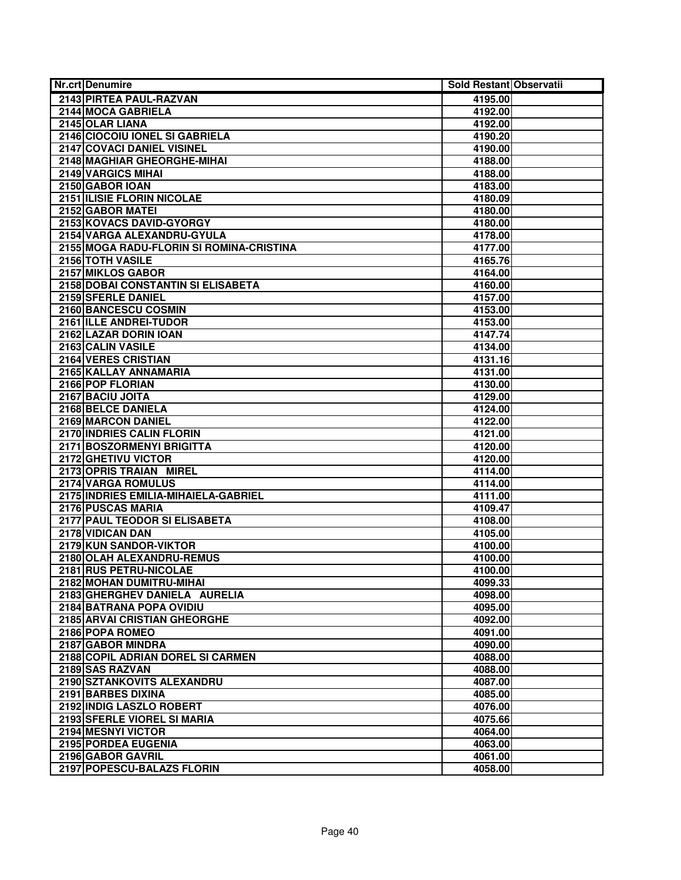| Nr.crt | Denumire | Sold Restant | Observatii |
|---|---|---|---|
| 2143 | PIRTEA PAUL-RAZVAN | 4195.00 | |
| 2144 | MOCA GABRIELA | 4192.00 | |
| 2145 | OLAR LIANA | 4192.00 | |
| 2146 | CIOCOIU IONEL SI GABRIELA | 4190.20 | |
| 2147 | COVACI DANIEL VISINEL | 4190.00 | |
| 2148 | MAGHIAR GHEORGHE-MIHAI | 4188.00 | |
| 2149 | VARGICS MIHAI | 4188.00 | |
| 2150 | GABOR IOAN | 4183.00 | |
| 2151 | ILISIE FLORIN NICOLAE | 4180.09 | |
| 2152 | GABOR MATEI | 4180.00 | |
| 2153 | KOVACS DAVID-GYORGY | 4180.00 | |
| 2154 | VARGA ALEXANDRU-GYULA | 4178.00 | |
| 2155 | MOGA RADU-FLORIN SI ROMINA-CRISTINA | 4177.00 | |
| 2156 | TOTH VASILE | 4165.76 | |
| 2157 | MIKLOS GABOR | 4164.00 | |
| 2158 | DOBAI CONSTANTIN SI ELISABETA | 4160.00 | |
| 2159 | SFERLE DANIEL | 4157.00 | |
| 2160 | BANCESCU COSMIN | 4153.00 | |
| 2161 | ILLE ANDREI-TUDOR | 4153.00 | |
| 2162 | LAZAR DORIN IOAN | 4147.74 | |
| 2163 | CALIN VASILE | 4134.00 | |
| 2164 | VERES CRISTIAN | 4131.16 | |
| 2165 | KALLAY ANNAMARIA | 4131.00 | |
| 2166 | POP FLORIAN | 4130.00 | |
| 2167 | BACIU JOITA | 4129.00 | |
| 2168 | BELCE DANIELA | 4124.00 | |
| 2169 | MARCON DANIEL | 4122.00 | |
| 2170 | INDRIES CALIN FLORIN | 4121.00 | |
| 2171 | BOSZORMENYI BRIGITTA | 4120.00 | |
| 2172 | GHETIVU VICTOR | 4120.00 | |
| 2173 | OPRIS TRAIAN MIREL | 4114.00 | |
| 2174 | VARGA ROMULUS | 4114.00 | |
| 2175 | INDRIES EMILIA-MIHAIELA-GABRIEL | 4111.00 | |
| 2176 | PUSCAS MARIA | 4109.47 | |
| 2177 | PAUL TEODOR SI ELISABETA | 4108.00 | |
| 2178 | VIDICAN DAN | 4105.00 | |
| 2179 | KUN SANDOR-VIKTOR | 4100.00 | |
| 2180 | OLAH ALEXANDRU-REMUS | 4100.00 | |
| 2181 | RUS PETRU-NICOLAE | 4100.00 | |
| 2182 | MOHAN DUMITRU-MIHAI | 4099.33 | |
| 2183 | GHERGHEV DANIELA AURELIA | 4098.00 | |
| 2184 | BATRANA POPA OVIDIU | 4095.00 | |
| 2185 | ARVAI CRISTIAN GHEORGHE | 4092.00 | |
| 2186 | POPA ROMEO | 4091.00 | |
| 2187 | GABOR MINDRA | 4090.00 | |
| 2188 | COPIL ADRIAN DOREL SI CARMEN | 4088.00 | |
| 2189 | SAS RAZVAN | 4088.00 | |
| 2190 | SZTANKOVITS ALEXANDRU | 4087.00 | |
| 2191 | BARBES DIXINA | 4085.00 | |
| 2192 | INDIG LASZLO ROBERT | 4076.00 | |
| 2193 | SFERLE VIOREL SI MARIA | 4075.66 | |
| 2194 | MESNYI VICTOR | 4064.00 | |
| 2195 | PORDEA EUGENIA | 4063.00 | |
| 2196 | GABOR GAVRIL | 4061.00 | |
| 2197 | POPESCU-BALAZS FLORIN | 4058.00 | |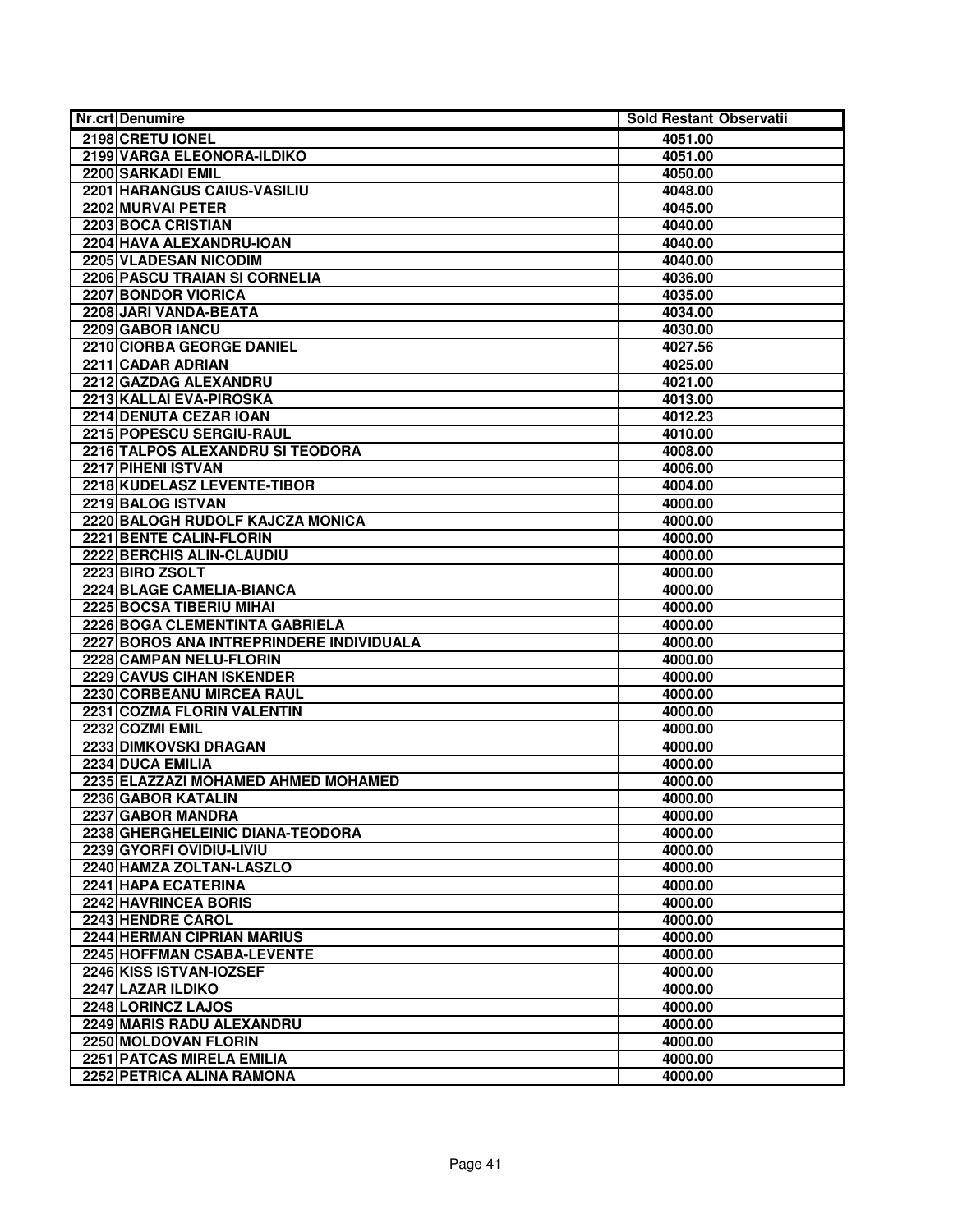| Nr.crt | Denumire | Sold Restant | Observatii |
|---|---|---|---|
| 2198 | CRETU IONEL | 4051.00 | |
| 2199 | VARGA ELEONORA-ILDIKO | 4051.00 | |
| 2200 | SARKADI EMIL | 4050.00 | |
| 2201 | HARANGUS CAIUS-VASILIU | 4048.00 | |
| 2202 | MURVAI PETER | 4045.00 | |
| 2203 | BOCA CRISTIAN | 4040.00 | |
| 2204 | HAVA ALEXANDRU-IOAN | 4040.00 | |
| 2205 | VLADESAN NICODIM | 4040.00 | |
| 2206 | PASCU TRAIAN SI CORNELIA | 4036.00 | |
| 2207 | BONDOR VIORICA | 4035.00 | |
| 2208 | JARI VANDA-BEATA | 4034.00 | |
| 2209 | GABOR IANCU | 4030.00 | |
| 2210 | CIORBA GEORGE DANIEL | 4027.56 | |
| 2211 | CADAR ADRIAN | 4025.00 | |
| 2212 | GAZDAG ALEXANDRU | 4021.00 | |
| 2213 | KALLAI EVA-PIROSKA | 4013.00 | |
| 2214 | DENUTA CEZAR IOAN | 4012.23 | |
| 2215 | POPESCU SERGIU-RAUL | 4010.00 | |
| 2216 | TALPOS ALEXANDRU SI TEODORA | 4008.00 | |
| 2217 | PIHENI ISTVAN | 4006.00 | |
| 2218 | KUDELASZ LEVENTE-TIBOR | 4004.00 | |
| 2219 | BALOG ISTVAN | 4000.00 | |
| 2220 | BALOGH RUDOLF KAJCZA MONICA | 4000.00 | |
| 2221 | BENTE CALIN-FLORIN | 4000.00 | |
| 2222 | BERCHIS ALIN-CLAUDIU | 4000.00 | |
| 2223 | BIRO ZSOLT | 4000.00 | |
| 2224 | BLAGE CAMELIA-BIANCA | 4000.00 | |
| 2225 | BOCSA TIBERIU MIHAI | 4000.00 | |
| 2226 | BOGA CLEMENTINTA GABRIELA | 4000.00 | |
| 2227 | BOROS ANA INTREPRINDERE INDIVIDUALA | 4000.00 | |
| 2228 | CAMPAN NELU-FLORIN | 4000.00 | |
| 2229 | CAVUS CIHAN ISKENDER | 4000.00 | |
| 2230 | CORBEANU MIRCEA RAUL | 4000.00 | |
| 2231 | COZMA FLORIN VALENTIN | 4000.00 | |
| 2232 | COZMI EMIL | 4000.00 | |
| 2233 | DIMKOVSKI DRAGAN | 4000.00 | |
| 2234 | DUCA EMILIA | 4000.00 | |
| 2235 | ELAZZAZI MOHAMED AHMED MOHAMED | 4000.00 | |
| 2236 | GABOR KATALIN | 4000.00 | |
| 2237 | GABOR MANDRA | 4000.00 | |
| 2238 | GHERGHELEINIC DIANA-TEODORA | 4000.00 | |
| 2239 | GYORFI OVIDIU-LIVIU | 4000.00 | |
| 2240 | HAMZA ZOLTAN-LASZLO | 4000.00 | |
| 2241 | HAPA ECATERINA | 4000.00 | |
| 2242 | HAVRINCEA BORIS | 4000.00 | |
| 2243 | HENDRE CAROL | 4000.00 | |
| 2244 | HERMAN CIPRIAN MARIUS | 4000.00 | |
| 2245 | HOFFMAN CSABA-LEVENTE | 4000.00 | |
| 2246 | KISS ISTVAN-IOZSEF | 4000.00 | |
| 2247 | LAZAR ILDIKO | 4000.00 | |
| 2248 | LORINCZ LAJOS | 4000.00 | |
| 2249 | MARIS RADU ALEXANDRU | 4000.00 | |
| 2250 | MOLDOVAN FLORIN | 4000.00 | |
| 2251 | PATCAS MIRELA EMILIA | 4000.00 | |
| 2252 | PETRICA ALINA RAMONA | 4000.00 | |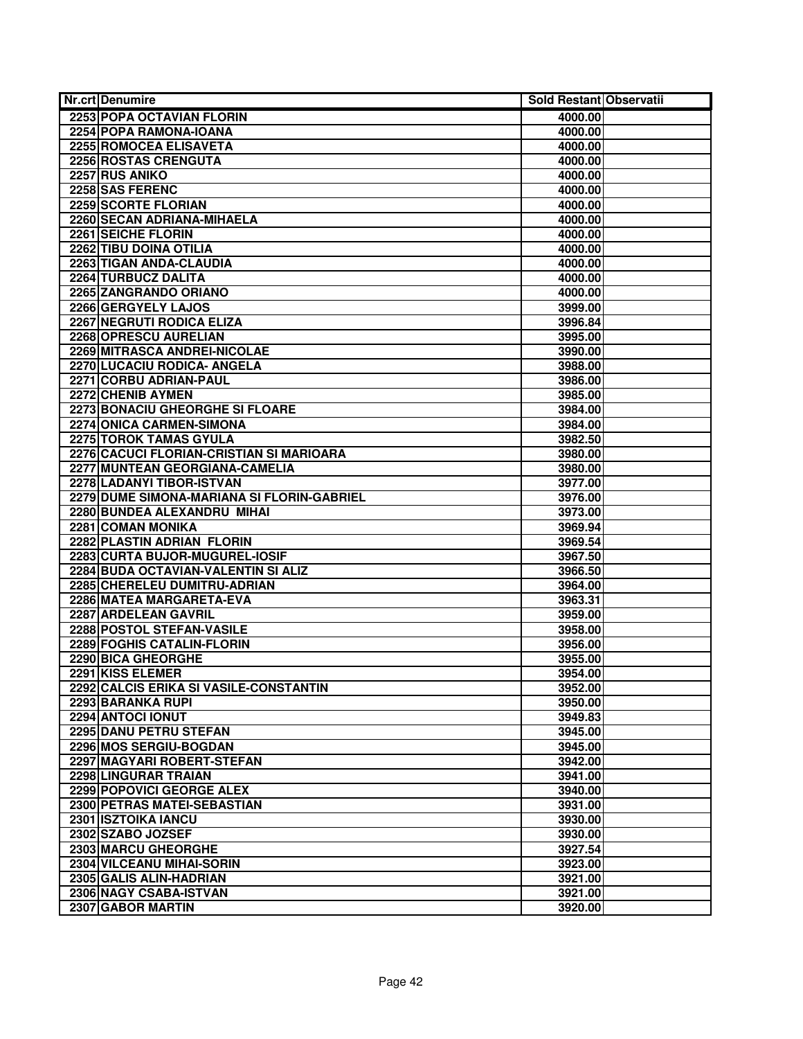| Nr.crt | Denumire | Sold Restant | Observatii |
|---|---|---|---|
| 2253 | POPA OCTAVIAN FLORIN | 4000.00 | |
| 2254 | POPA RAMONA-IOANA | 4000.00 | |
| 2255 | ROMOCEA ELISAVETA | 4000.00 | |
| 2256 | ROSTAS CRENGUTA | 4000.00 | |
| 2257 | RUS ANIKO | 4000.00 | |
| 2258 | SAS FERENC | 4000.00 | |
| 2259 | SCORTE FLORIAN | 4000.00 | |
| 2260 | SECAN ADRIANA-MIHAELA | 4000.00 | |
| 2261 | SEICHE FLORIN | 4000.00 | |
| 2262 | TIBU DOINA OTILIA | 4000.00 | |
| 2263 | TIGAN ANDA-CLAUDIA | 4000.00 | |
| 2264 | TURBUCZ DALITA | 4000.00 | |
| 2265 | ZANGRANDO ORIANO | 4000.00 | |
| 2266 | GERGYELY LAJOS | 3999.00 | |
| 2267 | NEGRUTI RODICA ELIZA | 3996.84 | |
| 2268 | OPRESCU AURELIAN | 3995.00 | |
| 2269 | MITRASCA ANDREI-NICOLAE | 3990.00 | |
| 2270 | LUCACIU RODICA- ANGELA | 3988.00 | |
| 2271 | CORBU ADRIAN-PAUL | 3986.00 | |
| 2272 | CHENIB AYMEN | 3985.00 | |
| 2273 | BONACIU GHEORGHE SI FLOARE | 3984.00 | |
| 2274 | ONICA CARMEN-SIMONA | 3984.00 | |
| 2275 | TOROK TAMAS GYULA | 3982.50 | |
| 2276 | CACUCI FLORIAN-CRISTIAN SI MARIOARA | 3980.00 | |
| 2277 | MUNTEAN GEORGIANA-CAMELIA | 3980.00 | |
| 2278 | LADANYI TIBOR-ISTVAN | 3977.00 | |
| 2279 | DUME SIMONA-MARIANA SI FLORIN-GABRIEL | 3976.00 | |
| 2280 | BUNDEA ALEXANDRU MIHAI | 3973.00 | |
| 2281 | COMAN MONIKA | 3969.94 | |
| 2282 | PLASTIN ADRIAN FLORIN | 3969.54 | |
| 2283 | CURTA BUJOR-MUGUREL-IOSIF | 3967.50 | |
| 2284 | BUDA OCTAVIAN-VALENTIN SI ALIZ | 3966.50 | |
| 2285 | CHERELEU DUMITRU-ADRIAN | 3964.00 | |
| 2286 | MATEA MARGARETA-EVA | 3963.31 | |
| 2287 | ARDELEAN GAVRIL | 3959.00 | |
| 2288 | POSTOL STEFAN-VASILE | 3958.00 | |
| 2289 | FOGHIS CATALIN-FLORIN | 3956.00 | |
| 2290 | BICA GHEORGHE | 3955.00 | |
| 2291 | KISS ELEMER | 3954.00 | |
| 2292 | CALCIS ERIKA SI VASILE-CONSTANTIN | 3952.00 | |
| 2293 | BARANKA RUPI | 3950.00 | |
| 2294 | ANTOCI IONUT | 3949.83 | |
| 2295 | DANU PETRU STEFAN | 3945.00 | |
| 2296 | MOS SERGIU-BOGDAN | 3945.00 | |
| 2297 | MAGYARI ROBERT-STEFAN | 3942.00 | |
| 2298 | LINGURAR TRAIAN | 3941.00 | |
| 2299 | POPOVICI GEORGE ALEX | 3940.00 | |
| 2300 | PETRAS MATEI-SEBASTIAN | 3931.00 | |
| 2301 | ISZTOIKA IANCU | 3930.00 | |
| 2302 | SZABO JOZSEF | 3930.00 | |
| 2303 | MARCU GHEORGHE | 3927.54 | |
| 2304 | VILCEANU MIHAI-SORIN | 3923.00 | |
| 2305 | GALIS ALIN-HADRIAN | 3921.00 | |
| 2306 | NAGY CSABA-ISTVAN | 3921.00 | |
| 2307 | GABOR MARTIN | 3920.00 | |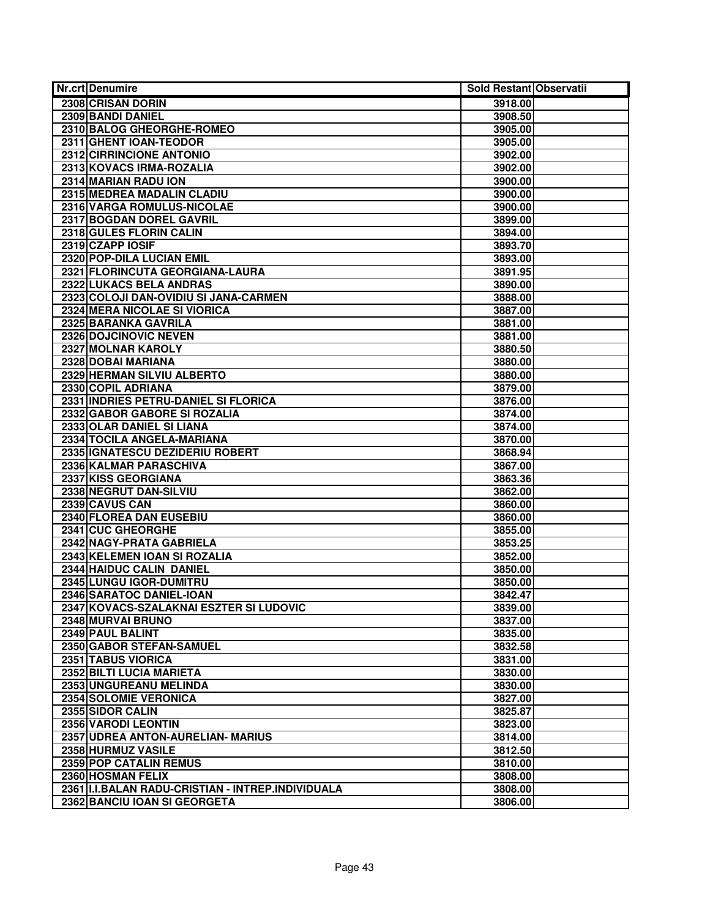| Nr.crt | Denumire | Sold Restant | Observatii |
|---|---|---|---|
| 2308 | CRISAN DORIN | 3918.00 | |
| 2309 | BANDI DANIEL | 3908.50 | |
| 2310 | BALOG GHEORGHE-ROMEO | 3905.00 | |
| 2311 | GHENT IOAN-TEODOR | 3905.00 | |
| 2312 | CIRRINCIONE ANTONIO | 3902.00 | |
| 2313 | KOVACS IRMA-ROZALIA | 3902.00 | |
| 2314 | MARIAN RADU ION | 3900.00 | |
| 2315 | MEDREA MADALIN CLADIU | 3900.00 | |
| 2316 | VARGA ROMULUS-NICOLAE | 3900.00 | |
| 2317 | BOGDAN DOREL GAVRIL | 3899.00 | |
| 2318 | GULES FLORIN CALIN | 3894.00 | |
| 2319 | CZAPP IOSIF | 3893.70 | |
| 2320 | POP-DILA LUCIAN EMIL | 3893.00 | |
| 2321 | FLORINCUTA GEORGIANA-LAURA | 3891.95 | |
| 2322 | LUKACS BELA ANDRAS | 3890.00 | |
| 2323 | COLOJI DAN-OVIDIU SI JANA-CARMEN | 3888.00 | |
| 2324 | MERA NICOLAE SI VIORICA | 3887.00 | |
| 2325 | BARANKA GAVRILA | 3881.00 | |
| 2326 | DOJCINOVIC NEVEN | 3881.00 | |
| 2327 | MOLNAR KAROLY | 3880.50 | |
| 2328 | DOBAI MARIANA | 3880.00 | |
| 2329 | HERMAN SILVIU ALBERTO | 3880.00 | |
| 2330 | COPIL ADRIANA | 3879.00 | |
| 2331 | INDRIES PETRU-DANIEL SI FLORICA | 3876.00 | |
| 2332 | GABOR GABORE SI ROZALIA | 3874.00 | |
| 2333 | OLAR DANIEL SI LIANA | 3874.00 | |
| 2334 | TOCILA ANGELA-MARIANA | 3870.00 | |
| 2335 | IGNATESCU DEZIDERIU ROBERT | 3868.94 | |
| 2336 | KALMAR PARASCHIVA | 3867.00 | |
| 2337 | KISS GEORGIANA | 3863.36 | |
| 2338 | NEGRUT DAN-SILVIU | 3862.00 | |
| 2339 | CAVUS CAN | 3860.00 | |
| 2340 | FLOREA DAN EUSEBIU | 3860.00 | |
| 2341 | CUC GHEORGHE | 3855.00 | |
| 2342 | NAGY-PRATA GABRIELA | 3853.25 | |
| 2343 | KELEMEN IOAN SI ROZALIA | 3852.00 | |
| 2344 | HAIDUC CALIN DANIEL | 3850.00 | |
| 2345 | LUNGU IGOR-DUMITRU | 3850.00 | |
| 2346 | SARATOC DANIEL-IOAN | 3842.47 | |
| 2347 | KOVACS-SZALAKNAI ESZTER SI LUDOVIC | 3839.00 | |
| 2348 | MURVAI BRUNO | 3837.00 | |
| 2349 | PAUL BALINT | 3835.00 | |
| 2350 | GABOR STEFAN-SAMUEL | 3832.58 | |
| 2351 | TABUS VIORICA | 3831.00 | |
| 2352 | BILTI LUCIA MARIETA | 3830.00 | |
| 2353 | UNGUREANU MELINDA | 3830.00 | |
| 2354 | SOLOMIE VERONICA | 3827.00 | |
| 2355 | SIDOR CALIN | 3825.87 | |
| 2356 | VARODI LEONTIN | 3823.00 | |
| 2357 | UDREA ANTON-AURELIAN- MARIUS | 3814.00 | |
| 2358 | HURMUZ VASILE | 3812.50 | |
| 2359 | POP CATALIN REMUS | 3810.00 | |
| 2360 | HOSMAN FELIX | 3808.00 | |
| 2361 | I.I.BALAN RADU-CRISTIAN - INTREP.INDIVIDUALA | 3808.00 | |
| 2362 | BANCIU IOAN SI GEORGETA | 3806.00 | |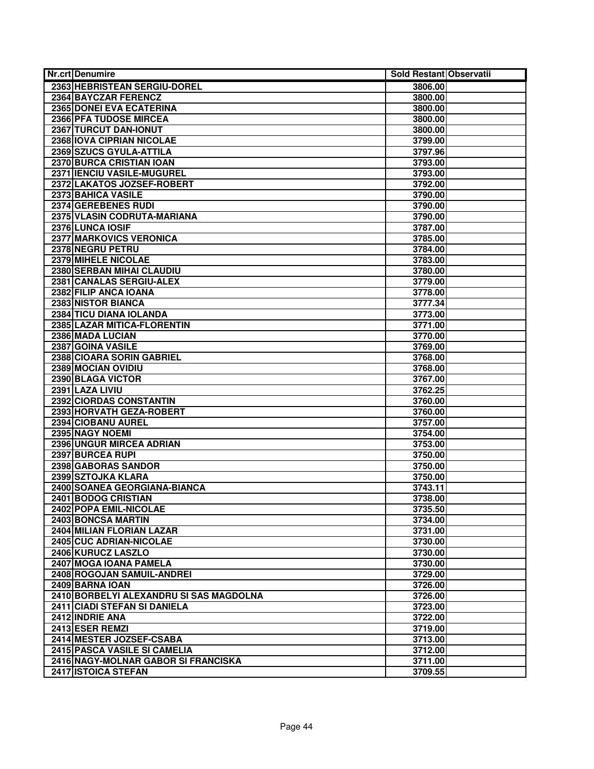| Nr.crt | Denumire | Sold Restant | Observatii |
|---|---|---|---|
| 2363 | HEBRISTEAN SERGIU-DOREL | 3806.00 | |
| 2364 | BAYCZAR FERENCZ | 3800.00 | |
| 2365 | DONEI EVA ECATERINA | 3800.00 | |
| 2366 | PFA TUDOSE MIRCEA | 3800.00 | |
| 2367 | TURCUT DAN-IONUT | 3800.00 | |
| 2368 | IOVA CIPRIAN NICOLAE | 3799.00 | |
| 2369 | SZUCS GYULA-ATTILA | 3797.96 | |
| 2370 | BURCA CRISTIAN IOAN | 3793.00 | |
| 2371 | IENCIU VASILE-MUGUREL | 3793.00 | |
| 2372 | LAKATOS JOZSEF-ROBERT | 3792.00 | |
| 2373 | BAHICA VASILE | 3790.00 | |
| 2374 | GEREBENES RUDI | 3790.00 | |
| 2375 | VLASIN CODRUTA-MARIANA | 3790.00 | |
| 2376 | LUNCA IOSIF | 3787.00 | |
| 2377 | MARKOVICS VERONICA | 3785.00 | |
| 2378 | NEGRU PETRU | 3784.00 | |
| 2379 | MIHELE NICOLAE | 3783.00 | |
| 2380 | SERBAN MIHAI CLAUDIU | 3780.00 | |
| 2381 | CANALAS SERGIU-ALEX | 3779.00 | |
| 2382 | FILIP ANCA IOANA | 3778.00 | |
| 2383 | NISTOR BIANCA | 3777.34 | |
| 2384 | TICU DIANA IOLANDA | 3773.00 | |
| 2385 | LAZAR MITICA-FLORENTIN | 3771.00 | |
| 2386 | MADA LUCIAN | 3770.00 | |
| 2387 | GOINA VASILE | 3769.00 | |
| 2388 | CIOARA SORIN GABRIEL | 3768.00 | |
| 2389 | MOCIAN OVIDIU | 3768.00 | |
| 2390 | BLAGA VICTOR | 3767.00 | |
| 2391 | LAZA LIVIU | 3762.25 | |
| 2392 | CIORDAS CONSTANTIN | 3760.00 | |
| 2393 | HORVATH GEZA-ROBERT | 3760.00 | |
| 2394 | CIOBANU AUREL | 3757.00 | |
| 2395 | NAGY NOEMI | 3754.00 | |
| 2396 | UNGUR MIRCEA ADRIAN | 3753.00 | |
| 2397 | BURCEA RUPI | 3750.00 | |
| 2398 | GABORAS SANDOR | 3750.00 | |
| 2399 | SZTOJKA KLARA | 3750.00 | |
| 2400 | SOANEA GEORGIANA-BIANCA | 3743.11 | |
| 2401 | BODOG CRISTIAN | 3738.00 | |
| 2402 | POPA EMIL-NICOLAE | 3735.50 | |
| 2403 | BONCSA MARTIN | 3734.00 | |
| 2404 | MILIAN FLORIAN LAZAR | 3731.00 | |
| 2405 | CUC ADRIAN-NICOLAE | 3730.00 | |
| 2406 | KURUCZ LASZLO | 3730.00 | |
| 2407 | MOGA IOANA PAMELA | 3730.00 | |
| 2408 | ROGOJAN SAMUIL-ANDREI | 3729.00 | |
| 2409 | BARNA IOAN | 3726.00 | |
| 2410 | BORBELYI ALEXANDRU SI SAS MAGDOLNA | 3726.00 | |
| 2411 | CIADI STEFAN SI DANIELA | 3723.00 | |
| 2412 | INDRIE ANA | 3722.00 | |
| 2413 | ESER REMZI | 3719.00 | |
| 2414 | MESTER JOZSEF-CSABA | 3713.00 | |
| 2415 | PASCA VASILE SI CAMELIA | 3712.00 | |
| 2416 | NAGY-MOLNAR GABOR SI FRANCISKA | 3711.00 | |
| 2417 | ISTOICA STEFAN | 3709.55 | |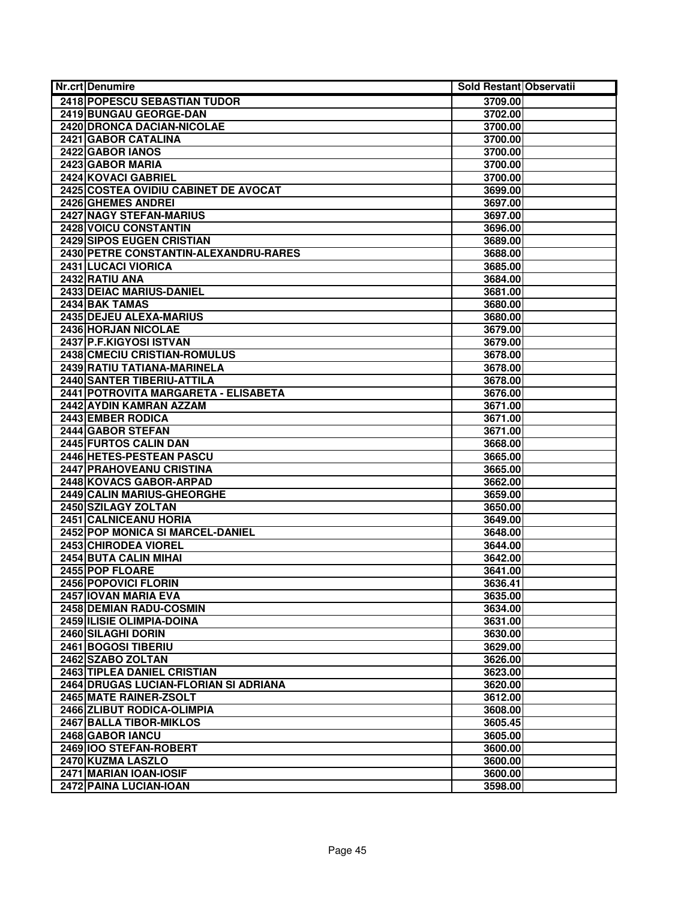| Nr.crt | Denumire | Sold Restant | Observatii |
|---|---|---|---|
| 2418 | POPESCU SEBASTIAN TUDOR | 3709.00 | |
| 2419 | BUNGAU GEORGE-DAN | 3702.00 | |
| 2420 | DRONCA DACIAN-NICOLAE | 3700.00 | |
| 2421 | GABOR CATALINA | 3700.00 | |
| 2422 | GABOR IANOS | 3700.00 | |
| 2423 | GABOR MARIA | 3700.00 | |
| 2424 | KOVACI GABRIEL | 3700.00 | |
| 2425 | COSTEA OVIDIU CABINET DE AVOCAT | 3699.00 | |
| 2426 | GHEMES ANDREI | 3697.00 | |
| 2427 | NAGY STEFAN-MARIUS | 3697.00 | |
| 2428 | VOICU CONSTANTIN | 3696.00 | |
| 2429 | SIPOS EUGEN CRISTIAN | 3689.00 | |
| 2430 | PETRE CONSTANTIN-ALEXANDRU-RARES | 3688.00 | |
| 2431 | LUCACI VIORICA | 3685.00 | |
| 2432 | RATIU ANA | 3684.00 | |
| 2433 | DEIAC MARIUS-DANIEL | 3681.00 | |
| 2434 | BAK TAMAS | 3680.00 | |
| 2435 | DEJEU ALEXA-MARIUS | 3680.00 | |
| 2436 | HORJAN NICOLAE | 3679.00 | |
| 2437 | P.F.KIGYOSI ISTVAN | 3679.00 | |
| 2438 | CMECIU CRISTIAN-ROMULUS | 3678.00 | |
| 2439 | RATIU TATIANA-MARINELA | 3678.00 | |
| 2440 | SANTER TIBERIU-ATTILA | 3678.00 | |
| 2441 | POTROVITA MARGARETA - ELISABETA | 3676.00 | |
| 2442 | AYDIN KAMRAN AZZAM | 3671.00 | |
| 2443 | EMBER RODICA | 3671.00 | |
| 2444 | GABOR STEFAN | 3671.00 | |
| 2445 | FURTOS CALIN DAN | 3668.00 | |
| 2446 | HETES-PESTEAN PASCU | 3665.00 | |
| 2447 | PRAHOVEANU CRISTINA | 3665.00 | |
| 2448 | KOVACS GABOR-ARPAD | 3662.00 | |
| 2449 | CALIN MARIUS-GHEORGHE | 3659.00 | |
| 2450 | SZILAGY ZOLTAN | 3650.00 | |
| 2451 | CALNICEANU HORIA | 3649.00 | |
| 2452 | POP MONICA SI MARCEL-DANIEL | 3648.00 | |
| 2453 | CHIRODEA VIOREL | 3644.00 | |
| 2454 | BUTA CALIN MIHAI | 3642.00 | |
| 2455 | POP FLOARE | 3641.00 | |
| 2456 | POPOVICI FLORIN | 3636.41 | |
| 2457 | IOVAN MARIA EVA | 3635.00 | |
| 2458 | DEMIAN RADU-COSMIN | 3634.00 | |
| 2459 | ILISIE OLIMPIA-DOINA | 3631.00 | |
| 2460 | SILAGHI DORIN | 3630.00 | |
| 2461 | BOGOSI TIBERIU | 3629.00 | |
| 2462 | SZABO ZOLTAN | 3626.00 | |
| 2463 | TIPLEA DANIEL CRISTIAN | 3623.00 | |
| 2464 | DRUGAS LUCIAN-FLORIAN SI ADRIANA | 3620.00 | |
| 2465 | MATE RAINER-ZSOLT | 3612.00 | |
| 2466 | ZLIBUT RODICA-OLIMPIA | 3608.00 | |
| 2467 | BALLA TIBOR-MIKLOS | 3605.45 | |
| 2468 | GABOR IANCU | 3605.00 | |
| 2469 | IOO STEFAN-ROBERT | 3600.00 | |
| 2470 | KUZMA LASZLO | 3600.00 | |
| 2471 | MARIAN IOAN-IOSIF | 3600.00 | |
| 2472 | PAINA LUCIAN-IOAN | 3598.00 | |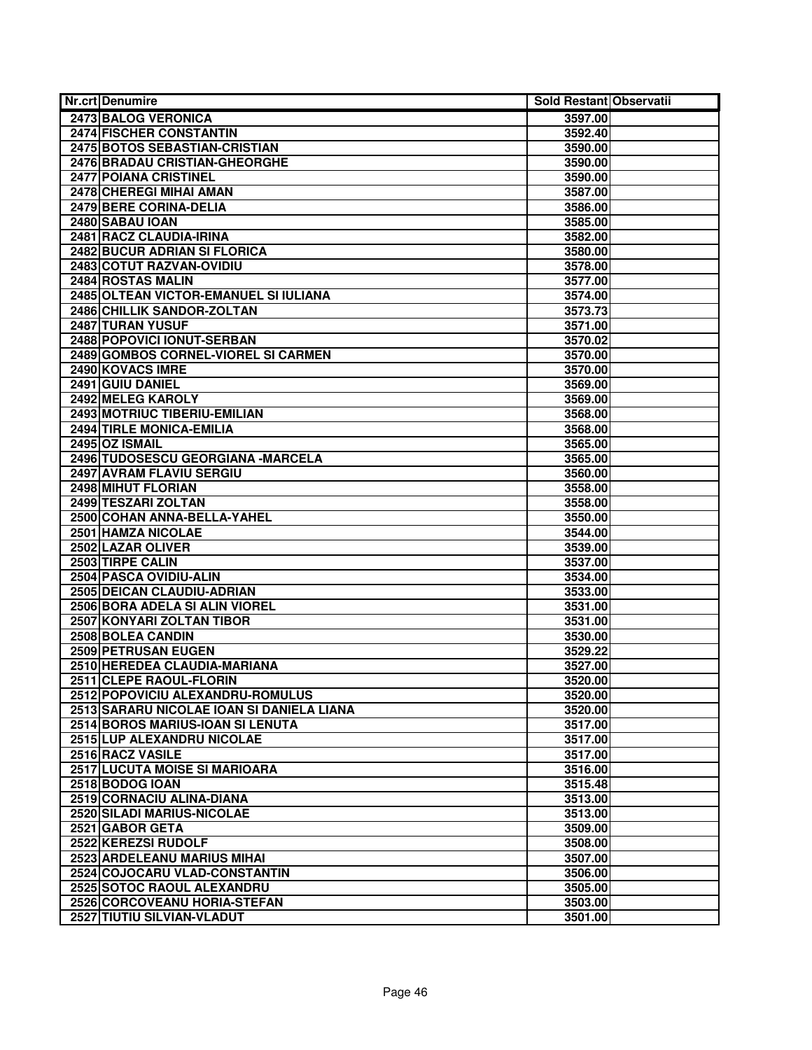| Nr.crt | Denumire | Sold Restant | Observatii |
| --- | --- | --- | --- |
| 2473 | BALOG VERONICA | 3597.00 | |
| 2474 | FISCHER CONSTANTIN | 3592.40 | |
| 2475 | BOTOS SEBASTIAN-CRISTIAN | 3590.00 | |
| 2476 | BRADAU CRISTIAN-GHEORGHE | 3590.00 | |
| 2477 | POIANA CRISTINEL | 3590.00 | |
| 2478 | CHEREGI MIHAI AMAN | 3587.00 | |
| 2479 | BERE CORINA-DELIA | 3586.00 | |
| 2480 | SABAU IOAN | 3585.00 | |
| 2481 | RACZ CLAUDIA-IRINA | 3582.00 | |
| 2482 | BUCUR ADRIAN SI FLORICA | 3580.00 | |
| 2483 | COTUT RAZVAN-OVIDIU | 3578.00 | |
| 2484 | ROSTAS MALIN | 3577.00 | |
| 2485 | OLTEAN VICTOR-EMANUEL SI IULIANA | 3574.00 | |
| 2486 | CHILLIK SANDOR-ZOLTAN | 3573.73 | |
| 2487 | TURAN YUSUF | 3571.00 | |
| 2488 | POPOVICI IONUT-SERBAN | 3570.02 | |
| 2489 | GOMBOS CORNEL-VIOREL SI CARMEN | 3570.00 | |
| 2490 | KOVACS IMRE | 3570.00 | |
| 2491 | GUIU DANIEL | 3569.00 | |
| 2492 | MELEG KAROLY | 3569.00 | |
| 2493 | MOTRIUC TIBERIU-EMILIAN | 3568.00 | |
| 2494 | TIRLE MONICA-EMILIA | 3568.00 | |
| 2495 | OZ ISMAIL | 3565.00 | |
| 2496 | TUDOSESCU GEORGIANA -MARCELA | 3565.00 | |
| 2497 | AVRAM FLAVIU SERGIU | 3560.00 | |
| 2498 | MIHUT FLORIAN | 3558.00 | |
| 2499 | TESZARI ZOLTAN | 3558.00 | |
| 2500 | COHAN ANNA-BELLA-YAHEL | 3550.00 | |
| 2501 | HAMZA NICOLAE | 3544.00 | |
| 2502 | LAZAR OLIVER | 3539.00 | |
| 2503 | TIRPE CALIN | 3537.00 | |
| 2504 | PASCA OVIDIU-ALIN | 3534.00 | |
| 2505 | DEICAN CLAUDIU-ADRIAN | 3533.00 | |
| 2506 | BORA ADELA SI ALIN VIOREL | 3531.00 | |
| 2507 | KONYARI ZOLTAN TIBOR | 3531.00 | |
| 2508 | BOLEA CANDIN | 3530.00 | |
| 2509 | PETRUSAN EUGEN | 3529.22 | |
| 2510 | HEREDEA CLAUDIA-MARIANA | 3527.00 | |
| 2511 | CLEPE RAOUL-FLORIN | 3520.00 | |
| 2512 | POPOVICIU ALEXANDRU-ROMULUS | 3520.00 | |
| 2513 | SARARU NICOLAE IOAN SI DANIELA LIANA | 3520.00 | |
| 2514 | BOROS MARIUS-IOAN SI LENUTA | 3517.00 | |
| 2515 | LUP ALEXANDRU NICOLAE | 3517.00 | |
| 2516 | RACZ VASILE | 3517.00 | |
| 2517 | LUCUTA MOISE SI MARIOARA | 3516.00 | |
| 2518 | BODOG IOAN | 3515.48 | |
| 2519 | CORNACIU ALINA-DIANA | 3513.00 | |
| 2520 | SILADI MARIUS-NICOLAE | 3513.00 | |
| 2521 | GABOR GETA | 3509.00 | |
| 2522 | KEREZSI RUDOLF | 3508.00 | |
| 2523 | ARDELEANU MARIUS MIHAI | 3507.00 | |
| 2524 | COJOCARU VLAD-CONSTANTIN | 3506.00 | |
| 2525 | SOTOC RAOUL ALEXANDRU | 3505.00 | |
| 2526 | CORCOVEANU HORIA-STEFAN | 3503.00 | |
| 2527 | TIUTIU SILVIAN-VLADUT | 3501.00 | |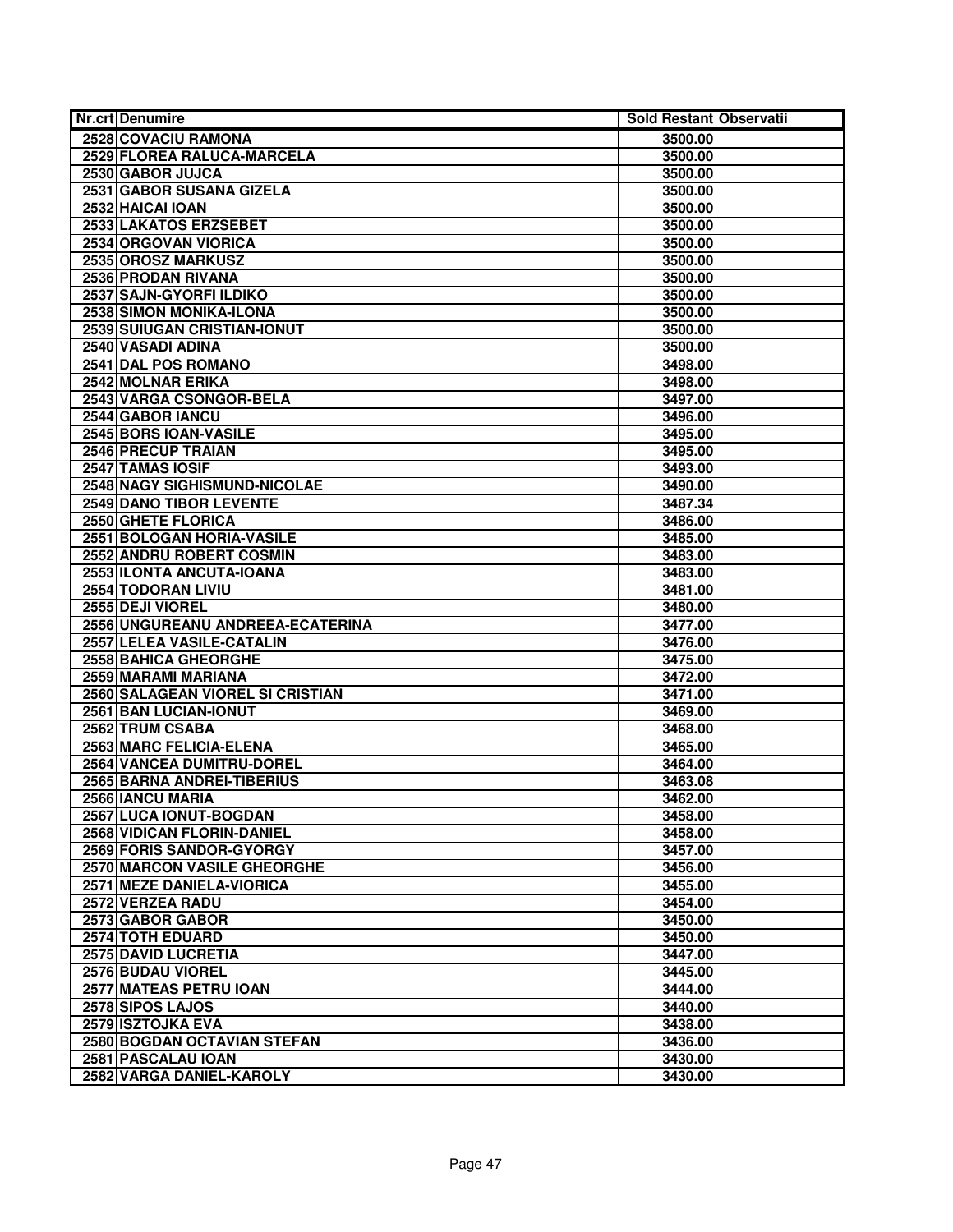| Nr.crt | Denumire | Sold Restant | Observatii |
|---|---|---|---|
| 2528 | COVACIU RAMONA | 3500.00 | |
| 2529 | FLOREA RALUCA-MARCELA | 3500.00 | |
| 2530 | GABOR JUJCA | 3500.00 | |
| 2531 | GABOR SUSANA GIZELA | 3500.00 | |
| 2532 | HAICAI IOAN | 3500.00 | |
| 2533 | LAKATOS ERZSEBET | 3500.00 | |
| 2534 | ORGOVAN VIORICA | 3500.00 | |
| 2535 | OROSZ MARKUSZ | 3500.00 | |
| 2536 | PRODAN RIVANA | 3500.00 | |
| 2537 | SAJN-GYORFI ILDIKO | 3500.00 | |
| 2538 | SIMON MONIKA-ILONA | 3500.00 | |
| 2539 | SUIUGAN CRISTIAN-IONUT | 3500.00 | |
| 2540 | VASADI ADINA | 3500.00 | |
| 2541 | DAL POS ROMANO | 3498.00 | |
| 2542 | MOLNAR ERIKA | 3498.00 | |
| 2543 | VARGA CSONGOR-BELA | 3497.00 | |
| 2544 | GABOR IANCU | 3496.00 | |
| 2545 | BORS IOAN-VASILE | 3495.00 | |
| 2546 | PRECUP TRAIAN | 3495.00 | |
| 2547 | TAMAS IOSIF | 3493.00 | |
| 2548 | NAGY SIGHISMUND-NICOLAE | 3490.00 | |
| 2549 | DANO TIBOR LEVENTE | 3487.34 | |
| 2550 | GHETE FLORICA | 3486.00 | |
| 2551 | BOLOGAN HORIA-VASILE | 3485.00 | |
| 2552 | ANDRU ROBERT COSMIN | 3483.00 | |
| 2553 | ILONTA ANCUTA-IOANA | 3483.00 | |
| 2554 | TODORAN LIVIU | 3481.00 | |
| 2555 | DEJI VIOREL | 3480.00 | |
| 2556 | UNGUREANU ANDREEA-ECATERINA | 3477.00 | |
| 2557 | LELEA VASILE-CATALIN | 3476.00 | |
| 2558 | BAHICA GHEORGHE | 3475.00 | |
| 2559 | MARAMI MARIANA | 3472.00 | |
| 2560 | SALAGEAN VIOREL SI CRISTIAN | 3471.00 | |
| 2561 | BAN LUCIAN-IONUT | 3469.00 | |
| 2562 | TRUM CSABA | 3468.00 | |
| 2563 | MARC FELICIA-ELENA | 3465.00 | |
| 2564 | VANCEA DUMITRU-DOREL | 3464.00 | |
| 2565 | BARNA ANDREI-TIBERIUS | 3463.08 | |
| 2566 | IANCU MARIA | 3462.00 | |
| 2567 | LUCA IONUT-BOGDAN | 3458.00 | |
| 2568 | VIDICAN FLORIN-DANIEL | 3458.00 | |
| 2569 | FORIS SANDOR-GYORGY | 3457.00 | |
| 2570 | MARCON VASILE GHEORGHE | 3456.00 | |
| 2571 | MEZE DANIELA-VIORICA | 3455.00 | |
| 2572 | VERZEA RADU | 3454.00 | |
| 2573 | GABOR GABOR | 3450.00 | |
| 2574 | TOTH EDUARD | 3450.00 | |
| 2575 | DAVID LUCRETIA | 3447.00 | |
| 2576 | BUDAU VIOREL | 3445.00 | |
| 2577 | MATEAS PETRU IOAN | 3444.00 | |
| 2578 | SIPOS LAJOS | 3440.00 | |
| 2579 | ISZTOJKA EVA | 3438.00 | |
| 2580 | BOGDAN OCTAVIAN STEFAN | 3436.00 | |
| 2581 | PASCALAU IOAN | 3430.00 | |
| 2582 | VARGA DANIEL-KAROLY | 3430.00 | |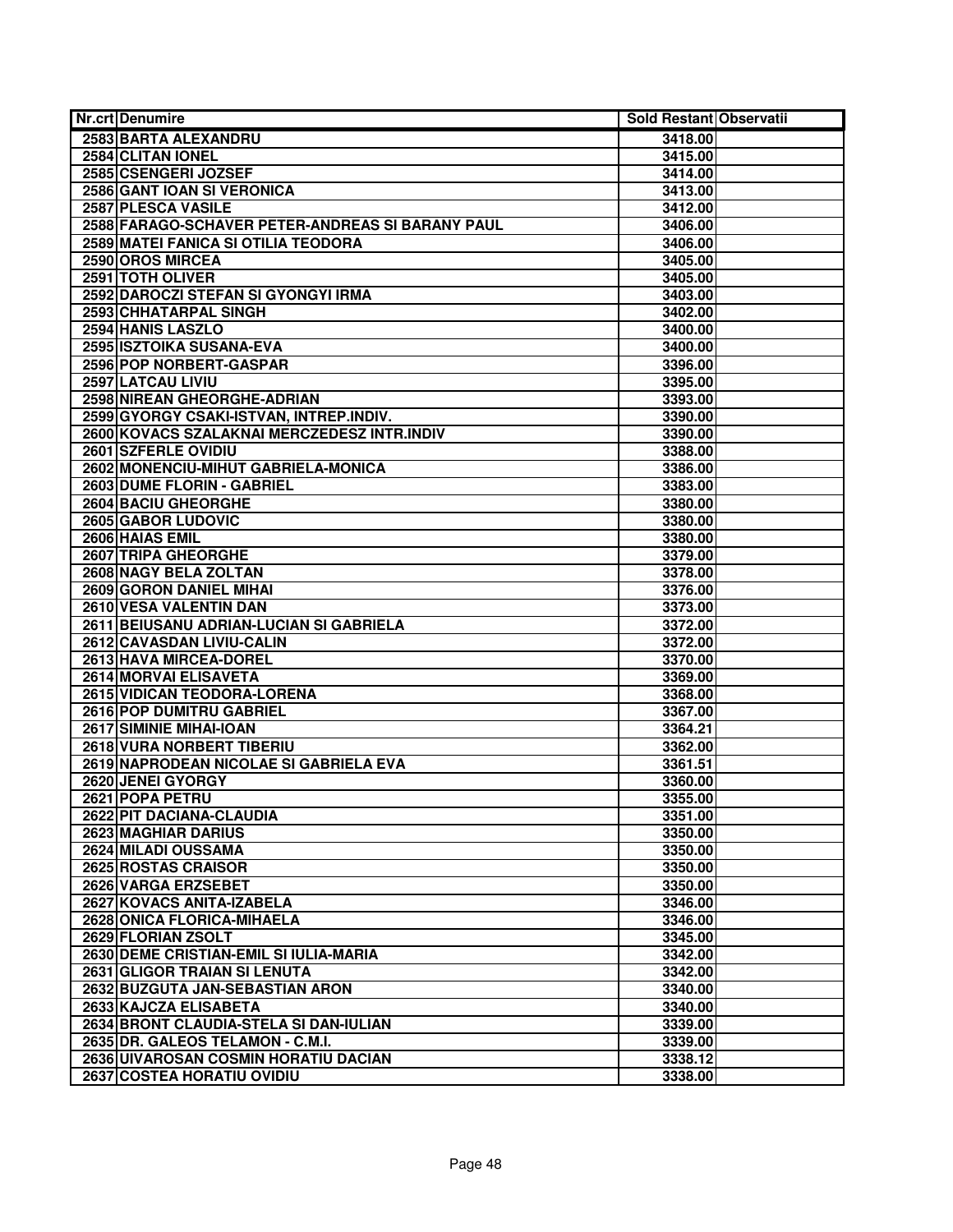| Nr.crt | Denumire | Sold Restant | Observatii |
|---|---|---|---|
| 2583 | BARTA ALEXANDRU | 3418.00 | |
| 2584 | CLITAN IONEL | 3415.00 | |
| 2585 | CSENGERI JOZSEF | 3414.00 | |
| 2586 | GANT IOAN SI VERONICA | 3413.00 | |
| 2587 | PLESCA VASILE | 3412.00 | |
| 2588 | FARAGO-SCHAVER PETER-ANDREAS SI BARANY PAUL | 3406.00 | |
| 2589 | MATEI FANICA SI OTILIA TEODORA | 3406.00 | |
| 2590 | OROS MIRCEA | 3405.00 | |
| 2591 | TOTH OLIVER | 3405.00 | |
| 2592 | DAROCZI STEFAN SI GYONGYI IRMA | 3403.00 | |
| 2593 | CHHATARPAL SINGH | 3402.00 | |
| 2594 | HANIS LASZLO | 3400.00 | |
| 2595 | ISZTOIKA SUSANA-EVA | 3400.00 | |
| 2596 | POP NORBERT-GASPAR | 3396.00 | |
| 2597 | LATCAU LIVIU | 3395.00 | |
| 2598 | NIREAN GHEORGHE-ADRIAN | 3393.00 | |
| 2599 | GYORGY CSAKI-ISTVAN, INTREP.INDIV. | 3390.00 | |
| 2600 | KOVACS SZALAKNAI MERCZEDESZ INTR.INDIV | 3390.00 | |
| 2601 | SZFERLE OVIDIU | 3388.00 | |
| 2602 | MONENCIU-MIHUT GABRIELA-MONICA | 3386.00 | |
| 2603 | DUME FLORIN - GABRIEL | 3383.00 | |
| 2604 | BACIU GHEORGHE | 3380.00 | |
| 2605 | GABOR LUDOVIC | 3380.00 | |
| 2606 | HAIAS EMIL | 3380.00 | |
| 2607 | TRIPA GHEORGHE | 3379.00 | |
| 2608 | NAGY BELA ZOLTAN | 3378.00 | |
| 2609 | GORON DANIEL MIHAI | 3376.00 | |
| 2610 | VESA VALENTIN DAN | 3373.00 | |
| 2611 | BEIUSANU ADRIAN-LUCIAN SI GABRIELA | 3372.00 | |
| 2612 | CAVASDAN LIVIU-CALIN | 3372.00 | |
| 2613 | HAVA MIRCEA-DOREL | 3370.00 | |
| 2614 | MORVAI ELISAVETA | 3369.00 | |
| 2615 | VIDICAN TEODORA-LORENA | 3368.00 | |
| 2616 | POP DUMITRU GABRIEL | 3367.00 | |
| 2617 | SIMINIE MIHAI-IOAN | 3364.21 | |
| 2618 | VURA NORBERT TIBERIU | 3362.00 | |
| 2619 | NAPRODEAN NICOLAE SI GABRIELA EVA | 3361.51 | |
| 2620 | JENEI GYORGY | 3360.00 | |
| 2621 | POPA PETRU | 3355.00 | |
| 2622 | PIT DACIANA-CLAUDIA | 3351.00 | |
| 2623 | MAGHIAR DARIUS | 3350.00 | |
| 2624 | MILADI OUSSAMA | 3350.00 | |
| 2625 | ROSTAS CRAISOR | 3350.00 | |
| 2626 | VARGA ERZSEBET | 3350.00 | |
| 2627 | KOVACS ANITA-IZABELA | 3346.00 | |
| 2628 | ONICA FLORICA-MIHAELA | 3346.00 | |
| 2629 | FLORIAN ZSOLT | 3345.00 | |
| 2630 | DEME CRISTIAN-EMIL SI IULIA-MARIA | 3342.00 | |
| 2631 | GLIGOR TRAIAN SI LENUTA | 3342.00 | |
| 2632 | BUZGUTA JAN-SEBASTIAN ARON | 3340.00 | |
| 2633 | KAJCZA ELISABETA | 3340.00 | |
| 2634 | BRONT CLAUDIA-STELA SI DAN-IULIAN | 3339.00 | |
| 2635 | DR. GALEOS TELAMON - C.M.I. | 3339.00 | |
| 2636 | UIVAROSAN COSMIN HORATIU DACIAN | 3338.12 | |
| 2637 | COSTEA HORATIU OVIDIU | 3338.00 | |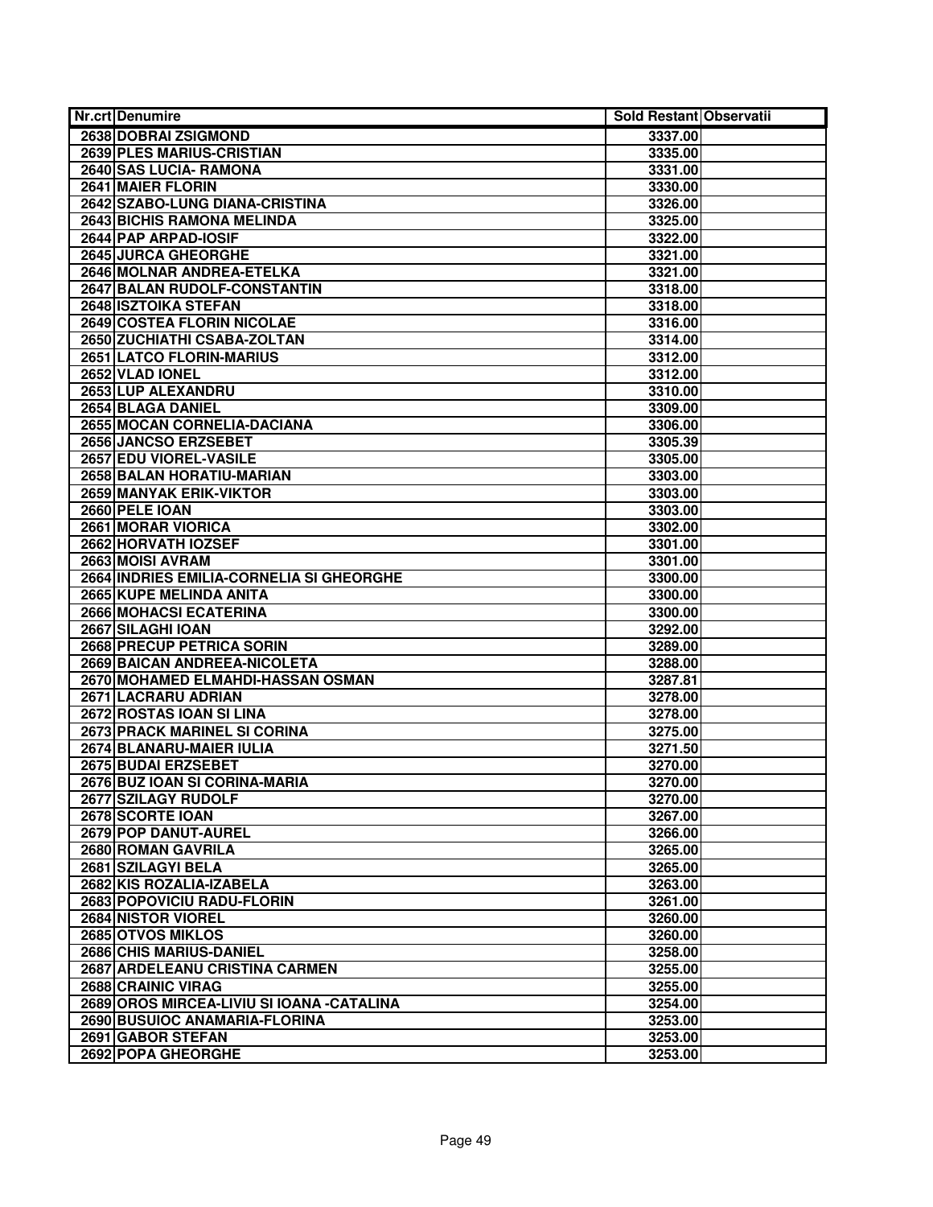| Nr.crt | Denumire | Sold Restant | Observatii |
|---|---|---|---|
| 2638 | DOBRAI ZSIGMOND | 3337.00 | |
| 2639 | PLES MARIUS-CRISTIAN | 3335.00 | |
| 2640 | SAS LUCIA- RAMONA | 3331.00 | |
| 2641 | MAIER FLORIN | 3330.00 | |
| 2642 | SZABO-LUNG DIANA-CRISTINA | 3326.00 | |
| 2643 | BICHIS RAMONA MELINDA | 3325.00 | |
| 2644 | PAP ARPAD-IOSIF | 3322.00 | |
| 2645 | JURCA GHEORGHE | 3321.00 | |
| 2646 | MOLNAR ANDREA-ETELKA | 3321.00 | |
| 2647 | BALAN RUDOLF-CONSTANTIN | 3318.00 | |
| 2648 | ISZTOIKA STEFAN | 3318.00 | |
| 2649 | COSTEA FLORIN NICOLAE | 3316.00 | |
| 2650 | ZUCHIATHI CSABA-ZOLTAN | 3314.00 | |
| 2651 | LATCO FLORIN-MARIUS | 3312.00 | |
| 2652 | VLAD IONEL | 3312.00 | |
| 2653 | LUP ALEXANDRU | 3310.00 | |
| 2654 | BLAGA DANIEL | 3309.00 | |
| 2655 | MOCAN CORNELIA-DACIANA | 3306.00 | |
| 2656 | JANCSO ERZSEBET | 3305.39 | |
| 2657 | EDU VIOREL-VASILE | 3305.00 | |
| 2658 | BALAN HORATIU-MARIAN | 3303.00 | |
| 2659 | MANYAK ERIK-VIKTOR | 3303.00 | |
| 2660 | PELE IOAN | 3303.00 | |
| 2661 | MORAR VIORICA | 3302.00 | |
| 2662 | HORVATH IOZSEF | 3301.00 | |
| 2663 | MOISI AVRAM | 3301.00 | |
| 2664 | INDRIES EMILIA-CORNELIA SI GHEORGHE | 3300.00 | |
| 2665 | KUPE MELINDA ANITA | 3300.00 | |
| 2666 | MOHACSI ECATERINA | 3300.00 | |
| 2667 | SILAGHI IOAN | 3292.00 | |
| 2668 | PRECUP PETRICA SORIN | 3289.00 | |
| 2669 | BAICAN ANDREEA-NICOLETA | 3288.00 | |
| 2670 | MOHAMED ELMAHDI-HASSAN OSMAN | 3287.81 | |
| 2671 | LACRARU ADRIAN | 3278.00 | |
| 2672 | ROSTAS IOAN SI LINA | 3278.00 | |
| 2673 | PRACK MARINEL SI CORINA | 3275.00 | |
| 2674 | BLANARU-MAIER IULIA | 3271.50 | |
| 2675 | BUDAI ERZSEBET | 3270.00 | |
| 2676 | BUZ IOAN SI CORINA-MARIA | 3270.00 | |
| 2677 | SZILAGY RUDOLF | 3270.00 | |
| 2678 | SCORTE IOAN | 3267.00 | |
| 2679 | POP DANUT-AUREL | 3266.00 | |
| 2680 | ROMAN GAVRILA | 3265.00 | |
| 2681 | SZILAGYI BELA | 3265.00 | |
| 2682 | KIS ROZALIA-IZABELA | 3263.00 | |
| 2683 | POPOVICIU RADU-FLORIN | 3261.00 | |
| 2684 | NISTOR VIOREL | 3260.00 | |
| 2685 | OTVOS MIKLOS | 3260.00 | |
| 2686 | CHIS MARIUS-DANIEL | 3258.00 | |
| 2687 | ARDELEANU CRISTINA CARMEN | 3255.00 | |
| 2688 | CRAINIC VIRAG | 3255.00 | |
| 2689 | OROS MIRCEA-LIVIU SI IOANA -CATALINA | 3254.00 | |
| 2690 | BUSUIOC ANAMARIA-FLORINA | 3253.00 | |
| 2691 | GABOR STEFAN | 3253.00 | |
| 2692 | POPA GHEORGHE | 3253.00 | |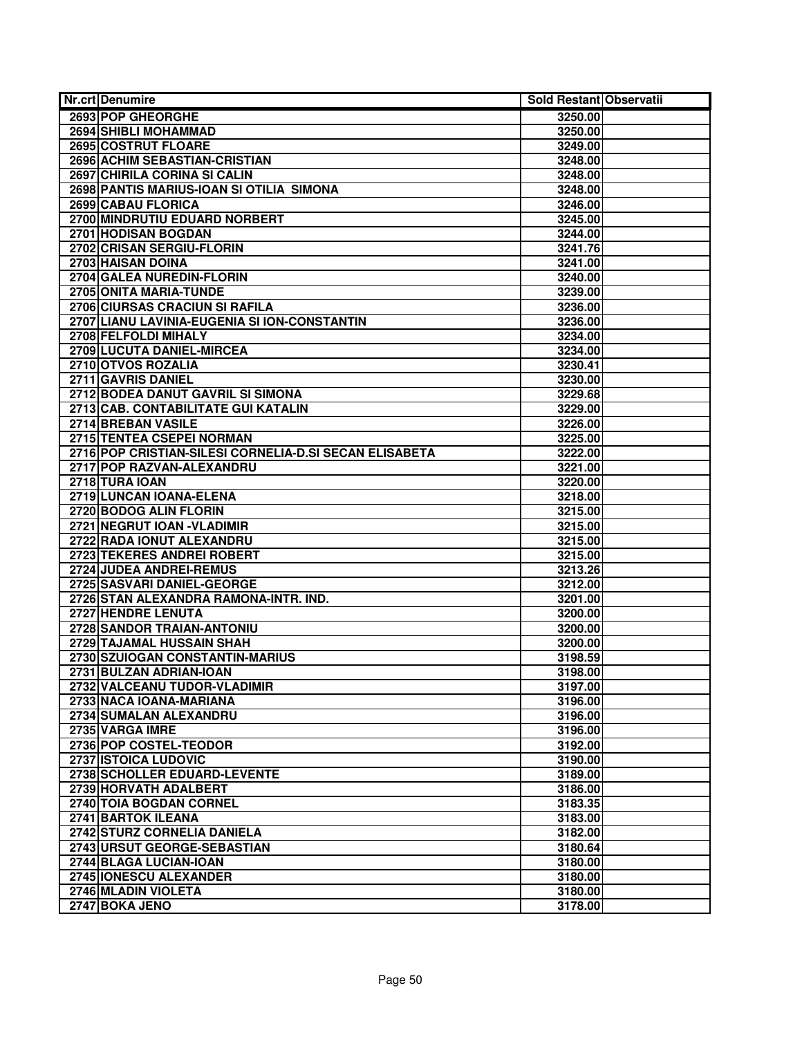| Nr.crt | Denumire | Sold Restant | Observatii |
| --- | --- | --- | --- |
| 2693 | POP GHEORGHE | 3250.00 | |
| 2694 | SHIBLI MOHAMMAD | 3250.00 | |
| 2695 | COSTRUT FLOARE | 3249.00 | |
| 2696 | ACHIM SEBASTIAN-CRISTIAN | 3248.00 | |
| 2697 | CHIRILA CORINA SI CALIN | 3248.00 | |
| 2698 | PANTIS MARIUS-IOAN SI OTILIA SIMONA | 3248.00 | |
| 2699 | CABAU FLORICA | 3246.00 | |
| 2700 | MINDRUTIU EDUARD NORBERT | 3245.00 | |
| 2701 | HODISAN BOGDAN | 3244.00 | |
| 2702 | CRISAN SERGIU-FLORIN | 3241.76 | |
| 2703 | HAISAN DOINA | 3241.00 | |
| 2704 | GALEA NUREDIN-FLORIN | 3240.00 | |
| 2705 | ONITA MARIA-TUNDE | 3239.00 | |
| 2706 | CIURSAS CRACIUN SI RAFILA | 3236.00 | |
| 2707 | LIANU LAVINIA-EUGENIA SI ION-CONSTANTIN | 3236.00 | |
| 2708 | FELFOLDI MIHALY | 3234.00 | |
| 2709 | LUCUTA DANIEL-MIRCEA | 3234.00 | |
| 2710 | OTVOS ROZALIA | 3230.41 | |
| 2711 | GAVRIS DANIEL | 3230.00 | |
| 2712 | BODEA DANUT GAVRIL SI SIMONA | 3229.68 | |
| 2713 | CAB. CONTABILITATE GUI KATALIN | 3229.00 | |
| 2714 | BREBAN VASILE | 3226.00 | |
| 2715 | TENTEA CSEPEI NORMAN | 3225.00 | |
| 2716 | POP CRISTIAN-SILESI CORNELIA-D.SI SECAN ELISABETA | 3222.00 | |
| 2717 | POP RAZVAN-ALEXANDRU | 3221.00 | |
| 2718 | TURA IOAN | 3220.00 | |
| 2719 | LUNCAN IOANA-ELENA | 3218.00 | |
| 2720 | BODOG ALIN FLORIN | 3215.00 | |
| 2721 | NEGRUT IOAN -VLADIMIR | 3215.00 | |
| 2722 | RADA IONUT ALEXANDRU | 3215.00 | |
| 2723 | TEKERES ANDREI ROBERT | 3215.00 | |
| 2724 | JUDEA ANDREI-REMUS | 3213.26 | |
| 2725 | SASVARI DANIEL-GEORGE | 3212.00 | |
| 2726 | STAN ALEXANDRA RAMONA-INTR. IND. | 3201.00 | |
| 2727 | HENDRE LENUTA | 3200.00 | |
| 2728 | SANDOR TRAIAN-ANTONIU | 3200.00 | |
| 2729 | TAJAMAL HUSSAIN SHAH | 3200.00 | |
| 2730 | SZUIOGAN CONSTANTIN-MARIUS | 3198.59 | |
| 2731 | BULZAN ADRIAN-IOAN | 3198.00 | |
| 2732 | VALCEANU TUDOR-VLADIMIR | 3197.00 | |
| 2733 | NACA IOANA-MARIANA | 3196.00 | |
| 2734 | SUMALAN ALEXANDRU | 3196.00 | |
| 2735 | VARGA IMRE | 3196.00 | |
| 2736 | POP COSTEL-TEODOR | 3192.00 | |
| 2737 | ISTOICA LUDOVIC | 3190.00 | |
| 2738 | SCHOLLER EDUARD-LEVENTE | 3189.00 | |
| 2739 | HORVATH ADALBERT | 3186.00 | |
| 2740 | TOIA BOGDAN CORNEL | 3183.35 | |
| 2741 | BARTOK ILEANA | 3183.00 | |
| 2742 | STURZ CORNELIA DANIELA | 3182.00 | |
| 2743 | URSUT GEORGE-SEBASTIAN | 3180.64 | |
| 2744 | BLAGA LUCIAN-IOAN | 3180.00 | |
| 2745 | IONESCU ALEXANDER | 3180.00 | |
| 2746 | MLADIN VIOLETA | 3180.00 | |
| 2747 | BOKA JENO | 3178.00 | |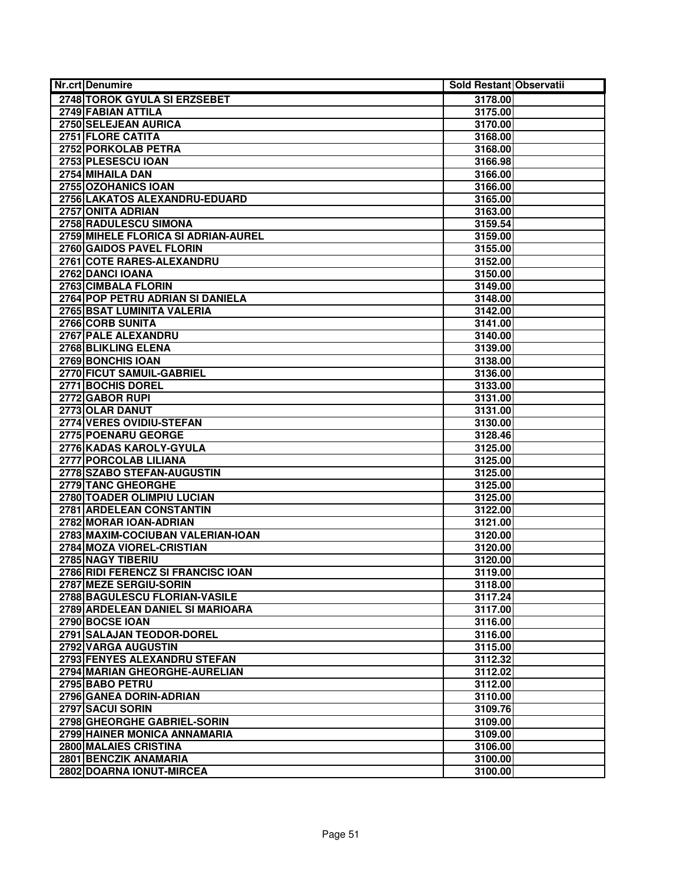| Nr.crt | Denumire | Sold Restant | Observatii |
|---|---|---|---|
| 2748 | TOROK GYULA SI ERZSEBET | 3178.00 | |
| 2749 | FABIAN ATTILA | 3175.00 | |
| 2750 | SELEJEAN AURICA | 3170.00 | |
| 2751 | FLORE CATITA | 3168.00 | |
| 2752 | PORKOLAB PETRA | 3168.00 | |
| 2753 | PLESESCU IOAN | 3166.98 | |
| 2754 | MIHAILA DAN | 3166.00 | |
| 2755 | OZOHANICS IOAN | 3166.00 | |
| 2756 | LAKATOS ALEXANDRU-EDUARD | 3165.00 | |
| 2757 | ONITA ADRIAN | 3163.00 | |
| 2758 | RADULESCU SIMONA | 3159.54 | |
| 2759 | MIHELE FLORICA SI ADRIAN-AUREL | 3159.00 | |
| 2760 | GAIDOS PAVEL FLORIN | 3155.00 | |
| 2761 | COTE RARES-ALEXANDRU | 3152.00 | |
| 2762 | DANCI IOANA | 3150.00 | |
| 2763 | CIMBALA FLORIN | 3149.00 | |
| 2764 | POP PETRU ADRIAN SI DANIELA | 3148.00 | |
| 2765 | BSAT LUMINITA VALERIA | 3142.00 | |
| 2766 | CORB SUNITA | 3141.00 | |
| 2767 | PALE ALEXANDRU | 3140.00 | |
| 2768 | BLIKLING ELENA | 3139.00 | |
| 2769 | BONCHIS IOAN | 3138.00 | |
| 2770 | FICUT SAMUIL-GABRIEL | 3136.00 | |
| 2771 | BOCHIS DOREL | 3133.00 | |
| 2772 | GABOR RUPI | 3131.00 | |
| 2773 | OLAR DANUT | 3131.00 | |
| 2774 | VERES OVIDIU-STEFAN | 3130.00 | |
| 2775 | POENARU GEORGE | 3128.46 | |
| 2776 | KADAS KAROLY-GYULA | 3125.00 | |
| 2777 | PORCOLAB LILIANA | 3125.00 | |
| 2778 | SZABO STEFAN-AUGUSTIN | 3125.00 | |
| 2779 | TANC GHEORGHE | 3125.00 | |
| 2780 | TOADER OLIMPIU LUCIAN | 3125.00 | |
| 2781 | ARDELEAN CONSTANTIN | 3122.00 | |
| 2782 | MORAR IOAN-ADRIAN | 3121.00 | |
| 2783 | MAXIM-COCIUBAN VALERIAN-IOAN | 3120.00 | |
| 2784 | MOZA VIOREL-CRISTIAN | 3120.00 | |
| 2785 | NAGY TIBERIU | 3120.00 | |
| 2786 | RIDI FERENCZ SI FRANCISC IOAN | 3119.00 | |
| 2787 | MEZE SERGIU-SORIN | 3118.00 | |
| 2788 | BAGULESCU FLORIAN-VASILE | 3117.24 | |
| 2789 | ARDELEAN DANIEL SI MARIOARA | 3117.00 | |
| 2790 | BOCSE IOAN | 3116.00 | |
| 2791 | SALAJAN TEODOR-DOREL | 3116.00 | |
| 2792 | VARGA AUGUSTIN | 3115.00 | |
| 2793 | FENYES ALEXANDRU STEFAN | 3112.32 | |
| 2794 | MARIAN GHEORGHE-AURELIAN | 3112.02 | |
| 2795 | BABO PETRU | 3112.00 | |
| 2796 | GANEA DORIN-ADRIAN | 3110.00 | |
| 2797 | SACUI SORIN | 3109.76 | |
| 2798 | GHEORGHE GABRIEL-SORIN | 3109.00 | |
| 2799 | HAINER MONICA ANNAMARIA | 3109.00 | |
| 2800 | MALAIES CRISTINA | 3106.00 | |
| 2801 | BENCZIK ANAMARIA | 3100.00 | |
| 2802 | DOARNA IONUT-MIRCEA | 3100.00 | |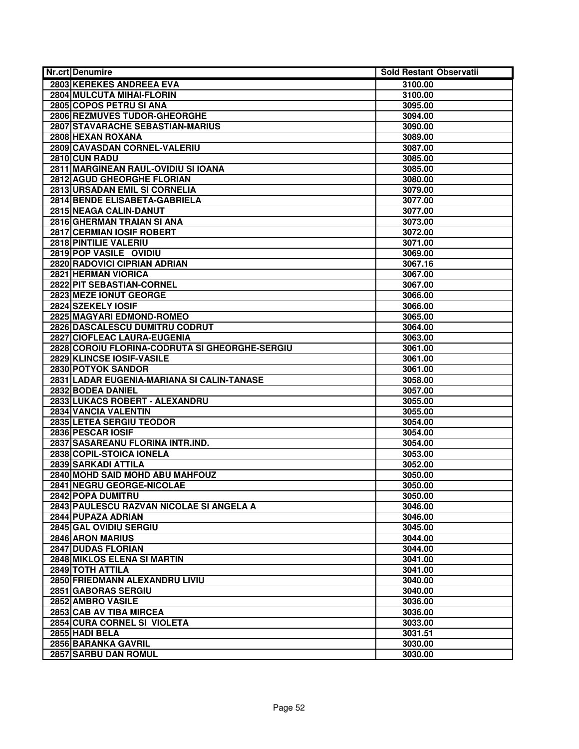| Nr.crt | Denumire | Sold Restant | Observatii |
|---|---|---|---|
| 2803 | KEREKES ANDREEA EVA | 3100.00 | |
| 2804 | MULCUTA MIHAI-FLORIN | 3100.00 | |
| 2805 | COPOS PETRU SI ANA | 3095.00 | |
| 2806 | REZMUVES TUDOR-GHEORGHE | 3094.00 | |
| 2807 | STAVARACHE SEBASTIAN-MARIUS | 3090.00 | |
| 2808 | HEXAN ROXANA | 3089.00 | |
| 2809 | CAVASDAN CORNEL-VALERIU | 3087.00 | |
| 2810 | CUN RADU | 3085.00 | |
| 2811 | MARGINEAN RAUL-OVIDIU SI IOANA | 3085.00 | |
| 2812 | AGUD GHEORGHE FLORIAN | 3080.00 | |
| 2813 | URSADAN EMIL SI CORNELIA | 3079.00 | |
| 2814 | BENDE ELISABETA-GABRIELA | 3077.00 | |
| 2815 | NEAGA CALIN-DANUT | 3077.00 | |
| 2816 | GHERMAN TRAIAN SI ANA | 3073.00 | |
| 2817 | CERMIAN IOSIF ROBERT | 3072.00 | |
| 2818 | PINTILIE VALERIU | 3071.00 | |
| 2819 | POP VASILE OVIDIU | 3069.00 | |
| 2820 | RADOVICI CIPRIAN ADRIAN | 3067.16 | |
| 2821 | HERMAN VIORICA | 3067.00 | |
| 2822 | PIT SEBASTIAN-CORNEL | 3067.00 | |
| 2823 | MEZE IONUT GEORGE | 3066.00 | |
| 2824 | SZEKELY IOSIF | 3066.00 | |
| 2825 | MAGYARI EDMOND-ROMEO | 3065.00 | |
| 2826 | DASCALESCU DUMITRU CODRUT | 3064.00 | |
| 2827 | CIOFLEAC LAURA-EUGENIA | 3063.00 | |
| 2828 | COROIU FLORINA-CODRUTA SI GHEORGHE-SERGIU | 3061.00 | |
| 2829 | KLINCSE IOSIF-VASILE | 3061.00 | |
| 2830 | POTYOK SANDOR | 3061.00 | |
| 2831 | LADAR EUGENIA-MARIANA SI CALIN-TANASE | 3058.00 | |
| 2832 | BODEA DANIEL | 3057.00 | |
| 2833 | LUKACS ROBERT - ALEXANDRU | 3055.00 | |
| 2834 | VANCIA VALENTIN | 3055.00 | |
| 2835 | LETEA SERGIU TEODOR | 3054.00 | |
| 2836 | PESCAR IOSIF | 3054.00 | |
| 2837 | SASAREANU FLORINA INTR.IND. | 3054.00 | |
| 2838 | COPIL-STOICA IONELA | 3053.00 | |
| 2839 | SARKADI ATTILA | 3052.00 | |
| 2840 | MOHD SAID MOHD ABU MAHFOUZ | 3050.00 | |
| 2841 | NEGRU GEORGE-NICOLAE | 3050.00 | |
| 2842 | POPA DUMITRU | 3050.00 | |
| 2843 | PAULESCU RAZVAN NICOLAE SI ANGELA A | 3046.00 | |
| 2844 | PUPAZA ADRIAN | 3046.00 | |
| 2845 | GAL OVIDIU SERGIU | 3045.00 | |
| 2846 | ARON MARIUS | 3044.00 | |
| 2847 | DUDAS FLORIAN | 3044.00 | |
| 2848 | MIKLOS ELENA SI MARTIN | 3041.00 | |
| 2849 | TOTH ATTILA | 3041.00 | |
| 2850 | FRIEDMANN ALEXANDRU LIVIU | 3040.00 | |
| 2851 | GABORAS SERGIU | 3040.00 | |
| 2852 | AMBRO VASILE | 3036.00 | |
| 2853 | CAB AV TIBA MIRCEA | 3036.00 | |
| 2854 | CURA CORNEL SI VIOLETA | 3033.00 | |
| 2855 | HADI BELA | 3031.51 | |
| 2856 | BARANKA GAVRIL | 3030.00 | |
| 2857 | SARBU DAN ROMUL | 3030.00 | |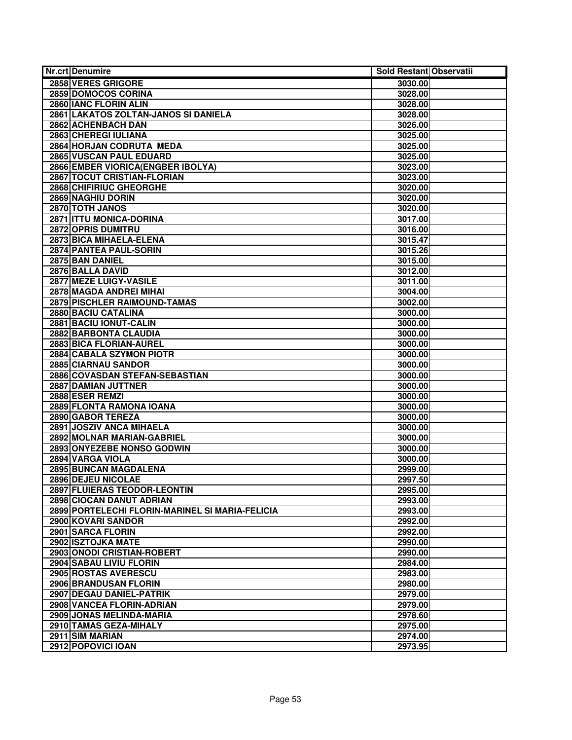| Nr.crt | Denumire | Sold Restant | Observatii |
|---|---|---|---|
| 2858 | VERES GRIGORE | 3030.00 | |
| 2859 | DOMOCOS CORINA | 3028.00 | |
| 2860 | IANC FLORIN ALIN | 3028.00 | |
| 2861 | LAKATOS ZOLTAN-JANOS SI DANIELA | 3028.00 | |
| 2862 | ACHENBACH DAN | 3026.00 | |
| 2863 | CHEREGI IULIANA | 3025.00 | |
| 2864 | HORJAN CODRUTA MEDA | 3025.00 | |
| 2865 | VUSCAN PAUL EDUARD | 3025.00 | |
| 2866 | EMBER VIORICA(ENGBER IBOLYA) | 3023.00 | |
| 2867 | TOCUT CRISTIAN-FLORIAN | 3023.00 | |
| 2868 | CHIFIRIUC GHEORGHE | 3020.00 | |
| 2869 | NAGHIU DORIN | 3020.00 | |
| 2870 | TOTH JANOS | 3020.00 | |
| 2871 | ITTU MONICA-DORINA | 3017.00 | |
| 2872 | OPRIS DUMITRU | 3016.00 | |
| 2873 | BICA MIHAELA-ELENA | 3015.47 | |
| 2874 | PANTEA PAUL-SORIN | 3015.26 | |
| 2875 | BAN DANIEL | 3015.00 | |
| 2876 | BALLA DAVID | 3012.00 | |
| 2877 | MEZE LUIGY-VASILE | 3011.00 | |
| 2878 | MAGDA ANDREI MIHAI | 3004.00 | |
| 2879 | PISCHLER RAIMOUND-TAMAS | 3002.00 | |
| 2880 | BACIU CATALINA | 3000.00 | |
| 2881 | BACIU IONUT-CALIN | 3000.00 | |
| 2882 | BARBONTA CLAUDIA | 3000.00 | |
| 2883 | BICA FLORIAN-AUREL | 3000.00 | |
| 2884 | CABALA SZYMON PIOTR | 3000.00 | |
| 2885 | CIARNAU SANDOR | 3000.00 | |
| 2886 | COVASDAN STEFAN-SEBASTIAN | 3000.00 | |
| 2887 | DAMIAN JUTTNER | 3000.00 | |
| 2888 | ESER REMZI | 3000.00 | |
| 2889 | FLONTA RAMONA IOANA | 3000.00 | |
| 2890 | GABOR TEREZA | 3000.00 | |
| 2891 | JOSZIV ANCA MIHAELA | 3000.00 | |
| 2892 | MOLNAR MARIAN-GABRIEL | 3000.00 | |
| 2893 | ONYEZEBE NONSO GODWIN | 3000.00 | |
| 2894 | VARGA VIOLA | 3000.00 | |
| 2895 | BUNCAN MAGDALENA | 2999.00 | |
| 2896 | DEJEU NICOLAE | 2997.50 | |
| 2897 | FLUIERAS TEODOR-LEONTIN | 2995.00 | |
| 2898 | CIOCAN DANUT ADRIAN | 2993.00 | |
| 2899 | PORTELECHI FLORIN-MARINEL SI MARIA-FELICIA | 2993.00 | |
| 2900 | KOVARI SANDOR | 2992.00 | |
| 2901 | SARCA FLORIN | 2992.00 | |
| 2902 | ISZTOJKA MATE | 2990.00 | |
| 2903 | ONODI CRISTIAN-ROBERT | 2990.00 | |
| 2904 | SABAU LIVIU FLORIN | 2984.00 | |
| 2905 | ROSTAS AVERESCU | 2983.00 | |
| 2906 | BRANDUSAN FLORIN | 2980.00 | |
| 2907 | DEGAU DANIEL-PATRIK | 2979.00 | |
| 2908 | VANCEA FLORIN-ADRIAN | 2979.00 | |
| 2909 | JONAS MELINDA-MARIA | 2978.60 | |
| 2910 | TAMAS GEZA-MIHALY | 2975.00 | |
| 2911 | SIM MARIAN | 2974.00 | |
| 2912 | POPOVICI IOAN | 2973.95 | |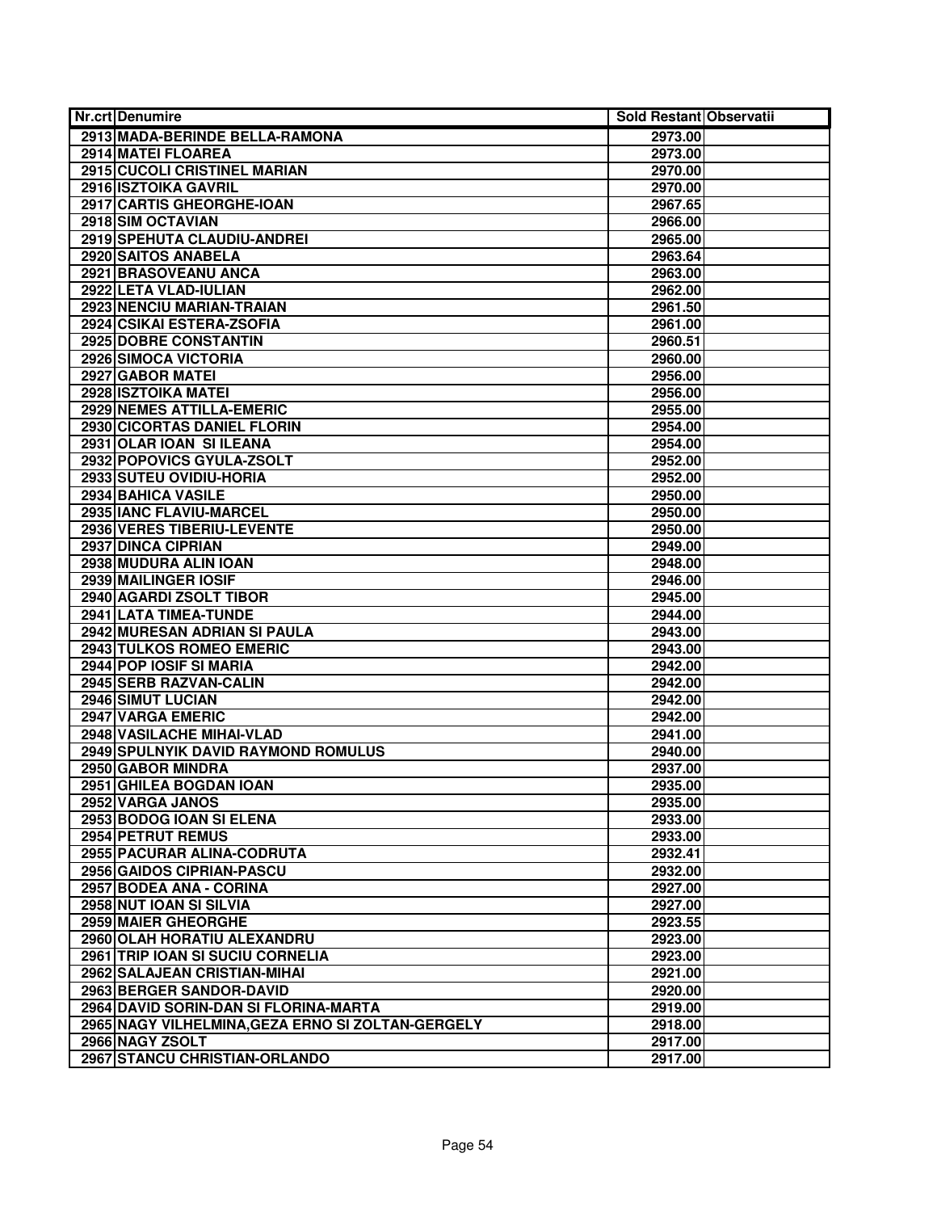| Nr.crt | Denumire | Sold Restant | Observatii |
|---|---|---|---|
| 2913 | MADA-BERINDE BELLA-RAMONA | 2973.00 | |
| 2914 | MATEI FLOAREA | 2973.00 | |
| 2915 | CUCOLI CRISTINEL MARIAN | 2970.00 | |
| 2916 | ISZTOIKA GAVRIL | 2970.00 | |
| 2917 | CARTIS GHEORGHE-IOAN | 2967.65 | |
| 2918 | SIM OCTAVIAN | 2966.00 | |
| 2919 | SPEHUTA CLAUDIU-ANDREI | 2965.00 | |
| 2920 | SAITOS ANABELA | 2963.64 | |
| 2921 | BRASOVEANU ANCA | 2963.00 | |
| 2922 | LETA VLAD-IULIAN | 2962.00 | |
| 2923 | NENCIU MARIAN-TRAIAN | 2961.50 | |
| 2924 | CSIKAI ESTERA-ZSOFIA | 2961.00 | |
| 2925 | DOBRE CONSTANTIN | 2960.51 | |
| 2926 | SIMOCA VICTORIA | 2960.00 | |
| 2927 | GABOR MATEI | 2956.00 | |
| 2928 | ISZTOIKA MATEI | 2956.00 | |
| 2929 | NEMES ATTILLA-EMERIC | 2955.00 | |
| 2930 | CICORTAS DANIEL FLORIN | 2954.00 | |
| 2931 | OLAR IOAN SI ILEANA | 2954.00 | |
| 2932 | POPOVICS GYULA-ZSOLT | 2952.00 | |
| 2933 | SUTEU OVIDIU-HORIA | 2952.00 | |
| 2934 | BAHICA VASILE | 2950.00 | |
| 2935 | IANC FLAVIU-MARCEL | 2950.00 | |
| 2936 | VERES TIBERIU-LEVENTE | 2950.00 | |
| 2937 | DINCA CIPRIAN | 2949.00 | |
| 2938 | MUDURA ALIN IOAN | 2948.00 | |
| 2939 | MAILINGER IOSIF | 2946.00 | |
| 2940 | AGARDI ZSOLT TIBOR | 2945.00 | |
| 2941 | LATA TIMEA-TUNDE | 2944.00 | |
| 2942 | MURESAN ADRIAN SI PAULA | 2943.00 | |
| 2943 | TULKOS ROMEO EMERIC | 2943.00 | |
| 2944 | POP IOSIF SI MARIA | 2942.00 | |
| 2945 | SERB RAZVAN-CALIN | 2942.00 | |
| 2946 | SIMUT LUCIAN | 2942.00 | |
| 2947 | VARGA EMERIC | 2942.00 | |
| 2948 | VASILACHE MIHAI-VLAD | 2941.00 | |
| 2949 | SPULNYIK DAVID RAYMOND ROMULUS | 2940.00 | |
| 2950 | GABOR MINDRA | 2937.00 | |
| 2951 | GHILEA BOGDAN IOAN | 2935.00 | |
| 2952 | VARGA JANOS | 2935.00 | |
| 2953 | BODOG IOAN SI ELENA | 2933.00 | |
| 2954 | PETRUT REMUS | 2933.00 | |
| 2955 | PACURAR ALINA-CODRUTA | 2932.41 | |
| 2956 | GAIDOS CIPRIAN-PASCU | 2932.00 | |
| 2957 | BODEA ANA - CORINA | 2927.00 | |
| 2958 | NUT IOAN SI SILVIA | 2927.00 | |
| 2959 | MAIER GHEORGHE | 2923.55 | |
| 2960 | OLAH HORATIU ALEXANDRU | 2923.00 | |
| 2961 | TRIP IOAN SI SUCIU CORNELIA | 2923.00 | |
| 2962 | SALAJEAN CRISTIAN-MIHAI | 2921.00 | |
| 2963 | BERGER SANDOR-DAVID | 2920.00 | |
| 2964 | DAVID SORIN-DAN SI FLORINA-MARTA | 2919.00 | |
| 2965 | NAGY VILHELMINA,GEZA ERNO SI ZOLTAN-GERGELY | 2918.00 | |
| 2966 | NAGY ZSOLT | 2917.00 | |
| 2967 | STANCU CHRISTIAN-ORLANDO | 2917.00 | |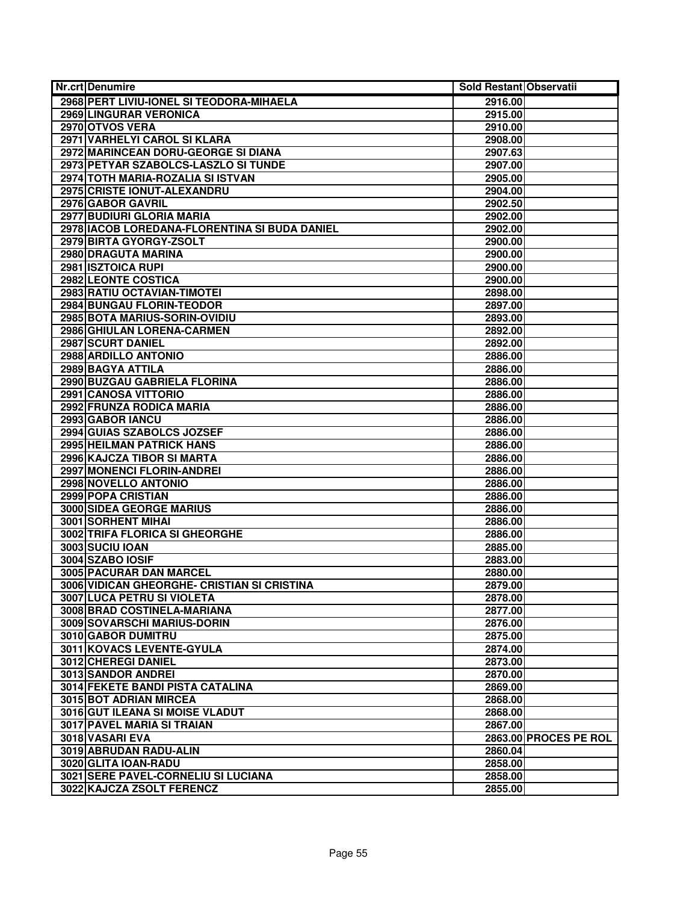| Nr.crt | Denumire | Sold Restant | Observatii |
|---|---|---|---|
| 2968 | PERT LIVIU-IONEL SI TEODORA-MIHAELA | 2916.00 | |
| 2969 | LINGURAR VERONICA | 2915.00 | |
| 2970 | OTVOS VERA | 2910.00 | |
| 2971 | VARHELYI CAROL SI KLARA | 2908.00 | |
| 2972 | MARINCEAN DORU-GEORGE SI DIANA | 2907.63 | |
| 2973 | PETYAR SZABOLCS-LASZLO SI TUNDE | 2907.00 | |
| 2974 | TOTH MARIA-ROZALIA SI ISTVAN | 2905.00 | |
| 2975 | CRISTE IONUT-ALEXANDRU | 2904.00 | |
| 2976 | GABOR GAVRIL | 2902.50 | |
| 2977 | BUDIURI GLORIA MARIA | 2902.00 | |
| 2978 | IACOB LOREDANA-FLORENTINA SI BUDA DANIEL | 2902.00 | |
| 2979 | BIRTA GYORGY-ZSOLT | 2900.00 | |
| 2980 | DRAGUTA MARINA | 2900.00 | |
| 2981 | ISZTOICA RUPI | 2900.00 | |
| 2982 | LEONTE COSTICA | 2900.00 | |
| 2983 | RATIU OCTAVIAN-TIMOTEI | 2898.00 | |
| 2984 | BUNGAU FLORIN-TEODOR | 2897.00 | |
| 2985 | BOTA MARIUS-SORIN-OVIDIU | 2893.00 | |
| 2986 | GHIULAN LORENA-CARMEN | 2892.00 | |
| 2987 | SCURT DANIEL | 2892.00 | |
| 2988 | ARDILLO ANTONIO | 2886.00 | |
| 2989 | BAGYA ATTILA | 2886.00 | |
| 2990 | BUZGAU GABRIELA FLORINA | 2886.00 | |
| 2991 | CANOSA VITTORIO | 2886.00 | |
| 2992 | FRUNZA RODICA MARIA | 2886.00 | |
| 2993 | GABOR IANCU | 2886.00 | |
| 2994 | GUIAS SZABOLCS JOZSEF | 2886.00 | |
| 2995 | HEILMAN PATRICK HANS | 2886.00 | |
| 2996 | KAJCZA TIBOR SI MARTA | 2886.00 | |
| 2997 | MONENCI FLORIN-ANDREI | 2886.00 | |
| 2998 | NOVELLO ANTONIO | 2886.00 | |
| 2999 | POPA CRISTIAN | 2886.00 | |
| 3000 | SIDEA GEORGE MARIUS | 2886.00 | |
| 3001 | SORHENT MIHAI | 2886.00 | |
| 3002 | TRIFA FLORICA SI GHEORGHE | 2886.00 | |
| 3003 | SUCIU IOAN | 2885.00 | |
| 3004 | SZABO IOSIF | 2883.00 | |
| 3005 | PACURAR DAN MARCEL | 2880.00 | |
| 3006 | VIDICAN GHEORGHE- CRISTIAN SI CRISTINA | 2879.00 | |
| 3007 | LUCA PETRU SI VIOLETA | 2878.00 | |
| 3008 | BRAD COSTINELA-MARIANA | 2877.00 | |
| 3009 | SOVARSCHI MARIUS-DORIN | 2876.00 | |
| 3010 | GABOR DUMITRU | 2875.00 | |
| 3011 | KOVACS LEVENTE-GYULA | 2874.00 | |
| 3012 | CHEREGI DANIEL | 2873.00 | |
| 3013 | SANDOR ANDREI | 2870.00 | |
| 3014 | FEKETE BANDI PISTA CATALINA | 2869.00 | |
| 3015 | BOT ADRIAN MIRCEA | 2868.00 | |
| 3016 | GUT ILEANA SI MOISE VLADUT | 2868.00 | |
| 3017 | PAVEL MARIA SI TRAIAN | 2867.00 | |
| 3018 | VASARI EVA | 2863.00 | PROCES PE ROL |
| 3019 | ABRUDAN RADU-ALIN | 2860.04 | |
| 3020 | GLITA IOAN-RADU | 2858.00 | |
| 3021 | SERE PAVEL-CORNELIU SI LUCIANA | 2858.00 | |
| 3022 | KAJCZA ZSOLT FERENCZ | 2855.00 | |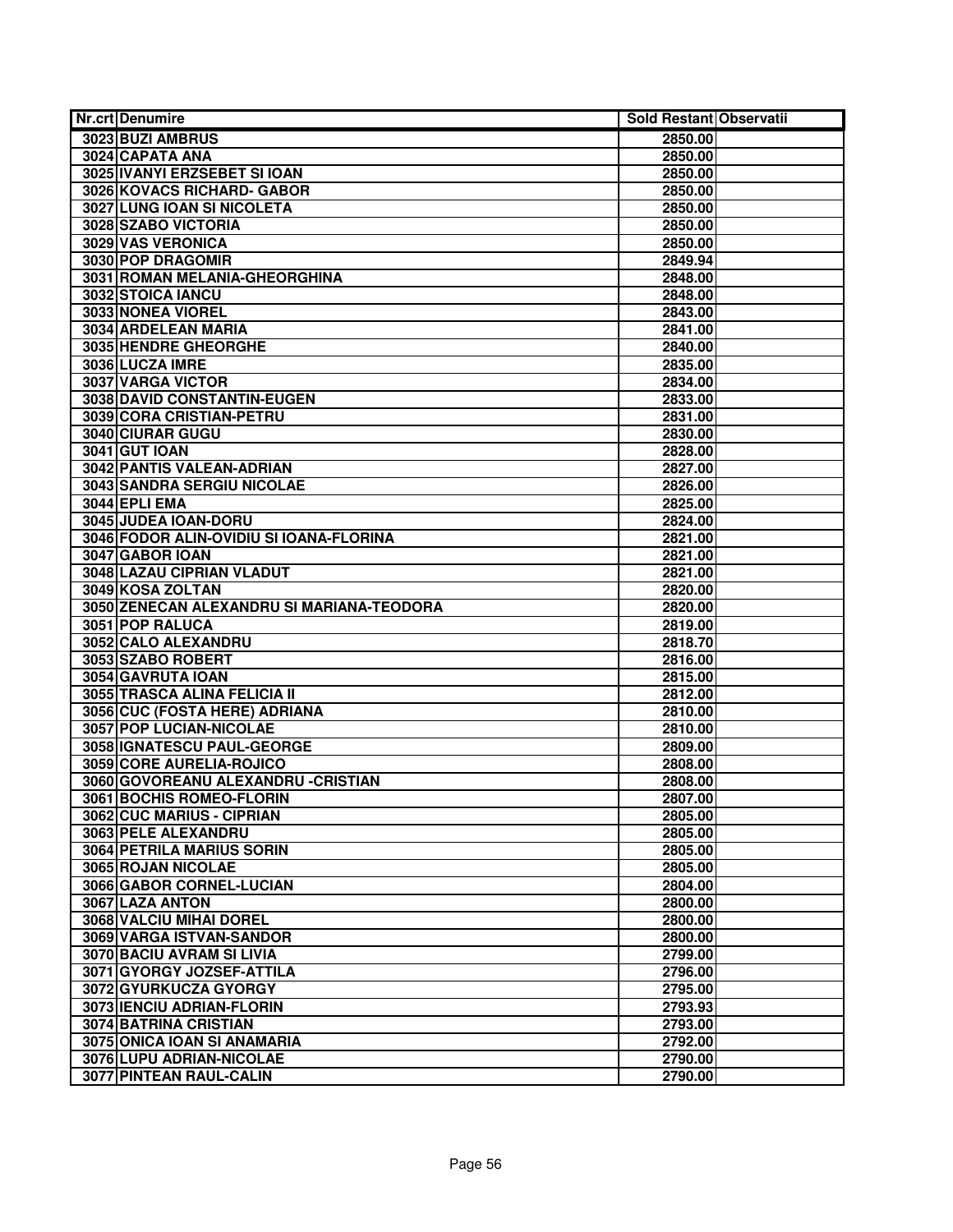| Nr.crt | Denumire | Sold Restant | Observatii |
|---|---|---|---|
| 3023 | BUZI AMBRUS | 2850.00 | |
| 3024 | CAPATA ANA | 2850.00 | |
| 3025 | IVANYI ERZSEBET SI IOAN | 2850.00 | |
| 3026 | KOVACS RICHARD- GABOR | 2850.00 | |
| 3027 | LUNG IOAN SI NICOLETA | 2850.00 | |
| 3028 | SZABO VICTORIA | 2850.00 | |
| 3029 | VAS VERONICA | 2850.00 | |
| 3030 | POP DRAGOMIR | 2849.94 | |
| 3031 | ROMAN MELANIA-GHEORGHINA | 2848.00 | |
| 3032 | STOICA IANCU | 2848.00 | |
| 3033 | NONEA VIOREL | 2843.00 | |
| 3034 | ARDELEAN MARIA | 2841.00 | |
| 3035 | HENDRE GHEORGHE | 2840.00 | |
| 3036 | LUCZA IMRE | 2835.00 | |
| 3037 | VARGA VICTOR | 2834.00 | |
| 3038 | DAVID CONSTANTIN-EUGEN | 2833.00 | |
| 3039 | CORA CRISTIAN-PETRU | 2831.00 | |
| 3040 | CIURAR GUGU | 2830.00 | |
| 3041 | GUT IOAN | 2828.00 | |
| 3042 | PANTIS VALEAN-ADRIAN | 2827.00 | |
| 3043 | SANDRA SERGIU NICOLAE | 2826.00 | |
| 3044 | EPLI EMA | 2825.00 | |
| 3045 | JUDEA IOAN-DORU | 2824.00 | |
| 3046 | FODOR ALIN-OVIDIU SI IOANA-FLORINA | 2821.00 | |
| 3047 | GABOR IOAN | 2821.00 | |
| 3048 | LAZAU CIPRIAN VLADUT | 2821.00 | |
| 3049 | KOSA ZOLTAN | 2820.00 | |
| 3050 | ZENECAN ALEXANDRU SI MARIANA-TEODORA | 2820.00 | |
| 3051 | POP RALUCA | 2819.00 | |
| 3052 | CALO ALEXANDRU | 2818.70 | |
| 3053 | SZABO ROBERT | 2816.00 | |
| 3054 | GAVRUTA IOAN | 2815.00 | |
| 3055 | TRASCA ALINA FELICIA II | 2812.00 | |
| 3056 | CUC (FOSTA HERE) ADRIANA | 2810.00 | |
| 3057 | POP LUCIAN-NICOLAE | 2810.00 | |
| 3058 | IGNATESCU PAUL-GEORGE | 2809.00 | |
| 3059 | CORE AURELIA-ROJICO | 2808.00 | |
| 3060 | GOVOREANU ALEXANDRU -CRISTIAN | 2808.00 | |
| 3061 | BOCHIS ROMEO-FLORIN | 2807.00 | |
| 3062 | CUC MARIUS - CIPRIAN | 2805.00 | |
| 3063 | PELE ALEXANDRU | 2805.00 | |
| 3064 | PETRILA MARIUS SORIN | 2805.00 | |
| 3065 | ROJAN NICOLAE | 2805.00 | |
| 3066 | GABOR CORNEL-LUCIAN | 2804.00 | |
| 3067 | LAZA ANTON | 2800.00 | |
| 3068 | VALCIU MIHAI DOREL | 2800.00 | |
| 3069 | VARGA ISTVAN-SANDOR | 2800.00 | |
| 3070 | BACIU AVRAM SI LIVIA | 2799.00 | |
| 3071 | GYORGY JOZSEF-ATTILA | 2796.00 | |
| 3072 | GYURKUCZA GYORGY | 2795.00 | |
| 3073 | IENCIU ADRIAN-FLORIN | 2793.93 | |
| 3074 | BATRINA CRISTIAN | 2793.00 | |
| 3075 | ONICA IOAN SI ANAMARIA | 2792.00 | |
| 3076 | LUPU ADRIAN-NICOLAE | 2790.00 | |
| 3077 | PINTEAN RAUL-CALIN | 2790.00 | |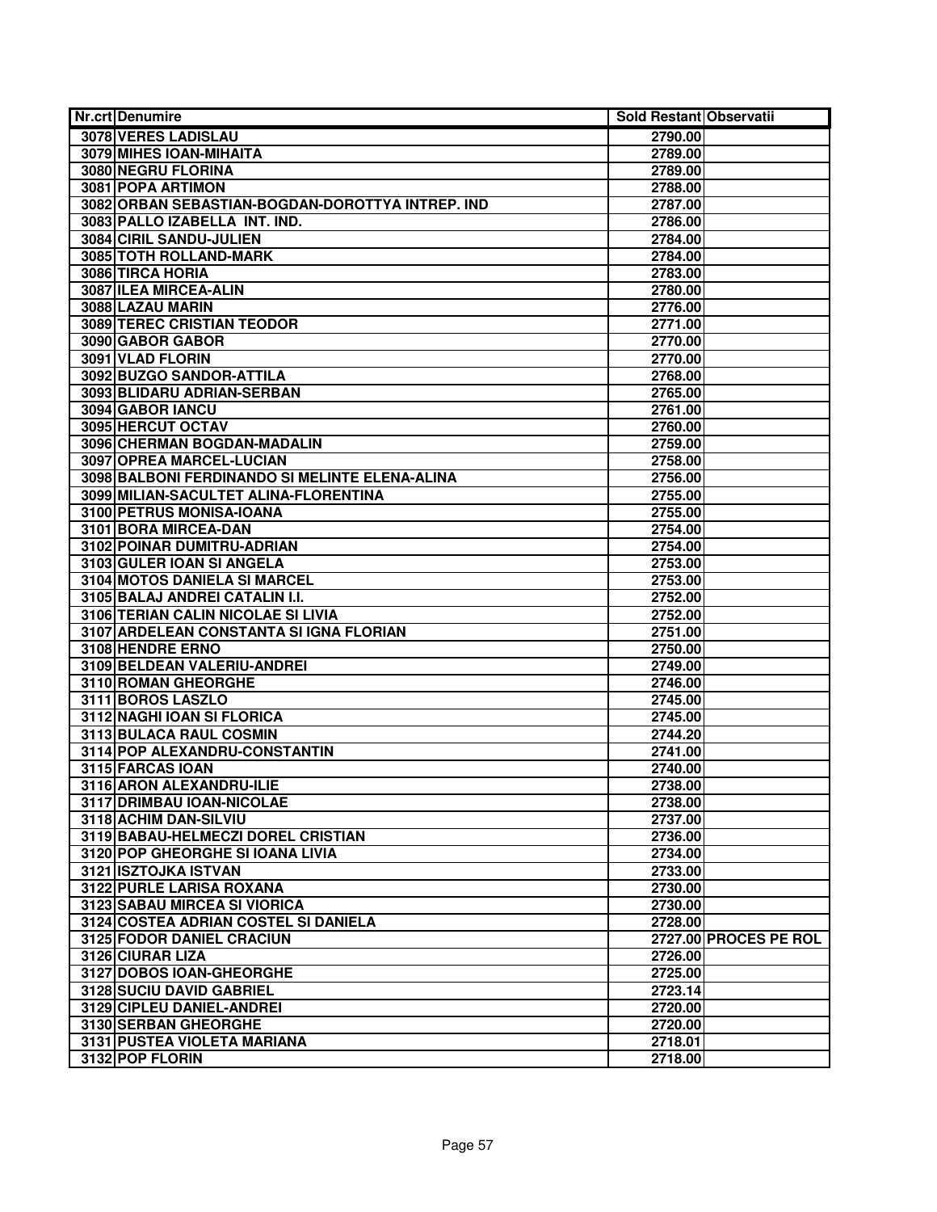| Nr.crt | Denumire | Sold Restant | Observatii |
|---|---|---|---|
| 3078 | VERES LADISLAU | 2790.00 | |
| 3079 | MIHES IOAN-MIHAITA | 2789.00 | |
| 3080 | NEGRU FLORINA | 2789.00 | |
| 3081 | POPA ARTIMON | 2788.00 | |
| 3082 | ORBAN SEBASTIAN-BOGDAN-DOROTTYA INTREP. IND | 2787.00 | |
| 3083 | PALLO IZABELLA INT. IND. | 2786.00 | |
| 3084 | CIRIL SANDU-JULIEN | 2784.00 | |
| 3085 | TOTH ROLLAND-MARK | 2784.00 | |
| 3086 | TIRCA HORIA | 2783.00 | |
| 3087 | ILEA MIRCEA-ALIN | 2780.00 | |
| 3088 | LAZAU MARIN | 2776.00 | |
| 3089 | TEREC CRISTIAN TEODOR | 2771.00 | |
| 3090 | GABOR GABOR | 2770.00 | |
| 3091 | VLAD FLORIN | 2770.00 | |
| 3092 | BUZGO SANDOR-ATTILA | 2768.00 | |
| 3093 | BLIDARU ADRIAN-SERBAN | 2765.00 | |
| 3094 | GABOR IANCU | 2761.00 | |
| 3095 | HERCUT OCTAV | 2760.00 | |
| 3096 | CHERMAN BOGDAN-MADALIN | 2759.00 | |
| 3097 | OPREA MARCEL-LUCIAN | 2758.00 | |
| 3098 | BALBONI FERDINANDO SI MELINTE ELENA-ALINA | 2756.00 | |
| 3099 | MILIAN-SACULTET ALINA-FLORENTINA | 2755.00 | |
| 3100 | PETRUS MONISA-IOANA | 2755.00 | |
| 3101 | BORA MIRCEA-DAN | 2754.00 | |
| 3102 | POINAR DUMITRU-ADRIAN | 2754.00 | |
| 3103 | GULER IOAN SI ANGELA | 2753.00 | |
| 3104 | MOTOS DANIELA SI MARCEL | 2753.00 | |
| 3105 | BALAJ ANDREI CATALIN I.I. | 2752.00 | |
| 3106 | TERIAN CALIN NICOLAE SI LIVIA | 2752.00 | |
| 3107 | ARDELEAN CONSTANTA SI IGNA FLORIAN | 2751.00 | |
| 3108 | HENDRE ERNO | 2750.00 | |
| 3109 | BELDEAN VALERIU-ANDREI | 2749.00 | |
| 3110 | ROMAN GHEORGHE | 2746.00 | |
| 3111 | BOROS LASZLO | 2745.00 | |
| 3112 | NAGHI IOAN SI FLORICA | 2745.00 | |
| 3113 | BULACA RAUL COSMIN | 2744.20 | |
| 3114 | POP ALEXANDRU-CONSTANTIN | 2741.00 | |
| 3115 | FARCAS IOAN | 2740.00 | |
| 3116 | ARON ALEXANDRU-ILIE | 2738.00 | |
| 3117 | DRIMBAU IOAN-NICOLAE | 2738.00 | |
| 3118 | ACHIM DAN-SILVIU | 2737.00 | |
| 3119 | BABAU-HELMECZI DOREL CRISTIAN | 2736.00 | |
| 3120 | POP GHEORGHE SI IOANA LIVIA | 2734.00 | |
| 3121 | ISZTOJKA ISTVAN | 2733.00 | |
| 3122 | PURLE LARISA ROXANA | 2730.00 | |
| 3123 | SABAU MIRCEA SI VIORICA | 2730.00 | |
| 3124 | COSTEA ADRIAN COSTEL SI DANIELA | 2728.00 | |
| 3125 | FODOR DANIEL CRACIUN | 2727.00 | PROCES PE ROL |
| 3126 | CIURAR LIZA | 2726.00 | |
| 3127 | DOBOS IOAN-GHEORGHE | 2725.00 | |
| 3128 | SUCIU DAVID GABRIEL | 2723.14 | |
| 3129 | CIPLEU DANIEL-ANDREI | 2720.00 | |
| 3130 | SERBAN GHEORGHE | 2720.00 | |
| 3131 | PUSTEA VIOLETA MARIANA | 2718.01 | |
| 3132 | POP FLORIN | 2718.00 | |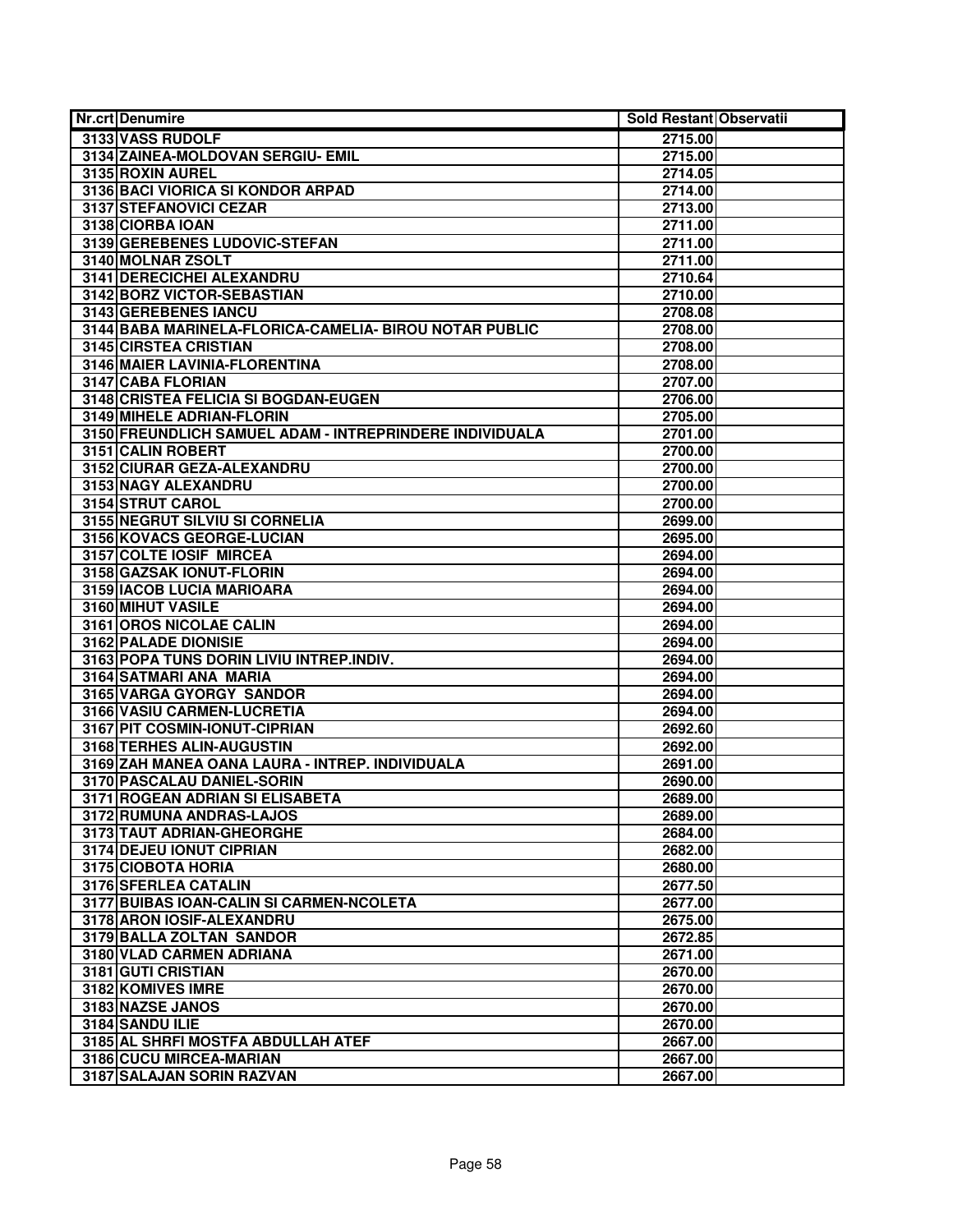| Nr.crt | Denumire | Sold Restant | Observatii |
|---|---|---|---|
| 3133 | VASS RUDOLF | 2715.00 | |
| 3134 | ZAINEA-MOLDOVAN SERGIU- EMIL | 2715.00 | |
| 3135 | ROXIN AUREL | 2714.05 | |
| 3136 | BACI VIORICA SI KONDOR ARPAD | 2714.00 | |
| 3137 | STEFANOVICI CEZAR | 2713.00 | |
| 3138 | CIORBA IOAN | 2711.00 | |
| 3139 | GEREBENES LUDOVIC-STEFAN | 2711.00 | |
| 3140 | MOLNAR ZSOLT | 2711.00 | |
| 3141 | DERECICHEI ALEXANDRU | 2710.64 | |
| 3142 | BORZ VICTOR-SEBASTIAN | 2710.00 | |
| 3143 | GEREBENES IANCU | 2708.08 | |
| 3144 | BABA MARINELA-FLORICA-CAMELIA- BIROU NOTAR PUBLIC | 2708.00 | |
| 3145 | CIRSTEA CRISTIAN | 2708.00 | |
| 3146 | MAIER LAVINIA-FLORENTINA | 2708.00 | |
| 3147 | CABA FLORIAN | 2707.00 | |
| 3148 | CRISTEA FELICIA SI BOGDAN-EUGEN | 2706.00 | |
| 3149 | MIHELE ADRIAN-FLORIN | 2705.00 | |
| 3150 | FREUNDLICH SAMUEL ADAM - INTREPRINDERE INDIVIDUALA | 2701.00 | |
| 3151 | CALIN ROBERT | 2700.00 | |
| 3152 | CIURAR GEZA-ALEXANDRU | 2700.00 | |
| 3153 | NAGY ALEXANDRU | 2700.00 | |
| 3154 | STRUT CAROL | 2700.00 | |
| 3155 | NEGRUT SILVIU SI CORNELIA | 2699.00 | |
| 3156 | KOVACS GEORGE-LUCIAN | 2695.00 | |
| 3157 | COLTE IOSIF MIRCEA | 2694.00 | |
| 3158 | GAZSAK IONUT-FLORIN | 2694.00 | |
| 3159 | IACOB LUCIA MARIOARA | 2694.00 | |
| 3160 | MIHUT VASILE | 2694.00 | |
| 3161 | OROS NICOLAE CALIN | 2694.00 | |
| 3162 | PALADE DIONISIE | 2694.00 | |
| 3163 | POPA TUNS DORIN LIVIU INTREP.INDIV. | 2694.00 | |
| 3164 | SATMARI ANA MARIA | 2694.00 | |
| 3165 | VARGA GYORGY SANDOR | 2694.00 | |
| 3166 | VASIU CARMEN-LUCRETIA | 2694.00 | |
| 3167 | PIT COSMIN-IONUT-CIPRIAN | 2692.60 | |
| 3168 | TERHES ALIN-AUGUSTIN | 2692.00 | |
| 3169 | ZAH MANEA OANA LAURA - INTREP. INDIVIDUALA | 2691.00 | |
| 3170 | PASCALAU DANIEL-SORIN | 2690.00 | |
| 3171 | ROGEAN ADRIAN SI ELISABETA | 2689.00 | |
| 3172 | RUMUNA ANDRAS-LAJOS | 2689.00 | |
| 3173 | TAUT ADRIAN-GHEORGHE | 2684.00 | |
| 3174 | DEJEU IONUT CIPRIAN | 2682.00 | |
| 3175 | CIOBOTA HORIA | 2680.00 | |
| 3176 | SFERLEA CATALIN | 2677.50 | |
| 3177 | BUIBAS IOAN-CALIN SI CARMEN-NCOLETA | 2677.00 | |
| 3178 | ARON IOSIF-ALEXANDRU | 2675.00 | |
| 3179 | BALLA ZOLTAN SANDOR | 2672.85 | |
| 3180 | VLAD CARMEN ADRIANA | 2671.00 | |
| 3181 | GUTI CRISTIAN | 2670.00 | |
| 3182 | KOMIVES IMRE | 2670.00 | |
| 3183 | NAZSE JANOS | 2670.00 | |
| 3184 | SANDU ILIE | 2670.00 | |
| 3185 | AL SHRFI MOSTFA ABDULLAH ATEF | 2667.00 | |
| 3186 | CUCU MIRCEA-MARIAN | 2667.00 | |
| 3187 | SALAJAN SORIN RAZVAN | 2667.00 | |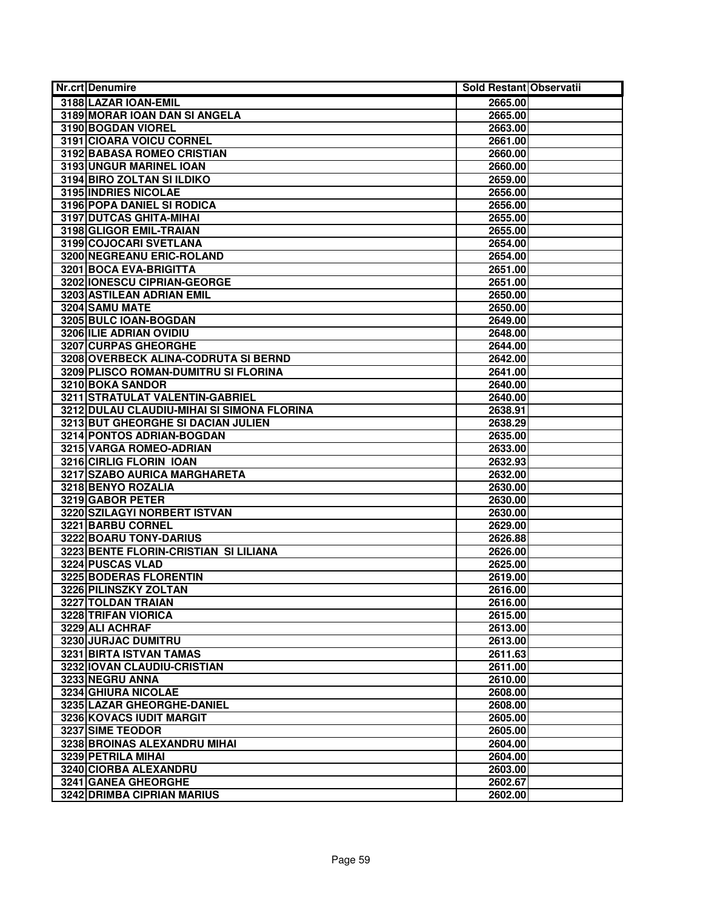| Nr.crt | Denumire | Sold Restant | Observatii |
|---|---|---|---|
| 3188 | LAZAR IOAN-EMIL | 2665.00 | |
| 3189 | MORAR IOAN DAN SI ANGELA | 2665.00 | |
| 3190 | BOGDAN VIOREL | 2663.00 | |
| 3191 | CIOARA VOICU CORNEL | 2661.00 | |
| 3192 | BABASA ROMEO CRISTIAN | 2660.00 | |
| 3193 | UNGUR MARINEL IOAN | 2660.00 | |
| 3194 | BIRO ZOLTAN SI ILDIKO | 2659.00 | |
| 3195 | INDRIES NICOLAE | 2656.00 | |
| 3196 | POPA DANIEL SI RODICA | 2656.00 | |
| 3197 | DUTCAS GHITA-MIHAI | 2655.00 | |
| 3198 | GLIGOR EMIL-TRAIAN | 2655.00 | |
| 3199 | COJOCARI SVETLANA | 2654.00 | |
| 3200 | NEGREANU ERIC-ROLAND | 2654.00 | |
| 3201 | BOCA EVA-BRIGITTA | 2651.00 | |
| 3202 | IONESCU CIPRIAN-GEORGE | 2651.00 | |
| 3203 | ASTILEAN ADRIAN EMIL | 2650.00 | |
| 3204 | SAMU MATE | 2650.00 | |
| 3205 | BULC IOAN-BOGDAN | 2649.00 | |
| 3206 | ILIE ADRIAN OVIDIU | 2648.00 | |
| 3207 | CURPAS GHEORGHE | 2644.00 | |
| 3208 | OVERBECK ALINA-CODRUTA SI BERND | 2642.00 | |
| 3209 | PLISCO ROMAN-DUMITRU SI FLORINA | 2641.00 | |
| 3210 | BOKA SANDOR | 2640.00 | |
| 3211 | STRATULAT VALENTIN-GABRIEL | 2640.00 | |
| 3212 | DULAU CLAUDIU-MIHAI SI SIMONA FLORINA | 2638.91 | |
| 3213 | BUT GHEORGHE SI DACIAN JULIEN | 2638.29 | |
| 3214 | PONTOS ADRIAN-BOGDAN | 2635.00 | |
| 3215 | VARGA ROMEO-ADRIAN | 2633.00 | |
| 3216 | CIRLIG FLORIN IOAN | 2632.93 | |
| 3217 | SZABO AURICA MARGHARETA | 2632.00 | |
| 3218 | BENYO ROZALIA | 2630.00 | |
| 3219 | GABOR PETER | 2630.00 | |
| 3220 | SZILAGYI NORBERT ISTVAN | 2630.00 | |
| 3221 | BARBU CORNEL | 2629.00 | |
| 3222 | BOARU TONY-DARIUS | 2626.88 | |
| 3223 | BENTE FLORIN-CRISTIAN SI LILIANA | 2626.00 | |
| 3224 | PUSCAS VLAD | 2625.00 | |
| 3225 | BODERAS FLORENTIN | 2619.00 | |
| 3226 | PILINSZKY ZOLTAN | 2616.00 | |
| 3227 | TOLDAN TRAIAN | 2616.00 | |
| 3228 | TRIFAN VIORICA | 2615.00 | |
| 3229 | ALI ACHRAF | 2613.00 | |
| 3230 | JURJAC DUMITRU | 2613.00 | |
| 3231 | BIRTA ISTVAN TAMAS | 2611.63 | |
| 3232 | IOVAN CLAUDIU-CRISTIAN | 2611.00 | |
| 3233 | NEGRU ANNA | 2610.00 | |
| 3234 | GHIURA NICOLAE | 2608.00 | |
| 3235 | LAZAR GHEORGHE-DANIEL | 2608.00 | |
| 3236 | KOVACS IUDIT MARGIT | 2605.00 | |
| 3237 | SIME TEODOR | 2605.00 | |
| 3238 | BROINAS ALEXANDRU MIHAI | 2604.00 | |
| 3239 | PETRILA MIHAI | 2604.00 | |
| 3240 | CIORBA ALEXANDRU | 2603.00 | |
| 3241 | GANEA GHEORGHE | 2602.67 | |
| 3242 | DRIMBA CIPRIAN MARIUS | 2602.00 | |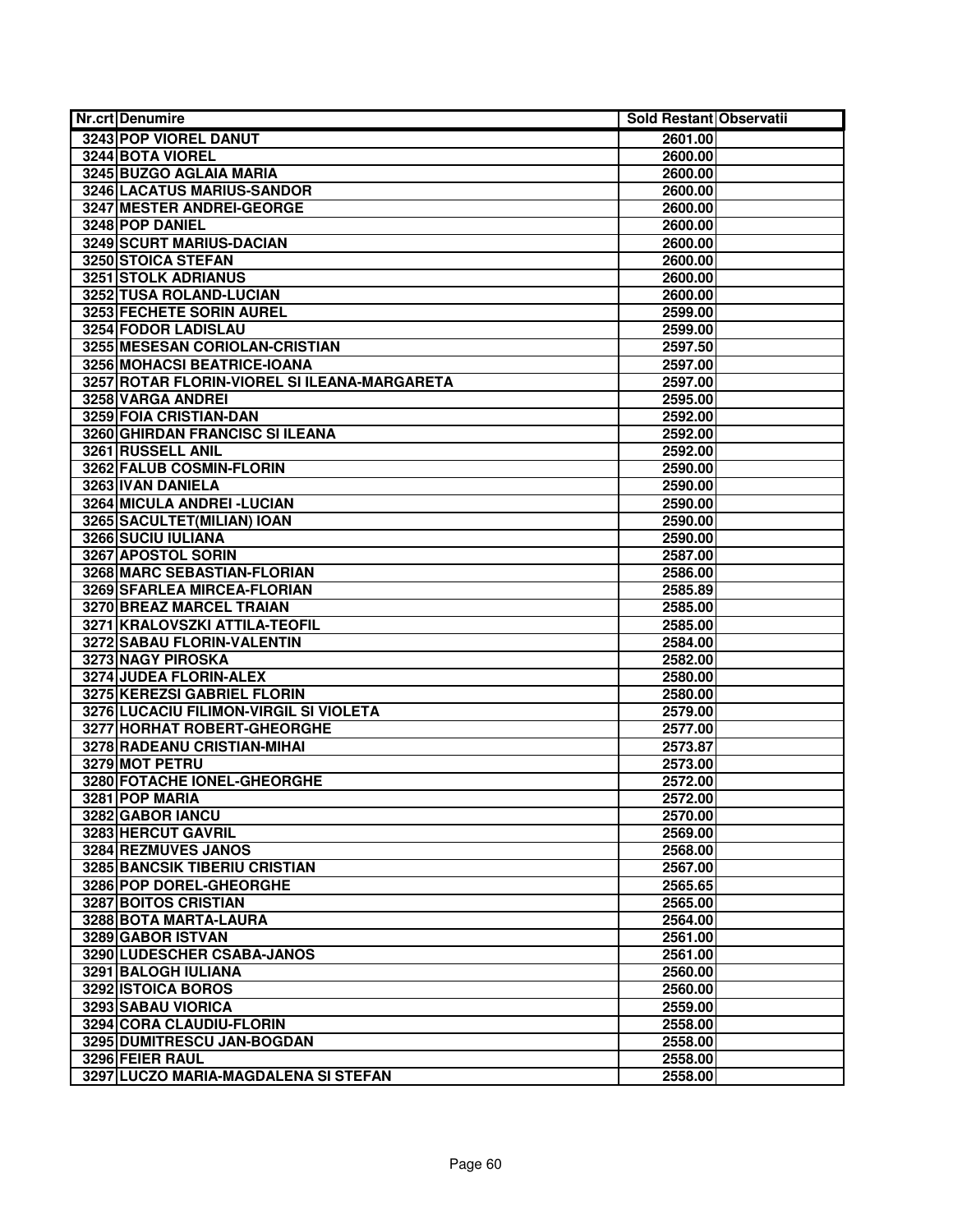| Nr.crt | Denumire | Sold Restant | Observatii |
|---|---|---|---|
| 3243 | POP VIOREL DANUT | 2601.00 | |
| 3244 | BOTA VIOREL | 2600.00 | |
| 3245 | BUZGO AGLAIA MARIA | 2600.00 | |
| 3246 | LACATUS MARIUS-SANDOR | 2600.00 | |
| 3247 | MESTER ANDREI-GEORGE | 2600.00 | |
| 3248 | POP DANIEL | 2600.00 | |
| 3249 | SCURT MARIUS-DACIAN | 2600.00 | |
| 3250 | STOICA STEFAN | 2600.00 | |
| 3251 | STOLK ADRIANUS | 2600.00 | |
| 3252 | TUSA ROLAND-LUCIAN | 2600.00 | |
| 3253 | FECHETE SORIN AUREL | 2599.00 | |
| 3254 | FODOR LADISLAU | 2599.00 | |
| 3255 | MESESAN CORIOLAN-CRISTIAN | 2597.50 | |
| 3256 | MOHACSI BEATRICE-IOANA | 2597.00 | |
| 3257 | ROTAR FLORIN-VIOREL SI ILEANA-MARGARETA | 2597.00 | |
| 3258 | VARGA ANDREI | 2595.00 | |
| 3259 | FOIA CRISTIAN-DAN | 2592.00 | |
| 3260 | GHIRDAN FRANCISC SI ILEANA | 2592.00 | |
| 3261 | RUSSELL ANIL | 2592.00 | |
| 3262 | FALUB COSMIN-FLORIN | 2590.00 | |
| 3263 | IVAN DANIELA | 2590.00 | |
| 3264 | MICULA ANDREI -LUCIAN | 2590.00 | |
| 3265 | SACULTET(MILIAN) IOAN | 2590.00 | |
| 3266 | SUCIU IULIANA | 2590.00 | |
| 3267 | APOSTOL SORIN | 2587.00 | |
| 3268 | MARC SEBASTIAN-FLORIAN | 2586.00 | |
| 3269 | SFARLEA MIRCEA-FLORIAN | 2585.89 | |
| 3270 | BREAZ MARCEL TRAIAN | 2585.00 | |
| 3271 | KRALOVSZKI ATTILA-TEOFIL | 2585.00 | |
| 3272 | SABAU FLORIN-VALENTIN | 2584.00 | |
| 3273 | NAGY PIROSKA | 2582.00 | |
| 3274 | JUDEA FLORIN-ALEX | 2580.00 | |
| 3275 | KEREZSI GABRIEL FLORIN | 2580.00 | |
| 3276 | LUCACIU FILIMON-VIRGIL SI VIOLETA | 2579.00 | |
| 3277 | HORHAT ROBERT-GHEORGHE | 2577.00 | |
| 3278 | RADEANU CRISTIAN-MIHAI | 2573.87 | |
| 3279 | MOT PETRU | 2573.00 | |
| 3280 | FOTACHE IONEL-GHEORGHE | 2572.00 | |
| 3281 | POP MARIA | 2572.00 | |
| 3282 | GABOR IANCU | 2570.00 | |
| 3283 | HERCUT GAVRIL | 2569.00 | |
| 3284 | REZMUVES JANOS | 2568.00 | |
| 3285 | BANCSIK TIBERIU CRISTIAN | 2567.00 | |
| 3286 | POP DOREL-GHEORGHE | 2565.65 | |
| 3287 | BOITOS CRISTIAN | 2565.00 | |
| 3288 | BOTA MARTA-LAURA | 2564.00 | |
| 3289 | GABOR ISTVAN | 2561.00 | |
| 3290 | LUDESCHER CSABA-JANOS | 2561.00 | |
| 3291 | BALOGH IULIANA | 2560.00 | |
| 3292 | ISTOICA BOROS | 2560.00 | |
| 3293 | SABAU VIORICA | 2559.00 | |
| 3294 | CORA CLAUDIU-FLORIN | 2558.00 | |
| 3295 | DUMITRESCU JAN-BOGDAN | 2558.00 | |
| 3296 | FEIER RAUL | 2558.00 | |
| 3297 | LUCZO MARIA-MAGDALENA SI STEFAN | 2558.00 | |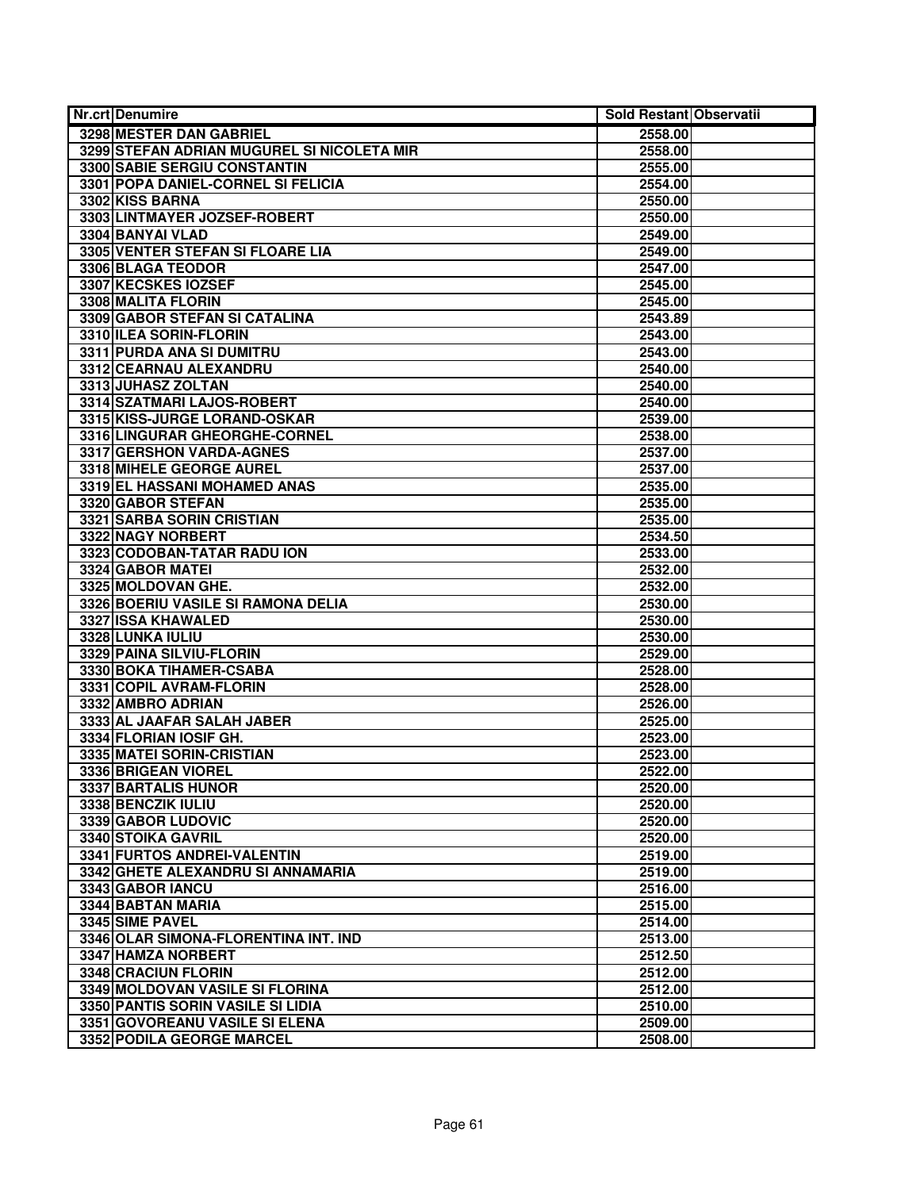| Nr.crt | Denumire | Sold Restant | Observatii |
|---|---|---|---|
| 3298 | MESTER DAN GABRIEL | 2558.00 | |
| 3299 | STEFAN ADRIAN MUGUREL SI NICOLETA MIR | 2558.00 | |
| 3300 | SABIE SERGIU CONSTANTIN | 2555.00 | |
| 3301 | POPA DANIEL-CORNEL SI FELICIA | 2554.00 | |
| 3302 | KISS BARNA | 2550.00 | |
| 3303 | LINTMAYER JOZSEF-ROBERT | 2550.00 | |
| 3304 | BANYAI VLAD | 2549.00 | |
| 3305 | VENTER STEFAN SI FLOARE LIA | 2549.00 | |
| 3306 | BLAGA TEODOR | 2547.00 | |
| 3307 | KECSKES IOZSEF | 2545.00 | |
| 3308 | MALITA FLORIN | 2545.00 | |
| 3309 | GABOR STEFAN SI CATALINA | 2543.89 | |
| 3310 | ILEA SORIN-FLORIN | 2543.00 | |
| 3311 | PURDA ANA SI DUMITRU | 2543.00 | |
| 3312 | CEARNAU ALEXANDRU | 2540.00 | |
| 3313 | JUHASZ ZOLTAN | 2540.00 | |
| 3314 | SZATMARI LAJOS-ROBERT | 2540.00 | |
| 3315 | KISS-JURGE LORAND-OSKAR | 2539.00 | |
| 3316 | LINGURAR GHEORGHE-CORNEL | 2538.00 | |
| 3317 | GERSHON VARDA-AGNES | 2537.00 | |
| 3318 | MIHELE GEORGE AUREL | 2537.00 | |
| 3319 | EL HASSANI MOHAMED ANAS | 2535.00 | |
| 3320 | GABOR STEFAN | 2535.00 | |
| 3321 | SARBA SORIN CRISTIAN | 2535.00 | |
| 3322 | NAGY NORBERT | 2534.50 | |
| 3323 | CODOBAN-TATAR RADU ION | 2533.00 | |
| 3324 | GABOR MATEI | 2532.00 | |
| 3325 | MOLDOVAN GHE. | 2532.00 | |
| 3326 | BOERIU VASILE SI RAMONA DELIA | 2530.00 | |
| 3327 | ISSA KHAWALED | 2530.00 | |
| 3328 | LUNKA IULIU | 2530.00 | |
| 3329 | PAINA SILVIU-FLORIN | 2529.00 | |
| 3330 | BOKA TIHAMER-CSABA | 2528.00 | |
| 3331 | COPIL AVRAM-FLORIN | 2528.00 | |
| 3332 | AMBRO ADRIAN | 2526.00 | |
| 3333 | AL JAAFAR SALAH JABER | 2525.00 | |
| 3334 | FLORIAN IOSIF GH. | 2523.00 | |
| 3335 | MATEI SORIN-CRISTIAN | 2523.00 | |
| 3336 | BRIGEAN VIOREL | 2522.00 | |
| 3337 | BARTALIS HUNOR | 2520.00 | |
| 3338 | BENCZIK IULIU | 2520.00 | |
| 3339 | GABOR LUDOVIC | 2520.00 | |
| 3340 | STOIKA GAVRIL | 2520.00 | |
| 3341 | FURTOS ANDREI-VALENTIN | 2519.00 | |
| 3342 | GHETE ALEXANDRU SI ANNAMARIA | 2519.00 | |
| 3343 | GABOR IANCU | 2516.00 | |
| 3344 | BABTAN MARIA | 2515.00 | |
| 3345 | SIME PAVEL | 2514.00 | |
| 3346 | OLAR SIMONA-FLORENTINA INT. IND | 2513.00 | |
| 3347 | HAMZA NORBERT | 2512.50 | |
| 3348 | CRACIUN FLORIN | 2512.00 | |
| 3349 | MOLDOVAN VASILE SI FLORINA | 2512.00 | |
| 3350 | PANTIS SORIN VASILE SI LIDIA | 2510.00 | |
| 3351 | GOVOREANU VASILE SI ELENA | 2509.00 | |
| 3352 | PODILA GEORGE MARCEL | 2508.00 | |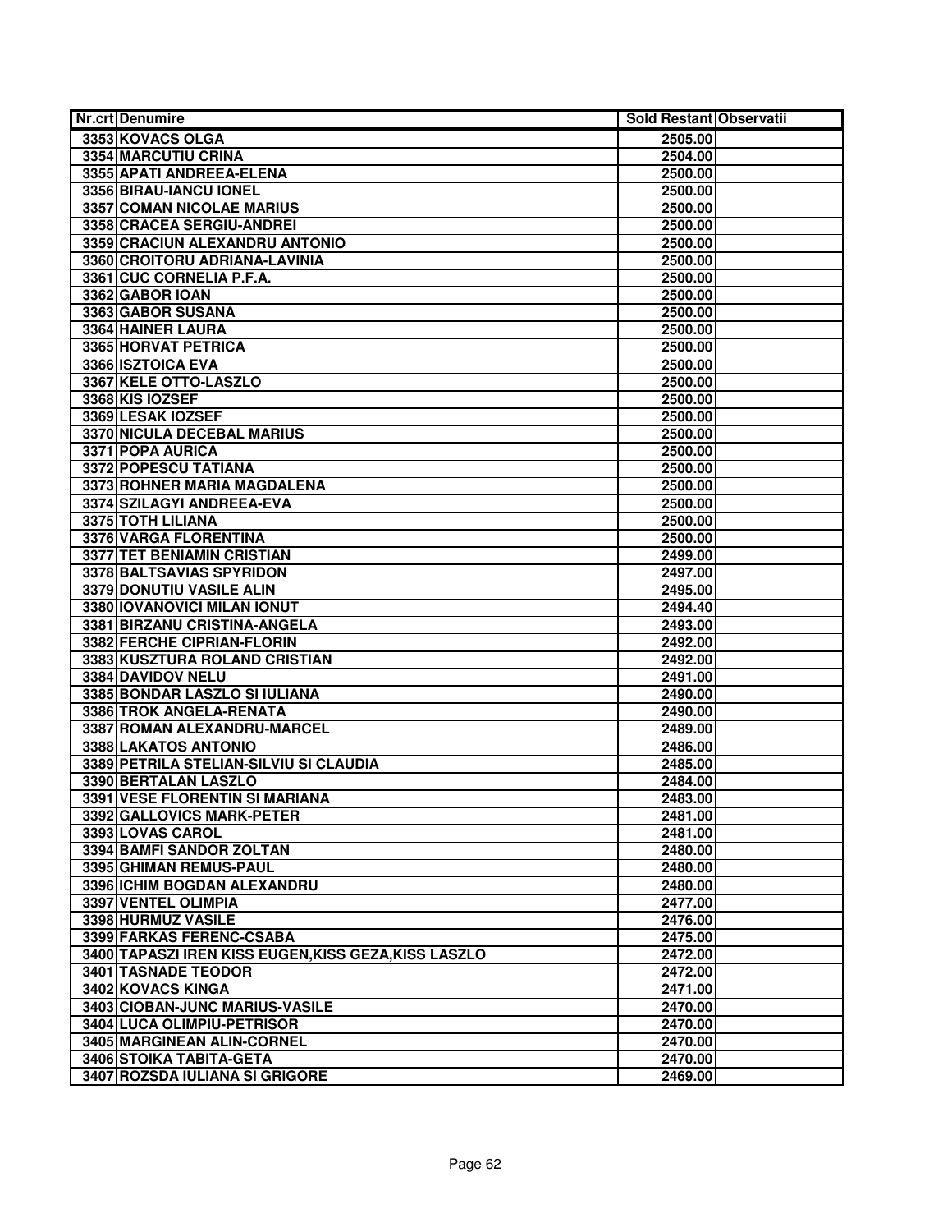| Nr.crt | Denumire | Sold Restant | Observatii |
| --- | --- | --- | --- |
| 3353 | KOVACS OLGA | 2505.00 | |
| 3354 | MARCUTIU CRINA | 2504.00 | |
| 3355 | APATI ANDREEA-ELENA | 2500.00 | |
| 3356 | BIRAU-IANCU IONEL | 2500.00 | |
| 3357 | COMAN NICOLAE MARIUS | 2500.00 | |
| 3358 | CRACEA SERGIU-ANDREI | 2500.00 | |
| 3359 | CRACIUN ALEXANDRU ANTONIO | 2500.00 | |
| 3360 | CROITORU ADRIANA-LAVINIA | 2500.00 | |
| 3361 | CUC CORNELIA P.F.A. | 2500.00 | |
| 3362 | GABOR IOAN | 2500.00 | |
| 3363 | GABOR SUSANA | 2500.00 | |
| 3364 | HAINER LAURA | 2500.00 | |
| 3365 | HORVAT PETRICA | 2500.00 | |
| 3366 | ISZTOICA EVA | 2500.00 | |
| 3367 | KELE OTTO-LASZLO | 2500.00 | |
| 3368 | KIS IOZSEF | 2500.00 | |
| 3369 | LESAK IOZSEF | 2500.00 | |
| 3370 | NICULA DECEBAL MARIUS | 2500.00 | |
| 3371 | POPA AURICA | 2500.00 | |
| 3372 | POPESCU TATIANA | 2500.00 | |
| 3373 | ROHNER MARIA MAGDALENA | 2500.00 | |
| 3374 | SZILAGYI ANDREEA-EVA | 2500.00 | |
| 3375 | TOTH LILIANA | 2500.00 | |
| 3376 | VARGA FLORENTINA | 2500.00 | |
| 3377 | TET BENIAMIN CRISTIAN | 2499.00 | |
| 3378 | BALTSAVIAS SPYRIDON | 2497.00 | |
| 3379 | DONUTIU VASILE ALIN | 2495.00 | |
| 3380 | IOVANOVICI MILAN IONUT | 2494.40 | |
| 3381 | BIRZANU CRISTINA-ANGELA | 2493.00 | |
| 3382 | FERCHE CIPRIAN-FLORIN | 2492.00 | |
| 3383 | KUSZTURA ROLAND CRISTIAN | 2492.00 | |
| 3384 | DAVIDOV NELU | 2491.00 | |
| 3385 | BONDAR LASZLO SI IULIANA | 2490.00 | |
| 3386 | TROK ANGELA-RENATA | 2490.00 | |
| 3387 | ROMAN ALEXANDRU-MARCEL | 2489.00 | |
| 3388 | LAKATOS ANTONIO | 2486.00 | |
| 3389 | PETRILA STELIAN-SILVIU SI CLAUDIA | 2485.00 | |
| 3390 | BERTALAN LASZLO | 2484.00 | |
| 3391 | VESE FLORENTIN SI MARIANA | 2483.00 | |
| 3392 | GALLOVICS MARK-PETER | 2481.00 | |
| 3393 | LOVAS CAROL | 2481.00 | |
| 3394 | BAMFI SANDOR ZOLTAN | 2480.00 | |
| 3395 | GHIMAN REMUS-PAUL | 2480.00 | |
| 3396 | ICHIM BOGDAN ALEXANDRU | 2480.00 | |
| 3397 | VENTEL OLIMPIA | 2477.00 | |
| 3398 | HURMUZ VASILE | 2476.00 | |
| 3399 | FARKAS FERENC-CSABA | 2475.00 | |
| 3400 | TAPASZI IREN KISS EUGEN,KISS GEZA,KISS LASZLO | 2472.00 | |
| 3401 | TASNADE TEODOR | 2472.00 | |
| 3402 | KOVACS KINGA | 2471.00 | |
| 3403 | CIOBAN-JUNC MARIUS-VASILE | 2470.00 | |
| 3404 | LUCA OLIMPIU-PETRISOR | 2470.00 | |
| 3405 | MARGINEAN ALIN-CORNEL | 2470.00 | |
| 3406 | STOIKA TABITA-GETA | 2470.00 | |
| 3407 | ROZSDA IULIANA SI GRIGORE | 2469.00 | |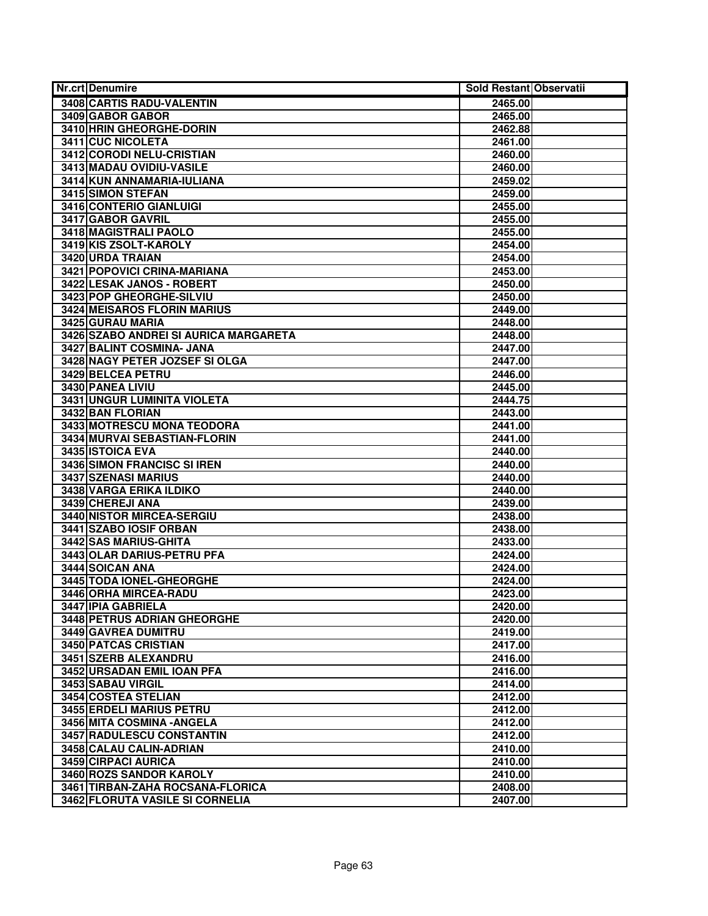| Nr.crt | Denumire | Sold Restant | Observatii |
|---|---|---|---|
| 3408 | CARTIS RADU-VALENTIN | 2465.00 | |
| 3409 | GABOR GABOR | 2465.00 | |
| 3410 | HRIN GHEORGHE-DORIN | 2462.88 | |
| 3411 | CUC NICOLETA | 2461.00 | |
| 3412 | CORODI NELU-CRISTIAN | 2460.00 | |
| 3413 | MADAU OVIDIU-VASILE | 2460.00 | |
| 3414 | KUN ANNAMARIA-IULIANA | 2459.02 | |
| 3415 | SIMON STEFAN | 2459.00 | |
| 3416 | CONTERIO GIANLUIGI | 2455.00 | |
| 3417 | GABOR GAVRIL | 2455.00 | |
| 3418 | MAGISTRALI PAOLO | 2455.00 | |
| 3419 | KIS ZSOLT-KAROLY | 2454.00 | |
| 3420 | URDA TRAIAN | 2454.00 | |
| 3421 | POPOVICI CRINA-MARIANA | 2453.00 | |
| 3422 | LESAK JANOS - ROBERT | 2450.00 | |
| 3423 | POP GHEORGHE-SILVIU | 2450.00 | |
| 3424 | MEISAROS FLORIN MARIUS | 2449.00 | |
| 3425 | GURAU MARIA | 2448.00 | |
| 3426 | SZABO ANDREI SI AURICA MARGARETA | 2448.00 | |
| 3427 | BALINT COSMINA- JANA | 2447.00 | |
| 3428 | NAGY PETER JOZSEF SI OLGA | 2447.00 | |
| 3429 | BELCEA PETRU | 2446.00 | |
| 3430 | PANEA LIVIU | 2445.00 | |
| 3431 | UNGUR LUMINITA VIOLETA | 2444.75 | |
| 3432 | BAN FLORIAN | 2443.00 | |
| 3433 | MOTRESCU MONA TEODORA | 2441.00 | |
| 3434 | MURVAI SEBASTIAN-FLORIN | 2441.00 | |
| 3435 | ISTOICA EVA | 2440.00 | |
| 3436 | SIMON FRANCISC SI IREN | 2440.00 | |
| 3437 | SZENASI MARIUS | 2440.00 | |
| 3438 | VARGA ERIKA ILDIKO | 2440.00 | |
| 3439 | CHEREJI ANA | 2439.00 | |
| 3440 | NISTOR MIRCEA-SERGIU | 2438.00 | |
| 3441 | SZABO IOSIF ORBAN | 2438.00 | |
| 3442 | SAS MARIUS-GHITA | 2433.00 | |
| 3443 | OLAR DARIUS-PETRU PFA | 2424.00 | |
| 3444 | SOICAN ANA | 2424.00 | |
| 3445 | TODA IONEL-GHEORGHE | 2424.00 | |
| 3446 | ORHA MIRCEA-RADU | 2423.00 | |
| 3447 | IPIA GABRIELA | 2420.00 | |
| 3448 | PETRUS ADRIAN GHEORGHE | 2420.00 | |
| 3449 | GAVREA DUMITRU | 2419.00 | |
| 3450 | PATCAS CRISTIAN | 2417.00 | |
| 3451 | SZERB ALEXANDRU | 2416.00 | |
| 3452 | URSADAN EMIL IOAN PFA | 2416.00 | |
| 3453 | SABAU VIRGIL | 2414.00 | |
| 3454 | COSTEA STELIAN | 2412.00 | |
| 3455 | ERDELI MARIUS PETRU | 2412.00 | |
| 3456 | MITA COSMINA -ANGELA | 2412.00 | |
| 3457 | RADULESCU CONSTANTIN | 2412.00 | |
| 3458 | CALAU CALIN-ADRIAN | 2410.00 | |
| 3459 | CIRPACI AURICA | 2410.00 | |
| 3460 | ROZS SANDOR KAROLY | 2410.00 | |
| 3461 | TIRBAN-ZAHA ROCSANA-FLORICA | 2408.00 | |
| 3462 | FLORUTA VASILE SI CORNELIA | 2407.00 | |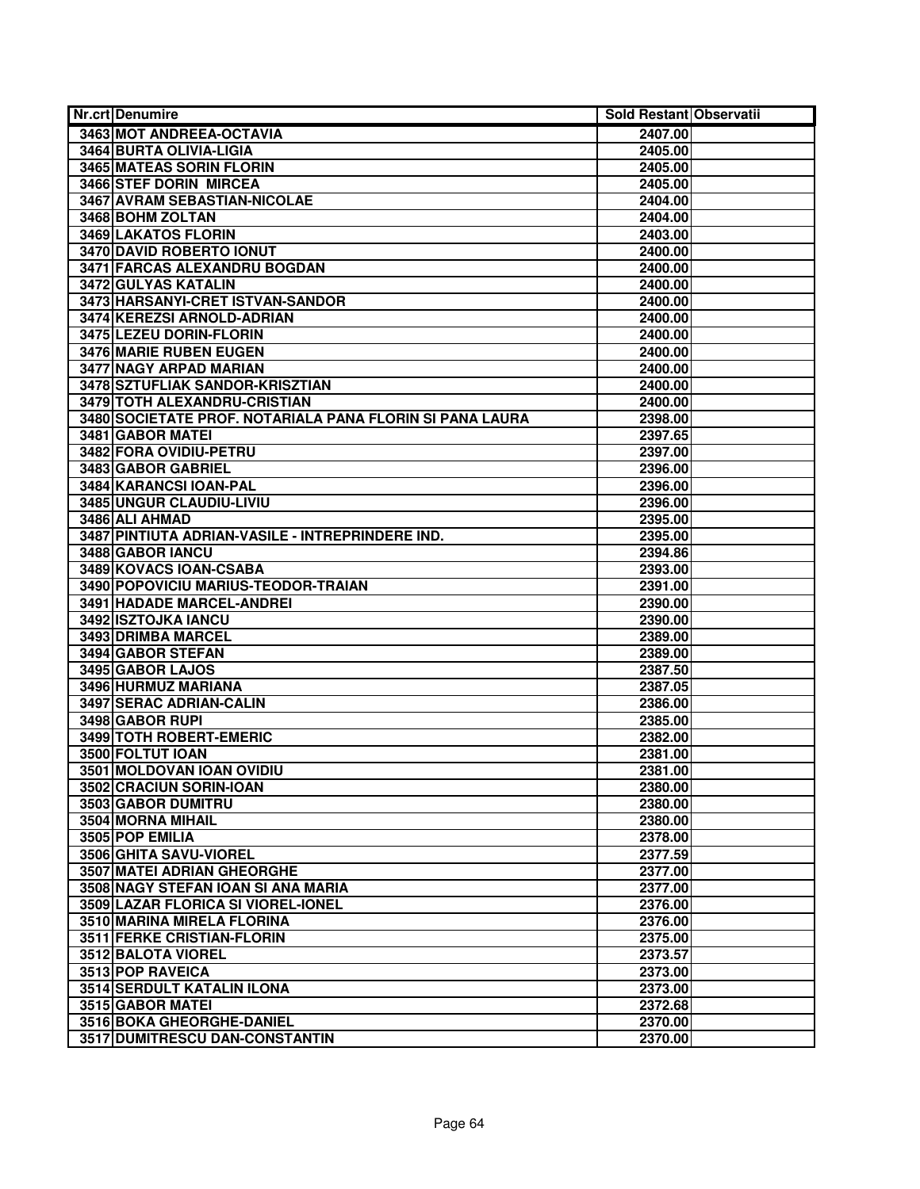| Nr.crt | Denumire | Sold Restant | Observatii |
|---|---|---|---|
| 3463 | MOT ANDREEA-OCTAVIA | 2407.00 | |
| 3464 | BURTA OLIVIA-LIGIA | 2405.00 | |
| 3465 | MATEAS SORIN FLORIN | 2405.00 | |
| 3466 | STEF DORIN  MIRCEA | 2405.00 | |
| 3467 | AVRAM SEBASTIAN-NICOLAE | 2404.00 | |
| 3468 | BOHM ZOLTAN | 2404.00 | |
| 3469 | LAKATOS FLORIN | 2403.00 | |
| 3470 | DAVID ROBERTO IONUT | 2400.00 | |
| 3471 | FARCAS ALEXANDRU BOGDAN | 2400.00 | |
| 3472 | GULYAS KATALIN | 2400.00 | |
| 3473 | HARSANYI-CRET ISTVAN-SANDOR | 2400.00 | |
| 3474 | KEREZSI ARNOLD-ADRIAN | 2400.00 | |
| 3475 | LEZEU DORIN-FLORIN | 2400.00 | |
| 3476 | MARIE RUBEN EUGEN | 2400.00 | |
| 3477 | NAGY ARPAD MARIAN | 2400.00 | |
| 3478 | SZTUFLIAK SANDOR-KRISZTIAN | 2400.00 | |
| 3479 | TOTH ALEXANDRU-CRISTIAN | 2400.00 | |
| 3480 | SOCIETATE PROF. NOTARIALA PANA FLORIN SI PANA LAURA | 2398.00 | |
| 3481 | GABOR MATEI | 2397.65 | |
| 3482 | FORA OVIDIU-PETRU | 2397.00 | |
| 3483 | GABOR GABRIEL | 2396.00 | |
| 3484 | KARANCSI IOAN-PAL | 2396.00 | |
| 3485 | UNGUR CLAUDIU-LIVIU | 2396.00 | |
| 3486 | ALI AHMAD | 2395.00 | |
| 3487 | PINTIUTA ADRIAN-VASILE - INTREPRINDERE IND. | 2395.00 | |
| 3488 | GABOR IANCU | 2394.86 | |
| 3489 | KOVACS IOAN-CSABA | 2393.00 | |
| 3490 | POPOVICIU MARIUS-TEODOR-TRAIAN | 2391.00 | |
| 3491 | HADADE MARCEL-ANDREI | 2390.00 | |
| 3492 | ISZTOJKA IANCU | 2390.00 | |
| 3493 | DRIMBA MARCEL | 2389.00 | |
| 3494 | GABOR STEFAN | 2389.00 | |
| 3495 | GABOR LAJOS | 2387.50 | |
| 3496 | HURMUZ MARIANA | 2387.05 | |
| 3497 | SERAC ADRIAN-CALIN | 2386.00 | |
| 3498 | GABOR RUPI | 2385.00 | |
| 3499 | TOTH ROBERT-EMERIC | 2382.00 | |
| 3500 | FOLTUT IOAN | 2381.00 | |
| 3501 | MOLDOVAN IOAN OVIDIU | 2381.00 | |
| 3502 | CRACIUN SORIN-IOAN | 2380.00 | |
| 3503 | GABOR DUMITRU | 2380.00 | |
| 3504 | MORNA MIHAIL | 2380.00 | |
| 3505 | POP EMILIA | 2378.00 | |
| 3506 | GHITA SAVU-VIOREL | 2377.59 | |
| 3507 | MATEI ADRIAN GHEORGHE | 2377.00 | |
| 3508 | NAGY STEFAN IOAN SI ANA MARIA | 2377.00 | |
| 3509 | LAZAR FLORICA SI VIOREL-IONEL | 2376.00 | |
| 3510 | MARINA MIRELA FLORINA | 2376.00 | |
| 3511 | FERKE CRISTIAN-FLORIN | 2375.00 | |
| 3512 | BALOTA VIOREL | 2373.57 | |
| 3513 | POP RAVEICA | 2373.00 | |
| 3514 | SERDULT KATALIN ILONA | 2373.00 | |
| 3515 | GABOR MATEI | 2372.68 | |
| 3516 | BOKA GHEORGHE-DANIEL | 2370.00 | |
| 3517 | DUMITRESCU DAN-CONSTANTIN | 2370.00 | |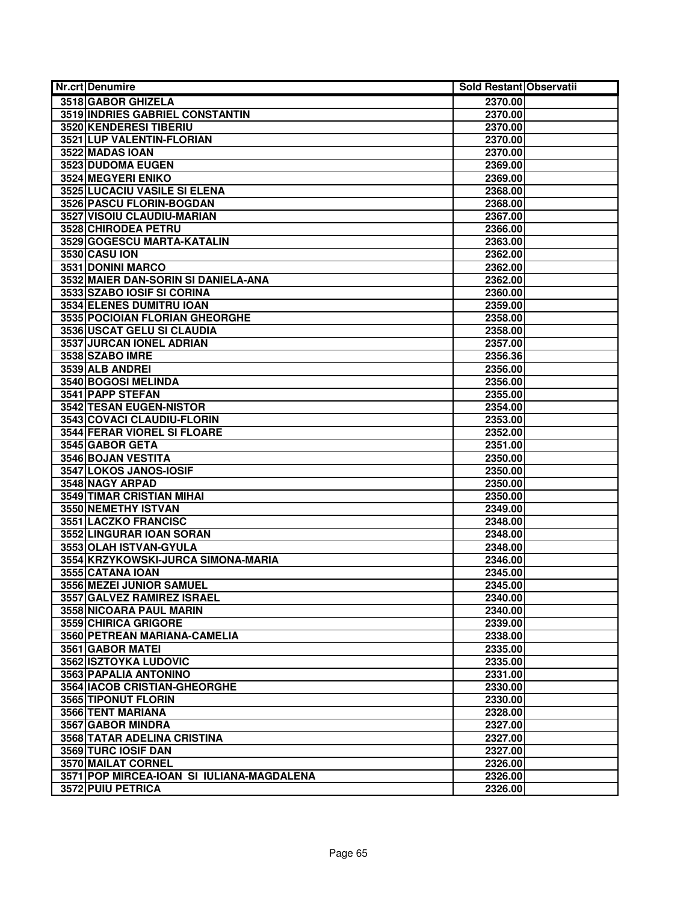| Nr.crt | Denumire | Sold Restant | Observatii |
|---|---|---|---|
| 3518 | GABOR GHIZELA | 2370.00 | |
| 3519 | INDRIES GABRIEL CONSTANTIN | 2370.00 | |
| 3520 | KENDERESI TIBERIU | 2370.00 | |
| 3521 | LUP VALENTIN-FLORIAN | 2370.00 | |
| 3522 | MADAS IOAN | 2370.00 | |
| 3523 | DUDOMA EUGEN | 2369.00 | |
| 3524 | MEGYERI ENIKO | 2369.00 | |
| 3525 | LUCACIU VASILE SI ELENA | 2368.00 | |
| 3526 | PASCU FLORIN-BOGDAN | 2368.00 | |
| 3527 | VISOIU CLAUDIU-MARIAN | 2367.00 | |
| 3528 | CHIRODEA PETRU | 2366.00 | |
| 3529 | GOGESCU MARTA-KATALIN | 2363.00 | |
| 3530 | CASU ION | 2362.00 | |
| 3531 | DONINI MARCO | 2362.00 | |
| 3532 | MAIER DAN-SORIN SI DANIELA-ANA | 2362.00 | |
| 3533 | SZABO IOSIF SI CORINA | 2360.00 | |
| 3534 | ELENES DUMITRU IOAN | 2359.00 | |
| 3535 | POCIOIAN FLORIAN GHEORGHE | 2358.00 | |
| 3536 | USCAT GELU SI CLAUDIA | 2358.00 | |
| 3537 | JURCAN IONEL ADRIAN | 2357.00 | |
| 3538 | SZABO IMRE | 2356.36 | |
| 3539 | ALB ANDREI | 2356.00 | |
| 3540 | BOGOSI MELINDA | 2356.00 | |
| 3541 | PAPP STEFAN | 2355.00 | |
| 3542 | TESAN EUGEN-NISTOR | 2354.00 | |
| 3543 | COVACI CLAUDIU-FLORIN | 2353.00 | |
| 3544 | FERAR VIOREL SI FLOARE | 2352.00 | |
| 3545 | GABOR GETA | 2351.00 | |
| 3546 | BOJAN VESTITA | 2350.00 | |
| 3547 | LOKOS JANOS-IOSIF | 2350.00 | |
| 3548 | NAGY ARPAD | 2350.00 | |
| 3549 | TIMAR CRISTIAN MIHAI | 2350.00 | |
| 3550 | NEMETHY ISTVAN | 2349.00 | |
| 3551 | LACZKO FRANCISC | 2348.00 | |
| 3552 | LINGURAR IOAN SORAN | 2348.00 | |
| 3553 | OLAH ISTVAN-GYULA | 2348.00 | |
| 3554 | KRZYKOWSKI-JURCA SIMONA-MARIA | 2346.00 | |
| 3555 | CATANA IOAN | 2345.00 | |
| 3556 | MEZEI JUNIOR SAMUEL | 2345.00 | |
| 3557 | GALVEZ RAMIREZ ISRAEL | 2340.00 | |
| 3558 | NICOARA PAUL MARIN | 2340.00 | |
| 3559 | CHIRICA GRIGORE | 2339.00 | |
| 3560 | PETREAN MARIANA-CAMELIA | 2338.00 | |
| 3561 | GABOR MATEI | 2335.00 | |
| 3562 | ISZTOYKA LUDOVIC | 2335.00 | |
| 3563 | PAPALIA ANTONINO | 2331.00 | |
| 3564 | IACOB CRISTIAN-GHEORGHE | 2330.00 | |
| 3565 | TIPONUT FLORIN | 2330.00 | |
| 3566 | TENT MARIANA | 2328.00 | |
| 3567 | GABOR MINDRA | 2327.00 | |
| 3568 | TATAR ADELINA CRISTINA | 2327.00 | |
| 3569 | TURC IOSIF DAN | 2327.00 | |
| 3570 | MAILAT CORNEL | 2326.00 | |
| 3571 | POP MIRCEA-IOAN SI IULIANA-MAGDALENA | 2326.00 | |
| 3572 | PUIU PETRICA | 2326.00 | |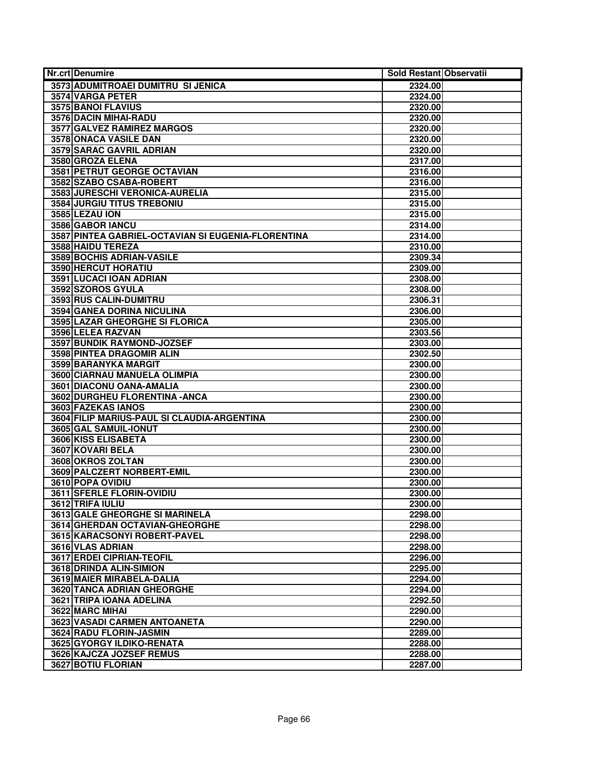| Nr.crt | Denumire | Sold Restant | Observatii |
|---|---|---|---|
| 3573 | ADUMITROAEI DUMITRU SI JENICA | 2324.00 | |
| 3574 | VARGA PETER | 2324.00 | |
| 3575 | BANOI FLAVIUS | 2320.00 | |
| 3576 | DACIN MIHAI-RADU | 2320.00 | |
| 3577 | GALVEZ RAMIREZ MARGOS | 2320.00 | |
| 3578 | ONACA VASILE DAN | 2320.00 | |
| 3579 | SARAC GAVRIL ADRIAN | 2320.00 | |
| 3580 | GROZA ELENA | 2317.00 | |
| 3581 | PETRUT GEORGE OCTAVIAN | 2316.00 | |
| 3582 | SZABO CSABA-ROBERT | 2316.00 | |
| 3583 | JURESCHI VERONICA-AURELIA | 2315.00 | |
| 3584 | JURGIU TITUS TREBONIU | 2315.00 | |
| 3585 | LEZAU ION | 2315.00 | |
| 3586 | GABOR IANCU | 2314.00 | |
| 3587 | PINTEA GABRIEL-OCTAVIAN SI EUGENIA-FLORENTINA | 2314.00 | |
| 3588 | HAIDU TEREZA | 2310.00 | |
| 3589 | BOCHIS ADRIAN-VASILE | 2309.34 | |
| 3590 | HERCUT HORATIU | 2309.00 | |
| 3591 | LUCACI IOAN ADRIAN | 2308.00 | |
| 3592 | SZOROS GYULA | 2308.00 | |
| 3593 | RUS CALIN-DUMITRU | 2306.31 | |
| 3594 | GANEA DORINA NICULINA | 2306.00 | |
| 3595 | LAZAR GHEORGHE SI FLORICA | 2305.00 | |
| 3596 | LELEA RAZVAN | 2303.56 | |
| 3597 | BUNDIK RAYMOND-JOZSEF | 2303.00 | |
| 3598 | PINTEA DRAGOMIR ALIN | 2302.50 | |
| 3599 | BARANYKA MARGIT | 2300.00 | |
| 3600 | CIARNAU MANUELA OLIMPIA | 2300.00 | |
| 3601 | DIACONU OANA-AMALIA | 2300.00 | |
| 3602 | DURGHEU FLORENTINA -ANCA | 2300.00 | |
| 3603 | FAZEKAS IANOS | 2300.00 | |
| 3604 | FILIP MARIUS-PAUL SI CLAUDIA-ARGENTINA | 2300.00 | |
| 3605 | GAL SAMUIL-IONUT | 2300.00 | |
| 3606 | KISS ELISABETA | 2300.00 | |
| 3607 | KOVARI BELA | 2300.00 | |
| 3608 | OKROS ZOLTAN | 2300.00 | |
| 3609 | PALCZERT NORBERT-EMIL | 2300.00 | |
| 3610 | POPA OVIDIU | 2300.00 | |
| 3611 | SFERLE FLORIN-OVIDIU | 2300.00 | |
| 3612 | TRIFA IULIU | 2300.00 | |
| 3613 | GALE GHEORGHE SI MARINELA | 2298.00 | |
| 3614 | GHERDAN OCTAVIAN-GHEORGHE | 2298.00 | |
| 3615 | KARACSONYI ROBERT-PAVEL | 2298.00 | |
| 3616 | VLAS ADRIAN | 2298.00 | |
| 3617 | ERDEI CIPRIAN-TEOFIL | 2296.00 | |
| 3618 | DRINDA ALIN-SIMION | 2295.00 | |
| 3619 | MAIER MIRABELA-DALIA | 2294.00 | |
| 3620 | TANCA ADRIAN GHEORGHE | 2294.00 | |
| 3621 | TRIPA IOANA ADELINA | 2292.50 | |
| 3622 | MARC MIHAI | 2290.00 | |
| 3623 | VASADI CARMEN ANTOANETA | 2290.00 | |
| 3624 | RADU FLORIN-JASMIN | 2289.00 | |
| 3625 | GYORGY ILDIKO-RENATA | 2288.00 | |
| 3626 | KAJCZA JOZSEF REMUS | 2288.00 | |
| 3627 | BOTIU FLORIAN | 2287.00 | |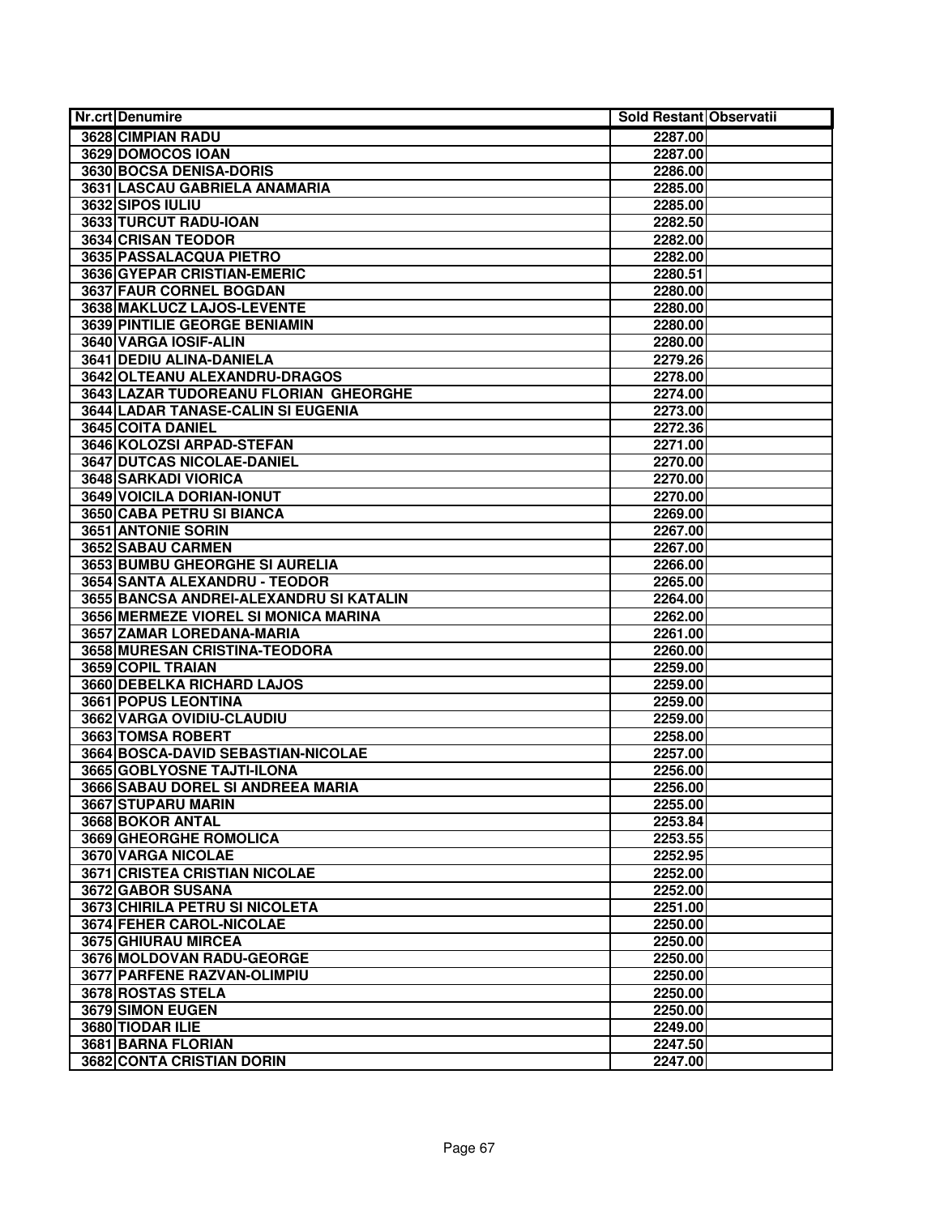| Nr.crt | Denumire | Sold Restant | Observatii |
|---|---|---|---|
| 3628 | CIMPIAN RADU | 2287.00 | |
| 3629 | DOMOCOS IOAN | 2287.00 | |
| 3630 | BOCSA DENISA-DORIS | 2286.00 | |
| 3631 | LASCAU GABRIELA ANAMARIA | 2285.00 | |
| 3632 | SIPOS IULIU | 2285.00 | |
| 3633 | TURCUT RADU-IOAN | 2282.50 | |
| 3634 | CRISAN TEODOR | 2282.00 | |
| 3635 | PASSALACQUA PIETRO | 2282.00 | |
| 3636 | GYEPAR CRISTIAN-EMERIC | 2280.51 | |
| 3637 | FAUR CORNEL BOGDAN | 2280.00 | |
| 3638 | MAKLUCZ LAJOS-LEVENTE | 2280.00 | |
| 3639 | PINTILIE GEORGE BENIAMIN | 2280.00 | |
| 3640 | VARGA IOSIF-ALIN | 2280.00 | |
| 3641 | DEDIU ALINA-DANIELA | 2279.26 | |
| 3642 | OLTEANU ALEXANDRU-DRAGOS | 2278.00 | |
| 3643 | LAZAR TUDOREANU FLORIAN GHEORGHE | 2274.00 | |
| 3644 | LADAR TANASE-CALIN SI EUGENIA | 2273.00 | |
| 3645 | COITA DANIEL | 2272.36 | |
| 3646 | KOLOZSI ARPAD-STEFAN | 2271.00 | |
| 3647 | DUTCAS NICOLAE-DANIEL | 2270.00 | |
| 3648 | SARKADI VIORICA | 2270.00 | |
| 3649 | VOICILA DORIAN-IONUT | 2270.00 | |
| 3650 | CABA PETRU SI BIANCA | 2269.00 | |
| 3651 | ANTONIE SORIN | 2267.00 | |
| 3652 | SABAU CARMEN | 2267.00 | |
| 3653 | BUMBU GHEORGHE SI AURELIA | 2266.00 | |
| 3654 | SANTA ALEXANDRU - TEODOR | 2265.00 | |
| 3655 | BANCSA ANDREI-ALEXANDRU SI KATALIN | 2264.00 | |
| 3656 | MERMEZE VIOREL SI MONICA MARINA | 2262.00 | |
| 3657 | ZAMAR LOREDANA-MARIA | 2261.00 | |
| 3658 | MURESAN CRISTINA-TEODORA | 2260.00 | |
| 3659 | COPIL TRAIAN | 2259.00 | |
| 3660 | DEBELKA RICHARD LAJOS | 2259.00 | |
| 3661 | POPUS LEONTINA | 2259.00 | |
| 3662 | VARGA OVIDIU-CLAUDIU | 2259.00 | |
| 3663 | TOMSA ROBERT | 2258.00 | |
| 3664 | BOSCA-DAVID SEBASTIAN-NICOLAE | 2257.00 | |
| 3665 | GOBLYOSNE TAJTI-ILONA | 2256.00 | |
| 3666 | SABAU DOREL SI ANDREEA MARIA | 2256.00 | |
| 3667 | STUPARU MARIN | 2255.00 | |
| 3668 | BOKOR ANTAL | 2253.84 | |
| 3669 | GHEORGHE ROMOLICA | 2253.55 | |
| 3670 | VARGA NICOLAE | 2252.95 | |
| 3671 | CRISTEA CRISTIAN NICOLAE | 2252.00 | |
| 3672 | GABOR SUSANA | 2252.00 | |
| 3673 | CHIRILA PETRU SI NICOLETA | 2251.00 | |
| 3674 | FEHER CAROL-NICOLAE | 2250.00 | |
| 3675 | GHIURAU MIRCEA | 2250.00 | |
| 3676 | MOLDOVAN RADU-GEORGE | 2250.00 | |
| 3677 | PARFENE RAZVAN-OLIMPIU | 2250.00 | |
| 3678 | ROSTAS STELA | 2250.00 | |
| 3679 | SIMON EUGEN | 2250.00 | |
| 3680 | TIODAR ILIE | 2249.00 | |
| 3681 | BARNA FLORIAN | 2247.50 | |
| 3682 | CONTA CRISTIAN DORIN | 2247.00 | |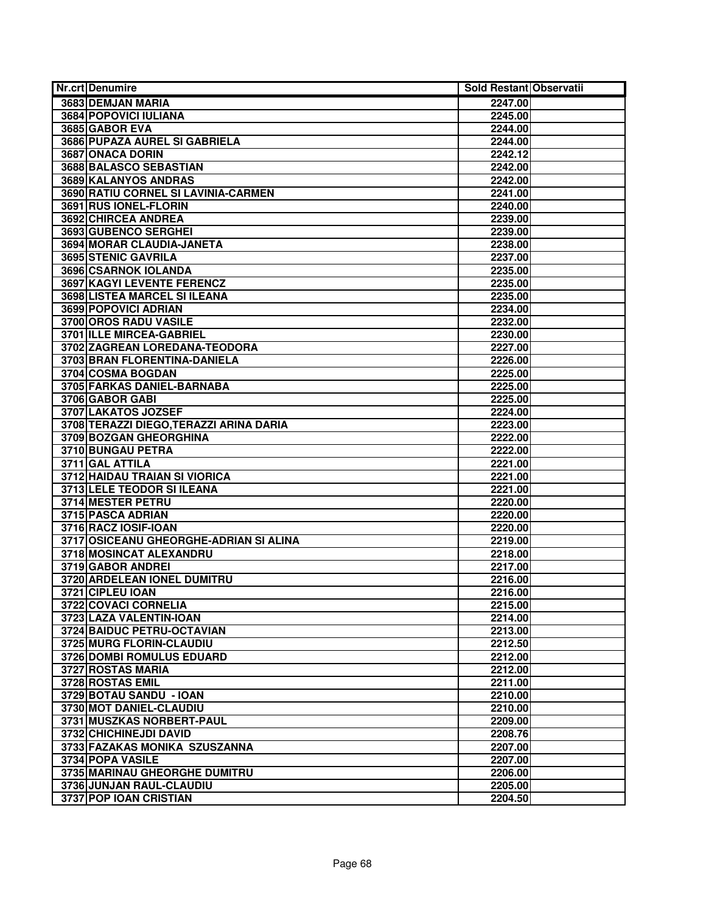| Nr.crt | Denumire | Sold Restant | Observatii |
|---|---|---|---|
| 3683 | DEMJAN MARIA | 2247.00 | |
| 3684 | POPOVICI IULIANA | 2245.00 | |
| 3685 | GABOR EVA | 2244.00 | |
| 3686 | PUPAZA AUREL SI GABRIELA | 2244.00 | |
| 3687 | ONACA DORIN | 2242.12 | |
| 3688 | BALASCO SEBASTIAN | 2242.00 | |
| 3689 | KALANYOS ANDRAS | 2242.00 | |
| 3690 | RATIU CORNEL SI LAVINIA-CARMEN | 2241.00 | |
| 3691 | RUS IONEL-FLORIN | 2240.00 | |
| 3692 | CHIRCEA ANDREA | 2239.00 | |
| 3693 | GUBENCO SERGHEI | 2239.00 | |
| 3694 | MORAR CLAUDIA-JANETA | 2238.00 | |
| 3695 | STENIC GAVRILA | 2237.00 | |
| 3696 | CSARNOK IOLANDA | 2235.00 | |
| 3697 | KAGYI LEVENTE FERENCZ | 2235.00 | |
| 3698 | LISTEA MARCEL SI ILEANA | 2235.00 | |
| 3699 | POPOVICI ADRIAN | 2234.00 | |
| 3700 | OROS RADU VASILE | 2232.00 | |
| 3701 | ILLE MIRCEA-GABRIEL | 2230.00 | |
| 3702 | ZAGREAN LOREDANA-TEODORA | 2227.00 | |
| 3703 | BRAN FLORENTINA-DANIELA | 2226.00 | |
| 3704 | COSMA BOGDAN | 2225.00 | |
| 3705 | FARKAS DANIEL-BARNABA | 2225.00 | |
| 3706 | GABOR GABI | 2225.00 | |
| 3707 | LAKATOS JOZSEF | 2224.00 | |
| 3708 | TERAZZI DIEGO,TERAZZI ARINA DARIA | 2223.00 | |
| 3709 | BOZGAN GHEORGHINA | 2222.00 | |
| 3710 | BUNGAU PETRA | 2222.00 | |
| 3711 | GAL ATTILA | 2221.00 | |
| 3712 | HAIDAU TRAIAN SI VIORICA | 2221.00 | |
| 3713 | LELE TEODOR SI ILEANA | 2221.00 | |
| 3714 | MESTER PETRU | 2220.00 | |
| 3715 | PASCA ADRIAN | 2220.00 | |
| 3716 | RACZ IOSIF-IOAN | 2220.00 | |
| 3717 | OSICEANU GHEORGHE-ADRIAN SI ALINA | 2219.00 | |
| 3718 | MOSINCAT ALEXANDRU | 2218.00 | |
| 3719 | GABOR ANDREI | 2217.00 | |
| 3720 | ARDELEAN IONEL DUMITRU | 2216.00 | |
| 3721 | CIPLEU IOAN | 2216.00 | |
| 3722 | COVACI CORNELIA | 2215.00 | |
| 3723 | LAZA VALENTIN-IOAN | 2214.00 | |
| 3724 | BAIDUC PETRU-OCTAVIAN | 2213.00 | |
| 3725 | MURG FLORIN-CLAUDIU | 2212.50 | |
| 3726 | DOMBI ROMULUS EDUARD | 2212.00 | |
| 3727 | ROSTAS MARIA | 2212.00 | |
| 3728 | ROSTAS EMIL | 2211.00 | |
| 3729 | BOTAU SANDU - IOAN | 2210.00 | |
| 3730 | MOT DANIEL-CLAUDIU | 2210.00 | |
| 3731 | MUSZKAS NORBERT-PAUL | 2209.00 | |
| 3732 | CHICHINEJDI DAVID | 2208.76 | |
| 3733 | FAZAKAS MONIKA SZUSZANNA | 2207.00 | |
| 3734 | POPA VASILE | 2207.00 | |
| 3735 | MARINAU GHEORGHE DUMITRU | 2206.00 | |
| 3736 | JUNJAN RAUL-CLAUDIU | 2205.00 | |
| 3737 | POP IOAN CRISTIAN | 2204.50 | |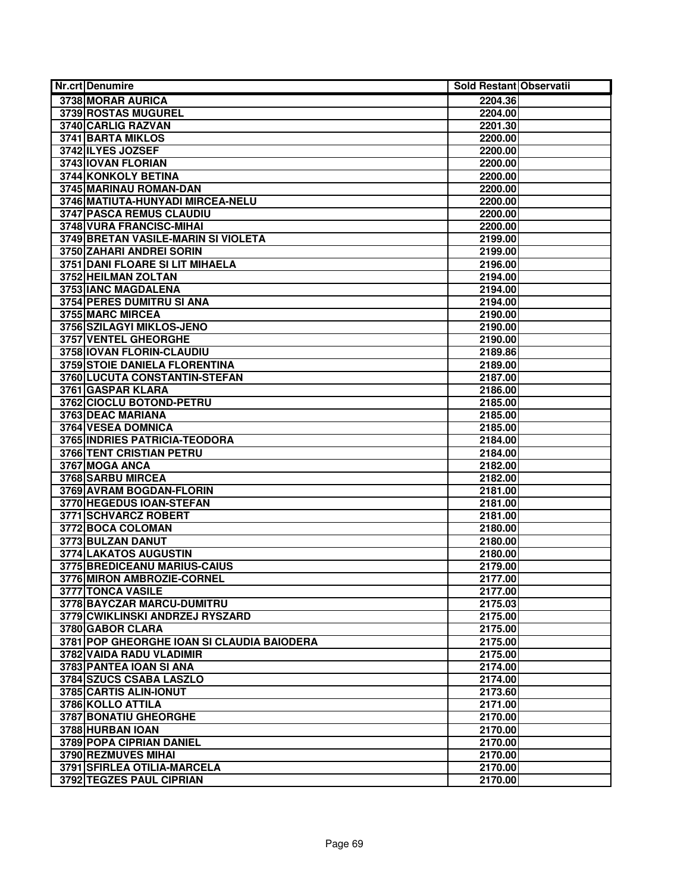| Nr.crt | Denumire | Sold Restant | Observatii |
|---|---|---|---|
| 3738 | MORAR AURICA | 2204.36 | |
| 3739 | ROSTAS MUGUREL | 2204.00 | |
| 3740 | CARLIG RAZVAN | 2201.30 | |
| 3741 | BARTA MIKLOS | 2200.00 | |
| 3742 | ILYES JOZSEF | 2200.00 | |
| 3743 | IOVAN FLORIAN | 2200.00 | |
| 3744 | KONKOLY BETINA | 2200.00 | |
| 3745 | MARINAU ROMAN-DAN | 2200.00 | |
| 3746 | MATIUTA-HUNYADI MIRCEA-NELU | 2200.00 | |
| 3747 | PASCA REMUS CLAUDIU | 2200.00 | |
| 3748 | VURA FRANCISC-MIHAI | 2200.00 | |
| 3749 | BRETAN VASILE-MARIN SI VIOLETA | 2199.00 | |
| 3750 | ZAHARI ANDREI SORIN | 2199.00 | |
| 3751 | DANI FLOARE SI LIT MIHAELA | 2196.00 | |
| 3752 | HEILMAN ZOLTAN | 2194.00 | |
| 3753 | IANC MAGDALENA | 2194.00 | |
| 3754 | PERES DUMITRU SI ANA | 2194.00 | |
| 3755 | MARC MIRCEA | 2190.00 | |
| 3756 | SZILAGYI MIKLOS-JENO | 2190.00 | |
| 3757 | VENTEL GHEORGHE | 2190.00 | |
| 3758 | IOVAN FLORIN-CLAUDIU | 2189.86 | |
| 3759 | STOIE DANIELA FLORENTINA | 2189.00 | |
| 3760 | LUCUTA CONSTANTIN-STEFAN | 2187.00 | |
| 3761 | GASPAR KLARA | 2186.00 | |
| 3762 | CIOCLU BOTOND-PETRU | 2185.00 | |
| 3763 | DEAC MARIANA | 2185.00 | |
| 3764 | VESEA DOMNICA | 2185.00 | |
| 3765 | INDRIES PATRICIA-TEODORA | 2184.00 | |
| 3766 | TENT CRISTIAN PETRU | 2184.00 | |
| 3767 | MOGA ANCA | 2182.00 | |
| 3768 | SARBU MIRCEA | 2182.00 | |
| 3769 | AVRAM BOGDAN-FLORIN | 2181.00 | |
| 3770 | HEGEDUS IOAN-STEFAN | 2181.00 | |
| 3771 | SCHVARCZ ROBERT | 2181.00 | |
| 3772 | BOCA COLOMAN | 2180.00 | |
| 3773 | BULZAN DANUT | 2180.00 | |
| 3774 | LAKATOS AUGUSTIN | 2180.00 | |
| 3775 | BREDICEANU MARIUS-CAIUS | 2179.00 | |
| 3776 | MIRON AMBROZIE-CORNEL | 2177.00 | |
| 3777 | TONCA VASILE | 2177.00 | |
| 3778 | BAYCZAR MARCU-DUMITRU | 2175.03 | |
| 3779 | CWIKLINSKI ANDRZEJ RYSZARD | 2175.00 | |
| 3780 | GABOR CLARA | 2175.00 | |
| 3781 | POP GHEORGHE IOAN SI CLAUDIA BAIODERA | 2175.00 | |
| 3782 | VAIDA RADU VLADIMIR | 2175.00 | |
| 3783 | PANTEA IOAN SI ANA | 2174.00 | |
| 3784 | SZUCS CSABA LASZLO | 2174.00 | |
| 3785 | CARTIS ALIN-IONUT | 2173.60 | |
| 3786 | KOLLO ATTILA | 2171.00 | |
| 3787 | BONATIU GHEORGHE | 2170.00 | |
| 3788 | HURBAN IOAN | 2170.00 | |
| 3789 | POPA CIPRIAN DANIEL | 2170.00 | |
| 3790 | REZMUVES MIHAI | 2170.00 | |
| 3791 | SFIRLEA OTILIA-MARCELA | 2170.00 | |
| 3792 | TEGZES PAUL CIPRIAN | 2170.00 | |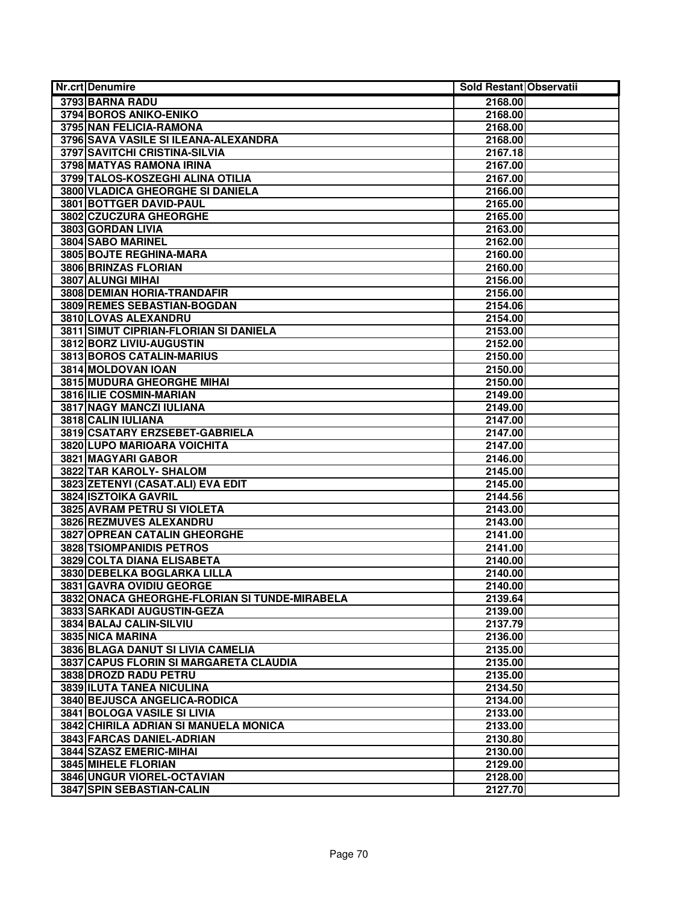| Nr.crt | Denumire | Sold Restant | Observatii |
|---|---|---|---|
| 3793 | BARNA RADU | 2168.00 | |
| 3794 | BOROS ANIKO-ENIKO | 2168.00 | |
| 3795 | NAN FELICIA-RAMONA | 2168.00 | |
| 3796 | SAVA VASILE SI ILEANA-ALEXANDRA | 2168.00 | |
| 3797 | SAVITCHI CRISTINA-SILVIA | 2167.18 | |
| 3798 | MATYAS RAMONA IRINA | 2167.00 | |
| 3799 | TALOS-KOSZEGHI ALINA OTILIA | 2167.00 | |
| 3800 | VLADICA GHEORGHE SI DANIELA | 2166.00 | |
| 3801 | BOTTGER DAVID-PAUL | 2165.00 | |
| 3802 | CZUCZURA GHEORGHE | 2165.00 | |
| 3803 | GORDAN LIVIA | 2163.00 | |
| 3804 | SABO MARINEL | 2162.00 | |
| 3805 | BOJTE REGHINA-MARA | 2160.00 | |
| 3806 | BRINZAS FLORIAN | 2160.00 | |
| 3807 | ALUNGI MIHAI | 2156.00 | |
| 3808 | DEMIAN HORIA-TRANDAFIR | 2156.00 | |
| 3809 | REMES SEBASTIAN-BOGDAN | 2154.06 | |
| 3810 | LOVAS ALEXANDRU | 2154.00 | |
| 3811 | SIMUT CIPRIAN-FLORIAN SI DANIELA | 2153.00 | |
| 3812 | BORZ LIVIU-AUGUSTIN | 2152.00 | |
| 3813 | BOROS CATALIN-MARIUS | 2150.00 | |
| 3814 | MOLDOVAN IOAN | 2150.00 | |
| 3815 | MUDURA GHEORGHE MIHAI | 2150.00 | |
| 3816 | ILIE COSMIN-MARIAN | 2149.00 | |
| 3817 | NAGY MANCZI IULIANA | 2149.00 | |
| 3818 | CALIN IULIANA | 2147.00 | |
| 3819 | CSATARY ERZSEBET-GABRIELA | 2147.00 | |
| 3820 | LUPO MARIOARA VOICHITA | 2147.00 | |
| 3821 | MAGYARI GABOR | 2146.00 | |
| 3822 | TAR KAROLY- SHALOM | 2145.00 | |
| 3823 | ZETENYI (CASAT.ALI) EVA EDIT | 2145.00 | |
| 3824 | ISZTOIKA GAVRIL | 2144.56 | |
| 3825 | AVRAM PETRU SI VIOLETA | 2143.00 | |
| 3826 | REZMUVES ALEXANDRU | 2143.00 | |
| 3827 | OPREAN CATALIN GHEORGHE | 2141.00 | |
| 3828 | TSIOMPANIDIS PETROS | 2141.00 | |
| 3829 | COLTA DIANA ELISABETA | 2140.00 | |
| 3830 | DEBELKA BOGLARKA LILLA | 2140.00 | |
| 3831 | GAVRA OVIDIU GEORGE | 2140.00 | |
| 3832 | ONACA GHEORGHE-FLORIAN SI TUNDE-MIRABELA | 2139.64 | |
| 3833 | SARKADI AUGUSTIN-GEZA | 2139.00 | |
| 3834 | BALAJ CALIN-SILVIU | 2137.79 | |
| 3835 | NICA MARINA | 2136.00 | |
| 3836 | BLAGA DANUT SI LIVIA CAMELIA | 2135.00 | |
| 3837 | CAPUS FLORIN SI MARGARETA CLAUDIA | 2135.00 | |
| 3838 | DROZD RADU PETRU | 2135.00 | |
| 3839 | ILUTA TANEA NICULINA | 2134.50 | |
| 3840 | BEJUSCA ANGELICA-RODICA | 2134.00 | |
| 3841 | BOLOGA VASILE SI LIVIA | 2133.00 | |
| 3842 | CHIRILA ADRIAN SI MANUELA MONICA | 2133.00 | |
| 3843 | FARCAS DANIEL-ADRIAN | 2130.80 | |
| 3844 | SZASZ EMERIC-MIHAI | 2130.00 | |
| 3845 | MIHELE FLORIAN | 2129.00 | |
| 3846 | UNGUR VIOREL-OCTAVIAN | 2128.00 | |
| 3847 | SPIN SEBASTIAN-CALIN | 2127.70 | |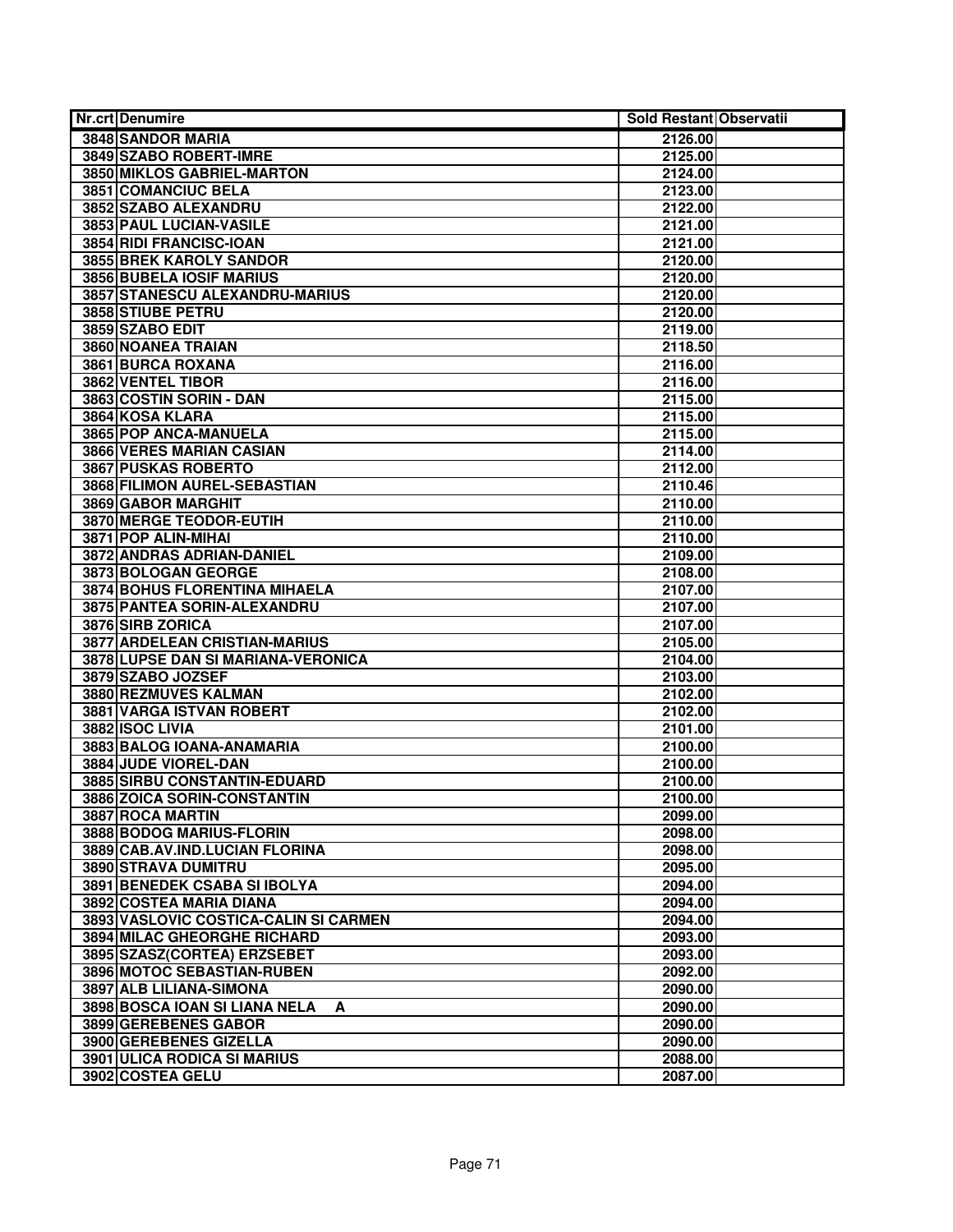| Nr.crt | Denumire | Sold Restant | Observatii |
|---|---|---|---|
| 3848 | SANDOR MARIA | 2126.00 | |
| 3849 | SZABO ROBERT-IMRE | 2125.00 | |
| 3850 | MIKLOS GABRIEL-MARTON | 2124.00 | |
| 3851 | COMANCIUC BELA | 2123.00 | |
| 3852 | SZABO ALEXANDRU | 2122.00 | |
| 3853 | PAUL LUCIAN-VASILE | 2121.00 | |
| 3854 | RIDI FRANCISC-IOAN | 2121.00 | |
| 3855 | BREK KAROLY SANDOR | 2120.00 | |
| 3856 | BUBELA IOSIF MARIUS | 2120.00 | |
| 3857 | STANESCU ALEXANDRU-MARIUS | 2120.00 | |
| 3858 | STIUBE PETRU | 2120.00 | |
| 3859 | SZABO EDIT | 2119.00 | |
| 3860 | NOANEA TRAIAN | 2118.50 | |
| 3861 | BURCA ROXANA | 2116.00 | |
| 3862 | VENTEL TIBOR | 2116.00 | |
| 3863 | COSTIN SORIN - DAN | 2115.00 | |
| 3864 | KOSA KLARA | 2115.00 | |
| 3865 | POP ANCA-MANUELA | 2115.00 | |
| 3866 | VERES MARIAN CASIAN | 2114.00 | |
| 3867 | PUSKAS ROBERTO | 2112.00 | |
| 3868 | FILIMON AUREL-SEBASTIAN | 2110.46 | |
| 3869 | GABOR MARGHIT | 2110.00 | |
| 3870 | MERGE TEODOR-EUTIH | 2110.00 | |
| 3871 | POP ALIN-MIHAI | 2110.00 | |
| 3872 | ANDRAS ADRIAN-DANIEL | 2109.00 | |
| 3873 | BOLOGAN GEORGE | 2108.00 | |
| 3874 | BOHUS FLORENTINA MIHAELA | 2107.00 | |
| 3875 | PANTEA SORIN-ALEXANDRU | 2107.00 | |
| 3876 | SIRB ZORICA | 2107.00 | |
| 3877 | ARDELEAN CRISTIAN-MARIUS | 2105.00 | |
| 3878 | LUPSE DAN SI MARIANA-VERONICA | 2104.00 | |
| 3879 | SZABO JOZSEF | 2103.00 | |
| 3880 | REZMUVES KALMAN | 2102.00 | |
| 3881 | VARGA ISTVAN ROBERT | 2102.00 | |
| 3882 | ISOC LIVIA | 2101.00 | |
| 3883 | BALOG IOANA-ANAMARIA | 2100.00 | |
| 3884 | JUDE VIOREL-DAN | 2100.00 | |
| 3885 | SIRBU CONSTANTIN-EDUARD | 2100.00 | |
| 3886 | ZOICA SORIN-CONSTANTIN | 2100.00 | |
| 3887 | ROCA MARTIN | 2099.00 | |
| 3888 | BODOG MARIUS-FLORIN | 2098.00 | |
| 3889 | CAB.AV.IND.LUCIAN FLORINA | 2098.00 | |
| 3890 | STRAVA DUMITRU | 2095.00 | |
| 3891 | BENEDEK CSABA SI IBOLYA | 2094.00 | |
| 3892 | COSTEA MARIA DIANA | 2094.00 | |
| 3893 | VASLOVIC COSTICA-CALIN SI CARMEN | 2094.00 | |
| 3894 | MILAC GHEORGHE RICHARD | 2093.00 | |
| 3895 | SZASZ(CORTEA) ERZSEBET | 2093.00 | |
| 3896 | MOTOC SEBASTIAN-RUBEN | 2092.00 | |
| 3897 | ALB LILIANA-SIMONA | 2090.00 | |
| 3898 | BOSCA IOAN SI LIANA NELA A | 2090.00 | |
| 3899 | GEREBENES GABOR | 2090.00 | |
| 3900 | GEREBENES GIZELLA | 2090.00 | |
| 3901 | ULICA RODICA SI MARIUS | 2088.00 | |
| 3902 | COSTEA GELU | 2087.00 | |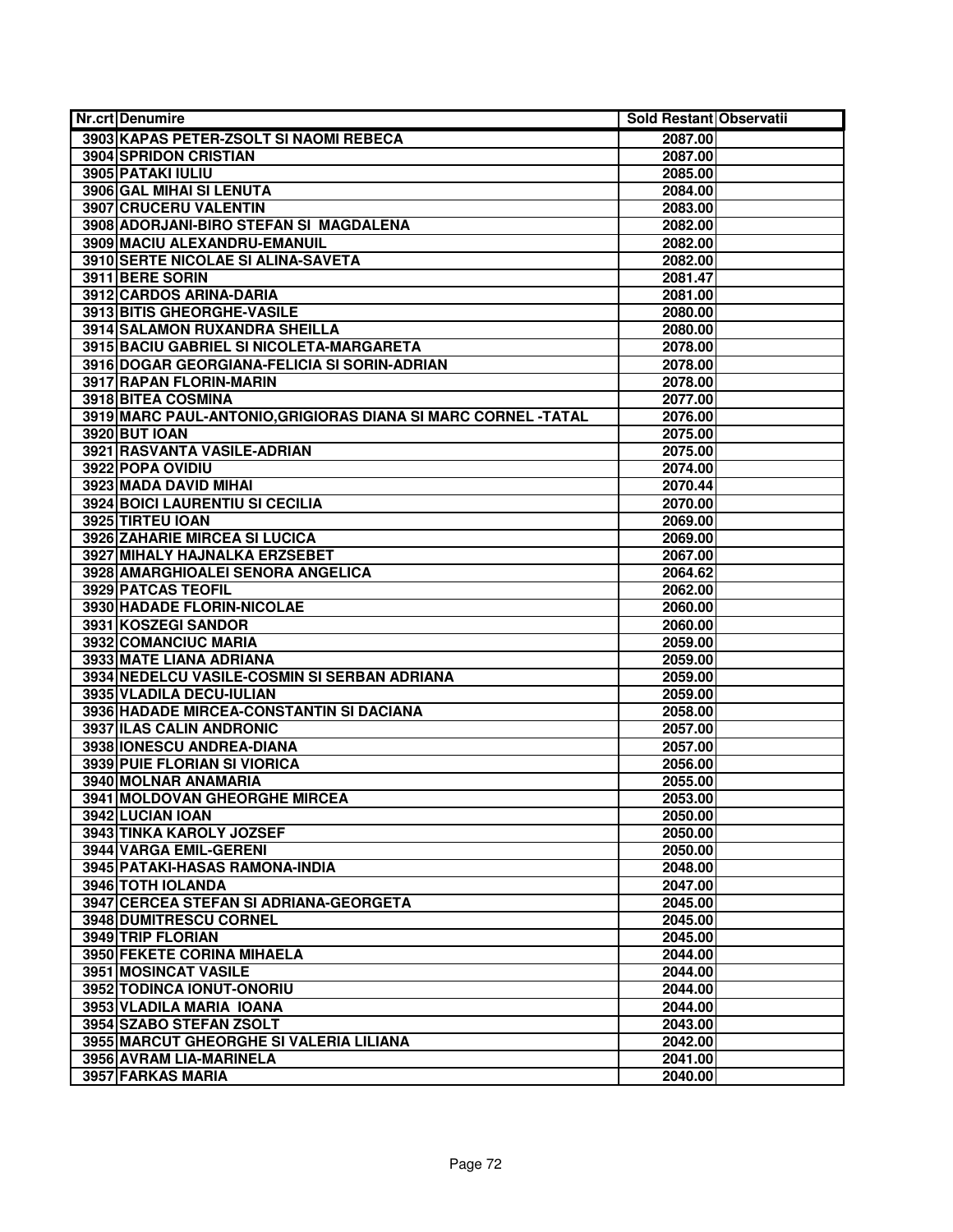| Nr.crt | Denumire | Sold Restant | Observatii |
|---|---|---|---|
| 3903 | KAPAS PETER-ZSOLT SI NAOMI REBECA | 2087.00 | |
| 3904 | SPRIDON CRISTIAN | 2087.00 | |
| 3905 | PATAKI IULIU | 2085.00 | |
| 3906 | GAL MIHAI SI LENUTA | 2084.00 | |
| 3907 | CRUCERU VALENTIN | 2083.00 | |
| 3908 | ADORJANI-BIRO STEFAN SI MAGDALENA | 2082.00 | |
| 3909 | MACIU ALEXANDRU-EMANUIL | 2082.00 | |
| 3910 | SERTE NICOLAE SI ALINA-SAVETA | 2082.00 | |
| 3911 | BERE SORIN | 2081.47 | |
| 3912 | CARDOS ARINA-DARIA | 2081.00 | |
| 3913 | BITIS GHEORGHE-VASILE | 2080.00 | |
| 3914 | SALAMON RUXANDRA SHEILLA | 2080.00 | |
| 3915 | BACIU GABRIEL SI NICOLETA-MARGARETA | 2078.00 | |
| 3916 | DOGAR GEORGIANA-FELICIA SI SORIN-ADRIAN | 2078.00 | |
| 3917 | RAPAN FLORIN-MARIN | 2078.00 | |
| 3918 | BITEA COSMINA | 2077.00 | |
| 3919 | MARC PAUL-ANTONIO,GRIGIORAS DIANA SI MARC CORNEL -TATAL | 2076.00 | |
| 3920 | BUT IOAN | 2075.00 | |
| 3921 | RASVANTA VASILE-ADRIAN | 2075.00 | |
| 3922 | POPA OVIDIU | 2074.00 | |
| 3923 | MADA DAVID MIHAI | 2070.44 | |
| 3924 | BOICI LAURENTIU SI CECILIA | 2070.00 | |
| 3925 | TIRTEU IOAN | 2069.00 | |
| 3926 | ZAHARIE MIRCEA SI LUCICA | 2069.00 | |
| 3927 | MIHALY HAJNALKA ERZSEBET | 2067.00 | |
| 3928 | AMARGHIOALEI SENORA ANGELICA | 2064.62 | |
| 3929 | PATCAS TEOFIL | 2062.00 | |
| 3930 | HADADE FLORIN-NICOLAE | 2060.00 | |
| 3931 | KOSZEGI SANDOR | 2060.00 | |
| 3932 | COMANCIUC MARIA | 2059.00 | |
| 3933 | MATE LIANA ADRIANA | 2059.00 | |
| 3934 | NEDELCU VASILE-COSMIN SI SERBAN ADRIANA | 2059.00 | |
| 3935 | VLADILA DECU-IULIAN | 2059.00 | |
| 3936 | HADADE MIRCEA-CONSTANTIN SI DACIANA | 2058.00 | |
| 3937 | ILAS CALIN ANDRONIC | 2057.00 | |
| 3938 | IONESCU ANDREA-DIANA | 2057.00 | |
| 3939 | PUIE FLORIAN SI VIORICA | 2056.00 | |
| 3940 | MOLNAR ANAMARIA | 2055.00 | |
| 3941 | MOLDOVAN GHEORGHE MIRCEA | 2053.00 | |
| 3942 | LUCIAN IOAN | 2050.00 | |
| 3943 | TINKA KAROLY JOZSEF | 2050.00 | |
| 3944 | VARGA EMIL-GERENI | 2050.00 | |
| 3945 | PATAKI-HASAS RAMONA-INDIA | 2048.00 | |
| 3946 | TOTH IOLANDA | 2047.00 | |
| 3947 | CERCEA STEFAN SI ADRIANA-GEORGETA | 2045.00 | |
| 3948 | DUMITRESCU CORNEL | 2045.00 | |
| 3949 | TRIP FLORIAN | 2045.00 | |
| 3950 | FEKETE CORINA MIHAELA | 2044.00 | |
| 3951 | MOSINCAT VASILE | 2044.00 | |
| 3952 | TODINCA IONUT-ONORIU | 2044.00 | |
| 3953 | VLADILA MARIA IOANA | 2044.00 | |
| 3954 | SZABO STEFAN ZSOLT | 2043.00 | |
| 3955 | MARCUT GHEORGHE SI VALERIA LILIANA | 2042.00 | |
| 3956 | AVRAM LIA-MARINELA | 2041.00 | |
| 3957 | FARKAS MARIA | 2040.00 | |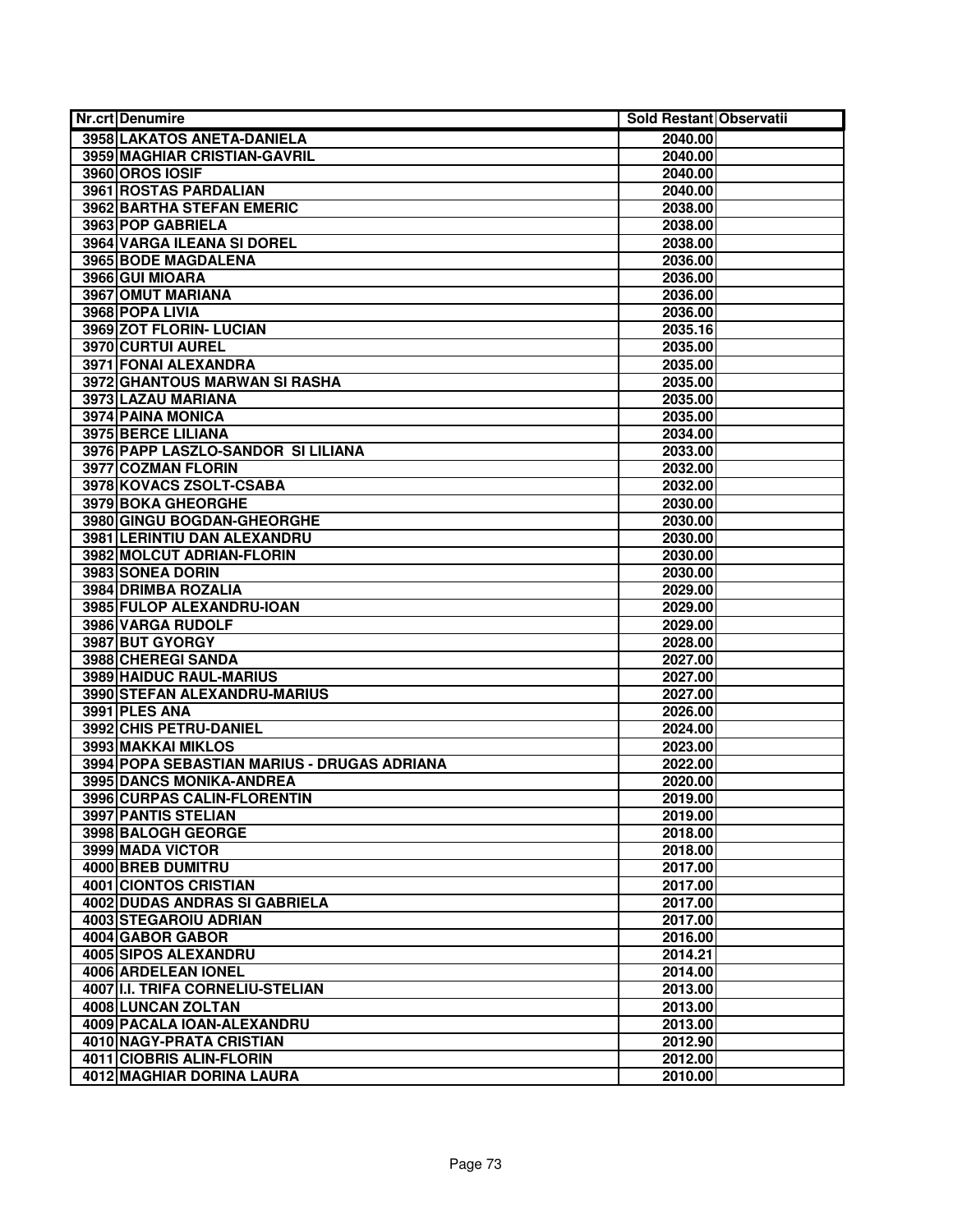| Nr.crt | Denumire | Sold Restant | Observatii |
|---|---|---|---|
| 3958 | LAKATOS ANETA-DANIELA | 2040.00 | |
| 3959 | MAGHIAR CRISTIAN-GAVRIL | 2040.00 | |
| 3960 | OROS IOSIF | 2040.00 | |
| 3961 | ROSTAS PARDALIAN | 2040.00 | |
| 3962 | BARTHA STEFAN EMERIC | 2038.00 | |
| 3963 | POP GABRIELA | 2038.00 | |
| 3964 | VARGA ILEANA SI DOREL | 2038.00 | |
| 3965 | BODE MAGDALENA | 2036.00 | |
| 3966 | GUI MIOARA | 2036.00 | |
| 3967 | OMUT MARIANA | 2036.00 | |
| 3968 | POPA LIVIA | 2036.00 | |
| 3969 | ZOT FLORIN- LUCIAN | 2035.16 | |
| 3970 | CURTUI AUREL | 2035.00 | |
| 3971 | FONAI ALEXANDRA | 2035.00 | |
| 3972 | GHANTOUS MARWAN SI RASHA | 2035.00 | |
| 3973 | LAZAU MARIANA | 2035.00 | |
| 3974 | PAINA MONICA | 2035.00 | |
| 3975 | BERCE LILIANA | 2034.00 | |
| 3976 | PAPP LASZLO-SANDOR SI LILIANA | 2033.00 | |
| 3977 | COZMAN FLORIN | 2032.00 | |
| 3978 | KOVACS ZSOLT-CSABA | 2032.00 | |
| 3979 | BOKA GHEORGHE | 2030.00 | |
| 3980 | GINGU BOGDAN-GHEORGHE | 2030.00 | |
| 3981 | LERINTIU DAN ALEXANDRU | 2030.00 | |
| 3982 | MOLCUT ADRIAN-FLORIN | 2030.00 | |
| 3983 | SONEA DORIN | 2030.00 | |
| 3984 | DRIMBA ROZALIA | 2029.00 | |
| 3985 | FULOP ALEXANDRU-IOAN | 2029.00 | |
| 3986 | VARGA RUDOLF | 2029.00 | |
| 3987 | BUT GYORGY | 2028.00 | |
| 3988 | CHEREGI SANDA | 2027.00 | |
| 3989 | HAIDUC RAUL-MARIUS | 2027.00 | |
| 3990 | STEFAN ALEXANDRU-MARIUS | 2027.00 | |
| 3991 | PLES ANA | 2026.00 | |
| 3992 | CHIS PETRU-DANIEL | 2024.00 | |
| 3993 | MAKKAI MIKLOS | 2023.00 | |
| 3994 | POPA SEBASTIAN MARIUS - DRUGAS ADRIANA | 2022.00 | |
| 3995 | DANCS MONIKA-ANDREA | 2020.00 | |
| 3996 | CURPAS CALIN-FLORENTIN | 2019.00 | |
| 3997 | PANTIS STELIAN | 2019.00 | |
| 3998 | BALOGH GEORGE | 2018.00 | |
| 3999 | MADA VICTOR | 2018.00 | |
| 4000 | BREB DUMITRU | 2017.00 | |
| 4001 | CIONTOS CRISTIAN | 2017.00 | |
| 4002 | DUDAS ANDRAS SI GABRIELA | 2017.00 | |
| 4003 | STEGAROIU ADRIAN | 2017.00 | |
| 4004 | GABOR GABOR | 2016.00 | |
| 4005 | SIPOS ALEXANDRU | 2014.21 | |
| 4006 | ARDELEAN IONEL | 2014.00 | |
| 4007 | I.I. TRIFA CORNELIU-STELIAN | 2013.00 | |
| 4008 | LUNCAN ZOLTAN | 2013.00 | |
| 4009 | PACALA IOAN-ALEXANDRU | 2013.00 | |
| 4010 | NAGY-PRATA CRISTIAN | 2012.90 | |
| 4011 | CIOBRIS ALIN-FLORIN | 2012.00 | |
| 4012 | MAGHIAR DORINA LAURA | 2010.00 | |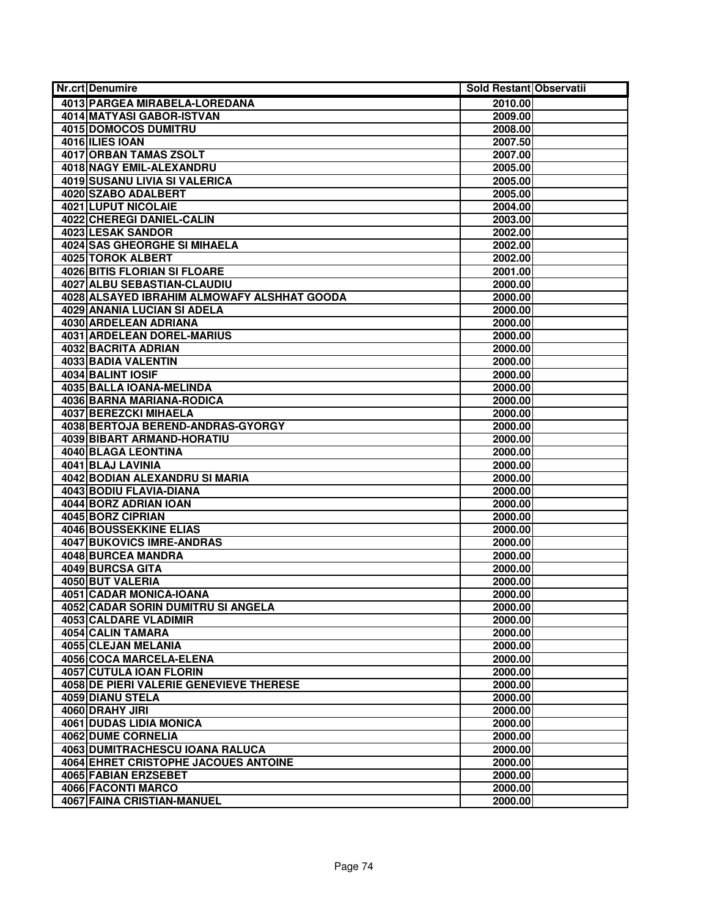| Nr.crt | Denumire | Sold Restant | Observatii |
|---|---|---|---|
| 4013 | PARGEA MIRABELA-LOREDANA | 2010.00 | |
| 4014 | MATYASI GABOR-ISTVAN | 2009.00 | |
| 4015 | DOMOCOS DUMITRU | 2008.00 | |
| 4016 | ILIES IOAN | 2007.50 | |
| 4017 | ORBAN TAMAS ZSOLT | 2007.00 | |
| 4018 | NAGY EMIL-ALEXANDRU | 2005.00 | |
| 4019 | SUSANU LIVIA SI VALERICA | 2005.00 | |
| 4020 | SZABO ADALBERT | 2005.00 | |
| 4021 | LUPUT NICOLAIE | 2004.00 | |
| 4022 | CHEREGI DANIEL-CALIN | 2003.00 | |
| 4023 | LESAK SANDOR | 2002.00 | |
| 4024 | SAS GHEORGHE SI MIHAELA | 2002.00 | |
| 4025 | TOROK ALBERT | 2002.00 | |
| 4026 | BITIS FLORIAN SI FLOARE | 2001.00 | |
| 4027 | ALBU SEBASTIAN-CLAUDIU | 2000.00 | |
| 4028 | ALSAYED IBRAHIM ALMOWAFY ALSHHAT GOODA | 2000.00 | |
| 4029 | ANANIA LUCIAN SI ADELA | 2000.00 | |
| 4030 | ARDELEAN ADRIANA | 2000.00 | |
| 4031 | ARDELEAN DOREL-MARIUS | 2000.00 | |
| 4032 | BACRITA ADRIAN | 2000.00 | |
| 4033 | BADIA VALENTIN | 2000.00 | |
| 4034 | BALINT IOSIF | 2000.00 | |
| 4035 | BALLA IOANA-MELINDA | 2000.00 | |
| 4036 | BARNA MARIANA-RODICA | 2000.00 | |
| 4037 | BEREZCKI MIHAELA | 2000.00 | |
| 4038 | BERTOJA BEREND-ANDRAS-GYORGY | 2000.00 | |
| 4039 | BIBART ARMAND-HORATIU | 2000.00 | |
| 4040 | BLAGA LEONTINA | 2000.00 | |
| 4041 | BLAJ LAVINIA | 2000.00 | |
| 4042 | BODIAN ALEXANDRU SI MARIA | 2000.00 | |
| 4043 | BODIU FLAVIA-DIANA | 2000.00 | |
| 4044 | BORZ ADRIAN IOAN | 2000.00 | |
| 4045 | BORZ CIPRIAN | 2000.00 | |
| 4046 | BOUSSEKKINE ELIAS | 2000.00 | |
| 4047 | BUKOVICS IMRE-ANDRAS | 2000.00 | |
| 4048 | BURCEA MANDRA | 2000.00 | |
| 4049 | BURCSA GITA | 2000.00 | |
| 4050 | BUT VALERIA | 2000.00 | |
| 4051 | CADAR MONICA-IOANA | 2000.00 | |
| 4052 | CADAR SORIN DUMITRU SI ANGELA | 2000.00 | |
| 4053 | CALDARE VLADIMIR | 2000.00 | |
| 4054 | CALIN TAMARA | 2000.00 | |
| 4055 | CLEJAN MELANIA | 2000.00 | |
| 4056 | COCA MARCELA-ELENA | 2000.00 | |
| 4057 | CUTULA IOAN FLORIN | 2000.00 | |
| 4058 | DE PIERI VALERIE GENEVIEVE THERESE | 2000.00 | |
| 4059 | DIANU STELA | 2000.00 | |
| 4060 | DRAHY JIRI | 2000.00 | |
| 4061 | DUDAS LIDIA MONICA | 2000.00 | |
| 4062 | DUME CORNELIA | 2000.00 | |
| 4063 | DUMITRACHESCU IOANA RALUCA | 2000.00 | |
| 4064 | EHRET CRISTOPHE JACOUES ANTOINE | 2000.00 | |
| 4065 | FABIAN ERZSEBET | 2000.00 | |
| 4066 | FACONTI MARCO | 2000.00 | |
| 4067 | FAINA CRISTIAN-MANUEL | 2000.00 | |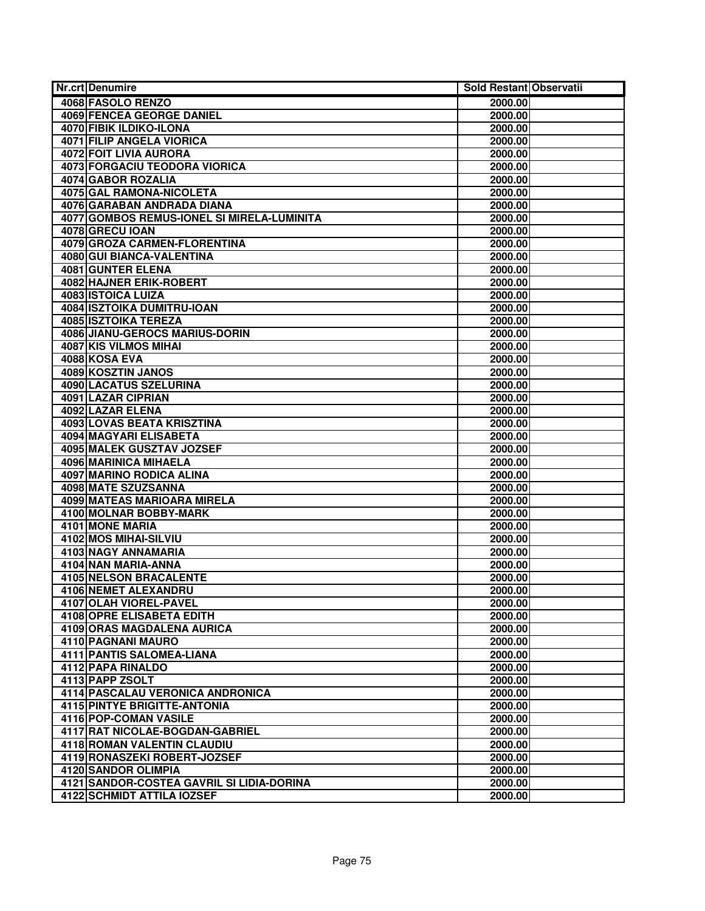| Nr.crt | Denumire | Sold Restant | Observatii |
|---|---|---|---|
| 4068 | FASOLO RENZO | 2000.00 | |
| 4069 | FENCEA GEORGE DANIEL | 2000.00 | |
| 4070 | FIBIK ILDIKO-ILONA | 2000.00 | |
| 4071 | FILIP ANGELA VIORICA | 2000.00 | |
| 4072 | FOIT LIVIA AURORA | 2000.00 | |
| 4073 | FORGACIU TEODORA VIORICA | 2000.00 | |
| 4074 | GABOR ROZALIA | 2000.00 | |
| 4075 | GAL RAMONA-NICOLETA | 2000.00 | |
| 4076 | GARABAN ANDRADA DIANA | 2000.00 | |
| 4077 | GOMBOS REMUS-IONEL SI MIRELA-LUMINITA | 2000.00 | |
| 4078 | GRECU IOAN | 2000.00 | |
| 4079 | GROZA CARMEN-FLORENTINA | 2000.00 | |
| 4080 | GUI BIANCA-VALENTINA | 2000.00 | |
| 4081 | GUNTER ELENA | 2000.00 | |
| 4082 | HAJNER ERIK-ROBERT | 2000.00 | |
| 4083 | ISTOICA LUIZA | 2000.00 | |
| 4084 | ISZTOIKA DUMITRU-IOAN | 2000.00 | |
| 4085 | ISZTOIKA TEREZA | 2000.00 | |
| 4086 | JIANU-GEROCS MARIUS-DORIN | 2000.00 | |
| 4087 | KIS VILMOS MIHAI | 2000.00 | |
| 4088 | KOSA EVA | 2000.00 | |
| 4089 | KOSZTIN JANOS | 2000.00 | |
| 4090 | LACATUS SZELURINA | 2000.00 | |
| 4091 | LAZAR CIPRIAN | 2000.00 | |
| 4092 | LAZAR ELENA | 2000.00 | |
| 4093 | LOVAS BEATA KRISZTINA | 2000.00 | |
| 4094 | MAGYARI ELISABETA | 2000.00 | |
| 4095 | MALEK GUSZTAV JOZSEF | 2000.00 | |
| 4096 | MARINICA MIHAELA | 2000.00 | |
| 4097 | MARINO RODICA ALINA | 2000.00 | |
| 4098 | MATE SZUZSANNA | 2000.00 | |
| 4099 | MATEAS MARIOARA MIRELA | 2000.00 | |
| 4100 | MOLNAR BOBBY-MARK | 2000.00 | |
| 4101 | MONE MARIA | 2000.00 | |
| 4102 | MOS MIHAI-SILVIU | 2000.00 | |
| 4103 | NAGY ANNAMARIA | 2000.00 | |
| 4104 | NAN MARIA-ANNA | 2000.00 | |
| 4105 | NELSON BRACALENTE | 2000.00 | |
| 4106 | NEMET ALEXANDRU | 2000.00 | |
| 4107 | OLAH VIOREL-PAVEL | 2000.00 | |
| 4108 | OPRE ELISABETA EDITH | 2000.00 | |
| 4109 | ORAS MAGDALENA AURICA | 2000.00 | |
| 4110 | PAGNANI MAURO | 2000.00 | |
| 4111 | PANTIS SALOMEA-LIANA | 2000.00 | |
| 4112 | PAPA RINALDO | 2000.00 | |
| 4113 | PAPP ZSOLT | 2000.00 | |
| 4114 | PASCALAU VERONICA ANDRONICA | 2000.00 | |
| 4115 | PINTYE BRIGITTE-ANTONIA | 2000.00 | |
| 4116 | POP-COMAN VASILE | 2000.00 | |
| 4117 | RAT NICOLAE-BOGDAN-GABRIEL | 2000.00 | |
| 4118 | ROMAN VALENTIN CLAUDIU | 2000.00 | |
| 4119 | RONASZEKI ROBERT-JOZSEF | 2000.00 | |
| 4120 | SANDOR OLIMPIA | 2000.00 | |
| 4121 | SANDOR-COSTEA GAVRIL SI LIDIA-DORINA | 2000.00 | |
| 4122 | SCHMIDT ATTILA IOZSEF | 2000.00 | |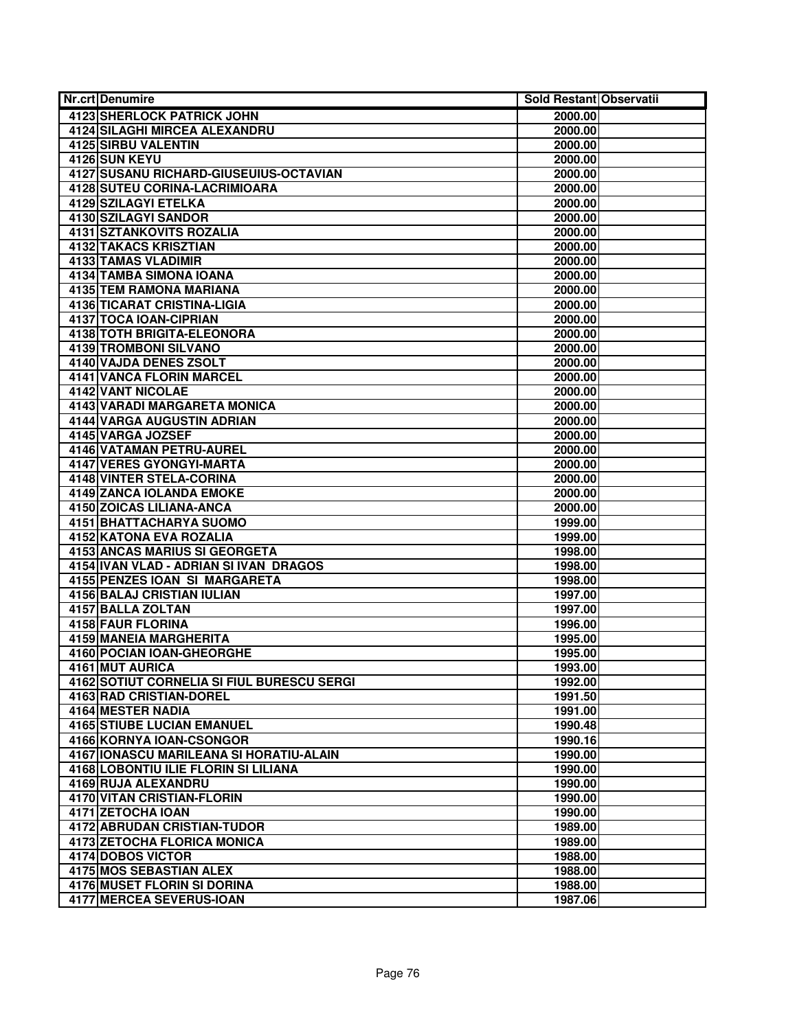| Nr.crt | Denumire | Sold Restant | Observatii |
|---|---|---|---|
| 4123 | SHERLOCK PATRICK JOHN | 2000.00 | |
| 4124 | SILAGHI MIRCEA ALEXANDRU | 2000.00 | |
| 4125 | SIRBU VALENTIN | 2000.00 | |
| 4126 | SUN KEYU | 2000.00 | |
| 4127 | SUSANU RICHARD-GIUSEUIUS-OCTAVIAN | 2000.00 | |
| 4128 | SUTEU CORINA-LACRIMIOARA | 2000.00 | |
| 4129 | SZILAGYI ETELKA | 2000.00 | |
| 4130 | SZILAGYI SANDOR | 2000.00 | |
| 4131 | SZTANKOVITS ROZALIA | 2000.00 | |
| 4132 | TAKACS KRISZTIAN | 2000.00 | |
| 4133 | TAMAS VLADIMIR | 2000.00 | |
| 4134 | TAMBA SIMONA IOANA | 2000.00 | |
| 4135 | TEM RAMONA MARIANA | 2000.00 | |
| 4136 | TICARAT CRISTINA-LIGIA | 2000.00 | |
| 4137 | TOCA IOAN-CIPRIAN | 2000.00 | |
| 4138 | TOTH BRIGITA-ELEONORA | 2000.00 | |
| 4139 | TROMBONI SILVANO | 2000.00 | |
| 4140 | VAJDA DENES ZSOLT | 2000.00 | |
| 4141 | VANCA FLORIN MARCEL | 2000.00 | |
| 4142 | VANT NICOLAE | 2000.00 | |
| 4143 | VARADI MARGARETA MONICA | 2000.00 | |
| 4144 | VARGA AUGUSTIN ADRIAN | 2000.00 | |
| 4145 | VARGA JOZSEF | 2000.00 | |
| 4146 | VATAMAN PETRU-AUREL | 2000.00 | |
| 4147 | VERES GYONGYI-MARTA | 2000.00 | |
| 4148 | VINTER STELA-CORINA | 2000.00 | |
| 4149 | ZANCA IOLANDA EMOKE | 2000.00 | |
| 4150 | ZOICAS LILIANA-ANCA | 2000.00 | |
| 4151 | BHATTACHARYA SUOMO | 1999.00 | |
| 4152 | KATONA EVA ROZALIA | 1999.00 | |
| 4153 | ANCAS MARIUS SI GEORGETA | 1998.00 | |
| 4154 | IVAN VLAD - ADRIAN SI IVAN DRAGOS | 1998.00 | |
| 4155 | PENZES IOAN SI MARGARETA | 1998.00 | |
| 4156 | BALAJ CRISTIAN IULIAN | 1997.00 | |
| 4157 | BALLA ZOLTAN | 1997.00 | |
| 4158 | FAUR FLORINA | 1996.00 | |
| 4159 | MANEIA MARGHERITA | 1995.00 | |
| 4160 | POCIAN IOAN-GHEORGHE | 1995.00 | |
| 4161 | MUT AURICA | 1993.00 | |
| 4162 | SOTIUT CORNELIA SI FIUL BURESCU SERGI | 1992.00 | |
| 4163 | RAD CRISTIAN-DOREL | 1991.50 | |
| 4164 | MESTER NADIA | 1991.00 | |
| 4165 | STIUBE LUCIAN EMANUEL | 1990.48 | |
| 4166 | KORNYA IOAN-CSONGOR | 1990.16 | |
| 4167 | IONASCU MARILEANA SI HORATIU-ALAIN | 1990.00 | |
| 4168 | LOBONTIU ILIE FLORIN SI LILIANA | 1990.00 | |
| 4169 | RUJA ALEXANDRU | 1990.00 | |
| 4170 | VITAN CRISTIAN-FLORIN | 1990.00 | |
| 4171 | ZETOCHA IOAN | 1990.00 | |
| 4172 | ABRUDAN CRISTIAN-TUDOR | 1989.00 | |
| 4173 | ZETOCHA FLORICA MONICA | 1989.00 | |
| 4174 | DOBOS VICTOR | 1988.00 | |
| 4175 | MOS SEBASTIAN ALEX | 1988.00 | |
| 4176 | MUSET FLORIN SI DORINA | 1988.00 | |
| 4177 | MERCEA SEVERUS-IOAN | 1987.06 | |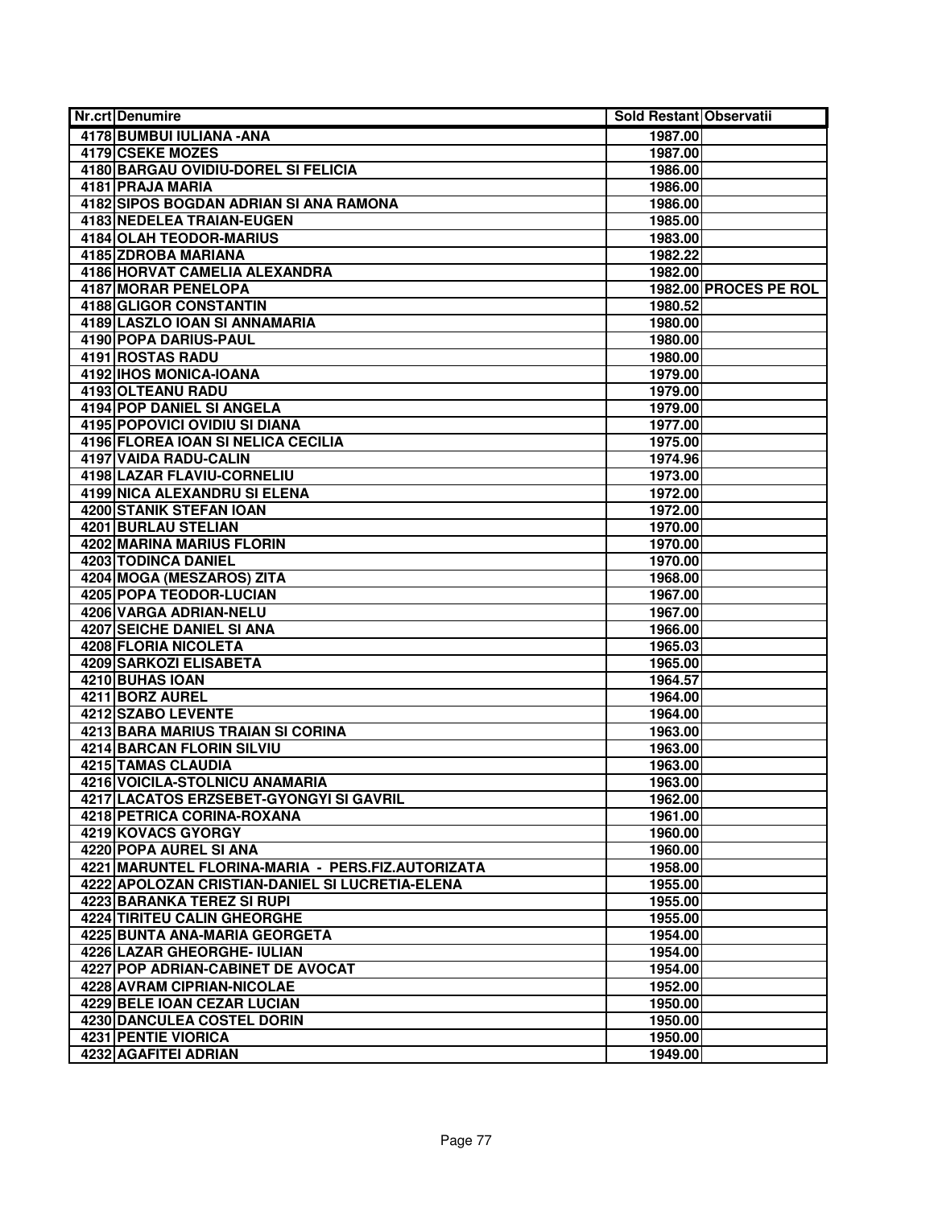| Nr.crt | Denumire | Sold Restant | Observatii |
|---|---|---|---|
| 4178 | BUMBUI IULIANA -ANA | 1987.00 | |
| 4179 | CSEKE MOZES | 1987.00 | |
| 4180 | BARGAU OVIDIU-DOREL SI FELICIA | 1986.00 | |
| 4181 | PRAJA MARIA | 1986.00 | |
| 4182 | SIPOS BOGDAN ADRIAN SI ANA RAMONA | 1986.00 | |
| 4183 | NEDELEA TRAIAN-EUGEN | 1985.00 | |
| 4184 | OLAH TEODOR-MARIUS | 1983.00 | |
| 4185 | ZDROBA MARIANA | 1982.22 | |
| 4186 | HORVAT CAMELIA ALEXANDRA | 1982.00 | |
| 4187 | MORAR PENELOPA | 1982.00 | PROCES PE ROL |
| 4188 | GLIGOR CONSTANTIN | 1980.52 | |
| 4189 | LASZLO IOAN SI ANNAMARIA | 1980.00 | |
| 4190 | POPA DARIUS-PAUL | 1980.00 | |
| 4191 | ROSTAS RADU | 1980.00 | |
| 4192 | IHOS MONICA-IOANA | 1979.00 | |
| 4193 | OLTEANU RADU | 1979.00 | |
| 4194 | POP DANIEL SI ANGELA | 1979.00 | |
| 4195 | POPOVICI OVIDIU SI DIANA | 1977.00 | |
| 4196 | FLOREA IOAN SI NELICA CECILIA | 1975.00 | |
| 4197 | VAIDA RADU-CALIN | 1974.96 | |
| 4198 | LAZAR FLAVIU-CORNELIU | 1973.00 | |
| 4199 | NICA ALEXANDRU SI ELENA | 1972.00 | |
| 4200 | STANIK STEFAN IOAN | 1972.00 | |
| 4201 | BURLAU STELIAN | 1970.00 | |
| 4202 | MARINA MARIUS FLORIN | 1970.00 | |
| 4203 | TODINCA DANIEL | 1970.00 | |
| 4204 | MOGA (MESZAROS) ZITA | 1968.00 | |
| 4205 | POPA TEODOR-LUCIAN | 1967.00 | |
| 4206 | VARGA ADRIAN-NELU | 1967.00 | |
| 4207 | SEICHE DANIEL SI ANA | 1966.00 | |
| 4208 | FLORIA NICOLETA | 1965.03 | |
| 4209 | SARKOZI ELISABETA | 1965.00 | |
| 4210 | BUHAS IOAN | 1964.57 | |
| 4211 | BORZ AUREL | 1964.00 | |
| 4212 | SZABO LEVENTE | 1964.00 | |
| 4213 | BARA MARIUS TRAIAN SI CORINA | 1963.00 | |
| 4214 | BARCAN FLORIN SILVIU | 1963.00 | |
| 4215 | TAMAS CLAUDIA | 1963.00 | |
| 4216 | VOICILA-STOLNICU ANAMARIA | 1963.00 | |
| 4217 | LACATOS ERZSEBET-GYONGYI SI GAVRIL | 1962.00 | |
| 4218 | PETRICA CORINA-ROXANA | 1961.00 | |
| 4219 | KOVACS GYORGY | 1960.00 | |
| 4220 | POPA AUREL SI ANA | 1960.00 | |
| 4221 | MARUNTEL FLORINA-MARIA - PERS.FIZ.AUTORIZATA | 1958.00 | |
| 4222 | APOLOZAN CRISTIAN-DANIEL SI LUCRETIA-ELENA | 1955.00 | |
| 4223 | BARANKA TEREZ SI RUPI | 1955.00 | |
| 4224 | TIRITEU CALIN GHEORGHE | 1955.00 | |
| 4225 | BUNTA ANA-MARIA GEORGETA | 1954.00 | |
| 4226 | LAZAR GHEORGHE- IULIAN | 1954.00 | |
| 4227 | POP ADRIAN-CABINET DE AVOCAT | 1954.00 | |
| 4228 | AVRAM CIPRIAN-NICOLAE | 1952.00 | |
| 4229 | BELE IOAN CEZAR LUCIAN | 1950.00 | |
| 4230 | DANCULEA COSTEL DORIN | 1950.00 | |
| 4231 | PENTIE VIORICA | 1950.00 | |
| 4232 | AGAFITEI ADRIAN | 1949.00 | |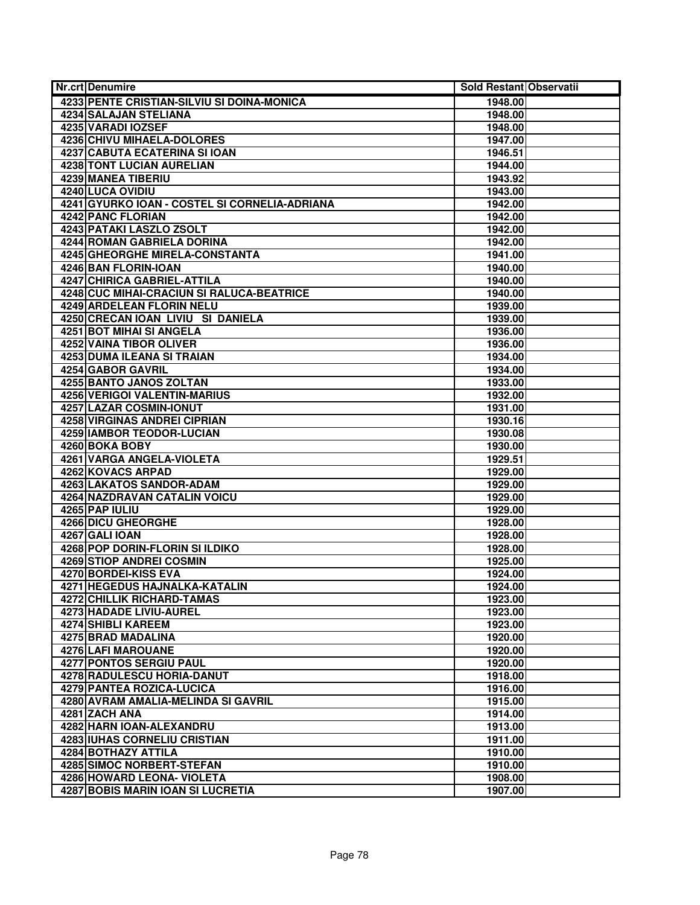| Nr.crt | Denumire | Sold Restant | Observatii |
|---|---|---|---|
| 4233 | PENTE CRISTIAN-SILVIU SI DOINA-MONICA | 1948.00 | |
| 4234 | SALAJAN STELIANA | 1948.00 | |
| 4235 | VARADI IOZSEF | 1948.00 | |
| 4236 | CHIVU MIHAELA-DOLORES | 1947.00 | |
| 4237 | CABUTA ECATERINA SI IOAN | 1946.51 | |
| 4238 | TONT LUCIAN AURELIAN | 1944.00 | |
| 4239 | MANEA TIBERIU | 1943.92 | |
| 4240 | LUCA OVIDIU | 1943.00 | |
| 4241 | GYURKO IOAN - COSTEL SI CORNELIA-ADRIANA | 1942.00 | |
| 4242 | PANC FLORIAN | 1942.00 | |
| 4243 | PATAKI LASZLO ZSOLT | 1942.00 | |
| 4244 | ROMAN GABRIELA DORINA | 1942.00 | |
| 4245 | GHEORGHE MIRELA-CONSTANTA | 1941.00 | |
| 4246 | BAN FLORIN-IOAN | 1940.00 | |
| 4247 | CHIRICA GABRIEL-ATTILA | 1940.00 | |
| 4248 | CUC MIHAI-CRACIUN SI RALUCA-BEATRICE | 1940.00 | |
| 4249 | ARDELEAN FLORIN NELU | 1939.00 | |
| 4250 | CRECAN IOAN LIVIU SI DANIELA | 1939.00 | |
| 4251 | BOT MIHAI SI ANGELA | 1936.00 | |
| 4252 | VAINA TIBOR OLIVER | 1936.00 | |
| 4253 | DUMA ILEANA SI TRAIAN | 1934.00 | |
| 4254 | GABOR GAVRIL | 1934.00 | |
| 4255 | BANTO JANOS ZOLTAN | 1933.00 | |
| 4256 | VERIGOI VALENTIN-MARIUS | 1932.00 | |
| 4257 | LAZAR COSMIN-IONUT | 1931.00 | |
| 4258 | VIRGINAS ANDREI CIPRIAN | 1930.16 | |
| 4259 | IAMBOR TEODOR-LUCIAN | 1930.08 | |
| 4260 | BOKA BOBY | 1930.00 | |
| 4261 | VARGA ANGELA-VIOLETA | 1929.51 | |
| 4262 | KOVACS ARPAD | 1929.00 | |
| 4263 | LAKATOS SANDOR-ADAM | 1929.00 | |
| 4264 | NAZDRAVAN CATALIN VOICU | 1929.00 | |
| 4265 | PAP IULIU | 1929.00 | |
| 4266 | DICU GHEORGHE | 1928.00 | |
| 4267 | GALI IOAN | 1928.00 | |
| 4268 | POP DORIN-FLORIN SI ILDIKO | 1928.00 | |
| 4269 | STIOP ANDREI COSMIN | 1925.00 | |
| 4270 | BORDEI-KISS EVA | 1924.00 | |
| 4271 | HEGEDUS HAJNALKA-KATALIN | 1924.00 | |
| 4272 | CHILLIK RICHARD-TAMAS | 1923.00 | |
| 4273 | HADADE LIVIU-AUREL | 1923.00 | |
| 4274 | SHIBLI KAREEM | 1923.00 | |
| 4275 | BRAD MADALINA | 1920.00 | |
| 4276 | LAFI MAROUANE | 1920.00 | |
| 4277 | PONTOS SERGIU PAUL | 1920.00 | |
| 4278 | RADULESCU HORIA-DANUT | 1918.00 | |
| 4279 | PANTEA ROZICA-LUCICA | 1916.00 | |
| 4280 | AVRAM AMALIA-MELINDA SI GAVRIL | 1915.00 | |
| 4281 | ZACH ANA | 1914.00 | |
| 4282 | HARN IOAN-ALEXANDRU | 1913.00 | |
| 4283 | IUHAS CORNELIU CRISTIAN | 1911.00 | |
| 4284 | BOTHAZY ATTILA | 1910.00 | |
| 4285 | SIMOC NORBERT-STEFAN | 1910.00 | |
| 4286 | HOWARD LEONA- VIOLETA | 1908.00 | |
| 4287 | BOBIS MARIN IOAN SI LUCRETIA | 1907.00 | |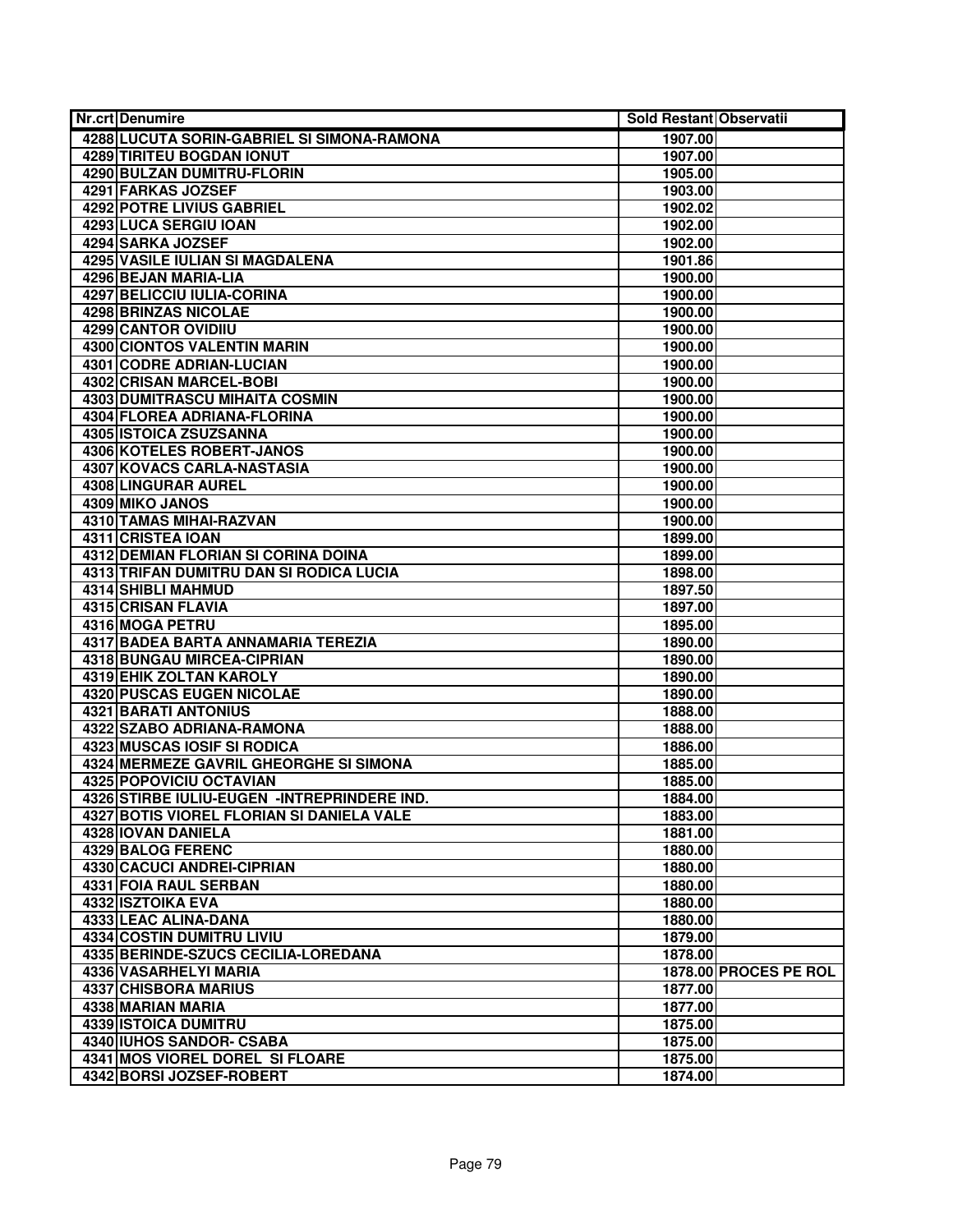| Nr.crt | Denumire | Sold Restant | Observatii |
|---|---|---|---|
| 4288 | LUCUTA SORIN-GABRIEL SI SIMONA-RAMONA | 1907.00 | |
| 4289 | TIRITEU BOGDAN IONUT | 1907.00 | |
| 4290 | BULZAN DUMITRU-FLORIN | 1905.00 | |
| 4291 | FARKAS JOZSEF | 1903.00 | |
| 4292 | POTRE LIVIUS GABRIEL | 1902.02 | |
| 4293 | LUCA SERGIU IOAN | 1902.00 | |
| 4294 | SARKA JOZSEF | 1902.00 | |
| 4295 | VASILE IULIAN SI MAGDALENA | 1901.86 | |
| 4296 | BEJAN MARIA-LIA | 1900.00 | |
| 4297 | BELICCIU IULIA-CORINA | 1900.00 | |
| 4298 | BRINZAS NICOLAE | 1900.00 | |
| 4299 | CANTOR OVIDIIU | 1900.00 | |
| 4300 | CIONTOS VALENTIN MARIN | 1900.00 | |
| 4301 | CODRE ADRIAN-LUCIAN | 1900.00 | |
| 4302 | CRISAN MARCEL-BOBI | 1900.00 | |
| 4303 | DUMITRASCU MIHAITA COSMIN | 1900.00 | |
| 4304 | FLOREA ADRIANA-FLORINA | 1900.00 | |
| 4305 | ISTOICA ZSUZSANNA | 1900.00 | |
| 4306 | KOTELES ROBERT-JANOS | 1900.00 | |
| 4307 | KOVACS CARLA-NASTASIA | 1900.00 | |
| 4308 | LINGURAR AUREL | 1900.00 | |
| 4309 | MIKO JANOS | 1900.00 | |
| 4310 | TAMAS MIHAI-RAZVAN | 1900.00 | |
| 4311 | CRISTEA IOAN | 1899.00 | |
| 4312 | DEMIAN FLORIAN SI CORINA DOINA | 1899.00 | |
| 4313 | TRIFAN DUMITRU DAN SI RODICA LUCIA | 1898.00 | |
| 4314 | SHIBLI MAHMUD | 1897.50 | |
| 4315 | CRISAN FLAVIA | 1897.00 | |
| 4316 | MOGA PETRU | 1895.00 | |
| 4317 | BADEA BARTA ANNAMARIA TEREZIA | 1890.00 | |
| 4318 | BUNGAU MIRCEA-CIPRIAN | 1890.00 | |
| 4319 | EHIK ZOLTAN KAROLY | 1890.00 | |
| 4320 | PUSCAS EUGEN NICOLAE | 1890.00 | |
| 4321 | BARATI ANTONIUS | 1888.00 | |
| 4322 | SZABO ADRIANA-RAMONA | 1888.00 | |
| 4323 | MUSCAS IOSIF SI RODICA | 1886.00 | |
| 4324 | MERMEZE GAVRIL GHEORGHE SI SIMONA | 1885.00 | |
| 4325 | POPOVICIU OCTAVIAN | 1885.00 | |
| 4326 | STIRBE IULIU-EUGEN -INTREPRINDERE IND. | 1884.00 | |
| 4327 | BOTIS VIOREL FLORIAN SI DANIELA VALE | 1883.00 | |
| 4328 | IOVAN DANIELA | 1881.00 | |
| 4329 | BALOG FERENC | 1880.00 | |
| 4330 | CACUCI ANDREI-CIPRIAN | 1880.00 | |
| 4331 | FOIA RAUL SERBAN | 1880.00 | |
| 4332 | ISZTOIKA EVA | 1880.00 | |
| 4333 | LEAC ALINA-DANA | 1880.00 | |
| 4334 | COSTIN DUMITRU LIVIU | 1879.00 | |
| 4335 | BERINDE-SZUCS CECILIA-LOREDANA | 1878.00 | |
| 4336 | VASARHELYI MARIA | 1878.00 | PROCES PE ROL |
| 4337 | CHISBORA MARIUS | 1877.00 | |
| 4338 | MARIAN MARIA | 1877.00 | |
| 4339 | ISTOICA DUMITRU | 1875.00 | |
| 4340 | IUHOS SANDOR- CSABA | 1875.00 | |
| 4341 | MOS VIOREL DOREL SI FLOARE | 1875.00 | |
| 4342 | BORSI JOZSEF-ROBERT | 1874.00 | |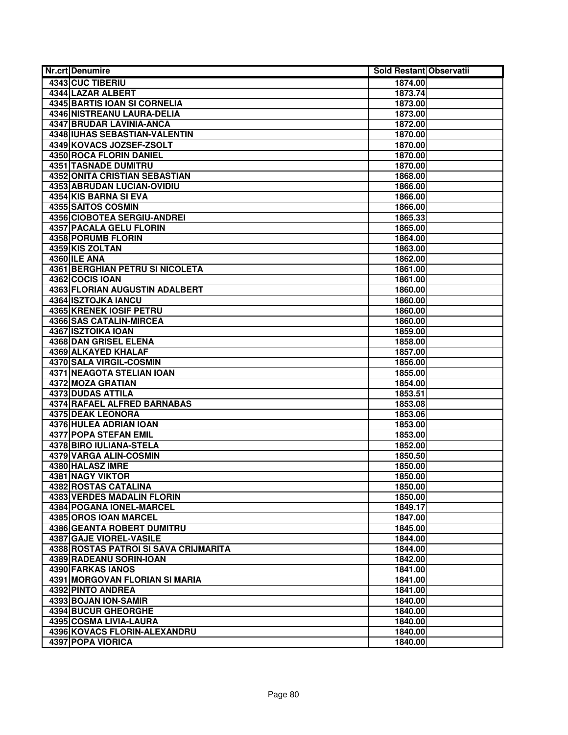| Nr.crt | Denumire | Sold Restant | Observatii |
|---|---|---|---|
| 4343 | CUC TIBERIU | 1874.00 | |
| 4344 | LAZAR ALBERT | 1873.74 | |
| 4345 | BARTIS IOAN SI CORNELIA | 1873.00 | |
| 4346 | NISTREANU LAURA-DELIA | 1873.00 | |
| 4347 | BRUDAR LAVINIA-ANCA | 1872.00 | |
| 4348 | IUHAS SEBASTIAN-VALENTIN | 1870.00 | |
| 4349 | KOVACS JOZSEF-ZSOLT | 1870.00 | |
| 4350 | ROCA FLORIN DANIEL | 1870.00 | |
| 4351 | TASNADE DUMITRU | 1870.00 | |
| 4352 | ONITA CRISTIAN SEBASTIAN | 1868.00 | |
| 4353 | ABRUDAN LUCIAN-OVIDIU | 1866.00 | |
| 4354 | KIS BARNA SI EVA | 1866.00 | |
| 4355 | SAITOS COSMIN | 1866.00 | |
| 4356 | CIOBOTEA SERGIU-ANDREI | 1865.33 | |
| 4357 | PACALA GELU FLORIN | 1865.00 | |
| 4358 | PORUMB FLORIN | 1864.00 | |
| 4359 | KIS ZOLTAN | 1863.00 | |
| 4360 | ILE ANA | 1862.00 | |
| 4361 | BERGHIAN PETRU SI NICOLETA | 1861.00 | |
| 4362 | COCIS IOAN | 1861.00 | |
| 4363 | FLORIAN AUGUSTIN ADALBERT | 1860.00 | |
| 4364 | ISZTOJKA IANCU | 1860.00 | |
| 4365 | KRENEK IOSIF PETRU | 1860.00 | |
| 4366 | SAS CATALIN-MIRCEA | 1860.00 | |
| 4367 | ISZTOIKA IOAN | 1859.00 | |
| 4368 | DAN GRISEL ELENA | 1858.00 | |
| 4369 | ALKAYED KHALAF | 1857.00 | |
| 4370 | SALA VIRGIL-COSMIN | 1856.00 | |
| 4371 | NEAGOTA STELIAN IOAN | 1855.00 | |
| 4372 | MOZA GRATIAN | 1854.00 | |
| 4373 | DUDAS ATTILA | 1853.51 | |
| 4374 | RAFAEL ALFRED BARNABAS | 1853.08 | |
| 4375 | DEAK LEONORA | 1853.06 | |
| 4376 | HULEA ADRIAN IOAN | 1853.00 | |
| 4377 | POPA STEFAN EMIL | 1853.00 | |
| 4378 | BIRO IULIANA-STELA | 1852.00 | |
| 4379 | VARGA ALIN-COSMIN | 1850.50 | |
| 4380 | HALASZ IMRE | 1850.00 | |
| 4381 | NAGY VIKTOR | 1850.00 | |
| 4382 | ROSTAS CATALINA | 1850.00 | |
| 4383 | VERDES MADALIN FLORIN | 1850.00 | |
| 4384 | POGANA IONEL-MARCEL | 1849.17 | |
| 4385 | OROS IOAN MARCEL | 1847.00 | |
| 4386 | GEANTA ROBERT DUMITRU | 1845.00 | |
| 4387 | GAJE VIOREL-VASILE | 1844.00 | |
| 4388 | ROSTAS PATROI SI SAVA CRIJMARITA | 1844.00 | |
| 4389 | RADEANU SORIN-IOAN | 1842.00 | |
| 4390 | FARKAS IANOS | 1841.00 | |
| 4391 | MORGOVAN FLORIAN SI MARIA | 1841.00 | |
| 4392 | PINTO ANDREA | 1841.00 | |
| 4393 | BOJAN ION-SAMIR | 1840.00 | |
| 4394 | BUCUR GHEORGHE | 1840.00 | |
| 4395 | COSMA LIVIA-LAURA | 1840.00 | |
| 4396 | KOVACS FLORIN-ALEXANDRU | 1840.00 | |
| 4397 | POPA VIORICA | 1840.00 | |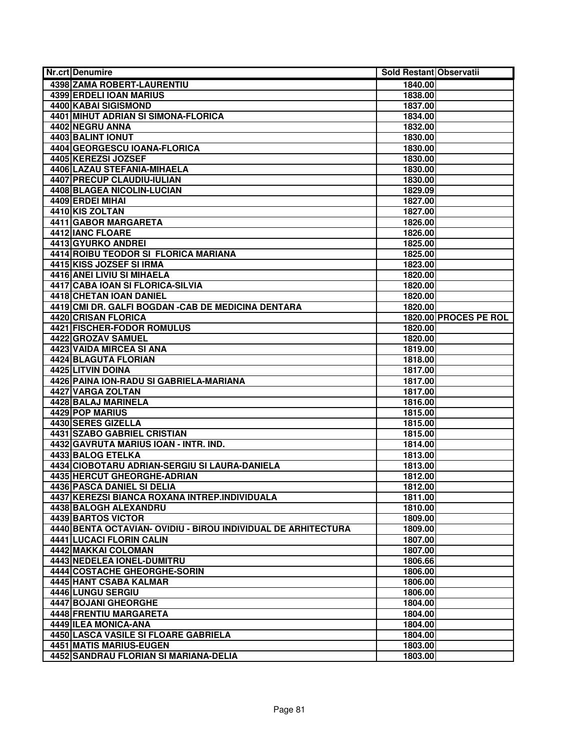| Nr.crt | Denumire | Sold Restant | Observatii |
|---|---|---|---|
| 4398 | ZAMA ROBERT-LAURENTIU | 1840.00 | |
| 4399 | ERDELI IOAN MARIUS | 1838.00 | |
| 4400 | KABAI SIGISMOND | 1837.00 | |
| 4401 | MIHUT ADRIAN SI SIMONA-FLORICA | 1834.00 | |
| 4402 | NEGRU ANNA | 1832.00 | |
| 4403 | BALINT IONUT | 1830.00 | |
| 4404 | GEORGESCU IOANA-FLORICA | 1830.00 | |
| 4405 | KEREZSI JOZSEF | 1830.00 | |
| 4406 | LAZAU STEFANIA-MIHAELA | 1830.00 | |
| 4407 | PRECUP CLAUDIU-IULIAN | 1830.00 | |
| 4408 | BLAGEA NICOLIN-LUCIAN | 1829.09 | |
| 4409 | ERDEI MIHAI | 1827.00 | |
| 4410 | KIS ZOLTAN | 1827.00 | |
| 4411 | GABOR MARGARETA | 1826.00 | |
| 4412 | IANC FLOARE | 1826.00 | |
| 4413 | GYURKO ANDREI | 1825.00 | |
| 4414 | ROIBU TEODOR SI FLORICA MARIANA | 1825.00 | |
| 4415 | KISS JOZSEF SI IRMA | 1823.00 | |
| 4416 | ANEI LIVIU SI MIHAELA | 1820.00 | |
| 4417 | CABA IOAN SI FLORICA-SILVIA | 1820.00 | |
| 4418 | CHETAN IOAN DANIEL | 1820.00 | |
| 4419 | CMI DR. GALFI BOGDAN -CAB DE MEDICINA DENTARA | 1820.00 | |
| 4420 | CRISAN FLORICA | 1820.00 | PROCES PE ROL |
| 4421 | FISCHER-FODOR ROMULUS | 1820.00 | |
| 4422 | GROZAV SAMUEL | 1820.00 | |
| 4423 | VAIDA MIRCEA SI ANA | 1819.00 | |
| 4424 | BLAGUTA FLORIAN | 1818.00 | |
| 4425 | LITVIN DOINA | 1817.00 | |
| 4426 | PAINA ION-RADU SI GABRIELA-MARIANA | 1817.00 | |
| 4427 | VARGA ZOLTAN | 1817.00 | |
| 4428 | BALAJ MARINELA | 1816.00 | |
| 4429 | POP MARIUS | 1815.00 | |
| 4430 | SERES GIZELLA | 1815.00 | |
| 4431 | SZABO GABRIEL CRISTIAN | 1815.00 | |
| 4432 | GAVRUTA MARIUS IOAN - INTR. IND. | 1814.00 | |
| 4433 | BALOG ETELKA | 1813.00 | |
| 4434 | CIOBOTARU ADRIAN-SERGIU SI LAURA-DANIELA | 1813.00 | |
| 4435 | HERCUT GHEORGHE-ADRIAN | 1812.00 | |
| 4436 | PASCA DANIEL SI DELIA | 1812.00 | |
| 4437 | KEREZSI BIANCA ROXANA INTREP.INDIVIDUALA | 1811.00 | |
| 4438 | BALOGH ALEXANDRU | 1810.00 | |
| 4439 | BARTOS VICTOR | 1809.00 | |
| 4440 | BENTA OCTAVIAN- OVIDIU - BIROU INDIVIDUAL DE ARHITECTURA | 1809.00 | |
| 4441 | LUCACI FLORIN CALIN | 1807.00 | |
| 4442 | MAKKAI COLOMAN | 1807.00 | |
| 4443 | NEDELEA IONEL-DUMITRU | 1806.66 | |
| 4444 | COSTACHE GHEORGHE-SORIN | 1806.00 | |
| 4445 | HANT CSABA KALMAR | 1806.00 | |
| 4446 | LUNGU SERGIU | 1806.00 | |
| 4447 | BOJANI GHEORGHE | 1804.00 | |
| 4448 | FRENTIU MARGARETA | 1804.00 | |
| 4449 | ILEA MONICA-ANA | 1804.00 | |
| 4450 | LASCA VASILE SI FLOARE GABRIELA | 1804.00 | |
| 4451 | MATIS MARIUS-EUGEN | 1803.00 | |
| 4452 | SANDRAU FLORIAN SI MARIANA-DELIA | 1803.00 | |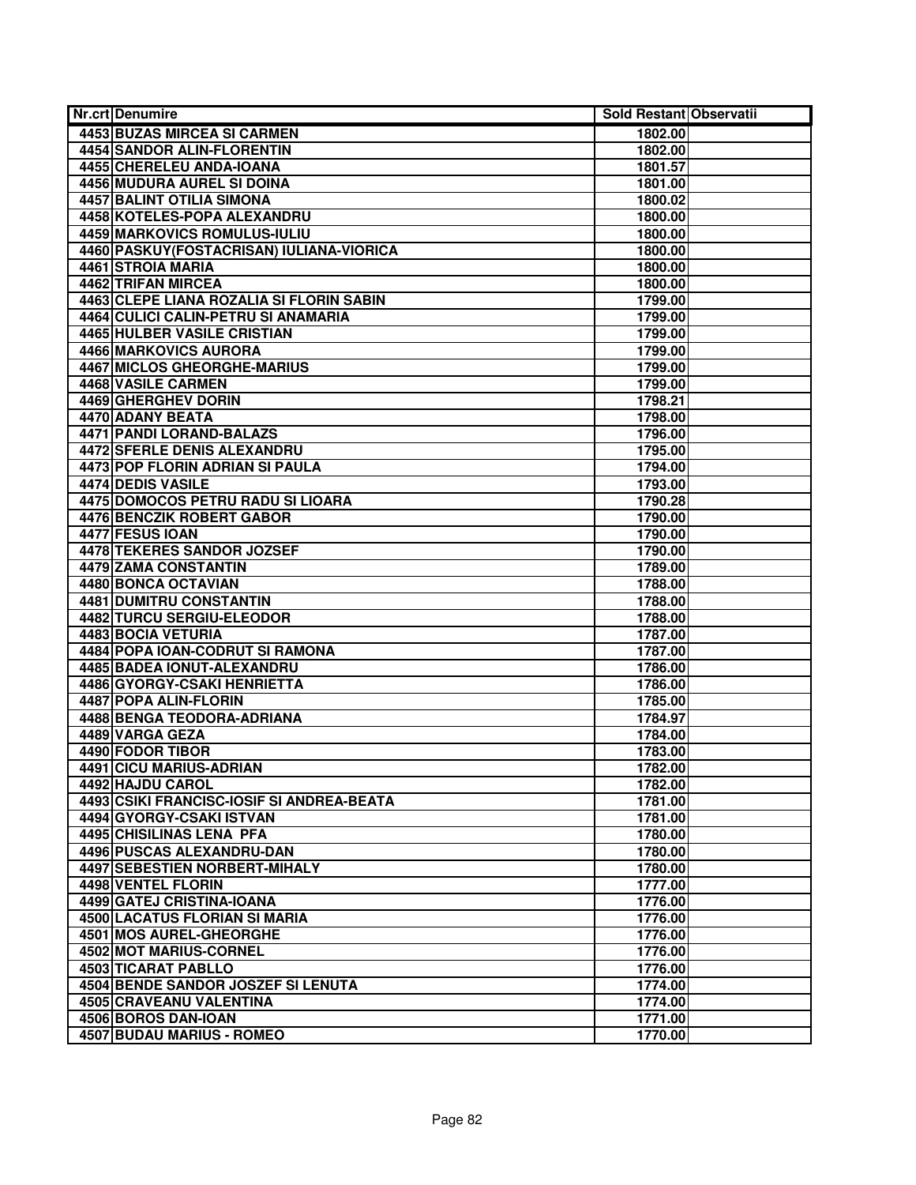| Nr.crt | Denumire | Sold Restant | Observatii |
|---|---|---|---|
| 4453 | BUZAS MIRCEA SI CARMEN | 1802.00 | |
| 4454 | SANDOR ALIN-FLORENTIN | 1802.00 | |
| 4455 | CHERELEU ANDA-IOANA | 1801.57 | |
| 4456 | MUDURA AUREL SI DOINA | 1801.00 | |
| 4457 | BALINT OTILIA SIMONA | 1800.02 | |
| 4458 | KOTELES-POPA ALEXANDRU | 1800.00 | |
| 4459 | MARKOVICS ROMULUS-IULIU | 1800.00 | |
| 4460 | PASKUY(FOSTACRISAN) IULIANA-VIORICA | 1800.00 | |
| 4461 | STROIA MARIA | 1800.00 | |
| 4462 | TRIFAN MIRCEA | 1800.00 | |
| 4463 | CLEPE LIANA ROZALIA SI FLORIN SABIN | 1799.00 | |
| 4464 | CULICI CALIN-PETRU SI ANAMARIA | 1799.00 | |
| 4465 | HULBER VASILE CRISTIAN | 1799.00 | |
| 4466 | MARKOVICS AURORA | 1799.00 | |
| 4467 | MICLOS GHEORGHE-MARIUS | 1799.00 | |
| 4468 | VASILE CARMEN | 1799.00 | |
| 4469 | GHERGHEV DORIN | 1798.21 | |
| 4470 | ADANY BEATA | 1798.00 | |
| 4471 | PANDI LORAND-BALAZS | 1796.00 | |
| 4472 | SFERLE DENIS ALEXANDRU | 1795.00 | |
| 4473 | POP FLORIN ADRIAN SI PAULA | 1794.00 | |
| 4474 | DEDIS VASILE | 1793.00 | |
| 4475 | DOMOCOS PETRU RADU SI LIOARA | 1790.28 | |
| 4476 | BENCZIK ROBERT GABOR | 1790.00 | |
| 4477 | FESUS IOAN | 1790.00 | |
| 4478 | TEKERES SANDOR JOZSEF | 1790.00 | |
| 4479 | ZAMA CONSTANTIN | 1789.00 | |
| 4480 | BONCA OCTAVIAN | 1788.00 | |
| 4481 | DUMITRU CONSTANTIN | 1788.00 | |
| 4482 | TURCU SERGIU-ELEODOR | 1788.00 | |
| 4483 | BOCIA VETURIA | 1787.00 | |
| 4484 | POPA IOAN-CODRUT SI RAMONA | 1787.00 | |
| 4485 | BADEA IONUT-ALEXANDRU | 1786.00 | |
| 4486 | GYORGY-CSAKI HENRIETTA | 1786.00 | |
| 4487 | POPA ALIN-FLORIN | 1785.00 | |
| 4488 | BENGA TEODORA-ADRIANA | 1784.97 | |
| 4489 | VARGA GEZA | 1784.00 | |
| 4490 | FODOR TIBOR | 1783.00 | |
| 4491 | CICU MARIUS-ADRIAN | 1782.00 | |
| 4492 | HAJDU CAROL | 1782.00 | |
| 4493 | CSIKI FRANCISC-IOSIF SI ANDREA-BEATA | 1781.00 | |
| 4494 | GYORGY-CSAKI ISTVAN | 1781.00 | |
| 4495 | CHISILINAS LENA PFA | 1780.00 | |
| 4496 | PUSCAS ALEXANDRU-DAN | 1780.00 | |
| 4497 | SEBESTIEN NORBERT-MIHALY | 1780.00 | |
| 4498 | VENTEL FLORIN | 1777.00 | |
| 4499 | GATEJ CRISTINA-IOANA | 1776.00 | |
| 4500 | LACATUS FLORIAN SI MARIA | 1776.00 | |
| 4501 | MOS AUREL-GHEORGHE | 1776.00 | |
| 4502 | MOT MARIUS-CORNEL | 1776.00 | |
| 4503 | TICARAT PABLLO | 1776.00 | |
| 4504 | BENDE SANDOR JOSZEF SI LENUTA | 1774.00 | |
| 4505 | CRAVEANU VALENTINA | 1774.00 | |
| 4506 | BOROS DAN-IOAN | 1771.00 | |
| 4507 | BUDAU MARIUS - ROMEO | 1770.00 | |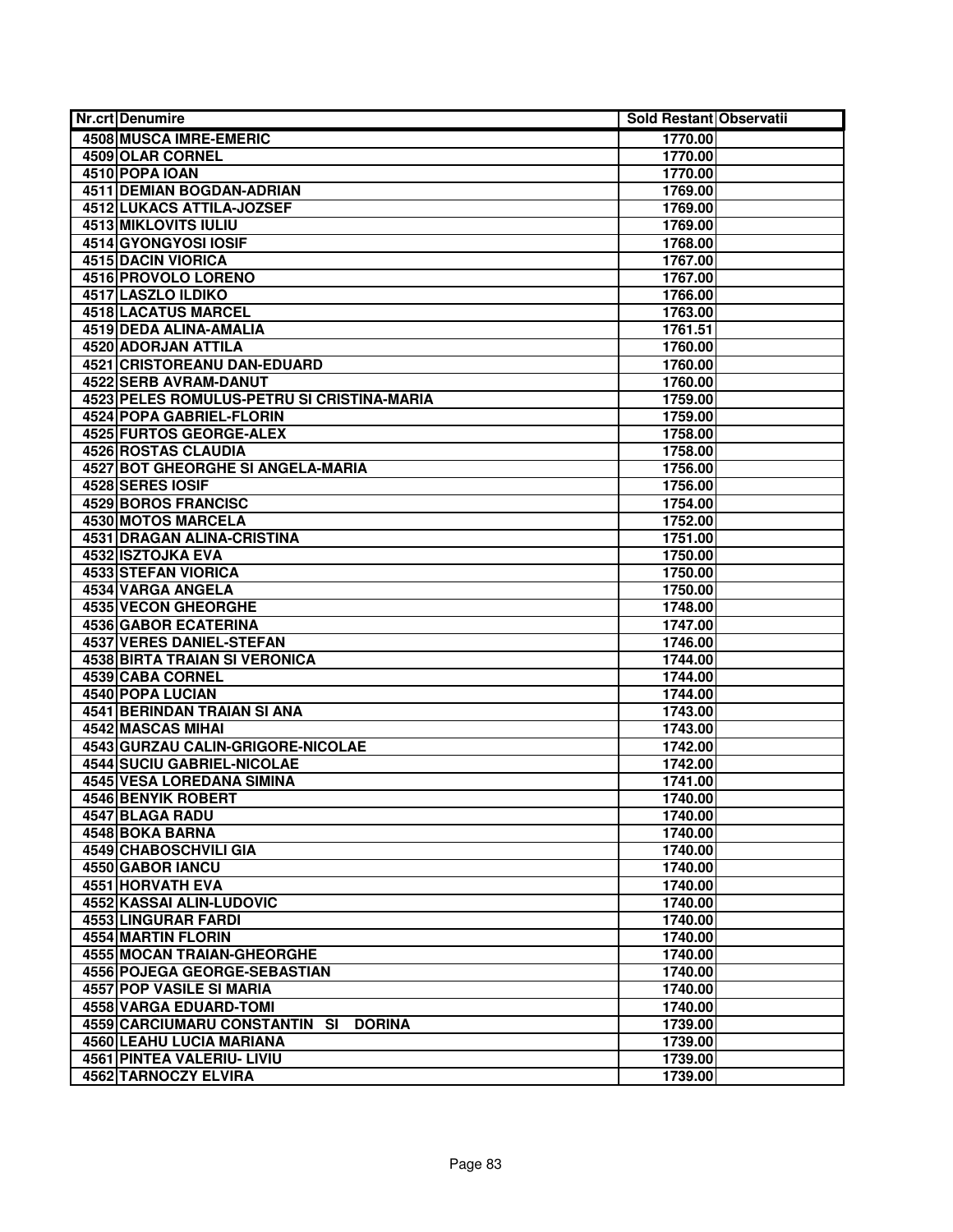| Nr.crt | Denumire | Sold Restant | Observatii |
|---|---|---|---|
| 4508 | MUSCA IMRE-EMERIC | 1770.00 | |
| 4509 | OLAR CORNEL | 1770.00 | |
| 4510 | POPA IOAN | 1770.00 | |
| 4511 | DEMIAN BOGDAN-ADRIAN | 1769.00 | |
| 4512 | LUKACS ATTILA-JOZSEF | 1769.00 | |
| 4513 | MIKLOVITS IULIU | 1769.00 | |
| 4514 | GYONGYOSI IOSIF | 1768.00 | |
| 4515 | DACIN VIORICA | 1767.00 | |
| 4516 | PROVOLO LORENO | 1767.00 | |
| 4517 | LASZLO ILDIKO | 1766.00 | |
| 4518 | LACATUS MARCEL | 1763.00 | |
| 4519 | DEDA ALINA-AMALIA | 1761.51 | |
| 4520 | ADORJAN ATTILA | 1760.00 | |
| 4521 | CRISTOREANU DAN-EDUARD | 1760.00 | |
| 4522 | SERB AVRAM-DANUT | 1760.00 | |
| 4523 | PELES ROMULUS-PETRU SI CRISTINA-MARIA | 1759.00 | |
| 4524 | POPA GABRIEL-FLORIN | 1759.00 | |
| 4525 | FURTOS GEORGE-ALEX | 1758.00 | |
| 4526 | ROSTAS CLAUDIA | 1758.00 | |
| 4527 | BOT GHEORGHE SI ANGELA-MARIA | 1756.00 | |
| 4528 | SERES IOSIF | 1756.00 | |
| 4529 | BOROS FRANCISC | 1754.00 | |
| 4530 | MOTOS MARCELA | 1752.00 | |
| 4531 | DRAGAN ALINA-CRISTINA | 1751.00 | |
| 4532 | ISZTOJKA EVA | 1750.00 | |
| 4533 | STEFAN VIORICA | 1750.00 | |
| 4534 | VARGA ANGELA | 1750.00 | |
| 4535 | VECON GHEORGHE | 1748.00 | |
| 4536 | GABOR ECATERINA | 1747.00 | |
| 4537 | VERES DANIEL-STEFAN | 1746.00 | |
| 4538 | BIRTA TRAIAN SI VERONICA | 1744.00 | |
| 4539 | CABA CORNEL | 1744.00 | |
| 4540 | POPA LUCIAN | 1744.00 | |
| 4541 | BERINDAN TRAIAN SI ANA | 1743.00 | |
| 4542 | MASCAS MIHAI | 1743.00 | |
| 4543 | GURZAU CALIN-GRIGORE-NICOLAE | 1742.00 | |
| 4544 | SUCIU GABRIEL-NICOLAE | 1742.00 | |
| 4545 | VESA LOREDANA SIMINA | 1741.00 | |
| 4546 | BENYIK ROBERT | 1740.00 | |
| 4547 | BLAGA RADU | 1740.00 | |
| 4548 | BOKA BARNA | 1740.00 | |
| 4549 | CHABOSCHVILI GIA | 1740.00 | |
| 4550 | GABOR IANCU | 1740.00 | |
| 4551 | HORVATH EVA | 1740.00 | |
| 4552 | KASSAI ALIN-LUDOVIC | 1740.00 | |
| 4553 | LINGURAR FARDI | 1740.00 | |
| 4554 | MARTIN FLORIN | 1740.00 | |
| 4555 | MOCAN TRAIAN-GHEORGHE | 1740.00 | |
| 4556 | POJEGA GEORGE-SEBASTIAN | 1740.00 | |
| 4557 | POP VASILE SI MARIA | 1740.00 | |
| 4558 | VARGA EDUARD-TOMI | 1740.00 | |
| 4559 | CARCIUMARU CONSTANTIN SI DORINA | 1739.00 | |
| 4560 | LEAHU LUCIA MARIANA | 1739.00 | |
| 4561 | PINTEA VALERIU- LIVIU | 1739.00 | |
| 4562 | TARNOCZY ELVIRA | 1739.00 | |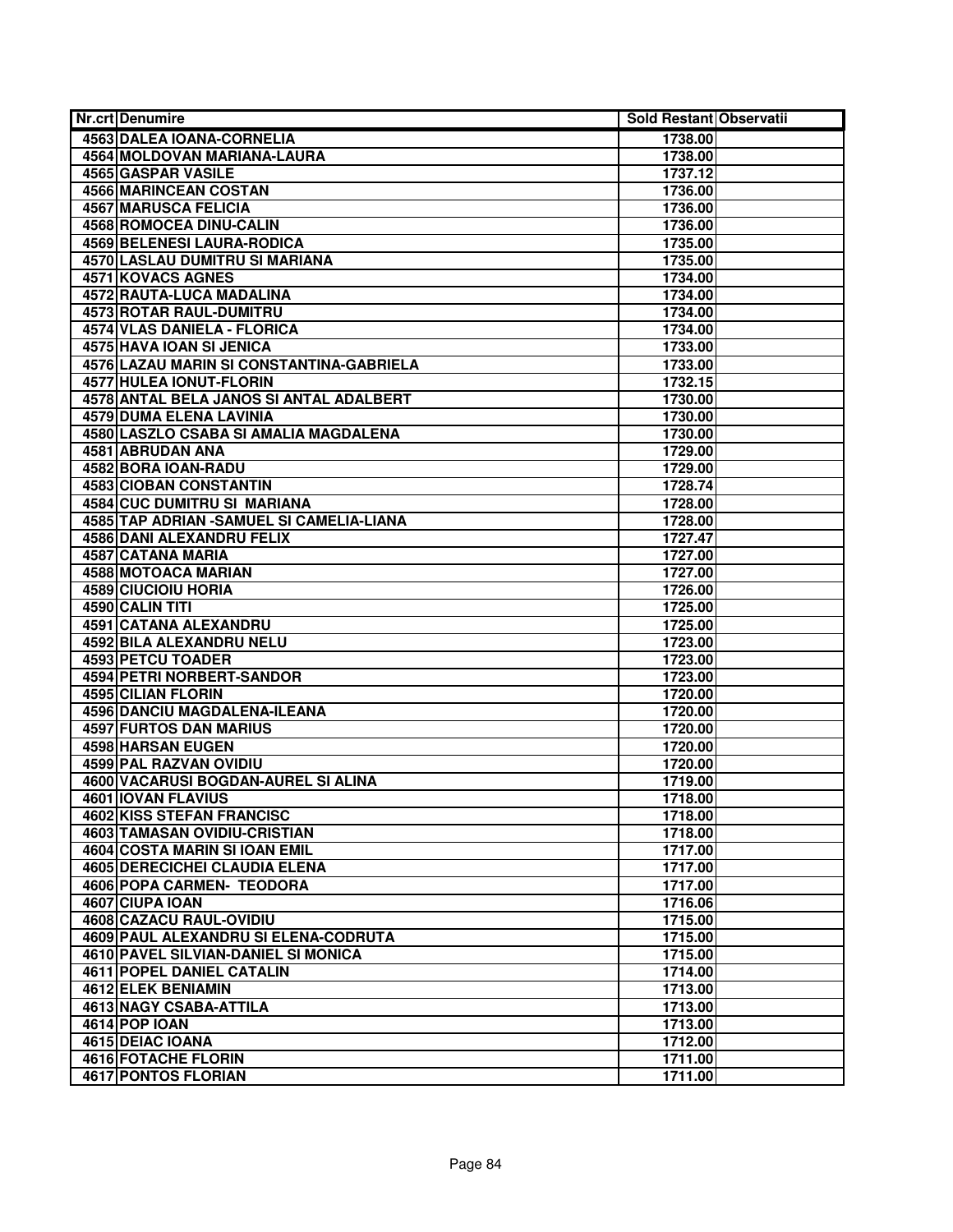| Nr.crt | Denumire | Sold Restant | Observatii |
|---|---|---|---|
| 4563 | DALEA IOANA-CORNELIA | 1738.00 | |
| 4564 | MOLDOVAN MARIANA-LAURA | 1738.00 | |
| 4565 | GASPAR VASILE | 1737.12 | |
| 4566 | MARINCEAN COSTAN | 1736.00 | |
| 4567 | MARUSCA FELICIA | 1736.00 | |
| 4568 | ROMOCEA DINU-CALIN | 1736.00 | |
| 4569 | BELENESI LAURA-RODICA | 1735.00 | |
| 4570 | LASLAU DUMITRU SI MARIANA | 1735.00 | |
| 4571 | KOVACS AGNES | 1734.00 | |
| 4572 | RAUTA-LUCA MADALINA | 1734.00 | |
| 4573 | ROTAR RAUL-DUMITRU | 1734.00 | |
| 4574 | VLAS DANIELA - FLORICA | 1734.00 | |
| 4575 | HAVA IOAN SI JENICA | 1733.00 | |
| 4576 | LAZAU MARIN SI CONSTANTINA-GABRIELA | 1733.00 | |
| 4577 | HULEA IONUT-FLORIN | 1732.15 | |
| 4578 | ANTAL BELA JANOS SI ANTAL ADALBERT | 1730.00 | |
| 4579 | DUMA ELENA LAVINIA | 1730.00 | |
| 4580 | LASZLO CSABA SI AMALIA MAGDALENA | 1730.00 | |
| 4581 | ABRUDAN ANA | 1729.00 | |
| 4582 | BORA IOAN-RADU | 1729.00 | |
| 4583 | CIOBAN CONSTANTIN | 1728.74 | |
| 4584 | CUC DUMITRU SI MARIANA | 1728.00 | |
| 4585 | TAP ADRIAN -SAMUEL SI CAMELIA-LIANA | 1728.00 | |
| 4586 | DANI ALEXANDRU FELIX | 1727.47 | |
| 4587 | CATANA MARIA | 1727.00 | |
| 4588 | MOTOACA MARIAN | 1727.00 | |
| 4589 | CIUCIOIU HORIA | 1726.00 | |
| 4590 | CALIN TITI | 1725.00 | |
| 4591 | CATANA ALEXANDRU | 1725.00 | |
| 4592 | BILA ALEXANDRU NELU | 1723.00 | |
| 4593 | PETCU TOADER | 1723.00 | |
| 4594 | PETRI NORBERT-SANDOR | 1723.00 | |
| 4595 | CILIAN FLORIN | 1720.00 | |
| 4596 | DANCIU MAGDALENA-ILEANA | 1720.00 | |
| 4597 | FURTOS DAN MARIUS | 1720.00 | |
| 4598 | HARSAN EUGEN | 1720.00 | |
| 4599 | PAL RAZVAN OVIDIU | 1720.00 | |
| 4600 | VACARUSI BOGDAN-AUREL SI ALINA | 1719.00 | |
| 4601 | IOVAN FLAVIUS | 1718.00 | |
| 4602 | KISS STEFAN FRANCISC | 1718.00 | |
| 4603 | TAMASAN OVIDIU-CRISTIAN | 1718.00 | |
| 4604 | COSTA MARIN SI IOAN EMIL | 1717.00 | |
| 4605 | DERECICHEI CLAUDIA ELENA | 1717.00 | |
| 4606 | POPA CARMEN- TEODORA | 1717.00 | |
| 4607 | CIUPA IOAN | 1716.06 | |
| 4608 | CAZACU RAUL-OVIDIU | 1715.00 | |
| 4609 | PAUL ALEXANDRU SI ELENA-CODRUTA | 1715.00 | |
| 4610 | PAVEL SILVIAN-DANIEL SI MONICA | 1715.00 | |
| 4611 | POPEL DANIEL CATALIN | 1714.00 | |
| 4612 | ELEK BENIAMIN | 1713.00 | |
| 4613 | NAGY CSABA-ATTILA | 1713.00 | |
| 4614 | POP IOAN | 1713.00 | |
| 4615 | DEIAC IOANA | 1712.00 | |
| 4616 | FOTACHE FLORIN | 1711.00 | |
| 4617 | PONTOS FLORIAN | 1711.00 | |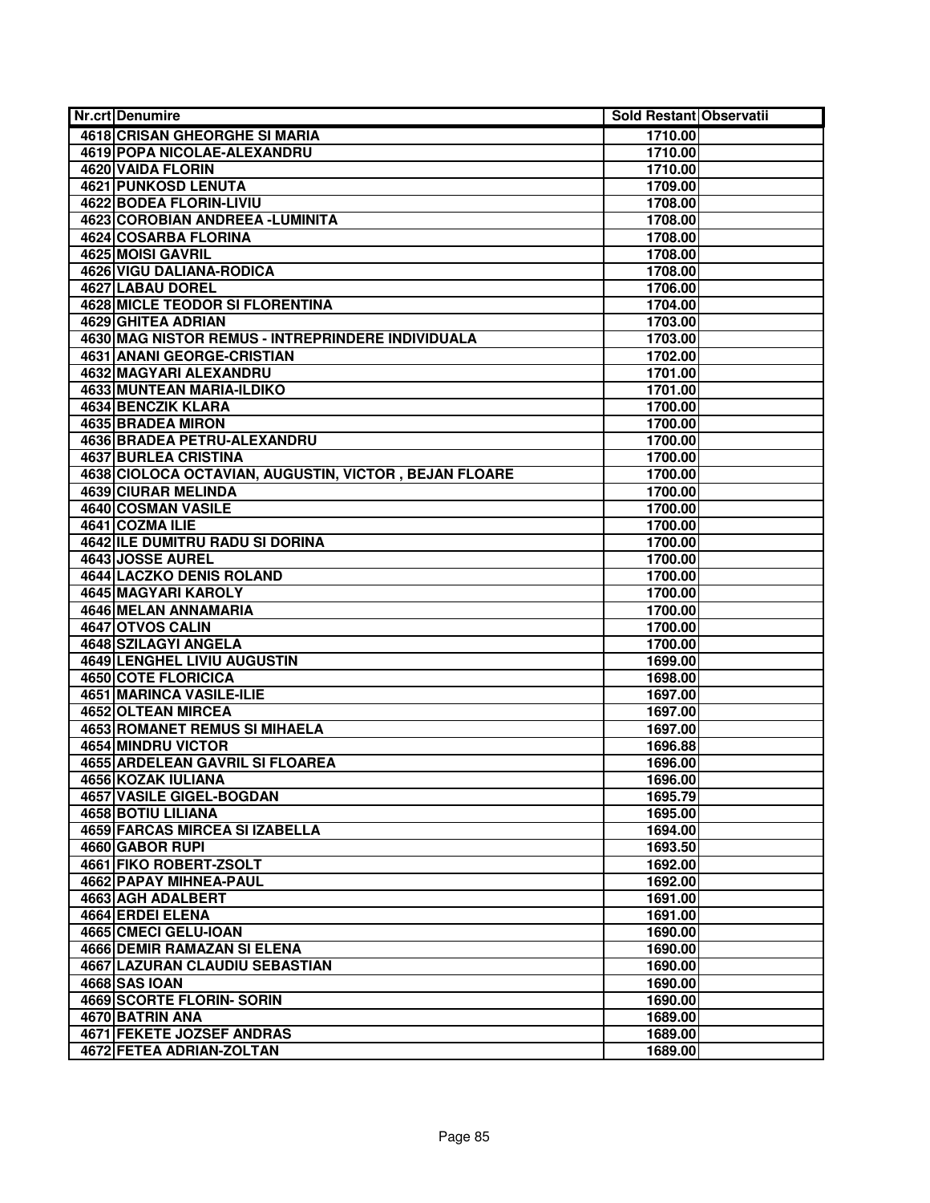| Nr.crt | Denumire | Sold Restant | Observatii |
|---|---|---|---|
| 4618 | CRISAN GHEORGHE SI MARIA | 1710.00 | |
| 4619 | POPA NICOLAE-ALEXANDRU | 1710.00 | |
| 4620 | VAIDA FLORIN | 1710.00 | |
| 4621 | PUNKOSD LENUTA | 1709.00 | |
| 4622 | BODEA FLORIN-LIVIU | 1708.00 | |
| 4623 | COROBIAN ANDREEA -LUMINITA | 1708.00 | |
| 4624 | COSARBA FLORINA | 1708.00 | |
| 4625 | MOISI GAVRIL | 1708.00 | |
| 4626 | VIGU DALIANA-RODICA | 1708.00 | |
| 4627 | LABAU DOREL | 1706.00 | |
| 4628 | MICLE TEODOR SI FLORENTINA | 1704.00 | |
| 4629 | GHITEA ADRIAN | 1703.00 | |
| 4630 | MAG NISTOR REMUS - INTREPRINDERE INDIVIDUALA | 1703.00 | |
| 4631 | ANANI GEORGE-CRISTIAN | 1702.00 | |
| 4632 | MAGYARI ALEXANDRU | 1701.00 | |
| 4633 | MUNTEAN MARIA-ILDIKO | 1701.00 | |
| 4634 | BENCZIK KLARA | 1700.00 | |
| 4635 | BRADEA MIRON | 1700.00 | |
| 4636 | BRADEA PETRU-ALEXANDRU | 1700.00 | |
| 4637 | BURLEA CRISTINA | 1700.00 | |
| 4638 | CIOLOCA OCTAVIAN, AUGUSTIN, VICTOR , BEJAN FLOARE | 1700.00 | |
| 4639 | CIURAR MELINDA | 1700.00 | |
| 4640 | COSMAN VASILE | 1700.00 | |
| 4641 | COZMA ILIE | 1700.00 | |
| 4642 | ILE DUMITRU RADU SI DORINA | 1700.00 | |
| 4643 | JOSSE AUREL | 1700.00 | |
| 4644 | LACZKO DENIS ROLAND | 1700.00 | |
| 4645 | MAGYARI KAROLY | 1700.00 | |
| 4646 | MELAN ANNAMARIA | 1700.00 | |
| 4647 | OTVOS CALIN | 1700.00 | |
| 4648 | SZILAGYI ANGELA | 1700.00 | |
| 4649 | LENGHEL LIVIU AUGUSTIN | 1699.00 | |
| 4650 | COTE FLORICICA | 1698.00 | |
| 4651 | MARINCA VASILE-ILIE | 1697.00 | |
| 4652 | OLTEAN MIRCEA | 1697.00 | |
| 4653 | ROMANET REMUS SI MIHAELA | 1697.00 | |
| 4654 | MINDRU VICTOR | 1696.88 | |
| 4655 | ARDELEAN GAVRIL SI FLOAREA | 1696.00 | |
| 4656 | KOZAK IULIANA | 1696.00 | |
| 4657 | VASILE GIGEL-BOGDAN | 1695.79 | |
| 4658 | BOTIU LILIANA | 1695.00 | |
| 4659 | FARCAS MIRCEA SI IZABELLA | 1694.00 | |
| 4660 | GABOR RUPI | 1693.50 | |
| 4661 | FIKO ROBERT-ZSOLT | 1692.00 | |
| 4662 | PAPAY MIHNEA-PAUL | 1692.00 | |
| 4663 | AGH ADALBERT | 1691.00 | |
| 4664 | ERDEI ELENA | 1691.00 | |
| 4665 | CMECI GELU-IOAN | 1690.00 | |
| 4666 | DEMIR RAMAZAN SI ELENA | 1690.00 | |
| 4667 | LAZURAN CLAUDIU SEBASTIAN | 1690.00 | |
| 4668 | SAS IOAN | 1690.00 | |
| 4669 | SCORTE FLORIN- SORIN | 1690.00 | |
| 4670 | BATRIN ANA | 1689.00 | |
| 4671 | FEKETE JOZSEF ANDRAS | 1689.00 | |
| 4672 | FETEA ADRIAN-ZOLTAN | 1689.00 | |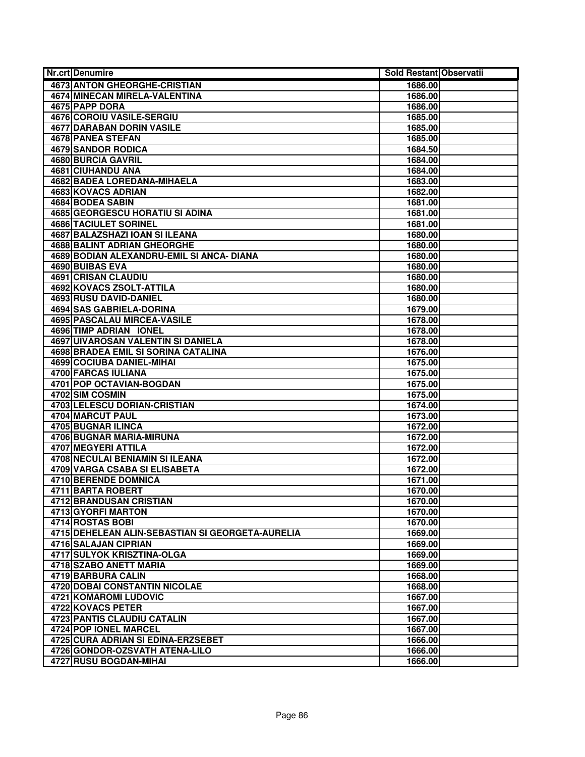| Nr.crt | Denumire | Sold Restant | Observatii |
|---|---|---|---|
| 4673 | ANTON GHEORGHE-CRISTIAN | 1686.00 | |
| 4674 | MINECAN MIRELA-VALENTINA | 1686.00 | |
| 4675 | PAPP DORA | 1686.00 | |
| 4676 | COROIU VASILE-SERGIU | 1685.00 | |
| 4677 | DARABAN DORIN VASILE | 1685.00 | |
| 4678 | PANEA STEFAN | 1685.00 | |
| 4679 | SANDOR RODICA | 1684.50 | |
| 4680 | BURCIA GAVRIL | 1684.00 | |
| 4681 | CIUHANDU ANA | 1684.00 | |
| 4682 | BADEA LOREDANA-MIHAELA | 1683.00 | |
| 4683 | KOVACS ADRIAN | 1682.00 | |
| 4684 | BODEA SABIN | 1681.00 | |
| 4685 | GEORGESCU HORATIU SI ADINA | 1681.00 | |
| 4686 | TACIULET SORINEL | 1681.00 | |
| 4687 | BALAZSHAZI IOAN SI ILEANA | 1680.00 | |
| 4688 | BALINT ADRIAN GHEORGHE | 1680.00 | |
| 4689 | BODIAN ALEXANDRU-EMIL SI ANCA- DIANA | 1680.00 | |
| 4690 | BUIBAS EVA | 1680.00 | |
| 4691 | CRISAN CLAUDIU | 1680.00 | |
| 4692 | KOVACS ZSOLT-ATTILA | 1680.00 | |
| 4693 | RUSU DAVID-DANIEL | 1680.00 | |
| 4694 | SAS GABRIELA-DORINA | 1679.00 | |
| 4695 | PASCALAU MIRCEA-VASILE | 1678.00 | |
| 4696 | TIMP ADRIAN IONEL | 1678.00 | |
| 4697 | UIVAROSAN VALENTIN SI DANIELA | 1678.00 | |
| 4698 | BRADEA EMIL SI SORINA CATALINA | 1676.00 | |
| 4699 | COCIUBA DANIEL-MIHAI | 1675.00 | |
| 4700 | FARCAS IULIANA | 1675.00 | |
| 4701 | POP OCTAVIAN-BOGDAN | 1675.00 | |
| 4702 | SIM COSMIN | 1675.00 | |
| 4703 | LELESCU DORIAN-CRISTIAN | 1674.00 | |
| 4704 | MARCUT PAUL | 1673.00 | |
| 4705 | BUGNAR ILINCA | 1672.00 | |
| 4706 | BUGNAR MARIA-MIRUNA | 1672.00 | |
| 4707 | MEGYERI ATTILA | 1672.00 | |
| 4708 | NECULAI BENIAMIN SI ILEANA | 1672.00 | |
| 4709 | VARGA CSABA SI ELISABETA | 1672.00 | |
| 4710 | BERENDE DOMNICA | 1671.00 | |
| 4711 | BARTA ROBERT | 1670.00 | |
| 4712 | BRANDUSAN CRISTIAN | 1670.00 | |
| 4713 | GYORFI MARTON | 1670.00 | |
| 4714 | ROSTAS BOBI | 1670.00 | |
| 4715 | DEHELEAN ALIN-SEBASTIAN SI GEORGETA-AURELIA | 1669.00 | |
| 4716 | SALAJAN CIPRIAN | 1669.00 | |
| 4717 | SULYOK KRISZTINA-OLGA | 1669.00 | |
| 4718 | SZABO ANETT MARIA | 1669.00 | |
| 4719 | BARBURA CALIN | 1668.00 | |
| 4720 | DOBAI CONSTANTIN NICOLAE | 1668.00 | |
| 4721 | KOMAROMI LUDOVIC | 1667.00 | |
| 4722 | KOVACS PETER | 1667.00 | |
| 4723 | PANTIS CLAUDIU CATALIN | 1667.00 | |
| 4724 | POP IONEL MARCEL | 1667.00 | |
| 4725 | CURA ADRIAN SI EDINA-ERZSEBET | 1666.00 | |
| 4726 | GONDOR-OZSVATH ATENA-LILO | 1666.00 | |
| 4727 | RUSU BOGDAN-MIHAI | 1666.00 | |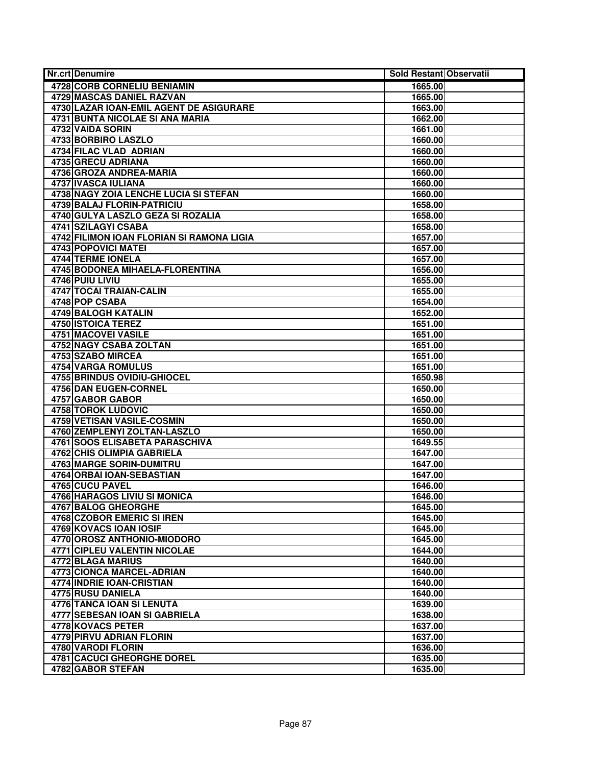| Nr.crt | Denumire | Sold Restant | Observatii |
|---|---|---|---|
| 4728 | CORB CORNELIU BENIAMIN | 1665.00 | |
| 4729 | MASCAS DANIEL RAZVAN | 1665.00 | |
| 4730 | LAZAR IOAN-EMIL AGENT DE ASIGURARE | 1663.00 | |
| 4731 | BUNTA NICOLAE SI ANA MARIA | 1662.00 | |
| 4732 | VAIDA SORIN | 1661.00 | |
| 4733 | BORBIRO LASZLO | 1660.00 | |
| 4734 | FILAC VLAD ADRIAN | 1660.00 | |
| 4735 | GRECU ADRIANA | 1660.00 | |
| 4736 | GROZA ANDREA-MARIA | 1660.00 | |
| 4737 | IVASCA IULIANA | 1660.00 | |
| 4738 | NAGY ZOIA LENCHE LUCIA SI STEFAN | 1660.00 | |
| 4739 | BALAJ FLORIN-PATRICIU | 1658.00 | |
| 4740 | GULYA LASZLO GEZA SI ROZALIA | 1658.00 | |
| 4741 | SZILAGYI CSABA | 1658.00 | |
| 4742 | FILIMON IOAN FLORIAN SI RAMONA LIGIA | 1657.00 | |
| 4743 | POPOVICI MATEI | 1657.00 | |
| 4744 | TERME IONELA | 1657.00 | |
| 4745 | BODONEA MIHAELA-FLORENTINA | 1656.00 | |
| 4746 | PUIU LIVIU | 1655.00 | |
| 4747 | TOCAI TRAIAN-CALIN | 1655.00 | |
| 4748 | POP CSABA | 1654.00 | |
| 4749 | BALOGH KATALIN | 1652.00 | |
| 4750 | ISTOICA TEREZ | 1651.00 | |
| 4751 | MACOVEI VASILE | 1651.00 | |
| 4752 | NAGY CSABA ZOLTAN | 1651.00 | |
| 4753 | SZABO MIRCEA | 1651.00 | |
| 4754 | VARGA ROMULUS | 1651.00 | |
| 4755 | BRINDUS OVIDIU-GHIOCEL | 1650.98 | |
| 4756 | DAN EUGEN-CORNEL | 1650.00 | |
| 4757 | GABOR GABOR | 1650.00 | |
| 4758 | TOROK LUDOVIC | 1650.00 | |
| 4759 | VETISAN VASILE-COSMIN | 1650.00 | |
| 4760 | ZEMPLENYI ZOLTAN-LASZLO | 1650.00 | |
| 4761 | SOOS ELISABETA PARASCHIVA | 1649.55 | |
| 4762 | CHIS OLIMPIA GABRIELA | 1647.00 | |
| 4763 | MARGE SORIN-DUMITRU | 1647.00 | |
| 4764 | ORBAI IOAN-SEBASTIAN | 1647.00 | |
| 4765 | CUCU PAVEL | 1646.00 | |
| 4766 | HARAGOS LIVIU SI MONICA | 1646.00 | |
| 4767 | BALOG GHEORGHE | 1645.00 | |
| 4768 | CZOBOR EMERIC SI IREN | 1645.00 | |
| 4769 | KOVACS IOAN IOSIF | 1645.00 | |
| 4770 | OROSZ ANTHONIO-MIODORO | 1645.00 | |
| 4771 | CIPLEU VALENTIN NICOLAE | 1644.00 | |
| 4772 | BLAGA MARIUS | 1640.00 | |
| 4773 | CIONCA MARCEL-ADRIAN | 1640.00 | |
| 4774 | INDRIE IOAN-CRISTIAN | 1640.00 | |
| 4775 | RUSU DANIELA | 1640.00 | |
| 4776 | TANCA IOAN SI LENUTA | 1639.00 | |
| 4777 | SEBESAN IOAN SI GABRIELA | 1638.00 | |
| 4778 | KOVACS PETER | 1637.00 | |
| 4779 | PIRVU ADRIAN FLORIN | 1637.00 | |
| 4780 | VARODI FLORIN | 1636.00 | |
| 4781 | CACUCI GHEORGHE DOREL | 1635.00 | |
| 4782 | GABOR STEFAN | 1635.00 | |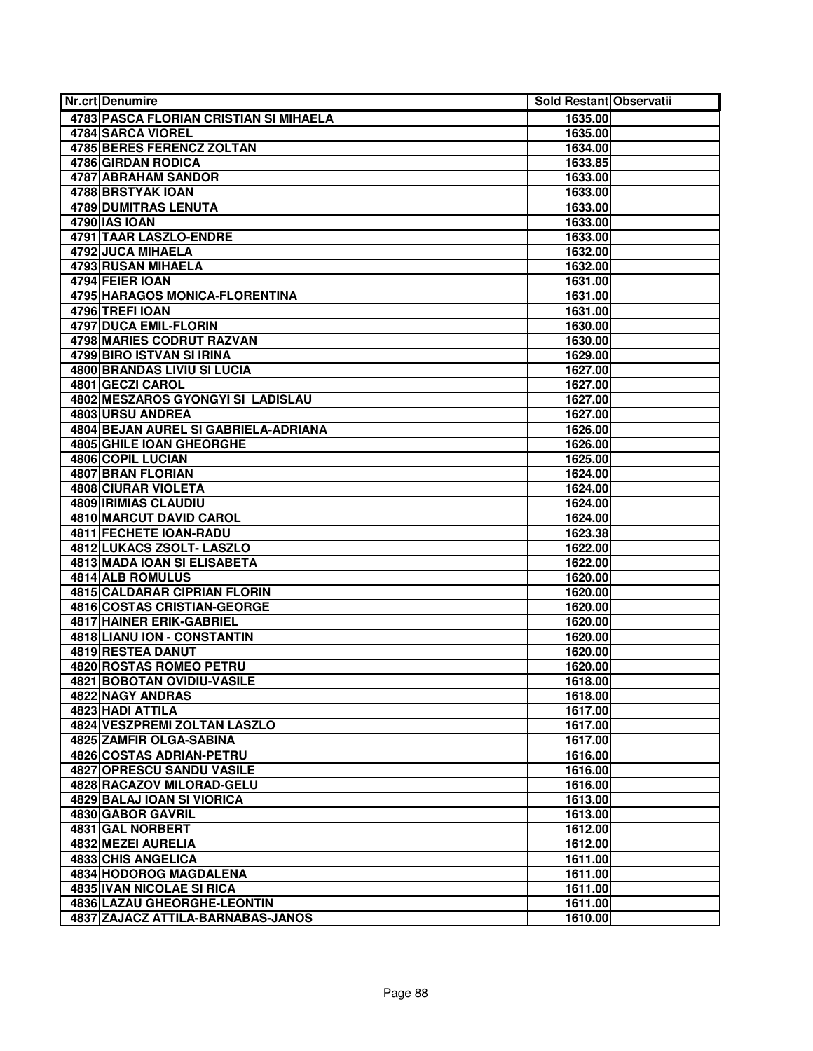| Nr.crt | Denumire | Sold Restant | Observatii |
|---|---|---|---|
| 4783 | PASCA FLORIAN CRISTIAN SI MIHAELA | 1635.00 | |
| 4784 | SARCA VIOREL | 1635.00 | |
| 4785 | BERES FERENCZ ZOLTAN | 1634.00 | |
| 4786 | GIRDAN RODICA | 1633.85 | |
| 4787 | ABRAHAM SANDOR | 1633.00 | |
| 4788 | BRSTYAK IOAN | 1633.00 | |
| 4789 | DUMITRAS LENUTA | 1633.00 | |
| 4790 | IAS IOAN | 1633.00 | |
| 4791 | TAAR LASZLO-ENDRE | 1633.00 | |
| 4792 | JUCA MIHAELA | 1632.00 | |
| 4793 | RUSAN MIHAELA | 1632.00 | |
| 4794 | FEIER IOAN | 1631.00 | |
| 4795 | HARAGOS MONICA-FLORENTINA | 1631.00 | |
| 4796 | TREFI IOAN | 1631.00 | |
| 4797 | DUCA EMIL-FLORIN | 1630.00 | |
| 4798 | MARIES CODRUT RAZVAN | 1630.00 | |
| 4799 | BIRO ISTVAN SI IRINA | 1629.00 | |
| 4800 | BRANDAS LIVIU SI LUCIA | 1627.00 | |
| 4801 | GECZI CAROL | 1627.00 | |
| 4802 | MESZAROS GYONGYI SI LADISLAU | 1627.00 | |
| 4803 | URSU ANDREA | 1627.00 | |
| 4804 | BEJAN AUREL SI GABRIELA-ADRIANA | 1626.00 | |
| 4805 | GHILE IOAN GHEORGHE | 1626.00 | |
| 4806 | COPIL LUCIAN | 1625.00 | |
| 4807 | BRAN FLORIAN | 1624.00 | |
| 4808 | CIURAR VIOLETA | 1624.00 | |
| 4809 | IRIMIAS CLAUDIU | 1624.00 | |
| 4810 | MARCUT DAVID CAROL | 1624.00 | |
| 4811 | FECHETE IOAN-RADU | 1623.38 | |
| 4812 | LUKACS ZSOLT- LASZLO | 1622.00 | |
| 4813 | MADA IOAN SI ELISABETA | 1622.00 | |
| 4814 | ALB ROMULUS | 1620.00 | |
| 4815 | CALDARAR CIPRIAN FLORIN | 1620.00 | |
| 4816 | COSTAS CRISTIAN-GEORGE | 1620.00 | |
| 4817 | HAINER ERIK-GABRIEL | 1620.00 | |
| 4818 | LIANU ION - CONSTANTIN | 1620.00 | |
| 4819 | RESTEA DANUT | 1620.00 | |
| 4820 | ROSTAS ROMEO PETRU | 1620.00 | |
| 4821 | BOBOTAN OVIDIU-VASILE | 1618.00 | |
| 4822 | NAGY ANDRAS | 1618.00 | |
| 4823 | HADI ATTILA | 1617.00 | |
| 4824 | VESZPREMI ZOLTAN LASZLO | 1617.00 | |
| 4825 | ZAMFIR OLGA-SABINA | 1617.00 | |
| 4826 | COSTAS ADRIAN-PETRU | 1616.00 | |
| 4827 | OPRESCU SANDU VASILE | 1616.00 | |
| 4828 | RACAZOV MILORAD-GELU | 1616.00 | |
| 4829 | BALAJ IOAN SI VIORICA | 1613.00 | |
| 4830 | GABOR GAVRIL | 1613.00 | |
| 4831 | GAL NORBERT | 1612.00 | |
| 4832 | MEZEI AURELIA | 1612.00 | |
| 4833 | CHIS ANGELICA | 1611.00 | |
| 4834 | HODOROG MAGDALENA | 1611.00 | |
| 4835 | IVAN NICOLAE SI RICA | 1611.00 | |
| 4836 | LAZAU GHEORGHE-LEONTIN | 1611.00 | |
| 4837 | ZAJACZ ATTILA-BARNABAS-JANOS | 1610.00 | |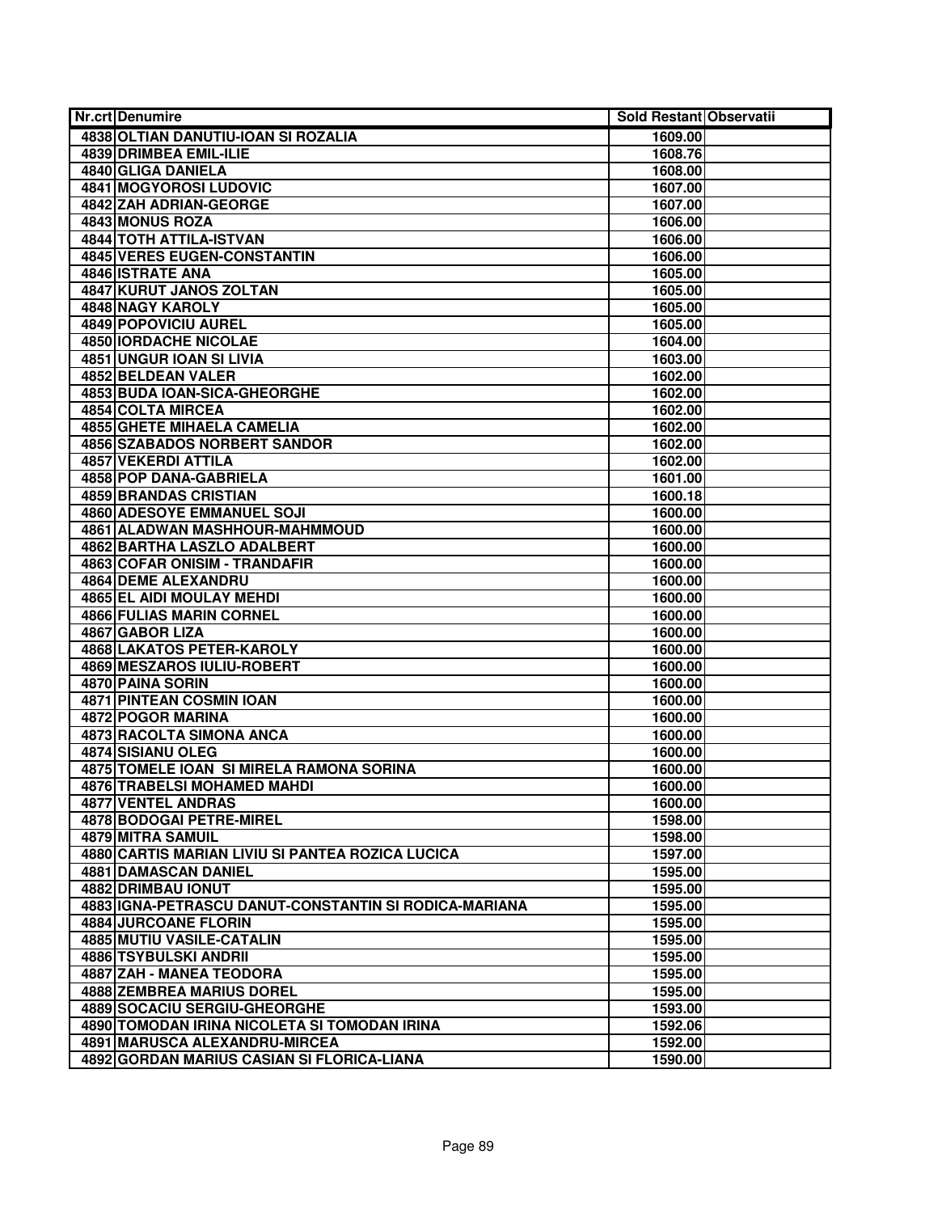| Nr.crt | Denumire | Sold Restant | Observatii |
|---|---|---|---|
| 4838 | OLTIAN DANUTIU-IOAN SI ROZALIA | 1609.00 | |
| 4839 | DRIMBEA EMIL-ILIE | 1608.76 | |
| 4840 | GLIGA DANIELA | 1608.00 | |
| 4841 | MOGYOROSI LUDOVIC | 1607.00 | |
| 4842 | ZAH ADRIAN-GEORGE | 1607.00 | |
| 4843 | MONUS ROZA | 1606.00 | |
| 4844 | TOTH ATTILA-ISTVAN | 1606.00 | |
| 4845 | VERES EUGEN-CONSTANTIN | 1606.00 | |
| 4846 | ISTRATE ANA | 1605.00 | |
| 4847 | KURUT JANOS ZOLTAN | 1605.00 | |
| 4848 | NAGY KAROLY | 1605.00 | |
| 4849 | POPOVICIU AUREL | 1605.00 | |
| 4850 | IORDACHE NICOLAE | 1604.00 | |
| 4851 | UNGUR IOAN SI LIVIA | 1603.00 | |
| 4852 | BELDEAN VALER | 1602.00 | |
| 4853 | BUDA IOAN-SICA-GHEORGHE | 1602.00 | |
| 4854 | COLTA MIRCEA | 1602.00 | |
| 4855 | GHETE MIHAELA CAMELIA | 1602.00 | |
| 4856 | SZABADOS NORBERT SANDOR | 1602.00 | |
| 4857 | VEKERDI ATTILA | 1602.00 | |
| 4858 | POP DANA-GABRIELA | 1601.00 | |
| 4859 | BRANDAS CRISTIAN | 1600.18 | |
| 4860 | ADESOYE EMMANUEL SOJI | 1600.00 | |
| 4861 | ALADWAN MASHHOUR-MAHMMOUD | 1600.00 | |
| 4862 | BARTHA LASZLO ADALBERT | 1600.00 | |
| 4863 | COFAR ONISIM - TRANDAFIR | 1600.00 | |
| 4864 | DEME ALEXANDRU | 1600.00 | |
| 4865 | EL AIDI MOULAY MEHDI | 1600.00 | |
| 4866 | FULIAS MARIN CORNEL | 1600.00 | |
| 4867 | GABOR LIZA | 1600.00 | |
| 4868 | LAKATOS PETER-KAROLY | 1600.00 | |
| 4869 | MESZAROS IULIU-ROBERT | 1600.00 | |
| 4870 | PAINA SORIN | 1600.00 | |
| 4871 | PINTEAN COSMIN IOAN | 1600.00 | |
| 4872 | POGOR MARINA | 1600.00 | |
| 4873 | RACOLTA SIMONA ANCA | 1600.00 | |
| 4874 | SISIANU OLEG | 1600.00 | |
| 4875 | TOMELE IOAN SI MIRELA RAMONA SORINA | 1600.00 | |
| 4876 | TRABELSI MOHAMED MAHDI | 1600.00 | |
| 4877 | VENTEL ANDRAS | 1600.00 | |
| 4878 | BODOGAI PETRE-MIREL | 1598.00 | |
| 4879 | MITRA SAMUIL | 1598.00 | |
| 4880 | CARTIS MARIAN LIVIU SI PANTEA ROZICA LUCICA | 1597.00 | |
| 4881 | DAMASCAN DANIEL | 1595.00 | |
| 4882 | DRIMBAU IONUT | 1595.00 | |
| 4883 | IGNA-PETRASCU DANUT-CONSTANTIN SI RODICA-MARIANA | 1595.00 | |
| 4884 | JURCOANE FLORIN | 1595.00 | |
| 4885 | MUTIU VASILE-CATALIN | 1595.00 | |
| 4886 | TSYBULSKI ANDRII | 1595.00 | |
| 4887 | ZAH - MANEA TEODORA | 1595.00 | |
| 4888 | ZEMBREA MARIUS DOREL | 1595.00 | |
| 4889 | SOCACIU SERGIU-GHEORGHE | 1593.00 | |
| 4890 | TOMODAN IRINA NICOLETA SI TOMODAN IRINA | 1592.06 | |
| 4891 | MARUSCA ALEXANDRU-MIRCEA | 1592.00 | |
| 4892 | GORDAN MARIUS CASIAN SI FLORICA-LIANA | 1590.00 | |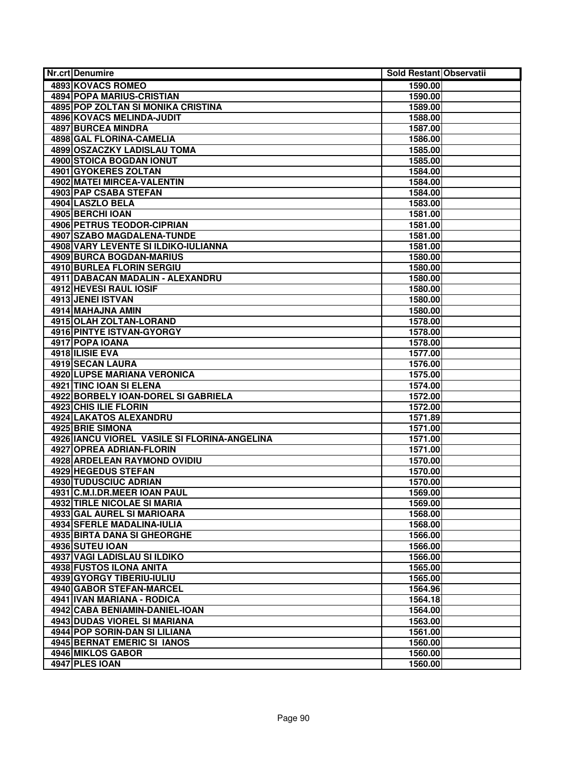| Nr.crt | Denumire | Sold Restant | Observatii |
|---|---|---|---|
| 4893 | KOVACS ROMEO | 1590.00 | |
| 4894 | POPA MARIUS-CRISTIAN | 1590.00 | |
| 4895 | POP ZOLTAN SI MONIKA CRISTINA | 1589.00 | |
| 4896 | KOVACS MELINDA-JUDIT | 1588.00 | |
| 4897 | BURCEA MINDRA | 1587.00 | |
| 4898 | GAL FLORINA-CAMELIA | 1586.00 | |
| 4899 | OSZACZKY LADISLAU TOMA | 1585.00 | |
| 4900 | STOICA BOGDAN IONUT | 1585.00 | |
| 4901 | GYOKERES ZOLTAN | 1584.00 | |
| 4902 | MATEI MIRCEA-VALENTIN | 1584.00 | |
| 4903 | PAP CSABA STEFAN | 1584.00 | |
| 4904 | LASZLO BELA | 1583.00 | |
| 4905 | BERCHI IOAN | 1581.00 | |
| 4906 | PETRUS TEODOR-CIPRIAN | 1581.00 | |
| 4907 | SZABO MAGDALENA-TUNDE | 1581.00 | |
| 4908 | VARY LEVENTE SI ILDIKO-IULIANNA | 1581.00 | |
| 4909 | BURCA BOGDAN-MARIUS | 1580.00 | |
| 4910 | BURLEA FLORIN SERGIU | 1580.00 | |
| 4911 | DABACAN MADALIN - ALEXANDRU | 1580.00 | |
| 4912 | HEVESI RAUL IOSIF | 1580.00 | |
| 4913 | JENEI ISTVAN | 1580.00 | |
| 4914 | MAHAJNA AMIN | 1580.00 | |
| 4915 | OLAH ZOLTAN-LORAND | 1578.00 | |
| 4916 | PINTYE ISTVAN-GYORGY | 1578.00 | |
| 4917 | POPA IOANA | 1578.00 | |
| 4918 | ILISIE EVA | 1577.00 | |
| 4919 | SECAN LAURA | 1576.00 | |
| 4920 | LUPSE MARIANA VERONICA | 1575.00 | |
| 4921 | TINC IOAN SI ELENA | 1574.00 | |
| 4922 | BORBELY IOAN-DOREL SI GABRIELA | 1572.00 | |
| 4923 | CHIS ILIE FLORIN | 1572.00 | |
| 4924 | LAKATOS ALEXANDRU | 1571.89 | |
| 4925 | BRIE SIMONA | 1571.00 | |
| 4926 | IANCU VIOREL VASILE SI FLORINA-ANGELINA | 1571.00 | |
| 4927 | OPREA ADRIAN-FLORIN | 1571.00 | |
| 4928 | ARDELEAN RAYMOND OVIDIU | 1570.00 | |
| 4929 | HEGEDUS STEFAN | 1570.00 | |
| 4930 | TUDUSCIUC ADRIAN | 1570.00 | |
| 4931 | C.M.I.DR.MEER IOAN PAUL | 1569.00 | |
| 4932 | TIRLE NICOLAE SI MARIA | 1569.00 | |
| 4933 | GAL AUREL SI MARIOARA | 1568.00 | |
| 4934 | SFERLE MADALINA-IULIA | 1568.00 | |
| 4935 | BIRTA DANA SI GHEORGHE | 1566.00 | |
| 4936 | SUTEU IOAN | 1566.00 | |
| 4937 | VAGI LADISLAU SI ILDIKO | 1566.00 | |
| 4938 | FUSTOS ILONA ANITA | 1565.00 | |
| 4939 | GYORGY TIBERIU-IULIU | 1565.00 | |
| 4940 | GABOR STEFAN-MARCEL | 1564.96 | |
| 4941 | IVAN MARIANA - RODICA | 1564.18 | |
| 4942 | CABA BENIAMIN-DANIEL-IOAN | 1564.00 | |
| 4943 | DUDAS VIOREL SI MARIANA | 1563.00 | |
| 4944 | POP SORIN-DAN SI LILIANA | 1561.00 | |
| 4945 | BERNAT EMERIC SI IANOS | 1560.00 | |
| 4946 | MIKLOS GABOR | 1560.00 | |
| 4947 | PLES IOAN | 1560.00 | |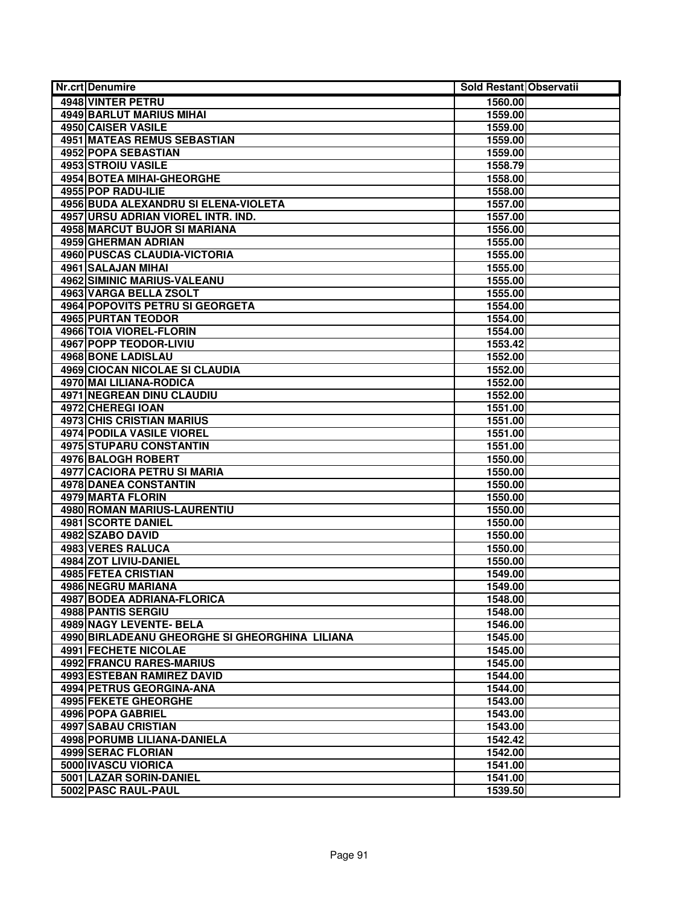| Nr.crt | Denumire | Sold Restant | Observatii |
|---|---|---|---|
| 4948 | VINTER PETRU | 1560.00 | |
| 4949 | BARLUT MARIUS MIHAI | 1559.00 | |
| 4950 | CAISER VASILE | 1559.00 | |
| 4951 | MATEAS REMUS SEBASTIAN | 1559.00 | |
| 4952 | POPA SEBASTIAN | 1559.00 | |
| 4953 | STROIU VASILE | 1558.79 | |
| 4954 | BOTEA MIHAI-GHEORGHE | 1558.00 | |
| 4955 | POP RADU-ILIE | 1558.00 | |
| 4956 | BUDA ALEXANDRU SI ELENA-VIOLETA | 1557.00 | |
| 4957 | URSU ADRIAN VIOREL INTR. IND. | 1557.00 | |
| 4958 | MARCUT BUJOR SI MARIANA | 1556.00 | |
| 4959 | GHERMAN ADRIAN | 1555.00 | |
| 4960 | PUSCAS CLAUDIA-VICTORIA | 1555.00 | |
| 4961 | SALAJAN MIHAI | 1555.00 | |
| 4962 | SIMINIC MARIUS-VALEANU | 1555.00 | |
| 4963 | VARGA BELLA ZSOLT | 1555.00 | |
| 4964 | POPOVITS PETRU SI GEORGETA | 1554.00 | |
| 4965 | PURTAN TEODOR | 1554.00 | |
| 4966 | TOIA VIOREL-FLORIN | 1554.00 | |
| 4967 | POPP TEODOR-LIVIU | 1553.42 | |
| 4968 | BONE LADISLAU | 1552.00 | |
| 4969 | CIOCAN NICOLAE SI CLAUDIA | 1552.00 | |
| 4970 | MAI LILIANA-RODICA | 1552.00 | |
| 4971 | NEGREAN DINU CLAUDIU | 1552.00 | |
| 4972 | CHEREGI IOAN | 1551.00 | |
| 4973 | CHIS CRISTIAN MARIUS | 1551.00 | |
| 4974 | PODILA VASILE VIOREL | 1551.00 | |
| 4975 | STUPARU CONSTANTIN | 1551.00 | |
| 4976 | BALOGH ROBERT | 1550.00 | |
| 4977 | CACIORA PETRU SI MARIA | 1550.00 | |
| 4978 | DANEA CONSTANTIN | 1550.00 | |
| 4979 | MARTA FLORIN | 1550.00 | |
| 4980 | ROMAN MARIUS-LAURENTIU | 1550.00 | |
| 4981 | SCORTE DANIEL | 1550.00 | |
| 4982 | SZABO DAVID | 1550.00 | |
| 4983 | VERES RALUCA | 1550.00 | |
| 4984 | ZOT LIVIU-DANIEL | 1550.00 | |
| 4985 | FETEA CRISTIAN | 1549.00 | |
| 4986 | NEGRU MARIANA | 1549.00 | |
| 4987 | BODEA ADRIANA-FLORICA | 1548.00 | |
| 4988 | PANTIS SERGIU | 1548.00 | |
| 4989 | NAGY LEVENTE- BELA | 1546.00 | |
| 4990 | BIRLADEANU GHEORGHE SI GHEORGHINA LILIANA | 1545.00 | |
| 4991 | FECHETE NICOLAE | 1545.00 | |
| 4992 | FRANCU RARES-MARIUS | 1545.00 | |
| 4993 | ESTEBAN RAMIREZ DAVID | 1544.00 | |
| 4994 | PETRUS GEORGINA-ANA | 1544.00 | |
| 4995 | FEKETE GHEORGHE | 1543.00 | |
| 4996 | POPA GABRIEL | 1543.00 | |
| 4997 | SABAU CRISTIAN | 1543.00 | |
| 4998 | PORUMB LILIANA-DANIELA | 1542.42 | |
| 4999 | SERAC FLORIAN | 1542.00 | |
| 5000 | IVASCU VIORICA | 1541.00 | |
| 5001 | LAZAR SORIN-DANIEL | 1541.00 | |
| 5002 | PASC RAUL-PAUL | 1539.50 | |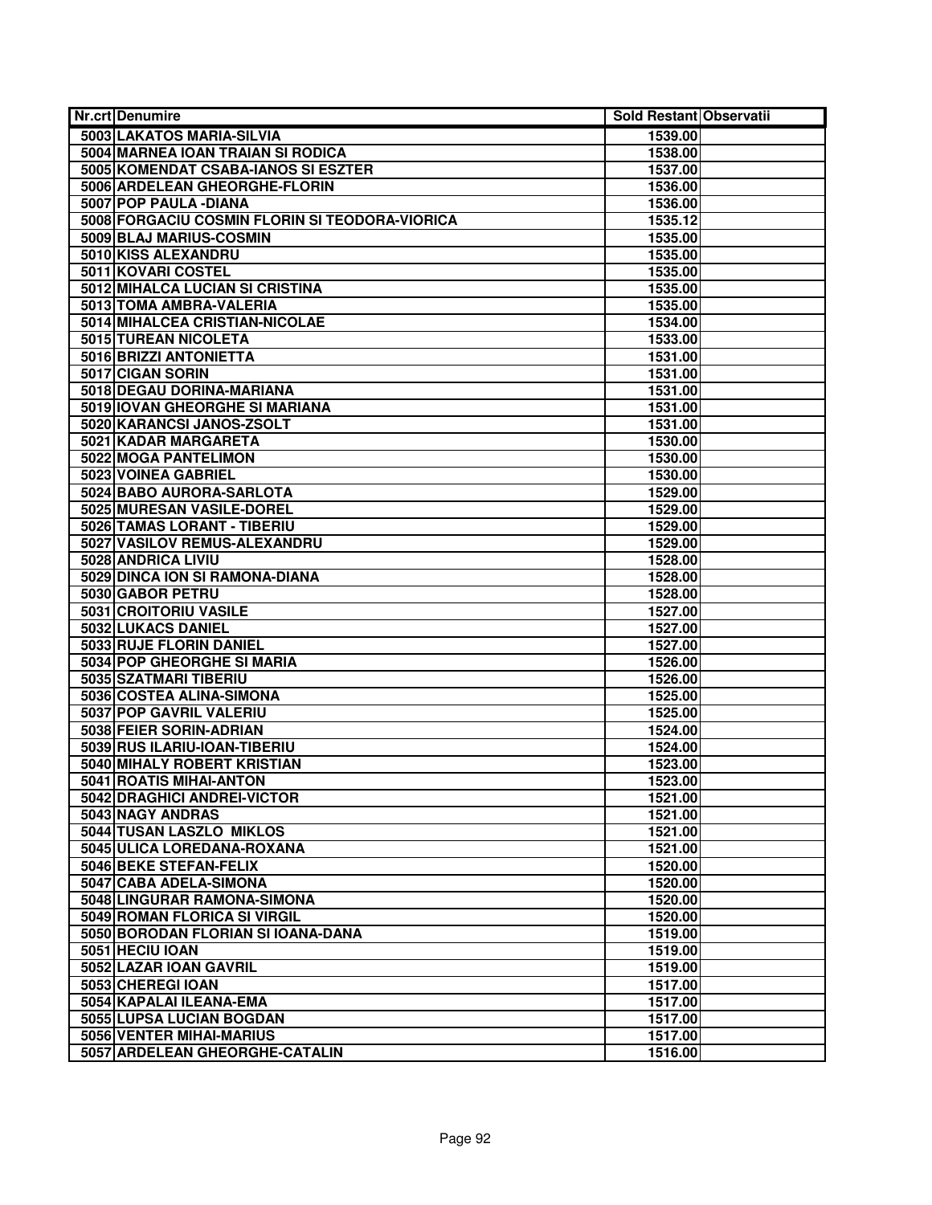| Nr.crt | Denumire | Sold Restant | Observatii |
|---|---|---|---|
| 5003 | LAKATOS MARIA-SILVIA | 1539.00 | |
| 5004 | MARNEA IOAN TRAIAN SI RODICA | 1538.00 | |
| 5005 | KOMENDAT CSABA-IANOS SI ESZTER | 1537.00 | |
| 5006 | ARDELEAN GHEORGHE-FLORIN | 1536.00 | |
| 5007 | POP PAULA -DIANA | 1536.00 | |
| 5008 | FORGACIU COSMIN FLORIN SI TEODORA-VIORICA | 1535.12 | |
| 5009 | BLAJ MARIUS-COSMIN | 1535.00 | |
| 5010 | KISS ALEXANDRU | 1535.00 | |
| 5011 | KOVARI COSTEL | 1535.00 | |
| 5012 | MIHALCA LUCIAN SI CRISTINA | 1535.00 | |
| 5013 | TOMA AMBRA-VALERIA | 1535.00 | |
| 5014 | MIHALCEA CRISTIAN-NICOLAE | 1534.00 | |
| 5015 | TUREAN NICOLETA | 1533.00 | |
| 5016 | BRIZZI ANTONIETTA | 1531.00 | |
| 5017 | CIGAN SORIN | 1531.00 | |
| 5018 | DEGAU DORINA-MARIANA | 1531.00 | |
| 5019 | IOVAN GHEORGHE SI MARIANA | 1531.00 | |
| 5020 | KARANCSI JANOS-ZSOLT | 1531.00 | |
| 5021 | KADAR MARGARETA | 1530.00 | |
| 5022 | MOGA PANTELIMON | 1530.00 | |
| 5023 | VOINEA GABRIEL | 1530.00 | |
| 5024 | BABO AURORA-SARLOTA | 1529.00 | |
| 5025 | MURESAN VASILE-DOREL | 1529.00 | |
| 5026 | TAMAS LORANT - TIBERIU | 1529.00 | |
| 5027 | VASILOV REMUS-ALEXANDRU | 1529.00 | |
| 5028 | ANDRICA LIVIU | 1528.00 | |
| 5029 | DINCA ION SI RAMONA-DIANA | 1528.00 | |
| 5030 | GABOR PETRU | 1528.00 | |
| 5031 | CROITORIU VASILE | 1527.00 | |
| 5032 | LUKACS DANIEL | 1527.00 | |
| 5033 | RUJE FLORIN DANIEL | 1527.00 | |
| 5034 | POP GHEORGHE SI MARIA | 1526.00 | |
| 5035 | SZATMARI TIBERIU | 1526.00 | |
| 5036 | COSTEA ALINA-SIMONA | 1525.00 | |
| 5037 | POP GAVRIL VALERIU | 1525.00 | |
| 5038 | FEIER SORIN-ADRIAN | 1524.00 | |
| 5039 | RUS ILARIU-IOAN-TIBERIU | 1524.00 | |
| 5040 | MIHALY ROBERT KRISTIAN | 1523.00 | |
| 5041 | ROATIS MIHAI-ANTON | 1523.00 | |
| 5042 | DRAGHICI ANDREI-VICTOR | 1521.00 | |
| 5043 | NAGY ANDRAS | 1521.00 | |
| 5044 | TUSAN LASZLO MIKLOS | 1521.00 | |
| 5045 | ULICA LOREDANA-ROXANA | 1521.00 | |
| 5046 | BEKE STEFAN-FELIX | 1520.00 | |
| 5047 | CABA ADELA-SIMONA | 1520.00 | |
| 5048 | LINGURAR RAMONA-SIMONA | 1520.00 | |
| 5049 | ROMAN FLORICA SI VIRGIL | 1520.00 | |
| 5050 | BORODAN FLORIAN SI IOANA-DANA | 1519.00 | |
| 5051 | HECIU IOAN | 1519.00 | |
| 5052 | LAZAR IOAN GAVRIL | 1519.00 | |
| 5053 | CHEREGI IOAN | 1517.00 | |
| 5054 | KAPALAI ILEANA-EMA | 1517.00 | |
| 5055 | LUPSA LUCIAN BOGDAN | 1517.00 | |
| 5056 | VENTER MIHAI-MARIUS | 1517.00 | |
| 5057 | ARDELEAN GHEORGHE-CATALIN | 1516.00 | |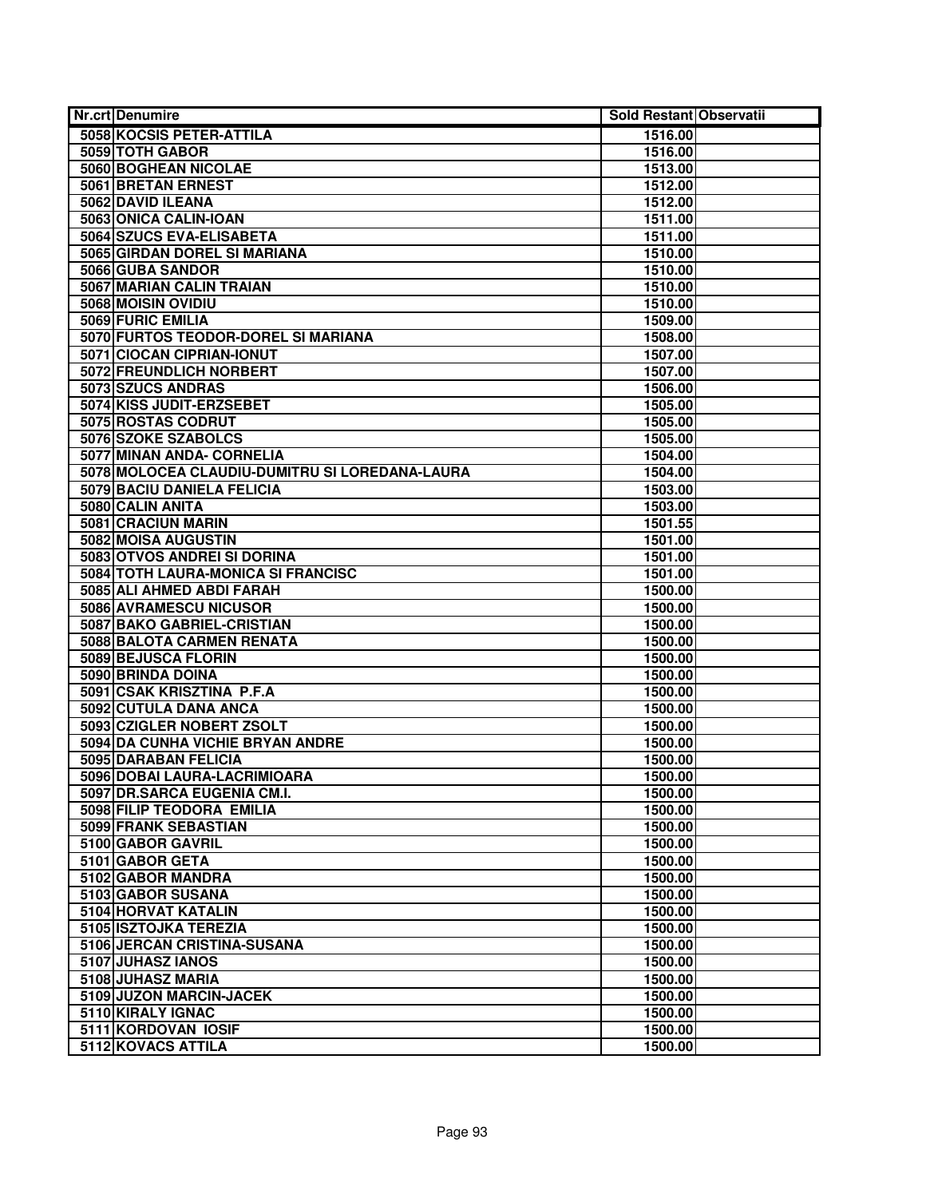| Nr.crt | Denumire | Sold Restant | Observatii |
|---|---|---|---|
| 5058 | KOCSIS PETER-ATTILA | 1516.00 | |
| 5059 | TOTH GABOR | 1516.00 | |
| 5060 | BOGHEAN NICOLAE | 1513.00 | |
| 5061 | BRETAN ERNEST | 1512.00 | |
| 5062 | DAVID ILEANA | 1512.00 | |
| 5063 | ONICA CALIN-IOAN | 1511.00 | |
| 5064 | SZUCS EVA-ELISABETA | 1511.00 | |
| 5065 | GIRDAN DOREL SI MARIANA | 1510.00 | |
| 5066 | GUBA SANDOR | 1510.00 | |
| 5067 | MARIAN CALIN TRAIAN | 1510.00 | |
| 5068 | MOISIN OVIDIU | 1510.00 | |
| 5069 | FURIC EMILIA | 1509.00 | |
| 5070 | FURTOS TEODOR-DOREL SI MARIANA | 1508.00 | |
| 5071 | CIOCAN CIPRIAN-IONUT | 1507.00 | |
| 5072 | FREUNDLICH NORBERT | 1507.00 | |
| 5073 | SZUCS ANDRAS | 1506.00 | |
| 5074 | KISS JUDIT-ERZSEBET | 1505.00 | |
| 5075 | ROSTAS CODRUT | 1505.00 | |
| 5076 | SZOKE SZABOLCS | 1505.00 | |
| 5077 | MINAN ANDA- CORNELIA | 1504.00 | |
| 5078 | MOLOCEA CLAUDIU-DUMITRU SI LOREDANA-LAURA | 1504.00 | |
| 5079 | BACIU DANIELA FELICIA | 1503.00 | |
| 5080 | CALIN ANITA | 1503.00 | |
| 5081 | CRACIUN MARIN | 1501.55 | |
| 5082 | MOISA AUGUSTIN | 1501.00 | |
| 5083 | OTVOS ANDREI SI DORINA | 1501.00 | |
| 5084 | TOTH LAURA-MONICA SI FRANCISC | 1501.00 | |
| 5085 | ALI AHMED ABDI FARAH | 1500.00 | |
| 5086 | AVRAMESCU NICUSOR | 1500.00 | |
| 5087 | BAKO GABRIEL-CRISTIAN | 1500.00 | |
| 5088 | BALOTA CARMEN RENATA | 1500.00 | |
| 5089 | BEJUSCA FLORIN | 1500.00 | |
| 5090 | BRINDA DOINA | 1500.00 | |
| 5091 | CSAK KRISZTINA P.F.A | 1500.00 | |
| 5092 | CUTULA DANA ANCA | 1500.00 | |
| 5093 | CZIGLER NOBERT ZSOLT | 1500.00 | |
| 5094 | DA CUNHA VICHIE BRYAN ANDRE | 1500.00 | |
| 5095 | DARABAN FELICIA | 1500.00 | |
| 5096 | DOBAI LAURA-LACRIMIOARA | 1500.00 | |
| 5097 | DR.SARCA EUGENIA CM.I. | 1500.00 | |
| 5098 | FILIP TEODORA EMILIA | 1500.00 | |
| 5099 | FRANK SEBASTIAN | 1500.00 | |
| 5100 | GABOR GAVRIL | 1500.00 | |
| 5101 | GABOR GETA | 1500.00 | |
| 5102 | GABOR MANDRA | 1500.00 | |
| 5103 | GABOR SUSANA | 1500.00 | |
| 5104 | HORVAT KATALIN | 1500.00 | |
| 5105 | ISZTOJKA TEREZIA | 1500.00 | |
| 5106 | JERCAN CRISTINA-SUSANA | 1500.00 | |
| 5107 | JUHASZ IANOS | 1500.00 | |
| 5108 | JUHASZ MARIA | 1500.00 | |
| 5109 | JUZON MARCIN-JACEK | 1500.00 | |
| 5110 | KIRALY IGNAC | 1500.00 | |
| 5111 | KORDOVAN IOSIF | 1500.00 | |
| 5112 | KOVACS ATTILA | 1500.00 | |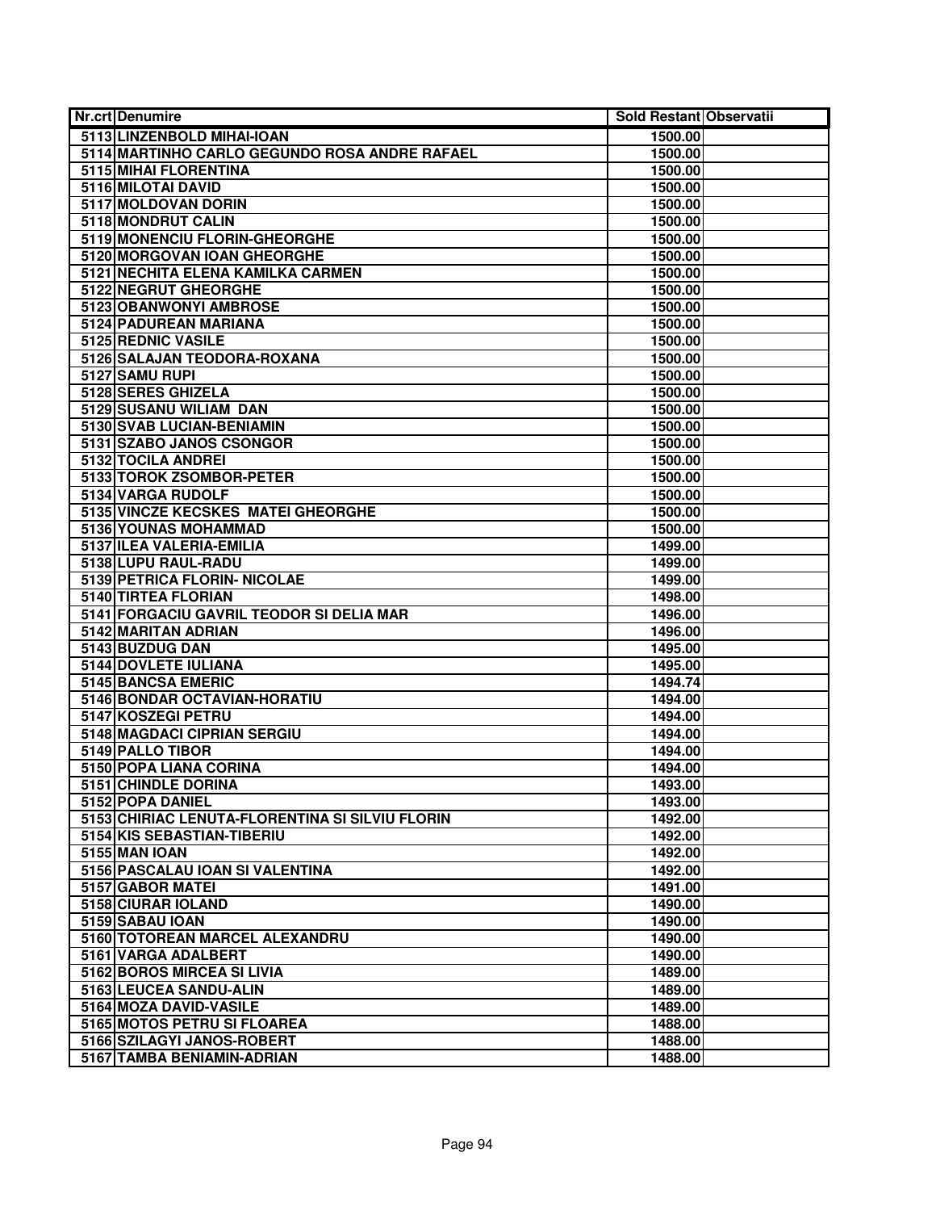| Nr.crt | Denumire | Sold Restant | Observatii |
|---|---|---|---|
| 5113 | LINZENBOLD MIHAI-IOAN | 1500.00 | |
| 5114 | MARTINHO CARLO GEGUNDO ROSA ANDRE RAFAEL | 1500.00 | |
| 5115 | MIHAI FLORENTINA | 1500.00 | |
| 5116 | MILOTAI DAVID | 1500.00 | |
| 5117 | MOLDOVAN DORIN | 1500.00 | |
| 5118 | MONDRUT CALIN | 1500.00 | |
| 5119 | MONENCIU FLORIN-GHEORGHE | 1500.00 | |
| 5120 | MORGOVAN IOAN GHEORGHE | 1500.00 | |
| 5121 | NECHITA ELENA KAMILKA CARMEN | 1500.00 | |
| 5122 | NEGRUT GHEORGHE | 1500.00 | |
| 5123 | OBANWONYI AMBROSE | 1500.00 | |
| 5124 | PADUREAN MARIANA | 1500.00 | |
| 5125 | REDNIC VASILE | 1500.00 | |
| 5126 | SALAJAN TEODORA-ROXANA | 1500.00 | |
| 5127 | SAMU RUPI | 1500.00 | |
| 5128 | SERES GHIZELA | 1500.00 | |
| 5129 | SUSANU WILIAM DAN | 1500.00 | |
| 5130 | SVAB LUCIAN-BENIAMIN | 1500.00 | |
| 5131 | SZABO JANOS CSONGOR | 1500.00 | |
| 5132 | TOCILA ANDREI | 1500.00 | |
| 5133 | TOROK ZSOMBOR-PETER | 1500.00 | |
| 5134 | VARGA RUDOLF | 1500.00 | |
| 5135 | VINCZE KECSKES MATEI GHEORGHE | 1500.00 | |
| 5136 | YOUNAS MOHAMMAD | 1500.00 | |
| 5137 | ILEA VALERIA-EMILIA | 1499.00 | |
| 5138 | LUPU RAUL-RADU | 1499.00 | |
| 5139 | PETRICA FLORIN- NICOLAE | 1499.00 | |
| 5140 | TIRTEA FLORIAN | 1498.00 | |
| 5141 | FORGACIU GAVRIL TEODOR SI DELIA MAR | 1496.00 | |
| 5142 | MARITAN ADRIAN | 1496.00 | |
| 5143 | BUZDUG DAN | 1495.00 | |
| 5144 | DOVLETE IULIANA | 1495.00 | |
| 5145 | BANCSA EMERIC | 1494.74 | |
| 5146 | BONDAR OCTAVIAN-HORATIU | 1494.00 | |
| 5147 | KOSZEGI PETRU | 1494.00 | |
| 5148 | MAGDACI CIPRIAN SERGIU | 1494.00 | |
| 5149 | PALLO TIBOR | 1494.00 | |
| 5150 | POPA LIANA CORINA | 1494.00 | |
| 5151 | CHINDLE DORINA | 1493.00 | |
| 5152 | POPA DANIEL | 1493.00 | |
| 5153 | CHIRIAC LENUTA-FLORENTINA SI SILVIU FLORIN | 1492.00 | |
| 5154 | KIS SEBASTIAN-TIBERIU | 1492.00 | |
| 5155 | MAN IOAN | 1492.00 | |
| 5156 | PASCALAU IOAN SI VALENTINA | 1492.00 | |
| 5157 | GABOR MATEI | 1491.00 | |
| 5158 | CIURAR IOLAND | 1490.00 | |
| 5159 | SABAU IOAN | 1490.00 | |
| 5160 | TOTOREAN MARCEL ALEXANDRU | 1490.00 | |
| 5161 | VARGA ADALBERT | 1490.00 | |
| 5162 | BOROS MIRCEA SI LIVIA | 1489.00 | |
| 5163 | LEUCEA SANDU-ALIN | 1489.00 | |
| 5164 | MOZA DAVID-VASILE | 1489.00 | |
| 5165 | MOTOS PETRU SI FLOAREA | 1488.00 | |
| 5166 | SZILAGYI JANOS-ROBERT | 1488.00 | |
| 5167 | TAMBA BENIAMIN-ADRIAN | 1488.00 | |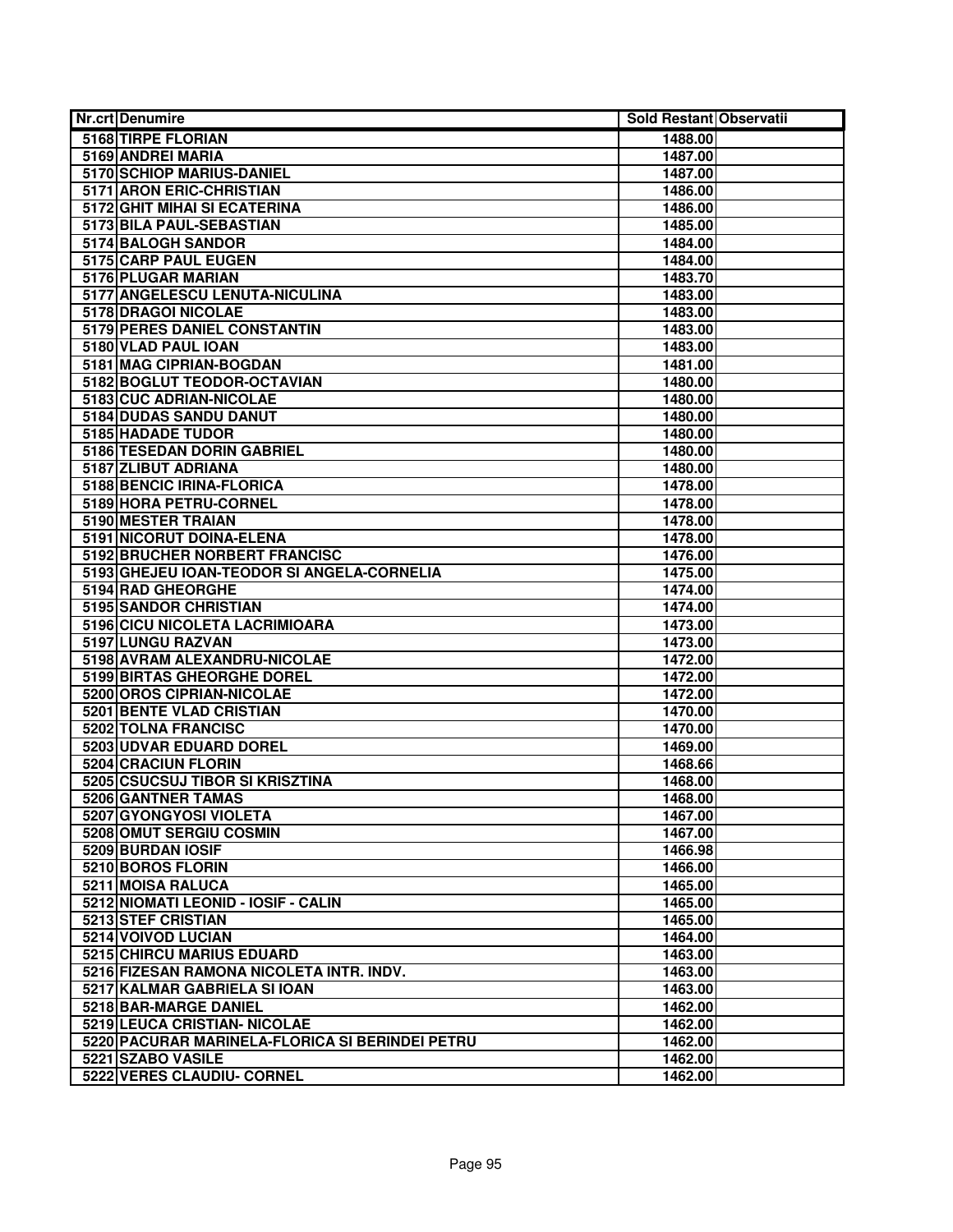| Nr.crt | Denumire | Sold Restant | Observatii |
|---|---|---|---|
| 5168 | TIRPE FLORIAN | 1488.00 | |
| 5169 | ANDREI MARIA | 1487.00 | |
| 5170 | SCHIOP MARIUS-DANIEL | 1487.00 | |
| 5171 | ARON ERIC-CHRISTIAN | 1486.00 | |
| 5172 | GHIT MIHAI SI ECATERINA | 1486.00 | |
| 5173 | BILA PAUL-SEBASTIAN | 1485.00 | |
| 5174 | BALOGH SANDOR | 1484.00 | |
| 5175 | CARP PAUL EUGEN | 1484.00 | |
| 5176 | PLUGAR MARIAN | 1483.70 | |
| 5177 | ANGELESCU LENUTA-NICULINA | 1483.00 | |
| 5178 | DRAGOI NICOLAE | 1483.00 | |
| 5179 | PERES DANIEL CONSTANTIN | 1483.00 | |
| 5180 | VLAD PAUL IOAN | 1483.00 | |
| 5181 | MAG CIPRIAN-BOGDAN | 1481.00 | |
| 5182 | BOGLUT TEODOR-OCTAVIAN | 1480.00 | |
| 5183 | CUC ADRIAN-NICOLAE | 1480.00 | |
| 5184 | DUDAS SANDU DANUT | 1480.00 | |
| 5185 | HADADE TUDOR | 1480.00 | |
| 5186 | TESEDAN DORIN GABRIEL | 1480.00 | |
| 5187 | ZLIBUT ADRIANA | 1480.00 | |
| 5188 | BENCIC IRINA-FLORICA | 1478.00 | |
| 5189 | HORA PETRU-CORNEL | 1478.00 | |
| 5190 | MESTER TRAIAN | 1478.00 | |
| 5191 | NICORUT DOINA-ELENA | 1478.00 | |
| 5192 | BRUCHER NORBERT FRANCISC | 1476.00 | |
| 5193 | GHEJEU IOAN-TEODOR SI ANGELA-CORNELIA | 1475.00 | |
| 5194 | RAD GHEORGHE | 1474.00 | |
| 5195 | SANDOR CHRISTIAN | 1474.00 | |
| 5196 | CICU NICOLETA LACRIMIOARA | 1473.00 | |
| 5197 | LUNGU RAZVAN | 1473.00 | |
| 5198 | AVRAM ALEXANDRU-NICOLAE | 1472.00 | |
| 5199 | BIRTAS GHEORGHE DOREL | 1472.00 | |
| 5200 | OROS CIPRIAN-NICOLAE | 1472.00 | |
| 5201 | BENTE VLAD CRISTIAN | 1470.00 | |
| 5202 | TOLNA FRANCISC | 1470.00 | |
| 5203 | UDVAR EDUARD DOREL | 1469.00 | |
| 5204 | CRACIUN FLORIN | 1468.66 | |
| 5205 | CSUCSUJ TIBOR SI KRISZTINA | 1468.00 | |
| 5206 | GANTNER TAMAS | 1468.00 | |
| 5207 | GYONGYOSI VIOLETA | 1467.00 | |
| 5208 | OMUT SERGIU COSMIN | 1467.00 | |
| 5209 | BURDAN IOSIF | 1466.98 | |
| 5210 | BOROS FLORIN | 1466.00 | |
| 5211 | MOISA RALUCA | 1465.00 | |
| 5212 | NIOMATI LEONID - IOSIF - CALIN | 1465.00 | |
| 5213 | STEF CRISTIAN | 1465.00 | |
| 5214 | VOIVOD LUCIAN | 1464.00 | |
| 5215 | CHIRCU MARIUS EDUARD | 1463.00 | |
| 5216 | FIZESAN RAMONA NICOLETA INTR. INDV. | 1463.00 | |
| 5217 | KALMAR GABRIELA SI IOAN | 1463.00 | |
| 5218 | BAR-MARGE DANIEL | 1462.00 | |
| 5219 | LEUCA CRISTIAN- NICOLAE | 1462.00 | |
| 5220 | PACURAR MARINELA-FLORICA SI BERINDEI PETRU | 1462.00 | |
| 5221 | SZABO VASILE | 1462.00 | |
| 5222 | VERES CLAUDIU- CORNEL | 1462.00 | |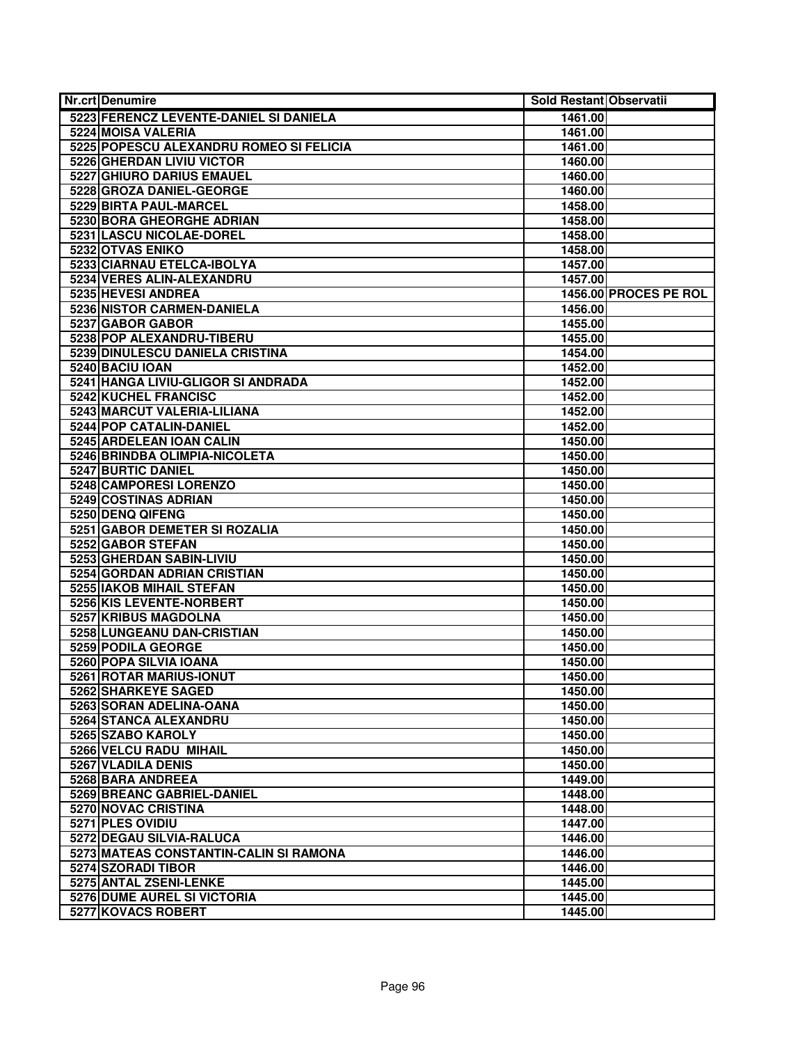| Nr.crt | Denumire | Sold Restant | Observatii |
| --- | --- | --- | --- |
| 5223 | FERENCZ LEVENTE-DANIEL SI DANIELA | 1461.00 | |
| 5224 | MOISA VALERIA | 1461.00 | |
| 5225 | POPESCU ALEXANDRU ROMEO SI FELICIA | 1461.00 | |
| 5226 | GHERDAN LIVIU VICTOR | 1460.00 | |
| 5227 | GHIURO DARIUS EMAUEL | 1460.00 | |
| 5228 | GROZA DANIEL-GEORGE | 1460.00 | |
| 5229 | BIRTA PAUL-MARCEL | 1458.00 | |
| 5230 | BORA GHEORGHE ADRIAN | 1458.00 | |
| 5231 | LASCU NICOLAE-DOREL | 1458.00 | |
| 5232 | OTVAS ENIKO | 1458.00 | |
| 5233 | CIARNAU ETELCA-IBOLYA | 1457.00 | |
| 5234 | VERES ALIN-ALEXANDRU | 1457.00 | |
| 5235 | HEVESI ANDREA | 1456.00 | PROCES PE ROL |
| 5236 | NISTOR CARMEN-DANIELA | 1456.00 | |
| 5237 | GABOR GABOR | 1455.00 | |
| 5238 | POP ALEXANDRU-TIBERU | 1455.00 | |
| 5239 | DINULESCU DANIELA CRISTINA | 1454.00 | |
| 5240 | BACIU IOAN | 1452.00 | |
| 5241 | HANGA LIVIU-GLIGOR SI ANDRADA | 1452.00 | |
| 5242 | KUCHEL FRANCISC | 1452.00 | |
| 5243 | MARCUT VALERIA-LILIANA | 1452.00 | |
| 5244 | POP CATALIN-DANIEL | 1452.00 | |
| 5245 | ARDELEAN IOAN CALIN | 1450.00 | |
| 5246 | BRINDBA OLIMPIA-NICOLETA | 1450.00 | |
| 5247 | BURTIC DANIEL | 1450.00 | |
| 5248 | CAMPORESI LORENZO | 1450.00 | |
| 5249 | COSTINAS ADRIAN | 1450.00 | |
| 5250 | DENQ QIFENG | 1450.00 | |
| 5251 | GABOR DEMETER SI ROZALIA | 1450.00 | |
| 5252 | GABOR STEFAN | 1450.00 | |
| 5253 | GHERDAN SABIN-LIVIU | 1450.00 | |
| 5254 | GORDAN ADRIAN CRISTIAN | 1450.00 | |
| 5255 | IAKOB MIHAIL STEFAN | 1450.00 | |
| 5256 | KIS LEVENTE-NORBERT | 1450.00 | |
| 5257 | KRIBUS MAGDOLNA | 1450.00 | |
| 5258 | LUNGEANU DAN-CRISTIAN | 1450.00 | |
| 5259 | PODILA GEORGE | 1450.00 | |
| 5260 | POPA SILVIA IOANA | 1450.00 | |
| 5261 | ROTAR MARIUS-IONUT | 1450.00 | |
| 5262 | SHARKEYE SAGED | 1450.00 | |
| 5263 | SORAN ADELINA-OANA | 1450.00 | |
| 5264 | STANCA ALEXANDRU | 1450.00 | |
| 5265 | SZABO KAROLY | 1450.00 | |
| 5266 | VELCU RADU  MIHAIL | 1450.00 | |
| 5267 | VLADILA DENIS | 1450.00 | |
| 5268 | BARA ANDREEA | 1449.00 | |
| 5269 | BREANC GABRIEL-DANIEL | 1448.00 | |
| 5270 | NOVAC CRISTINA | 1448.00 | |
| 5271 | PLES OVIDIU | 1447.00 | |
| 5272 | DEGAU SILVIA-RALUCA | 1446.00 | |
| 5273 | MATEAS CONSTANTIN-CALIN SI RAMONA | 1446.00 | |
| 5274 | SZORADI TIBOR | 1446.00 | |
| 5275 | ANTAL ZSENI-LENKE | 1445.00 | |
| 5276 | DUME AUREL SI VICTORIA | 1445.00 | |
| 5277 | KOVACS ROBERT | 1445.00 | |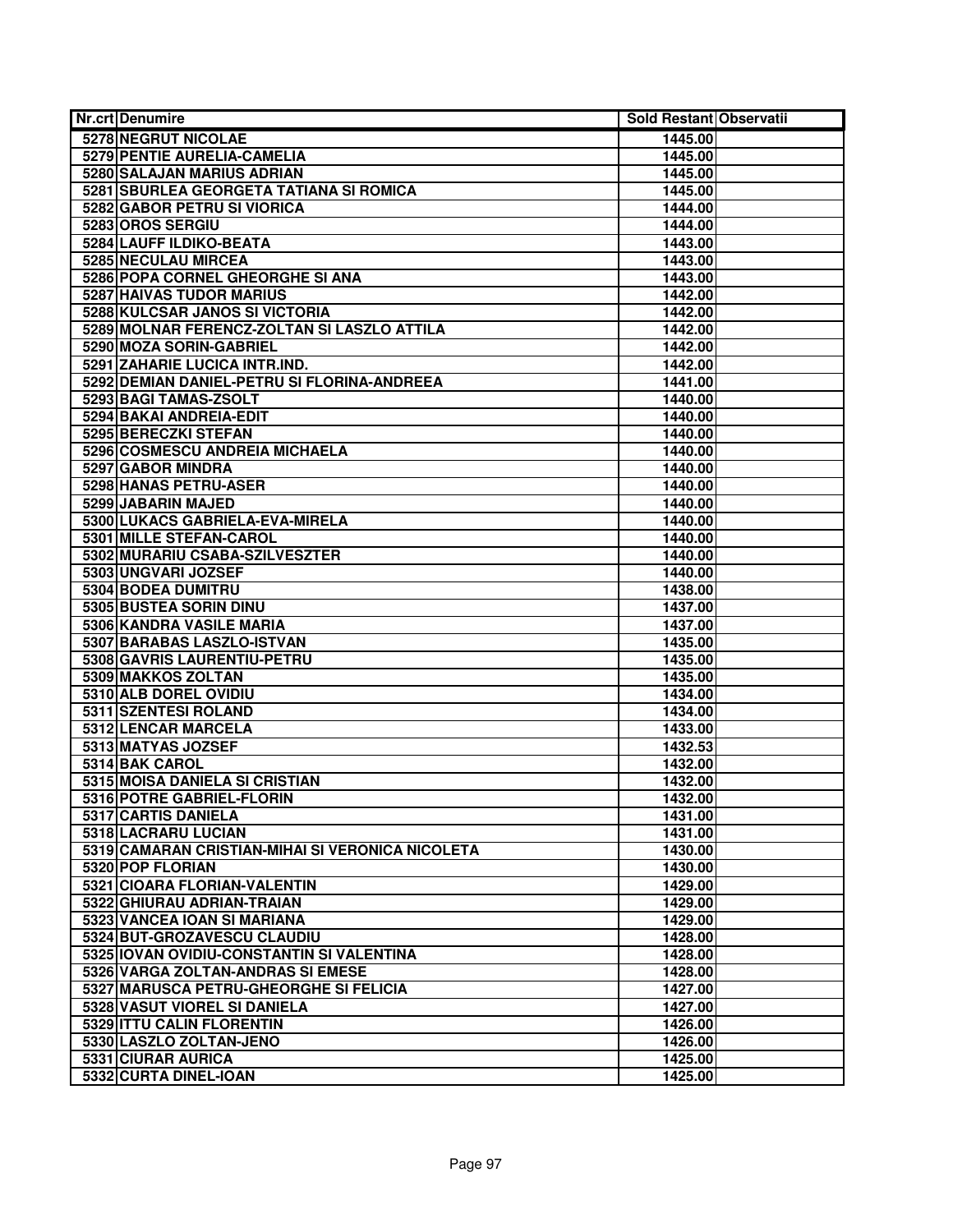| Nr.crt | Denumire | Sold Restant | Observatii |
|---|---|---|---|
| 5278 | NEGRUT NICOLAE | 1445.00 | |
| 5279 | PENTIE AURELIA-CAMELIA | 1445.00 | |
| 5280 | SALAJAN MARIUS ADRIAN | 1445.00 | |
| 5281 | SBURLEA GEORGETA TATIANA SI ROMICA | 1445.00 | |
| 5282 | GABOR PETRU SI VIORICA | 1444.00 | |
| 5283 | OROS SERGIU | 1444.00 | |
| 5284 | LAUFF ILDIKO-BEATA | 1443.00 | |
| 5285 | NECULAU MIRCEA | 1443.00 | |
| 5286 | POPA CORNEL GHEORGHE SI ANA | 1443.00 | |
| 5287 | HAIVAS TUDOR MARIUS | 1442.00 | |
| 5288 | KULCSAR JANOS SI VICTORIA | 1442.00 | |
| 5289 | MOLNAR FERENCZ-ZOLTAN SI LASZLO ATTILA | 1442.00 | |
| 5290 | MOZA SORIN-GABRIEL | 1442.00 | |
| 5291 | ZAHARIE LUCICA INTR.IND. | 1442.00 | |
| 5292 | DEMIAN DANIEL-PETRU SI FLORINA-ANDREEA | 1441.00 | |
| 5293 | BAGI TAMAS-ZSOLT | 1440.00 | |
| 5294 | BAKAI ANDREIA-EDIT | 1440.00 | |
| 5295 | BERECZKI STEFAN | 1440.00 | |
| 5296 | COSMESCU ANDREIA MICHAELA | 1440.00 | |
| 5297 | GABOR MINDRA | 1440.00 | |
| 5298 | HANAS PETRU-ASER | 1440.00 | |
| 5299 | JABARIN MAJED | 1440.00 | |
| 5300 | LUKACS GABRIELA-EVA-MIRELA | 1440.00 | |
| 5301 | MILLE STEFAN-CAROL | 1440.00 | |
| 5302 | MURARIU CSABA-SZILVESZTER | 1440.00 | |
| 5303 | UNGVARI JOZSEF | 1440.00 | |
| 5304 | BODEA DUMITRU | 1438.00 | |
| 5305 | BUSTEA SORIN DINU | 1437.00 | |
| 5306 | KANDRA VASILE MARIA | 1437.00 | |
| 5307 | BARABAS LASZLO-ISTVAN | 1435.00 | |
| 5308 | GAVRIS LAURENTIU-PETRU | 1435.00 | |
| 5309 | MAKKOS ZOLTAN | 1435.00 | |
| 5310 | ALB DOREL OVIDIU | 1434.00 | |
| 5311 | SZENTESI ROLAND | 1434.00 | |
| 5312 | LENCAR MARCELA | 1433.00 | |
| 5313 | MATYAS JOZSEF | 1432.53 | |
| 5314 | BAK CAROL | 1432.00 | |
| 5315 | MOISA DANIELA SI CRISTIAN | 1432.00 | |
| 5316 | POTRE GABRIEL-FLORIN | 1432.00 | |
| 5317 | CARTIS DANIELA | 1431.00 | |
| 5318 | LACRARU LUCIAN | 1431.00 | |
| 5319 | CAMARAN CRISTIAN-MIHAI SI VERONICA NICOLETA | 1430.00 | |
| 5320 | POP FLORIAN | 1430.00 | |
| 5321 | CIOARA FLORIAN-VALENTIN | 1429.00 | |
| 5322 | GHIURAU ADRIAN-TRAIAN | 1429.00 | |
| 5323 | VANCEA IOAN SI MARIANA | 1429.00 | |
| 5324 | BUT-GROZAVESCU CLAUDIU | 1428.00 | |
| 5325 | IOVAN OVIDIU-CONSTANTIN SI VALENTINA | 1428.00 | |
| 5326 | VARGA ZOLTAN-ANDRAS SI EMESE | 1428.00 | |
| 5327 | MARUSCA PETRU-GHEORGHE SI FELICIA | 1427.00 | |
| 5328 | VASUT VIOREL SI DANIELA | 1427.00 | |
| 5329 | ITTU CALIN FLORENTIN | 1426.00 | |
| 5330 | LASZLO ZOLTAN-JENO | 1426.00 | |
| 5331 | CIURAR AURICA | 1425.00 | |
| 5332 | CURTA DINEL-IOAN | 1425.00 | |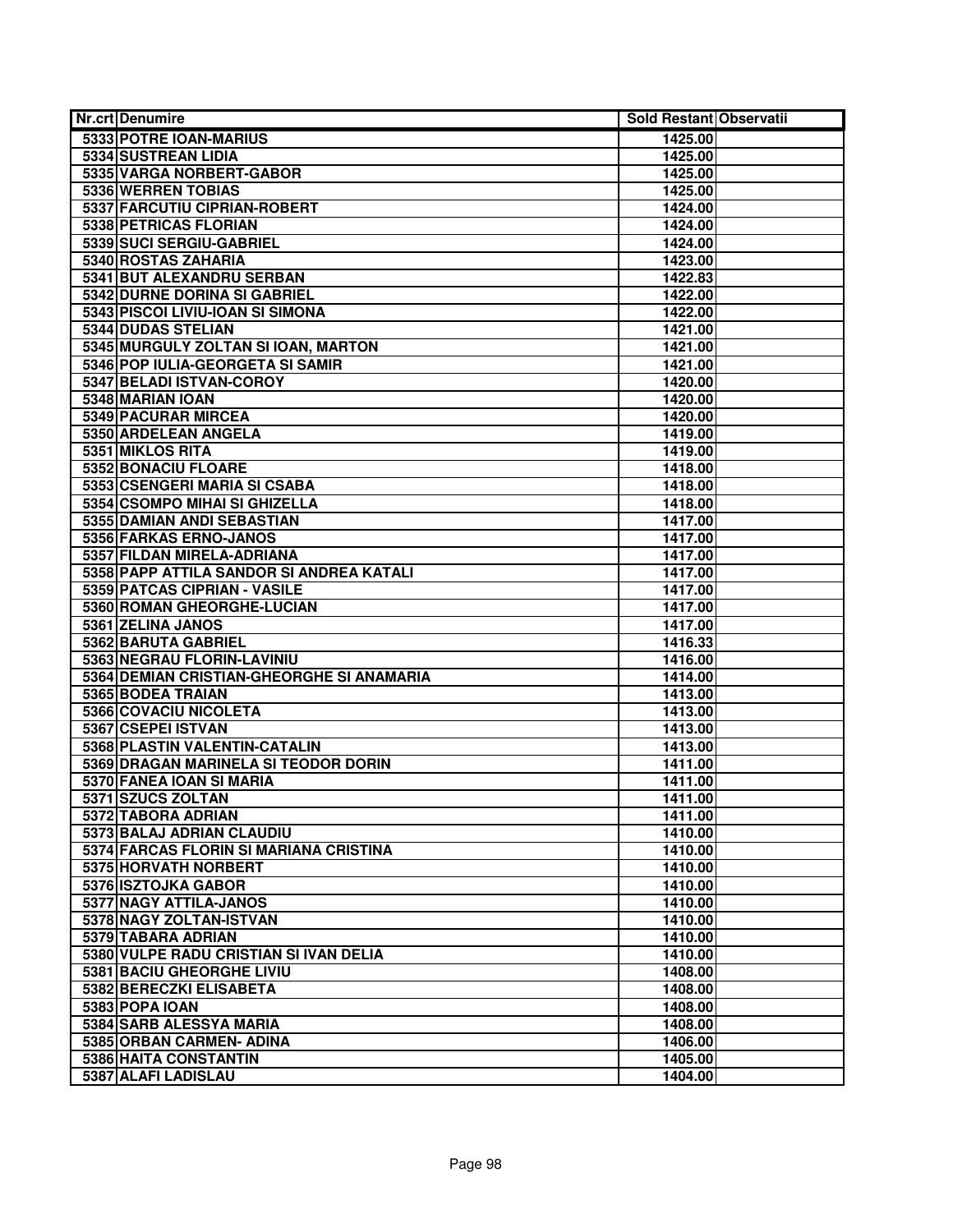| Nr.crt | Denumire | Sold Restant | Observatii |
|---|---|---|---|
| 5333 | POTRE IOAN-MARIUS | 1425.00 | |
| 5334 | SUSTREAN LIDIA | 1425.00 | |
| 5335 | VARGA NORBERT-GABOR | 1425.00 | |
| 5336 | WERREN TOBIAS | 1425.00 | |
| 5337 | FARCUTIU CIPRIAN-ROBERT | 1424.00 | |
| 5338 | PETRICAS FLORIAN | 1424.00 | |
| 5339 | SUCI SERGIU-GABRIEL | 1424.00 | |
| 5340 | ROSTAS ZAHARIA | 1423.00 | |
| 5341 | BUT ALEXANDRU SERBAN | 1422.83 | |
| 5342 | DURNE DORINA SI GABRIEL | 1422.00 | |
| 5343 | PISCOI LIVIU-IOAN SI SIMONA | 1422.00 | |
| 5344 | DUDAS STELIAN | 1421.00 | |
| 5345 | MURGULY ZOLTAN SI IOAN, MARTON | 1421.00 | |
| 5346 | POP IULIA-GEORGETA SI SAMIR | 1421.00 | |
| 5347 | BELADI ISTVAN-COROY | 1420.00 | |
| 5348 | MARIAN IOAN | 1420.00 | |
| 5349 | PACURAR MIRCEA | 1420.00 | |
| 5350 | ARDELEAN ANGELA | 1419.00 | |
| 5351 | MIKLOS RITA | 1419.00 | |
| 5352 | BONACIU FLOARE | 1418.00 | |
| 5353 | CSENGERI MARIA SI CSABA | 1418.00 | |
| 5354 | CSOMPO MIHAI SI GHIZELLA | 1418.00 | |
| 5355 | DAMIAN ANDI SEBASTIAN | 1417.00 | |
| 5356 | FARKAS ERNO-JANOS | 1417.00 | |
| 5357 | FILDAN MIRELA-ADRIANA | 1417.00 | |
| 5358 | PAPP ATTILA SANDOR SI ANDREA KATALI | 1417.00 | |
| 5359 | PATCAS CIPRIAN - VASILE | 1417.00 | |
| 5360 | ROMAN GHEORGHE-LUCIAN | 1417.00 | |
| 5361 | ZELINA JANOS | 1417.00 | |
| 5362 | BARUTA GABRIEL | 1416.33 | |
| 5363 | NEGRAU FLORIN-LAVINIU | 1416.00 | |
| 5364 | DEMIAN CRISTIAN-GHEORGHE SI ANAMARIA | 1414.00 | |
| 5365 | BODEA TRAIAN | 1413.00 | |
| 5366 | COVACIU NICOLETA | 1413.00 | |
| 5367 | CSEPEI ISTVAN | 1413.00 | |
| 5368 | PLASTIN VALENTIN-CATALIN | 1413.00 | |
| 5369 | DRAGAN MARINELA SI TEODOR DORIN | 1411.00 | |
| 5370 | FANEA IOAN SI MARIA | 1411.00 | |
| 5371 | SZUCS ZOLTAN | 1411.00 | |
| 5372 | TABORA ADRIAN | 1411.00 | |
| 5373 | BALAJ ADRIAN CLAUDIU | 1410.00 | |
| 5374 | FARCAS FLORIN SI MARIANA CRISTINA | 1410.00 | |
| 5375 | HORVATH NORBERT | 1410.00 | |
| 5376 | ISZTOJKA GABOR | 1410.00 | |
| 5377 | NAGY ATTILA-JANOS | 1410.00 | |
| 5378 | NAGY ZOLTAN-ISTVAN | 1410.00 | |
| 5379 | TABARA ADRIAN | 1410.00 | |
| 5380 | VULPE RADU CRISTIAN SI IVAN DELIA | 1410.00 | |
| 5381 | BACIU GHEORGHE LIVIU | 1408.00 | |
| 5382 | BERECZKI ELISABETA | 1408.00 | |
| 5383 | POPA IOAN | 1408.00 | |
| 5384 | SARB ALESSYA MARIA | 1408.00 | |
| 5385 | ORBAN CARMEN- ADINA | 1406.00 | |
| 5386 | HAITA CONSTANTIN | 1405.00 | |
| 5387 | ALAFI LADISLAU | 1404.00 | |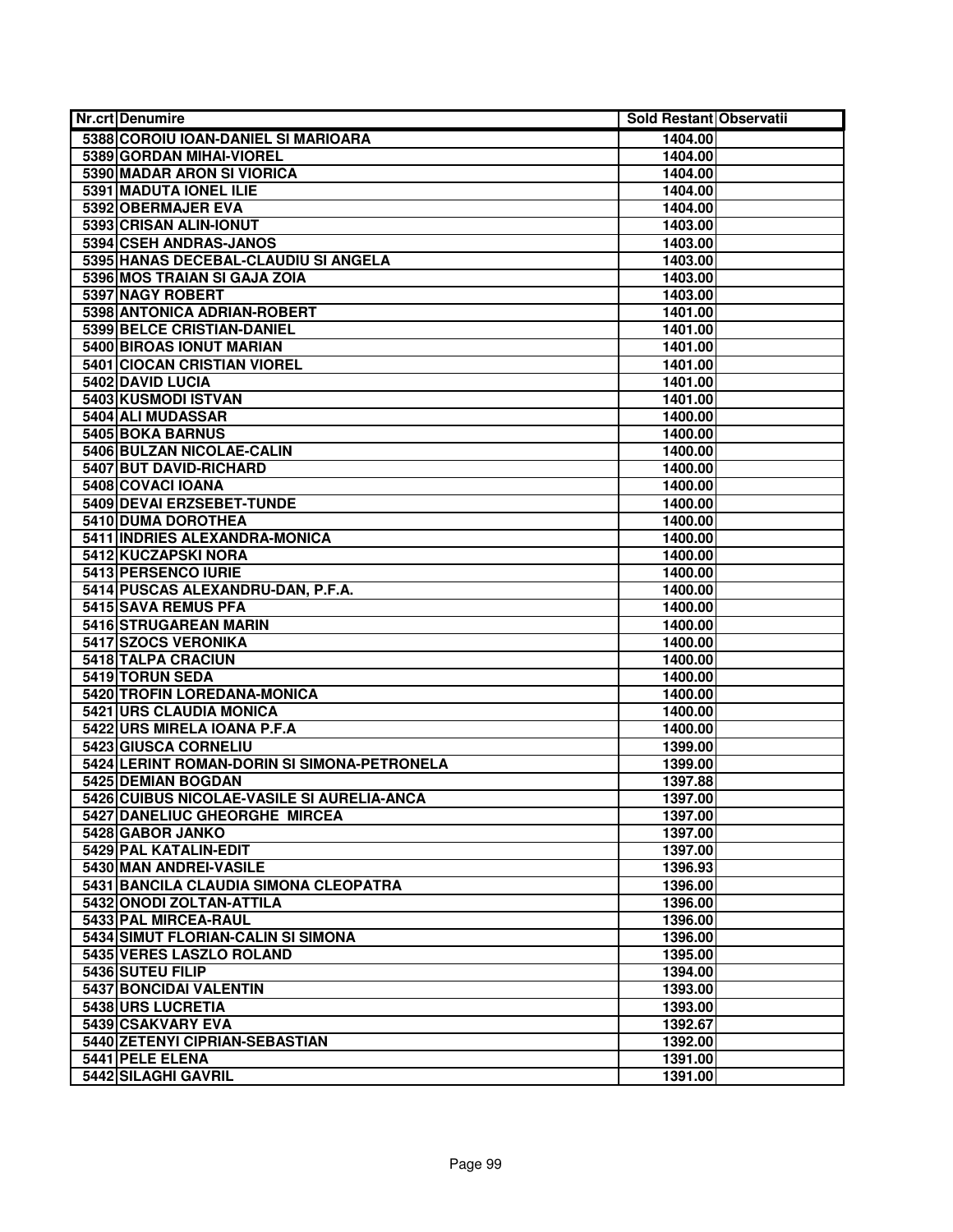| Nr.crt | Denumire | Sold Restant | Observatii |
|---|---|---|---|
| 5388 | COROIU IOAN-DANIEL SI MARIOARA | 1404.00 | |
| 5389 | GORDAN MIHAI-VIOREL | 1404.00 | |
| 5390 | MADAR ARON SI VIORICA | 1404.00 | |
| 5391 | MADUTA IONEL ILIE | 1404.00 | |
| 5392 | OBERMAJER EVA | 1404.00 | |
| 5393 | CRISAN ALIN-IONUT | 1403.00 | |
| 5394 | CSEH ANDRAS-JANOS | 1403.00 | |
| 5395 | HANAS DECEBAL-CLAUDIU SI ANGELA | 1403.00 | |
| 5396 | MOS TRAIAN SI GAJA ZOIA | 1403.00 | |
| 5397 | NAGY ROBERT | 1403.00 | |
| 5398 | ANTONICA ADRIAN-ROBERT | 1401.00 | |
| 5399 | BELCE CRISTIAN-DANIEL | 1401.00 | |
| 5400 | BIROAS IONUT MARIAN | 1401.00 | |
| 5401 | CIOCAN CRISTIAN VIOREL | 1401.00 | |
| 5402 | DAVID LUCIA | 1401.00 | |
| 5403 | KUSMODI ISTVAN | 1401.00 | |
| 5404 | ALI MUDASSAR | 1400.00 | |
| 5405 | BOKA BARNUS | 1400.00 | |
| 5406 | BULZAN NICOLAE-CALIN | 1400.00 | |
| 5407 | BUT DAVID-RICHARD | 1400.00 | |
| 5408 | COVACI IOANA | 1400.00 | |
| 5409 | DEVAI ERZSEBET-TUNDE | 1400.00 | |
| 5410 | DUMA DOROTHEA | 1400.00 | |
| 5411 | INDRIES ALEXANDRA-MONICA | 1400.00 | |
| 5412 | KUCZAPSKI NORA | 1400.00 | |
| 5413 | PERSENCO IURIE | 1400.00 | |
| 5414 | PUSCAS ALEXANDRU-DAN, P.F.A. | 1400.00 | |
| 5415 | SAVA REMUS PFA | 1400.00 | |
| 5416 | STRUGAREAN MARIN | 1400.00 | |
| 5417 | SZOCS VERONIKA | 1400.00 | |
| 5418 | TALPA CRACIUN | 1400.00 | |
| 5419 | TORUN SEDA | 1400.00 | |
| 5420 | TROFIN LOREDANA-MONICA | 1400.00 | |
| 5421 | URS CLAUDIA MONICA | 1400.00 | |
| 5422 | URS MIRELA IOANA P.F.A | 1400.00 | |
| 5423 | GIUSCA CORNELIU | 1399.00 | |
| 5424 | LERINT ROMAN-DORIN SI SIMONA-PETRONELA | 1399.00 | |
| 5425 | DEMIAN BOGDAN | 1397.88 | |
| 5426 | CUIBUS NICOLAE-VASILE SI AURELIA-ANCA | 1397.00 | |
| 5427 | DANELIUC GHEORGHE MIRCEA | 1397.00 | |
| 5428 | GABOR JANKO | 1397.00 | |
| 5429 | PAL KATALIN-EDIT | 1397.00 | |
| 5430 | MAN ANDREI-VASILE | 1396.93 | |
| 5431 | BANCILA CLAUDIA SIMONA CLEOPATRA | 1396.00 | |
| 5432 | ONODI ZOLTAN-ATTILA | 1396.00 | |
| 5433 | PAL MIRCEA-RAUL | 1396.00 | |
| 5434 | SIMUT FLORIAN-CALIN SI SIMONA | 1396.00 | |
| 5435 | VERES LASZLO ROLAND | 1395.00 | |
| 5436 | SUTEU FILIP | 1394.00 | |
| 5437 | BONCIDAI VALENTIN | 1393.00 | |
| 5438 | URS LUCRETIA | 1393.00 | |
| 5439 | CSAKVARY EVA | 1392.67 | |
| 5440 | ZETENYI CIPRIAN-SEBASTIAN | 1392.00 | |
| 5441 | PELE ELENA | 1391.00 | |
| 5442 | SILAGHI GAVRIL | 1391.00 | |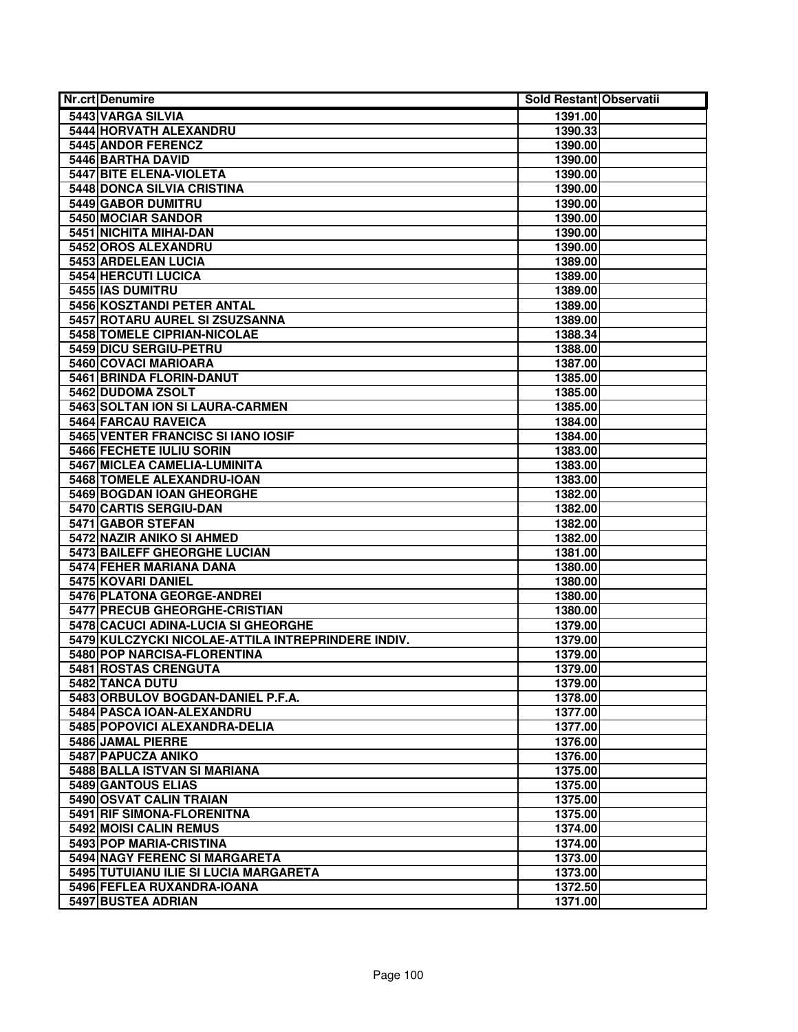| Nr.crt | Denumire | Sold Restant | Observatii |
|---|---|---|---|
| 5443 | VARGA SILVIA | 1391.00 | |
| 5444 | HORVATH ALEXANDRU | 1390.33 | |
| 5445 | ANDOR FERENCZ | 1390.00 | |
| 5446 | BARTHA DAVID | 1390.00 | |
| 5447 | BITE ELENA-VIOLETA | 1390.00 | |
| 5448 | DONCA SILVIA CRISTINA | 1390.00 | |
| 5449 | GABOR DUMITRU | 1390.00 | |
| 5450 | MOCIAR SANDOR | 1390.00 | |
| 5451 | NICHITA MIHAI-DAN | 1390.00 | |
| 5452 | OROS ALEXANDRU | 1390.00 | |
| 5453 | ARDELEAN LUCIA | 1389.00 | |
| 5454 | HERCUTI LUCICA | 1389.00 | |
| 5455 | IAS DUMITRU | 1389.00 | |
| 5456 | KOSZTANDI PETER ANTAL | 1389.00 | |
| 5457 | ROTARU AUREL SI ZSUZSANNA | 1389.00 | |
| 5458 | TOMELE CIPRIAN-NICOLAE | 1388.34 | |
| 5459 | DICU SERGIU-PETRU | 1388.00 | |
| 5460 | COVACI MARIOARA | 1387.00 | |
| 5461 | BRINDA FLORIN-DANUT | 1385.00 | |
| 5462 | DUDOMA ZSOLT | 1385.00 | |
| 5463 | SOLTAN ION SI LAURA-CARMEN | 1385.00 | |
| 5464 | FARCAU RAVEICA | 1384.00 | |
| 5465 | VENTER FRANCISC SI IANO IOSIF | 1384.00 | |
| 5466 | FECHETE IULIU SORIN | 1383.00 | |
| 5467 | MICLEA CAMELIA-LUMINITA | 1383.00 | |
| 5468 | TOMELE ALEXANDRU-IOAN | 1383.00 | |
| 5469 | BOGDAN IOAN GHEORGHE | 1382.00 | |
| 5470 | CARTIS SERGIU-DAN | 1382.00 | |
| 5471 | GABOR STEFAN | 1382.00 | |
| 5472 | NAZIR ANIKO SI AHMED | 1382.00 | |
| 5473 | BAILEFF GHEORGHE LUCIAN | 1381.00 | |
| 5474 | FEHER MARIANA DANA | 1380.00 | |
| 5475 | KOVARI DANIEL | 1380.00 | |
| 5476 | PLATONA GEORGE-ANDREI | 1380.00 | |
| 5477 | PRECUB GHEORGHE-CRISTIAN | 1380.00 | |
| 5478 | CACUCI ADINA-LUCIA SI GHEORGHE | 1379.00 | |
| 5479 | KULCZYCKI NICOLAE-ATTILA INTREPRINDERE INDIV. | 1379.00 | |
| 5480 | POP NARCISA-FLORENTINA | 1379.00 | |
| 5481 | ROSTAS CRENGUTA | 1379.00 | |
| 5482 | TANCA DUTU | 1379.00 | |
| 5483 | ORBULOV BOGDAN-DANIEL P.F.A. | 1378.00 | |
| 5484 | PASCA IOAN-ALEXANDRU | 1377.00 | |
| 5485 | POPOVICI ALEXANDRA-DELIA | 1377.00 | |
| 5486 | JAMAL PIERRE | 1376.00 | |
| 5487 | PAPUCZA ANIKO | 1376.00 | |
| 5488 | BALLA ISTVAN SI MARIANA | 1375.00 | |
| 5489 | GANTOUS ELIAS | 1375.00 | |
| 5490 | OSVAT CALIN TRAIAN | 1375.00 | |
| 5491 | RIF SIMONA-FLORENITNA | 1375.00 | |
| 5492 | MOISI CALIN REMUS | 1374.00 | |
| 5493 | POP MARIA-CRISTINA | 1374.00 | |
| 5494 | NAGY FERENC SI MARGARETA | 1373.00 | |
| 5495 | TUTUIANU ILIE SI LUCIA MARGARETA | 1373.00 | |
| 5496 | FEFLEA RUXANDRA-IOANA | 1372.50 | |
| 5497 | BUSTEA ADRIAN | 1371.00 | |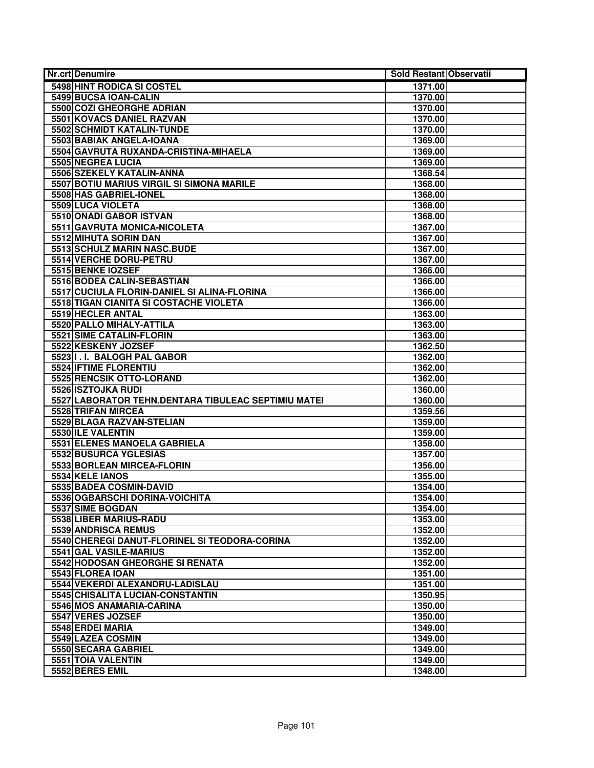| Nr.crt | Denumire | Sold Restant | Observatii |
|---|---|---|---|
| 5498 | HINT RODICA SI COSTEL | 1371.00 | |
| 5499 | BUCSA IOAN-CALIN | 1370.00 | |
| 5500 | COZI GHEORGHE ADRIAN | 1370.00 | |
| 5501 | KOVACS DANIEL RAZVAN | 1370.00 | |
| 5502 | SCHMIDT KATALIN-TUNDE | 1370.00 | |
| 5503 | BABIAK ANGELA-IOANA | 1369.00 | |
| 5504 | GAVRUTA RUXANDA-CRISTINA-MIHAELA | 1369.00 | |
| 5505 | NEGREA LUCIA | 1369.00 | |
| 5506 | SZEKELY KATALIN-ANNA | 1368.54 | |
| 5507 | BOTIU MARIUS VIRGIL SI SIMONA MARILE | 1368.00 | |
| 5508 | HAS GABRIEL-IONEL | 1368.00 | |
| 5509 | LUCA VIOLETA | 1368.00 | |
| 5510 | ONADI GABOR ISTVAN | 1368.00 | |
| 5511 | GAVRUTA MONICA-NICOLETA | 1367.00 | |
| 5512 | MIHUTA SORIN DAN | 1367.00 | |
| 5513 | SCHULZ MARIN NASC.BUDE | 1367.00 | |
| 5514 | VERCHE DORU-PETRU | 1367.00 | |
| 5515 | BENKE IOZSEF | 1366.00 | |
| 5516 | BODEA CALIN-SEBASTIAN | 1366.00 | |
| 5517 | CUCIULA FLORIN-DANIEL SI ALINA-FLORINA | 1366.00 | |
| 5518 | TIGAN CIANITA SI COSTACHE VIOLETA | 1366.00 | |
| 5519 | HECLER ANTAL | 1363.00 | |
| 5520 | PALLO MIHALY-ATTILA | 1363.00 | |
| 5521 | SIME CATALIN-FLORIN | 1363.00 | |
| 5522 | KESKENY JOZSEF | 1362.50 | |
| 5523 | I. I. BALOGH PAL GABOR | 1362.00 | |
| 5524 | IFTIME FLORENTIU | 1362.00 | |
| 5525 | RENCSIK OTTO-LORAND | 1362.00 | |
| 5526 | ISZTOJKA RUDI | 1360.00 | |
| 5527 | LABORATOR TEHN.DENTARA TIBULEAC SEPTIMIU MATEI | 1360.00 | |
| 5528 | TRIFAN MIRCEA | 1359.56 | |
| 5529 | BLAGA RAZVAN-STELIAN | 1359.00 | |
| 5530 | ILE VALENTIN | 1359.00 | |
| 5531 | ELENES MANOELA GABRIELA | 1358.00 | |
| 5532 | BUSURCA YGLESIAS | 1357.00 | |
| 5533 | BORLEAN MIRCEA-FLORIN | 1356.00 | |
| 5534 | KELE IANOS | 1355.00 | |
| 5535 | BADEA COSMIN-DAVID | 1354.00 | |
| 5536 | OGBARSCHI DORINA-VOICHITA | 1354.00 | |
| 5537 | SIME BOGDAN | 1354.00 | |
| 5538 | LIBER MARIUS-RADU | 1353.00 | |
| 5539 | ANDRISCA REMUS | 1352.00 | |
| 5540 | CHEREGI DANUT-FLORINEL SI TEODORA-CORINA | 1352.00 | |
| 5541 | GAL VASILE-MARIUS | 1352.00 | |
| 5542 | HODOSAN GHEORGHE SI RENATA | 1352.00 | |
| 5543 | FLOREA IOAN | 1351.00 | |
| 5544 | VEKERDI ALEXANDRU-LADISLAU | 1351.00 | |
| 5545 | CHISALITA LUCIAN-CONSTANTIN | 1350.95 | |
| 5546 | MOS ANAMARIA-CARINA | 1350.00 | |
| 5547 | VERES JOZSEF | 1350.00 | |
| 5548 | ERDEI MARIA | 1349.00 | |
| 5549 | LAZEA COSMIN | 1349.00 | |
| 5550 | SECARA GABRIEL | 1349.00 | |
| 5551 | TOIA VALENTIN | 1349.00 | |
| 5552 | BERES EMIL | 1348.00 | |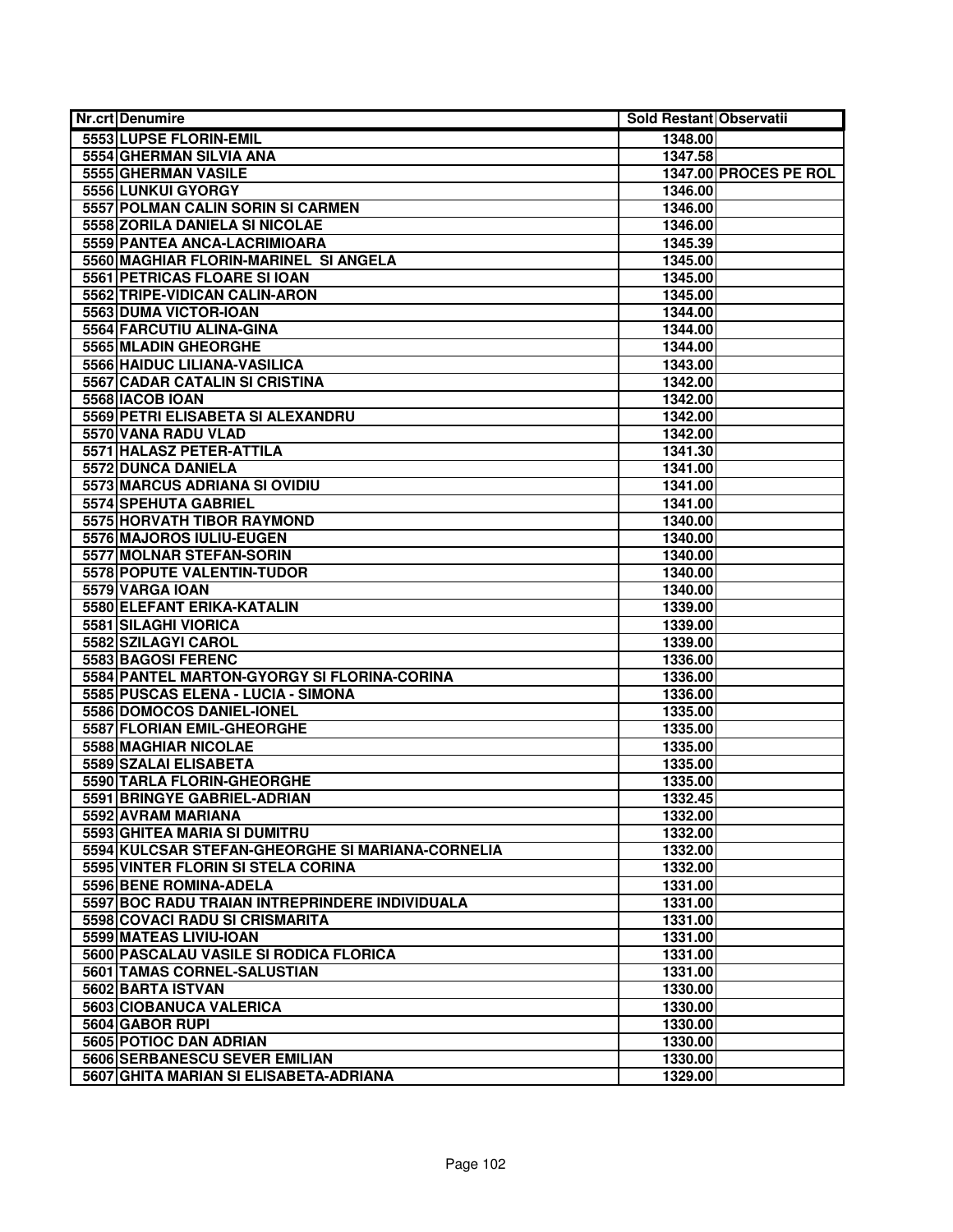| Nr.crt | Denumire | Sold Restant | Observatii |
|---|---|---|---|
| 5553 | LUPSE FLORIN-EMIL | 1348.00 | |
| 5554 | GHERMAN SILVIA ANA | 1347.58 | |
| 5555 | GHERMAN VASILE | 1347.00 | PROCES PE ROL |
| 5556 | LUNKUI GYORGY | 1346.00 | |
| 5557 | POLMAN CALIN SORIN SI CARMEN | 1346.00 | |
| 5558 | ZORILA DANIELA SI NICOLAE | 1346.00 | |
| 5559 | PANTEA ANCA-LACRIMIOARA | 1345.39 | |
| 5560 | MAGHIAR FLORIN-MARINEL  SI ANGELA | 1345.00 | |
| 5561 | PETRICAS FLOARE SI IOAN | 1345.00 | |
| 5562 | TRIPE-VIDICAN CALIN-ARON | 1345.00 | |
| 5563 | DUMA VICTOR-IOAN | 1344.00 | |
| 5564 | FARCUTIU ALINA-GINA | 1344.00 | |
| 5565 | MLADIN GHEORGHE | 1344.00 | |
| 5566 | HAIDUC LILIANA-VASILICA | 1343.00 | |
| 5567 | CADAR CATALIN SI CRISTINA | 1342.00 | |
| 5568 | IACOB IOAN | 1342.00 | |
| 5569 | PETRI ELISABETA SI ALEXANDRU | 1342.00 | |
| 5570 | VANA RADU VLAD | 1342.00 | |
| 5571 | HALASZ PETER-ATTILA | 1341.30 | |
| 5572 | DUNCA DANIELA | 1341.00 | |
| 5573 | MARCUS ADRIANA SI OVIDIU | 1341.00 | |
| 5574 | SPEHUTA GABRIEL | 1341.00 | |
| 5575 | HORVATH TIBOR RAYMOND | 1340.00 | |
| 5576 | MAJOROS IULIU-EUGEN | 1340.00 | |
| 5577 | MOLNAR STEFAN-SORIN | 1340.00 | |
| 5578 | POPUTE VALENTIN-TUDOR | 1340.00 | |
| 5579 | VARGA IOAN | 1340.00 | |
| 5580 | ELEFANT ERIKA-KATALIN | 1339.00 | |
| 5581 | SILAGHI VIORICA | 1339.00 | |
| 5582 | SZILAGYI CAROL | 1339.00 | |
| 5583 | BAGOSI FERENC | 1336.00 | |
| 5584 | PANTEL MARTON-GYORGY SI FLORINA-CORINA | 1336.00 | |
| 5585 | PUSCAS ELENA - LUCIA - SIMONA | 1336.00 | |
| 5586 | DOMOCOS DANIEL-IONEL | 1335.00 | |
| 5587 | FLORIAN EMIL-GHEORGHE | 1335.00 | |
| 5588 | MAGHIAR NICOLAE | 1335.00 | |
| 5589 | SZALAI ELISABETA | 1335.00 | |
| 5590 | TARLA FLORIN-GHEORGHE | 1335.00 | |
| 5591 | BRINGYE GABRIEL-ADRIAN | 1332.45 | |
| 5592 | AVRAM MARIANA | 1332.00 | |
| 5593 | GHITEA MARIA SI DUMITRU | 1332.00 | |
| 5594 | KULCSAR STEFAN-GHEORGHE SI MARIANA-CORNELIA | 1332.00 | |
| 5595 | VINTER FLORIN SI STELA CORINA | 1332.00 | |
| 5596 | BENE ROMINA-ADELA | 1331.00 | |
| 5597 | BOC RADU TRAIAN INTREPRINDERE INDIVIDUALA | 1331.00 | |
| 5598 | COVACI RADU SI CRISMARITA | 1331.00 | |
| 5599 | MATEAS LIVIU-IOAN | 1331.00 | |
| 5600 | PASCALAU VASILE SI RODICA FLORICA | 1331.00 | |
| 5601 | TAMAS CORNEL-SALUSTIAN | 1331.00 | |
| 5602 | BARTA ISTVAN | 1330.00 | |
| 5603 | CIOBANUCA VALERICA | 1330.00 | |
| 5604 | GABOR RUPI | 1330.00 | |
| 5605 | POTIOC DAN ADRIAN | 1330.00 | |
| 5606 | SERBANESCU SEVER EMILIAN | 1330.00 | |
| 5607 | GHITA MARIAN SI ELISABETA-ADRIANA | 1329.00 | |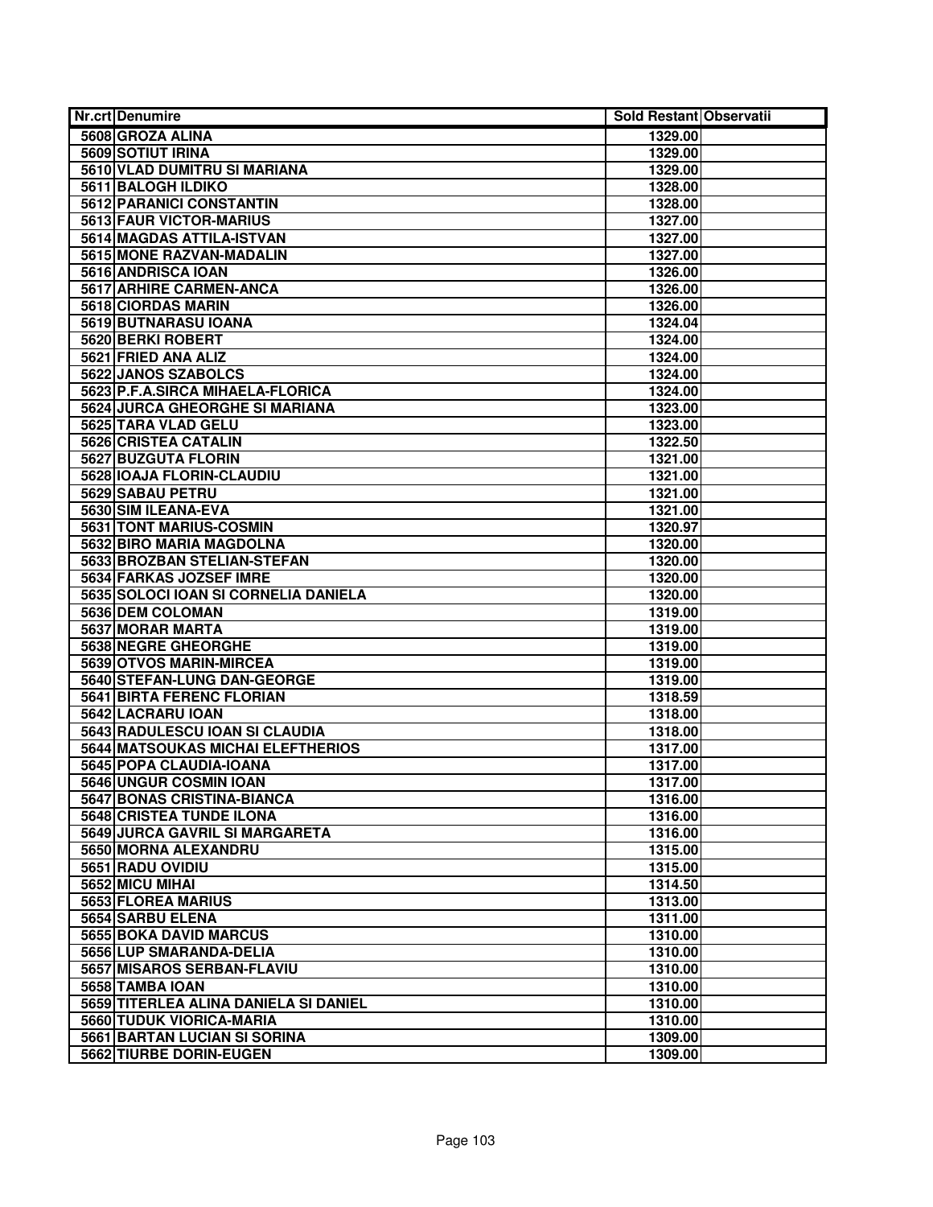| Nr.crt | Denumire | Sold Restant | Observatii |
|---|---|---|---|
| 5608 | GROZA ALINA | 1329.00 | |
| 5609 | SOTIUT IRINA | 1329.00 | |
| 5610 | VLAD DUMITRU SI MARIANA | 1329.00 | |
| 5611 | BALOGH ILDIKO | 1328.00 | |
| 5612 | PARANICI CONSTANTIN | 1328.00 | |
| 5613 | FAUR VICTOR-MARIUS | 1327.00 | |
| 5614 | MAGDAS ATTILA-ISTVAN | 1327.00 | |
| 5615 | MONE RAZVAN-MADALIN | 1327.00 | |
| 5616 | ANDRISCA IOAN | 1326.00 | |
| 5617 | ARHIRE CARMEN-ANCA | 1326.00 | |
| 5618 | CIORDAS MARIN | 1326.00 | |
| 5619 | BUTNARASU IOANA | 1324.04 | |
| 5620 | BERKI ROBERT | 1324.00 | |
| 5621 | FRIED ANA ALIZ | 1324.00 | |
| 5622 | JANOS SZABOLCS | 1324.00 | |
| 5623 | P.F.A.SIRCA MIHAELA-FLORICA | 1324.00 | |
| 5624 | JURCA GHEORGHE SI MARIANA | 1323.00 | |
| 5625 | TARA VLAD GELU | 1323.00 | |
| 5626 | CRISTEA CATALIN | 1322.50 | |
| 5627 | BUZGUTA FLORIN | 1321.00 | |
| 5628 | IOAJA FLORIN-CLAUDIU | 1321.00 | |
| 5629 | SABAU PETRU | 1321.00 | |
| 5630 | SIM ILEANA-EVA | 1321.00 | |
| 5631 | TONT MARIUS-COSMIN | 1320.97 | |
| 5632 | BIRO MARIA MAGDOLNA | 1320.00 | |
| 5633 | BROZBAN STELIAN-STEFAN | 1320.00 | |
| 5634 | FARKAS JOZSEF IMRE | 1320.00 | |
| 5635 | SOLOCI IOAN SI CORNELIA DANIELA | 1320.00 | |
| 5636 | DEM COLOMAN | 1319.00 | |
| 5637 | MORAR MARTA | 1319.00 | |
| 5638 | NEGRE GHEORGHE | 1319.00 | |
| 5639 | OTVOS MARIN-MIRCEA | 1319.00 | |
| 5640 | STEFAN-LUNG DAN-GEORGE | 1319.00 | |
| 5641 | BIRTA FERENC FLORIAN | 1318.59 | |
| 5642 | LACRARU IOAN | 1318.00 | |
| 5643 | RADULESCU IOAN SI CLAUDIA | 1318.00 | |
| 5644 | MATSOUKAS MICHAI ELEFTHERIOS | 1317.00 | |
| 5645 | POPA CLAUDIA-IOANA | 1317.00 | |
| 5646 | UNGUR COSMIN IOAN | 1317.00 | |
| 5647 | BONAS CRISTINA-BIANCA | 1316.00 | |
| 5648 | CRISTEA TUNDE ILONA | 1316.00 | |
| 5649 | JURCA GAVRIL SI MARGARETA | 1316.00 | |
| 5650 | MORNA ALEXANDRU | 1315.00 | |
| 5651 | RADU OVIDIU | 1315.00 | |
| 5652 | MICU MIHAI | 1314.50 | |
| 5653 | FLOREA MARIUS | 1313.00 | |
| 5654 | SARBU ELENA | 1311.00 | |
| 5655 | BOKA DAVID MARCUS | 1310.00 | |
| 5656 | LUP SMARANDA-DELIA | 1310.00 | |
| 5657 | MISAROS SERBAN-FLAVIU | 1310.00 | |
| 5658 | TAMBA IOAN | 1310.00 | |
| 5659 | TITERLEA ALINA DANIELA SI DANIEL | 1310.00 | |
| 5660 | TUDUK VIORICA-MARIA | 1310.00 | |
| 5661 | BARTAN LUCIAN SI SORINA | 1309.00 | |
| 5662 | TIURBE DORIN-EUGEN | 1309.00 | |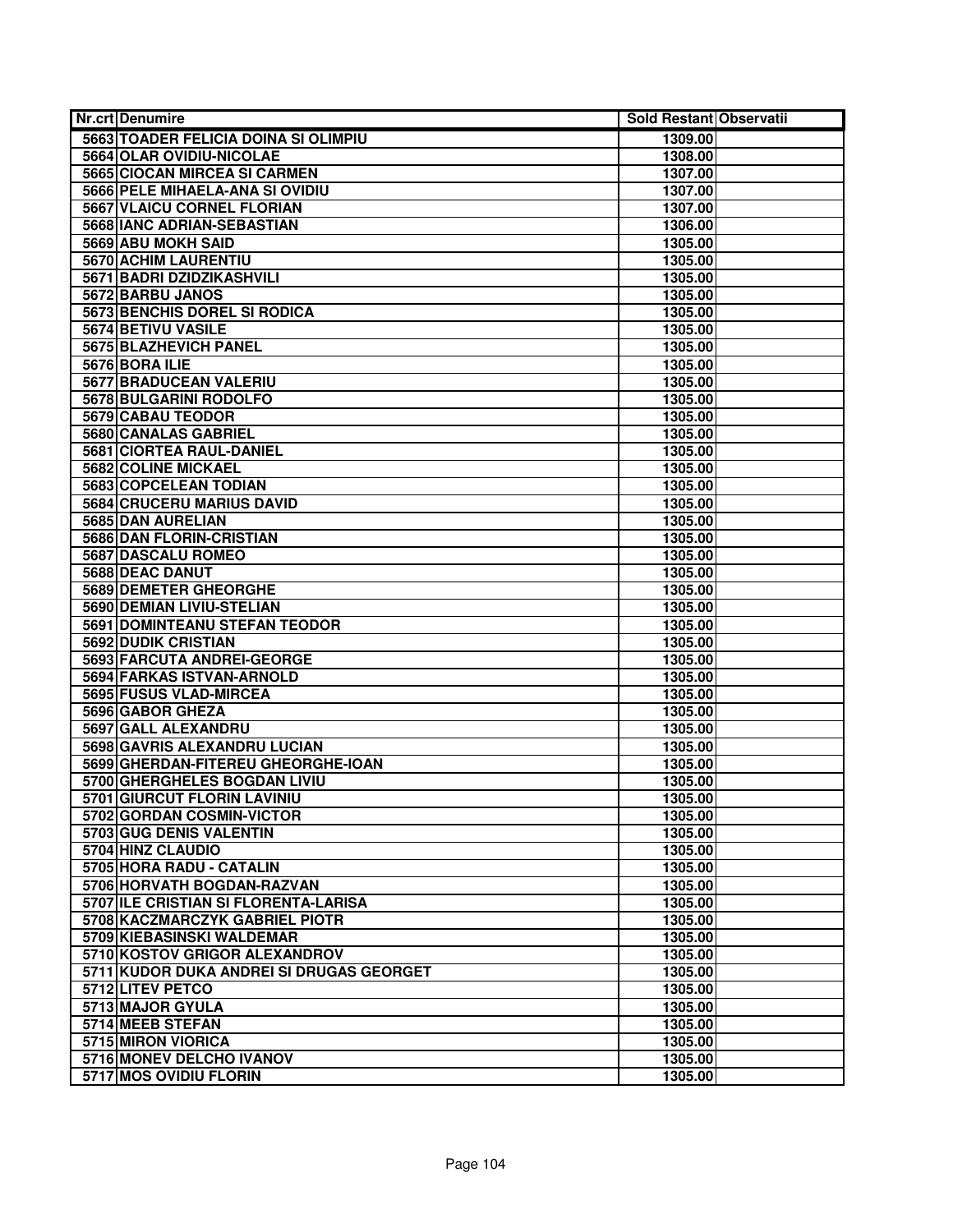| Nr.crt | Denumire | Sold Restant | Observatii |
|---|---|---|---|
| 5663 | TOADER FELICIA DOINA SI OLIMPIU | 1309.00 | |
| 5664 | OLAR OVIDIU-NICOLAE | 1308.00 | |
| 5665 | CIOCAN MIRCEA SI CARMEN | 1307.00 | |
| 5666 | PELE MIHAELA-ANA SI OVIDIU | 1307.00 | |
| 5667 | VLAICU CORNEL FLORIAN | 1307.00 | |
| 5668 | IANC ADRIAN-SEBASTIAN | 1306.00 | |
| 5669 | ABU MOKH SAID | 1305.00 | |
| 5670 | ACHIM LAURENTIU | 1305.00 | |
| 5671 | BADRI DZIDZIKASHVILI | 1305.00 | |
| 5672 | BARBU JANOS | 1305.00 | |
| 5673 | BENCHIS DOREL SI RODICA | 1305.00 | |
| 5674 | BETIVU VASILE | 1305.00 | |
| 5675 | BLAZHEVICH PANEL | 1305.00 | |
| 5676 | BORA ILIE | 1305.00 | |
| 5677 | BRADUCEAN VALERIU | 1305.00 | |
| 5678 | BULGARINI RODOLFO | 1305.00 | |
| 5679 | CABAU TEODOR | 1305.00 | |
| 5680 | CANALAS GABRIEL | 1305.00 | |
| 5681 | CIORTEA RAUL-DANIEL | 1305.00 | |
| 5682 | COLINE MICKAEL | 1305.00 | |
| 5683 | COPCELEAN TODIAN | 1305.00 | |
| 5684 | CRUCERU MARIUS DAVID | 1305.00 | |
| 5685 | DAN AURELIAN | 1305.00 | |
| 5686 | DAN FLORIN-CRISTIAN | 1305.00 | |
| 5687 | DASCALU ROMEO | 1305.00 | |
| 5688 | DEAC DANUT | 1305.00 | |
| 5689 | DEMETER GHEORGHE | 1305.00 | |
| 5690 | DEMIAN LIVIU-STELIAN | 1305.00 | |
| 5691 | DOMINTEANU STEFAN TEODOR | 1305.00 | |
| 5692 | DUDIK CRISTIAN | 1305.00 | |
| 5693 | FARCUTA ANDREI-GEORGE | 1305.00 | |
| 5694 | FARKAS ISTVAN-ARNOLD | 1305.00 | |
| 5695 | FUSUS VLAD-MIRCEA | 1305.00 | |
| 5696 | GABOR GHEZA | 1305.00 | |
| 5697 | GALL ALEXANDRU | 1305.00 | |
| 5698 | GAVRIS ALEXANDRU LUCIAN | 1305.00 | |
| 5699 | GHERDAN-FITEREU GHEORGHE-IOAN | 1305.00 | |
| 5700 | GHERGHELES BOGDAN LIVIU | 1305.00 | |
| 5701 | GIURCUT FLORIN LAVINIU | 1305.00 | |
| 5702 | GORDAN COSMIN-VICTOR | 1305.00 | |
| 5703 | GUG DENIS VALENTIN | 1305.00 | |
| 5704 | HINZ CLAUDIO | 1305.00 | |
| 5705 | HORA RADU - CATALIN | 1305.00 | |
| 5706 | HORVATH BOGDAN-RAZVAN | 1305.00 | |
| 5707 | ILE CRISTIAN SI FLORENTA-LARISA | 1305.00 | |
| 5708 | KACZMARCZYK GABRIEL PIOTR | 1305.00 | |
| 5709 | KIEBASINSKI WALDEMAR | 1305.00 | |
| 5710 | KOSTOV GRIGOR ALEXANDROV | 1305.00 | |
| 5711 | KUDOR DUKA ANDREI SI DRUGAS GEORGET | 1305.00 | |
| 5712 | LITEV PETCO | 1305.00 | |
| 5713 | MAJOR GYULA | 1305.00 | |
| 5714 | MEEB STEFAN | 1305.00 | |
| 5715 | MIRON VIORICA | 1305.00 | |
| 5716 | MONEV DELCHO IVANOV | 1305.00 | |
| 5717 | MOS OVIDIU FLORIN | 1305.00 | |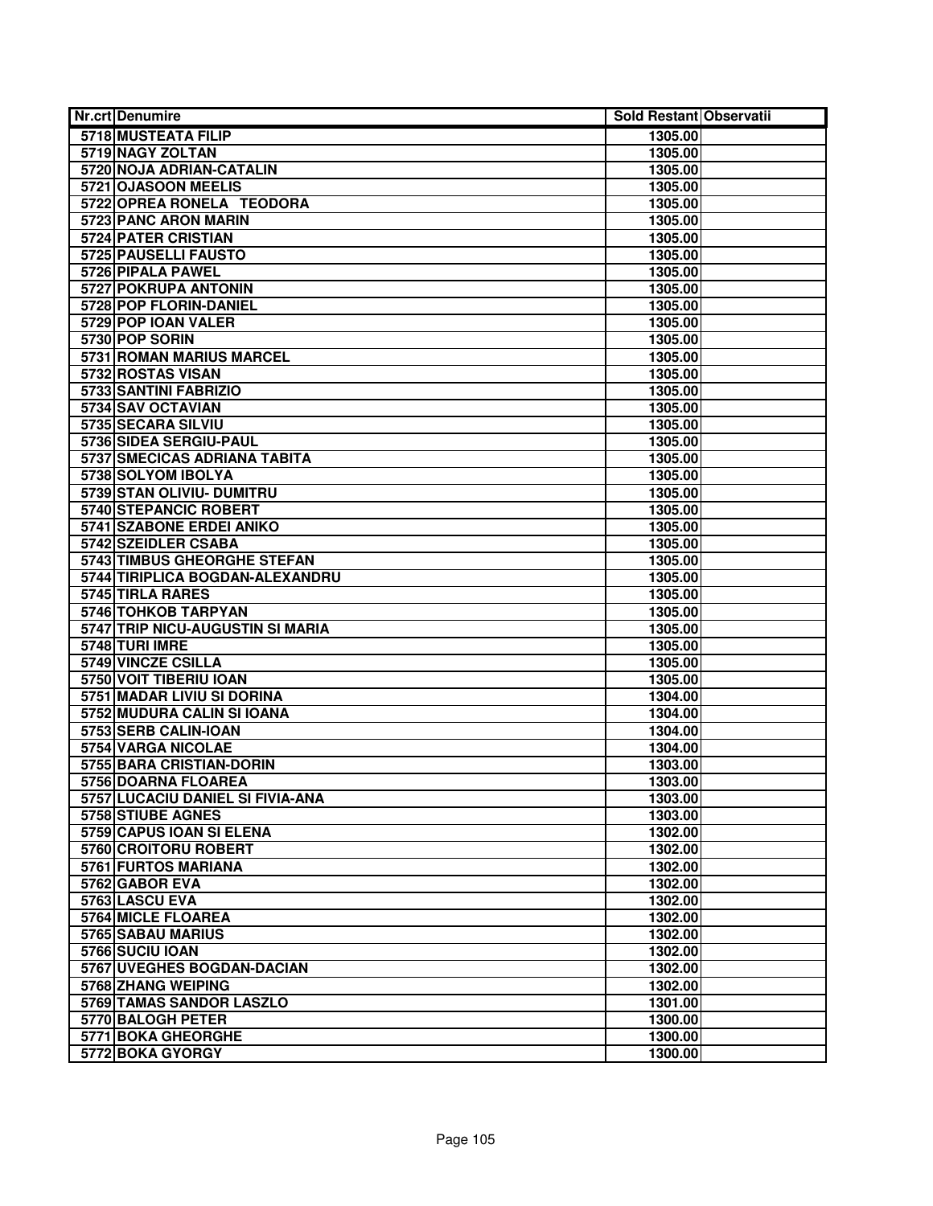| Nr.crt | Denumire | Sold Restant | Observatii |
|---|---|---|---|
| 5718 | MUSTEATA FILIP | 1305.00 | |
| 5719 | NAGY ZOLTAN | 1305.00 | |
| 5720 | NOJA ADRIAN-CATALIN | 1305.00 | |
| 5721 | OJASOON MEELIS | 1305.00 | |
| 5722 | OPREA RONELA TEODORA | 1305.00 | |
| 5723 | PANC ARON MARIN | 1305.00 | |
| 5724 | PATER CRISTIAN | 1305.00 | |
| 5725 | PAUSELLI FAUSTO | 1305.00 | |
| 5726 | PIPALA PAWEL | 1305.00 | |
| 5727 | POKRUPA ANTONIN | 1305.00 | |
| 5728 | POP FLORIN-DANIEL | 1305.00 | |
| 5729 | POP IOAN VALER | 1305.00 | |
| 5730 | POP SORIN | 1305.00 | |
| 5731 | ROMAN MARIUS MARCEL | 1305.00 | |
| 5732 | ROSTAS VISAN | 1305.00 | |
| 5733 | SANTINI FABRIZIO | 1305.00 | |
| 5734 | SAV OCTAVIAN | 1305.00 | |
| 5735 | SECARA SILVIU | 1305.00 | |
| 5736 | SIDEA SERGIU-PAUL | 1305.00 | |
| 5737 | SMECICAS ADRIANA TABITA | 1305.00 | |
| 5738 | SOLYOM IBOLYA | 1305.00 | |
| 5739 | STAN OLIVIU- DUMITRU | 1305.00 | |
| 5740 | STEPANCIC ROBERT | 1305.00 | |
| 5741 | SZABONE ERDEI ANIKO | 1305.00 | |
| 5742 | SZEIDLER CSABA | 1305.00 | |
| 5743 | TIMBUS GHEORGHE STEFAN | 1305.00 | |
| 5744 | TIRIPLICA BOGDAN-ALEXANDRU | 1305.00 | |
| 5745 | TIRLA RARES | 1305.00 | |
| 5746 | TOHKOB TARPYAN | 1305.00 | |
| 5747 | TRIP NICU-AUGUSTIN SI MARIA | 1305.00 | |
| 5748 | TURI IMRE | 1305.00 | |
| 5749 | VINCZE CSILLA | 1305.00 | |
| 5750 | VOIT TIBERIU IOAN | 1305.00 | |
| 5751 | MADAR LIVIU SI DORINA | 1304.00 | |
| 5752 | MUDURA CALIN SI IOANA | 1304.00 | |
| 5753 | SERB CALIN-IOAN | 1304.00 | |
| 5754 | VARGA NICOLAE | 1304.00 | |
| 5755 | BARA CRISTIAN-DORIN | 1303.00 | |
| 5756 | DOARNA FLOAREA | 1303.00 | |
| 5757 | LUCACIU DANIEL SI FIVIA-ANA | 1303.00 | |
| 5758 | STIUBE AGNES | 1303.00 | |
| 5759 | CAPUS IOAN SI ELENA | 1302.00 | |
| 5760 | CROITORU ROBERT | 1302.00 | |
| 5761 | FURTOS MARIANA | 1302.00 | |
| 5762 | GABOR EVA | 1302.00 | |
| 5763 | LASCU EVA | 1302.00 | |
| 5764 | MICLE FLOAREA | 1302.00 | |
| 5765 | SABAU MARIUS | 1302.00 | |
| 5766 | SUCIU IOAN | 1302.00 | |
| 5767 | UVEGHES BOGDAN-DACIAN | 1302.00 | |
| 5768 | ZHANG WEIPING | 1302.00 | |
| 5769 | TAMAS SANDOR LASZLO | 1301.00 | |
| 5770 | BALOGH PETER | 1300.00 | |
| 5771 | BOKA GHEORGHE | 1300.00 | |
| 5772 | BOKA GYORGY | 1300.00 | |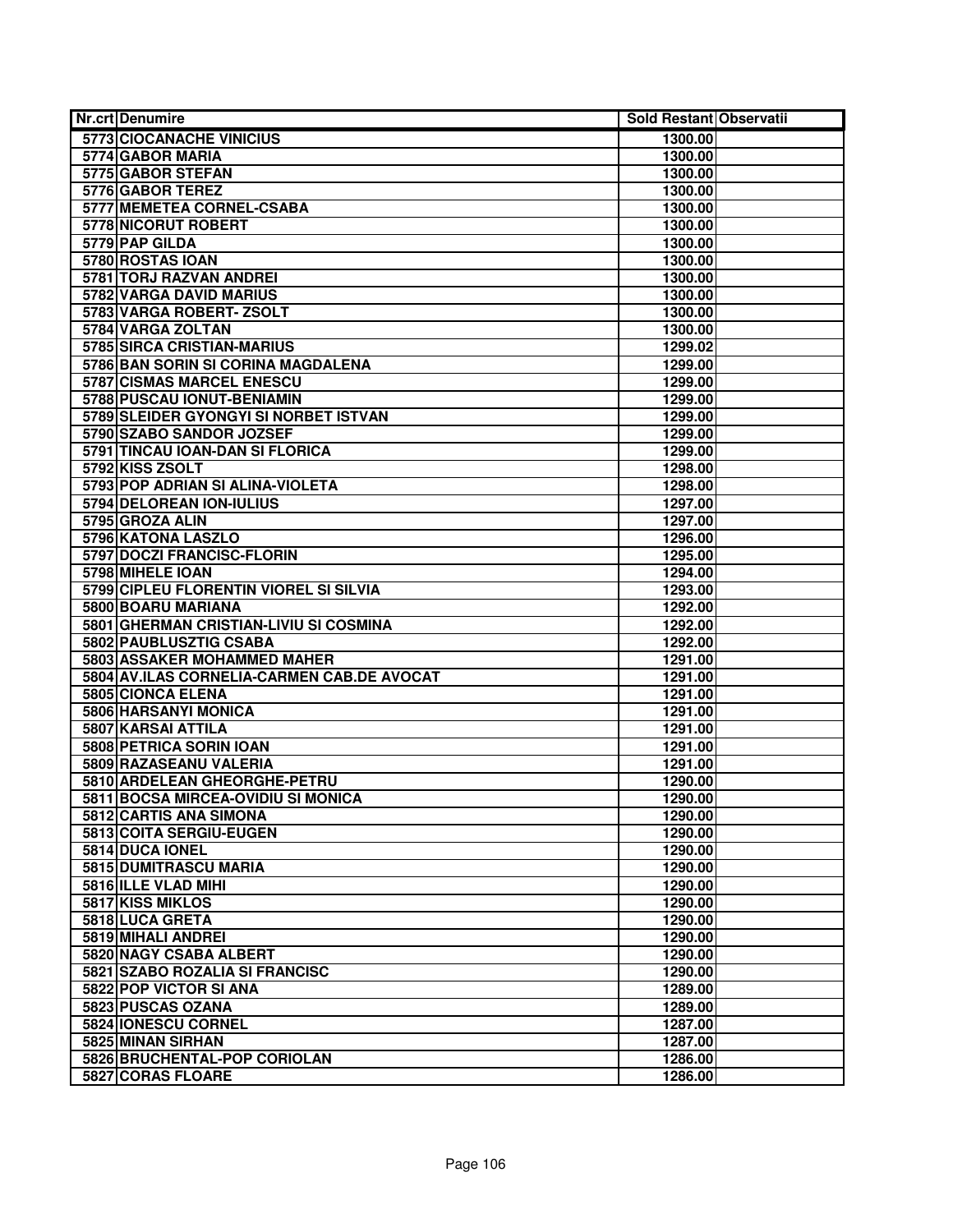| Nr.crt | Denumire | Sold Restant | Observatii |
|---|---|---|---|
| 5773 | CIOCANACHE VINICIUS | 1300.00 | |
| 5774 | GABOR MARIA | 1300.00 | |
| 5775 | GABOR STEFAN | 1300.00 | |
| 5776 | GABOR TEREZ | 1300.00 | |
| 5777 | MEMETEA CORNEL-CSABA | 1300.00 | |
| 5778 | NICORUT ROBERT | 1300.00 | |
| 5779 | PAP GILDA | 1300.00 | |
| 5780 | ROSTAS IOAN | 1300.00 | |
| 5781 | TORJ RAZVAN ANDREI | 1300.00 | |
| 5782 | VARGA DAVID MARIUS | 1300.00 | |
| 5783 | VARGA ROBERT- ZSOLT | 1300.00 | |
| 5784 | VARGA ZOLTAN | 1300.00 | |
| 5785 | SIRCA CRISTIAN-MARIUS | 1299.02 | |
| 5786 | BAN SORIN SI CORINA MAGDALENA | 1299.00 | |
| 5787 | CISMAS MARCEL ENESCU | 1299.00 | |
| 5788 | PUSCAU IONUT-BENIAMIN | 1299.00 | |
| 5789 | SLEIDER GYONGYI SI NORBET ISTVAN | 1299.00 | |
| 5790 | SZABO SANDOR JOZSEF | 1299.00 | |
| 5791 | TINCAU IOAN-DAN SI FLORICA | 1299.00 | |
| 5792 | KISS ZSOLT | 1298.00 | |
| 5793 | POP ADRIAN SI ALINA-VIOLETA | 1298.00 | |
| 5794 | DELOREAN ION-IULIUS | 1297.00 | |
| 5795 | GROZA ALIN | 1297.00 | |
| 5796 | KATONA LASZLO | 1296.00 | |
| 5797 | DOCZI FRANCISC-FLORIN | 1295.00 | |
| 5798 | MIHELE IOAN | 1294.00 | |
| 5799 | CIPLEU FLORENTIN VIOREL SI SILVIA | 1293.00 | |
| 5800 | BOARU MARIANA | 1292.00 | |
| 5801 | GHERMAN CRISTIAN-LIVIU SI COSMINA | 1292.00 | |
| 5802 | PAUBLUSZTIG CSABA | 1292.00 | |
| 5803 | ASSAKER MOHAMMED MAHER | 1291.00 | |
| 5804 | AV.ILAS CORNELIA-CARMEN CAB.DE AVOCAT | 1291.00 | |
| 5805 | CIONCA ELENA | 1291.00 | |
| 5806 | HARSANYI MONICA | 1291.00 | |
| 5807 | KARSAI ATTILA | 1291.00 | |
| 5808 | PETRICA SORIN IOAN | 1291.00 | |
| 5809 | RAZASEANU VALERIA | 1291.00 | |
| 5810 | ARDELEAN GHEORGHE-PETRU | 1290.00 | |
| 5811 | BOCSA MIRCEA-OVIDIU SI MONICA | 1290.00 | |
| 5812 | CARTIS ANA SIMONA | 1290.00 | |
| 5813 | COITA SERGIU-EUGEN | 1290.00 | |
| 5814 | DUCA IONEL | 1290.00 | |
| 5815 | DUMITRASCU MARIA | 1290.00 | |
| 5816 | ILLE VLAD MIHI | 1290.00 | |
| 5817 | KISS MIKLOS | 1290.00 | |
| 5818 | LUCA GRETA | 1290.00 | |
| 5819 | MIHALI ANDREI | 1290.00 | |
| 5820 | NAGY CSABA ALBERT | 1290.00 | |
| 5821 | SZABO ROZALIA SI FRANCISC | 1290.00 | |
| 5822 | POP VICTOR SI ANA | 1289.00 | |
| 5823 | PUSCAS OZANA | 1289.00 | |
| 5824 | IONESCU CORNEL | 1287.00 | |
| 5825 | MINAN SIRHAN | 1287.00 | |
| 5826 | BRUCHENTAL-POP CORIOLAN | 1286.00 | |
| 5827 | CORAS FLOARE | 1286.00 | |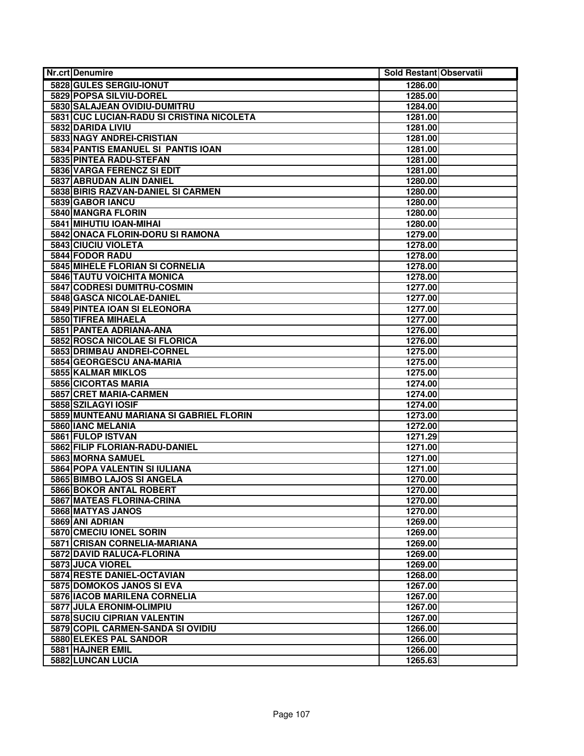| Nr.crt | Denumire | Sold Restant | Observatii |
|---|---|---|---|
| 5828 | GULES SERGIU-IONUT | 1286.00 | |
| 5829 | POPSA SILVIU-DOREL | 1285.00 | |
| 5830 | SALAJEAN OVIDIU-DUMITRU | 1284.00 | |
| 5831 | CUC LUCIAN-RADU SI CRISTINA NICOLETA | 1281.00 | |
| 5832 | DARIDA LIVIU | 1281.00 | |
| 5833 | NAGY ANDREI-CRISTIAN | 1281.00 | |
| 5834 | PANTIS EMANUEL SI PANTIS IOAN | 1281.00 | |
| 5835 | PINTEA RADU-STEFAN | 1281.00 | |
| 5836 | VARGA FERENCZ SI EDIT | 1281.00 | |
| 5837 | ABRUDAN ALIN DANIEL | 1280.00 | |
| 5838 | BIRIS RAZVAN-DANIEL SI CARMEN | 1280.00 | |
| 5839 | GABOR IANCU | 1280.00 | |
| 5840 | MANGRA FLORIN | 1280.00 | |
| 5841 | MIHUTIU IOAN-MIHAI | 1280.00 | |
| 5842 | ONACA FLORIN-DORU SI RAMONA | 1279.00 | |
| 5843 | CIUCIU VIOLETA | 1278.00 | |
| 5844 | FODOR RADU | 1278.00 | |
| 5845 | MIHELE FLORIAN SI CORNELIA | 1278.00 | |
| 5846 | TAUTU VOICHITA MONICA | 1278.00 | |
| 5847 | CODRESI DUMITRU-COSMIN | 1277.00 | |
| 5848 | GASCA NICOLAE-DANIEL | 1277.00 | |
| 5849 | PINTEA IOAN SI ELEONORA | 1277.00 | |
| 5850 | TIFREA MIHAELA | 1277.00 | |
| 5851 | PANTEA ADRIANA-ANA | 1276.00 | |
| 5852 | ROSCA NICOLAE SI FLORICA | 1276.00 | |
| 5853 | DRIMBAU ANDREI-CORNEL | 1275.00 | |
| 5854 | GEORGESCU ANA-MARIA | 1275.00 | |
| 5855 | KALMAR MIKLOS | 1275.00 | |
| 5856 | CICORTAS MARIA | 1274.00 | |
| 5857 | CRET MARIA-CARMEN | 1274.00 | |
| 5858 | SZILAGYI IOSIF | 1274.00 | |
| 5859 | MUNTEANU MARIANA SI GABRIEL FLORIN | 1273.00 | |
| 5860 | IANC MELANIA | 1272.00 | |
| 5861 | FULOP ISTVAN | 1271.29 | |
| 5862 | FILIP FLORIAN-RADU-DANIEL | 1271.00 | |
| 5863 | MORNA SAMUEL | 1271.00 | |
| 5864 | POPA VALENTIN SI IULIANA | 1271.00 | |
| 5865 | BIMBO LAJOS SI ANGELA | 1270.00 | |
| 5866 | BOKOR ANTAL ROBERT | 1270.00 | |
| 5867 | MATEAS FLORINA-CRINA | 1270.00 | |
| 5868 | MATYAS JANOS | 1270.00 | |
| 5869 | ANI ADRIAN | 1269.00 | |
| 5870 | CMECIU IONEL SORIN | 1269.00 | |
| 5871 | CRISAN CORNELIA-MARIANA | 1269.00 | |
| 5872 | DAVID RALUCA-FLORINA | 1269.00 | |
| 5873 | JUCA VIOREL | 1269.00 | |
| 5874 | RESTE DANIEL-OCTAVIAN | 1268.00 | |
| 5875 | DOMOKOS JANOS SI EVA | 1267.00 | |
| 5876 | IACOB MARILENA CORNELIA | 1267.00 | |
| 5877 | JULA ERONIM-OLIMPIU | 1267.00 | |
| 5878 | SUCIU CIPRIAN VALENTIN | 1267.00 | |
| 5879 | COPIL CARMEN-SANDA SI OVIDIU | 1266.00 | |
| 5880 | ELEKES PAL SANDOR | 1266.00 | |
| 5881 | HAJNER EMIL | 1266.00 | |
| 5882 | LUNCAN LUCIA | 1265.63 | |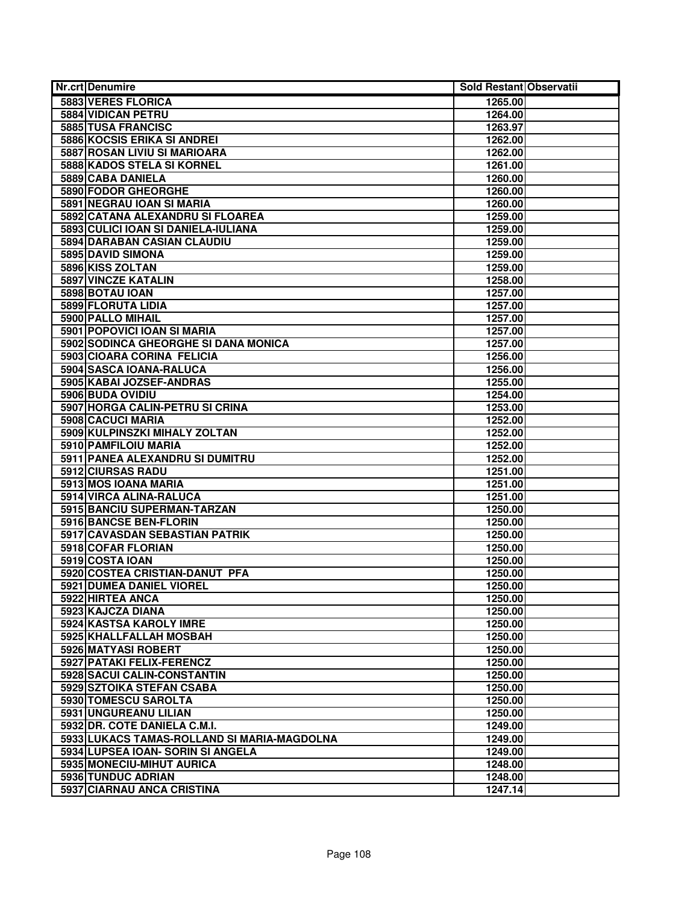| Nr.crt | Denumire | Sold Restant | Observatii |
|---|---|---|---|
| 5883 | VERES FLORICA | 1265.00 | |
| 5884 | VIDICAN PETRU | 1264.00 | |
| 5885 | TUSA FRANCISC | 1263.97 | |
| 5886 | KOCSIS ERIKA SI ANDREI | 1262.00 | |
| 5887 | ROSAN LIVIU SI MARIOARA | 1262.00 | |
| 5888 | KADOS STELA SI KORNEL | 1261.00 | |
| 5889 | CABA DANIELA | 1260.00 | |
| 5890 | FODOR GHEORGHE | 1260.00 | |
| 5891 | NEGRAU IOAN SI MARIA | 1260.00 | |
| 5892 | CATANA ALEXANDRU SI FLOAREA | 1259.00 | |
| 5893 | CULICI IOAN SI DANIELA-IULIANA | 1259.00 | |
| 5894 | DARABAN CASIAN CLAUDIU | 1259.00 | |
| 5895 | DAVID SIMONA | 1259.00 | |
| 5896 | KISS ZOLTAN | 1259.00 | |
| 5897 | VINCZE KATALIN | 1258.00 | |
| 5898 | BOTAU IOAN | 1257.00 | |
| 5899 | FLORUTA LIDIA | 1257.00 | |
| 5900 | PALLO MIHAIL | 1257.00 | |
| 5901 | POPOVICI IOAN SI MARIA | 1257.00 | |
| 5902 | SODINCA GHEORGHE SI DANA MONICA | 1257.00 | |
| 5903 | CIOARA CORINA FELICIA | 1256.00 | |
| 5904 | SASCA IOANA-RALUCA | 1256.00 | |
| 5905 | KABAI JOZSEF-ANDRAS | 1255.00 | |
| 5906 | BUDA OVIDIU | 1254.00 | |
| 5907 | HORGA CALIN-PETRU SI CRINA | 1253.00 | |
| 5908 | CACUCI MARIA | 1252.00 | |
| 5909 | KULPINSZKI MIHALY ZOLTAN | 1252.00 | |
| 5910 | PAMFILOIU MARIA | 1252.00 | |
| 5911 | PANEA ALEXANDRU SI DUMITRU | 1252.00 | |
| 5912 | CIURSAS RADU | 1251.00 | |
| 5913 | MOS IOANA MARIA | 1251.00 | |
| 5914 | VIRCA ALINA-RALUCA | 1251.00 | |
| 5915 | BANCIU SUPERMAN-TARZAN | 1250.00 | |
| 5916 | BANCSE BEN-FLORIN | 1250.00 | |
| 5917 | CAVASDAN SEBASTIAN PATRIK | 1250.00 | |
| 5918 | COFAR FLORIAN | 1250.00 | |
| 5919 | COSTA IOAN | 1250.00 | |
| 5920 | COSTEA CRISTIAN-DANUT PFA | 1250.00 | |
| 5921 | DUMEA DANIEL VIOREL | 1250.00 | |
| 5922 | HIRTEA ANCA | 1250.00 | |
| 5923 | KAJCZA DIANA | 1250.00 | |
| 5924 | KASTSA KAROLY IMRE | 1250.00 | |
| 5925 | KHALLFALLAH MOSBAH | 1250.00 | |
| 5926 | MATYASI ROBERT | 1250.00 | |
| 5927 | PATAKI FELIX-FERENCZ | 1250.00 | |
| 5928 | SACUI CALIN-CONSTANTIN | 1250.00 | |
| 5929 | SZTOIKA STEFAN CSABA | 1250.00 | |
| 5930 | TOMESCU SAROLTA | 1250.00 | |
| 5931 | UNGUREANU LILIAN | 1250.00 | |
| 5932 | DR. COTE DANIELA C.M.I. | 1249.00 | |
| 5933 | LUKACS TAMAS-ROLLAND SI MARIA-MAGDOLNA | 1249.00 | |
| 5934 | LUPSEA IOAN- SORIN SI ANGELA | 1249.00 | |
| 5935 | MONECIU-MIHUT AURICA | 1248.00 | |
| 5936 | TUNDUC ADRIAN | 1248.00 | |
| 5937 | CIARNAU ANCA CRISTINA | 1247.14 | |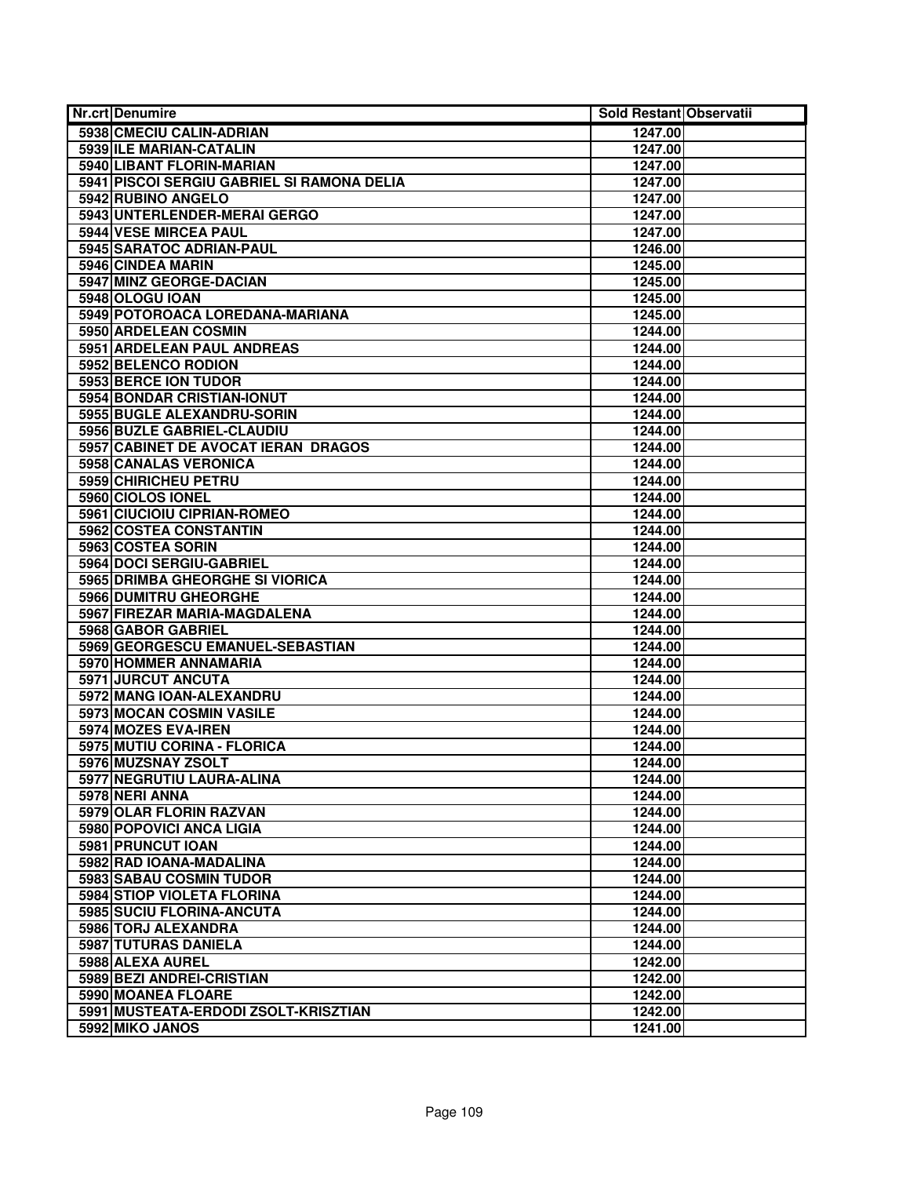| Nr.crt | Denumire | Sold Restant | Observatii |
|---|---|---|---|
| 5938 | CMECIU CALIN-ADRIAN | 1247.00 | |
| 5939 | ILE MARIAN-CATALIN | 1247.00 | |
| 5940 | LIBANT FLORIN-MARIAN | 1247.00 | |
| 5941 | PISCOI SERGIU GABRIEL SI RAMONA DELIA | 1247.00 | |
| 5942 | RUBINO ANGELO | 1247.00 | |
| 5943 | UNTERLENDER-MERAI GERGO | 1247.00 | |
| 5944 | VESE MIRCEA PAUL | 1247.00 | |
| 5945 | SARATOC ADRIAN-PAUL | 1246.00 | |
| 5946 | CINDEA MARIN | 1245.00 | |
| 5947 | MINZ GEORGE-DACIAN | 1245.00 | |
| 5948 | OLOGU IOAN | 1245.00 | |
| 5949 | POTOROACA LOREDANA-MARIANA | 1245.00 | |
| 5950 | ARDELEAN COSMIN | 1244.00 | |
| 5951 | ARDELEAN PAUL ANDREAS | 1244.00 | |
| 5952 | BELENCO RODION | 1244.00 | |
| 5953 | BERCE ION TUDOR | 1244.00 | |
| 5954 | BONDAR CRISTIAN-IONUT | 1244.00 | |
| 5955 | BUGLE ALEXANDRU-SORIN | 1244.00 | |
| 5956 | BUZLE GABRIEL-CLAUDIU | 1244.00 | |
| 5957 | CABINET DE AVOCAT IERAN DRAGOS | 1244.00 | |
| 5958 | CANALAS VERONICA | 1244.00 | |
| 5959 | CHIRICHEU PETRU | 1244.00 | |
| 5960 | CIOLOS IONEL | 1244.00 | |
| 5961 | CIUCIOIU CIPRIAN-ROMEO | 1244.00 | |
| 5962 | COSTEA CONSTANTIN | 1244.00 | |
| 5963 | COSTEA SORIN | 1244.00 | |
| 5964 | DOCI SERGIU-GABRIEL | 1244.00 | |
| 5965 | DRIMBA GHEORGHE SI VIORICA | 1244.00 | |
| 5966 | DUMITRU GHEORGHE | 1244.00 | |
| 5967 | FIREZAR MARIA-MAGDALENA | 1244.00 | |
| 5968 | GABOR GABRIEL | 1244.00 | |
| 5969 | GEORGESCU EMANUEL-SEBASTIAN | 1244.00 | |
| 5970 | HOMMER ANNAMARIA | 1244.00 | |
| 5971 | JURCUT ANCUTA | 1244.00 | |
| 5972 | MANG IOAN-ALEXANDRU | 1244.00 | |
| 5973 | MOCAN COSMIN VASILE | 1244.00 | |
| 5974 | MOZES EVA-IREN | 1244.00 | |
| 5975 | MUTIU CORINA - FLORICA | 1244.00 | |
| 5976 | MUZSNAY ZSOLT | 1244.00 | |
| 5977 | NEGRUTIU LAURA-ALINA | 1244.00 | |
| 5978 | NERI ANNA | 1244.00 | |
| 5979 | OLAR FLORIN RAZVAN | 1244.00 | |
| 5980 | POPOVICI ANCA LIGIA | 1244.00 | |
| 5981 | PRUNCUT IOAN | 1244.00 | |
| 5982 | RAD IOANA-MADALINA | 1244.00 | |
| 5983 | SABAU COSMIN TUDOR | 1244.00 | |
| 5984 | STIOP VIOLETA FLORINA | 1244.00 | |
| 5985 | SUCIU FLORINA-ANCUTA | 1244.00 | |
| 5986 | TORJ ALEXANDRA | 1244.00 | |
| 5987 | TUTURAS DANIELA | 1244.00 | |
| 5988 | ALEXA AUREL | 1242.00 | |
| 5989 | BEZI ANDREI-CRISTIAN | 1242.00 | |
| 5990 | MOANEA FLOARE | 1242.00 | |
| 5991 | MUSTEATA-ERDODI ZSOLT-KRISZTIAN | 1242.00 | |
| 5992 | MIKO JANOS | 1241.00 | |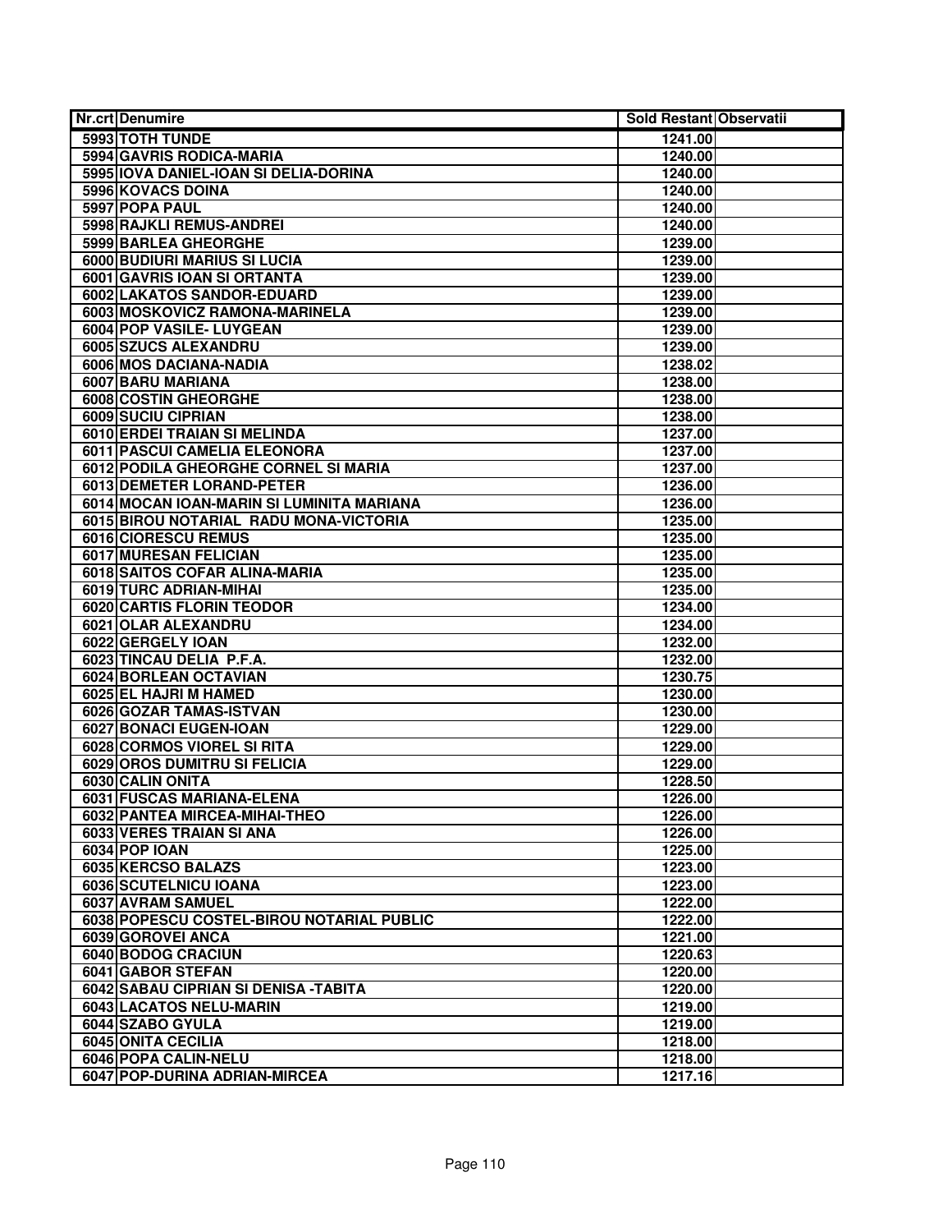| Nr.crt | Denumire | Sold Restant | Observatii |
|---|---|---|---|
| 5993 | TOTH TUNDE | 1241.00 | |
| 5994 | GAVRIS RODICA-MARIA | 1240.00 | |
| 5995 | IOVA DANIEL-IOAN SI DELIA-DORINA | 1240.00 | |
| 5996 | KOVACS DOINA | 1240.00 | |
| 5997 | POPA PAUL | 1240.00 | |
| 5998 | RAJKLI REMUS-ANDREI | 1240.00 | |
| 5999 | BARLEA GHEORGHE | 1239.00 | |
| 6000 | BUDIURI MARIUS SI LUCIA | 1239.00 | |
| 6001 | GAVRIS IOAN SI ORTANTA | 1239.00 | |
| 6002 | LAKATOS SANDOR-EDUARD | 1239.00 | |
| 6003 | MOSKOVICZ RAMONA-MARINELA | 1239.00 | |
| 6004 | POP VASILE- LUYGEAN | 1239.00 | |
| 6005 | SZUCS ALEXANDRU | 1239.00 | |
| 6006 | MOS DACIANA-NADIA | 1238.02 | |
| 6007 | BARU MARIANA | 1238.00 | |
| 6008 | COSTIN GHEORGHE | 1238.00 | |
| 6009 | SUCIU CIPRIAN | 1238.00 | |
| 6010 | ERDEI TRAIAN SI MELINDA | 1237.00 | |
| 6011 | PASCUI CAMELIA ELEONORA | 1237.00 | |
| 6012 | PODILA GHEORGHE CORNEL SI MARIA | 1237.00 | |
| 6013 | DEMETER LORAND-PETER | 1236.00 | |
| 6014 | MOCAN IOAN-MARIN SI LUMINITA MARIANA | 1236.00 | |
| 6015 | BIROU NOTARIAL RADU MONA-VICTORIA | 1235.00 | |
| 6016 | CIORESCU REMUS | 1235.00 | |
| 6017 | MURESAN FELICIAN | 1235.00 | |
| 6018 | SAITOS COFAR ALINA-MARIA | 1235.00 | |
| 6019 | TURC ADRIAN-MIHAI | 1235.00 | |
| 6020 | CARTIS FLORIN TEODOR | 1234.00 | |
| 6021 | OLAR ALEXANDRU | 1234.00 | |
| 6022 | GERGELY IOAN | 1232.00 | |
| 6023 | TINCAU DELIA P.F.A. | 1232.00 | |
| 6024 | BORLEAN OCTAVIAN | 1230.75 | |
| 6025 | EL HAJRI M HAMED | 1230.00 | |
| 6026 | GOZAR TAMAS-ISTVAN | 1230.00 | |
| 6027 | BONACI EUGEN-IOAN | 1229.00 | |
| 6028 | CORMOS VIOREL SI RITA | 1229.00 | |
| 6029 | OROS DUMITRU SI FELICIA | 1229.00 | |
| 6030 | CALIN ONITA | 1228.50 | |
| 6031 | FUSCAS MARIANA-ELENA | 1226.00 | |
| 6032 | PANTEA MIRCEA-MIHAI-THEO | 1226.00 | |
| 6033 | VERES TRAIAN SI ANA | 1226.00 | |
| 6034 | POP IOAN | 1225.00 | |
| 6035 | KERCSO BALAZS | 1223.00 | |
| 6036 | SCUTELNICU IOANA | 1223.00 | |
| 6037 | AVRAM SAMUEL | 1222.00 | |
| 6038 | POPESCU COSTEL-BIROU NOTARIAL PUBLIC | 1222.00 | |
| 6039 | GOROVEI ANCA | 1221.00 | |
| 6040 | BODOG CRACIUN | 1220.63 | |
| 6041 | GABOR STEFAN | 1220.00 | |
| 6042 | SABAU CIPRIAN SI DENISA -TABITA | 1220.00 | |
| 6043 | LACATOS NELU-MARIN | 1219.00 | |
| 6044 | SZABO GYULA | 1219.00 | |
| 6045 | ONITA CECILIA | 1218.00 | |
| 6046 | POPA CALIN-NELU | 1218.00 | |
| 6047 | POP-DURINA ADRIAN-MIRCEA | 1217.16 | |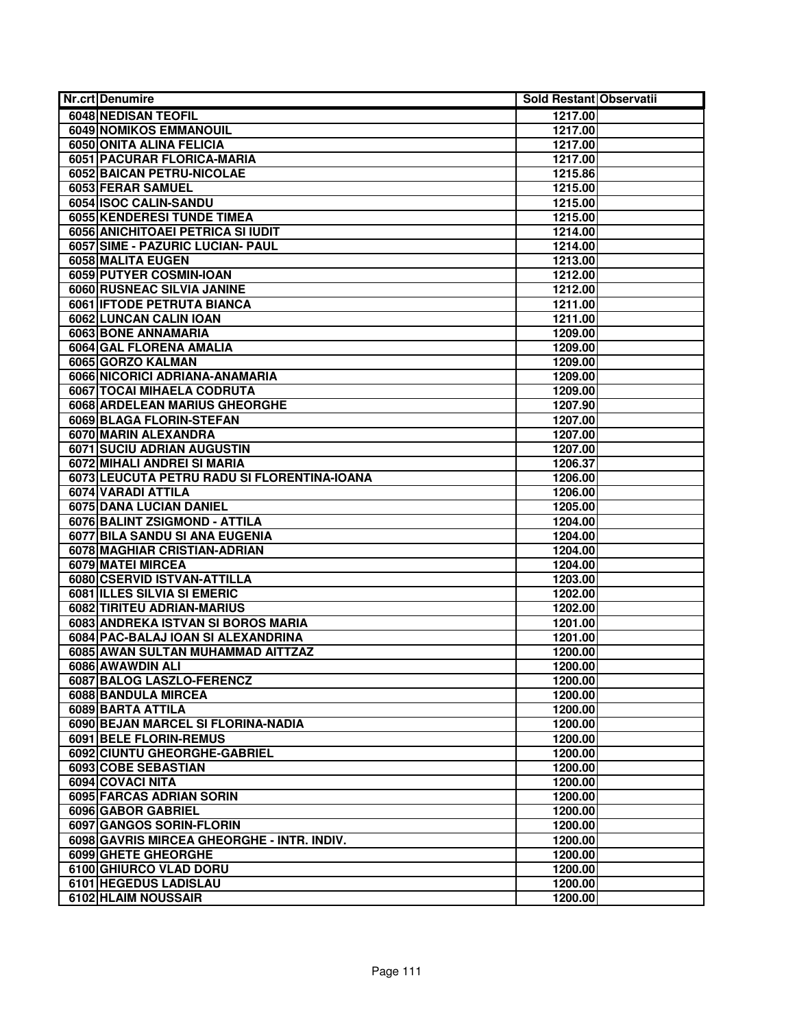| Nr.crt | Denumire | Sold Restant | Observatii |
|---|---|---|---|
| 6048 | NEDISAN TEOFIL | 1217.00 | |
| 6049 | NOMIKOS EMMANOUIL | 1217.00 | |
| 6050 | ONITA ALINA FELICIA | 1217.00 | |
| 6051 | PACURAR FLORICA-MARIA | 1217.00 | |
| 6052 | BAICAN PETRU-NICOLAE | 1215.86 | |
| 6053 | FERAR SAMUEL | 1215.00 | |
| 6054 | ISOC CALIN-SANDU | 1215.00 | |
| 6055 | KENDERESI TUNDE TIMEA | 1215.00 | |
| 6056 | ANICHITOAEI PETRICA SI IUDIT | 1214.00 | |
| 6057 | SIME - PAZURIC LUCIAN- PAUL | 1214.00 | |
| 6058 | MALITA EUGEN | 1213.00 | |
| 6059 | PUTYER COSMIN-IOAN | 1212.00 | |
| 6060 | RUSNEAC SILVIA JANINE | 1212.00 | |
| 6061 | IFTODE PETRUTA BIANCA | 1211.00 | |
| 6062 | LUNCAN CALIN IOAN | 1211.00 | |
| 6063 | BONE ANNAMARIA | 1209.00 | |
| 6064 | GAL FLORENA AMALIA | 1209.00 | |
| 6065 | GORZO KALMAN | 1209.00 | |
| 6066 | NICORICI ADRIANA-ANAMARIA | 1209.00 | |
| 6067 | TOCAI MIHAELA CODRUTA | 1209.00 | |
| 6068 | ARDELEAN MARIUS GHEORGHE | 1207.90 | |
| 6069 | BLAGA FLORIN-STEFAN | 1207.00 | |
| 6070 | MARIN ALEXANDRA | 1207.00 | |
| 6071 | SUCIU ADRIAN AUGUSTIN | 1207.00 | |
| 6072 | MIHALI ANDREI SI MARIA | 1206.37 | |
| 6073 | LEUCUTA PETRU RADU SI FLORENTINA-IOANA | 1206.00 | |
| 6074 | VARADI ATTILA | 1206.00 | |
| 6075 | DANA LUCIAN DANIEL | 1205.00 | |
| 6076 | BALINT ZSIGMOND - ATTILA | 1204.00 | |
| 6077 | BILA SANDU SI ANA EUGENIA | 1204.00 | |
| 6078 | MAGHIAR CRISTIAN-ADRIAN | 1204.00 | |
| 6079 | MATEI MIRCEA | 1204.00 | |
| 6080 | CSERVID ISTVAN-ATTILLA | 1203.00 | |
| 6081 | ILLES SILVIA SI EMERIC | 1202.00 | |
| 6082 | TIRITEU ADRIAN-MARIUS | 1202.00 | |
| 6083 | ANDREKA ISTVAN SI BOROS MARIA | 1201.00 | |
| 6084 | PAC-BALAJ IOAN SI ALEXANDRINA | 1201.00 | |
| 6085 | AWAN SULTAN MUHAMMAD AITTZAZ | 1200.00 | |
| 6086 | AWAWDIN ALI | 1200.00 | |
| 6087 | BALOG LASZLO-FERENCZ | 1200.00 | |
| 6088 | BANDULA MIRCEA | 1200.00 | |
| 6089 | BARTA ATTILA | 1200.00 | |
| 6090 | BEJAN MARCEL SI FLORINA-NADIA | 1200.00 | |
| 6091 | BELE FLORIN-REMUS | 1200.00 | |
| 6092 | CIUNTU GHEORGHE-GABRIEL | 1200.00 | |
| 6093 | COBE SEBASTIAN | 1200.00 | |
| 6094 | COVACI NITA | 1200.00 | |
| 6095 | FARCAS ADRIAN SORIN | 1200.00 | |
| 6096 | GABOR GABRIEL | 1200.00 | |
| 6097 | GANGOS SORIN-FLORIN | 1200.00 | |
| 6098 | GAVRIS MIRCEA GHEORGHE - INTR. INDIV. | 1200.00 | |
| 6099 | GHETE GHEORGHE | 1200.00 | |
| 6100 | GHIURCO VLAD DORU | 1200.00 | |
| 6101 | HEGEDUS LADISLAU | 1200.00 | |
| 6102 | HLAIM NOUSSAIR | 1200.00 | |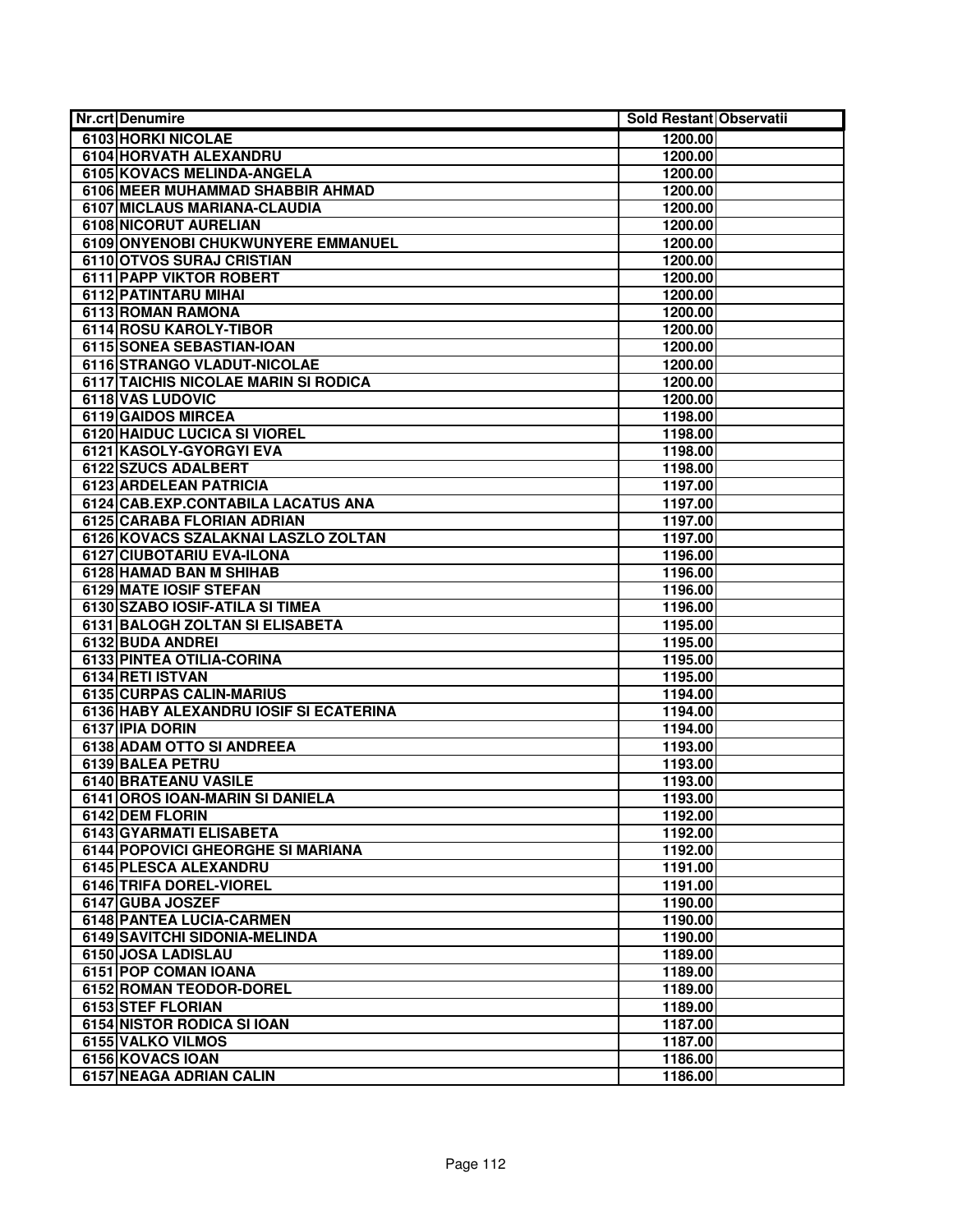| Nr.crt | Denumire | Sold Restant | Observatii |
|---|---|---|---|
| 6103 | HORKI NICOLAE | 1200.00 | |
| 6104 | HORVATH ALEXANDRU | 1200.00 | |
| 6105 | KOVACS MELINDA-ANGELA | 1200.00 | |
| 6106 | MEER MUHAMMAD SHABBIR AHMAD | 1200.00 | |
| 6107 | MICLAUS MARIANA-CLAUDIA | 1200.00 | |
| 6108 | NICORUT AURELIAN | 1200.00 | |
| 6109 | ONYENOBI CHUKWUNYERE EMMANUEL | 1200.00 | |
| 6110 | OTVOS SURAJ CRISTIAN | 1200.00 | |
| 6111 | PAPP VIKTOR ROBERT | 1200.00 | |
| 6112 | PATINTARU MIHAI | 1200.00 | |
| 6113 | ROMAN RAMONA | 1200.00 | |
| 6114 | ROSU KAROLY-TIBOR | 1200.00 | |
| 6115 | SONEA SEBASTIAN-IOAN | 1200.00 | |
| 6116 | STRANGO VLADUT-NICOLAE | 1200.00 | |
| 6117 | TAICHIS NICOLAE MARIN SI RODICA | 1200.00 | |
| 6118 | VAS LUDOVIC | 1200.00 | |
| 6119 | GAIDOS MIRCEA | 1198.00 | |
| 6120 | HAIDUC LUCICA SI VIOREL | 1198.00 | |
| 6121 | KASOLY-GYORGYI EVA | 1198.00 | |
| 6122 | SZUCS ADALBERT | 1198.00 | |
| 6123 | ARDELEAN PATRICIA | 1197.00 | |
| 6124 | CAB.EXP.CONTABILA LACATUS ANA | 1197.00 | |
| 6125 | CARABA FLORIAN ADRIAN | 1197.00 | |
| 6126 | KOVACS SZALAKNAI LASZLO ZOLTAN | 1197.00 | |
| 6127 | CIUBOTARIU EVA-ILONA | 1196.00 | |
| 6128 | HAMAD BAN M SHIHAB | 1196.00 | |
| 6129 | MATE IOSIF STEFAN | 1196.00 | |
| 6130 | SZABO IOSIF-ATILA SI TIMEA | 1196.00 | |
| 6131 | BALOGH ZOLTAN SI ELISABETA | 1195.00 | |
| 6132 | BUDA ANDREI | 1195.00 | |
| 6133 | PINTEA OTILIA-CORINA | 1195.00 | |
| 6134 | RETI ISTVAN | 1195.00 | |
| 6135 | CURPAS CALIN-MARIUS | 1194.00 | |
| 6136 | HABY ALEXANDRU IOSIF SI ECATERINA | 1194.00 | |
| 6137 | IPIA DORIN | 1194.00 | |
| 6138 | ADAM OTTO SI ANDREEA | 1193.00 | |
| 6139 | BALEA PETRU | 1193.00 | |
| 6140 | BRATEANU VASILE | 1193.00 | |
| 6141 | OROS IOAN-MARIN SI DANIELA | 1193.00 | |
| 6142 | DEM FLORIN | 1192.00 | |
| 6143 | GYARMATI ELISABETA | 1192.00 | |
| 6144 | POPOVICI GHEORGHE SI MARIANA | 1192.00 | |
| 6145 | PLESCA ALEXANDRU | 1191.00 | |
| 6146 | TRIFA DOREL-VIOREL | 1191.00 | |
| 6147 | GUBA JOSZEF | 1190.00 | |
| 6148 | PANTEA LUCIA-CARMEN | 1190.00 | |
| 6149 | SAVITCHI SIDONIA-MELINDA | 1190.00 | |
| 6150 | JOSA LADISLAU | 1189.00 | |
| 6151 | POP COMAN IOANA | 1189.00 | |
| 6152 | ROMAN TEODOR-DOREL | 1189.00 | |
| 6153 | STEF FLORIAN | 1189.00 | |
| 6154 | NISTOR RODICA SI IOAN | 1187.00 | |
| 6155 | VALKO VILMOS | 1187.00 | |
| 6156 | KOVACS IOAN | 1186.00 | |
| 6157 | NEAGA ADRIAN CALIN | 1186.00 | |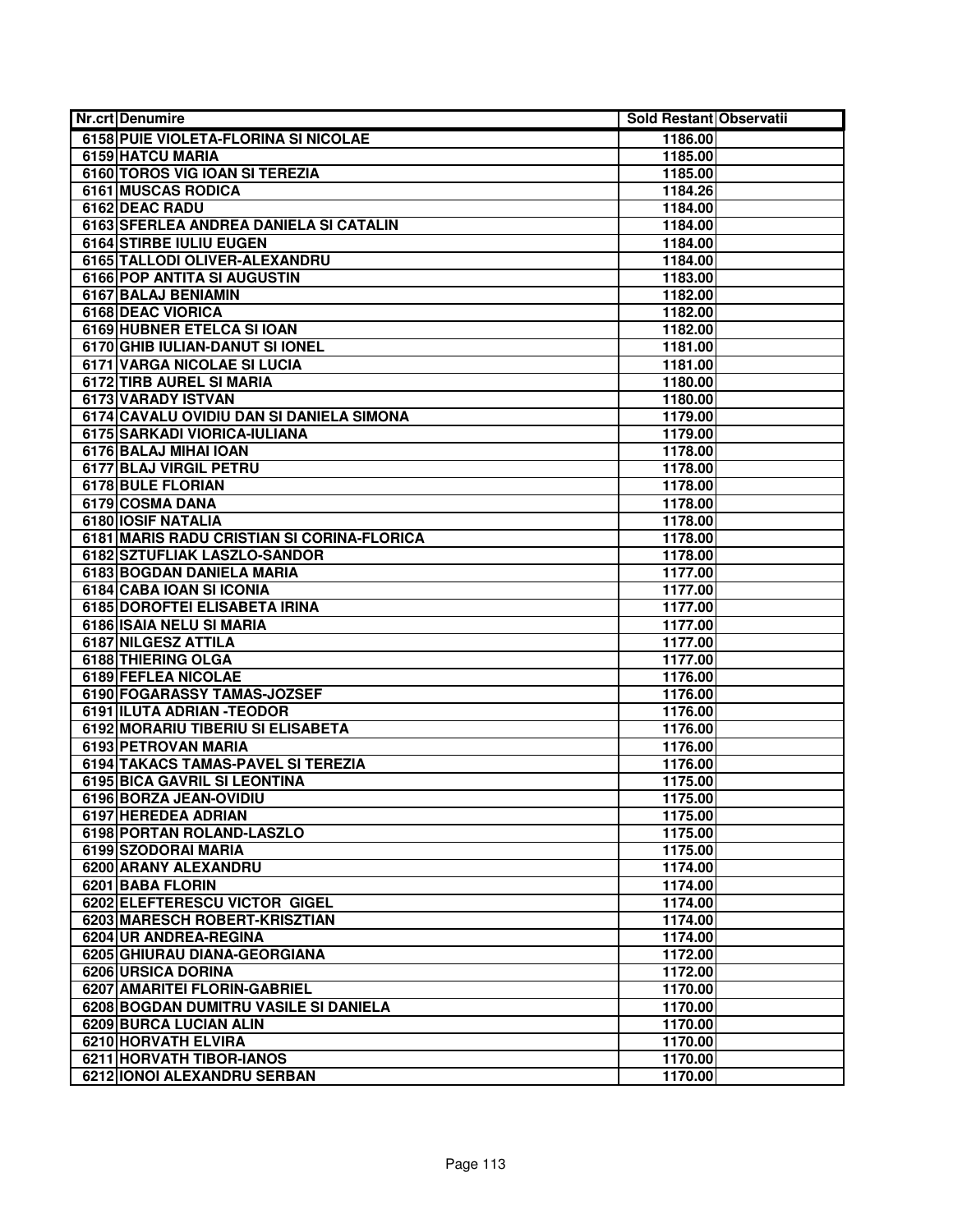| Nr.crt | Denumire | Sold Restant | Observatii |
|---|---|---|---|
| 6158 | PUIE VIOLETA-FLORINA SI NICOLAE | 1186.00 | |
| 6159 | HATCU MARIA | 1185.00 | |
| 6160 | TOROS VIG IOAN SI TEREZIA | 1185.00 | |
| 6161 | MUSCAS RODICA | 1184.26 | |
| 6162 | DEAC RADU | 1184.00 | |
| 6163 | SFERLEA ANDREA DANIELA SI CATALIN | 1184.00 | |
| 6164 | STIRBE IULIU EUGEN | 1184.00 | |
| 6165 | TALLODI OLIVER-ALEXANDRU | 1184.00 | |
| 6166 | POP ANTITA SI AUGUSTIN | 1183.00 | |
| 6167 | BALAJ BENIAMIN | 1182.00 | |
| 6168 | DEAC VIORICA | 1182.00 | |
| 6169 | HUBNER ETELCA SI IOAN | 1182.00 | |
| 6170 | GHIB IULIAN-DANUT SI IONEL | 1181.00 | |
| 6171 | VARGA NICOLAE SI LUCIA | 1181.00 | |
| 6172 | TIRB AUREL SI MARIA | 1180.00 | |
| 6173 | VARADY ISTVAN | 1180.00 | |
| 6174 | CAVALU OVIDIU DAN SI DANIELA SIMONA | 1179.00 | |
| 6175 | SARKADI VIORICA-IULIANA | 1179.00 | |
| 6176 | BALAJ MIHAI IOAN | 1178.00 | |
| 6177 | BLAJ VIRGIL PETRU | 1178.00 | |
| 6178 | BULE FLORIAN | 1178.00 | |
| 6179 | COSMA DANA | 1178.00 | |
| 6180 | IOSIF NATALIA | 1178.00 | |
| 6181 | MARIS RADU CRISTIAN SI CORINA-FLORICA | 1178.00 | |
| 6182 | SZTUFLIAK LASZLO-SANDOR | 1178.00 | |
| 6183 | BOGDAN DANIELA MARIA | 1177.00 | |
| 6184 | CABA IOAN SI ICONIA | 1177.00 | |
| 6185 | DOROFTEI ELISABETA IRINA | 1177.00 | |
| 6186 | ISAIA NELU SI MARIA | 1177.00 | |
| 6187 | NILGESZ ATTILA | 1177.00 | |
| 6188 | THIERING OLGA | 1177.00 | |
| 6189 | FEFLEA NICOLAE | 1176.00 | |
| 6190 | FOGARASSY TAMAS-JOZSEF | 1176.00 | |
| 6191 | ILUTA ADRIAN -TEODOR | 1176.00 | |
| 6192 | MORARIU TIBERIU SI ELISABETA | 1176.00 | |
| 6193 | PETROVAN MARIA | 1176.00 | |
| 6194 | TAKACS TAMAS-PAVEL SI TEREZIA | 1176.00 | |
| 6195 | BICA GAVRIL SI LEONTINA | 1175.00 | |
| 6196 | BORZA JEAN-OVIDIU | 1175.00 | |
| 6197 | HEREDEA ADRIAN | 1175.00 | |
| 6198 | PORTAN ROLAND-LASZLO | 1175.00 | |
| 6199 | SZODORAI MARIA | 1175.00 | |
| 6200 | ARANY ALEXANDRU | 1174.00 | |
| 6201 | BABA FLORIN | 1174.00 | |
| 6202 | ELEFTERESCU VICTOR GIGEL | 1174.00 | |
| 6203 | MARESCH ROBERT-KRISZTIAN | 1174.00 | |
| 6204 | UR ANDREA-REGINA | 1174.00 | |
| 6205 | GHIURAU DIANA-GEORGIANA | 1172.00 | |
| 6206 | URSICA DORINA | 1172.00 | |
| 6207 | AMARITEI FLORIN-GABRIEL | 1170.00 | |
| 6208 | BOGDAN DUMITRU VASILE SI DANIELA | 1170.00 | |
| 6209 | BURCA LUCIAN ALIN | 1170.00 | |
| 6210 | HORVATH ELVIRA | 1170.00 | |
| 6211 | HORVATH TIBOR-IANOS | 1170.00 | |
| 6212 | IONOI ALEXANDRU SERBAN | 1170.00 | |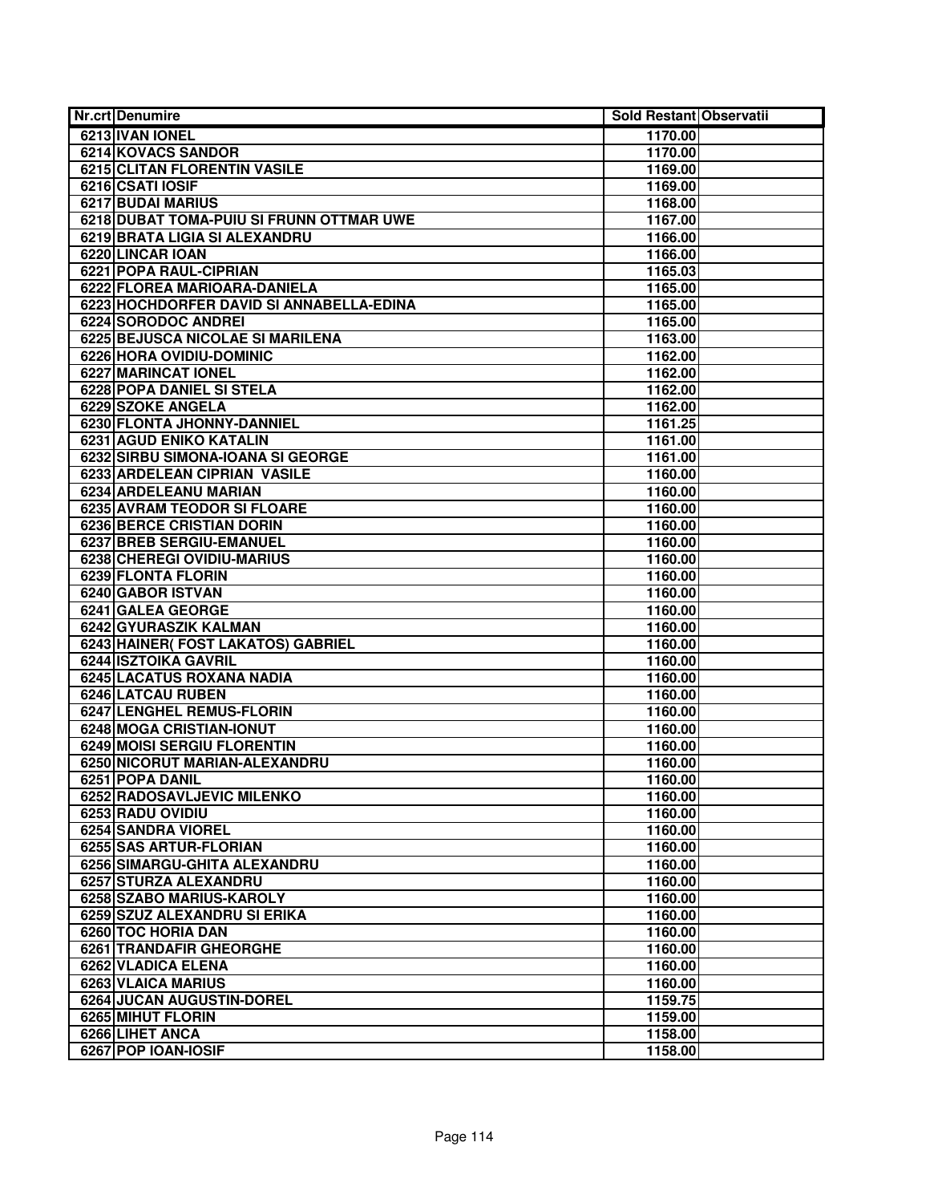| Nr.crt | Denumire | Sold Restant | Observatii |
|---|---|---|---|
| 6213 | IVAN IONEL | 1170.00 | |
| 6214 | KOVACS SANDOR | 1170.00 | |
| 6215 | CLITAN FLORENTIN VASILE | 1169.00 | |
| 6216 | CSATI IOSIF | 1169.00 | |
| 6217 | BUDAI MARIUS | 1168.00 | |
| 6218 | DUBAT TOMA-PUIU SI FRUNN OTTMAR UWE | 1167.00 | |
| 6219 | BRATA LIGIA SI ALEXANDRU | 1166.00 | |
| 6220 | LINCAR IOAN | 1166.00 | |
| 6221 | POPA RAUL-CIPRIAN | 1165.03 | |
| 6222 | FLOREA MARIOARA-DANIELA | 1165.00 | |
| 6223 | HOCHDORFER DAVID SI ANNABELLA-EDINA | 1165.00 | |
| 6224 | SORODOC ANDREI | 1165.00 | |
| 6225 | BEJUSCA NICOLAE SI MARILENA | 1163.00 | |
| 6226 | HORA OVIDIU-DOMINIC | 1162.00 | |
| 6227 | MARINCAT IONEL | 1162.00 | |
| 6228 | POPA DANIEL SI STELA | 1162.00 | |
| 6229 | SZOKE ANGELA | 1162.00 | |
| 6230 | FLONTA JHONNY-DANNIEL | 1161.25 | |
| 6231 | AGUD ENIKO KATALIN | 1161.00 | |
| 6232 | SIRBU SIMONA-IOANA SI GEORGE | 1161.00 | |
| 6233 | ARDELEAN CIPRIAN VASILE | 1160.00 | |
| 6234 | ARDELEANU MARIAN | 1160.00 | |
| 6235 | AVRAM TEODOR SI FLOARE | 1160.00 | |
| 6236 | BERCE CRISTIAN DORIN | 1160.00 | |
| 6237 | BREB SERGIU-EMANUEL | 1160.00 | |
| 6238 | CHEREGI OVIDIU-MARIUS | 1160.00 | |
| 6239 | FLONTA FLORIN | 1160.00 | |
| 6240 | GABOR ISTVAN | 1160.00 | |
| 6241 | GALEA GEORGE | 1160.00 | |
| 6242 | GYURASZIK KALMAN | 1160.00 | |
| 6243 | HAINER( FOST LAKATOS) GABRIEL | 1160.00 | |
| 6244 | ISZTOIKA GAVRIL | 1160.00 | |
| 6245 | LACATUS ROXANA NADIA | 1160.00 | |
| 6246 | LATCAU RUBEN | 1160.00 | |
| 6247 | LENGHEL REMUS-FLORIN | 1160.00 | |
| 6248 | MOGA CRISTIAN-IONUT | 1160.00 | |
| 6249 | MOISI SERGIU FLORENTIN | 1160.00 | |
| 6250 | NICORUT MARIAN-ALEXANDRU | 1160.00 | |
| 6251 | POPA DANIL | 1160.00 | |
| 6252 | RADOSAVLJEVIC MILENKO | 1160.00 | |
| 6253 | RADU OVIDIU | 1160.00 | |
| 6254 | SANDRA VIOREL | 1160.00 | |
| 6255 | SAS ARTUR-FLORIAN | 1160.00 | |
| 6256 | SIMARGU-GHITA ALEXANDRU | 1160.00 | |
| 6257 | STURZA ALEXANDRU | 1160.00 | |
| 6258 | SZABO MARIUS-KAROLY | 1160.00 | |
| 6259 | SZUZ ALEXANDRU SI ERIKA | 1160.00 | |
| 6260 | TOC HORIA DAN | 1160.00 | |
| 6261 | TRANDAFIR GHEORGHE | 1160.00 | |
| 6262 | VLADICA ELENA | 1160.00 | |
| 6263 | VLAICA MARIUS | 1160.00 | |
| 6264 | JUCAN AUGUSTIN-DOREL | 1159.75 | |
| 6265 | MIHUT FLORIN | 1159.00 | |
| 6266 | LIHET ANCA | 1158.00 | |
| 6267 | POP IOAN-IOSIF | 1158.00 | |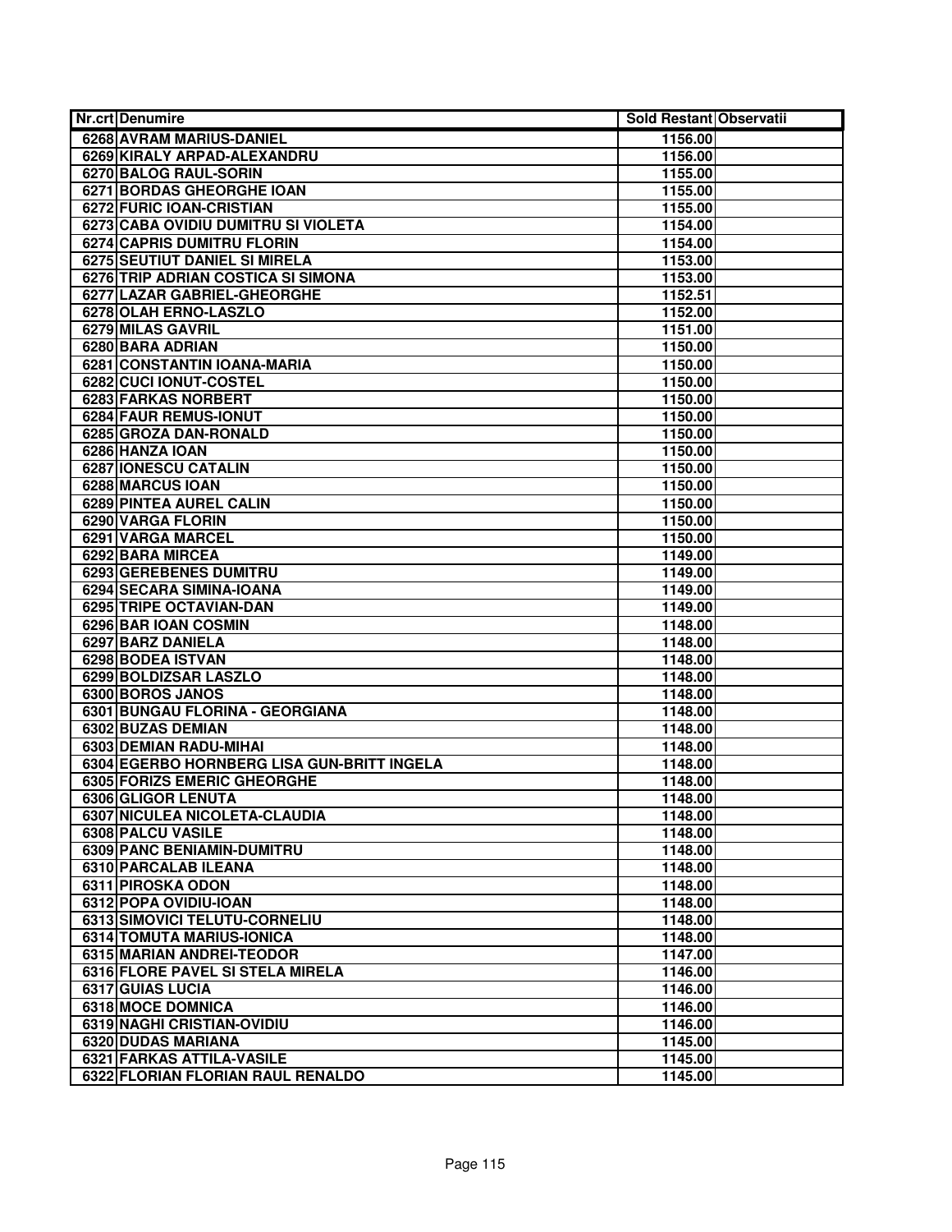| Nr.crt | Denumire | Sold Restant | Observatii |
|---|---|---|---|
| 6268 | AVRAM MARIUS-DANIEL | 1156.00 | |
| 6269 | KIRALY ARPAD-ALEXANDRU | 1156.00 | |
| 6270 | BALOG RAUL-SORIN | 1155.00 | |
| 6271 | BORDAS GHEORGHE IOAN | 1155.00 | |
| 6272 | FURIC IOAN-CRISTIAN | 1155.00 | |
| 6273 | CABA OVIDIU DUMITRU SI VIOLETA | 1154.00 | |
| 6274 | CAPRIS DUMITRU FLORIN | 1154.00 | |
| 6275 | SEUTIUT DANIEL SI MIRELA | 1153.00 | |
| 6276 | TRIP ADRIAN COSTICA SI SIMONA | 1153.00 | |
| 6277 | LAZAR GABRIEL-GHEORGHE | 1152.51 | |
| 6278 | OLAH ERNO-LASZLO | 1152.00 | |
| 6279 | MILAS GAVRIL | 1151.00 | |
| 6280 | BARA ADRIAN | 1150.00 | |
| 6281 | CONSTANTIN IOANA-MARIA | 1150.00 | |
| 6282 | CUCI IONUT-COSTEL | 1150.00 | |
| 6283 | FARKAS NORBERT | 1150.00 | |
| 6284 | FAUR REMUS-IONUT | 1150.00 | |
| 6285 | GROZA DAN-RONALD | 1150.00 | |
| 6286 | HANZA IOAN | 1150.00 | |
| 6287 | IONESCU CATALIN | 1150.00 | |
| 6288 | MARCUS IOAN | 1150.00 | |
| 6289 | PINTEA AUREL CALIN | 1150.00 | |
| 6290 | VARGA FLORIN | 1150.00 | |
| 6291 | VARGA MARCEL | 1150.00 | |
| 6292 | BARA MIRCEA | 1149.00 | |
| 6293 | GEREBENES DUMITRU | 1149.00 | |
| 6294 | SECARA SIMINA-IOANA | 1149.00 | |
| 6295 | TRIPE OCTAVIAN-DAN | 1149.00 | |
| 6296 | BAR IOAN COSMIN | 1148.00 | |
| 6297 | BARZ DANIELA | 1148.00 | |
| 6298 | BODEA ISTVAN | 1148.00 | |
| 6299 | BOLDIZSAR LASZLO | 1148.00 | |
| 6300 | BOROS JANOS | 1148.00 | |
| 6301 | BUNGAU FLORINA - GEORGIANA | 1148.00 | |
| 6302 | BUZAS DEMIAN | 1148.00 | |
| 6303 | DEMIAN RADU-MIHAI | 1148.00 | |
| 6304 | EGERBO HORNBERG LISA GUN-BRITT INGELA | 1148.00 | |
| 6305 | FORIZS EMERIC GHEORGHE | 1148.00 | |
| 6306 | GLIGOR LENUTA | 1148.00 | |
| 6307 | NICULEA NICOLETA-CLAUDIA | 1148.00 | |
| 6308 | PALCU VASILE | 1148.00 | |
| 6309 | PANC BENIAMIN-DUMITRU | 1148.00 | |
| 6310 | PARCALAB ILEANA | 1148.00 | |
| 6311 | PIROSKA ODON | 1148.00 | |
| 6312 | POPA OVIDIU-IOAN | 1148.00 | |
| 6313 | SIMOVICI TELUTU-CORNELIU | 1148.00 | |
| 6314 | TOMUTA MARIUS-IONICA | 1148.00 | |
| 6315 | MARIAN ANDREI-TEODOR | 1147.00 | |
| 6316 | FLORE PAVEL SI STELA MIRELA | 1146.00 | |
| 6317 | GUIAS LUCIA | 1146.00 | |
| 6318 | MOCE DOMNICA | 1146.00 | |
| 6319 | NAGHI CRISTIAN-OVIDIU | 1146.00 | |
| 6320 | DUDAS MARIANA | 1145.00 | |
| 6321 | FARKAS ATTILA-VASILE | 1145.00 | |
| 6322 | FLORIAN FLORIAN RAUL RENALDO | 1145.00 | |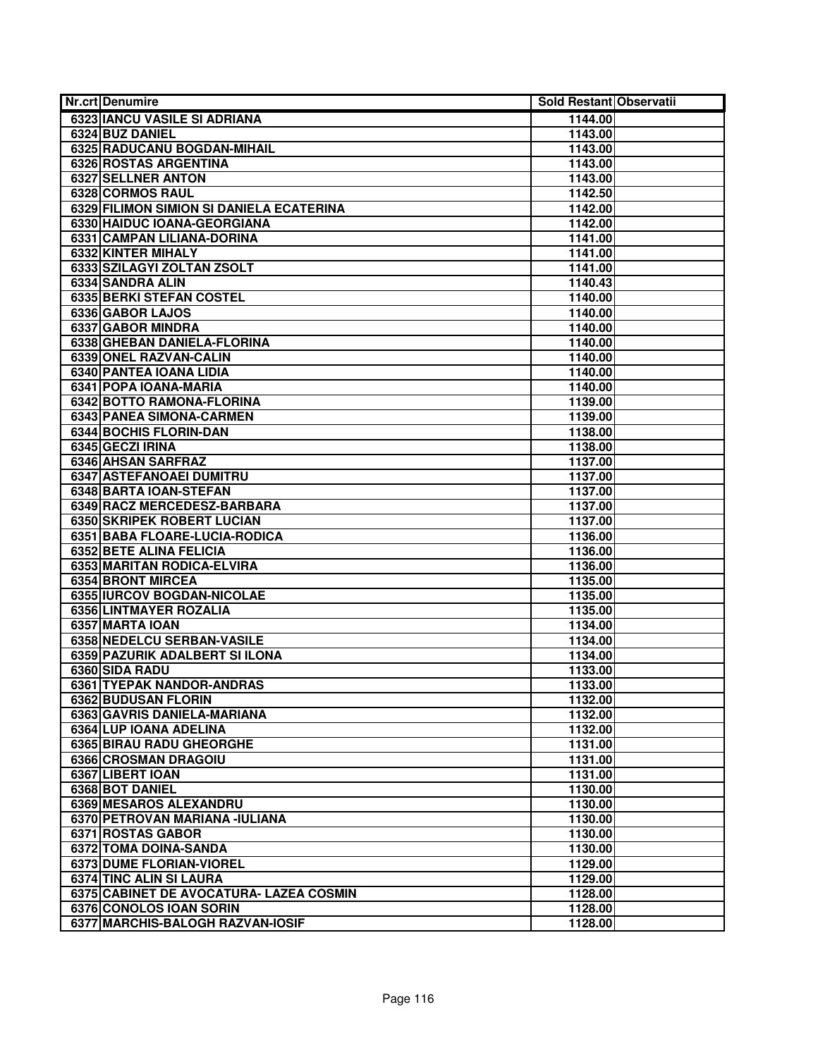| Nr.crt | Denumire | Sold Restant | Observatii |
| --- | --- | --- | --- |
| 6323 | IANCU VASILE SI ADRIANA | 1144.00 | |
| 6324 | BUZ DANIEL | 1143.00 | |
| 6325 | RADUCANU BOGDAN-MIHAIL | 1143.00 | |
| 6326 | ROSTAS ARGENTINA | 1143.00 | |
| 6327 | SELLNER ANTON | 1143.00 | |
| 6328 | CORMOS RAUL | 1142.50 | |
| 6329 | FILIMON SIMION SI DANIELA ECATERINA | 1142.00 | |
| 6330 | HAIDUC IOANA-GEORGIANA | 1142.00 | |
| 6331 | CAMPAN LILIANA-DORINA | 1141.00 | |
| 6332 | KINTER MIHALY | 1141.00 | |
| 6333 | SZILAGYI ZOLTAN ZSOLT | 1141.00 | |
| 6334 | SANDRA ALIN | 1140.43 | |
| 6335 | BERKI STEFAN COSTEL | 1140.00 | |
| 6336 | GABOR LAJOS | 1140.00 | |
| 6337 | GABOR MINDRA | 1140.00 | |
| 6338 | GHEBAN DANIELA-FLORINA | 1140.00 | |
| 6339 | ONEL RAZVAN-CALIN | 1140.00 | |
| 6340 | PANTEA IOANA LIDIA | 1140.00 | |
| 6341 | POPA IOANA-MARIA | 1140.00 | |
| 6342 | BOTTO RAMONA-FLORINA | 1139.00 | |
| 6343 | PANEA SIMONA-CARMEN | 1139.00 | |
| 6344 | BOCHIS FLORIN-DAN | 1138.00 | |
| 6345 | GECZI IRINA | 1138.00 | |
| 6346 | AHSAN SARFRAZ | 1137.00 | |
| 6347 | ASTEFANOAEI DUMITRU | 1137.00 | |
| 6348 | BARTA IOAN-STEFAN | 1137.00 | |
| 6349 | RACZ MERCEDESZ-BARBARA | 1137.00 | |
| 6350 | SKRIPEK ROBERT LUCIAN | 1137.00 | |
| 6351 | BABA FLOARE-LUCIA-RODICA | 1136.00 | |
| 6352 | BETE ALINA FELICIA | 1136.00 | |
| 6353 | MARITAN RODICA-ELVIRA | 1136.00 | |
| 6354 | BRONT MIRCEA | 1135.00 | |
| 6355 | IURCOV BOGDAN-NICOLAE | 1135.00 | |
| 6356 | LINTMAYER ROZALIA | 1135.00 | |
| 6357 | MARTA IOAN | 1134.00 | |
| 6358 | NEDELCU SERBAN-VASILE | 1134.00 | |
| 6359 | PAZURIK ADALBERT SI ILONA | 1134.00 | |
| 6360 | SIDA RADU | 1133.00 | |
| 6361 | TYEPAK NANDOR-ANDRAS | 1133.00 | |
| 6362 | BUDUSAN FLORIN | 1132.00 | |
| 6363 | GAVRIS DANIELA-MARIANA | 1132.00 | |
| 6364 | LUP IOANA ADELINA | 1132.00 | |
| 6365 | BIRAU RADU GHEORGHE | 1131.00 | |
| 6366 | CROSMAN DRAGOIU | 1131.00 | |
| 6367 | LIBERT IOAN | 1131.00 | |
| 6368 | BOT DANIEL | 1130.00 | |
| 6369 | MESAROS ALEXANDRU | 1130.00 | |
| 6370 | PETROVAN MARIANA -IULIANA | 1130.00 | |
| 6371 | ROSTAS GABOR | 1130.00 | |
| 6372 | TOMA DOINA-SANDA | 1130.00 | |
| 6373 | DUME FLORIAN-VIOREL | 1129.00 | |
| 6374 | TINC ALIN SI LAURA | 1129.00 | |
| 6375 | CABINET DE AVOCATURA- LAZEA COSMIN | 1128.00 | |
| 6376 | CONOLOS IOAN SORIN | 1128.00 | |
| 6377 | MARCHIS-BALOGH RAZVAN-IOSIF | 1128.00 | |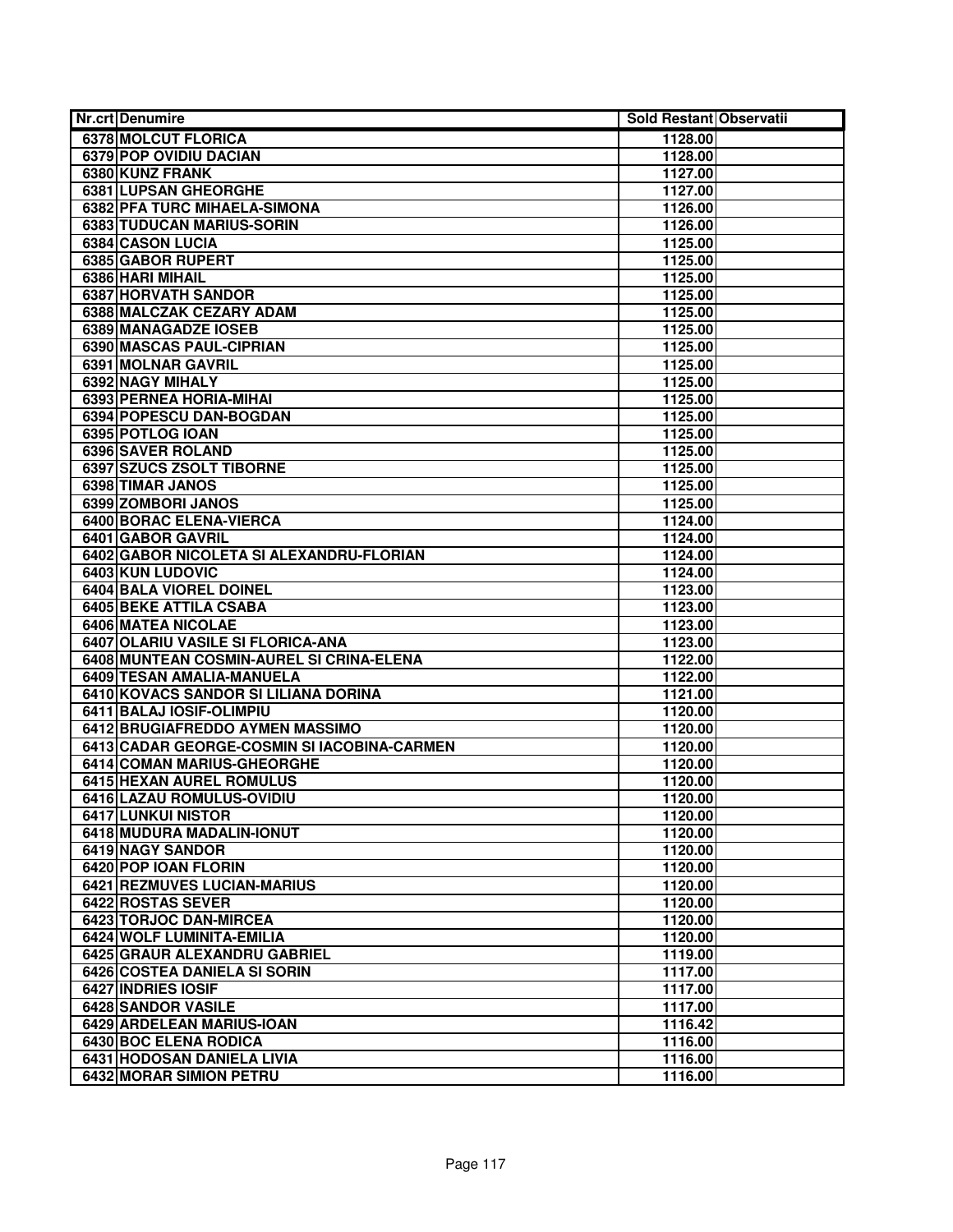| Nr.crt | Denumire | Sold Restant | Observatii |
|---|---|---|---|
| 6378 | MOLCUT FLORICA | 1128.00 | |
| 6379 | POP OVIDIU DACIAN | 1128.00 | |
| 6380 | KUNZ FRANK | 1127.00 | |
| 6381 | LUPSAN GHEORGHE | 1127.00 | |
| 6382 | PFA TURC MIHAELA-SIMONA | 1126.00 | |
| 6383 | TUDUCAN MARIUS-SORIN | 1126.00 | |
| 6384 | CASON LUCIA | 1125.00 | |
| 6385 | GABOR RUPERT | 1125.00 | |
| 6386 | HARI MIHAIL | 1125.00 | |
| 6387 | HORVATH SANDOR | 1125.00 | |
| 6388 | MALCZAK CEZARY ADAM | 1125.00 | |
| 6389 | MANAGADZE IOSEB | 1125.00 | |
| 6390 | MASCAS PAUL-CIPRIAN | 1125.00 | |
| 6391 | MOLNAR GAVRIL | 1125.00 | |
| 6392 | NAGY MIHALY | 1125.00 | |
| 6393 | PERNEA HORIA-MIHAI | 1125.00 | |
| 6394 | POPESCU DAN-BOGDAN | 1125.00 | |
| 6395 | POTLOG IOAN | 1125.00 | |
| 6396 | SAVER ROLAND | 1125.00 | |
| 6397 | SZUCS ZSOLT TIBORNE | 1125.00 | |
| 6398 | TIMAR JANOS | 1125.00 | |
| 6399 | ZOMBORI JANOS | 1125.00 | |
| 6400 | BORAC ELENA-VIERCA | 1124.00 | |
| 6401 | GABOR GAVRIL | 1124.00 | |
| 6402 | GABOR NICOLETA SI ALEXANDRU-FLORIAN | 1124.00 | |
| 6403 | KUN LUDOVIC | 1124.00 | |
| 6404 | BALA VIOREL DOINEL | 1123.00 | |
| 6405 | BEKE ATTILA CSABA | 1123.00 | |
| 6406 | MATEA NICOLAE | 1123.00 | |
| 6407 | OLARIU VASILE SI FLORICA-ANA | 1123.00 | |
| 6408 | MUNTEAN COSMIN-AUREL SI CRINA-ELENA | 1122.00 | |
| 6409 | TESAN AMALIA-MANUELA | 1122.00 | |
| 6410 | KOVACS SANDOR SI LILIANA DORINA | 1121.00 | |
| 6411 | BALAJ IOSIF-OLIMPIU | 1120.00 | |
| 6412 | BRUGIAFREDDO AYMEN MASSIMO | 1120.00 | |
| 6413 | CADAR GEORGE-COSMIN SI IACOBINA-CARMEN | 1120.00 | |
| 6414 | COMAN MARIUS-GHEORGHE | 1120.00 | |
| 6415 | HEXAN AUREL ROMULUS | 1120.00 | |
| 6416 | LAZAU ROMULUS-OVIDIU | 1120.00 | |
| 6417 | LUNKUI NISTOR | 1120.00 | |
| 6418 | MUDURA MADALIN-IONUT | 1120.00 | |
| 6419 | NAGY SANDOR | 1120.00 | |
| 6420 | POP IOAN FLORIN | 1120.00 | |
| 6421 | REZMUVES LUCIAN-MARIUS | 1120.00 | |
| 6422 | ROSTAS SEVER | 1120.00 | |
| 6423 | TORJOC DAN-MIRCEA | 1120.00 | |
| 6424 | WOLF LUMINITA-EMILIA | 1120.00 | |
| 6425 | GRAUR ALEXANDRU GABRIEL | 1119.00 | |
| 6426 | COSTEA DANIELA SI SORIN | 1117.00 | |
| 6427 | INDRIES IOSIF | 1117.00 | |
| 6428 | SANDOR VASILE | 1117.00 | |
| 6429 | ARDELEAN MARIUS-IOAN | 1116.42 | |
| 6430 | BOC ELENA RODICA | 1116.00 | |
| 6431 | HODOSAN DANIELA LIVIA | 1116.00 | |
| 6432 | MORAR SIMION PETRU | 1116.00 | |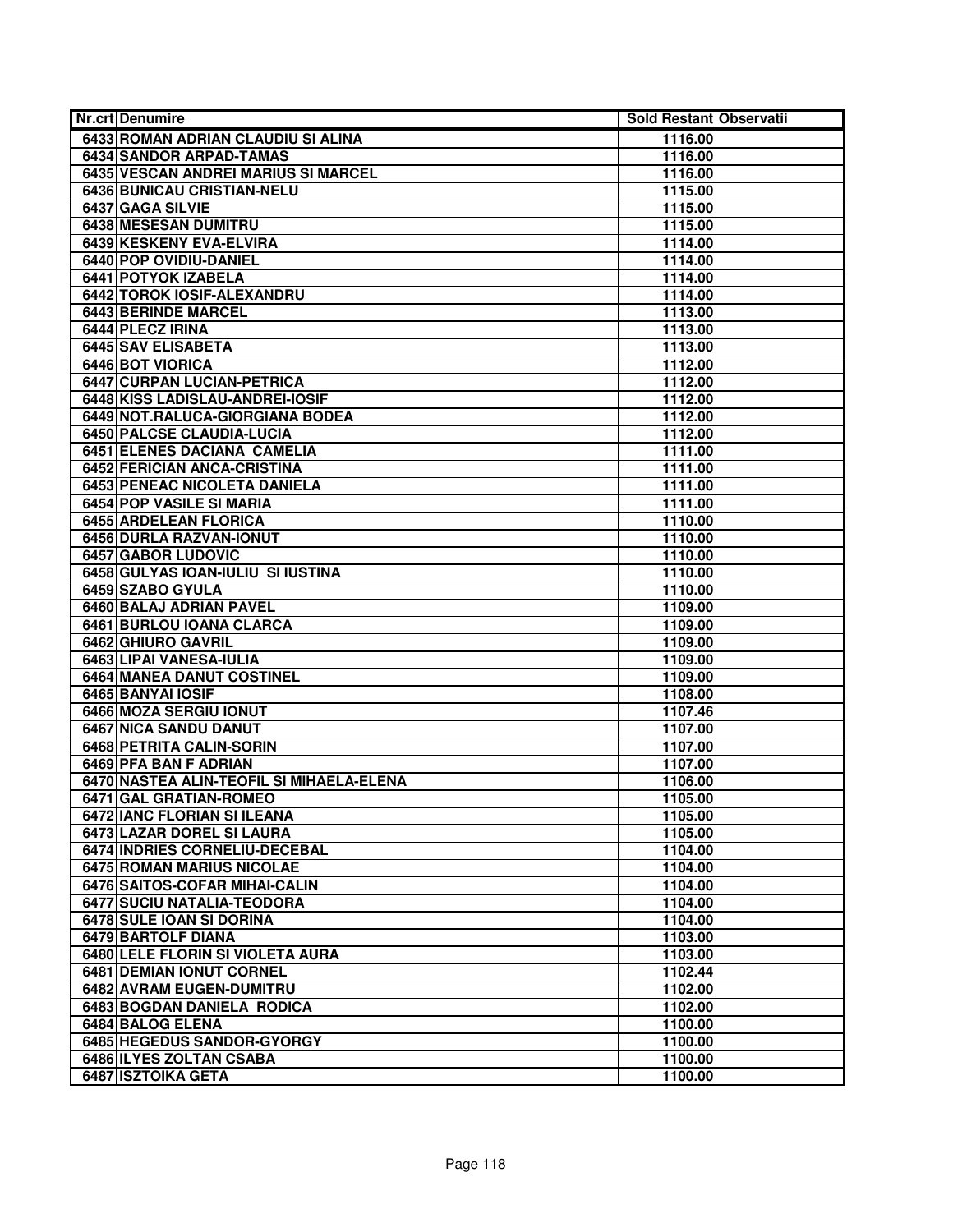| Nr.crt | Denumire | Sold Restant | Observatii |
|---|---|---|---|
| 6433 | ROMAN ADRIAN CLAUDIU SI ALINA | 1116.00 | |
| 6434 | SANDOR ARPAD-TAMAS | 1116.00 | |
| 6435 | VESCAN ANDREI MARIUS SI MARCEL | 1116.00 | |
| 6436 | BUNICAU CRISTIAN-NELU | 1115.00 | |
| 6437 | GAGA SILVIE | 1115.00 | |
| 6438 | MESESAN DUMITRU | 1115.00 | |
| 6439 | KESKENY EVA-ELVIRA | 1114.00 | |
| 6440 | POP OVIDIU-DANIEL | 1114.00 | |
| 6441 | POTYOK IZABELA | 1114.00 | |
| 6442 | TOROK IOSIF-ALEXANDRU | 1114.00 | |
| 6443 | BERINDE MARCEL | 1113.00 | |
| 6444 | PLECZ IRINA | 1113.00 | |
| 6445 | SAV ELISABETA | 1113.00 | |
| 6446 | BOT VIORICA | 1112.00 | |
| 6447 | CURPAN LUCIAN-PETRICA | 1112.00 | |
| 6448 | KISS LADISLAU-ANDREI-IOSIF | 1112.00 | |
| 6449 | NOT.RALUCA-GIORGIANA BODEA | 1112.00 | |
| 6450 | PALCSE CLAUDIA-LUCIA | 1112.00 | |
| 6451 | ELENES DACIANA CAMELIA | 1111.00 | |
| 6452 | FERICIAN ANCA-CRISTINA | 1111.00 | |
| 6453 | PENEAC NICOLETA DANIELA | 1111.00 | |
| 6454 | POP VASILE SI MARIA | 1111.00 | |
| 6455 | ARDELEAN FLORICA | 1110.00 | |
| 6456 | DURLA RAZVAN-IONUT | 1110.00 | |
| 6457 | GABOR LUDOVIC | 1110.00 | |
| 6458 | GULYAS IOAN-IULIU SI IUSTINA | 1110.00 | |
| 6459 | SZABO GYULA | 1110.00 | |
| 6460 | BALAJ ADRIAN PAVEL | 1109.00 | |
| 6461 | BURLOU IOANA CLARCA | 1109.00 | |
| 6462 | GHIURO GAVRIL | 1109.00 | |
| 6463 | LIPAI VANESA-IULIA | 1109.00 | |
| 6464 | MANEA DANUT COSTINEL | 1109.00 | |
| 6465 | BANYAI IOSIF | 1108.00 | |
| 6466 | MOZA SERGIU IONUT | 1107.46 | |
| 6467 | NICA SANDU DANUT | 1107.00 | |
| 6468 | PETRITA CALIN-SORIN | 1107.00 | |
| 6469 | PFA BAN F ADRIAN | 1107.00 | |
| 6470 | NASTEA ALIN-TEOFIL SI MIHAELA-ELENA | 1106.00 | |
| 6471 | GAL GRATIAN-ROMEO | 1105.00 | |
| 6472 | IANC FLORIAN SI ILEANA | 1105.00 | |
| 6473 | LAZAR DOREL SI LAURA | 1105.00 | |
| 6474 | INDRIES CORNELIU-DECEBAL | 1104.00 | |
| 6475 | ROMAN MARIUS NICOLAE | 1104.00 | |
| 6476 | SAITOS-COFAR MIHAI-CALIN | 1104.00 | |
| 6477 | SUCIU NATALIA-TEODORA | 1104.00 | |
| 6478 | SULE IOAN SI DORINA | 1104.00 | |
| 6479 | BARTOLF DIANA | 1103.00 | |
| 6480 | LELE FLORIN SI VIOLETA AURA | 1103.00 | |
| 6481 | DEMIAN IONUT CORNEL | 1102.44 | |
| 6482 | AVRAM EUGEN-DUMITRU | 1102.00 | |
| 6483 | BOGDAN DANIELA RODICA | 1102.00 | |
| 6484 | BALOG ELENA | 1100.00 | |
| 6485 | HEGEDUS SANDOR-GYORGY | 1100.00 | |
| 6486 | ILYES ZOLTAN CSABA | 1100.00 | |
| 6487 | ISZTOIKA GETA | 1100.00 | |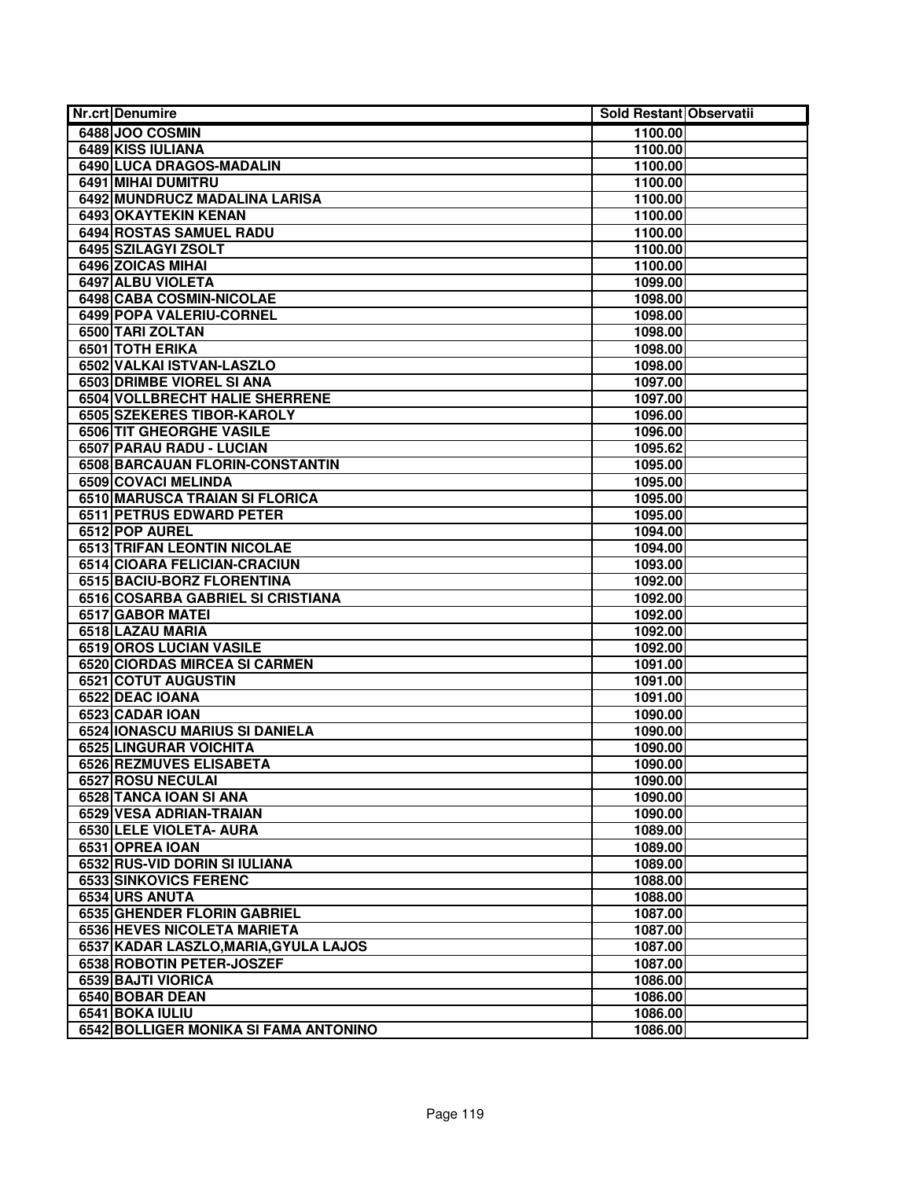| Nr.crt | Denumire | Sold Restant | Observatii |
|---|---|---|---|
| 6488 | JOO COSMIN | 1100.00 | |
| 6489 | KISS IULIANA | 1100.00 | |
| 6490 | LUCA DRAGOS-MADALIN | 1100.00 | |
| 6491 | MIHAI DUMITRU | 1100.00 | |
| 6492 | MUNDRUCZ MADALINA LARISA | 1100.00 | |
| 6493 | OKAYTEKIN KENAN | 1100.00 | |
| 6494 | ROSTAS SAMUEL RADU | 1100.00 | |
| 6495 | SZILAGYI ZSOLT | 1100.00 | |
| 6496 | ZOICAS MIHAI | 1100.00 | |
| 6497 | ALBU VIOLETA | 1099.00 | |
| 6498 | CABA COSMIN-NICOLAE | 1098.00 | |
| 6499 | POPA VALERIU-CORNEL | 1098.00 | |
| 6500 | TARI ZOLTAN | 1098.00 | |
| 6501 | TOTH ERIKA | 1098.00 | |
| 6502 | VALKAI ISTVAN-LASZLO | 1098.00 | |
| 6503 | DRIMBE VIOREL SI ANA | 1097.00 | |
| 6504 | VOLLBRECHT HALIE SHERRENE | 1097.00 | |
| 6505 | SZEKERES TIBOR-KAROLY | 1096.00 | |
| 6506 | TIT GHEORGHE VASILE | 1096.00 | |
| 6507 | PARAU RADU - LUCIAN | 1095.62 | |
| 6508 | BARCAUAN FLORIN-CONSTANTIN | 1095.00 | |
| 6509 | COVACI MELINDA | 1095.00 | |
| 6510 | MARUSCA TRAIAN SI FLORICA | 1095.00 | |
| 6511 | PETRUS EDWARD PETER | 1095.00 | |
| 6512 | POP AUREL | 1094.00 | |
| 6513 | TRIFAN LEONTIN NICOLAE | 1094.00 | |
| 6514 | CIOARA FELICIAN-CRACIUN | 1093.00 | |
| 6515 | BACIU-BORZ FLORENTINA | 1092.00 | |
| 6516 | COSARBA GABRIEL SI CRISTIANA | 1092.00 | |
| 6517 | GABOR MATEI | 1092.00 | |
| 6518 | LAZAU MARIA | 1092.00 | |
| 6519 | OROS LUCIAN VASILE | 1092.00 | |
| 6520 | CIORDAS MIRCEA SI CARMEN | 1091.00 | |
| 6521 | COTUT AUGUSTIN | 1091.00 | |
| 6522 | DEAC IOANA | 1091.00 | |
| 6523 | CADAR IOAN | 1090.00 | |
| 6524 | IONASCU MARIUS SI DANIELA | 1090.00 | |
| 6525 | LINGURAR VOICHITA | 1090.00 | |
| 6526 | REZMUVES ELISABETA | 1090.00 | |
| 6527 | ROSU NECULAI | 1090.00 | |
| 6528 | TANCA IOAN SI ANA | 1090.00 | |
| 6529 | VESA ADRIAN-TRAIAN | 1090.00 | |
| 6530 | LELE VIOLETA- AURA | 1089.00 | |
| 6531 | OPREA IOAN | 1089.00 | |
| 6532 | RUS-VID DORIN SI IULIANA | 1089.00 | |
| 6533 | SINKOVICS FERENC | 1088.00 | |
| 6534 | URS ANUTA | 1088.00 | |
| 6535 | GHENDER FLORIN GABRIEL | 1087.00 | |
| 6536 | HEVES NICOLETA MARIETA | 1087.00 | |
| 6537 | KADAR LASZLO,MARIA,GYULA LAJOS | 1087.00 | |
| 6538 | ROBOTIN PETER-JOSZEF | 1087.00 | |
| 6539 | BAJTI VIORICA | 1086.00 | |
| 6540 | BOBAR DEAN | 1086.00 | |
| 6541 | BOKA IULIU | 1086.00 | |
| 6542 | BOLLIGER MONIKA SI FAMA ANTONINO | 1086.00 | |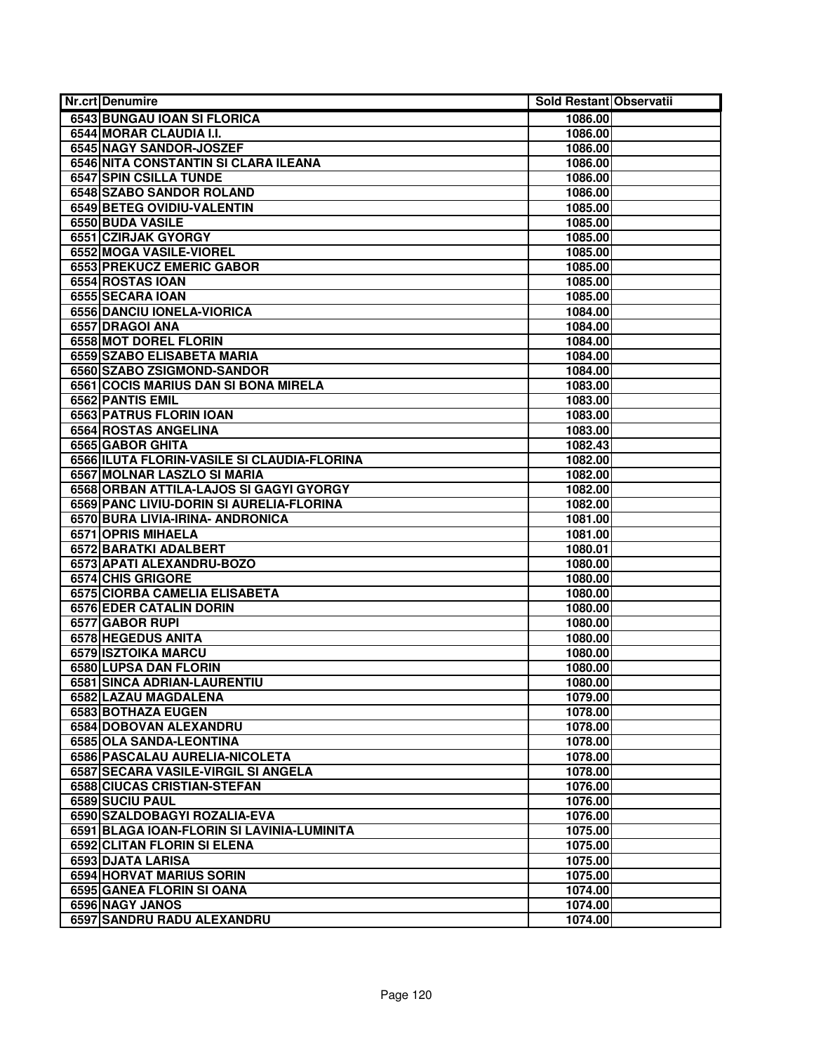| Nr.crt | Denumire | Sold Restant | Observatii |
|---|---|---|---|
| 6543 | BUNGAU IOAN SI FLORICA | 1086.00 | |
| 6544 | MORAR CLAUDIA I.I. | 1086.00 | |
| 6545 | NAGY SANDOR-JOSZEF | 1086.00 | |
| 6546 | NITA CONSTANTIN SI CLARA ILEANA | 1086.00 | |
| 6547 | SPIN CSILLA TUNDE | 1086.00 | |
| 6548 | SZABO SANDOR ROLAND | 1086.00 | |
| 6549 | BETEG OVIDIU-VALENTIN | 1085.00 | |
| 6550 | BUDA VASILE | 1085.00 | |
| 6551 | CZIRJAK GYORGY | 1085.00 | |
| 6552 | MOGA VASILE-VIOREL | 1085.00 | |
| 6553 | PREKUCZ EMERIC GABOR | 1085.00 | |
| 6554 | ROSTAS IOAN | 1085.00 | |
| 6555 | SECARA IOAN | 1085.00 | |
| 6556 | DANCIU IONELA-VIORICA | 1084.00 | |
| 6557 | DRAGOI ANA | 1084.00 | |
| 6558 | MOT DOREL FLORIN | 1084.00 | |
| 6559 | SZABO ELISABETA MARIA | 1084.00 | |
| 6560 | SZABO ZSIGMOND-SANDOR | 1084.00 | |
| 6561 | COCIS MARIUS DAN SI BONA MIRELA | 1083.00 | |
| 6562 | PANTIS EMIL | 1083.00 | |
| 6563 | PATRUS FLORIN IOAN | 1083.00 | |
| 6564 | ROSTAS ANGELINA | 1083.00 | |
| 6565 | GABOR GHITA | 1082.43 | |
| 6566 | ILUTA FLORIN-VASILE SI CLAUDIA-FLORINA | 1082.00 | |
| 6567 | MOLNAR LASZLO SI MARIA | 1082.00 | |
| 6568 | ORBAN ATTILA-LAJOS SI GAGYI GYORGY | 1082.00 | |
| 6569 | PANC LIVIU-DORIN SI AURELIA-FLORINA | 1082.00 | |
| 6570 | BURA LIVIA-IRINA- ANDRONICA | 1081.00 | |
| 6571 | OPRIS MIHAELA | 1081.00 | |
| 6572 | BARATKI ADALBERT | 1080.01 | |
| 6573 | APATI ALEXANDRU-BOZO | 1080.00 | |
| 6574 | CHIS GRIGORE | 1080.00 | |
| 6575 | CIORBA CAMELIA ELISABETA | 1080.00 | |
| 6576 | EDER CATALIN DORIN | 1080.00 | |
| 6577 | GABOR RUPI | 1080.00 | |
| 6578 | HEGEDUS ANITA | 1080.00 | |
| 6579 | ISZTOIKA MARCU | 1080.00 | |
| 6580 | LUPSA DAN FLORIN | 1080.00 | |
| 6581 | SINCA ADRIAN-LAURENTIU | 1080.00 | |
| 6582 | LAZAU MAGDALENA | 1079.00 | |
| 6583 | BOTHAZA EUGEN | 1078.00 | |
| 6584 | DOBOVAN ALEXANDRU | 1078.00 | |
| 6585 | OLA SANDA-LEONTINA | 1078.00 | |
| 6586 | PASCALAU AURELIA-NICOLETA | 1078.00 | |
| 6587 | SECARA VASILE-VIRGIL SI ANGELA | 1078.00 | |
| 6588 | CIUCAS CRISTIAN-STEFAN | 1076.00 | |
| 6589 | SUCIU PAUL | 1076.00 | |
| 6590 | SZALDOBAGYI ROZALIA-EVA | 1076.00 | |
| 6591 | BLAGA IOAN-FLORIN SI LAVINIA-LUMINITA | 1075.00 | |
| 6592 | CLITAN FLORIN SI ELENA | 1075.00 | |
| 6593 | DJATA LARISA | 1075.00 | |
| 6594 | HORVAT MARIUS SORIN | 1075.00 | |
| 6595 | GANEA FLORIN SI OANA | 1074.00 | |
| 6596 | NAGY JANOS | 1074.00 | |
| 6597 | SANDRU RADU ALEXANDRU | 1074.00 | |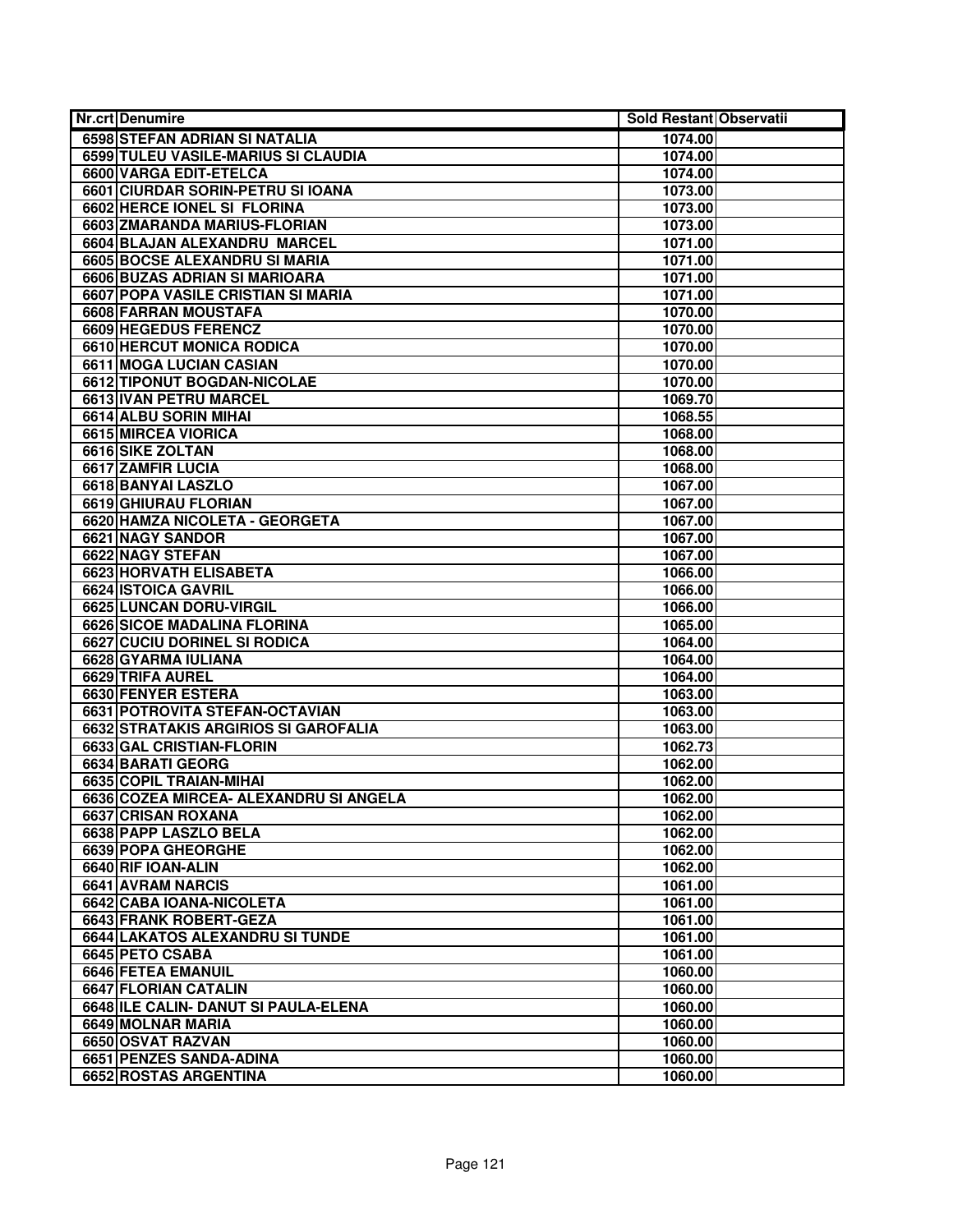| Nr.crt | Denumire | Sold Restant | Observatii |
|---|---|---|---|
| 6598 | STEFAN ADRIAN SI NATALIA | 1074.00 | |
| 6599 | TULEU VASILE-MARIUS SI CLAUDIA | 1074.00 | |
| 6600 | VARGA EDIT-ETELCA | 1074.00 | |
| 6601 | CIURDAR SORIN-PETRU SI IOANA | 1073.00 | |
| 6602 | HERCE IONEL SI FLORINA | 1073.00 | |
| 6603 | ZMARANDA MARIUS-FLORIAN | 1073.00 | |
| 6604 | BLAJAN ALEXANDRU MARCEL | 1071.00 | |
| 6605 | BOCSE ALEXANDRU SI MARIA | 1071.00 | |
| 6606 | BUZAS ADRIAN SI MARIOARA | 1071.00 | |
| 6607 | POPA VASILE CRISTIAN SI MARIA | 1071.00 | |
| 6608 | FARRAN MOUSTAFA | 1070.00 | |
| 6609 | HEGEDUS FERENCZ | 1070.00 | |
| 6610 | HERCUT MONICA RODICA | 1070.00 | |
| 6611 | MOGA LUCIAN CASIAN | 1070.00 | |
| 6612 | TIPONUT BOGDAN-NICOLAE | 1070.00 | |
| 6613 | IVAN PETRU MARCEL | 1069.70 | |
| 6614 | ALBU SORIN MIHAI | 1068.55 | |
| 6615 | MIRCEA VIORICA | 1068.00 | |
| 6616 | SIKE ZOLTAN | 1068.00 | |
| 6617 | ZAMFIR LUCIA | 1068.00 | |
| 6618 | BANYAI LASZLO | 1067.00 | |
| 6619 | GHIURAU FLORIAN | 1067.00 | |
| 6620 | HAMZA NICOLETA - GEORGETA | 1067.00 | |
| 6621 | NAGY SANDOR | 1067.00 | |
| 6622 | NAGY STEFAN | 1067.00 | |
| 6623 | HORVATH ELISABETA | 1066.00 | |
| 6624 | ISTOICA GAVRIL | 1066.00 | |
| 6625 | LUNCAN DORU-VIRGIL | 1066.00 | |
| 6626 | SICOE MADALINA FLORINA | 1065.00 | |
| 6627 | CUCIU DORINEL SI RODICA | 1064.00 | |
| 6628 | GYARMA IULIANA | 1064.00 | |
| 6629 | TRIFA AUREL | 1064.00 | |
| 6630 | FENYER ESTERA | 1063.00 | |
| 6631 | POTROVITA STEFAN-OCTAVIAN | 1063.00 | |
| 6632 | STRATAKIS ARGIRIOS SI GAROFALIA | 1063.00 | |
| 6633 | GAL CRISTIAN-FLORIN | 1062.73 | |
| 6634 | BARATI GEORG | 1062.00 | |
| 6635 | COPIL TRAIAN-MIHAI | 1062.00 | |
| 6636 | COZEA MIRCEA- ALEXANDRU SI ANGELA | 1062.00 | |
| 6637 | CRISAN ROXANA | 1062.00 | |
| 6638 | PAPP LASZLO BELA | 1062.00 | |
| 6639 | POPA GHEORGHE | 1062.00 | |
| 6640 | RIF IOAN-ALIN | 1062.00 | |
| 6641 | AVRAM NARCIS | 1061.00 | |
| 6642 | CABA IOANA-NICOLETA | 1061.00 | |
| 6643 | FRANK ROBERT-GEZA | 1061.00 | |
| 6644 | LAKATOS ALEXANDRU SI TUNDE | 1061.00 | |
| 6645 | PETO CSABA | 1061.00 | |
| 6646 | FETEA EMANUIL | 1060.00 | |
| 6647 | FLORIAN CATALIN | 1060.00 | |
| 6648 | ILE CALIN- DANUT SI PAULA-ELENA | 1060.00 | |
| 6649 | MOLNAR MARIA | 1060.00 | |
| 6650 | OSVAT RAZVAN | 1060.00 | |
| 6651 | PENZES SANDA-ADINA | 1060.00 | |
| 6652 | ROSTAS ARGENTINA | 1060.00 | |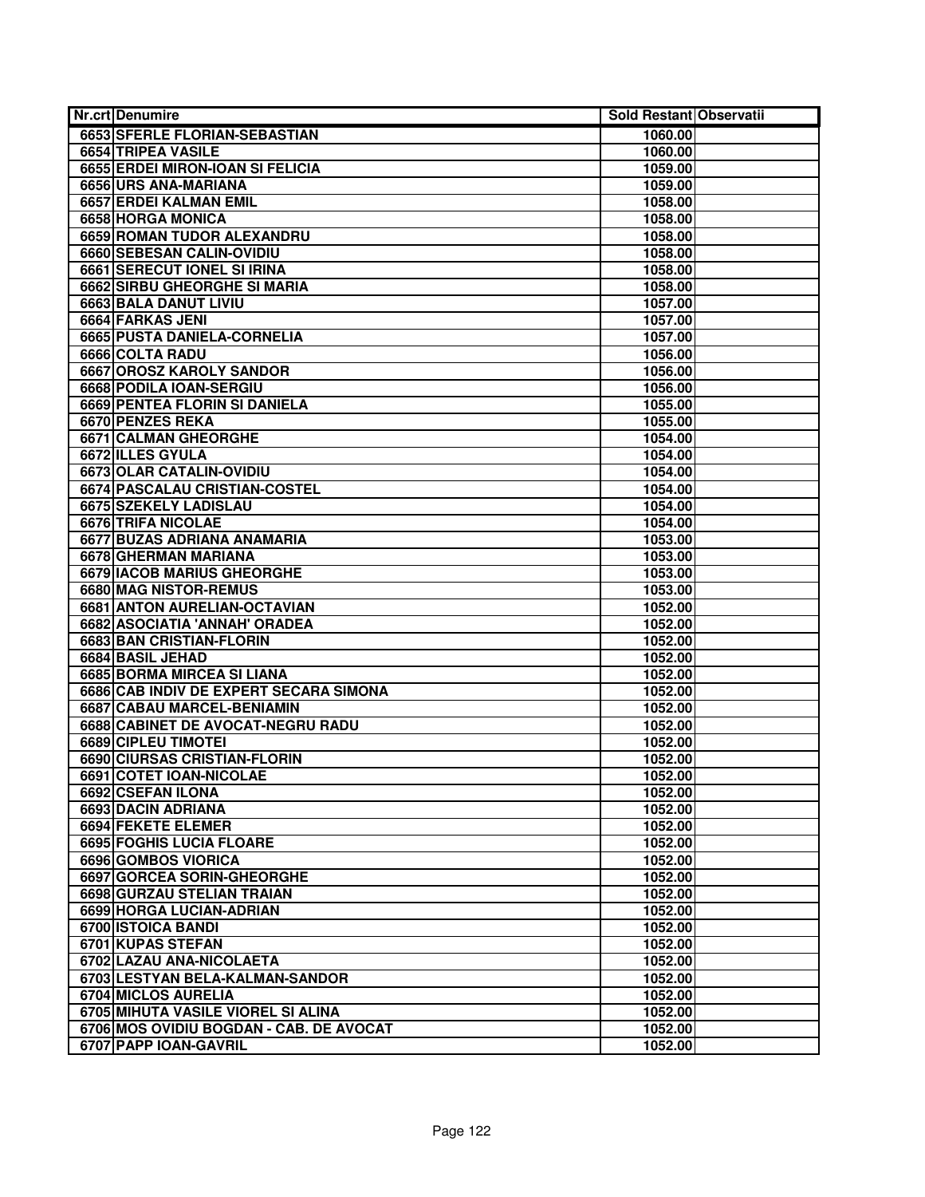| Nr.crt | Denumire | Sold Restant | Observatii |
|---|---|---|---|
| 6653 | SFERLE FLORIAN-SEBASTIAN | 1060.00 | |
| 6654 | TRIPEA VASILE | 1060.00 | |
| 6655 | ERDEI MIRON-IOAN SI FELICIA | 1059.00 | |
| 6656 | URS ANA-MARIANA | 1059.00 | |
| 6657 | ERDEI KALMAN EMIL | 1058.00 | |
| 6658 | HORGA MONICA | 1058.00 | |
| 6659 | ROMAN TUDOR ALEXANDRU | 1058.00 | |
| 6660 | SEBESAN CALIN-OVIDIU | 1058.00 | |
| 6661 | SERECUT IONEL SI IRINA | 1058.00 | |
| 6662 | SIRBU GHEORGHE SI MARIA | 1058.00 | |
| 6663 | BALA DANUT LIVIU | 1057.00 | |
| 6664 | FARKAS JENI | 1057.00 | |
| 6665 | PUSTA DANIELA-CORNELIA | 1057.00 | |
| 6666 | COLTA RADU | 1056.00 | |
| 6667 | OROSZ KAROLY SANDOR | 1056.00 | |
| 6668 | PODILA IOAN-SERGIU | 1056.00 | |
| 6669 | PENTEA FLORIN SI DANIELA | 1055.00 | |
| 6670 | PENZES REKA | 1055.00 | |
| 6671 | CALMAN GHEORGHE | 1054.00 | |
| 6672 | ILLES GYULA | 1054.00 | |
| 6673 | OLAR CATALIN-OVIDIU | 1054.00 | |
| 6674 | PASCALAU CRISTIAN-COSTEL | 1054.00 | |
| 6675 | SZEKELY LADISLAU | 1054.00 | |
| 6676 | TRIFA NICOLAE | 1054.00 | |
| 6677 | BUZAS ADRIANA ANAMARIA | 1053.00 | |
| 6678 | GHERMAN MARIANA | 1053.00 | |
| 6679 | IACOB MARIUS GHEORGHE | 1053.00 | |
| 6680 | MAG NISTOR-REMUS | 1053.00 | |
| 6681 | ANTON AURELIAN-OCTAVIAN | 1052.00 | |
| 6682 | ASOCIATIA 'ANNAH' ORADEA | 1052.00 | |
| 6683 | BAN CRISTIAN-FLORIN | 1052.00 | |
| 6684 | BASIL JEHAD | 1052.00 | |
| 6685 | BORMA MIRCEA SI LIANA | 1052.00 | |
| 6686 | CAB INDIV DE EXPERT SECARA SIMONA | 1052.00 | |
| 6687 | CABAU MARCEL-BENIAMIN | 1052.00 | |
| 6688 | CABINET DE AVOCAT-NEGRU RADU | 1052.00 | |
| 6689 | CIPLEU TIMOTEI | 1052.00 | |
| 6690 | CIURSAS CRISTIAN-FLORIN | 1052.00 | |
| 6691 | COTET IOAN-NICOLAE | 1052.00 | |
| 6692 | CSEFAN ILONA | 1052.00 | |
| 6693 | DACIN ADRIANA | 1052.00 | |
| 6694 | FEKETE ELEMER | 1052.00 | |
| 6695 | FOGHIS LUCIA FLOARE | 1052.00 | |
| 6696 | GOMBOS VIORICA | 1052.00 | |
| 6697 | GORCEA SORIN-GHEORGHE | 1052.00 | |
| 6698 | GURZAU STELIAN TRAIAN | 1052.00 | |
| 6699 | HORGA LUCIAN-ADRIAN | 1052.00 | |
| 6700 | ISTOICA BANDI | 1052.00 | |
| 6701 | KUPAS STEFAN | 1052.00 | |
| 6702 | LAZAU ANA-NICOLAETA | 1052.00 | |
| 6703 | LESTYAN BELA-KALMAN-SANDOR | 1052.00 | |
| 6704 | MICLOS AURELIA | 1052.00 | |
| 6705 | MIHUTA VASILE VIOREL SI ALINA | 1052.00 | |
| 6706 | MOS OVIDIU BOGDAN - CAB. DE AVOCAT | 1052.00 | |
| 6707 | PAPP IOAN-GAVRIL | 1052.00 | |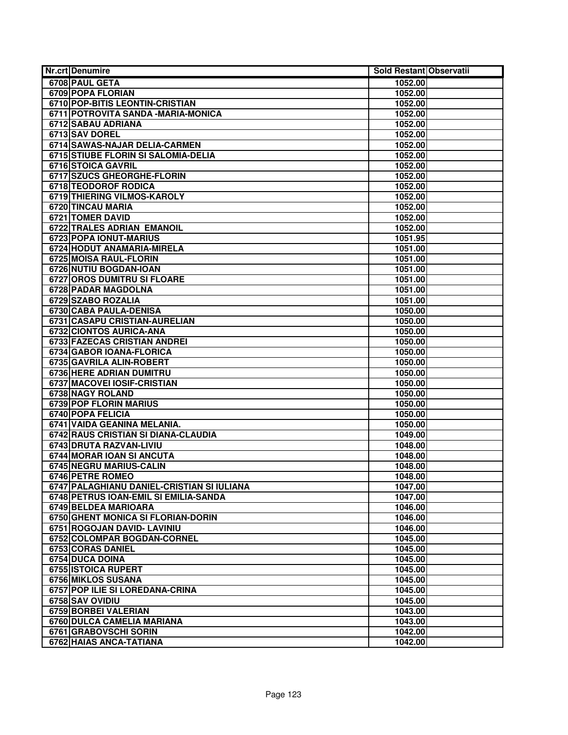| Nr.crt | Denumire | Sold Restant | Observatii |
|---|---|---|---|
| 6708 | PAUL GETA | 1052.00 | |
| 6709 | POPA FLORIAN | 1052.00 | |
| 6710 | POP-BITIS LEONTIN-CRISTIAN | 1052.00 | |
| 6711 | POTROVITA SANDA -MARIA-MONICA | 1052.00 | |
| 6712 | SABAU ADRIANA | 1052.00 | |
| 6713 | SAV DOREL | 1052.00 | |
| 6714 | SAWAS-NAJAR DELIA-CARMEN | 1052.00 | |
| 6715 | STIUBE FLORIN SI SALOMIA-DELIA | 1052.00 | |
| 6716 | STOICA GAVRIL | 1052.00 | |
| 6717 | SZUCS GHEORGHE-FLORIN | 1052.00 | |
| 6718 | TEODOROF RODICA | 1052.00 | |
| 6719 | THIERING VILMOS-KAROLY | 1052.00 | |
| 6720 | TINCAU MARIA | 1052.00 | |
| 6721 | TOMER DAVID | 1052.00 | |
| 6722 | TRALES ADRIAN EMANOIL | 1052.00 | |
| 6723 | POPA IONUT-MARIUS | 1051.95 | |
| 6724 | HODUT ANAMARIA-MIRELA | 1051.00 | |
| 6725 | MOISA RAUL-FLORIN | 1051.00 | |
| 6726 | NUTIU BOGDAN-IOAN | 1051.00 | |
| 6727 | OROS DUMITRU SI FLOARE | 1051.00 | |
| 6728 | PADAR MAGDOLNA | 1051.00 | |
| 6729 | SZABO ROZALIA | 1051.00 | |
| 6730 | CABA PAULA-DENISA | 1050.00 | |
| 6731 | CASAPU CRISTIAN-AURELIAN | 1050.00 | |
| 6732 | CIONTOS AURICA-ANA | 1050.00 | |
| 6733 | FAZECAS CRISTIAN ANDREI | 1050.00 | |
| 6734 | GABOR IOANA-FLORICA | 1050.00 | |
| 6735 | GAVRILA ALIN-ROBERT | 1050.00 | |
| 6736 | HERE ADRIAN DUMITRU | 1050.00 | |
| 6737 | MACOVEI IOSIF-CRISTIAN | 1050.00 | |
| 6738 | NAGY ROLAND | 1050.00 | |
| 6739 | POP FLORIN MARIUS | 1050.00 | |
| 6740 | POPA FELICIA | 1050.00 | |
| 6741 | VAIDA GEANINA MELANIA. | 1050.00 | |
| 6742 | RAUS CRISTIAN SI DIANA-CLAUDIA | 1049.00 | |
| 6743 | DRUTA RAZVAN-LIVIU | 1048.00 | |
| 6744 | MORAR IOAN SI ANCUTA | 1048.00 | |
| 6745 | NEGRU MARIUS-CALIN | 1048.00 | |
| 6746 | PETRE ROMEO | 1048.00 | |
| 6747 | PALAGHIANU DANIEL-CRISTIAN SI IULIANA | 1047.00 | |
| 6748 | PETRUS IOAN-EMIL SI EMILIA-SANDA | 1047.00 | |
| 6749 | BELDEA MARIOARA | 1046.00 | |
| 6750 | GHENT MONICA SI FLORIAN-DORIN | 1046.00 | |
| 6751 | ROGOJAN DAVID- LAVINIU | 1046.00 | |
| 6752 | COLOMPAR BOGDAN-CORNEL | 1045.00 | |
| 6753 | CORAS DANIEL | 1045.00 | |
| 6754 | DUCA DOINA | 1045.00 | |
| 6755 | ISTOICA RUPERT | 1045.00 | |
| 6756 | MIKLOS SUSANA | 1045.00 | |
| 6757 | POP ILIE SI LOREDANA-CRINA | 1045.00 | |
| 6758 | SAV OVIDIU | 1045.00 | |
| 6759 | BORBEI VALERIAN | 1043.00 | |
| 6760 | DULCA CAMELIA MARIANA | 1043.00 | |
| 6761 | GRABOVSCHI SORIN | 1042.00 | |
| 6762 | HAIAS ANCA-TATIANA | 1042.00 | |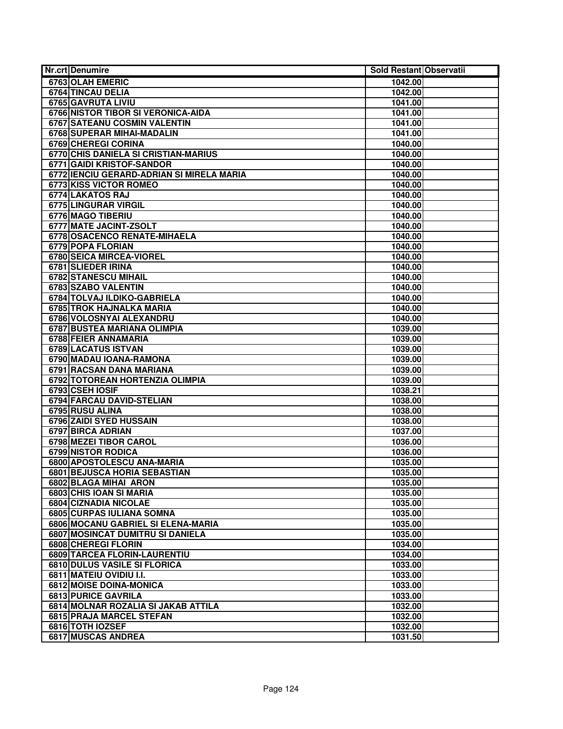| Nr.crt | Denumire | Sold Restant | Observatii |
|---|---|---|---|
| 6763 | OLAH EMERIC | 1042.00 | |
| 6764 | TINCAU DELIA | 1042.00 | |
| 6765 | GAVRUTA LIVIU | 1041.00 | |
| 6766 | NISTOR TIBOR SI VERONICA-AIDA | 1041.00 | |
| 6767 | SATEANU COSMIN VALENTIN | 1041.00 | |
| 6768 | SUPERAR MIHAI-MADALIN | 1041.00 | |
| 6769 | CHEREGI CORINA | 1040.00 | |
| 6770 | CHIS DANIELA SI CRISTIAN-MARIUS | 1040.00 | |
| 6771 | GAIDI KRISTOF-SANDOR | 1040.00 | |
| 6772 | IENCIU GERARD-ADRIAN SI MIRELA MARIA | 1040.00 | |
| 6773 | KISS VICTOR ROMEO | 1040.00 | |
| 6774 | LAKATOS RAJ | 1040.00 | |
| 6775 | LINGURAR VIRGIL | 1040.00 | |
| 6776 | MAGO TIBERIU | 1040.00 | |
| 6777 | MATE JACINT-ZSOLT | 1040.00 | |
| 6778 | OSACENCO RENATE-MIHAELA | 1040.00 | |
| 6779 | POPA FLORIAN | 1040.00 | |
| 6780 | SEICA MIRCEA-VIOREL | 1040.00 | |
| 6781 | SLIEDER IRINA | 1040.00 | |
| 6782 | STANESCU MIHAIL | 1040.00 | |
| 6783 | SZABO VALENTIN | 1040.00 | |
| 6784 | TOLVAJ ILDIKO-GABRIELA | 1040.00 | |
| 6785 | TROK HAJNALKA MARIA | 1040.00 | |
| 6786 | VOLOSNYAI ALEXANDRU | 1040.00 | |
| 6787 | BUSTEA MARIANA OLIMPIA | 1039.00 | |
| 6788 | FEIER ANNAMARIA | 1039.00 | |
| 6789 | LACATUS ISTVAN | 1039.00 | |
| 6790 | MADAU IOANA-RAMONA | 1039.00 | |
| 6791 | RACSAN DANA MARIANA | 1039.00 | |
| 6792 | TOTOREAN HORTENZIA OLIMPIA | 1039.00 | |
| 6793 | CSEH IOSIF | 1038.21 | |
| 6794 | FARCAU DAVID-STELIAN | 1038.00 | |
| 6795 | RUSU ALINA | 1038.00 | |
| 6796 | ZAIDI SYED HUSSAIN | 1038.00 | |
| 6797 | BIRCA ADRIAN | 1037.00 | |
| 6798 | MEZEI TIBOR CAROL | 1036.00 | |
| 6799 | NISTOR RODICA | 1036.00 | |
| 6800 | APOSTOLESCU ANA-MARIA | 1035.00 | |
| 6801 | BEJUSCA HORIA SEBASTIAN | 1035.00 | |
| 6802 | BLAGA MIHAI ARON | 1035.00 | |
| 6803 | CHIS IOAN SI MARIA | 1035.00 | |
| 6804 | CIZNADIA NICOLAE | 1035.00 | |
| 6805 | CURPAS IULIANA SOMNA | 1035.00 | |
| 6806 | MOCANU GABRIEL SI ELENA-MARIA | 1035.00 | |
| 6807 | MOSINCAT DUMITRU SI DANIELA | 1035.00 | |
| 6808 | CHEREGI FLORIN | 1034.00 | |
| 6809 | TARCEA FLORIN-LAURENTIU | 1034.00 | |
| 6810 | DULUS VASILE SI FLORICA | 1033.00 | |
| 6811 | MATEIU OVIDIU I.I. | 1033.00 | |
| 6812 | MOISE DOINA-MONICA | 1033.00 | |
| 6813 | PURICE GAVRILA | 1033.00 | |
| 6814 | MOLNAR ROZALIA SI JAKAB ATTILA | 1032.00 | |
| 6815 | PRAJA MARCEL STEFAN | 1032.00 | |
| 6816 | TOTH IOZSEF | 1032.00 | |
| 6817 | MUSCAS ANDREA | 1031.50 | |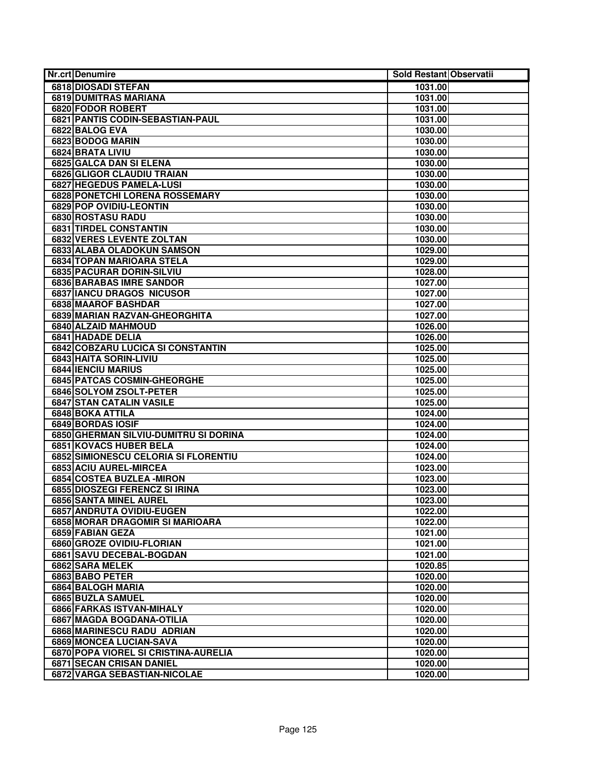| Nr.crt | Denumire | Sold Restant | Observatii |
|---|---|---|---|
| 6818 | DIOSADI STEFAN | 1031.00 | |
| 6819 | DUMITRAS MARIANA | 1031.00 | |
| 6820 | FODOR ROBERT | 1031.00 | |
| 6821 | PANTIS CODIN-SEBASTIAN-PAUL | 1031.00 | |
| 6822 | BALOG EVA | 1030.00 | |
| 6823 | BODOG MARIN | 1030.00 | |
| 6824 | BRATA LIVIU | 1030.00 | |
| 6825 | GALCA DAN SI ELENA | 1030.00 | |
| 6826 | GLIGOR CLAUDIU TRAIAN | 1030.00 | |
| 6827 | HEGEDUS PAMELA-LUSI | 1030.00 | |
| 6828 | PONETCHI LORENA ROSSEMARY | 1030.00 | |
| 6829 | POP OVIDIU-LEONTIN | 1030.00 | |
| 6830 | ROSTASU RADU | 1030.00 | |
| 6831 | TIRDEL CONSTANTIN | 1030.00 | |
| 6832 | VERES LEVENTE ZOLTAN | 1030.00 | |
| 6833 | ALABA OLADOKUN SAMSON | 1029.00 | |
| 6834 | TOPAN MARIOARA STELA | 1029.00 | |
| 6835 | PACURAR DORIN-SILVIU | 1028.00 | |
| 6836 | BARABAS IMRE SANDOR | 1027.00 | |
| 6837 | IANCU DRAGOS NICUSOR | 1027.00 | |
| 6838 | MAAROF BASHDAR | 1027.00 | |
| 6839 | MARIAN RAZVAN-GHEORGHITA | 1027.00 | |
| 6840 | ALZAID MAHMOUD | 1026.00 | |
| 6841 | HADADE DELIA | 1026.00 | |
| 6842 | COBZARU LUCICA SI CONSTANTIN | 1025.00 | |
| 6843 | HAITA SORIN-LIVIU | 1025.00 | |
| 6844 | IENCIU MARIUS | 1025.00 | |
| 6845 | PATCAS COSMIN-GHEORGHE | 1025.00 | |
| 6846 | SOLYOM ZSOLT-PETER | 1025.00 | |
| 6847 | STAN CATALIN VASILE | 1025.00 | |
| 6848 | BOKA ATTILA | 1024.00 | |
| 6849 | BORDAS IOSIF | 1024.00 | |
| 6850 | GHERMAN SILVIU-DUMITRU SI DORINA | 1024.00 | |
| 6851 | KOVACS HUBER BELA | 1024.00 | |
| 6852 | SIMIONESCU CELORIA SI FLORENTIU | 1024.00 | |
| 6853 | ACIU AUREL-MIRCEA | 1023.00 | |
| 6854 | COSTEA BUZLEA -MIRON | 1023.00 | |
| 6855 | DIOSZEGI FERENCZ SI IRINA | 1023.00 | |
| 6856 | SANTA MINEL AUREL | 1023.00 | |
| 6857 | ANDRUTA OVIDIU-EUGEN | 1022.00 | |
| 6858 | MORAR DRAGOMIR SI MARIOARA | 1022.00 | |
| 6859 | FABIAN GEZA | 1021.00 | |
| 6860 | GROZE OVIDIU-FLORIAN | 1021.00 | |
| 6861 | SAVU DECEBAL-BOGDAN | 1021.00 | |
| 6862 | SARA MELEK | 1020.85 | |
| 6863 | BABO PETER | 1020.00 | |
| 6864 | BALOGH MARIA | 1020.00 | |
| 6865 | BUZLA SAMUEL | 1020.00 | |
| 6866 | FARKAS ISTVAN-MIHALY | 1020.00 | |
| 6867 | MAGDA BOGDANA-OTILIA | 1020.00 | |
| 6868 | MARINESCU RADU ADRIAN | 1020.00 | |
| 6869 | MONCEA LUCIAN-SAVA | 1020.00 | |
| 6870 | POPA VIOREL SI CRISTINA-AURELIA | 1020.00 | |
| 6871 | SECAN CRISAN DANIEL | 1020.00 | |
| 6872 | VARGA SEBASTIAN-NICOLAE | 1020.00 | |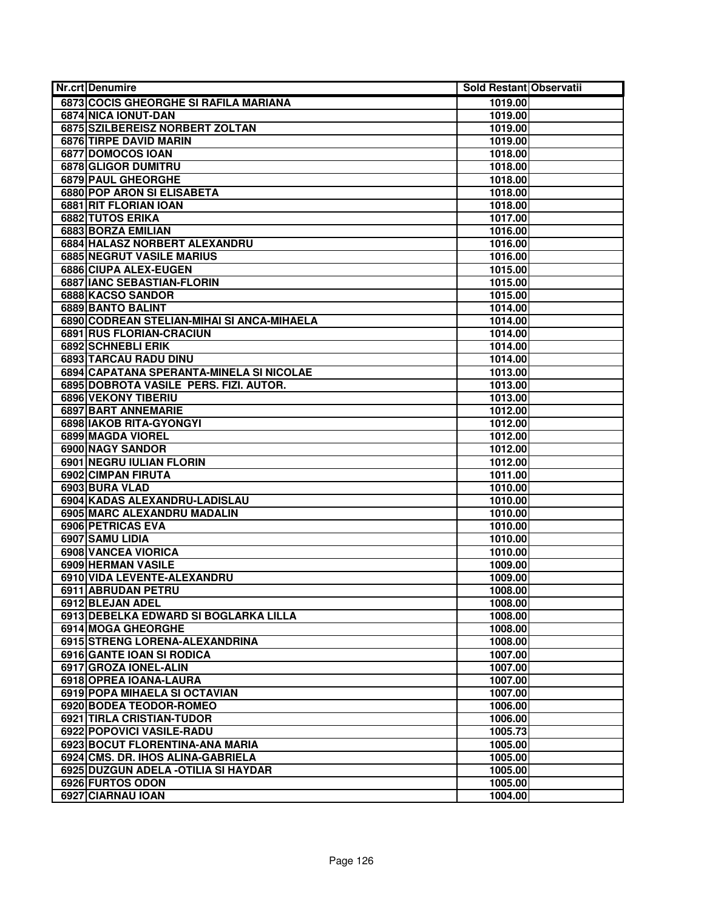| Nr.crt | Denumire | Sold Restant | Observatii |
|---|---|---|---|
| 6873 | COCIS GHEORGHE SI RAFILA MARIANA | 1019.00 | |
| 6874 | NICA IONUT-DAN | 1019.00 | |
| 6875 | SZILBEREISZ NORBERT ZOLTAN | 1019.00 | |
| 6876 | TIRPE DAVID MARIN | 1019.00 | |
| 6877 | DOMOCOS IOAN | 1018.00 | |
| 6878 | GLIGOR DUMITRU | 1018.00 | |
| 6879 | PAUL GHEORGHE | 1018.00 | |
| 6880 | POP ARON SI ELISABETA | 1018.00 | |
| 6881 | RIT FLORIAN IOAN | 1018.00 | |
| 6882 | TUTOS ERIKA | 1017.00 | |
| 6883 | BORZA EMILIAN | 1016.00 | |
| 6884 | HALASZ NORBERT ALEXANDRU | 1016.00 | |
| 6885 | NEGRUT VASILE MARIUS | 1016.00 | |
| 6886 | CIUPA ALEX-EUGEN | 1015.00 | |
| 6887 | IANC SEBASTIAN-FLORIN | 1015.00 | |
| 6888 | KACSO SANDOR | 1015.00 | |
| 6889 | BANTO BALINT | 1014.00 | |
| 6890 | CODREAN STELIAN-MIHAI SI ANCA-MIHAELA | 1014.00 | |
| 6891 | RUS FLORIAN-CRACIUN | 1014.00 | |
| 6892 | SCHNEBLI ERIK | 1014.00 | |
| 6893 | TARCAU RADU DINU | 1014.00 | |
| 6894 | CAPATANA SPERANTA-MINELA SI NICOLAE | 1013.00 | |
| 6895 | DOBROTA VASILE PERS. FIZI. AUTOR. | 1013.00 | |
| 6896 | VEKONY TIBERIU | 1013.00 | |
| 6897 | BART ANNEMARIE | 1012.00 | |
| 6898 | IAKOB RITA-GYONGYI | 1012.00 | |
| 6899 | MAGDA VIOREL | 1012.00 | |
| 6900 | NAGY SANDOR | 1012.00 | |
| 6901 | NEGRU IULIAN FLORIN | 1012.00 | |
| 6902 | CIMPAN FIRUTA | 1011.00 | |
| 6903 | BURA VLAD | 1010.00 | |
| 6904 | KADAS ALEXANDRU-LADISLAU | 1010.00 | |
| 6905 | MARC ALEXANDRU MADALIN | 1010.00 | |
| 6906 | PETRICAS EVA | 1010.00 | |
| 6907 | SAMU LIDIA | 1010.00 | |
| 6908 | VANCEA VIORICA | 1010.00 | |
| 6909 | HERMAN VASILE | 1009.00 | |
| 6910 | VIDA LEVENTE-ALEXANDRU | 1009.00 | |
| 6911 | ABRUDAN PETRU | 1008.00 | |
| 6912 | BLEJAN ADEL | 1008.00 | |
| 6913 | DEBELKA EDWARD SI BOGLARKA LILLA | 1008.00 | |
| 6914 | MOGA GHEORGHE | 1008.00 | |
| 6915 | STRENG LORENA-ALEXANDRINA | 1008.00 | |
| 6916 | GANTE IOAN SI RODICA | 1007.00 | |
| 6917 | GROZA IONEL-ALIN | 1007.00 | |
| 6918 | OPREA IOANA-LAURA | 1007.00 | |
| 6919 | POPA MIHAELA SI OCTAVIAN | 1007.00 | |
| 6920 | BODEA TEODOR-ROMEO | 1006.00 | |
| 6921 | TIRLA CRISTIAN-TUDOR | 1006.00 | |
| 6922 | POPOVICI VASILE-RADU | 1005.73 | |
| 6923 | BOCUT FLORENTINA-ANA MARIA | 1005.00 | |
| 6924 | CMS. DR. IHOS ALINA-GABRIELA | 1005.00 | |
| 6925 | DUZGUN ADELA -OTILIA SI HAYDAR | 1005.00 | |
| 6926 | FURTOS ODON | 1005.00 | |
| 6927 | CIARNAU IOAN | 1004.00 | |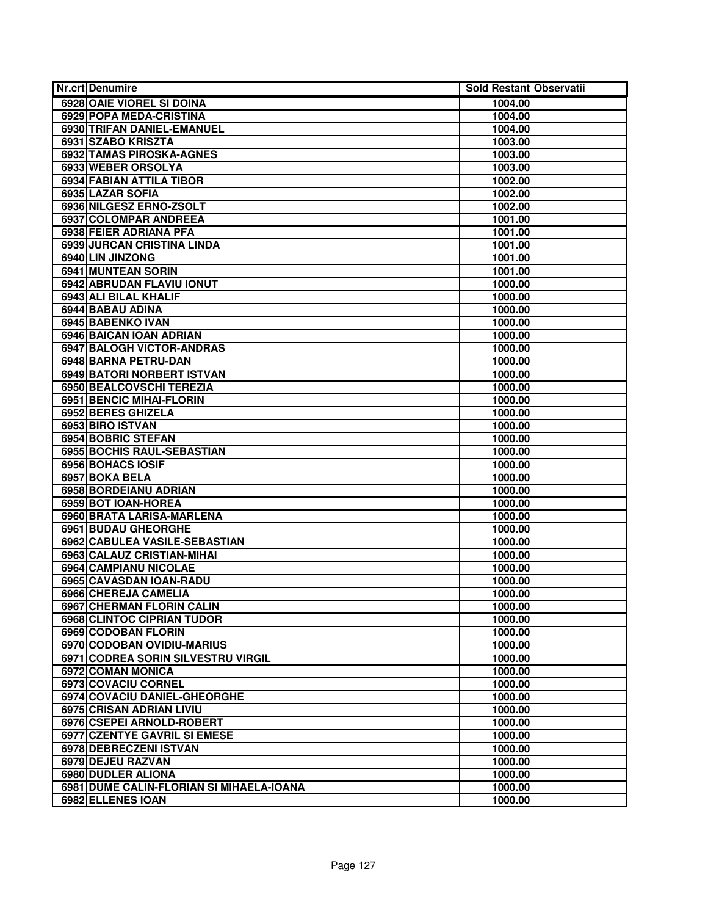| Nr.crt | Denumire | Sold Restant | Observatii |
|---|---|---|---|
| 6928 | OAIE VIOREL SI DOINA | 1004.00 | |
| 6929 | POPA MEDA-CRISTINA | 1004.00 | |
| 6930 | TRIFAN DANIEL-EMANUEL | 1004.00 | |
| 6931 | SZABO KRISZTA | 1003.00 | |
| 6932 | TAMAS PIROSKA-AGNES | 1003.00 | |
| 6933 | WEBER ORSOLYA | 1003.00 | |
| 6934 | FABIAN ATTILA TIBOR | 1002.00 | |
| 6935 | LAZAR SOFIA | 1002.00 | |
| 6936 | NILGESZ ERNO-ZSOLT | 1002.00 | |
| 6937 | COLOMPAR ANDREEA | 1001.00 | |
| 6938 | FEIER ADRIANA PFA | 1001.00 | |
| 6939 | JURCAN CRISTINA LINDA | 1001.00 | |
| 6940 | LIN JINZONG | 1001.00 | |
| 6941 | MUNTEAN SORIN | 1001.00 | |
| 6942 | ABRUDAN FLAVIU IONUT | 1000.00 | |
| 6943 | ALI BILAL KHALIF | 1000.00 | |
| 6944 | BABAU ADINA | 1000.00 | |
| 6945 | BABENKO IVAN | 1000.00 | |
| 6946 | BAICAN IOAN ADRIAN | 1000.00 | |
| 6947 | BALOGH VICTOR-ANDRAS | 1000.00 | |
| 6948 | BARNA PETRU-DAN | 1000.00 | |
| 6949 | BATORI NORBERT ISTVAN | 1000.00 | |
| 6950 | BEALCOVSCHI TEREZIA | 1000.00 | |
| 6951 | BENCIC MIHAI-FLORIN | 1000.00 | |
| 6952 | BERES GHIZELA | 1000.00 | |
| 6953 | BIRO ISTVAN | 1000.00 | |
| 6954 | BOBRIC STEFAN | 1000.00 | |
| 6955 | BOCHIS RAUL-SEBASTIAN | 1000.00 | |
| 6956 | BOHACS IOSIF | 1000.00 | |
| 6957 | BOKA BELA | 1000.00 | |
| 6958 | BORDEIANU ADRIAN | 1000.00 | |
| 6959 | BOT IOAN-HOREA | 1000.00 | |
| 6960 | BRATA LARISA-MARLENA | 1000.00 | |
| 6961 | BUDAU GHEORGHE | 1000.00 | |
| 6962 | CABULEA VASILE-SEBASTIAN | 1000.00 | |
| 6963 | CALAUZ CRISTIAN-MIHAI | 1000.00 | |
| 6964 | CAMPIANU NICOLAE | 1000.00 | |
| 6965 | CAVASDAN IOAN-RADU | 1000.00 | |
| 6966 | CHEREJA CAMELIA | 1000.00 | |
| 6967 | CHERMAN FLORIN CALIN | 1000.00 | |
| 6968 | CLINTOC CIPRIAN TUDOR | 1000.00 | |
| 6969 | CODOBAN FLORIN | 1000.00 | |
| 6970 | CODOBAN OVIDIU-MARIUS | 1000.00 | |
| 6971 | CODREA SORIN SILVESTRU VIRGIL | 1000.00 | |
| 6972 | COMAN MONICA | 1000.00 | |
| 6973 | COVACIU CORNEL | 1000.00 | |
| 6974 | COVACIU DANIEL-GHEORGHE | 1000.00 | |
| 6975 | CRISAN ADRIAN LIVIU | 1000.00 | |
| 6976 | CSEPEI ARNOLD-ROBERT | 1000.00 | |
| 6977 | CZENTYE GAVRIL SI EMESE | 1000.00 | |
| 6978 | DEBRECZENI ISTVAN | 1000.00 | |
| 6979 | DEJEU RAZVAN | 1000.00 | |
| 6980 | DUDLER ALIONA | 1000.00 | |
| 6981 | DUME CALIN-FLORIAN SI MIHAELA-IOANA | 1000.00 | |
| 6982 | ELLENES IOAN | 1000.00 | |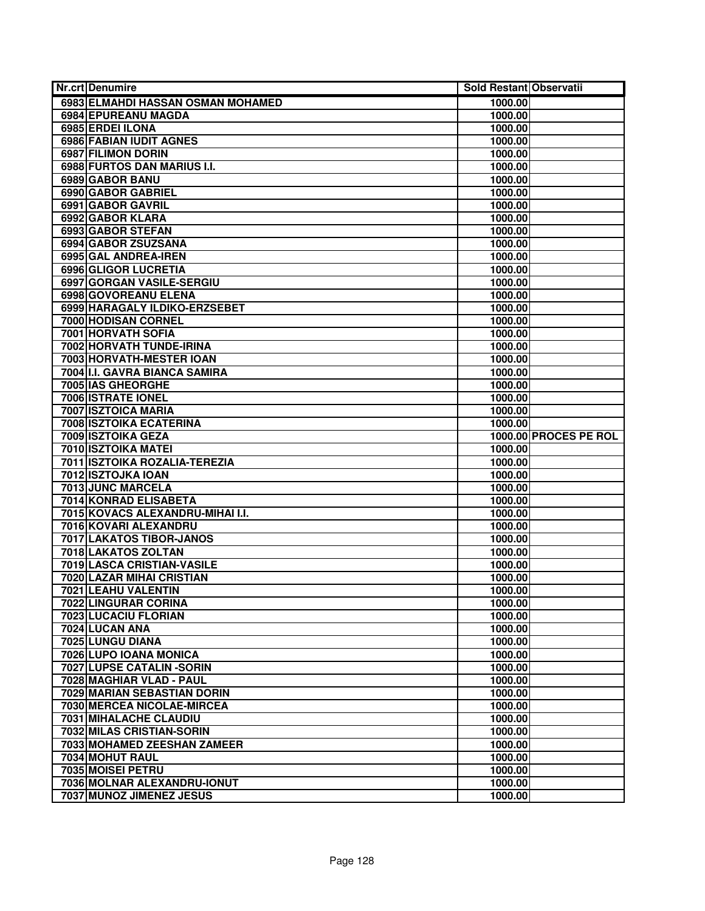| Nr.crt | Denumire | Sold Restant | Observatii |
|---|---|---|---|
| 6983 | ELMAHDI HASSAN OSMAN MOHAMED | 1000.00 | |
| 6984 | EPUREANU MAGDA | 1000.00 | |
| 6985 | ERDEI ILONA | 1000.00 | |
| 6986 | FABIAN IUDIT AGNES | 1000.00 | |
| 6987 | FILIMON DORIN | 1000.00 | |
| 6988 | FURTOS DAN MARIUS I.I. | 1000.00 | |
| 6989 | GABOR BANU | 1000.00 | |
| 6990 | GABOR GABRIEL | 1000.00 | |
| 6991 | GABOR GAVRIL | 1000.00 | |
| 6992 | GABOR KLARA | 1000.00 | |
| 6993 | GABOR STEFAN | 1000.00 | |
| 6994 | GABOR ZSUZSANA | 1000.00 | |
| 6995 | GAL ANDREA-IREN | 1000.00 | |
| 6996 | GLIGOR LUCRETIA | 1000.00 | |
| 6997 | GORGAN VASILE-SERGIU | 1000.00 | |
| 6998 | GOVOREANU ELENA | 1000.00 | |
| 6999 | HARAGALY ILDIKO-ERZSEBET | 1000.00 | |
| 7000 | HODISAN CORNEL | 1000.00 | |
| 7001 | HORVATH SOFIA | 1000.00 | |
| 7002 | HORVATH TUNDE-IRINA | 1000.00 | |
| 7003 | HORVATH-MESTER IOAN | 1000.00 | |
| 7004 | I.I. GAVRA BIANCA SAMIRA | 1000.00 | |
| 7005 | IAS GHEORGHE | 1000.00 | |
| 7006 | ISTRATE IONEL | 1000.00 | |
| 7007 | ISZTOICA MARIA | 1000.00 | |
| 7008 | ISZTOIKA ECATERINA | 1000.00 | |
| 7009 | ISZTOIKA GEZA | 1000.00 | PROCES PE ROL |
| 7010 | ISZTOIKA MATEI | 1000.00 | |
| 7011 | ISZTOIKA ROZALIA-TEREZIA | 1000.00 | |
| 7012 | ISZTOJKA IOAN | 1000.00 | |
| 7013 | JUNC MARCELA | 1000.00 | |
| 7014 | KONRAD ELISABETA | 1000.00 | |
| 7015 | KOVACS ALEXANDRU-MIHAI I.I. | 1000.00 | |
| 7016 | KOVARI ALEXANDRU | 1000.00 | |
| 7017 | LAKATOS TIBOR-JANOS | 1000.00 | |
| 7018 | LAKATOS ZOLTAN | 1000.00 | |
| 7019 | LASCA CRISTIAN-VASILE | 1000.00 | |
| 7020 | LAZAR MIHAI CRISTIAN | 1000.00 | |
| 7021 | LEAHU VALENTIN | 1000.00 | |
| 7022 | LINGURAR CORINA | 1000.00 | |
| 7023 | LUCACIU FLORIAN | 1000.00 | |
| 7024 | LUCAN ANA | 1000.00 | |
| 7025 | LUNGU DIANA | 1000.00 | |
| 7026 | LUPO IOANA MONICA | 1000.00 | |
| 7027 | LUPSE CATALIN -SORIN | 1000.00 | |
| 7028 | MAGHIAR VLAD - PAUL | 1000.00 | |
| 7029 | MARIAN SEBASTIAN DORIN | 1000.00 | |
| 7030 | MERCEA NICOLAE-MIRCEA | 1000.00 | |
| 7031 | MIHALACHE CLAUDIU | 1000.00 | |
| 7032 | MILAS CRISTIAN-SORIN | 1000.00 | |
| 7033 | MOHAMED ZEESHAN ZAMEER | 1000.00 | |
| 7034 | MOHUT RAUL | 1000.00 | |
| 7035 | MOISEI PETRU | 1000.00 | |
| 7036 | MOLNAR ALEXANDRU-IONUT | 1000.00 | |
| 7037 | MUNOZ JIMENEZ JESUS | 1000.00 | |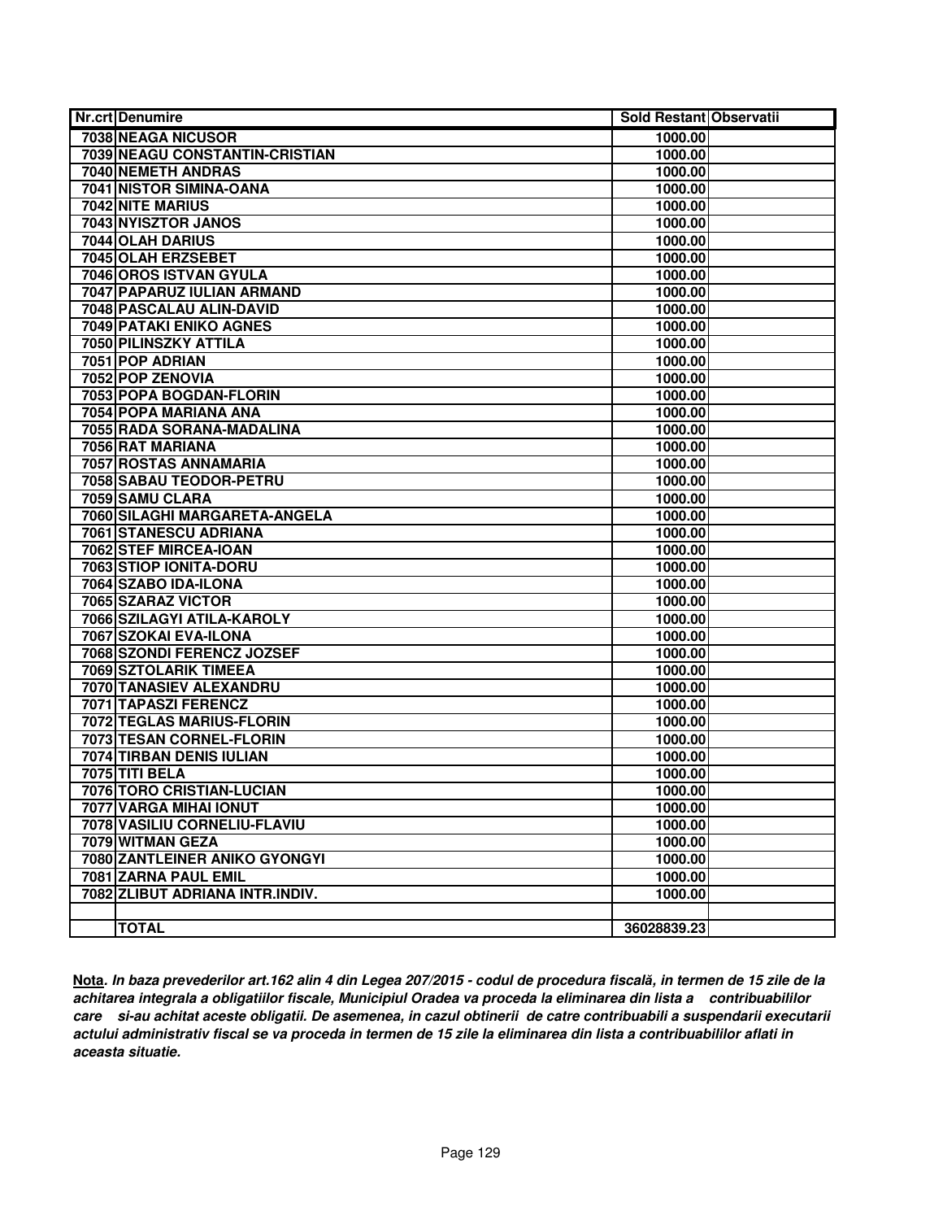| Nr.crt | Denumire | Sold Restant | Observatii |
|---|---|---|---|
| 7038 | NEAGA NICUSOR | 1000.00 | |
| 7039 | NEAGU CONSTANTIN-CRISTIAN | 1000.00 | |
| 7040 | NEMETH ANDRAS | 1000.00 | |
| 7041 | NISTOR SIMINA-OANA | 1000.00 | |
| 7042 | NITE MARIUS | 1000.00 | |
| 7043 | NYISZTOR JANOS | 1000.00 | |
| 7044 | OLAH DARIUS | 1000.00 | |
| 7045 | OLAH ERZSEBET | 1000.00 | |
| 7046 | OROS ISTVAN GYULA | 1000.00 | |
| 7047 | PAPARUZ IULIAN ARMAND | 1000.00 | |
| 7048 | PASCALAU ALIN-DAVID | 1000.00 | |
| 7049 | PATAKI ENIKO AGNES | 1000.00 | |
| 7050 | PILINSZKY ATTILA | 1000.00 | |
| 7051 | POP ADRIAN | 1000.00 | |
| 7052 | POP ZENOVIA | 1000.00 | |
| 7053 | POPA BOGDAN-FLORIN | 1000.00 | |
| 7054 | POPA MARIANA ANA | 1000.00 | |
| 7055 | RADA SORANA-MADALINA | 1000.00 | |
| 7056 | RAT MARIANA | 1000.00 | |
| 7057 | ROSTAS ANNAMARIA | 1000.00 | |
| 7058 | SABAU TEODOR-PETRU | 1000.00 | |
| 7059 | SAMU CLARA | 1000.00 | |
| 7060 | SILAGHI MARGARETA-ANGELA | 1000.00 | |
| 7061 | STANESCU ADRIANA | 1000.00 | |
| 7062 | STEF MIRCEA-IOAN | 1000.00 | |
| 7063 | STIOP IONITA-DORU | 1000.00 | |
| 7064 | SZABO IDA-ILONA | 1000.00 | |
| 7065 | SZARAZ VICTOR | 1000.00 | |
| 7066 | SZILAGYI ATILA-KAROLY | 1000.00 | |
| 7067 | SZOKAI EVA-ILONA | 1000.00 | |
| 7068 | SZONDI FERENCZ JOZSEF | 1000.00 | |
| 7069 | SZTOLARIK TIMEEA | 1000.00 | |
| 7070 | TANASIEV ALEXANDRU | 1000.00 | |
| 7071 | TAPASZI FERENCZ | 1000.00 | |
| 7072 | TEGLAS MARIUS-FLORIN | 1000.00 | |
| 7073 | TESAN CORNEL-FLORIN | 1000.00 | |
| 7074 | TIRBAN DENIS IULIAN | 1000.00 | |
| 7075 | TITI BELA | 1000.00 | |
| 7076 | TORO CRISTIAN-LUCIAN | 1000.00 | |
| 7077 | VARGA MIHAI IONUT | 1000.00 | |
| 7078 | VASILIU CORNELIU-FLAVIU | 1000.00 | |
| 7079 | WITMAN GEZA | 1000.00 | |
| 7080 | ZANTLEINER ANIKO GYONGYI | 1000.00 | |
| 7081 | ZARNA PAUL EMIL | 1000.00 | |
| 7082 | ZLIBUT ADRIANA INTR.INDIV. | 1000.00 | |
| | | | |
| | TOTAL | 36028839.23 | |

**Nota**. ***In baza prevederilor art.162 alin 4 din Legea 207/2015 - codul de procedura fiscală, in termen de 15 zile de la achitarea integrala a obligatiilor fiscale, Municipiul Oradea va proceda la eliminarea din lista a contribuabililor care si-au achitat aceste obligatii. De asemenea, in cazul obtinerii de catre contribuabili a suspendarii executarii actului administrativ fiscal se va proceda in termen de 15 zile la eliminarea din lista a contribuabililor aflati in aceasta situatie.***